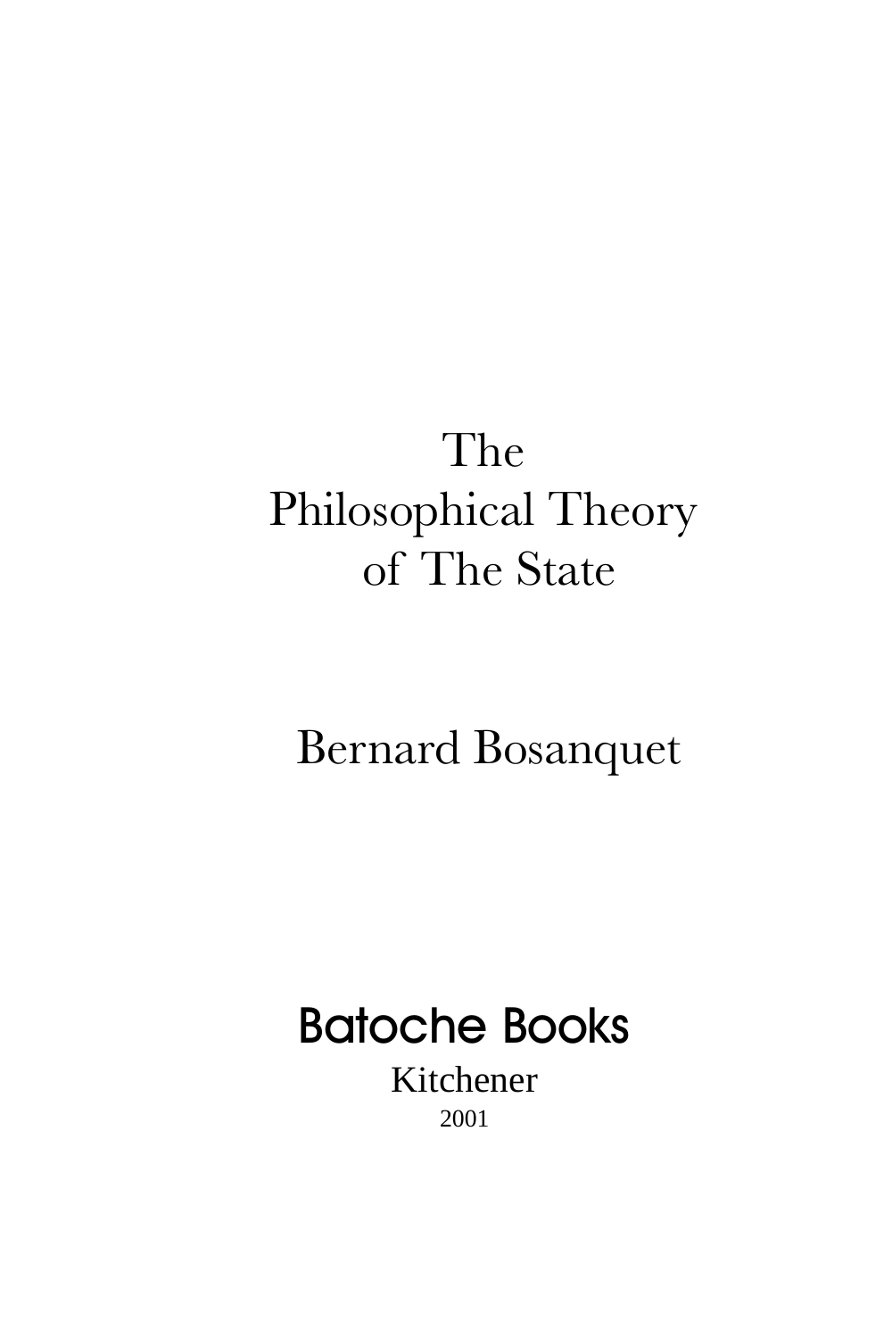# The Philosophical Theory of The State

Bernard Bosanquet

Batoche Books

Kitchener

2001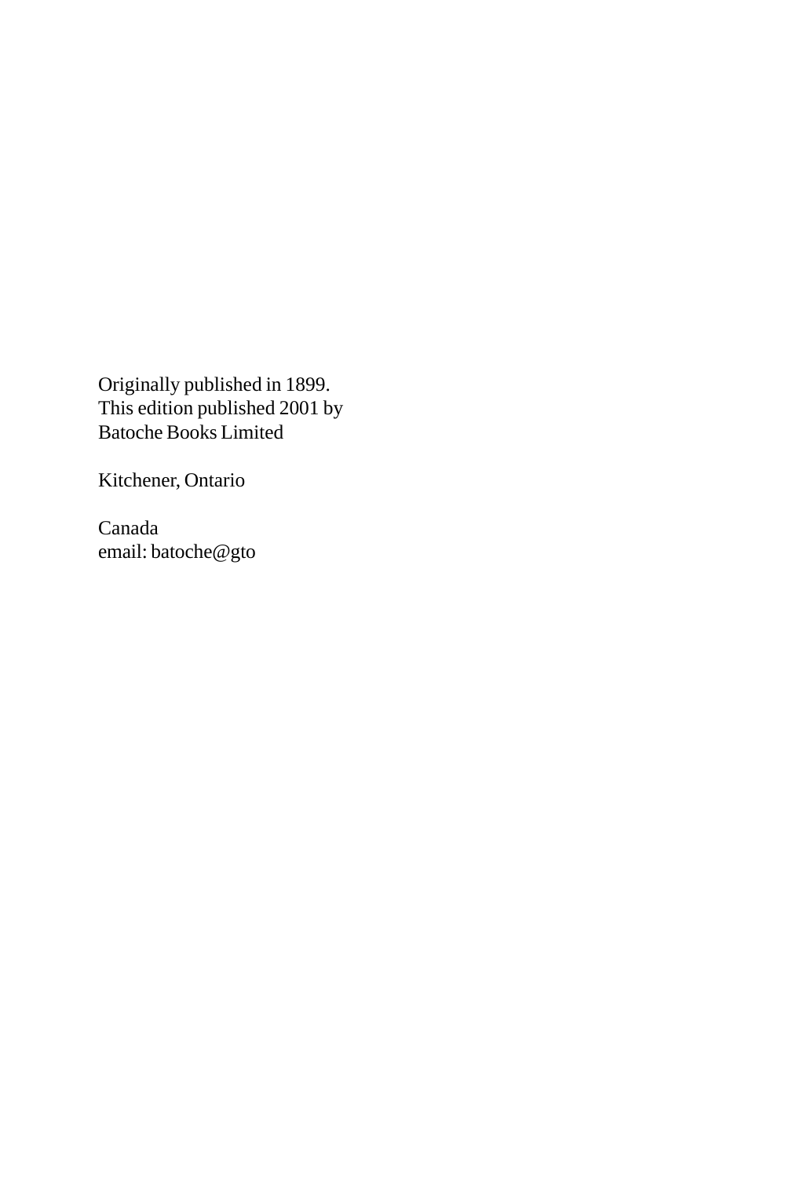Originally published in 1899.
This edition published 2001 by
Batoche Books Limited

Kitchener, Ontario

Canada
email: batoche@gto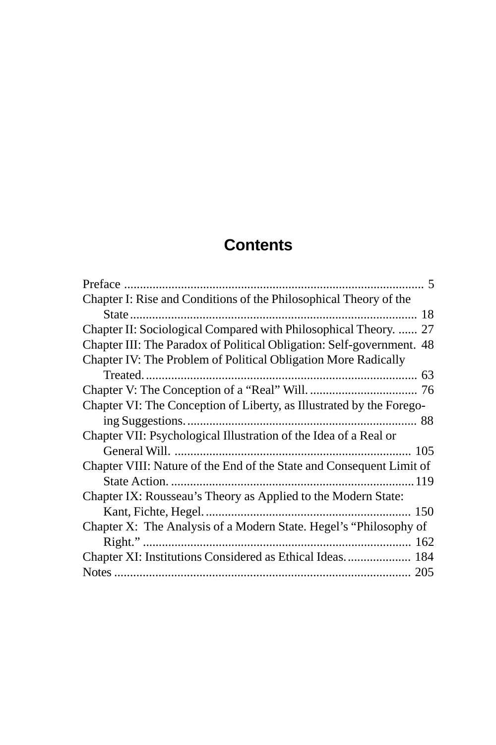# Contents

Preface .............................................................................................. 5

Chapter I: Rise and Conditions of the Philosophical Theory of the State .......................................................................................... 18

Chapter II: Sociological Compared with Philosophical Theory. ...... 27

Chapter III: The Paradox of Political Obligation: Self-government. 48

Chapter IV: The Problem of Political Obligation More Radically Treated. ..................................................................................... 63

Chapter V: The Conception of a "Real" Will. .................................. 76

Chapter VI: The Conception of Liberty, as Illustrated by the Foregoing Suggestions. ......................................................................... 88

Chapter VII: Psychological Illustration of the Idea of a Real or General Will. .......................................................................... 105

Chapter VIII: Nature of the End of the State and Consequent Limit of State Action. ............................................................................ 119

Chapter IX: Rousseau's Theory as Applied to the Modern State: Kant, Fichte, Hegel. ................................................................. 150

Chapter X: The Analysis of a Modern State. Hegel's "Philosophy of Right." .................................................................................... 162

Chapter XI: Institutions Considered as Ethical Ideas. .................... 184

Notes .............................................................................................. 205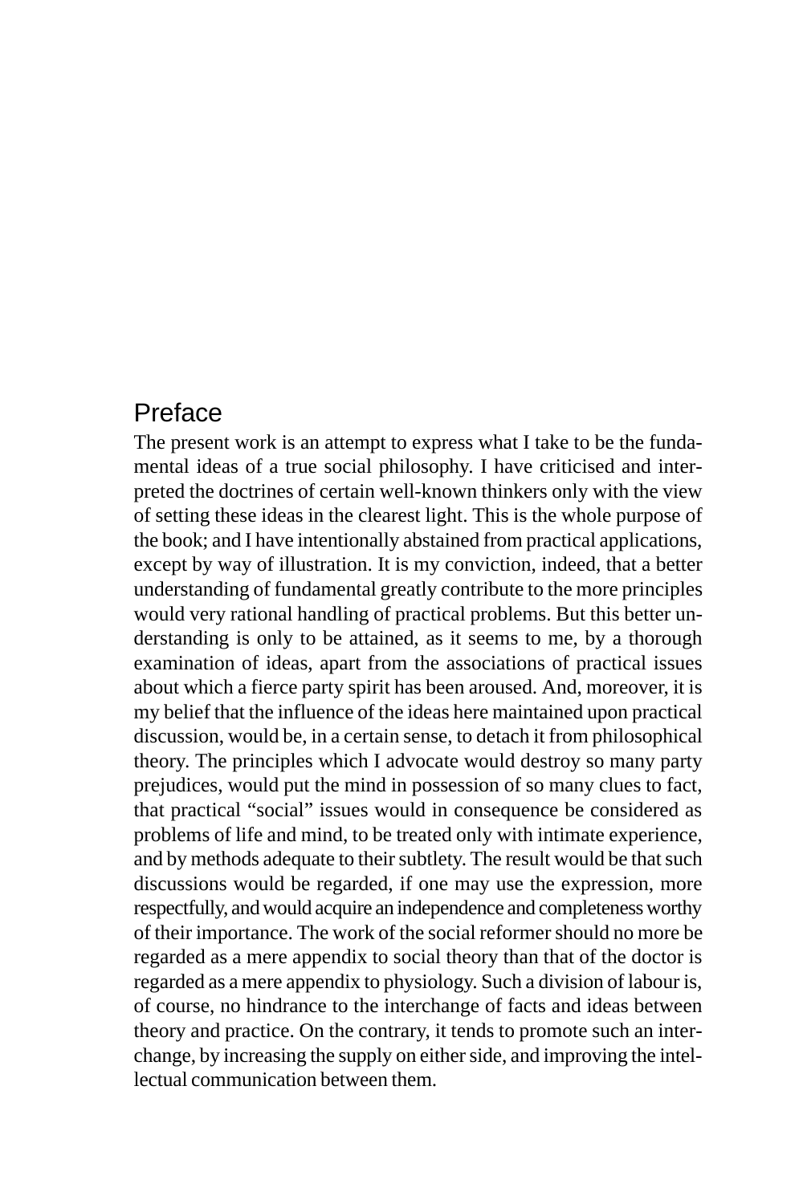# Preface

The present work is an attempt to express what I take to be the fundamental ideas of a true social philosophy. I have criticised and interpreted the doctrines of certain well-known thinkers only with the view of setting these ideas in the clearest light. This is the whole purpose of the book; and I have intentionally abstained from practical applications, except by way of illustration. It is my conviction, indeed, that a better understanding of fundamental greatly contribute to the more principles would very rational handling of practical problems. But this better understanding is only to be attained, as it seems to me, by a thorough examination of ideas, apart from the associations of practical issues about which a fierce party spirit has been aroused. And, moreover, it is my belief that the influence of the ideas here maintained upon practical discussion, would be, in a certain sense, to detach it from philosophical theory. The principles which I advocate would destroy so many party prejudices, would put the mind in possession of so many clues to fact, that practical "social" issues would in consequence be considered as problems of life and mind, to be treated only with intimate experience, and by methods adequate to their subtlety. The result would be that such discussions would be regarded, if one may use the expression, more respectfully, and would acquire an independence and completeness worthy of their importance. The work of the social reformer should no more be regarded as a mere appendix to social theory than that of the doctor is regarded as a mere appendix to physiology. Such a division of labour is, of course, no hindrance to the interchange of facts and ideas between theory and practice. On the contrary, it tends to promote such an interchange, by increasing the supply on either side, and improving the intellectual communication between them.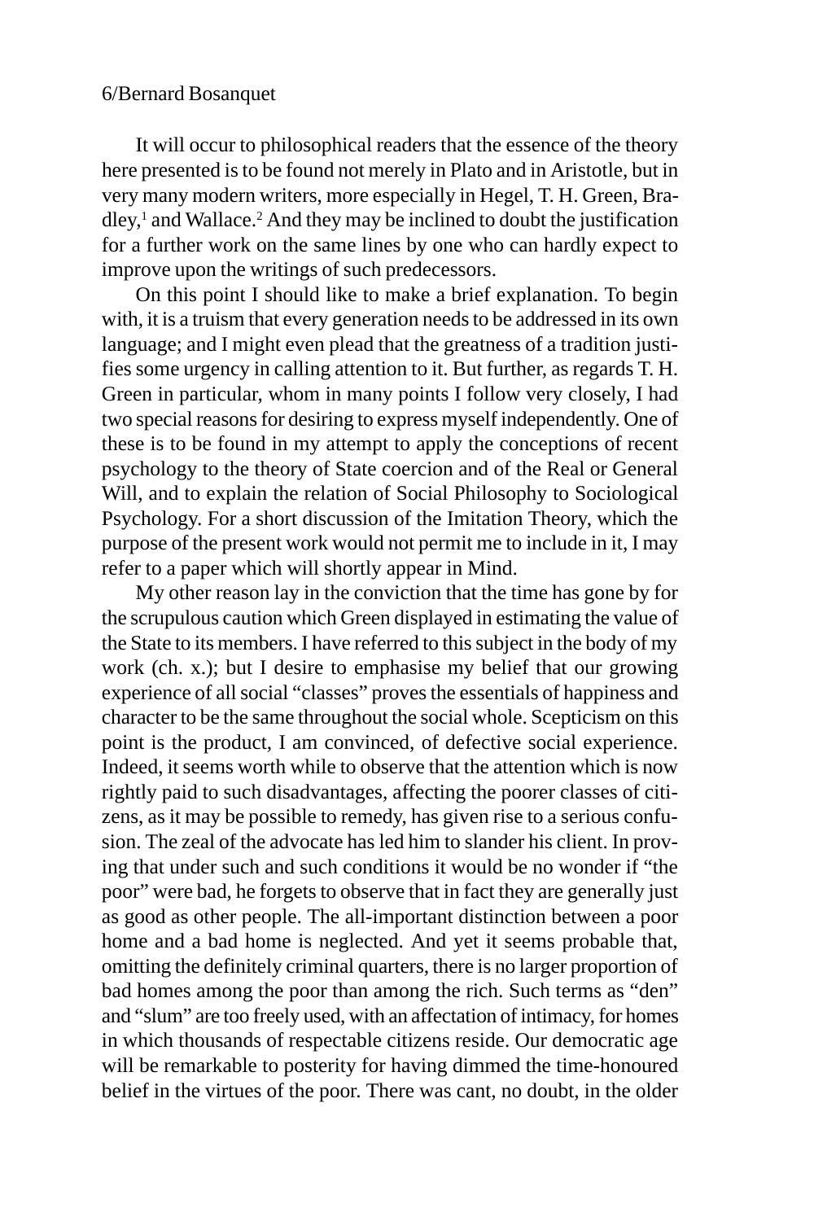It will occur to philosophical readers that the essence of the theory here presented is to be found not merely in Plato and in Aristotle, but in very many modern writers, more especially in Hegel, T. H. Green, Bradley,[1] and Wallace.[2] And they may be inclined to doubt the justification for a further work on the same lines by one who can hardly expect to improve upon the writings of such predecessors.

On this point I should like to make a brief explanation. To begin with, it is a truism that every generation needs to be addressed in its own language; and I might even plead that the greatness of a tradition justifies some urgency in calling attention to it. But further, as regards T. H. Green in particular, whom in many points I follow very closely, I had two special reasons for desiring to express myself independently. One of these is to be found in my attempt to apply the conceptions of recent psychology to the theory of State coercion and of the Real or General Will, and to explain the relation of Social Philosophy to Sociological Psychology. For a short discussion of the Imitation Theory, which the purpose of the present work would not permit me to include in it, I may refer to a paper which will shortly appear in Mind.

My other reason lay in the conviction that the time has gone by for the scrupulous caution which Green displayed in estimating the value of the State to its members. I have referred to this subject in the body of my work (ch. x.); but I desire to emphasise my belief that our growing experience of all social "classes" proves the essentials of happiness and character to be the same throughout the social whole. Scepticism on this point is the product, I am convinced, of defective social experience. Indeed, it seems worth while to observe that the attention which is now rightly paid to such disadvantages, affecting the poorer classes of citizens, as it may be possible to remedy, has given rise to a serious confusion. The zeal of the advocate has led him to slander his client. In proving that under such and such conditions it would be no wonder if "the poor" were bad, he forgets to observe that in fact they are generally just as good as other people. The all-important distinction between a poor home and a bad home is neglected. And yet it seems probable that, omitting the definitely criminal quarters, there is no larger proportion of bad homes among the poor than among the rich. Such terms as "den" and "slum" are too freely used, with an affectation of intimacy, for homes in which thousands of respectable citizens reside. Our democratic age will be remarkable to posterity for having dimmed the time-honoured belief in the virtues of the poor. There was cant, no doubt, in the older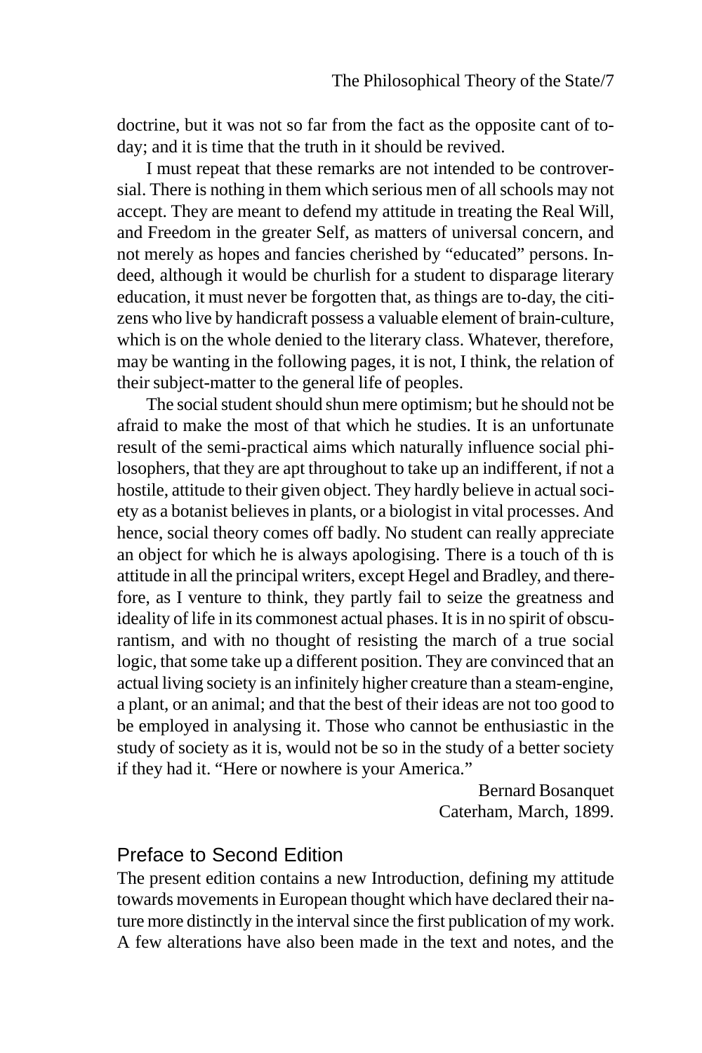doctrine, but it was not so far from the fact as the opposite cant of to-day; and it is time that the truth in it should be revived.

I must repeat that these remarks are not intended to be controversial. There is nothing in them which serious men of all schools may not accept. They are meant to defend my attitude in treating the Real Will, and Freedom in the greater Self, as matters of universal concern, and not merely as hopes and fancies cherished by "educated" persons. Indeed, although it would be churlish for a student to disparage literary education, it must never be forgotten that, as things are to-day, the citizens who live by handicraft possess a valuable element of brain-culture, which is on the whole denied to the literary class. Whatever, therefore, may be wanting in the following pages, it is not, I think, the relation of their subject-matter to the general life of peoples.

The social student should shun mere optimism; but he should not be afraid to make the most of that which he studies. It is an unfortunate result of the semi-practical aims which naturally influence social philosophers, that they are apt throughout to take up an indifferent, if not a hostile, attitude to their given object. They hardly believe in actual society as a botanist believes in plants, or a biologist in vital processes. And hence, social theory comes off badly. No student can really appreciate an object for which he is always apologising. There is a touch of th is attitude in all the principal writers, except Hegel and Bradley, and therefore, as I venture to think, they partly fail to seize the greatness and ideality of life in its commonest actual phases. It is in no spirit of obscurantism, and with no thought of resisting the march of a true social logic, that some take up a different position. They are convinced that an actual living society is an infinitely higher creature than a steam-engine, a plant, or an animal; and that the best of their ideas are not too good to be employed in analysing it. Those who cannot be enthusiastic in the study of society as it is, would not be so in the study of a better society if they had it. "Here or nowhere is your America."

Bernard Bosanquet
Caterham, March, 1899.

## Preface to Second Edition

The present edition contains a new Introduction, defining my attitude towards movements in European thought which have declared their nature more distinctly in the interval since the first publication of my work. A few alterations have also been made in the text and notes, and the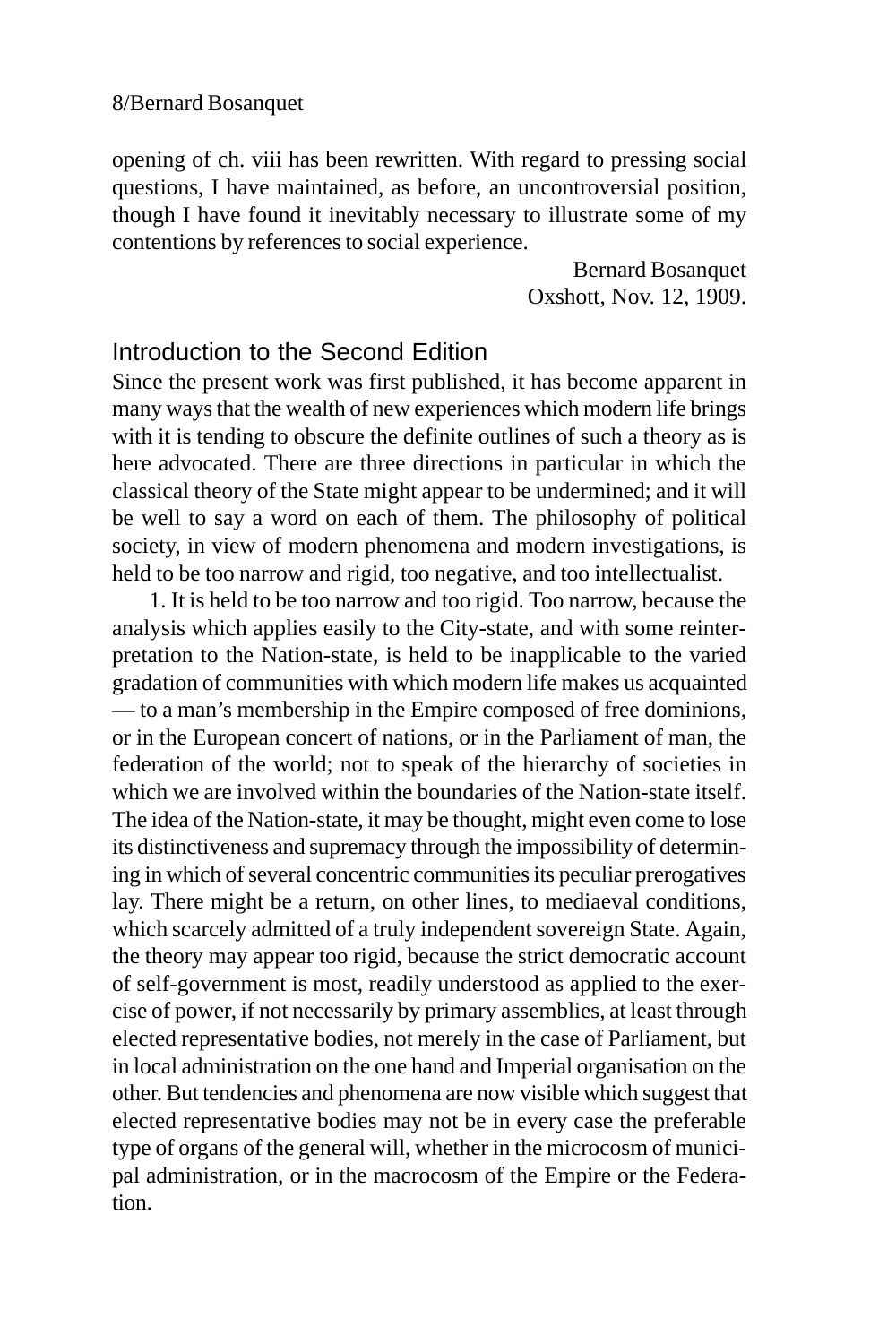opening of ch. viii has been rewritten. With regard to pressing social questions, I have maintained, as before, an uncontroversial position, though I have found it inevitably necessary to illustrate some of my contentions by references to social experience.

Bernard Bosanquet
Oxshott, Nov. 12, 1909.

## Introduction to the Second Edition

Since the present work was first published, it has become apparent in many ways that the wealth of new experiences which modern life brings with it is tending to obscure the definite outlines of such a theory as is here advocated. There are three directions in particular in which the classical theory of the State might appear to be undermined; and it will be well to say a word on each of them. The philosophy of political society, in view of modern phenomena and modern investigations, is held to be too narrow and rigid, too negative, and too intellectualist.

1. It is held to be too narrow and too rigid. Too narrow, because the analysis which applies easily to the City-state, and with some reinterpretation to the Nation-state, is held to be inapplicable to the varied gradation of communities with which modern life makes us acquainted — to a man's membership in the Empire composed of free dominions, or in the European concert of nations, or in the Parliament of man, the federation of the world; not to speak of the hierarchy of societies in which we are involved within the boundaries of the Nation-state itself. The idea of the Nation-state, it may be thought, might even come to lose its distinctiveness and supremacy through the impossibility of determining in which of several concentric communities its peculiar prerogatives lay. There might be a return, on other lines, to mediaeval conditions, which scarcely admitted of a truly independent sovereign State. Again, the theory may appear too rigid, because the strict democratic account of self-government is most, readily understood as applied to the exercise of power, if not necessarily by primary assemblies, at least through elected representative bodies, not merely in the case of Parliament, but in local administration on the one hand and Imperial organisation on the other. But tendencies and phenomena are now visible which suggest that elected representative bodies may not be in every case the preferable type of organs of the general will, whether in the microcosm of municipal administration, or in the macrocosm of the Empire or the Federation.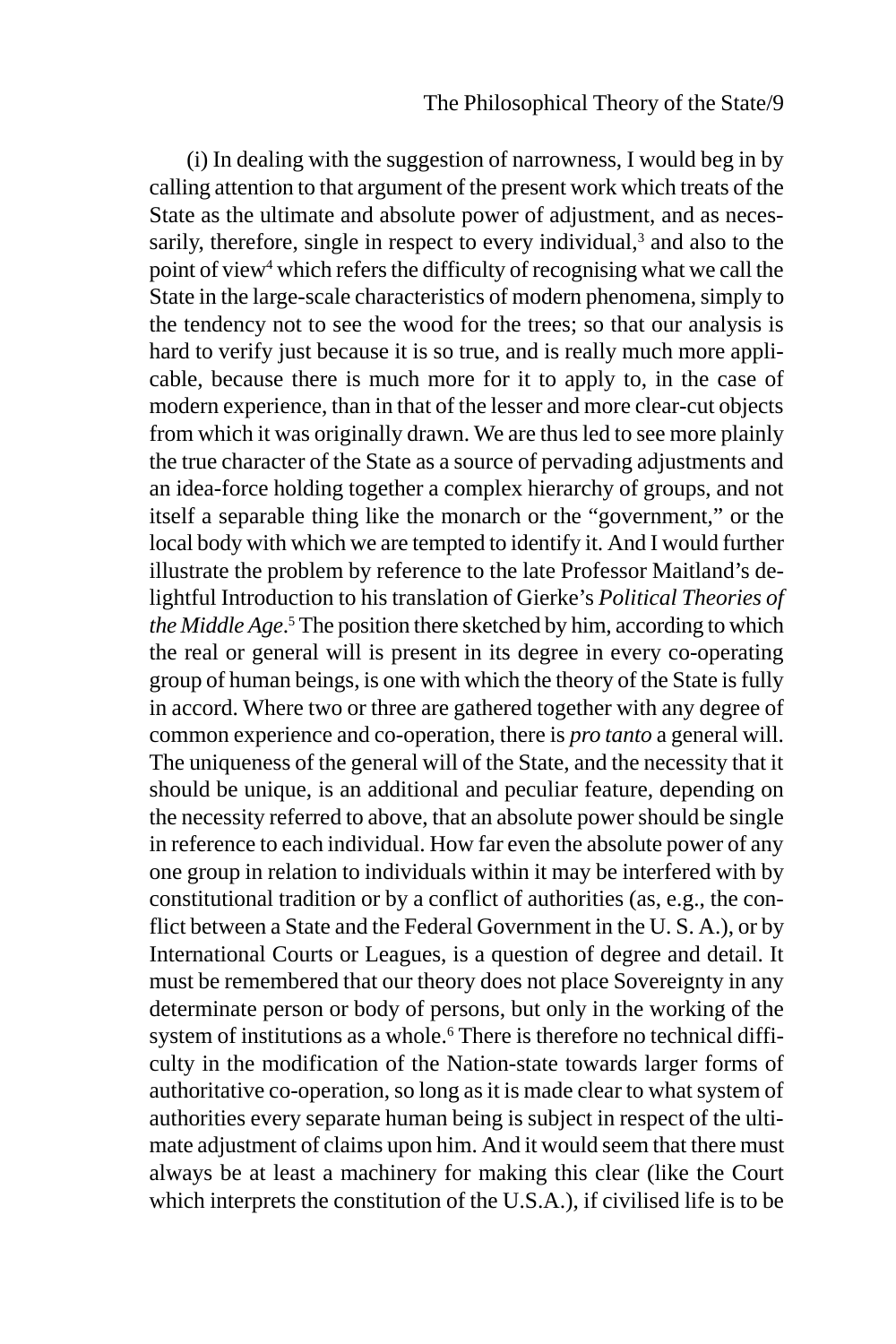(i) In dealing with the suggestion of narrowness, I would beg in by calling attention to that argument of the present work which treats of the State as the ultimate and absolute power of adjustment, and as necessarily, therefore, single in respect to every individual,[3] and also to the point of view[4] which refers the difficulty of recognising what we call the State in the large-scale characteristics of modern phenomena, simply to the tendency not to see the wood for the trees; so that our analysis is hard to verify just because it is so true, and is really much more applicable, because there is much more for it to apply to, in the case of modern experience, than in that of the lesser and more clear-cut objects from which it was originally drawn. We are thus led to see more plainly the true character of the State as a source of pervading adjustments and an idea-force holding together a complex hierarchy of groups, and not itself a separable thing like the monarch or the "government," or the local body with which we are tempted to identify it. And I would further illustrate the problem by reference to the late Professor Maitland's delightful Introduction to his translation of Gierke's *Political Theories of the Middle Age*.[5] The position there sketched by him, according to which the real or general will is present in its degree in every co-operating group of human beings, is one with which the theory of the State is fully in accord. Where two or three are gathered together with any degree of common experience and co-operation, there is *pro tanto* a general will. The uniqueness of the general will of the State, and the necessity that it should be unique, is an additional and peculiar feature, depending on the necessity referred to above, that an absolute power should be single in reference to each individual. How far even the absolute power of any one group in relation to individuals within it may be interfered with by constitutional tradition or by a conflict of authorities (as, e.g., the conflict between a State and the Federal Government in the U. S. A.), or by International Courts or Leagues, is a question of degree and detail. It must be remembered that our theory does not place Sovereignty in any determinate person or body of persons, but only in the working of the system of institutions as a whole.[6] There is therefore no technical difficulty in the modification of the Nation-state towards larger forms of authoritative co-operation, so long as it is made clear to what system of authorities every separate human being is subject in respect of the ultimate adjustment of claims upon him. And it would seem that there must always be at least a machinery for making this clear (like the Court which interprets the constitution of the U.S.A.), if civilised life is to be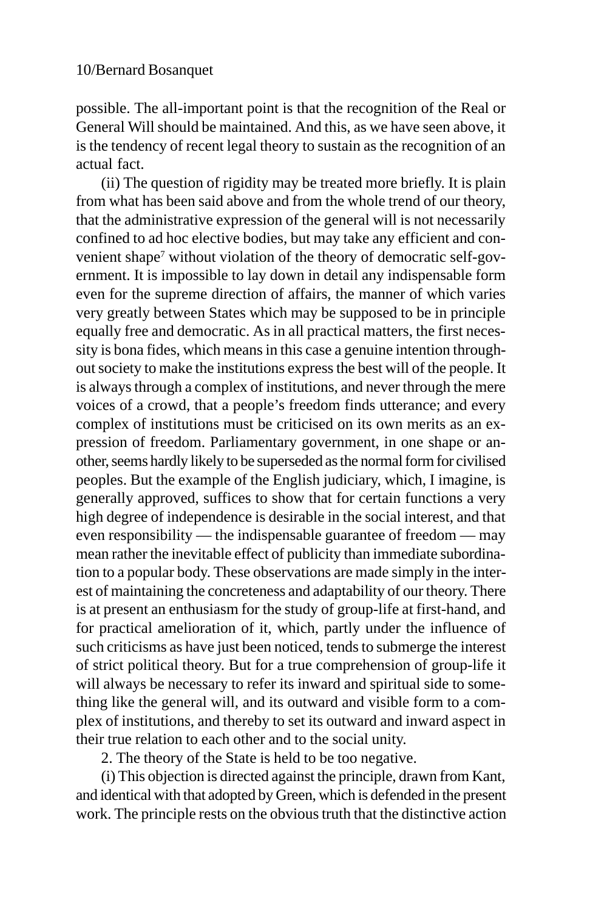possible. The all-important point is that the recognition of the Real or General Will should be maintained. And this, as we have seen above, it is the tendency of recent legal theory to sustain as the recognition of an actual fact.

(ii) The question of rigidity may be treated more briefly. It is plain from what has been said above and from the whole trend of our theory, that the administrative expression of the general will is not necessarily confined to ad hoc elective bodies, but may take any efficient and convenient shape[7] without violation of the theory of democratic self-government. It is impossible to lay down in detail any indispensable form even for the supreme direction of affairs, the manner of which varies very greatly between States which may be supposed to be in principle equally free and democratic. As in all practical matters, the first necessity is bona fides, which means in this case a genuine intention throughout society to make the institutions express the best will of the people. It is always through a complex of institutions, and never through the mere voices of a crowd, that a people's freedom finds utterance; and every complex of institutions must be criticised on its own merits as an expression of freedom. Parliamentary government, in one shape or another, seems hardly likely to be superseded as the normal form for civilised peoples. But the example of the English judiciary, which, I imagine, is generally approved, suffices to show that for certain functions a very high degree of independence is desirable in the social interest, and that even responsibility — the indispensable guarantee of freedom — may mean rather the inevitable effect of publicity than immediate subordination to a popular body. These observations are made simply in the interest of maintaining the concreteness and adaptability of our theory. There is at present an enthusiasm for the study of group-life at first-hand, and for practical amelioration of it, which, partly under the influence of such criticisms as have just been noticed, tends to submerge the interest of strict political theory. But for a true comprehension of group-life it will always be necessary to refer its inward and spiritual side to something like the general will, and its outward and visible form to a complex of institutions, and thereby to set its outward and inward aspect in their true relation to each other and to the social unity.

2. The theory of the State is held to be too negative.

(i) This objection is directed against the principle, drawn from Kant, and identical with that adopted by Green, which is defended in the present work. The principle rests on the obvious truth that the distinctive action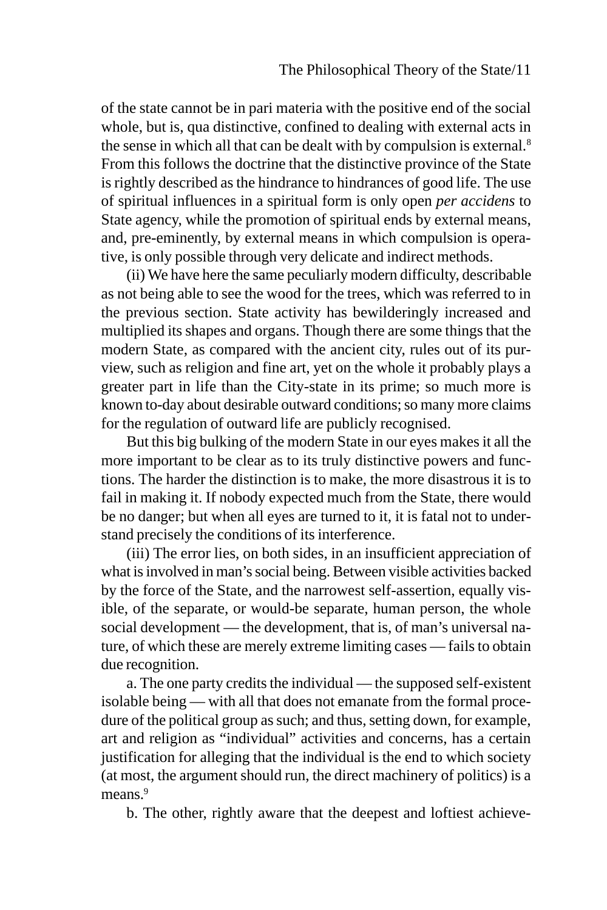of the state cannot be in pari materia with the positive end of the social whole, but is, qua distinctive, confined to dealing with external acts in the sense in which all that can be dealt with by compulsion is external.[8] From this follows the doctrine that the distinctive province of the State is rightly described as the hindrance to hindrances of good life. The use of spiritual influences in a spiritual form is only open *per accidens* to State agency, while the promotion of spiritual ends by external means, and, pre-eminently, by external means in which compulsion is operative, is only possible through very delicate and indirect methods.

(ii) We have here the same peculiarly modern difficulty, describable as not being able to see the wood for the trees, which was referred to in the previous section. State activity has bewilderingly increased and multiplied its shapes and organs. Though there are some things that the modern State, as compared with the ancient city, rules out of its purview, such as religion and fine art, yet on the whole it probably plays a greater part in life than the City-state in its prime; so much more is known to-day about desirable outward conditions; so many more claims for the regulation of outward life are publicly recognised.

But this big bulking of the modern State in our eyes makes it all the more important to be clear as to its truly distinctive powers and functions. The harder the distinction is to make, the more disastrous it is to fail in making it. If nobody expected much from the State, there would be no danger; but when all eyes are turned to it, it is fatal not to understand precisely the conditions of its interference.

(iii) The error lies, on both sides, in an insufficient appreciation of what is involved in man's social being. Between visible activities backed by the force of the State, and the narrowest self-assertion, equally visible, of the separate, or would-be separate, human person, the whole social development — the development, that is, of man's universal nature, of which these are merely extreme limiting cases — fails to obtain due recognition.

a. The one party credits the individual — the supposed self-existent isolable being — with all that does not emanate from the formal procedure of the political group as such; and thus, setting down, for example, art and religion as "individual" activities and concerns, has a certain justification for alleging that the individual is the end to which society (at most, the argument should run, the direct machinery of politics) is a means.[9]

b. The other, rightly aware that the deepest and loftiest achieve-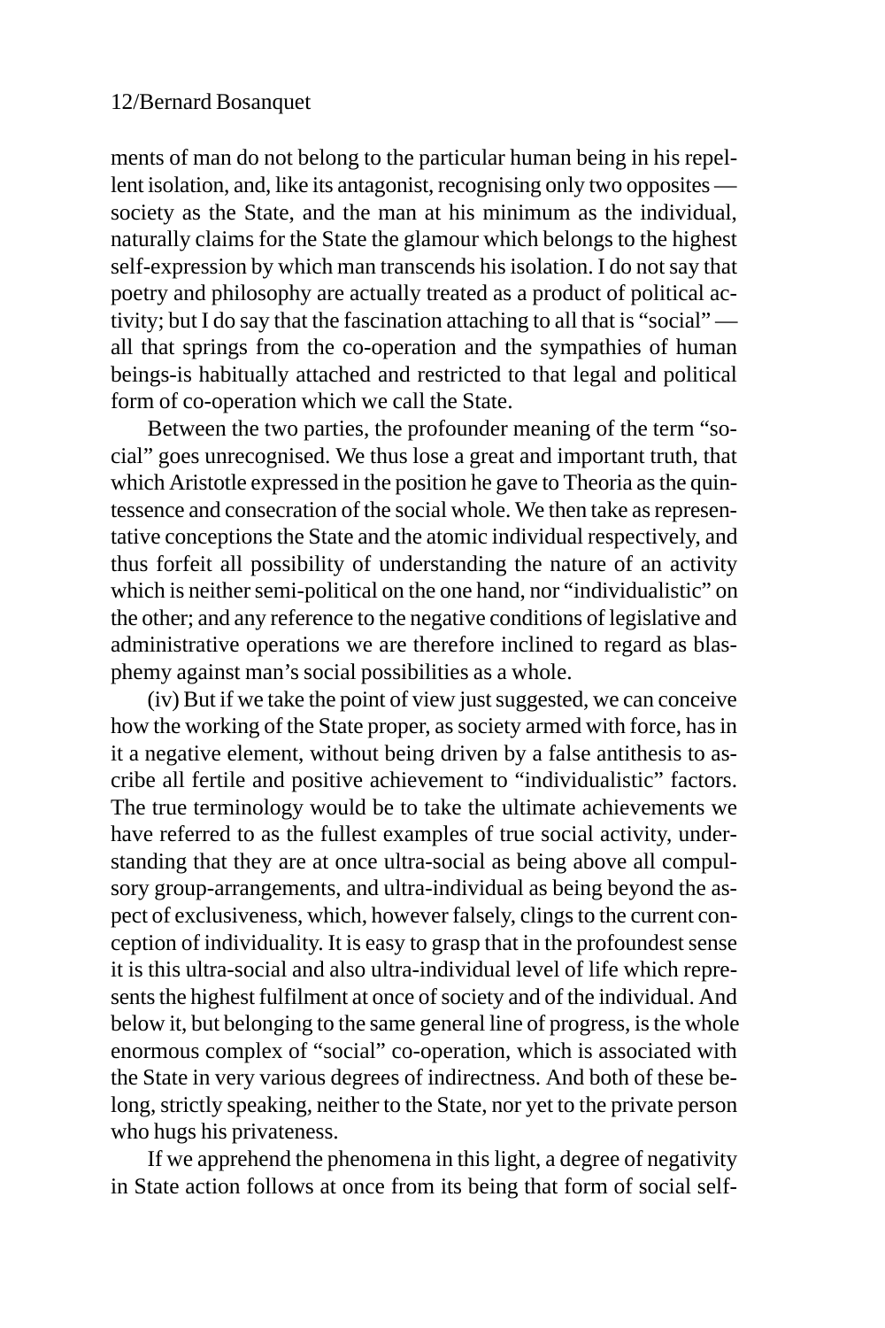ments of man do not belong to the particular human being in his repellent isolation, and, like its antagonist, recognising only two opposites — society as the State, and the man at his minimum as the individual, naturally claims for the State the glamour which belongs to the highest self-expression by which man transcends his isolation. I do not say that poetry and philosophy are actually treated as a product of political activity; but I do say that the fascination attaching to all that is "social" — all that springs from the co-operation and the sympathies of human beings-is habitually attached and restricted to that legal and political form of co-operation which we call the State.

Between the two parties, the profounder meaning of the term "social" goes unrecognised. We thus lose a great and important truth, that which Aristotle expressed in the position he gave to Theoria as the quintessence and consecration of the social whole. We then take as representative conceptions the State and the atomic individual respectively, and thus forfeit all possibility of understanding the nature of an activity which is neither semi-political on the one hand, nor "individualistic" on the other; and any reference to the negative conditions of legislative and administrative operations we are therefore inclined to regard as blasphemy against man's social possibilities as a whole.

(iv) But if we take the point of view just suggested, we can conceive how the working of the State proper, as society armed with force, has in it a negative element, without being driven by a false antithesis to ascribe all fertile and positive achievement to "individualistic" factors. The true terminology would be to take the ultimate achievements we have referred to as the fullest examples of true social activity, understanding that they are at once ultra-social as being above all compulsory group-arrangements, and ultra-individual as being beyond the aspect of exclusiveness, which, however falsely, clings to the current conception of individuality. It is easy to grasp that in the profoundest sense it is this ultra-social and also ultra-individual level of life which represents the highest fulfilment at once of society and of the individual. And below it, but belonging to the same general line of progress, is the whole enormous complex of "social" co-operation, which is associated with the State in very various degrees of indirectness. And both of these belong, strictly speaking, neither to the State, nor yet to the private person who hugs his privateness.

If we apprehend the phenomena in this light, a degree of negativity in State action follows at once from its being that form of social self-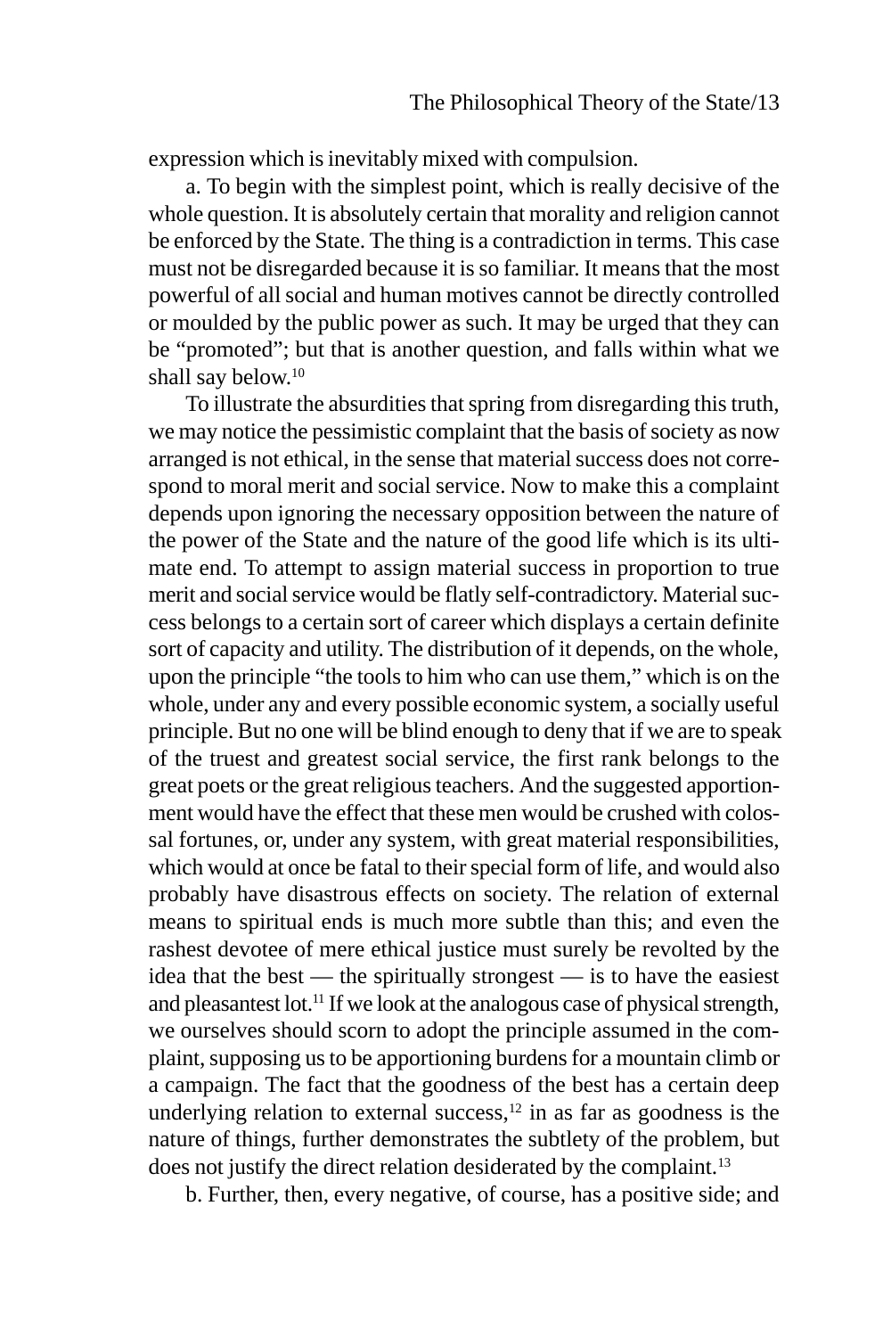expression which is inevitably mixed with compulsion.

a. To begin with the simplest point, which is really decisive of the whole question. It is absolutely certain that morality and religion cannot be enforced by the State. The thing is a contradiction in terms. This case must not be disregarded because it is so familiar. It means that the most powerful of all social and human motives cannot be directly controlled or moulded by the public power as such. It may be urged that they can be "promoted"; but that is another question, and falls within what we shall say below.[10]

To illustrate the absurdities that spring from disregarding this truth, we may notice the pessimistic complaint that the basis of society as now arranged is not ethical, in the sense that material success does not correspond to moral merit and social service. Now to make this a complaint depends upon ignoring the necessary opposition between the nature of the power of the State and the nature of the good life which is its ultimate end. To attempt to assign material success in proportion to true merit and social service would be flatly self-contradictory. Material success belongs to a certain sort of career which displays a certain definite sort of capacity and utility. The distribution of it depends, on the whole, upon the principle "the tools to him who can use them," which is on the whole, under any and every possible economic system, a socially useful principle. But no one will be blind enough to deny that if we are to speak of the truest and greatest social service, the first rank belongs to the great poets or the great religious teachers. And the suggested apportionment would have the effect that these men would be crushed with colossal fortunes, or, under any system, with great material responsibilities, which would at once be fatal to their special form of life, and would also probably have disastrous effects on society. The relation of external means to spiritual ends is much more subtle than this; and even the rashest devotee of mere ethical justice must surely be revolted by the idea that the best — the spiritually strongest — is to have the easiest and pleasantest lot.[11] If we look at the analogous case of physical strength, we ourselves should scorn to adopt the principle assumed in the complaint, supposing us to be apportioning burdens for a mountain climb or a campaign. The fact that the goodness of the best has a certain deep underlying relation to external success,[12] in as far as goodness is the nature of things, further demonstrates the subtlety of the problem, but does not justify the direct relation desiderated by the complaint.[13]

b. Further, then, every negative, of course, has a positive side; and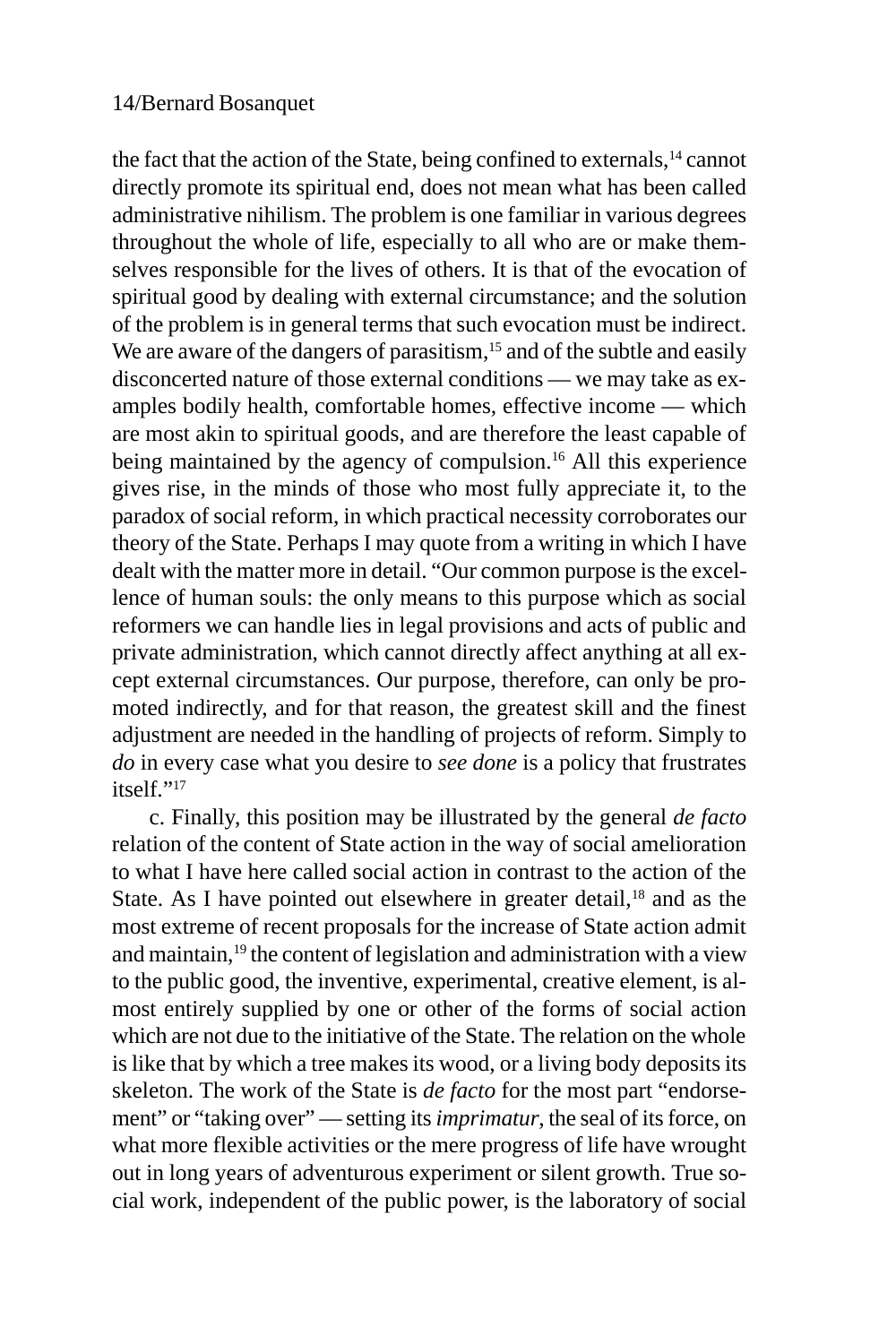the fact that the action of the State, being confined to externals,[14] cannot directly promote its spiritual end, does not mean what has been called administrative nihilism. The problem is one familiar in various degrees throughout the whole of life, especially to all who are or make themselves responsible for the lives of others. It is that of the evocation of spiritual good by dealing with external circumstance; and the solution of the problem is in general terms that such evocation must be indirect. We are aware of the dangers of parasitism,[15] and of the subtle and easily disconcerted nature of those external conditions — we may take as examples bodily health, comfortable homes, effective income — which are most akin to spiritual goods, and are therefore the least capable of being maintained by the agency of compulsion.[16] All this experience gives rise, in the minds of those who most fully appreciate it, to the paradox of social reform, in which practical necessity corroborates our theory of the State. Perhaps I may quote from a writing in which I have dealt with the matter more in detail. "Our common purpose is the excellence of human souls: the only means to this purpose which as social reformers we can handle lies in legal provisions and acts of public and private administration, which cannot directly affect anything at all except external circumstances. Our purpose, therefore, can only be promoted indirectly, and for that reason, the greatest skill and the finest adjustment are needed in the handling of projects of reform. Simply to *do* in every case what you desire to *see done* is a policy that frustrates itself."[17]

c. Finally, this position may be illustrated by the general *de facto* relation of the content of State action in the way of social amelioration to what I have here called social action in contrast to the action of the State. As I have pointed out elsewhere in greater detail,[18] and as the most extreme of recent proposals for the increase of State action admit and maintain,[19] the content of legislation and administration with a view to the public good, the inventive, experimental, creative element, is almost entirely supplied by one or other of the forms of social action which are not due to the initiative of the State. The relation on the whole is like that by which a tree makes its wood, or a living body deposits its skeleton. The work of the State is *de facto* for the most part "endorsement" or "taking over" — setting its *imprimatur*, the seal of its force, on what more flexible activities or the mere progress of life have wrought out in long years of adventurous experiment or silent growth. True social work, independent of the public power, is the laboratory of social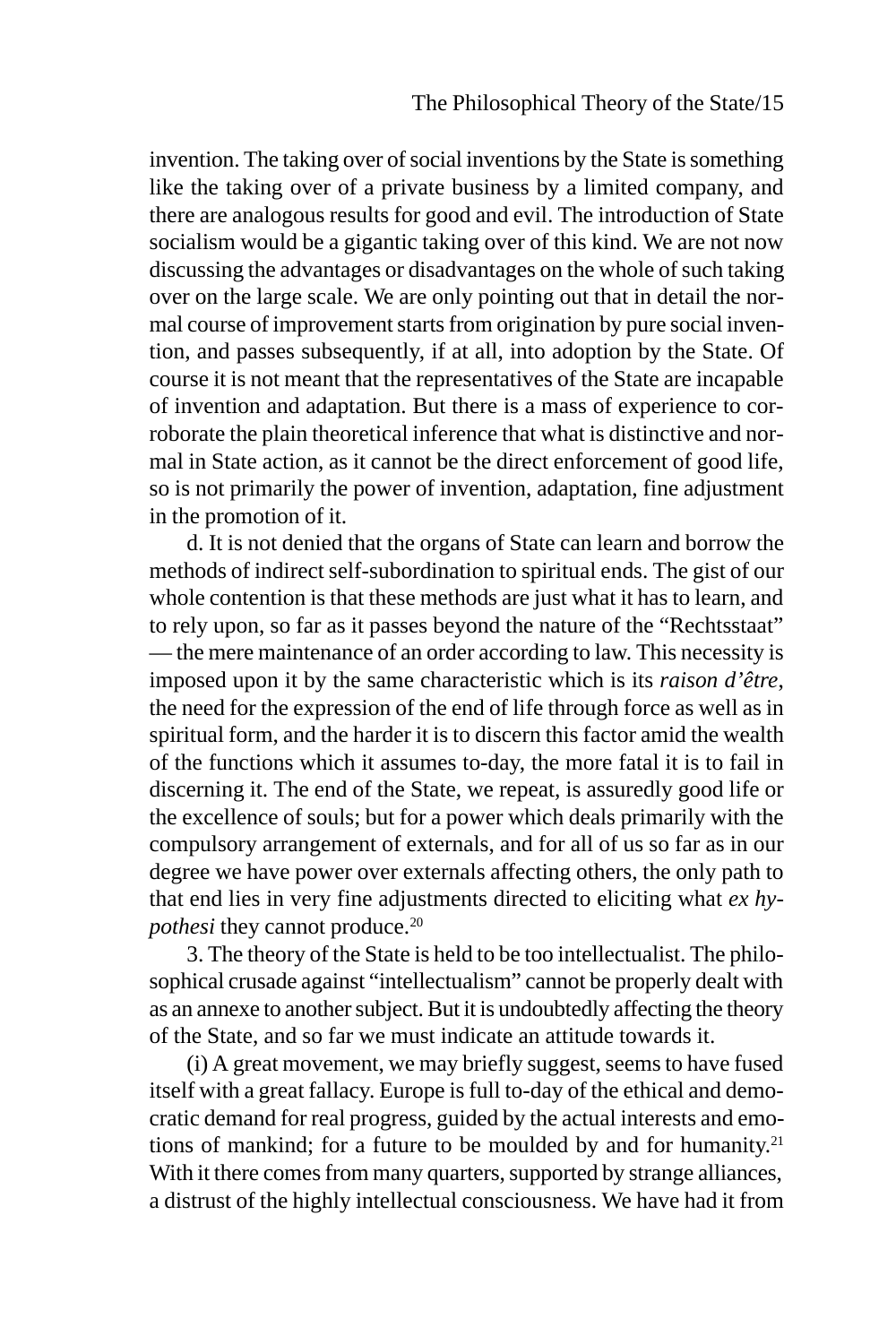invention. The taking over of social inventions by the State is something like the taking over of a private business by a limited company, and there are analogous results for good and evil. The introduction of State socialism would be a gigantic taking over of this kind. We are not now discussing the advantages or disadvantages on the whole of such taking over on the large scale. We are only pointing out that in detail the normal course of improvement starts from origination by pure social invention, and passes subsequently, if at all, into adoption by the State. Of course it is not meant that the representatives of the State are incapable of invention and adaptation. But there is a mass of experience to corroborate the plain theoretical inference that what is distinctive and normal in State action, as it cannot be the direct enforcement of good life, so is not primarily the power of invention, adaptation, fine adjustment in the promotion of it.

d. It is not denied that the organs of State can learn and borrow the methods of indirect self-subordination to spiritual ends. The gist of our whole contention is that these methods are just what it has to learn, and to rely upon, so far as it passes beyond the nature of the "Rechtsstaat" — the mere maintenance of an order according to law. This necessity is imposed upon it by the same characteristic which is its *raison d'être*, the need for the expression of the end of life through force as well as in spiritual form, and the harder it is to discern this factor amid the wealth of the functions which it assumes to-day, the more fatal it is to fail in discerning it. The end of the State, we repeat, is assuredly good life or the excellence of souls; but for a power which deals primarily with the compulsory arrangement of externals, and for all of us so far as in our degree we have power over externals affecting others, the only path to that end lies in very fine adjustments directed to eliciting what *ex hypothesi* they cannot produce.[20]

3. The theory of the State is held to be too intellectualist. The philosophical crusade against "intellectualism" cannot be properly dealt with as an annexe to another subject. But it is undoubtedly affecting the theory of the State, and so far we must indicate an attitude towards it.

(i) A great movement, we may briefly suggest, seems to have fused itself with a great fallacy. Europe is full to-day of the ethical and democratic demand for real progress, guided by the actual interests and emotions of mankind; for a future to be moulded by and for humanity.[21] With it there comes from many quarters, supported by strange alliances, a distrust of the highly intellectual consciousness. We have had it from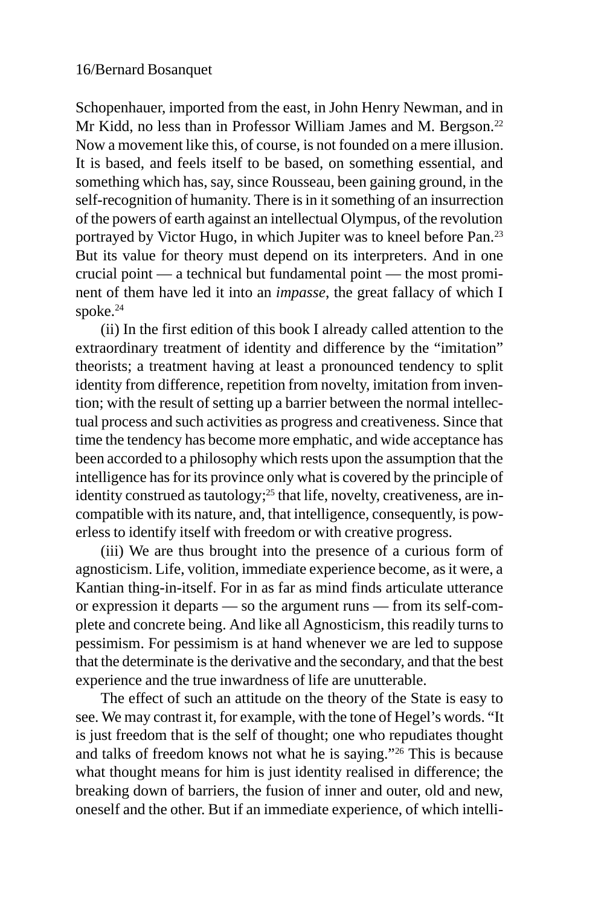Schopenhauer, imported from the east, in John Henry Newman, and in Mr Kidd, no less than in Professor William James and M. Bergson.[22] Now a movement like this, of course, is not founded on a mere illusion. It is based, and feels itself to be based, on something essential, and something which has, say, since Rousseau, been gaining ground, in the self-recognition of humanity. There is in it something of an insurrection of the powers of earth against an intellectual Olympus, of the revolution portrayed by Victor Hugo, in which Jupiter was to kneel before Pan.[23] But its value for theory must depend on its interpreters. And in one crucial point — a technical but fundamental point — the most prominent of them have led it into an *impasse*, the great fallacy of which I spoke.[24]

(ii) In the first edition of this book I already called attention to the extraordinary treatment of identity and difference by the "imitation" theorists; a treatment having at least a pronounced tendency to split identity from difference, repetition from novelty, imitation from invention; with the result of setting up a barrier between the normal intellectual process and such activities as progress and creativeness. Since that time the tendency has become more emphatic, and wide acceptance has been accorded to a philosophy which rests upon the assumption that the intelligence has for its province only what is covered by the principle of identity construed as tautology;[25] that life, novelty, creativeness, are incompatible with its nature, and, that intelligence, consequently, is powerless to identify itself with freedom or with creative progress.

(iii) We are thus brought into the presence of a curious form of agnosticism. Life, volition, immediate experience become, as it were, a Kantian thing-in-itself. For in as far as mind finds articulate utterance or expression it departs — so the argument runs — from its self-complete and concrete being. And like all Agnosticism, this readily turns to pessimism. For pessimism is at hand whenever we are led to suppose that the determinate is the derivative and the secondary, and that the best experience and the true inwardness of life are unutterable.

The effect of such an attitude on the theory of the State is easy to see. We may contrast it, for example, with the tone of Hegel's words. "It is just freedom that is the self of thought; one who repudiates thought and talks of freedom knows not what he is saying."[26] This is because what thought means for him is just identity realised in difference; the breaking down of barriers, the fusion of inner and outer, old and new, oneself and the other. But if an immediate experience, of which intelli-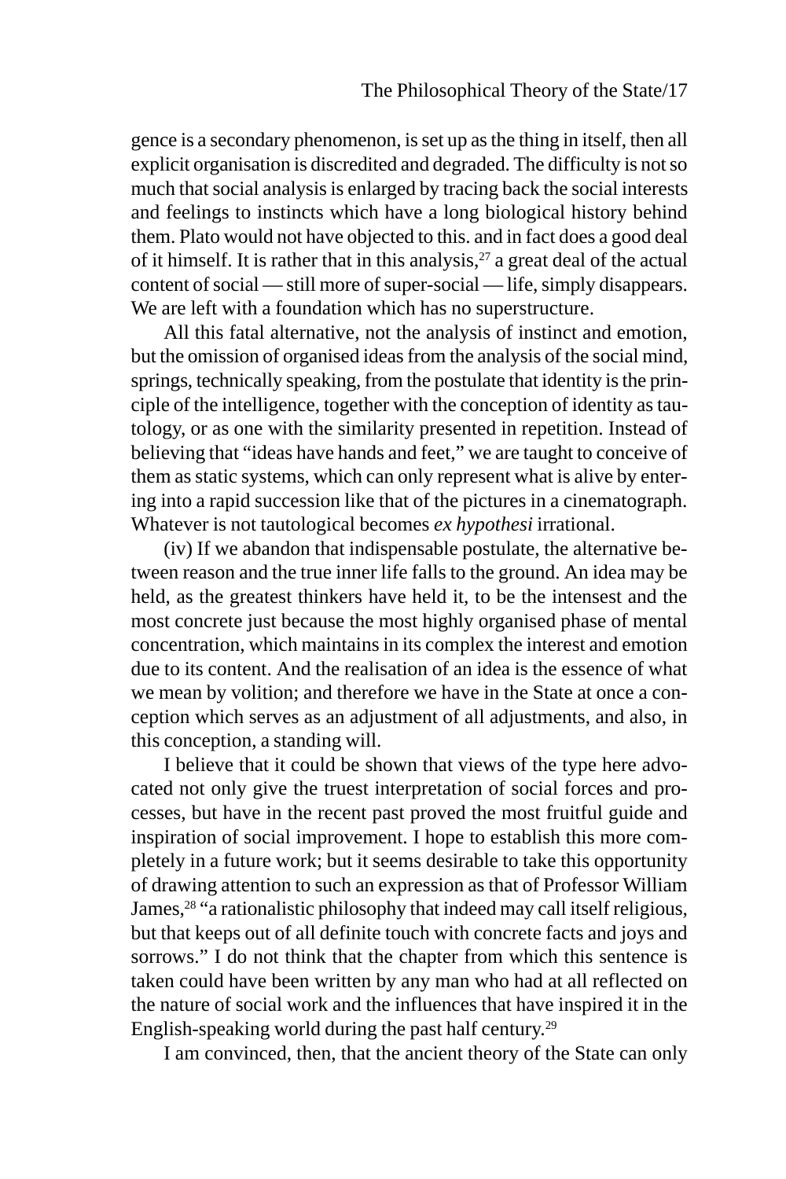gence is a secondary phenomenon, is set up as the thing in itself, then all explicit organisation is discredited and degraded. The difficulty is not so much that social analysis is enlarged by tracing back the social interests and feelings to instincts which have a long biological history behind them. Plato would not have objected to this. and in fact does a good deal of it himself. It is rather that in this analysis,[27] a great deal of the actual content of social — still more of super-social — life, simply disappears. We are left with a foundation which has no superstructure.

All this fatal alternative, not the analysis of instinct and emotion, but the omission of organised ideas from the analysis of the social mind, springs, technically speaking, from the postulate that identity is the principle of the intelligence, together with the conception of identity as tautology, or as one with the similarity presented in repetition. Instead of believing that "ideas have hands and feet," we are taught to conceive of them as static systems, which can only represent what is alive by entering into a rapid succession like that of the pictures in a cinematograph. Whatever is not tautological becomes *ex hypothesi* irrational.

(iv) If we abandon that indispensable postulate, the alternative between reason and the true inner life falls to the ground. An idea may be held, as the greatest thinkers have held it, to be the intensest and the most concrete just because the most highly organised phase of mental concentration, which maintains in its complex the interest and emotion due to its content. And the realisation of an idea is the essence of what we mean by volition; and therefore we have in the State at once a conception which serves as an adjustment of all adjustments, and also, in this conception, a standing will.

I believe that it could be shown that views of the type here advocated not only give the truest interpretation of social forces and processes, but have in the recent past proved the most fruitful guide and inspiration of social improvement. I hope to establish this more completely in a future work; but it seems desirable to take this opportunity of drawing attention to such an expression as that of Professor William James,[28] "a rationalistic philosophy that indeed may call itself religious, but that keeps out of all definite touch with concrete facts and joys and sorrows." I do not think that the chapter from which this sentence is taken could have been written by any man who had at all reflected on the nature of social work and the influences that have inspired it in the English-speaking world during the past half century.[29]

I am convinced, then, that the ancient theory of the State can only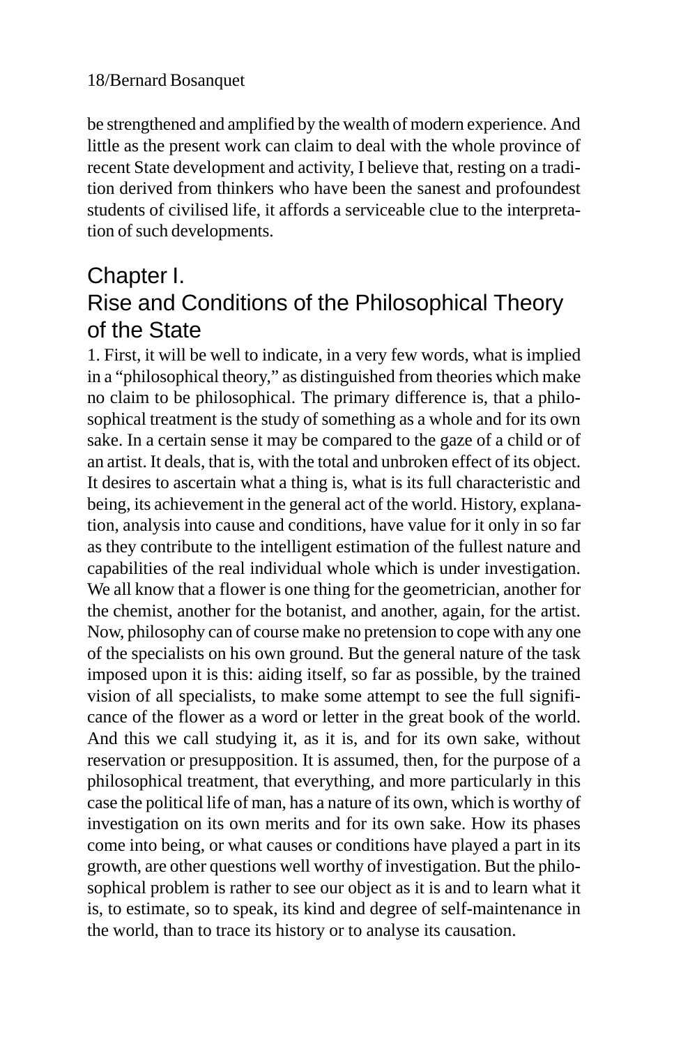be strengthened and amplified by the wealth of modern experience. And little as the present work can claim to deal with the whole province of recent State development and activity, I believe that, resting on a tradition derived from thinkers who have been the sanest and profoundest students of civilised life, it affords a serviceable clue to the interpretation of such developments.

## Chapter I. Rise and Conditions of the Philosophical Theory of the State

1. First, it will be well to indicate, in a very few words, what is implied in a "philosophical theory," as distinguished from theories which make no claim to be philosophical. The primary difference is, that a philosophical treatment is the study of something as a whole and for its own sake. In a certain sense it may be compared to the gaze of a child or of an artist. It deals, that is, with the total and unbroken effect of its object. It desires to ascertain what a thing is, what is its full characteristic and being, its achievement in the general act of the world. History, explanation, analysis into cause and conditions, have value for it only in so far as they contribute to the intelligent estimation of the fullest nature and capabilities of the real individual whole which is under investigation. We all know that a flower is one thing for the geometrician, another for the chemist, another for the botanist, and another, again, for the artist. Now, philosophy can of course make no pretension to cope with any one of the specialists on his own ground. But the general nature of the task imposed upon it is this: aiding itself, so far as possible, by the trained vision of all specialists, to make some attempt to see the full significance of the flower as a word or letter in the great book of the world. And this we call studying it, as it is, and for its own sake, without reservation or presupposition. It is assumed, then, for the purpose of a philosophical treatment, that everything, and more particularly in this case the political life of man, has a nature of its own, which is worthy of investigation on its own merits and for its own sake. How its phases come into being, or what causes or conditions have played a part in its growth, are other questions well worthy of investigation. But the philosophical problem is rather to see our object as it is and to learn what it is, to estimate, so to speak, its kind and degree of self-maintenance in the world, than to trace its history or to analyse its causation.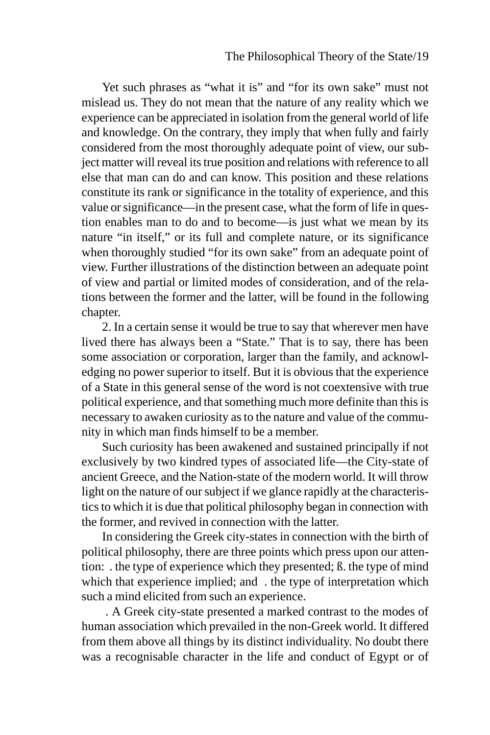Yet such phrases as "what it is" and "for its own sake" must not mislead us. They do not mean that the nature of any reality which we experience can be appreciated in isolation from the general world of life and knowledge. On the contrary, they imply that when fully and fairly considered from the most thoroughly adequate point of view, our subject matter will reveal its true position and relations with reference to all else that man can do and can know. This position and these relations constitute its rank or significance in the totality of experience, and this value or significance—in the present case, what the form of life in question enables man to do and to become—is just what we mean by its nature "in itself," or its full and complete nature, or its significance when thoroughly studied "for its own sake" from an adequate point of view. Further illustrations of the distinction between an adequate point of view and partial or limited modes of consideration, and of the relations between the former and the latter, will be found in the following chapter.

2. In a certain sense it would be true to say that wherever men have lived there has always been a "State." That is to say, there has been some association or corporation, larger than the family, and acknowledging no power superior to itself. But it is obvious that the experience of a State in this general sense of the word is not coextensive with true political experience, and that something much more definite than this is necessary to awaken curiosity as to the nature and value of the community in which man finds himself to be a member.

Such curiosity has been awakened and sustained principally if not exclusively by two kindred types of associated life—the City-state of ancient Greece, and the Nation-state of the modern world. It will throw light on the nature of our subject if we glance rapidly at the characteristics to which it is due that political philosophy began in connection with the former, and revived in connection with the latter.

In considering the Greek city-states in connection with the birth of political philosophy, there are three points which press upon our attention: . the type of experience which they presented; ß. the type of mind which that experience implied; and . the type of interpretation which such a mind elicited from such an experience.

. A Greek city-state presented a marked contrast to the modes of human association which prevailed in the non-Greek world. It differed from them above all things by its distinct individuality. No doubt there was a recognisable character in the life and conduct of Egypt or of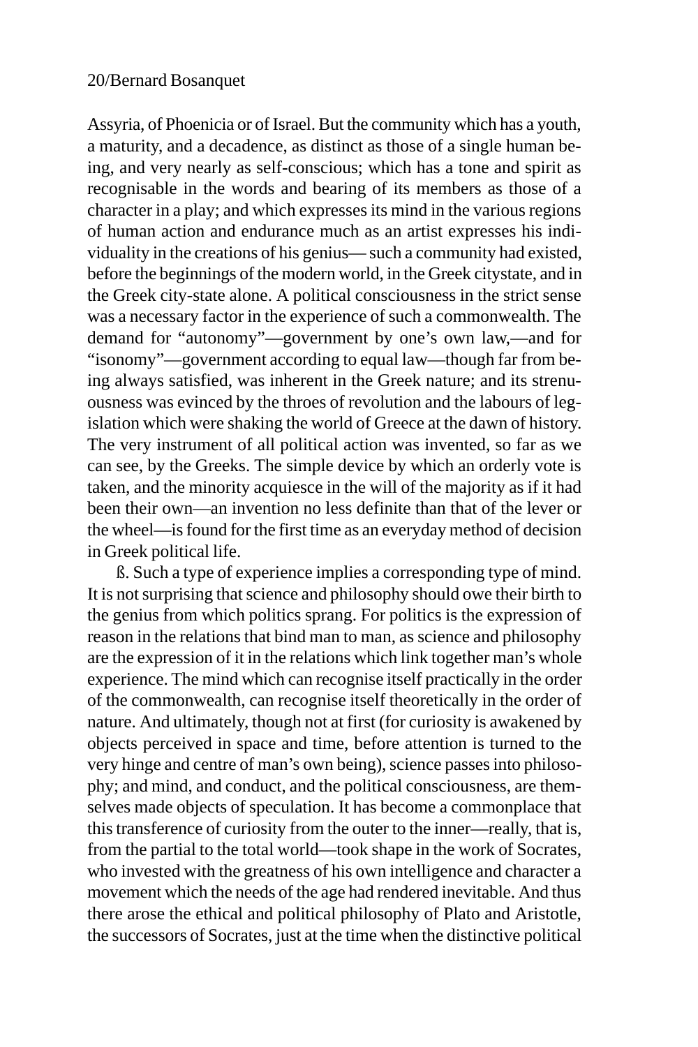Assyria, of Phoenicia or of Israel. But the community which has a youth, a maturity, and a decadence, as distinct as those of a single human being, and very nearly as self-conscious; which has a tone and spirit as recognisable in the words and bearing of its members as those of a character in a play; and which expresses its mind in the various regions of human action and endurance much as an artist expresses his individuality in the creations of his genius— such a community had existed, before the beginnings of the modern world, in the Greek citystate, and in the Greek city-state alone. A political consciousness in the strict sense was a necessary factor in the experience of such a commonwealth. The demand for "autonomy"—government by one's own law,—and for "isonomy"—government according to equal law—though far from being always satisfied, was inherent in the Greek nature; and its strenuousness was evinced by the throes of revolution and the labours of legislation which were shaking the world of Greece at the dawn of history. The very instrument of all political action was invented, so far as we can see, by the Greeks. The simple device by which an orderly vote is taken, and the minority acquiesce in the will of the majority as if it had been their own—an invention no less definite than that of the lever or the wheel—is found for the first time as an everyday method of decision in Greek political life.

ß. Such a type of experience implies a corresponding type of mind. It is not surprising that science and philosophy should owe their birth to the genius from which politics sprang. For politics is the expression of reason in the relations that bind man to man, as science and philosophy are the expression of it in the relations which link together man's whole experience. The mind which can recognise itself practically in the order of the commonwealth, can recognise itself theoretically in the order of nature. And ultimately, though not at first (for curiosity is awakened by objects perceived in space and time, before attention is turned to the very hinge and centre of man's own being), science passes into philosophy; and mind, and conduct, and the political consciousness, are themselves made objects of speculation. It has become a commonplace that this transference of curiosity from the outer to the inner—really, that is, from the partial to the total world—took shape in the work of Socrates, who invested with the greatness of his own intelligence and character a movement which the needs of the age had rendered inevitable. And thus there arose the ethical and political philosophy of Plato and Aristotle, the successors of Socrates, just at the time when the distinctive political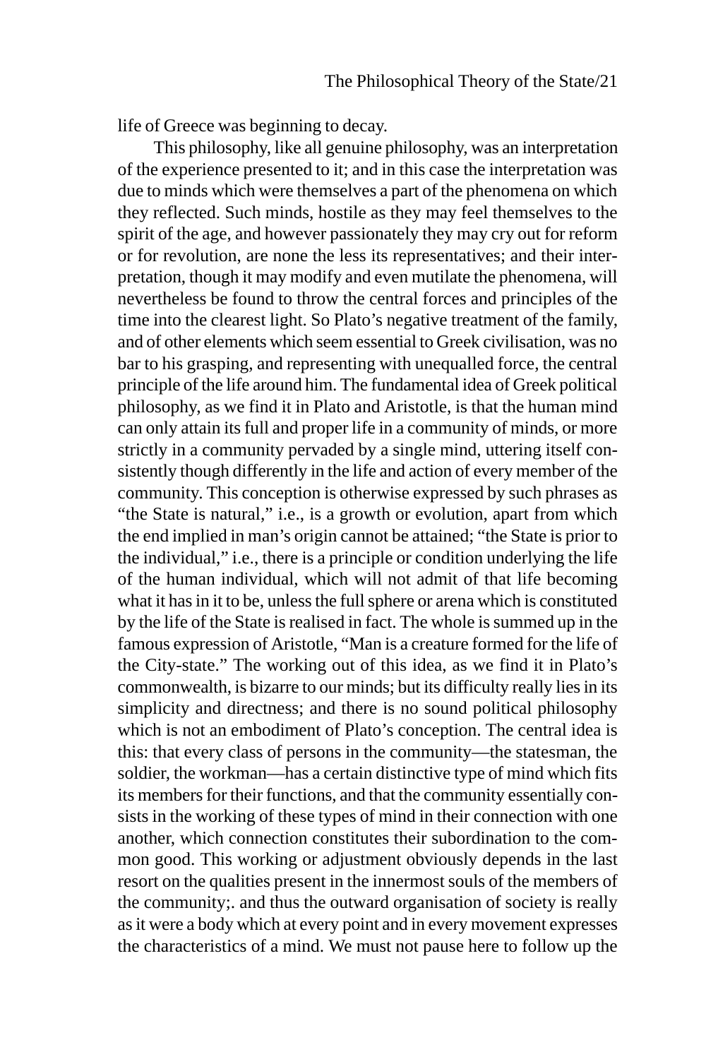life of Greece was beginning to decay.

This philosophy, like all genuine philosophy, was an interpretation of the experience presented to it; and in this case the interpretation was due to minds which were themselves a part of the phenomena on which they reflected. Such minds, hostile as they may feel themselves to the spirit of the age, and however passionately they may cry out for reform or for revolution, are none the less its representatives; and their interpretation, though it may modify and even mutilate the phenomena, will nevertheless be found to throw the central forces and principles of the time into the clearest light. So Plato's negative treatment of the family, and of other elements which seem essential to Greek civilisation, was no bar to his grasping, and representing with unequalled force, the central principle of the life around him. The fundamental idea of Greek political philosophy, as we find it in Plato and Aristotle, is that the human mind can only attain its full and proper life in a community of minds, or more strictly in a community pervaded by a single mind, uttering itself consistently though differently in the life and action of every member of the community. This conception is otherwise expressed by such phrases as "the State is natural," i.e., is a growth or evolution, apart from which the end implied in man's origin cannot be attained; "the State is prior to the individual," i.e., there is a principle or condition underlying the life of the human individual, which will not admit of that life becoming what it has in it to be, unless the full sphere or arena which is constituted by the life of the State is realised in fact. The whole is summed up in the famous expression of Aristotle, "Man is a creature formed for the life of the City-state." The working out of this idea, as we find it in Plato's commonwealth, is bizarre to our minds; but its difficulty really lies in its simplicity and directness; and there is no sound political philosophy which is not an embodiment of Plato's conception. The central idea is this: that every class of persons in the community—the statesman, the soldier, the workman—has a certain distinctive type of mind which fits its members for their functions, and that the community essentially consists in the working of these types of mind in their connection with one another, which connection constitutes their subordination to the common good. This working or adjustment obviously depends in the last resort on the qualities present in the innermost souls of the members of the community;. and thus the outward organisation of society is really as it were a body which at every point and in every movement expresses the characteristics of a mind. We must not pause here to follow up the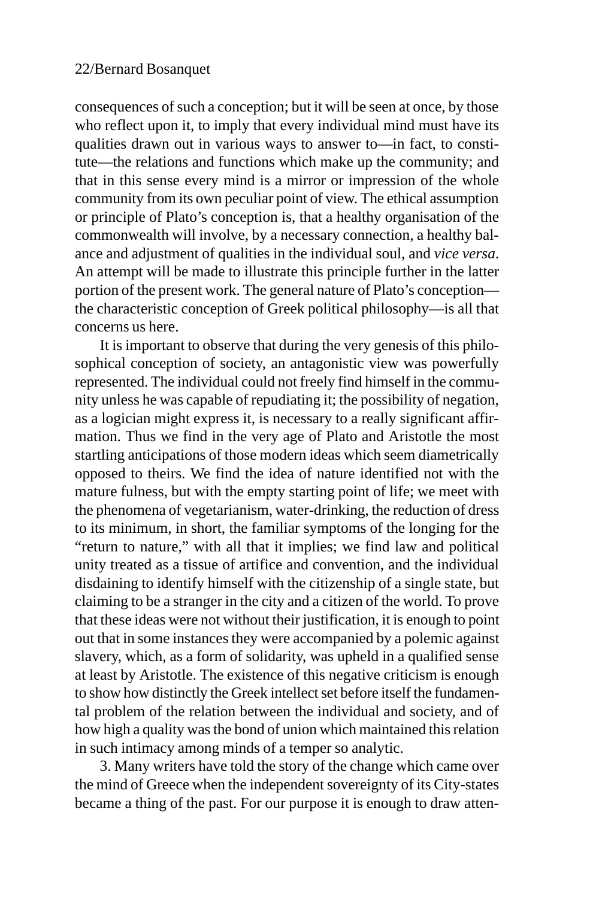consequences of such a conception; but it will be seen at once, by those who reflect upon it, to imply that every individual mind must have its qualities drawn out in various ways to answer to—in fact, to constitute—the relations and functions which make up the community; and that in this sense every mind is a mirror or impression of the whole community from its own peculiar point of view. The ethical assumption or principle of Plato's conception is, that a healthy organisation of the commonwealth will involve, by a necessary connection, a healthy balance and adjustment of qualities in the individual soul, and *vice versa*. An attempt will be made to illustrate this principle further in the latter portion of the present work. The general nature of Plato's conception—the characteristic conception of Greek political philosophy—is all that concerns us here.

It is important to observe that during the very genesis of this philosophical conception of society, an antagonistic view was powerfully represented. The individual could not freely find himself in the community unless he was capable of repudiating it; the possibility of negation, as a logician might express it, is necessary to a really significant affirmation. Thus we find in the very age of Plato and Aristotle the most startling anticipations of those modern ideas which seem diametrically opposed to theirs. We find the idea of nature identified not with the mature fulness, but with the empty starting point of life; we meet with the phenomena of vegetarianism, water-drinking, the reduction of dress to its minimum, in short, the familiar symptoms of the longing for the "return to nature," with all that it implies; we find law and political unity treated as a tissue of artifice and convention, and the individual disdaining to identify himself with the citizenship of a single state, but claiming to be a stranger in the city and a citizen of the world. To prove that these ideas were not without their justification, it is enough to point out that in some instances they were accompanied by a polemic against slavery, which, as a form of solidarity, was upheld in a qualified sense at least by Aristotle. The existence of this negative criticism is enough to show how distinctly the Greek intellect set before itself the fundamental problem of the relation between the individual and society, and of how high a quality was the bond of union which maintained this relation in such intimacy among minds of a temper so analytic.

3. Many writers have told the story of the change which came over the mind of Greece when the independent sovereignty of its City-states became a thing of the past. For our purpose it is enough to draw atten-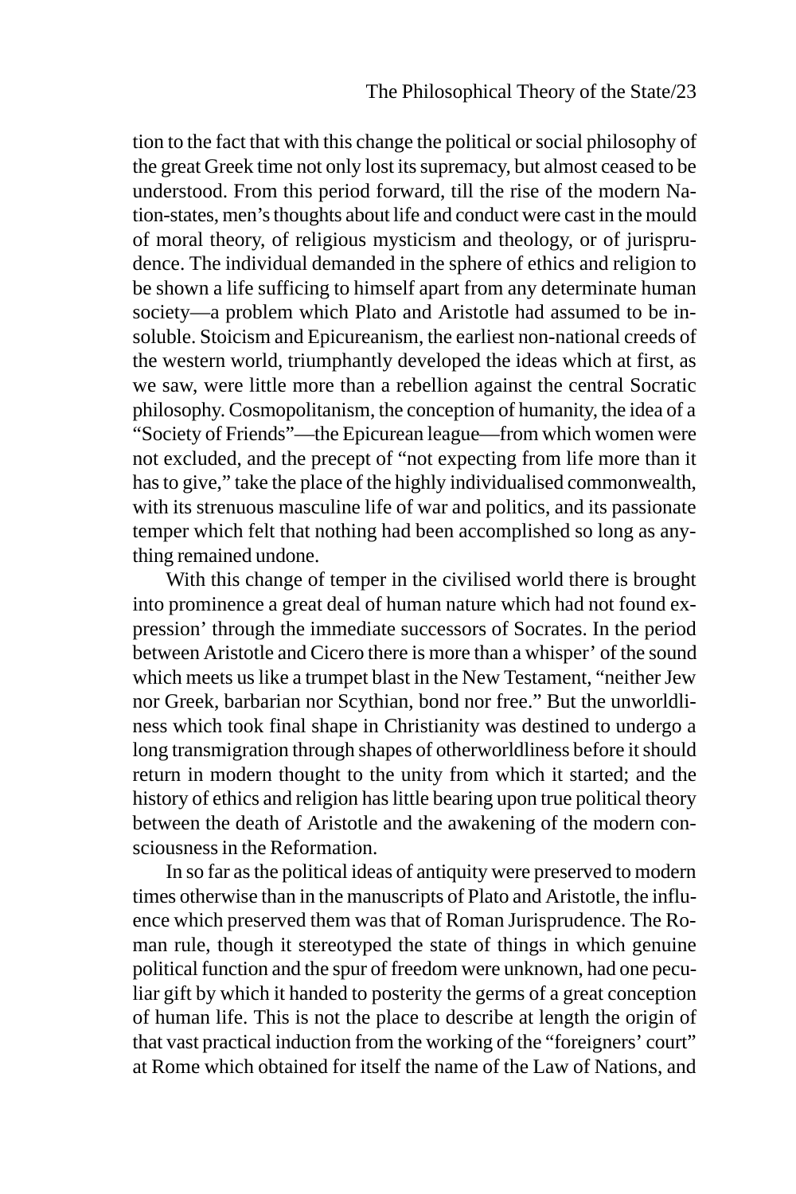tion to the fact that with this change the political or social philosophy of the great Greek time not only lost its supremacy, but almost ceased to be understood. From this period forward, till the rise of the modern Nation-states, men's thoughts about life and conduct were cast in the mould of moral theory, of religious mysticism and theology, or of jurisprudence. The individual demanded in the sphere of ethics and religion to be shown a life sufficing to himself apart from any determinate human society—a problem which Plato and Aristotle had assumed to be insoluble. Stoicism and Epicureanism, the earliest non-national creeds of the western world, triumphantly developed the ideas which at first, as we saw, were little more than a rebellion against the central Socratic philosophy. Cosmopolitanism, the conception of humanity, the idea of a "Society of Friends"—the Epicurean league—from which women were not excluded, and the precept of "not expecting from life more than it has to give," take the place of the highly individualised commonwealth, with its strenuous masculine life of war and politics, and its passionate temper which felt that nothing had been accomplished so long as anything remained undone.

With this change of temper in the civilised world there is brought into prominence a great deal of human nature which had not found expression' through the immediate successors of Socrates. In the period between Aristotle and Cicero there is more than a whisper' of the sound which meets us like a trumpet blast in the New Testament, "neither Jew nor Greek, barbarian nor Scythian, bond nor free." But the unworldliness which took final shape in Christianity was destined to undergo a long transmigration through shapes of otherworldliness before it should return in modern thought to the unity from which it started; and the history of ethics and religion has little bearing upon true political theory between the death of Aristotle and the awakening of the modern consciousness in the Reformation.

In so far as the political ideas of antiquity were preserved to modern times otherwise than in the manuscripts of Plato and Aristotle, the influence which preserved them was that of Roman Jurisprudence. The Roman rule, though it stereotyped the state of things in which genuine political function and the spur of freedom were unknown, had one peculiar gift by which it handed to posterity the germs of a great conception of human life. This is not the place to describe at length the origin of that vast practical induction from the working of the "foreigners' court" at Rome which obtained for itself the name of the Law of Nations, and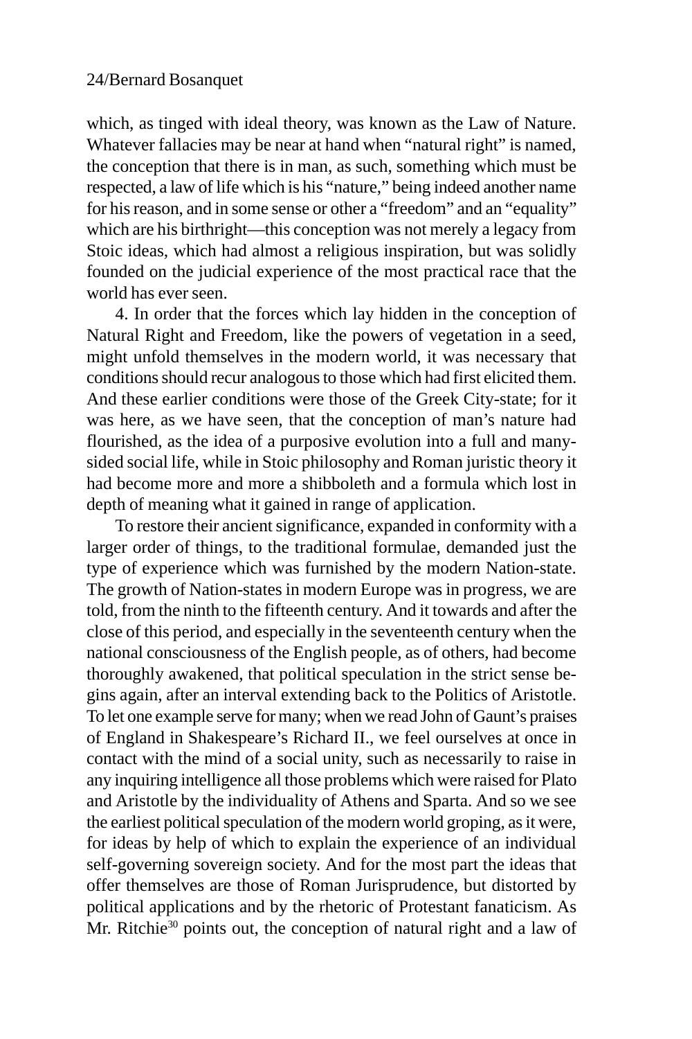which, as tinged with ideal theory, was known as the Law of Nature. Whatever fallacies may be near at hand when "natural right" is named, the conception that there is in man, as such, something which must be respected, a law of life which is his "nature," being indeed another name for his reason, and in some sense or other a "freedom" and an "equality" which are his birthright—this conception was not merely a legacy from Stoic ideas, which had almost a religious inspiration, but was solidly founded on the judicial experience of the most practical race that the world has ever seen.

4. In order that the forces which lay hidden in the conception of Natural Right and Freedom, like the powers of vegetation in a seed, might unfold themselves in the modern world, it was necessary that conditions should recur analogous to those which had first elicited them. And these earlier conditions were those of the Greek City-state; for it was here, as we have seen, that the conception of man's nature had flourished, as the idea of a purposive evolution into a full and many-sided social life, while in Stoic philosophy and Roman juristic theory it had become more and more a shibboleth and a formula which lost in depth of meaning what it gained in range of application.

To restore their ancient significance, expanded in conformity with a larger order of things, to the traditional formulae, demanded just the type of experience which was furnished by the modern Nation-state. The growth of Nation-states in modern Europe was in progress, we are told, from the ninth to the fifteenth century. And it towards and after the close of this period, and especially in the seventeenth century when the national consciousness of the English people, as of others, had become thoroughly awakened, that political speculation in the strict sense begins again, after an interval extending back to the Politics of Aristotle. To let one example serve for many; when we read John of Gaunt's praises of England in Shakespeare's Richard II., we feel ourselves at once in contact with the mind of a social unity, such as necessarily to raise in any inquiring intelligence all those problems which were raised for Plato and Aristotle by the individuality of Athens and Sparta. And so we see the earliest political speculation of the modern world groping, as it were, for ideas by help of which to explain the experience of an individual self-governing sovereign society. And for the most part the ideas that offer themselves are those of Roman Jurisprudence, but distorted by political applications and by the rhetoric of Protestant fanaticism. As Mr. Ritchie[30] points out, the conception of natural right and a law of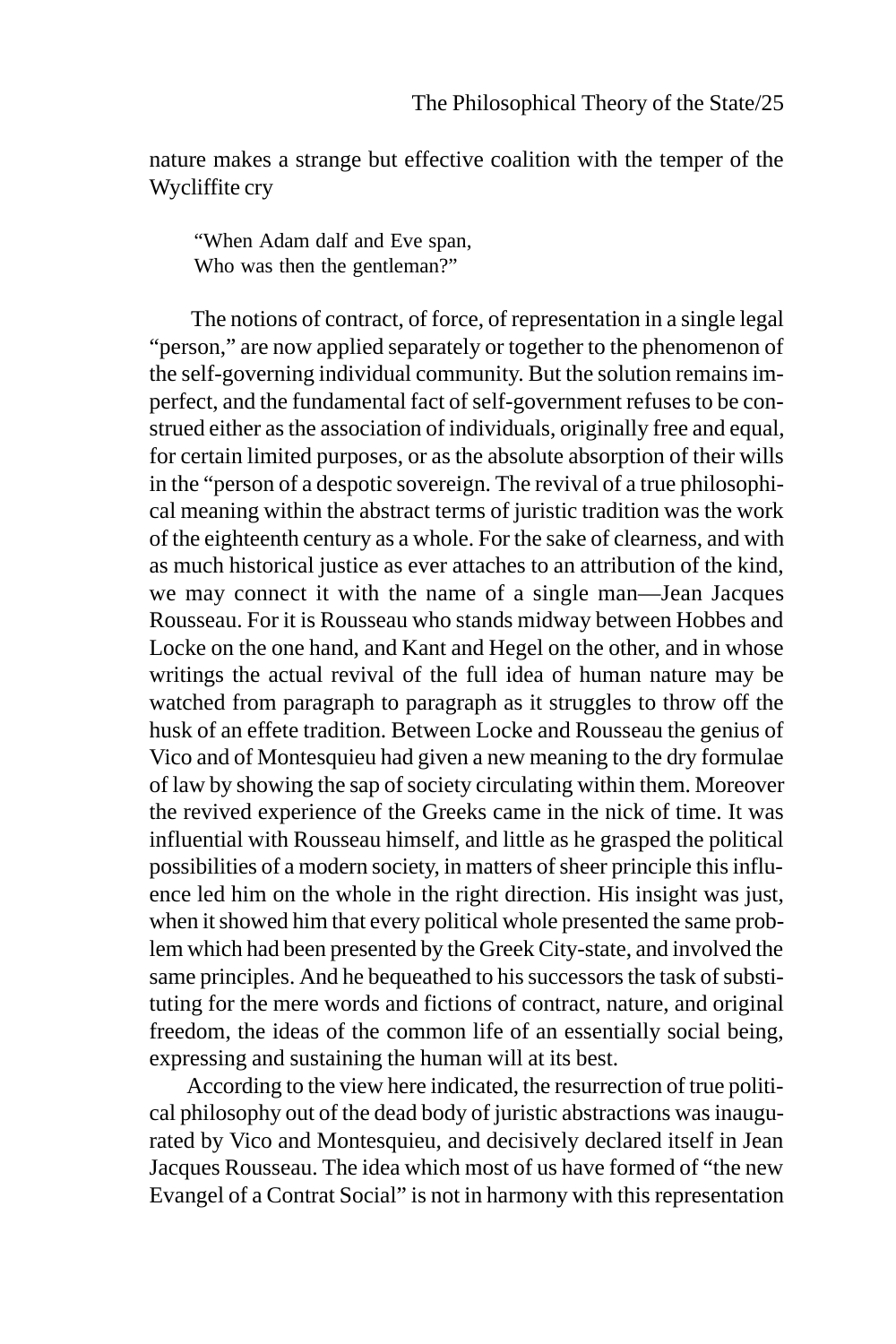nature makes a strange but effective coalition with the temper of the Wycliffite cry

> "When Adam dalf and Eve span,
> Who was then the gentleman?"

The notions of contract, of force, of representation in a single legal "person," are now applied separately or together to the phenomenon of the self-governing individual community. But the solution remains imperfect, and the fundamental fact of self-government refuses to be construed either as the association of individuals, originally free and equal, for certain limited purposes, or as the absolute absorption of their wills in the "person of a despotic sovereign. The revival of a true philosophical meaning within the abstract terms of juristic tradition was the work of the eighteenth century as a whole. For the sake of clearness, and with as much historical justice as ever attaches to an attribution of the kind, we may connect it with the name of a single man—Jean Jacques Rousseau. For it is Rousseau who stands midway between Hobbes and Locke on the one hand, and Kant and Hegel on the other, and in whose writings the actual revival of the full idea of human nature may be watched from paragraph to paragraph as it struggles to throw off the husk of an effete tradition. Between Locke and Rousseau the genius of Vico and of Montesquieu had given a new meaning to the dry formulae of law by showing the sap of society circulating within them. Moreover the revived experience of the Greeks came in the nick of time. It was influential with Rousseau himself, and little as he grasped the political possibilities of a modern society, in matters of sheer principle this influence led him on the whole in the right direction. His insight was just, when it showed him that every political whole presented the same problem which had been presented by the Greek City-state, and involved the same principles. And he bequeathed to his successors the task of substituting for the mere words and fictions of contract, nature, and original freedom, the ideas of the common life of an essentially social being, expressing and sustaining the human will at its best.

According to the view here indicated, the resurrection of true political philosophy out of the dead body of juristic abstractions was inaugurated by Vico and Montesquieu, and decisively declared itself in Jean Jacques Rousseau. The idea which most of us have formed of "the new Evangel of a Contrat Social" is not in harmony with this representation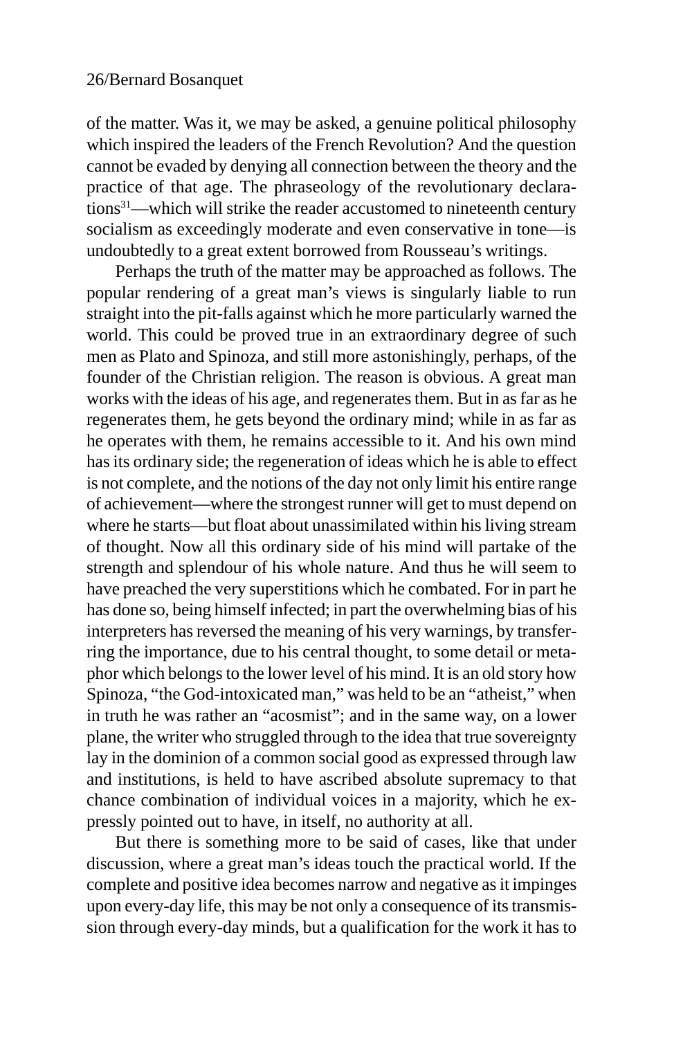of the matter. Was it, we may be asked, a genuine political philosophy which inspired the leaders of the French Revolution? And the question cannot be evaded by denying all connection between the theory and the practice of that age. The phraseology of the revolutionary declarations[31]—which will strike the reader accustomed to nineteenth century socialism as exceedingly moderate and even conservative in tone—is undoubtedly to a great extent borrowed from Rousseau's writings.

Perhaps the truth of the matter may be approached as follows. The popular rendering of a great man's views is singularly liable to run straight into the pit-falls against which he more particularly warned the world. This could be proved true in an extraordinary degree of such men as Plato and Spinoza, and still more astonishingly, perhaps, of the founder of the Christian religion. The reason is obvious. A great man works with the ideas of his age, and regenerates them. But in as far as he regenerates them, he gets beyond the ordinary mind; while in as far as he operates with them, he remains accessible to it. And his own mind has its ordinary side; the regeneration of ideas which he is able to effect is not complete, and the notions of the day not only limit his entire range of achievement—where the strongest runner will get to must depend on where he starts—but float about unassimilated within his living stream of thought. Now all this ordinary side of his mind will partake of the strength and splendour of his whole nature. And thus he will seem to have preached the very superstitions which he combated. For in part he has done so, being himself infected; in part the overwhelming bias of his interpreters has reversed the meaning of his very warnings, by transferring the importance, due to his central thought, to some detail or metaphor which belongs to the lower level of his mind. It is an old story how Spinoza, "the God-intoxicated man," was held to be an "atheist," when in truth he was rather an "acosmist"; and in the same way, on a lower plane, the writer who struggled through to the idea that true sovereignty lay in the dominion of a common social good as expressed through law and institutions, is held to have ascribed absolute supremacy to that chance combination of individual voices in a majority, which he expressly pointed out to have, in itself, no authority at all.

But there is something more to be said of cases, like that under discussion, where a great man's ideas touch the practical world. If the complete and positive idea becomes narrow and negative as it impinges upon every-day life, this may be not only a consequence of its transmission through every-day minds, but a qualification for the work it has to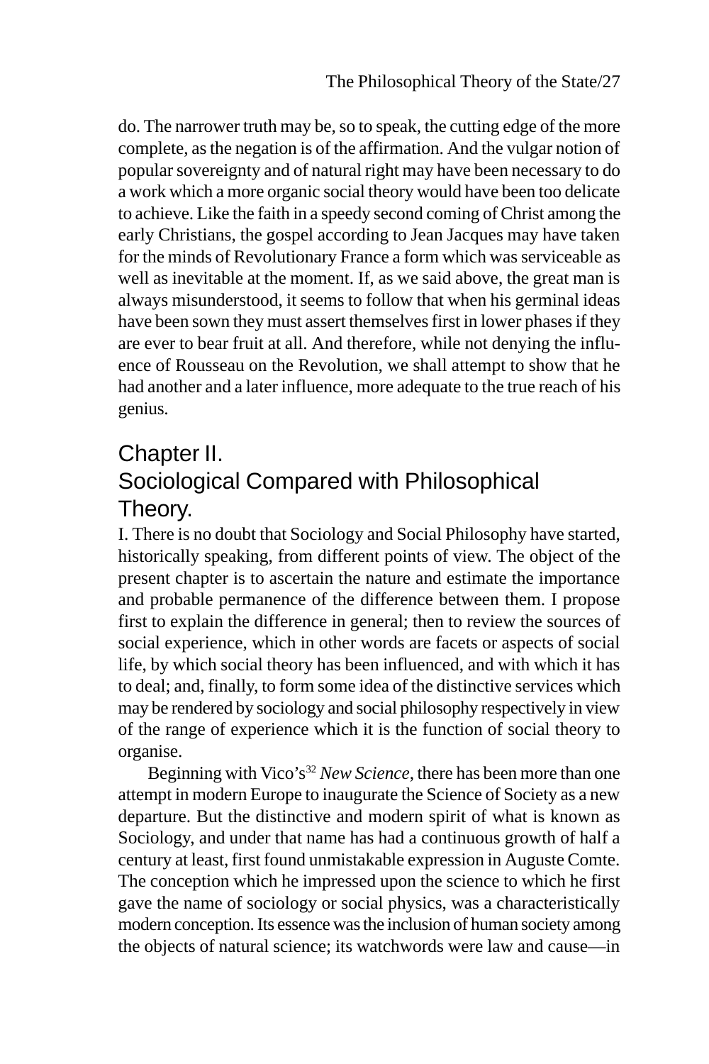do. The narrower truth may be, so to speak, the cutting edge of the more complete, as the negation is of the affirmation. And the vulgar notion of popular sovereignty and of natural right may have been necessary to do a work which a more organic social theory would have been too delicate to achieve. Like the faith in a speedy second coming of Christ among the early Christians, the gospel according to Jean Jacques may have taken for the minds of Revolutionary France a form which was serviceable as well as inevitable at the moment. If, as we said above, the great man is always misunderstood, it seems to follow that when his germinal ideas have been sown they must assert themselves first in lower phases if they are ever to bear fruit at all. And therefore, while not denying the influence of Rousseau on the Revolution, we shall attempt to show that he had another and a later influence, more adequate to the true reach of his genius.

## Chapter II.
## Sociological Compared with Philosophical Theory.

I. There is no doubt that Sociology and Social Philosophy have started, historically speaking, from different points of view. The object of the present chapter is to ascertain the nature and estimate the importance and probable permanence of the difference between them. I propose first to explain the difference in general; then to review the sources of social experience, which in other words are facets or aspects of social life, by which social theory has been influenced, and with which it has to deal; and, finally, to form some idea of the distinctive services which may be rendered by sociology and social philosophy respectively in view of the range of experience which it is the function of social theory to organise.

Beginning with Vico's[32] *New Science*, there has been more than one attempt in modern Europe to inaugurate the Science of Society as a new departure. But the distinctive and modern spirit of what is known as Sociology, and under that name has had a continuous growth of half a century at least, first found unmistakable expression in Auguste Comte. The conception which he impressed upon the science to which he first gave the name of sociology or social physics, was a characteristically modern conception. Its essence was the inclusion of human society among the objects of natural science; its watchwords were law and cause—in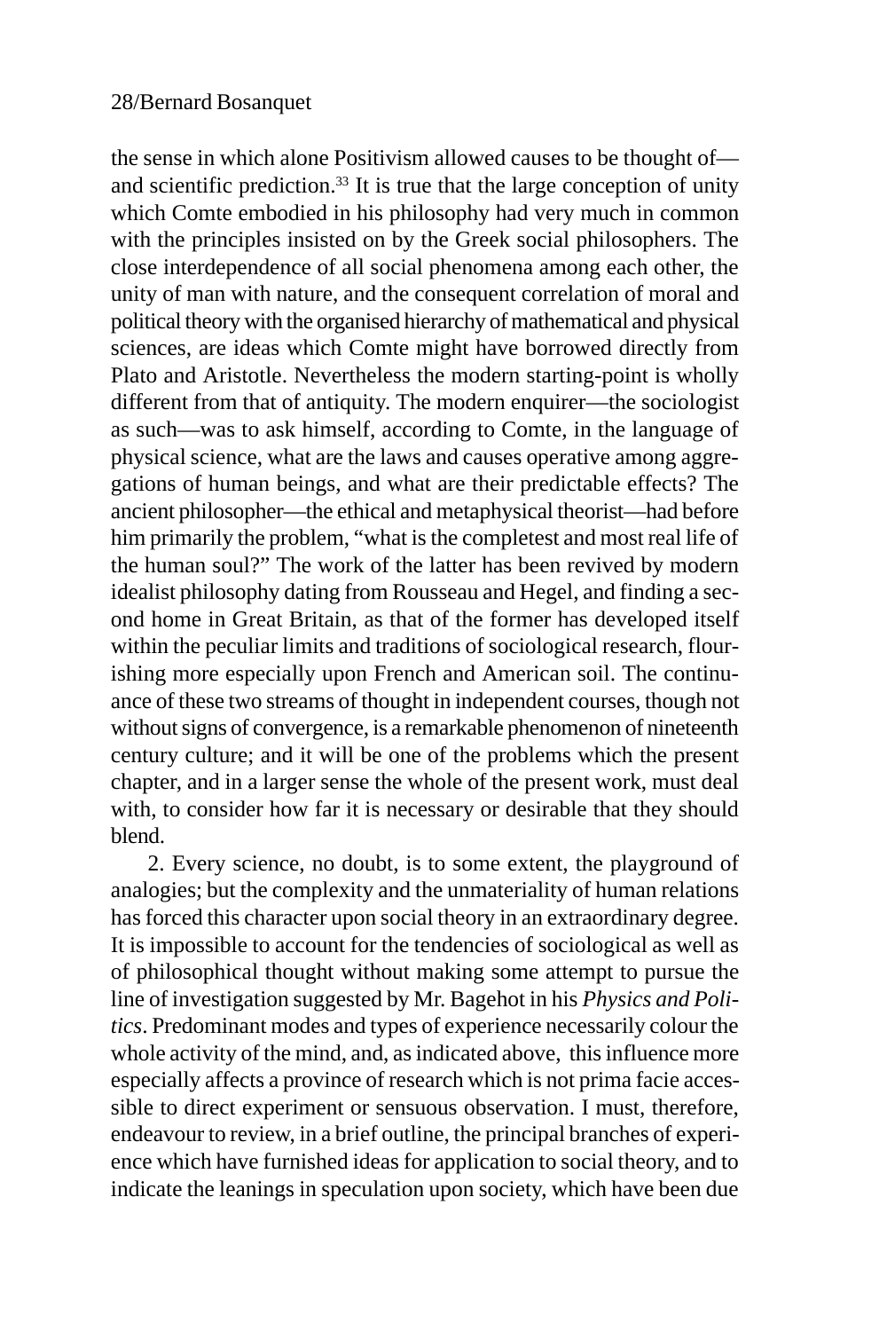the sense in which alone Positivism allowed causes to be thought of—and scientific prediction.[33] It is true that the large conception of unity which Comte embodied in his philosophy had very much in common with the principles insisted on by the Greek social philosophers. The close interdependence of all social phenomena among each other, the unity of man with nature, and the consequent correlation of moral and political theory with the organised hierarchy of mathematical and physical sciences, are ideas which Comte might have borrowed directly from Plato and Aristotle. Nevertheless the modern starting-point is wholly different from that of antiquity. The modern enquirer—the sociologist as such—was to ask himself, according to Comte, in the language of physical science, what are the laws and causes operative among aggregations of human beings, and what are their predictable effects? The ancient philosopher—the ethical and metaphysical theorist—had before him primarily the problem, "what is the completest and most real life of the human soul?" The work of the latter has been revived by modern idealist philosophy dating from Rousseau and Hegel, and finding a second home in Great Britain, as that of the former has developed itself within the peculiar limits and traditions of sociological research, flourishing more especially upon French and American soil. The continuance of these two streams of thought in independent courses, though not without signs of convergence, is a remarkable phenomenon of nineteenth century culture; and it will be one of the problems which the present chapter, and in a larger sense the whole of the present work, must deal with, to consider how far it is necessary or desirable that they should blend.

2. Every science, no doubt, is to some extent, the playground of analogies; but the complexity and the unmateriality of human relations has forced this character upon social theory in an extraordinary degree. It is impossible to account for the tendencies of sociological as well as of philosophical thought without making some attempt to pursue the line of investigation suggested by Mr. Bagehot in his *Physics and Politics*. Predominant modes and types of experience necessarily colour the whole activity of the mind, and, as indicated above, this influence more especially affects a province of research which is not prima facie accessible to direct experiment or sensuous observation. I must, therefore, endeavour to review, in a brief outline, the principal branches of experience which have furnished ideas for application to social theory, and to indicate the leanings in speculation upon society, which have been due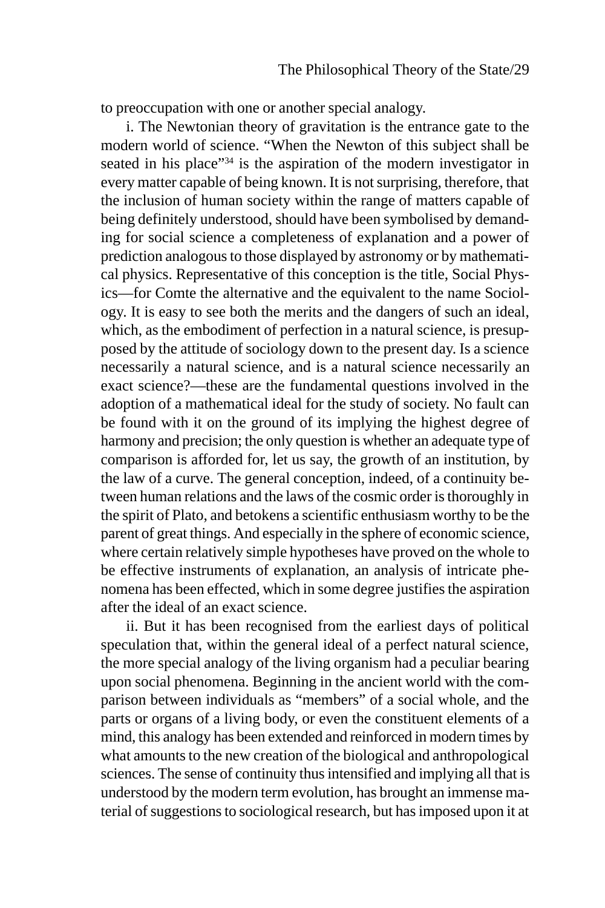to preoccupation with one or another special analogy.

i. The Newtonian theory of gravitation is the entrance gate to the modern world of science. "When the Newton of this subject shall be seated in his place"[34] is the aspiration of the modern investigator in every matter capable of being known. It is not surprising, therefore, that the inclusion of human society within the range of matters capable of being definitely understood, should have been symbolised by demanding for social science a completeness of explanation and a power of prediction analogous to those displayed by astronomy or by mathematical physics. Representative of this conception is the title, Social Physics—for Comte the alternative and the equivalent to the name Sociology. It is easy to see both the merits and the dangers of such an ideal, which, as the embodiment of perfection in a natural science, is presupposed by the attitude of sociology down to the present day. Is a science necessarily a natural science, and is a natural science necessarily an exact science?—these are the fundamental questions involved in the adoption of a mathematical ideal for the study of society. No fault can be found with it on the ground of its implying the highest degree of harmony and precision; the only question is whether an adequate type of comparison is afforded for, let us say, the growth of an institution, by the law of a curve. The general conception, indeed, of a continuity between human relations and the laws of the cosmic order is thoroughly in the spirit of Plato, and betokens a scientific enthusiasm worthy to be the parent of great things. And especially in the sphere of economic science, where certain relatively simple hypotheses have proved on the whole to be effective instruments of explanation, an analysis of intricate phenomena has been effected, which in some degree justifies the aspiration after the ideal of an exact science.

ii. But it has been recognised from the earliest days of political speculation that, within the general ideal of a perfect natural science, the more special analogy of the living organism had a peculiar bearing upon social phenomena. Beginning in the ancient world with the comparison between individuals as "members" of a social whole, and the parts or organs of a living body, or even the constituent elements of a mind, this analogy has been extended and reinforced in modern times by what amounts to the new creation of the biological and anthropological sciences. The sense of continuity thus intensified and implying all that is understood by the modern term evolution, has brought an immense material of suggestions to sociological research, but has imposed upon it at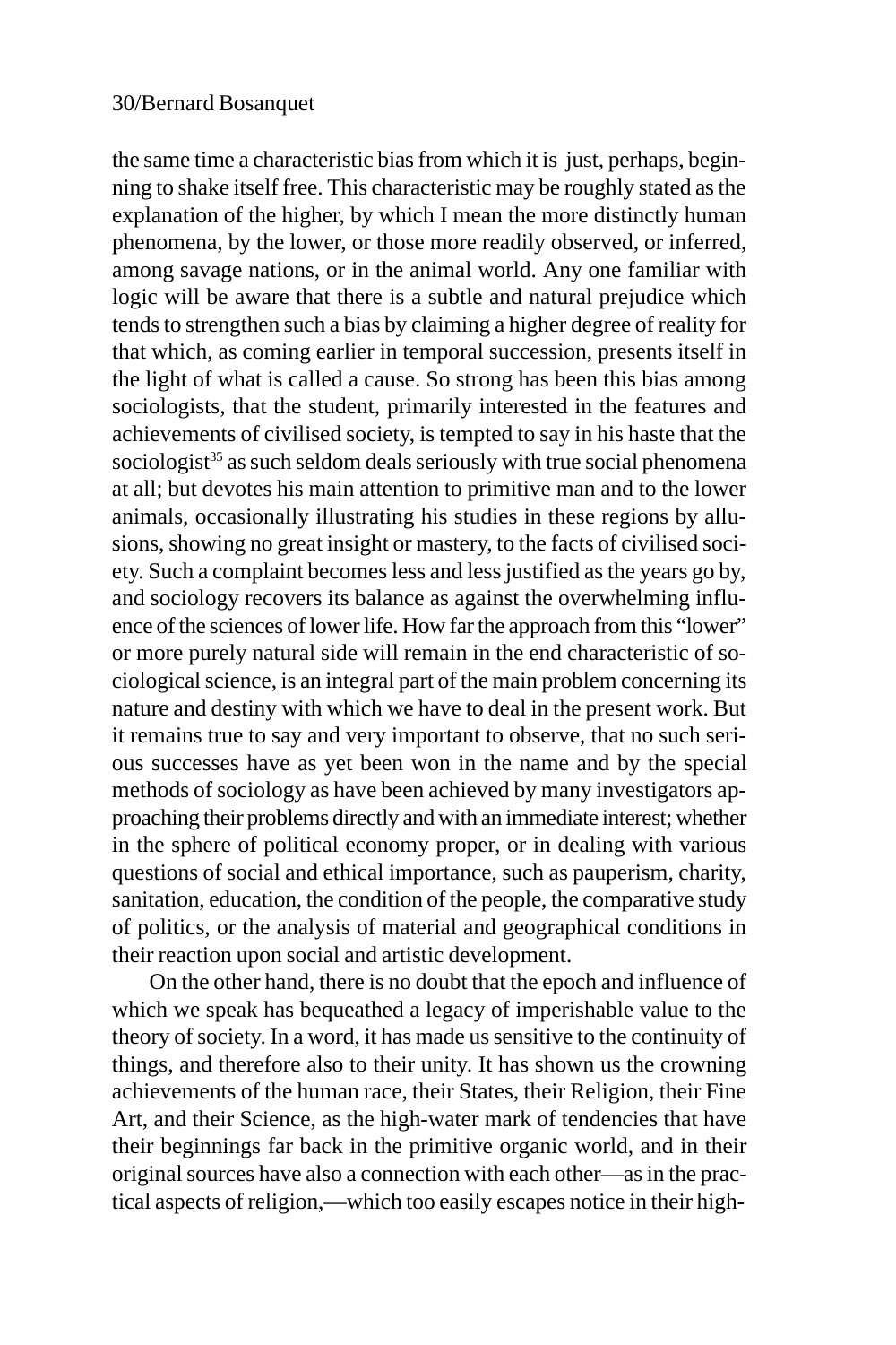the same time a characteristic bias from which it is just, perhaps, beginning to shake itself free. This characteristic may be roughly stated as the explanation of the higher, by which I mean the more distinctly human phenomena, by the lower, or those more readily observed, or inferred, among savage nations, or in the animal world. Any one familiar with logic will be aware that there is a subtle and natural prejudice which tends to strengthen such a bias by claiming a higher degree of reality for that which, as coming earlier in temporal succession, presents itself in the light of what is called a cause. So strong has been this bias among sociologists, that the student, primarily interested in the features and achievements of civilised society, is tempted to say in his haste that the sociologist[35] as such seldom deals seriously with true social phenomena at all; but devotes his main attention to primitive man and to the lower animals, occasionally illustrating his studies in these regions by allusions, showing no great insight or mastery, to the facts of civilised society. Such a complaint becomes less and less justified as the years go by, and sociology recovers its balance as against the overwhelming influence of the sciences of lower life. How far the approach from this "lower" or more purely natural side will remain in the end characteristic of sociological science, is an integral part of the main problem concerning its nature and destiny with which we have to deal in the present work. But it remains true to say and very important to observe, that no such serious successes have as yet been won in the name and by the special methods of sociology as have been achieved by many investigators approaching their problems directly and with an immediate interest; whether in the sphere of political economy proper, or in dealing with various questions of social and ethical importance, such as pauperism, charity, sanitation, education, the condition of the people, the comparative study of politics, or the analysis of material and geographical conditions in their reaction upon social and artistic development.

On the other hand, there is no doubt that the epoch and influence of which we speak has bequeathed a legacy of imperishable value to the theory of society. In a word, it has made us sensitive to the continuity of things, and therefore also to their unity. It has shown us the crowning achievements of the human race, their States, their Religion, their Fine Art, and their Science, as the high-water mark of tendencies that have their beginnings far back in the primitive organic world, and in their original sources have also a connection with each other—as in the practical aspects of religion,—which too easily escapes notice in their high-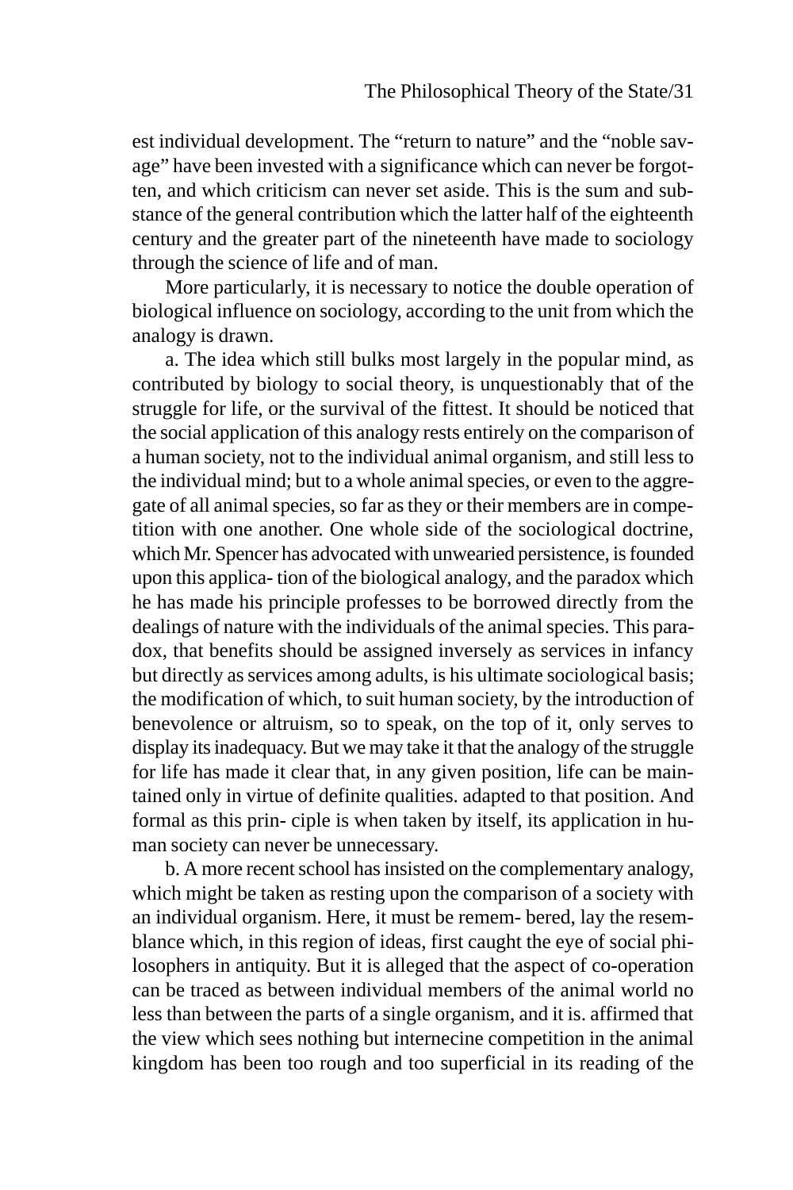est individual development. The "return to nature" and the "noble savage" have been invested with a significance which can never be forgotten, and which criticism can never set aside. This is the sum and substance of the general contribution which the latter half of the eighteenth century and the greater part of the nineteenth have made to sociology through the science of life and of man.

More particularly, it is necessary to notice the double operation of biological influence on sociology, according to the unit from which the analogy is drawn.

a. The idea which still bulks most largely in the popular mind, as contributed by biology to social theory, is unquestionably that of the struggle for life, or the survival of the fittest. It should be noticed that the social application of this analogy rests entirely on the comparison of a human society, not to the individual animal organism, and still less to the individual mind; but to a whole animal species, or even to the aggregate of all animal species, so far as they or their members are in competition with one another. One whole side of the sociological doctrine, which Mr. Spencer has advocated with unwearied persistence, is founded upon this applica- tion of the biological analogy, and the paradox which he has made his principle professes to be borrowed directly from the dealings of nature with the individuals of the animal species. This paradox, that benefits should be assigned inversely as services in infancy but directly as services among adults, is his ultimate sociological basis; the modification of which, to suit human society, by the introduction of benevolence or altruism, so to speak, on the top of it, only serves to display its inadequacy. But we may take it that the analogy of the struggle for life has made it clear that, in any given position, life can be maintained only in virtue of definite qualities. adapted to that position. And formal as this prin- ciple is when taken by itself, its application in human society can never be unnecessary.

b. A more recent school has insisted on the complementary analogy, which might be taken as resting upon the comparison of a society with an individual organism. Here, it must be remem- bered, lay the resemblance which, in this region of ideas, first caught the eye of social philosophers in antiquity. But it is alleged that the aspect of co-operation can be traced as between individual members of the animal world no less than between the parts of a single organism, and it is. affirmed that the view which sees nothing but internecine competition in the animal kingdom has been too rough and too superficial in its reading of the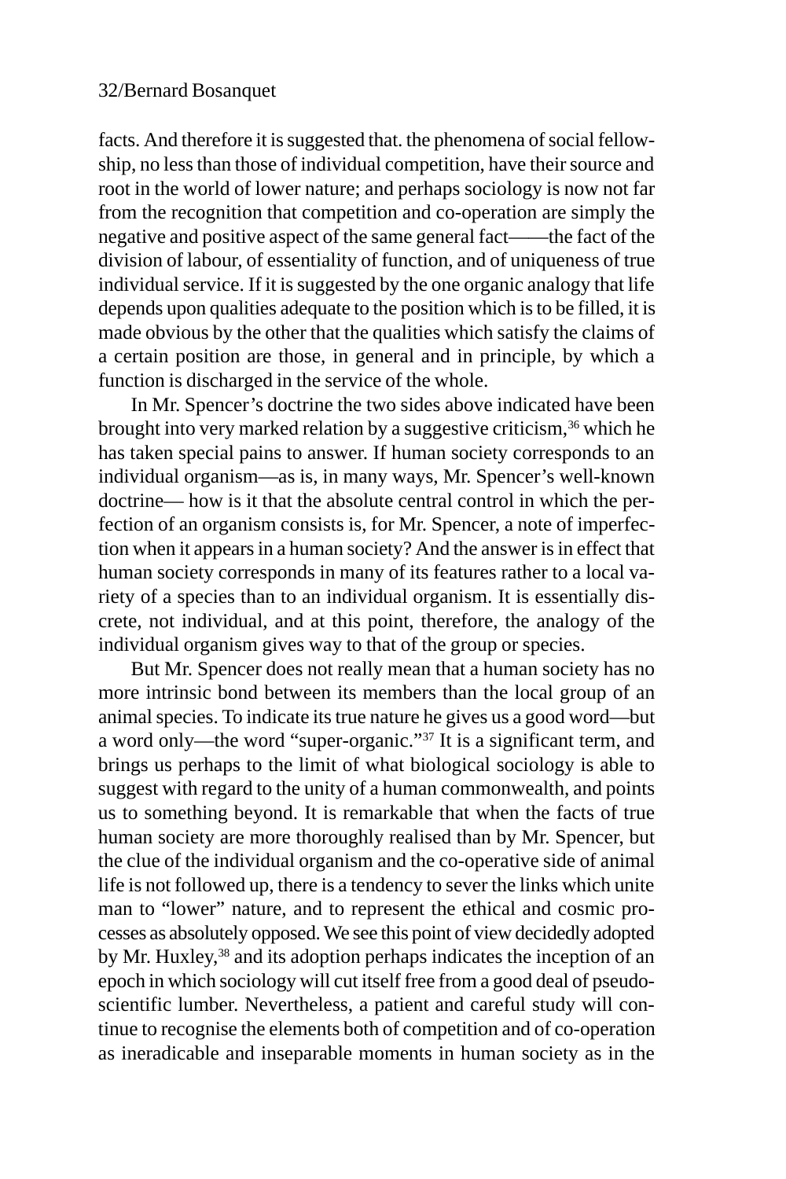facts. And therefore it is suggested that. the phenomena of social fellowship, no less than those of individual competition, have their source and root in the world of lower nature; and perhaps sociology is now not far from the recognition that competition and co-operation are simply the negative and positive aspect of the same general fact——the fact of the division of labour, of essentiality of function, and of uniqueness of true individual service. If it is suggested by the one organic analogy that life depends upon qualities adequate to the position which is to be filled, it is made obvious by the other that the qualities which satisfy the claims of a certain position are those, in general and in principle, by which a function is discharged in the service of the whole.

In Mr. Spencer's doctrine the two sides above indicated have been brought into very marked relation by a suggestive criticism,[36] which he has taken special pains to answer. If human society corresponds to an individual organism—as is, in many ways, Mr. Spencer's well-known doctrine— how is it that the absolute central control in which the perfection of an organism consists is, for Mr. Spencer, a note of imperfection when it appears in a human society? And the answer is in effect that human society corresponds in many of its features rather to a local variety of a species than to an individual organism. It is essentially discrete, not individual, and at this point, therefore, the analogy of the individual organism gives way to that of the group or species.

But Mr. Spencer does not really mean that a human society has no more intrinsic bond between its members than the local group of an animal species. To indicate its true nature he gives us a good word—but a word only—the word "super-organic."[37] It is a significant term, and brings us perhaps to the limit of what biological sociology is able to suggest with regard to the unity of a human commonwealth, and points us to something beyond. It is remarkable that when the facts of true human society are more thoroughly realised than by Mr. Spencer, but the clue of the individual organism and the co-operative side of animal life is not followed up, there is a tendency to sever the links which unite man to "lower" nature, and to represent the ethical and cosmic processes as absolutely opposed. We see this point of view decidedly adopted by Mr. Huxley,[38] and its adoption perhaps indicates the inception of an epoch in which sociology will cut itself free from a good deal of pseudo-scientific lumber. Nevertheless, a patient and careful study will continue to recognise the elements both of competition and of co-operation as ineradicable and inseparable moments in human society as in the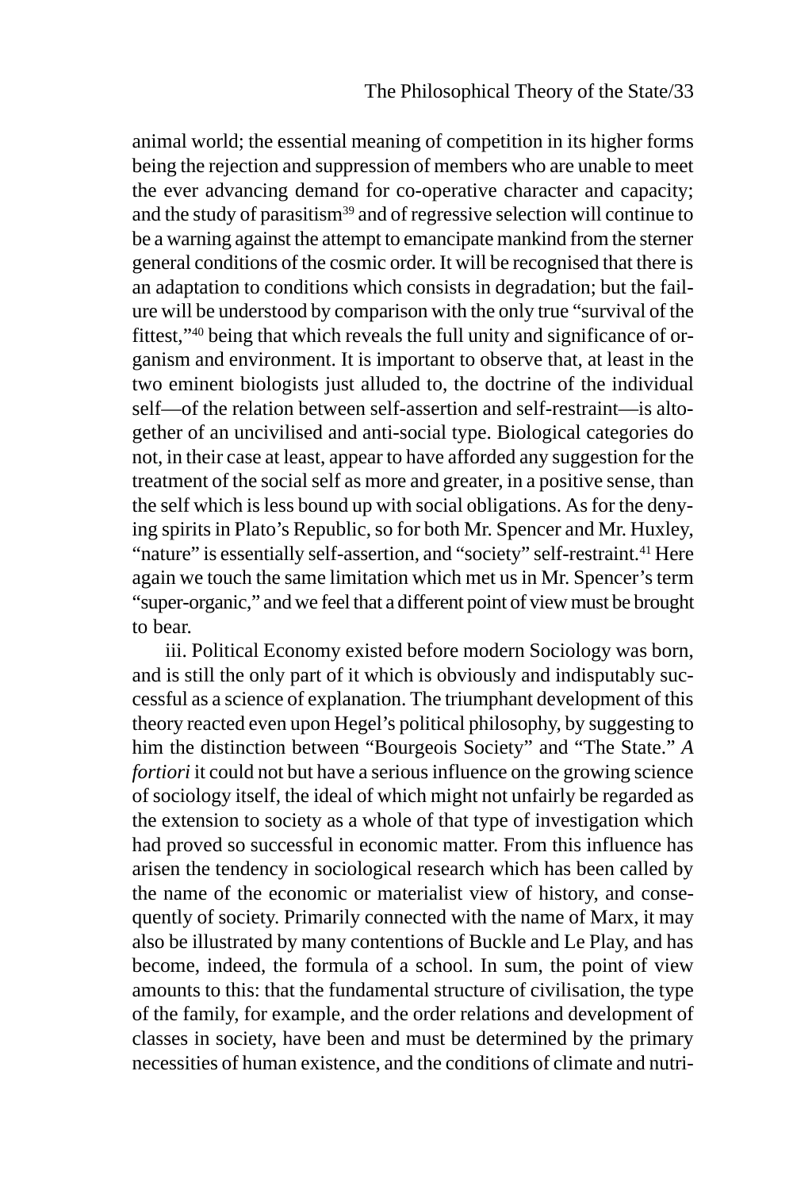animal world; the essential meaning of competition in its higher forms being the rejection and suppression of members who are unable to meet the ever advancing demand for co-operative character and capacity; and the study of parasitism[39] and of regressive selection will continue to be a warning against the attempt to emancipate mankind from the sterner general conditions of the cosmic order. It will be recognised that there is an adaptation to conditions which consists in degradation; but the failure will be understood by comparison with the only true "survival of the fittest,"[40] being that which reveals the full unity and significance of organism and environment. It is important to observe that, at least in the two eminent biologists just alluded to, the doctrine of the individual self—of the relation between self-assertion and self-restraint—is altogether of an uncivilised and anti-social type. Biological categories do not, in their case at least, appear to have afforded any suggestion for the treatment of the social self as more and greater, in a positive sense, than the self which is less bound up with social obligations. As for the denying spirits in Plato's Republic, so for both Mr. Spencer and Mr. Huxley, "nature" is essentially self-assertion, and "society" self-restraint.[41] Here again we touch the same limitation which met us in Mr. Spencer's term "super-organic," and we feel that a different point of view must be brought to bear.

iii. Political Economy existed before modern Sociology was born, and is still the only part of it which is obviously and indisputably successful as a science of explanation. The triumphant development of this theory reacted even upon Hegel's political philosophy, by suggesting to him the distinction between "Bourgeois Society" and "The State." *A fortiori* it could not but have a serious influence on the growing science of sociology itself, the ideal of which might not unfairly be regarded as the extension to society as a whole of that type of investigation which had proved so successful in economic matter. From this influence has arisen the tendency in sociological research which has been called by the name of the economic or materialist view of history, and consequently of society. Primarily connected with the name of Marx, it may also be illustrated by many contentions of Buckle and Le Play, and has become, indeed, the formula of a school. In sum, the point of view amounts to this: that the fundamental structure of civilisation, the type of the family, for example, and the order relations and development of classes in society, have been and must be determined by the primary necessities of human existence, and the conditions of climate and nutri-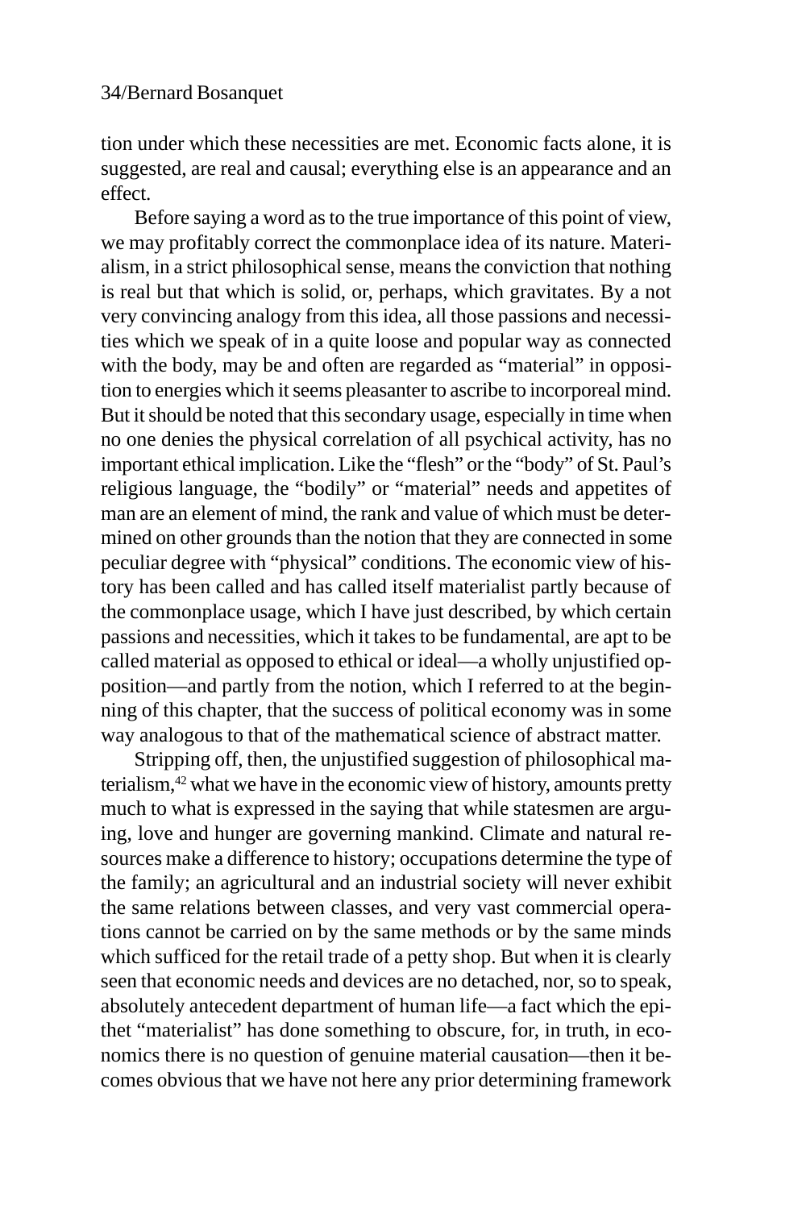tion under which these necessities are met. Economic facts alone, it is suggested, are real and causal; everything else is an appearance and an effect.

Before saying a word as to the true importance of this point of view, we may profitably correct the commonplace idea of its nature. Materialism, in a strict philosophical sense, means the conviction that nothing is real but that which is solid, or, perhaps, which gravitates. By a not very convincing analogy from this idea, all those passions and necessities which we speak of in a quite loose and popular way as connected with the body, may be and often are regarded as "material" in opposition to energies which it seems pleasanter to ascribe to incorporeal mind. But it should be noted that this secondary usage, especially in time when no one denies the physical correlation of all psychical activity, has no important ethical implication. Like the "flesh" or the "body" of St. Paul's religious language, the "bodily" or "material" needs and appetites of man are an element of mind, the rank and value of which must be determined on other grounds than the notion that they are connected in some peculiar degree with "physical" conditions. The economic view of history has been called and has called itself materialist partly because of the commonplace usage, which I have just described, by which certain passions and necessities, which it takes to be fundamental, are apt to be called material as opposed to ethical or ideal—a wholly unjustified opposition—and partly from the notion, which I referred to at the beginning of this chapter, that the success of political economy was in some way analogous to that of the mathematical science of abstract matter.

Stripping off, then, the unjustified suggestion of philosophical materialism,[42] what we have in the economic view of history, amounts pretty much to what is expressed in the saying that while statesmen are arguing, love and hunger are governing mankind. Climate and natural resources make a difference to history; occupations determine the type of the family; an agricultural and an industrial society will never exhibit the same relations between classes, and very vast commercial operations cannot be carried on by the same methods or by the same minds which sufficed for the retail trade of a petty shop. But when it is clearly seen that economic needs and devices are no detached, nor, so to speak, absolutely antecedent department of human life—a fact which the epithet "materialist" has done something to obscure, for, in truth, in economics there is no question of genuine material causation—then it becomes obvious that we have not here any prior determining framework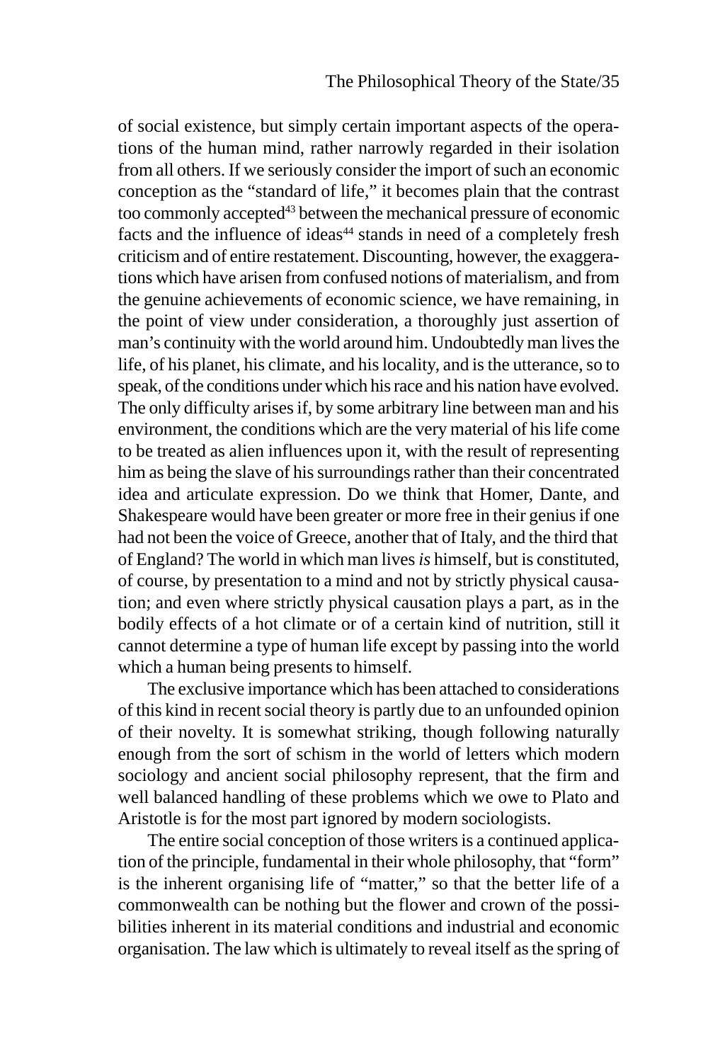of social existence, but simply certain important aspects of the operations of the human mind, rather narrowly regarded in their isolation from all others. If we seriously consider the import of such an economic conception as the "standard of life," it becomes plain that the contrast too commonly accepted[43] between the mechanical pressure of economic facts and the influence of ideas[44] stands in need of a completely fresh criticism and of entire restatement. Discounting, however, the exaggerations which have arisen from confused notions of materialism, and from the genuine achievements of economic science, we have remaining, in the point of view under consideration, a thoroughly just assertion of man's continuity with the world around him. Undoubtedly man lives the life, of his planet, his climate, and his locality, and is the utterance, so to speak, of the conditions under which his race and his nation have evolved. The only difficulty arises if, by some arbitrary line between man and his environment, the conditions which are the very material of his life come to be treated as alien influences upon it, with the result of representing him as being the slave of his surroundings rather than their concentrated idea and articulate expression. Do we think that Homer, Dante, and Shakespeare would have been greater or more free in their genius if one had not been the voice of Greece, another that of Italy, and the third that of England? The world in which man lives *is* himself, but is constituted, of course, by presentation to a mind and not by strictly physical causation; and even where strictly physical causation plays a part, as in the bodily effects of a hot climate or of a certain kind of nutrition, still it cannot determine a type of human life except by passing into the world which a human being presents to himself.

The exclusive importance which has been attached to considerations of this kind in recent social theory is partly due to an unfounded opinion of their novelty. It is somewhat striking, though following naturally enough from the sort of schism in the world of letters which modern sociology and ancient social philosophy represent, that the firm and well balanced handling of these problems which we owe to Plato and Aristotle is for the most part ignored by modern sociologists.

The entire social conception of those writers is a continued application of the principle, fundamental in their whole philosophy, that "form" is the inherent organising life of "matter," so that the better life of a commonwealth can be nothing but the flower and crown of the possibilities inherent in its material conditions and industrial and economic organisation. The law which is ultimately to reveal itself as the spring of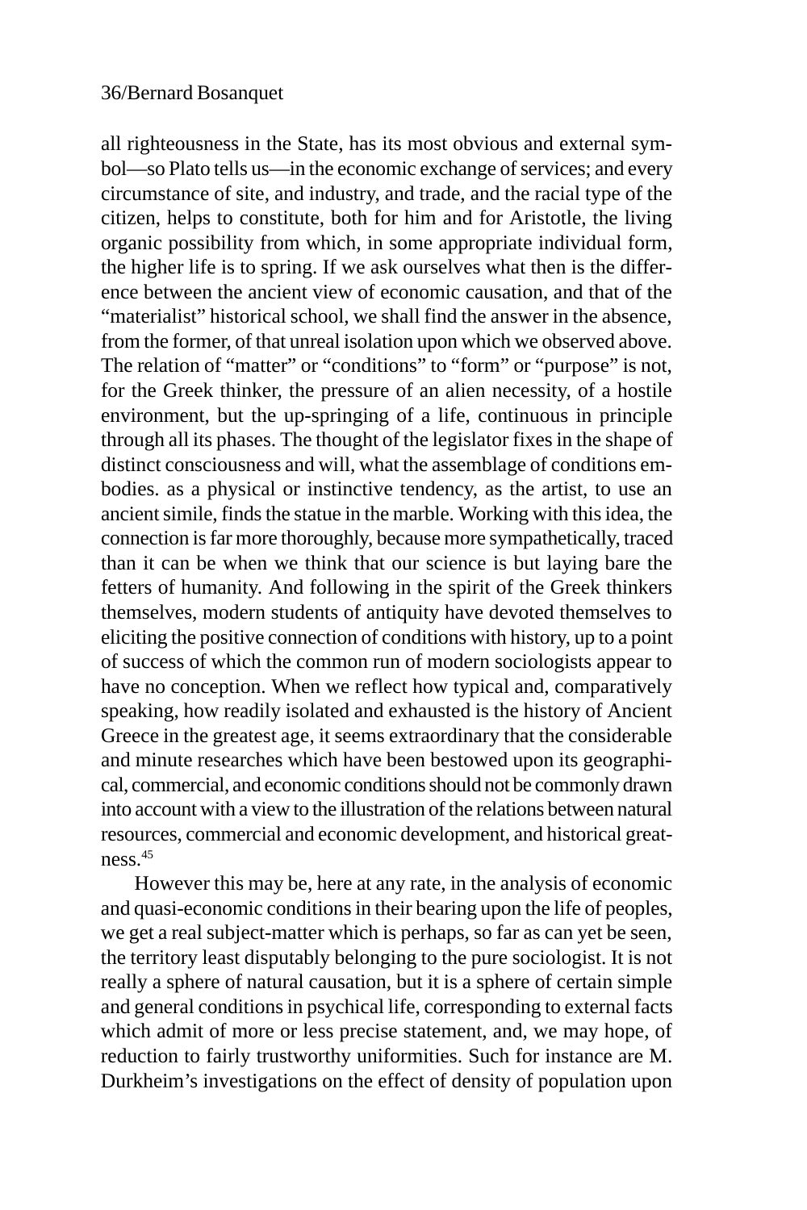all righteousness in the State, has its most obvious and external symbol—so Plato tells us—in the economic exchange of services; and every circumstance of site, and industry, and trade, and the racial type of the citizen, helps to constitute, both for him and for Aristotle, the living organic possibility from which, in some appropriate individual form, the higher life is to spring. If we ask ourselves what then is the difference between the ancient view of economic causation, and that of the "materialist" historical school, we shall find the answer in the absence, from the former, of that unreal isolation upon which we observed above. The relation of "matter" or "conditions" to "form" or "purpose" is not, for the Greek thinker, the pressure of an alien necessity, of a hostile environment, but the up-springing of a life, continuous in principle through all its phases. The thought of the legislator fixes in the shape of distinct consciousness and will, what the assemblage of conditions embodies. as a physical or instinctive tendency, as the artist, to use an ancient simile, finds the statue in the marble. Working with this idea, the connection is far more thoroughly, because more sympathetically, traced than it can be when we think that our science is but laying bare the fetters of humanity. And following in the spirit of the Greek thinkers themselves, modern students of antiquity have devoted themselves to eliciting the positive connection of conditions with history, up to a point of success of which the common run of modern sociologists appear to have no conception. When we reflect how typical and, comparatively speaking, how readily isolated and exhausted is the history of Ancient Greece in the greatest age, it seems extraordinary that the considerable and minute researches which have been bestowed upon its geographical, commercial, and economic conditions should not be commonly drawn into account with a view to the illustration of the relations between natural resources, commercial and economic development, and historical greatness.[45]

However this may be, here at any rate, in the analysis of economic and quasi-economic conditions in their bearing upon the life of peoples, we get a real subject-matter which is perhaps, so far as can yet be seen, the territory least disputably belonging to the pure sociologist. It is not really a sphere of natural causation, but it is a sphere of certain simple and general conditions in psychical life, corresponding to external facts which admit of more or less precise statement, and, we may hope, of reduction to fairly trustworthy uniformities. Such for instance are M. Durkheim's investigations on the effect of density of population upon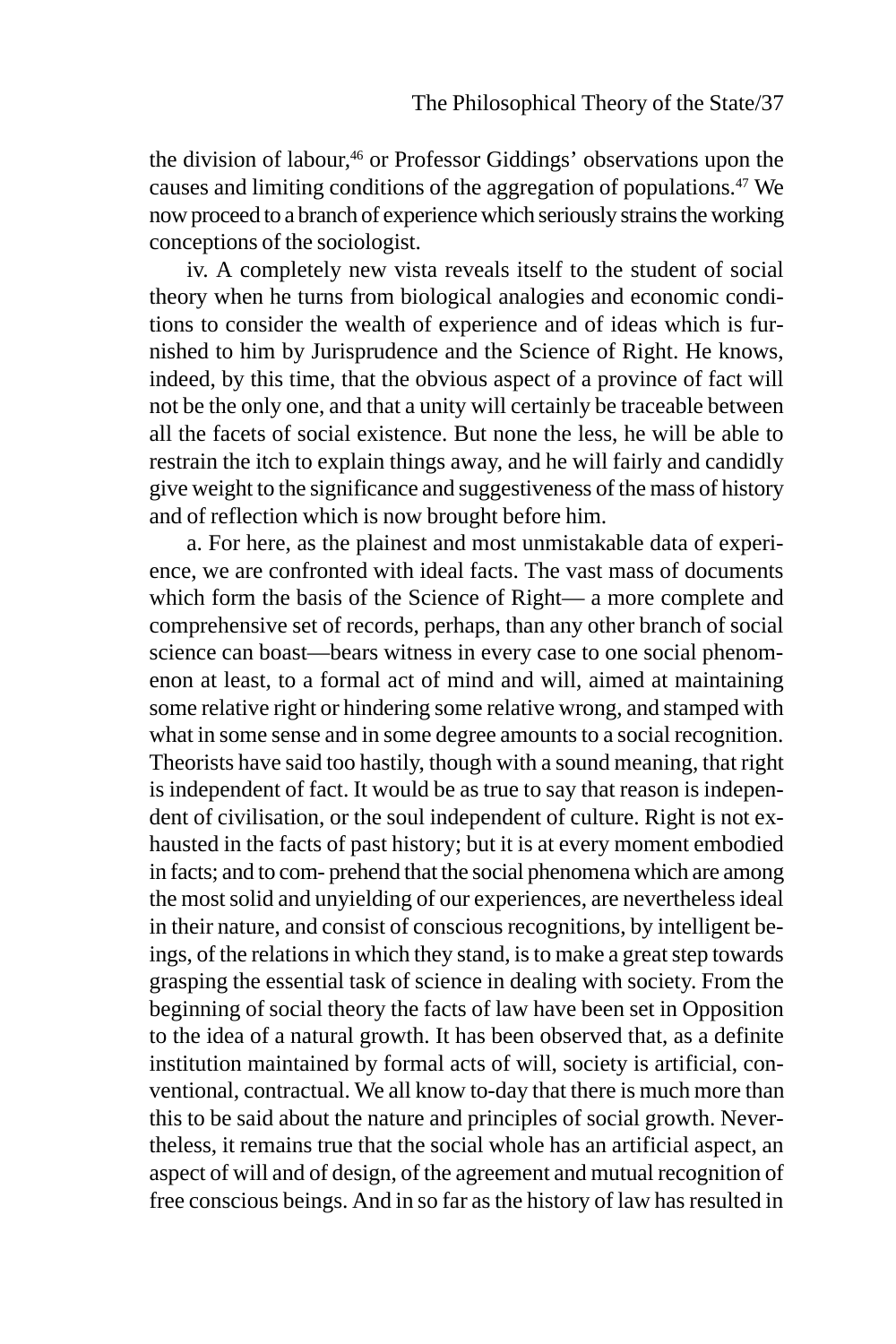the division of labour,[46] or Professor Giddings' observations upon the causes and limiting conditions of the aggregation of populations.[47] We now proceed to a branch of experience which seriously strains the working conceptions of the sociologist.

iv. A completely new vista reveals itself to the student of social theory when he turns from biological analogies and economic conditions to consider the wealth of experience and of ideas which is furnished to him by Jurisprudence and the Science of Right. He knows, indeed, by this time, that the obvious aspect of a province of fact will not be the only one, and that a unity will certainly be traceable between all the facets of social existence. But none the less, he will be able to restrain the itch to explain things away, and he will fairly and candidly give weight to the significance and suggestiveness of the mass of history and of reflection which is now brought before him.

a. For here, as the plainest and most unmistakable data of experience, we are confronted with ideal facts. The vast mass of documents which form the basis of the Science of Right— a more complete and comprehensive set of records, perhaps, than any other branch of social science can boast—bears witness in every case to one social phenomenon at least, to a formal act of mind and will, aimed at maintaining some relative right or hindering some relative wrong, and stamped with what in some sense and in some degree amounts to a social recognition. Theorists have said too hastily, though with a sound meaning, that right is independent of fact. It would be as true to say that reason is independent of civilisation, or the soul independent of culture. Right is not exhausted in the facts of past history; but it is at every moment embodied in facts; and to comprehend that the social phenomena which are among the most solid and unyielding of our experiences, are nevertheless ideal in their nature, and consist of conscious recognitions, by intelligent beings, of the relations in which they stand, is to make a great step towards grasping the essential task of science in dealing with society. From the beginning of social theory the facts of law have been set in Opposition to the idea of a natural growth. It has been observed that, as a definite institution maintained by formal acts of will, society is artificial, conventional, contractual. We all know to-day that there is much more than this to be said about the nature and principles of social growth. Nevertheless, it remains true that the social whole has an artificial aspect, an aspect of will and of design, of the agreement and mutual recognition of free conscious beings. And in so far as the history of law has resulted in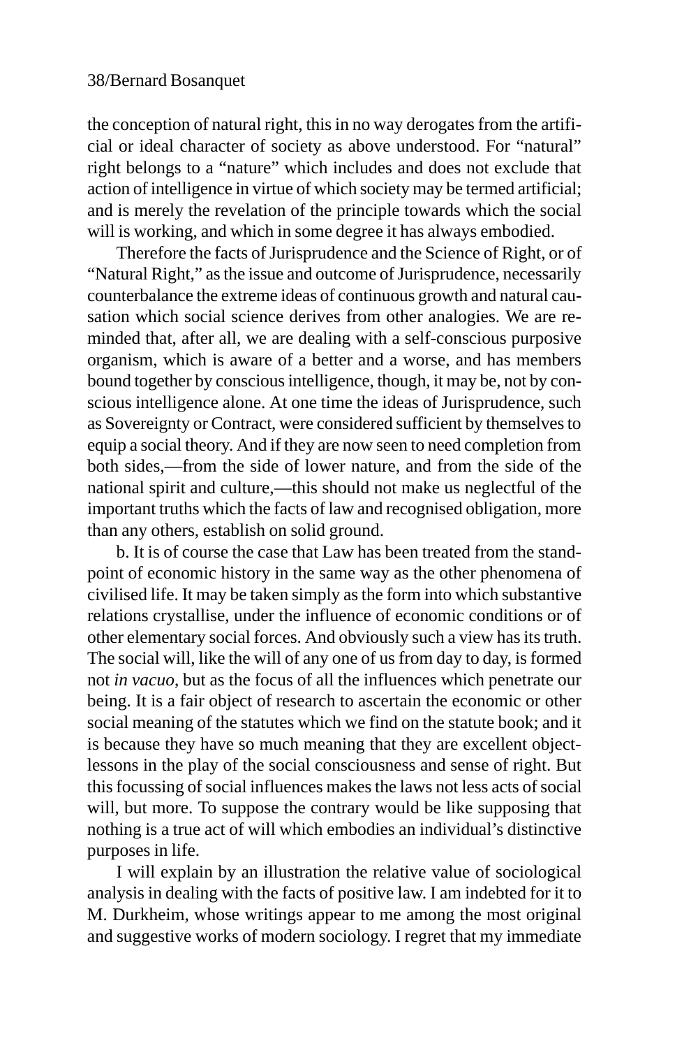the conception of natural right, this in no way derogates from the artificial or ideal character of society as above understood. For "natural" right belongs to a "nature" which includes and does not exclude that action of intelligence in virtue of which society may be termed artificial; and is merely the revelation of the principle towards which the social will is working, and which in some degree it has always embodied.

Therefore the facts of Jurisprudence and the Science of Right, or of "Natural Right," as the issue and outcome of Jurisprudence, necessarily counterbalance the extreme ideas of continuous growth and natural causation which social science derives from other analogies. We are reminded that, after all, we are dealing with a self-conscious purposive organism, which is aware of a better and a worse, and has members bound together by conscious intelligence, though, it may be, not by conscious intelligence alone. At one time the ideas of Jurisprudence, such as Sovereignty or Contract, were considered sufficient by themselves to equip a social theory. And if they are now seen to need completion from both sides,—from the side of lower nature, and from the side of the national spirit and culture,—this should not make us neglectful of the important truths which the facts of law and recognised obligation, more than any others, establish on solid ground.

b. It is of course the case that Law has been treated from the standpoint of economic history in the same way as the other phenomena of civilised life. It may be taken simply as the form into which substantive relations crystallise, under the influence of economic conditions or of other elementary social forces. And obviously such a view has its truth. The social will, like the will of any one of us from day to day, is formed not *in vacuo*, but as the focus of all the influences which penetrate our being. It is a fair object of research to ascertain the economic or other social meaning of the statutes which we find on the statute book; and it is because they have so much meaning that they are excellent object-lessons in the play of the social consciousness and sense of right. But this focussing of social influences makes the laws not less acts of social will, but more. To suppose the contrary would be like supposing that nothing is a true act of will which embodies an individual's distinctive purposes in life.

I will explain by an illustration the relative value of sociological analysis in dealing with the facts of positive law. I am indebted for it to M. Durkheim, whose writings appear to me among the most original and suggestive works of modern sociology. I regret that my immediate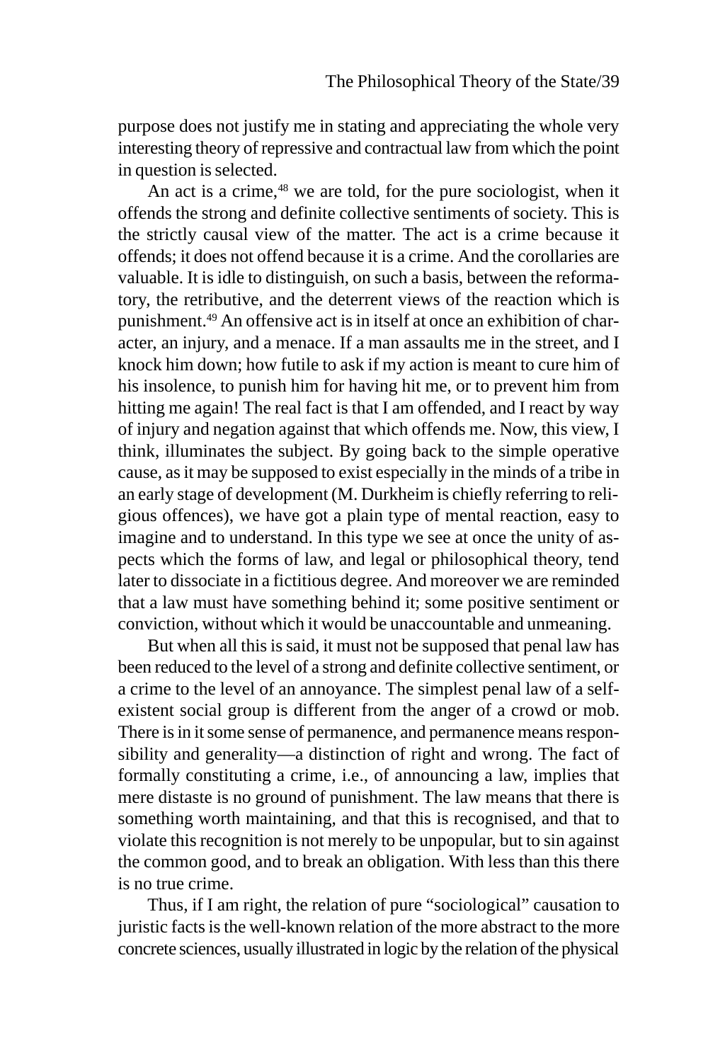purpose does not justify me in stating and appreciating the whole very interesting theory of repressive and contractual law from which the point in question is selected.

An act is a crime,[48] we are told, for the pure sociologist, when it offends the strong and definite collective sentiments of society. This is the strictly causal view of the matter. The act is a crime because it offends; it does not offend because it is a crime. And the corollaries are valuable. It is idle to distinguish, on such a basis, between the reformatory, the retributive, and the deterrent views of the reaction which is punishment.[49] An offensive act is in itself at once an exhibition of character, an injury, and a menace. If a man assaults me in the street, and I knock him down; how futile to ask if my action is meant to cure him of his insolence, to punish him for having hit me, or to prevent him from hitting me again! The real fact is that I am offended, and I react by way of injury and negation against that which offends me. Now, this view, I think, illuminates the subject. By going back to the simple operative cause, as it may be supposed to exist especially in the minds of a tribe in an early stage of development (M. Durkheim is chiefly referring to religious offences), we have got a plain type of mental reaction, easy to imagine and to understand. In this type we see at once the unity of aspects which the forms of law, and legal or philosophical theory, tend later to dissociate in a fictitious degree. And moreover we are reminded that a law must have something behind it; some positive sentiment or conviction, without which it would be unaccountable and unmeaning.

But when all this is said, it must not be supposed that penal law has been reduced to the level of a strong and definite collective sentiment, or a crime to the level of an annoyance. The simplest penal law of a self-existent social group is different from the anger of a crowd or mob. There is in it some sense of permanence, and permanence means responsibility and generality—a distinction of right and wrong. The fact of formally constituting a crime, i.e., of announcing a law, implies that mere distaste is no ground of punishment. The law means that there is something worth maintaining, and that this is recognised, and that to violate this recognition is not merely to be unpopular, but to sin against the common good, and to break an obligation. With less than this there is no true crime.

Thus, if I am right, the relation of pure "sociological" causation to juristic facts is the well-known relation of the more abstract to the more concrete sciences, usually illustrated in logic by the relation of the physical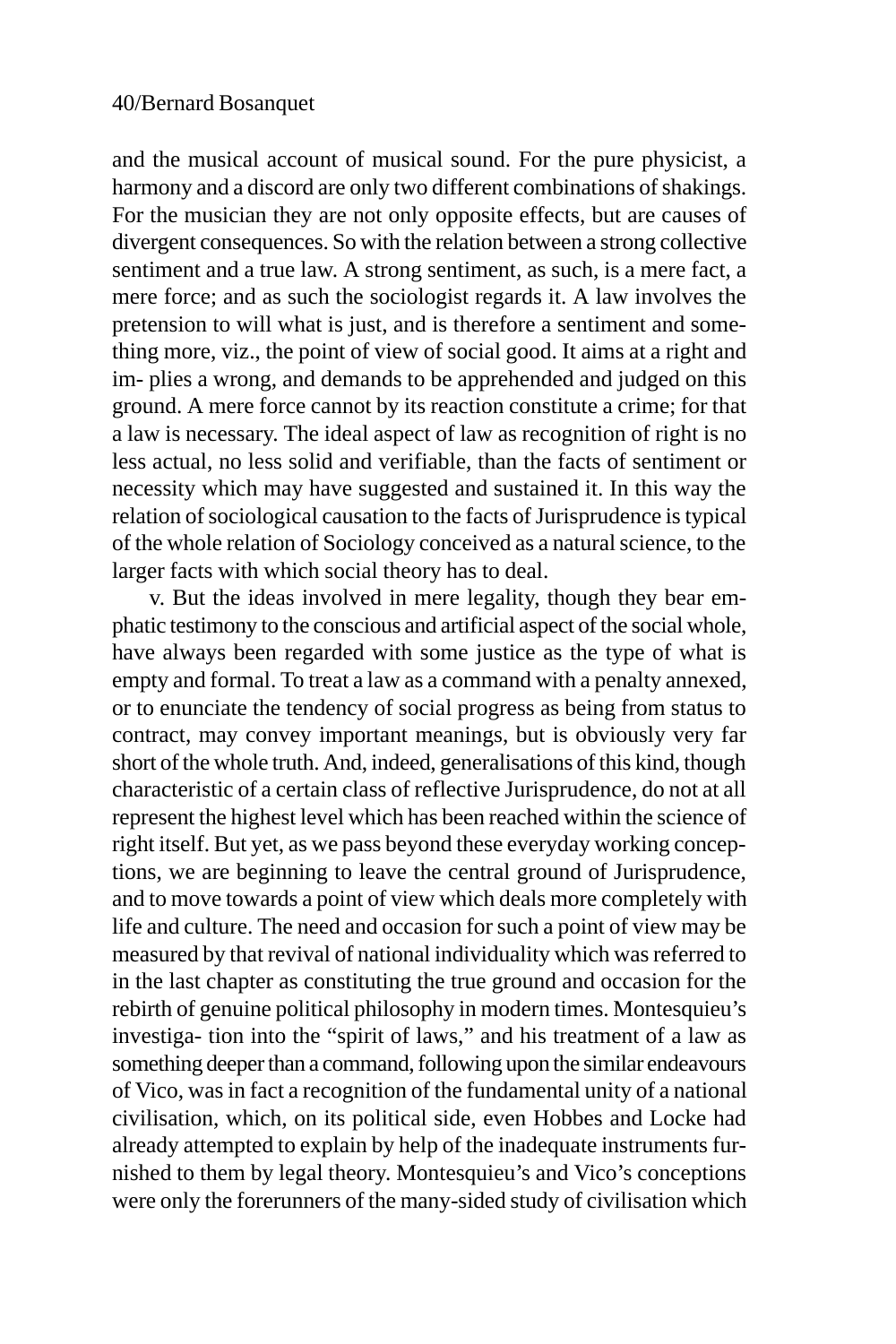and the musical account of musical sound. For the pure physicist, a harmony and a discord are only two different combinations of shakings. For the musician they are not only opposite effects, but are causes of divergent consequences. So with the relation between a strong collective sentiment and a true law. A strong sentiment, as such, is a mere fact, a mere force; and as such the sociologist regards it. A law involves the pretension to will what is just, and is therefore a sentiment and something more, viz., the point of view of social good. It aims at a right and implies a wrong, and demands to be apprehended and judged on this ground. A mere force cannot by its reaction constitute a crime; for that a law is necessary. The ideal aspect of law as recognition of right is no less actual, no less solid and verifiable, than the facts of sentiment or necessity which may have suggested and sustained it. In this way the relation of sociological causation to the facts of Jurisprudence is typical of the whole relation of Sociology conceived as a natural science, to the larger facts with which social theory has to deal.

v. But the ideas involved in mere legality, though they bear emphatic testimony to the conscious and artificial aspect of the social whole, have always been regarded with some justice as the type of what is empty and formal. To treat a law as a command with a penalty annexed, or to enunciate the tendency of social progress as being from status to contract, may convey important meanings, but is obviously very far short of the whole truth. And, indeed, generalisations of this kind, though characteristic of a certain class of reflective Jurisprudence, do not at all represent the highest level which has been reached within the science of right itself. But yet, as we pass beyond these everyday working conceptions, we are beginning to leave the central ground of Jurisprudence, and to move towards a point of view which deals more completely with life and culture. The need and occasion for such a point of view may be measured by that revival of national individuality which was referred to in the last chapter as constituting the true ground and occasion for the rebirth of genuine political philosophy in modern times. Montesquieu's investigation into the "spirit of laws," and his treatment of a law as something deeper than a command, following upon the similar endeavours of Vico, was in fact a recognition of the fundamental unity of a national civilisation, which, on its political side, even Hobbes and Locke had already attempted to explain by help of the inadequate instruments furnished to them by legal theory. Montesquieu's and Vico's conceptions were only the forerunners of the many-sided study of civilisation which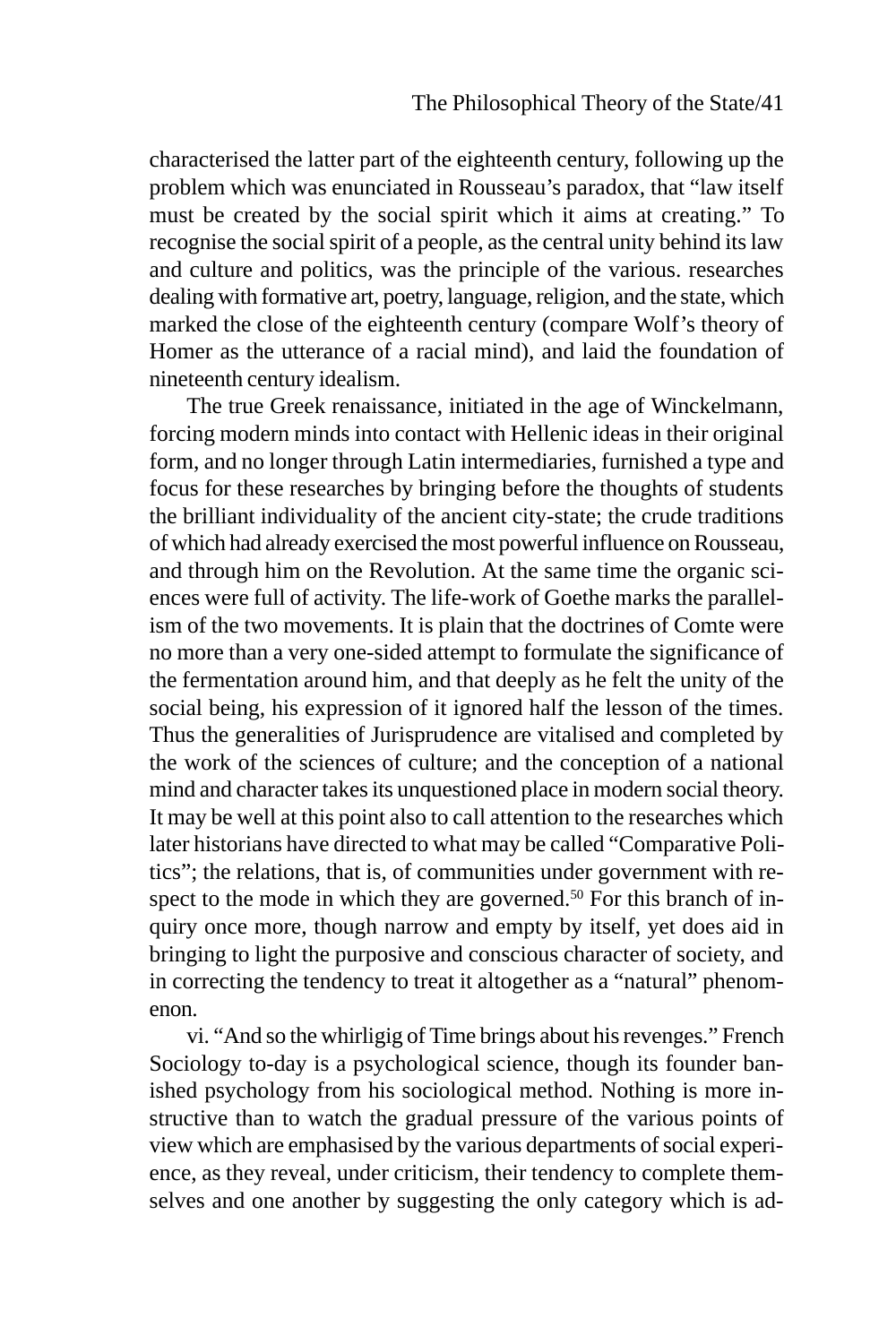characterised the latter part of the eighteenth century, following up the problem which was enunciated in Rousseau's paradox, that "law itself must be created by the social spirit which it aims at creating." To recognise the social spirit of a people, as the central unity behind its law and culture and politics, was the principle of the various. researches dealing with formative art, poetry, language, religion, and the state, which marked the close of the eighteenth century (compare Wolf's theory of Homer as the utterance of a racial mind), and laid the foundation of nineteenth century idealism.

The true Greek renaissance, initiated in the age of Winckelmann, forcing modern minds into contact with Hellenic ideas in their original form, and no longer through Latin intermediaries, furnished a type and focus for these researches by bringing before the thoughts of students the brilliant individuality of the ancient city-state; the crude traditions of which had already exercised the most powerful influence on Rousseau, and through him on the Revolution. At the same time the organic sciences were full of activity. The life-work of Goethe marks the parallelism of the two movements. It is plain that the doctrines of Comte were no more than a very one-sided attempt to formulate the significance of the fermentation around him, and that deeply as he felt the unity of the social being, his expression of it ignored half the lesson of the times. Thus the generalities of Jurisprudence are vitalised and completed by the work of the sciences of culture; and the conception of a national mind and character takes its unquestioned place in modern social theory. It may be well at this point also to call attention to the researches which later historians have directed to what may be called "Comparative Politics"; the relations, that is, of communities under government with respect to the mode in which they are governed.[50] For this branch of inquiry once more, though narrow and empty by itself, yet does aid in bringing to light the purposive and conscious character of society, and in correcting the tendency to treat it altogether as a "natural" phenomenon.

vi. "And so the whirligig of Time brings about his revenges." French Sociology to-day is a psychological science, though its founder banished psychology from his sociological method. Nothing is more instructive than to watch the gradual pressure of the various points of view which are emphasised by the various departments of social experience, as they reveal, under criticism, their tendency to complete themselves and one another by suggesting the only category which is ad-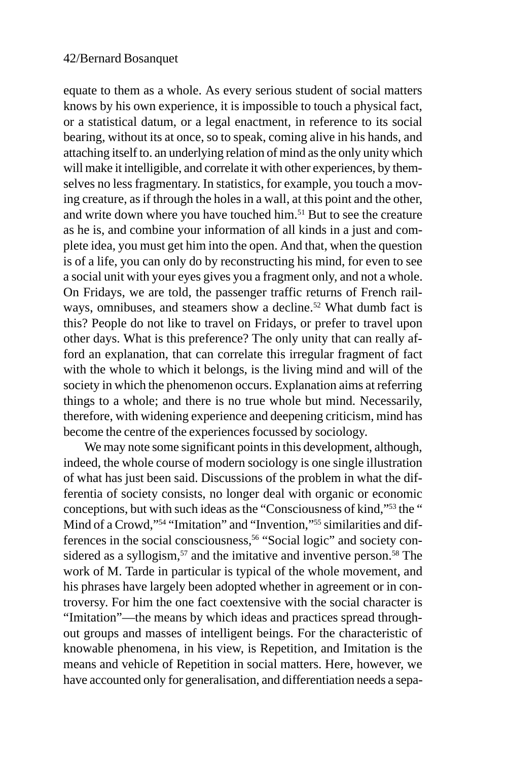equate to them as a whole. As every serious student of social matters knows by his own experience, it is impossible to touch a physical fact, or a statistical datum, or a legal enactment, in reference to its social bearing, without its at once, so to speak, coming alive in his hands, and attaching itself to. an underlying relation of mind as the only unity which will make it intelligible, and correlate it with other experiences, by themselves no less fragmentary. In statistics, for example, you touch a moving creature, as if through the holes in a wall, at this point and the other, and write down where you have touched him.[51] But to see the creature as he is, and combine your information of all kinds in a just and complete idea, you must get him into the open. And that, when the question is of a life, you can only do by reconstructing his mind, for even to see a social unit with your eyes gives you a fragment only, and not a whole. On Fridays, we are told, the passenger traffic returns of French railways, omnibuses, and steamers show a decline.[52] What dumb fact is this? People do not like to travel on Fridays, or prefer to travel upon other days. What is this preference? The only unity that can really afford an explanation, that can correlate this irregular fragment of fact with the whole to which it belongs, is the living mind and will of the society in which the phenomenon occurs. Explanation aims at referring things to a whole; and there is no true whole but mind. Necessarily, therefore, with widening experience and deepening criticism, mind has become the centre of the experiences focussed by sociology.

We may note some significant points in this development, although, indeed, the whole course of modern sociology is one single illustration of what has just been said. Discussions of the problem in what the differentia of society consists, no longer deal with organic or economic conceptions, but with such ideas as the "Consciousness of kind,"[53] the " Mind of a Crowd,"[54] "Imitation" and "Invention,"[55] similarities and differences in the social consciousness,[56] "Social logic" and society considered as a syllogism,[57] and the imitative and inventive person.[58] The work of M. Tarde in particular is typical of the whole movement, and his phrases have largely been adopted whether in agreement or in controversy. For him the one fact coextensive with the social character is "Imitation"—the means by which ideas and practices spread throughout groups and masses of intelligent beings. For the characteristic of knowable phenomena, in his view, is Repetition, and Imitation is the means and vehicle of Repetition in social matters. Here, however, we have accounted only for generalisation, and differentiation needs a sepa-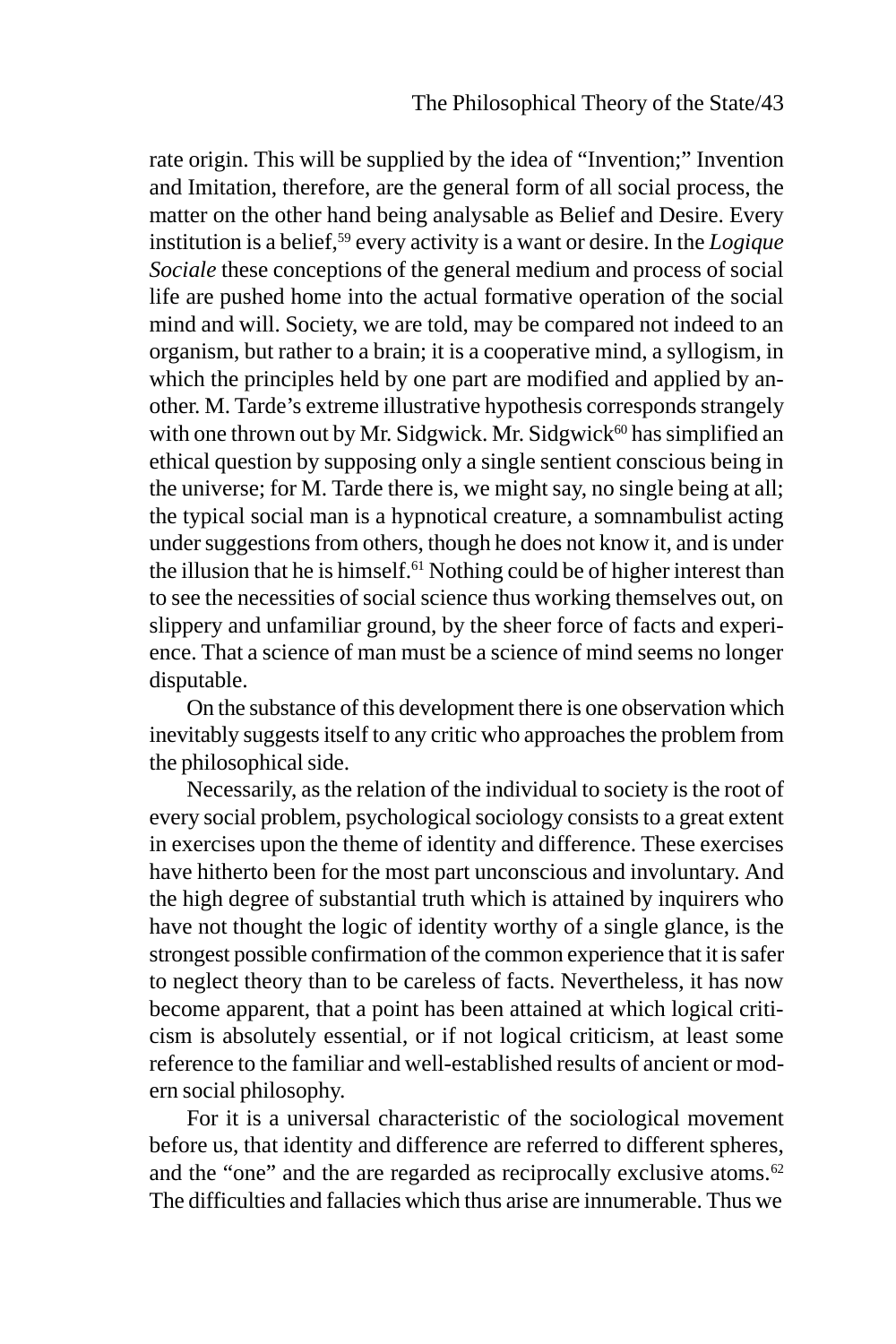rate origin. This will be supplied by the idea of "Invention;" Invention and Imitation, therefore, are the general form of all social process, the matter on the other hand being analysable as Belief and Desire. Every institution is a belief,[59] every activity is a want or desire. In the *Logique Sociale* these conceptions of the general medium and process of social life are pushed home into the actual formative operation of the social mind and will. Society, we are told, may be compared not indeed to an organism, but rather to a brain; it is a cooperative mind, a syllogism, in which the principles held by one part are modified and applied by another. M. Tarde's extreme illustrative hypothesis corresponds strangely with one thrown out by Mr. Sidgwick. Mr. Sidgwick[60] has simplified an ethical question by supposing only a single sentient conscious being in the universe; for M. Tarde there is, we might say, no single being at all; the typical social man is a hypnotical creature, a somnambulist acting under suggestions from others, though he does not know it, and is under the illusion that he is himself.[61] Nothing could be of higher interest than to see the necessities of social science thus working themselves out, on slippery and unfamiliar ground, by the sheer force of facts and experience. That a science of man must be a science of mind seems no longer disputable.

On the substance of this development there is one observation which inevitably suggests itself to any critic who approaches the problem from the philosophical side.

Necessarily, as the relation of the individual to society is the root of every social problem, psychological sociology consists to a great extent in exercises upon the theme of identity and difference. These exercises have hitherto been for the most part unconscious and involuntary. And the high degree of substantial truth which is attained by inquirers who have not thought the logic of identity worthy of a single glance, is the strongest possible confirmation of the common experience that it is safer to neglect theory than to be careless of facts. Nevertheless, it has now become apparent, that a point has been attained at which logical criticism is absolutely essential, or if not logical criticism, at least some reference to the familiar and well-established results of ancient or modern social philosophy.

For it is a universal characteristic of the sociological movement before us, that identity and difference are referred to different spheres, and the "one" and the are regarded as reciprocally exclusive atoms.[62] The difficulties and fallacies which thus arise are innumerable. Thus we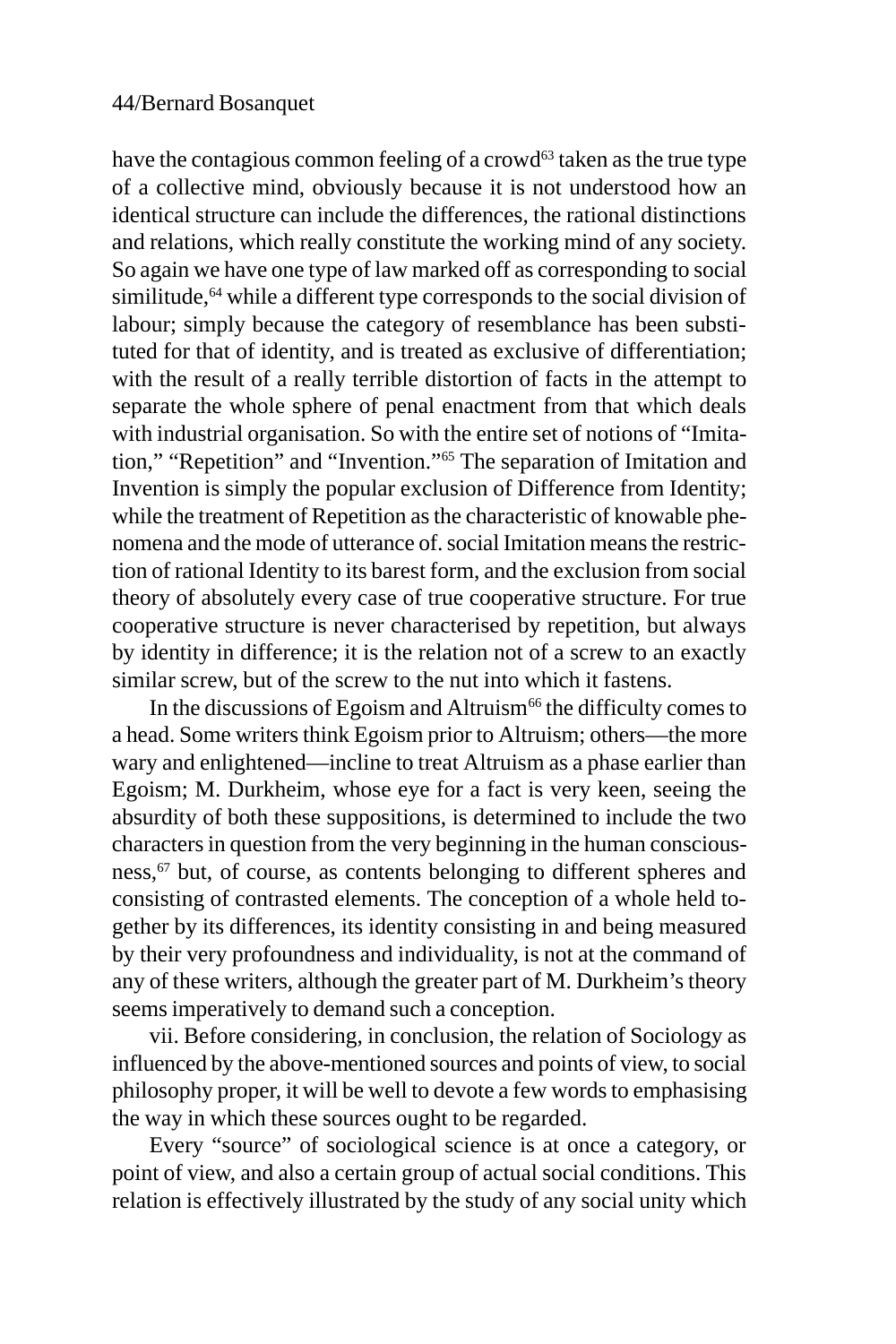have the contagious common feeling of a crowd[63] taken as the true type of a collective mind, obviously because it is not understood how an identical structure can include the differences, the rational distinctions and relations, which really constitute the working mind of any society. So again we have one type of law marked off as corresponding to social similitude,[64] while a different type corresponds to the social division of labour; simply because the category of resemblance has been substituted for that of identity, and is treated as exclusive of differentiation; with the result of a really terrible distortion of facts in the attempt to separate the whole sphere of penal enactment from that which deals with industrial organisation. So with the entire set of notions of "Imitation," "Repetition" and "Invention."[65] The separation of Imitation and Invention is simply the popular exclusion of Difference from Identity; while the treatment of Repetition as the characteristic of knowable phenomena and the mode of utterance of. social Imitation means the restriction of rational Identity to its barest form, and the exclusion from social theory of absolutely every case of true cooperative structure. For true cooperative structure is never characterised by repetition, but always by identity in difference; it is the relation not of a screw to an exactly similar screw, but of the screw to the nut into which it fastens.

In the discussions of Egoism and Altruism[66] the difficulty comes to a head. Some writers think Egoism prior to Altruism; others—the more wary and enlightened—incline to treat Altruism as a phase earlier than Egoism; M. Durkheim, whose eye for a fact is very keen, seeing the absurdity of both these suppositions, is determined to include the two characters in question from the very beginning in the human consciousness,[67] but, of course, as contents belonging to different spheres and consisting of contrasted elements. The conception of a whole held together by its differences, its identity consisting in and being measured by their very profoundness and individuality, is not at the command of any of these writers, although the greater part of M. Durkheim's theory seems imperatively to demand such a conception.

vii. Before considering, in conclusion, the relation of Sociology as influenced by the above-mentioned sources and points of view, to social philosophy proper, it will be well to devote a few words to emphasising the way in which these sources ought to be regarded.

Every "source" of sociological science is at once a category, or point of view, and also a certain group of actual social conditions. This relation is effectively illustrated by the study of any social unity which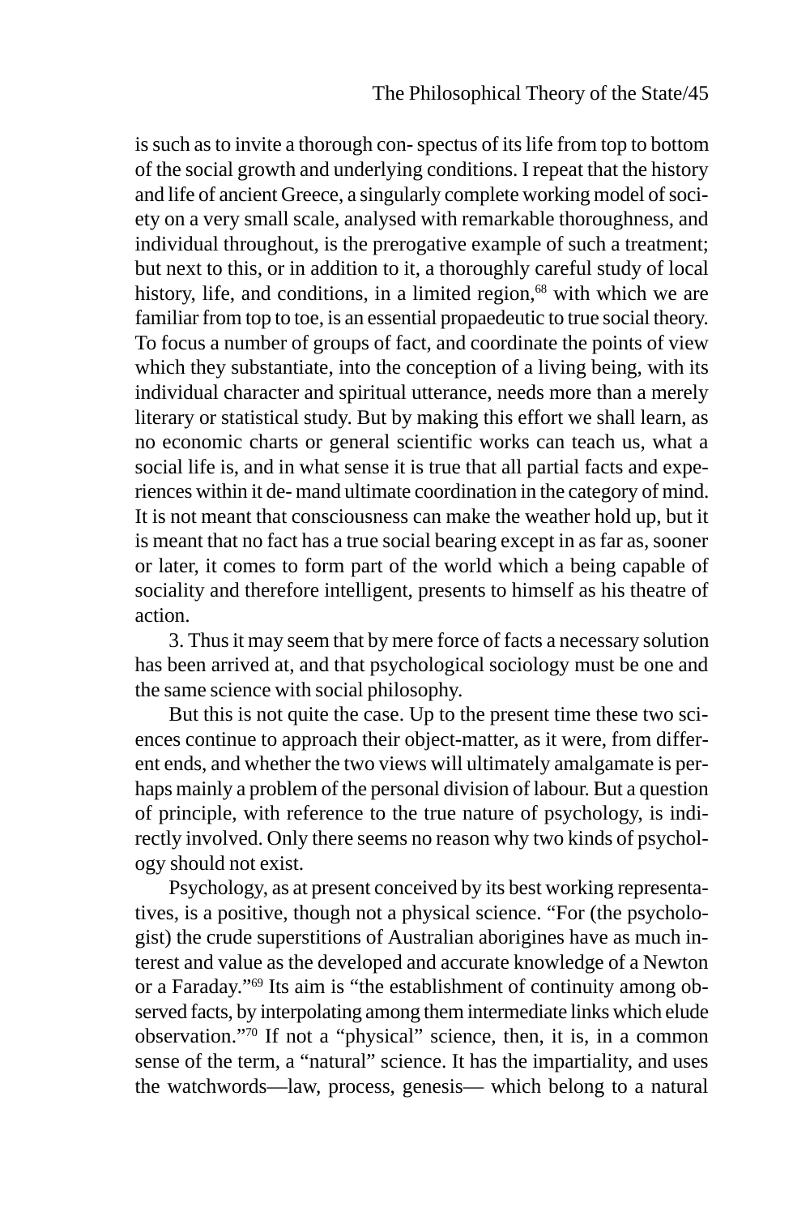is such as to invite a thorough con- spectus of its life from top to bottom of the social growth and underlying conditions. I repeat that the history and life of ancient Greece, a singularly complete working model of society on a very small scale, analysed with remarkable thoroughness, and individual throughout, is the prerogative example of such a treatment; but next to this, or in addition to it, a thoroughly careful study of local history, life, and conditions, in a limited region,[68] with which we are familiar from top to toe, is an essential propaedeutic to true social theory. To focus a number of groups of fact, and coordinate the points of view which they substantiate, into the conception of a living being, with its individual character and spiritual utterance, needs more than a merely literary or statistical study. But by making this effort we shall learn, as no economic charts or general scientific works can teach us, what a social life is, and in what sense it is true that all partial facts and experiences within it de- mand ultimate coordination in the category of mind. It is not meant that consciousness can make the weather hold up, but it is meant that no fact has a true social bearing except in as far as, sooner or later, it comes to form part of the world which a being capable of sociality and therefore intelligent, presents to himself as his theatre of action.

3. Thus it may seem that by mere force of facts a necessary solution has been arrived at, and that psychological sociology must be one and the same science with social philosophy.

But this is not quite the case. Up to the present time these two sciences continue to approach their object-matter, as it were, from different ends, and whether the two views will ultimately amalgamate is perhaps mainly a problem of the personal division of labour. But a question of principle, with reference to the true nature of psychology, is indirectly involved. Only there seems no reason why two kinds of psychology should not exist.

Psychology, as at present conceived by its best working representatives, is a positive, though not a physical science. "For (the psychologist) the crude superstitions of Australian aborigines have as much interest and value as the developed and accurate knowledge of a Newton or a Faraday."[69] Its aim is "the establishment of continuity among observed facts, by interpolating among them intermediate links which elude observation."[70] If not a "physical" science, then, it is, in a common sense of the term, a "natural" science. It has the impartiality, and uses the watchwords—law, process, genesis— which belong to a natural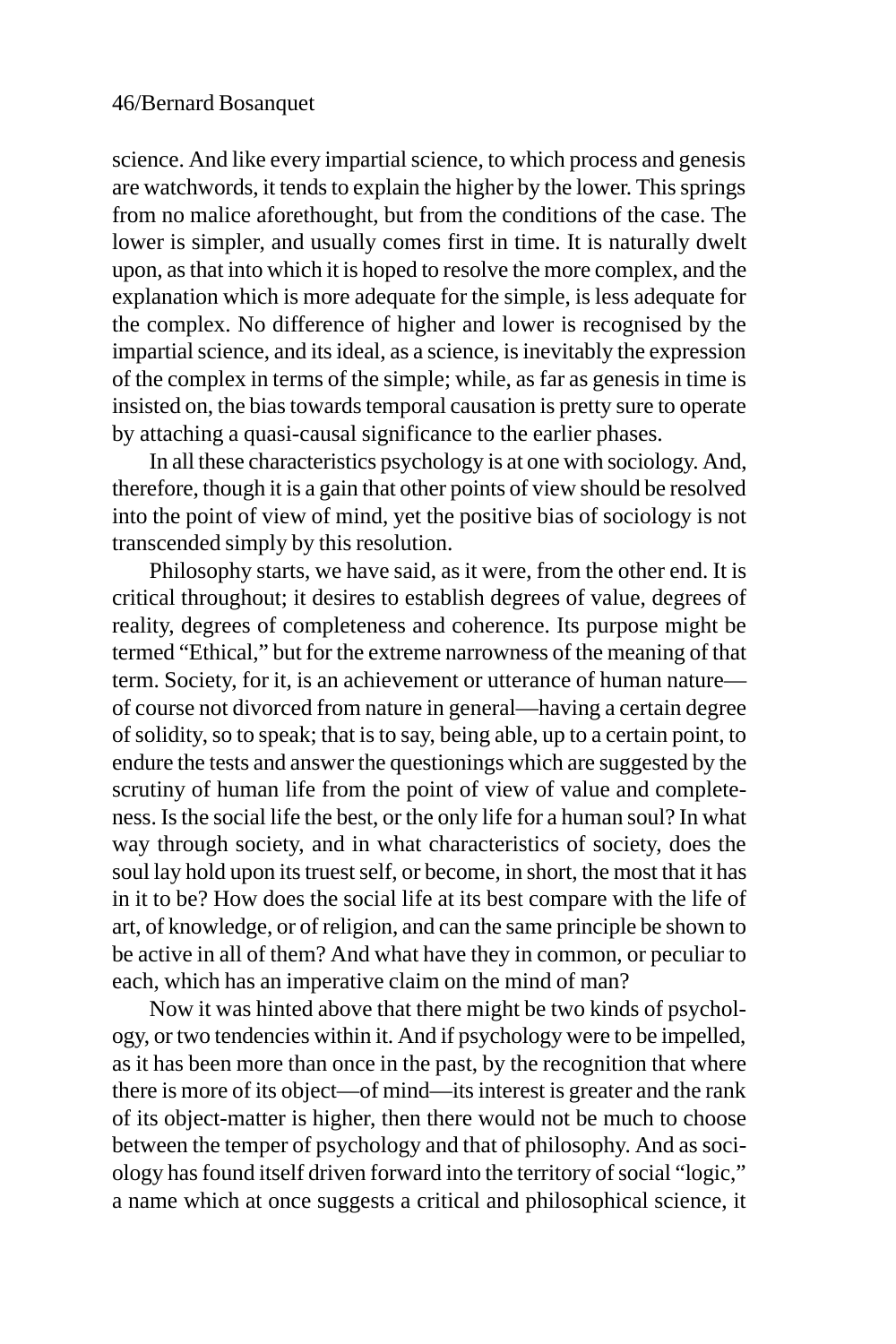science. And like every impartial science, to which process and genesis are watchwords, it tends to explain the higher by the lower. This springs from no malice aforethought, but from the conditions of the case. The lower is simpler, and usually comes first in time. It is naturally dwelt upon, as that into which it is hoped to resolve the more complex, and the explanation which is more adequate for the simple, is less adequate for the complex. No difference of higher and lower is recognised by the impartial science, and its ideal, as a science, is inevitably the expression of the complex in terms of the simple; while, as far as genesis in time is insisted on, the bias towards temporal causation is pretty sure to operate by attaching a quasi-causal significance to the earlier phases.

In all these characteristics psychology is at one with sociology. And, therefore, though it is a gain that other points of view should be resolved into the point of view of mind, yet the positive bias of sociology is not transcended simply by this resolution.

Philosophy starts, we have said, as it were, from the other end. It is critical throughout; it desires to establish degrees of value, degrees of reality, degrees of completeness and coherence. Its purpose might be termed "Ethical," but for the extreme narrowness of the meaning of that term. Society, for it, is an achievement or utterance of human nature—of course not divorced from nature in general—having a certain degree of solidity, so to speak; that is to say, being able, up to a certain point, to endure the tests and answer the questionings which are suggested by the scrutiny of human life from the point of view of value and completeness. Is the social life the best, or the only life for a human soul? In what way through society, and in what characteristics of society, does the soul lay hold upon its truest self, or become, in short, the most that it has in it to be? How does the social life at its best compare with the life of art, of knowledge, or of religion, and can the same principle be shown to be active in all of them? And what have they in common, or peculiar to each, which has an imperative claim on the mind of man?

Now it was hinted above that there might be two kinds of psychology, or two tendencies within it. And if psychology were to be impelled, as it has been more than once in the past, by the recognition that where there is more of its object—of mind—its interest is greater and the rank of its object-matter is higher, then there would not be much to choose between the temper of psychology and that of philosophy. And as sociology has found itself driven forward into the territory of social "logic," a name which at once suggests a critical and philosophical science, it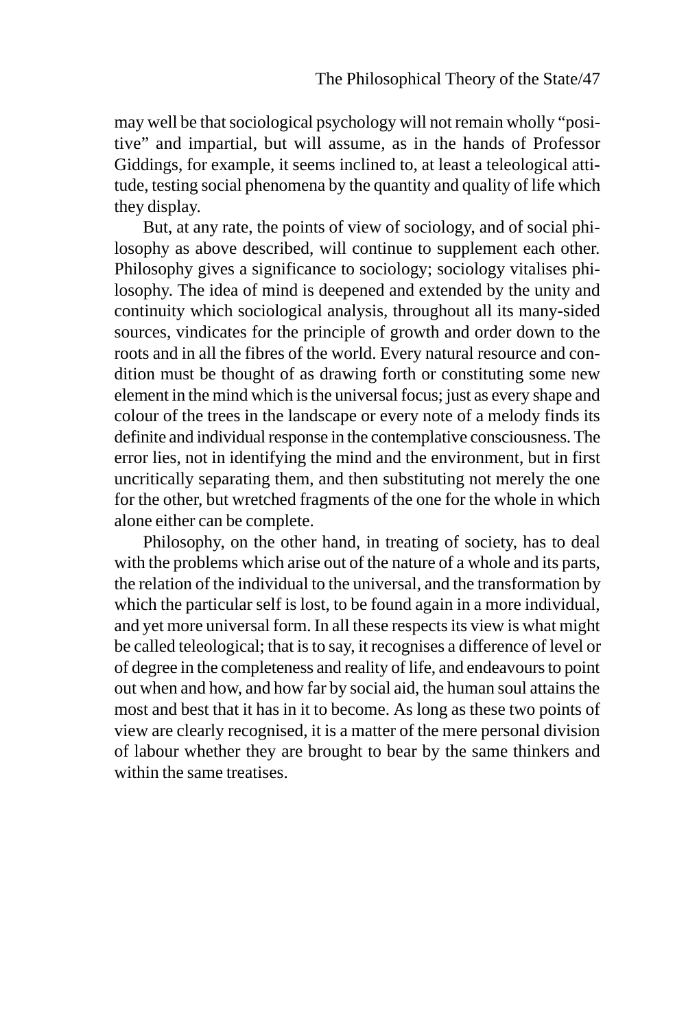may well be that sociological psychology will not remain wholly "positive" and impartial, but will assume, as in the hands of Professor Giddings, for example, it seems inclined to, at least a teleological attitude, testing social phenomena by the quantity and quality of life which they display.

But, at any rate, the points of view of sociology, and of social philosophy as above described, will continue to supplement each other. Philosophy gives a significance to sociology; sociology vitalises philosophy. The idea of mind is deepened and extended by the unity and continuity which sociological analysis, throughout all its many-sided sources, vindicates for the principle of growth and order down to the roots and in all the fibres of the world. Every natural resource and condition must be thought of as drawing forth or constituting some new element in the mind which is the universal focus; just as every shape and colour of the trees in the landscape or every note of a melody finds its definite and individual response in the contemplative consciousness. The error lies, not in identifying the mind and the environment, but in first uncritically separating them, and then substituting not merely the one for the other, but wretched fragments of the one for the whole in which alone either can be complete.

Philosophy, on the other hand, in treating of society, has to deal with the problems which arise out of the nature of a whole and its parts, the relation of the individual to the universal, and the transformation by which the particular self is lost, to be found again in a more individual, and yet more universal form. In all these respects its view is what might be called teleological; that is to say, it recognises a difference of level or of degree in the completeness and reality of life, and endeavours to point out when and how, and how far by social aid, the human soul attains the most and best that it has in it to become. As long as these two points of view are clearly recognised, it is a matter of the mere personal division of labour whether they are brought to bear by the same thinkers and within the same treatises.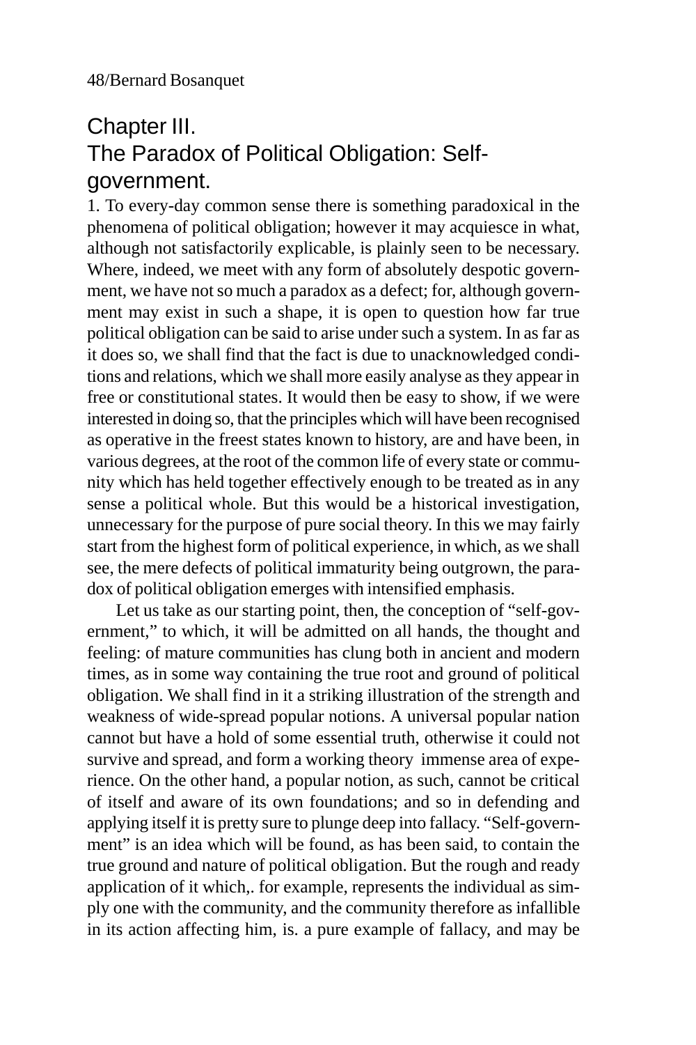## Chapter III.
## The Paradox of Political Obligation: Self-government.

1. To every-day common sense there is something paradoxical in the phenomena of political obligation; however it may acquiesce in what, although not satisfactorily explicable, is plainly seen to be necessary. Where, indeed, we meet with any form of absolutely despotic government, we have not so much a paradox as a defect; for, although government may exist in such a shape, it is open to question how far true political obligation can be said to arise under such a system. In as far as it does so, we shall find that the fact is due to unacknowledged conditions and relations, which we shall more easily analyse as they appear in free or constitutional states. It would then be easy to show, if we were interested in doing so, that the principles which will have been recognised as operative in the freest states known to history, are and have been, in various degrees, at the root of the common life of every state or community which has held together effectively enough to be treated as in any sense a political whole. But this would be a historical investigation, unnecessary for the purpose of pure social theory. In this we may fairly start from the highest form of political experience, in which, as we shall see, the mere defects of political immaturity being outgrown, the paradox of political obligation emerges with intensified emphasis.

Let us take as our starting point, then, the conception of "self-government," to which, it will be admitted on all hands, the thought and feeling: of mature communities has clung both in ancient and modern times, as in some way containing the true root and ground of political obligation. We shall find in it a striking illustration of the strength and weakness of wide-spread popular notions. A universal popular nation cannot but have a hold of some essential truth, otherwise it could not survive and spread, and form a working theory immense area of experience. On the other hand, a popular notion, as such, cannot be critical of itself and aware of its own foundations; and so in defending and applying itself it is pretty sure to plunge deep into fallacy. "Self-government" is an idea which will be found, as has been said, to contain the true ground and nature of political obligation. But the rough and ready application of it which,. for example, represents the individual as simply one with the community, and the community therefore as infallible in its action affecting him, is. a pure example of fallacy, and may be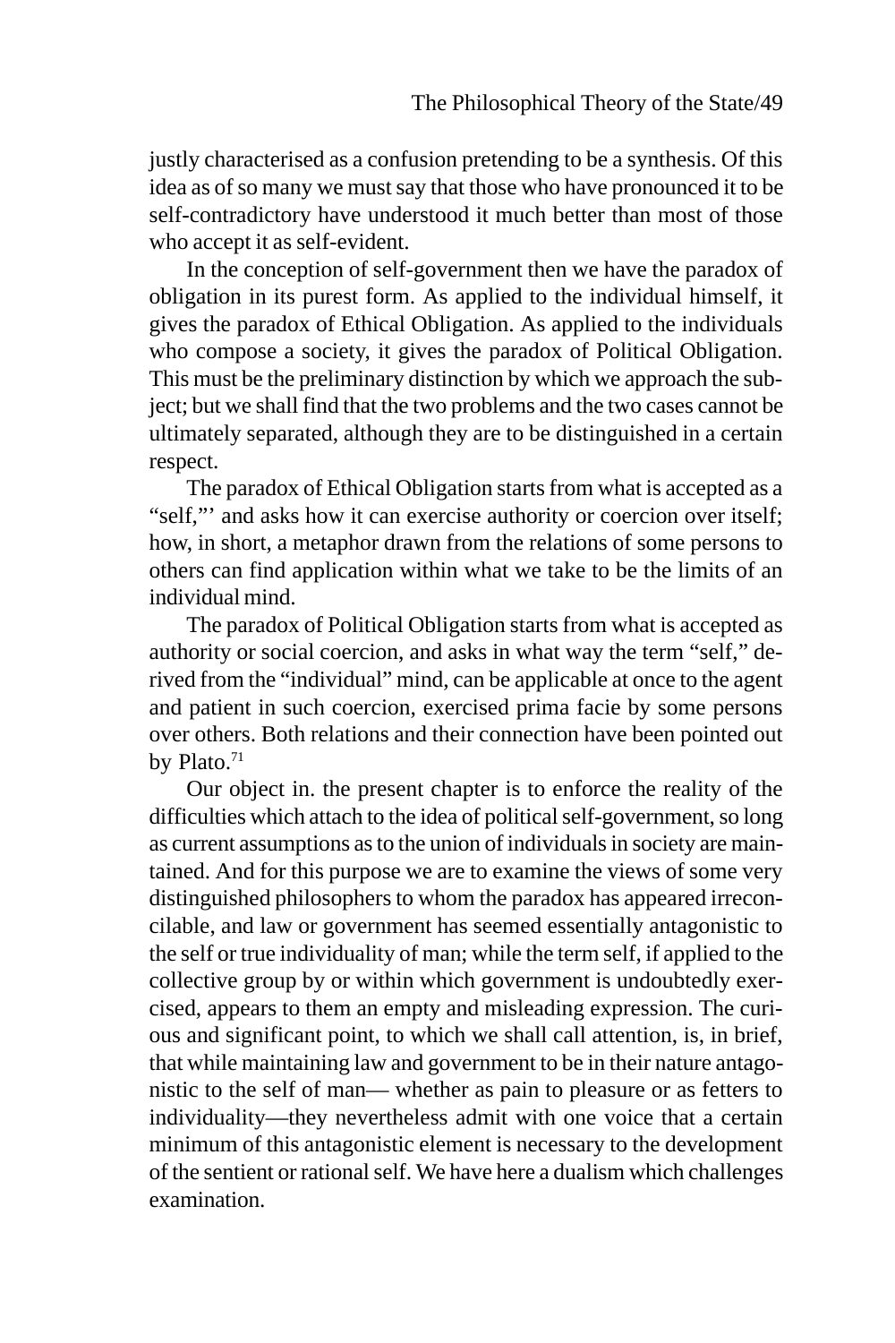justly characterised as a confusion pretending to be a synthesis. Of this idea as of so many we must say that those who have pronounced it to be self-contradictory have understood it much better than most of those who accept it as self-evident.

In the conception of self-government then we have the paradox of obligation in its purest form. As applied to the individual himself, it gives the paradox of Ethical Obligation. As applied to the individuals who compose a society, it gives the paradox of Political Obligation. This must be the preliminary distinction by which we approach the subject; but we shall find that the two problems and the two cases cannot be ultimately separated, although they are to be distinguished in a certain respect.

The paradox of Ethical Obligation starts from what is accepted as a "self,"' and asks how it can exercise authority or coercion over itself; how, in short, a metaphor drawn from the relations of some persons to others can find application within what we take to be the limits of an individual mind.

The paradox of Political Obligation starts from what is accepted as authority or social coercion, and asks in what way the term "self," derived from the "individual" mind, can be applicable at once to the agent and patient in such coercion, exercised prima facie by some persons over others. Both relations and their connection have been pointed out by Plato.[71]

Our object in. the present chapter is to enforce the reality of the difficulties which attach to the idea of political self-government, so long as current assumptions as to the union of individuals in society are maintained. And for this purpose we are to examine the views of some very distinguished philosophers to whom the paradox has appeared irreconcilable, and law or government has seemed essentially antagonistic to the self or true individuality of man; while the term self, if applied to the collective group by or within which government is undoubtedly exercised, appears to them an empty and misleading expression. The curious and significant point, to which we shall call attention, is, in brief, that while maintaining law and government to be in their nature antagonistic to the self of man— whether as pain to pleasure or as fetters to individuality—they nevertheless admit with one voice that a certain minimum of this antagonistic element is necessary to the development of the sentient or rational self. We have here a dualism which challenges examination.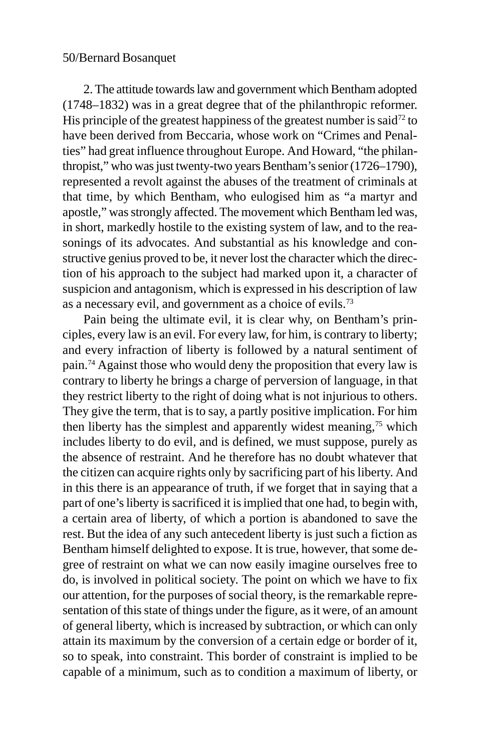2. The attitude towards law and government which Bentham adopted (1748–1832) was in a great degree that of the philanthropic reformer. His principle of the greatest happiness of the greatest number is said[72] to have been derived from Beccaria, whose work on "Crimes and Penalties" had great influence throughout Europe. And Howard, "the philanthropist," who was just twenty-two years Bentham's senior (1726–1790), represented a revolt against the abuses of the treatment of criminals at that time, by which Bentham, who eulogised him as "a martyr and apostle," was strongly affected. The movement which Bentham led was, in short, markedly hostile to the existing system of law, and to the reasonings of its advocates. And substantial as his knowledge and constructive genius proved to be, it never lost the character which the direction of his approach to the subject had marked upon it, a character of suspicion and antagonism, which is expressed in his description of law as a necessary evil, and government as a choice of evils.[73]

Pain being the ultimate evil, it is clear why, on Bentham's principles, every law is an evil. For every law, for him, is contrary to liberty; and every infraction of liberty is followed by a natural sentiment of pain.[74] Against those who would deny the proposition that every law is contrary to liberty he brings a charge of perversion of language, in that they restrict liberty to the right of doing what is not injurious to others. They give the term, that is to say, a partly positive implication. For him then liberty has the simplest and apparently widest meaning,[75] which includes liberty to do evil, and is defined, we must suppose, purely as the absence of restraint. And he therefore has no doubt whatever that the citizen can acquire rights only by sacrificing part of his liberty. And in this there is an appearance of truth, if we forget that in saying that a part of one's liberty is sacrificed it is implied that one had, to begin with, a certain area of liberty, of which a portion is abandoned to save the rest. But the idea of any such antecedent liberty is just such a fiction as Bentham himself delighted to expose. It is true, however, that some degree of restraint on what we can now easily imagine ourselves free to do, is involved in political society. The point on which we have to fix our attention, for the purposes of social theory, is the remarkable representation of this state of things under the figure, as it were, of an amount of general liberty, which is increased by subtraction, or which can only attain its maximum by the conversion of a certain edge or border of it, so to speak, into constraint. This border of constraint is implied to be capable of a minimum, such as to condition a maximum of liberty, or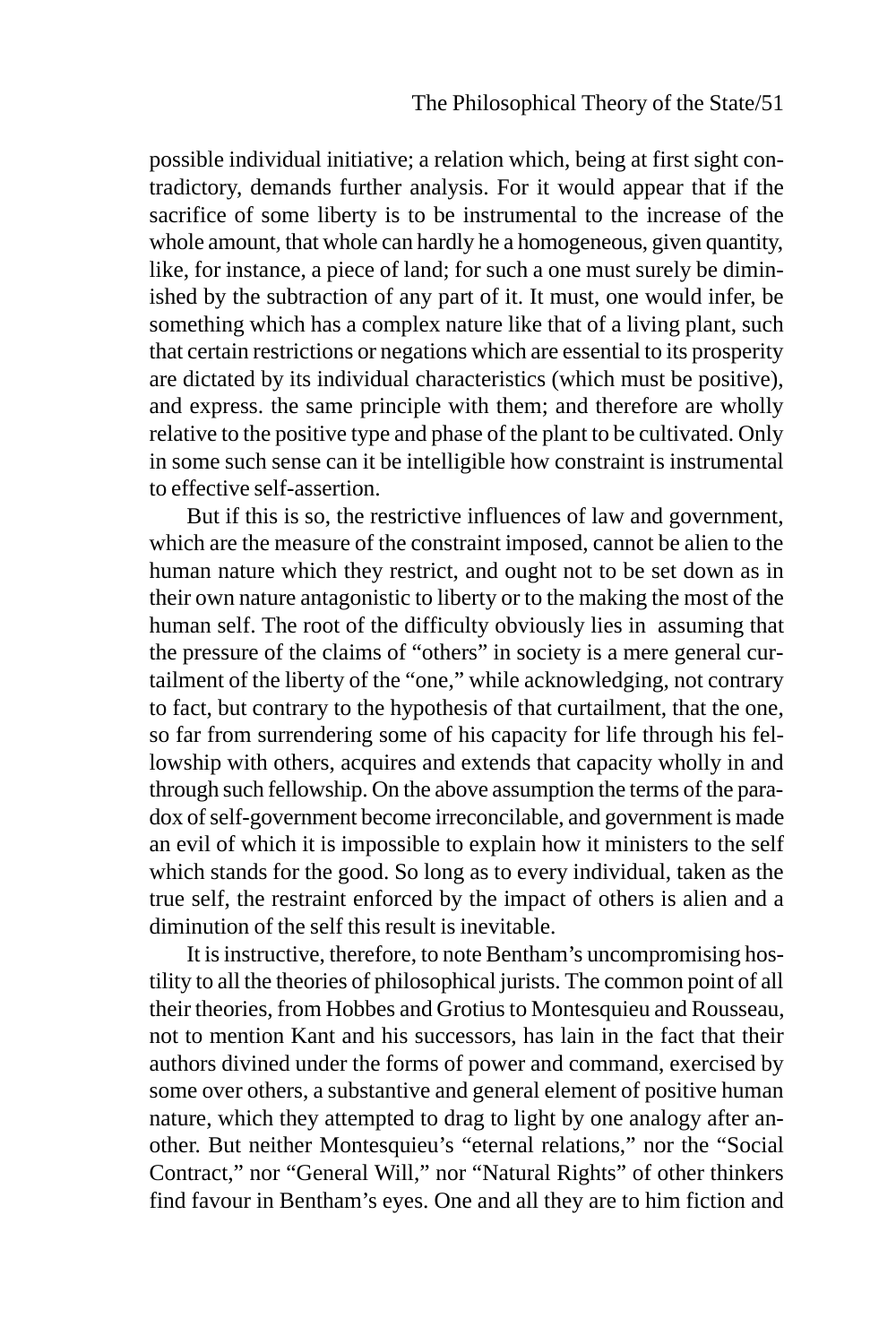possible individual initiative; a relation which, being at first sight contradictory, demands further analysis. For it would appear that if the sacrifice of some liberty is to be instrumental to the increase of the whole amount, that whole can hardly he a homogeneous, given quantity, like, for instance, a piece of land; for such a one must surely be diminished by the subtraction of any part of it. It must, one would infer, be something which has a complex nature like that of a living plant, such that certain restrictions or negations which are essential to its prosperity are dictated by its individual characteristics (which must be positive), and express. the same principle with them; and therefore are wholly relative to the positive type and phase of the plant to be cultivated. Only in some such sense can it be intelligible how constraint is instrumental to effective self-assertion.

But if this is so, the restrictive influences of law and government, which are the measure of the constraint imposed, cannot be alien to the human nature which they restrict, and ought not to be set down as in their own nature antagonistic to liberty or to the making the most of the human self. The root of the difficulty obviously lies in assuming that the pressure of the claims of "others" in society is a mere general curtailment of the liberty of the "one," while acknowledging, not contrary to fact, but contrary to the hypothesis of that curtailment, that the one, so far from surrendering some of his capacity for life through his fellowship with others, acquires and extends that capacity wholly in and through such fellowship. On the above assumption the terms of the paradox of self-government become irreconcilable, and government is made an evil of which it is impossible to explain how it ministers to the self which stands for the good. So long as to every individual, taken as the true self, the restraint enforced by the impact of others is alien and a diminution of the self this result is inevitable.

It is instructive, therefore, to note Bentham's uncompromising hostility to all the theories of philosophical jurists. The common point of all their theories, from Hobbes and Grotius to Montesquieu and Rousseau, not to mention Kant and his successors, has lain in the fact that their authors divined under the forms of power and command, exercised by some over others, a substantive and general element of positive human nature, which they attempted to drag to light by one analogy after another. But neither Montesquieu's "eternal relations," nor the "Social Contract," nor "General Will," nor "Natural Rights" of other thinkers find favour in Bentham's eyes. One and all they are to him fiction and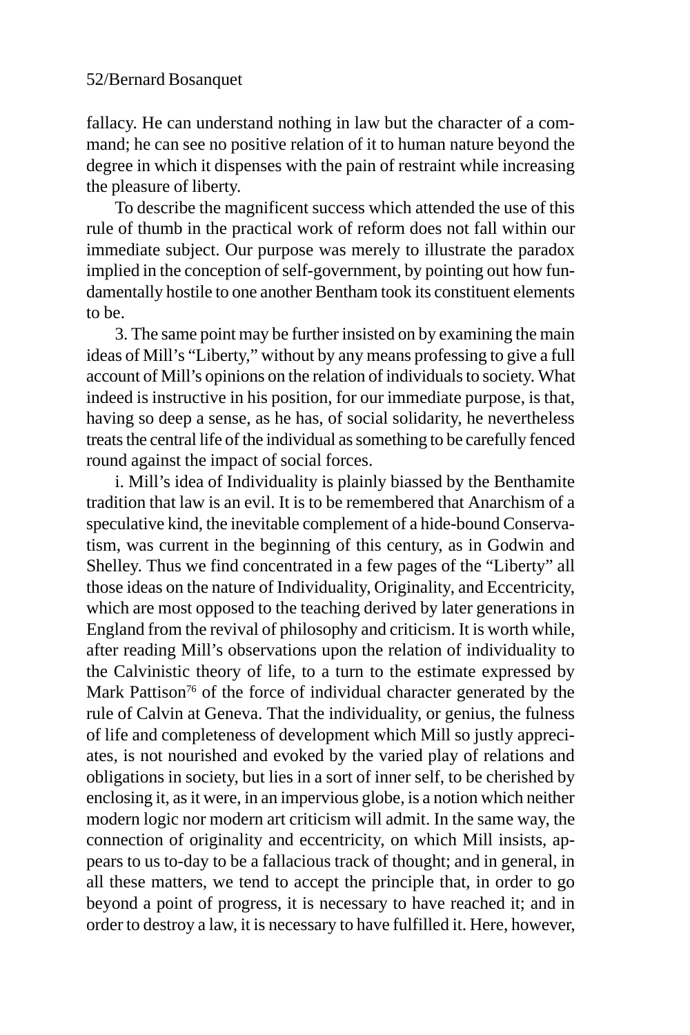fallacy. He can understand nothing in law but the character of a command; he can see no positive relation of it to human nature beyond the degree in which it dispenses with the pain of restraint while increasing the pleasure of liberty.

To describe the magnificent success which attended the use of this rule of thumb in the practical work of reform does not fall within our immediate subject. Our purpose was merely to illustrate the paradox implied in the conception of self-government, by pointing out how fundamentally hostile to one another Bentham took its constituent elements to be.

3. The same point may be further insisted on by examining the main ideas of Mill's "Liberty," without by any means professing to give a full account of Mill's opinions on the relation of individuals to society. What indeed is instructive in his position, for our immediate purpose, is that, having so deep a sense, as he has, of social solidarity, he nevertheless treats the central life of the individual as something to be carefully fenced round against the impact of social forces.

i. Mill's idea of Individuality is plainly biassed by the Benthamite tradition that law is an evil. It is to be remembered that Anarchism of a speculative kind, the inevitable complement of a hide-bound Conservatism, was current in the beginning of this century, as in Godwin and Shelley. Thus we find concentrated in a few pages of the "Liberty" all those ideas on the nature of Individuality, Originality, and Eccentricity, which are most opposed to the teaching derived by later generations in England from the revival of philosophy and criticism. It is worth while, after reading Mill's observations upon the relation of individuality to the Calvinistic theory of life, to a turn to the estimate expressed by Mark Pattison[76] of the force of individual character generated by the rule of Calvin at Geneva. That the individuality, or genius, the fulness of life and completeness of development which Mill so justly appreciates, is not nourished and evoked by the varied play of relations and obligations in society, but lies in a sort of inner self, to be cherished by enclosing it, as it were, in an impervious globe, is a notion which neither modern logic nor modern art criticism will admit. In the same way, the connection of originality and eccentricity, on which Mill insists, appears to us to-day to be a fallacious track of thought; and in general, in all these matters, we tend to accept the principle that, in order to go beyond a point of progress, it is necessary to have reached it; and in order to destroy a law, it is necessary to have fulfilled it. Here, however,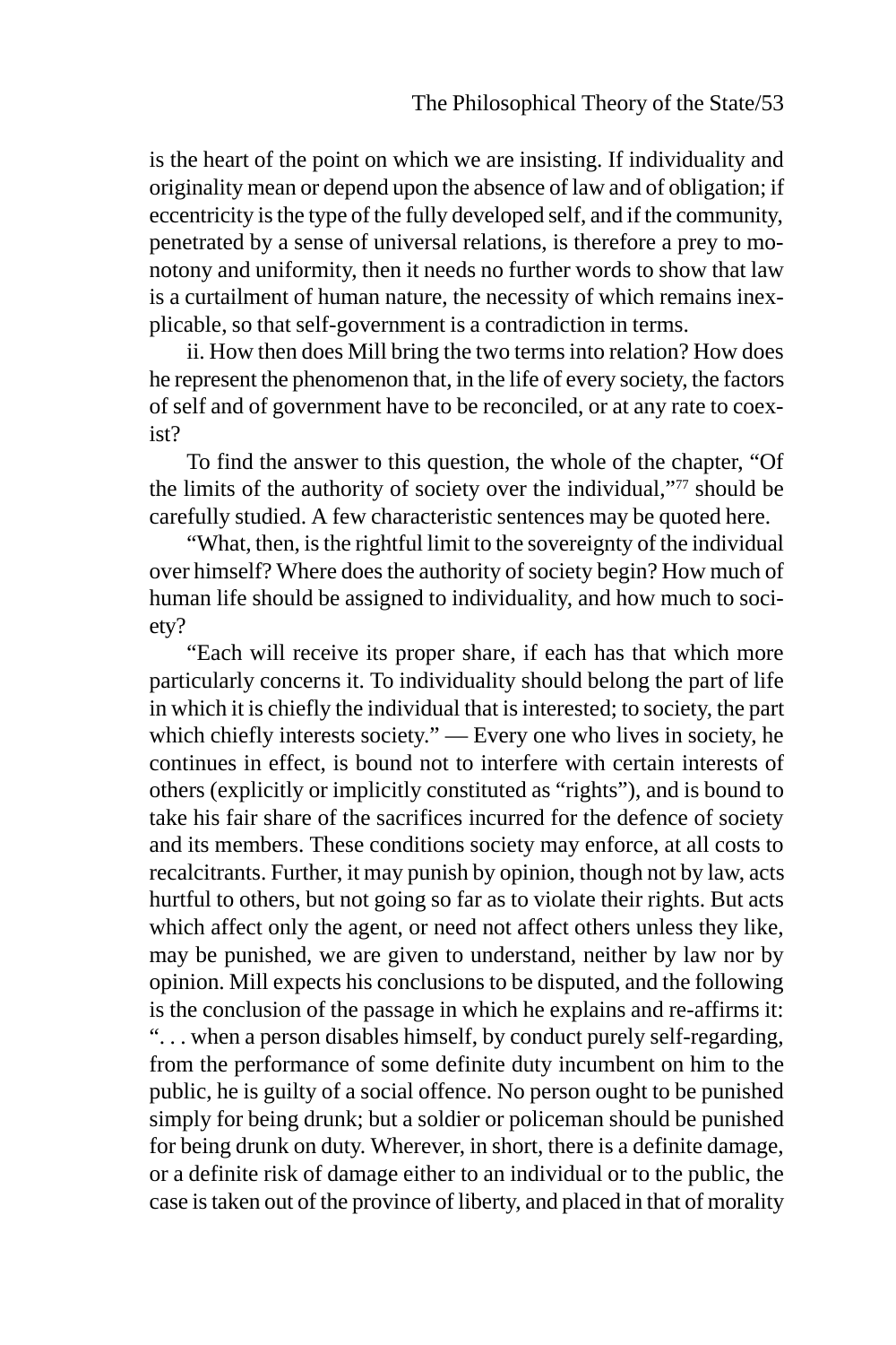is the heart of the point on which we are insisting. If individuality and originality mean or depend upon the absence of law and of obligation; if eccentricity is the type of the fully developed self, and if the community, penetrated by a sense of universal relations, is therefore a prey to monotony and uniformity, then it needs no further words to show that law is a curtailment of human nature, the necessity of which remains inexplicable, so that self-government is a contradiction in terms.

ii. How then does Mill bring the two terms into relation? How does he represent the phenomenon that, in the life of every society, the factors of self and of government have to be reconciled, or at any rate to coexist?

To find the answer to this question, the whole of the chapter, "Of the limits of the authority of society over the individual,"[77] should be carefully studied. A few characteristic sentences may be quoted here.

"What, then, is the rightful limit to the sovereignty of the individual over himself? Where does the authority of society begin? How much of human life should be assigned to individuality, and how much to society?

"Each will receive its proper share, if each has that which more particularly concerns it. To individuality should belong the part of life in which it is chiefly the individual that is interested; to society, the part which chiefly interests society." — Every one who lives in society, he continues in effect, is bound not to interfere with certain interests of others (explicitly or implicitly constituted as "rights"), and is bound to take his fair share of the sacrifices incurred for the defence of society and its members. These conditions society may enforce, at all costs to recalcitrants. Further, it may punish by opinion, though not by law, acts hurtful to others, but not going so far as to violate their rights. But acts which affect only the agent, or need not affect others unless they like, may be punished, we are given to understand, neither by law nor by opinion. Mill expects his conclusions to be disputed, and the following is the conclusion of the passage in which he explains and re-affirms it: ". . . when a person disables himself, by conduct purely self-regarding, from the performance of some definite duty incumbent on him to the public, he is guilty of a social offence. No person ought to be punished simply for being drunk; but a soldier or policeman should be punished for being drunk on duty. Wherever, in short, there is a definite damage, or a definite risk of damage either to an individual or to the public, the case is taken out of the province of liberty, and placed in that of morality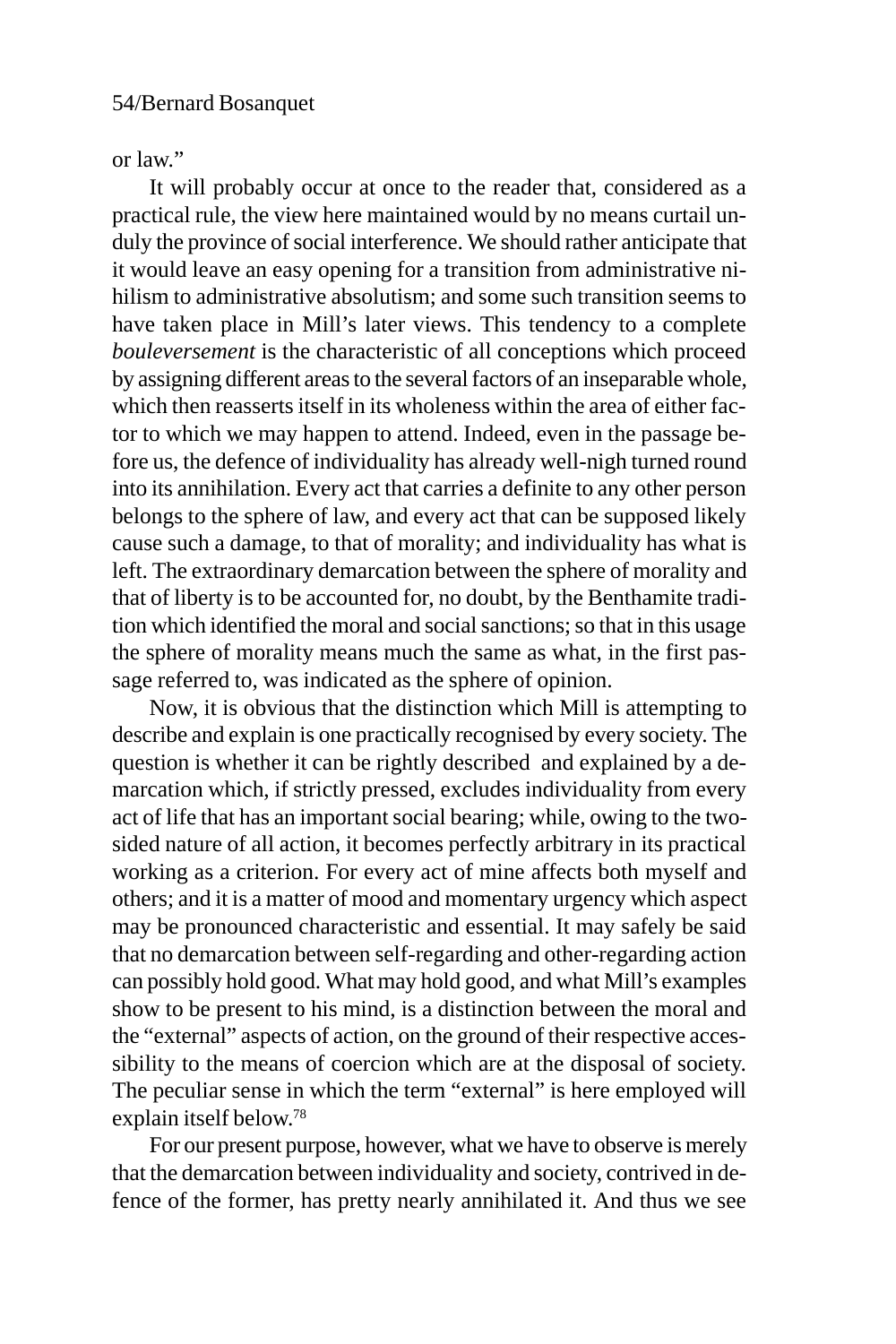or law."

It will probably occur at once to the reader that, considered as a practical rule, the view here maintained would by no means curtail unduly the province of social interference. We should rather anticipate that it would leave an easy opening for a transition from administrative nihilism to administrative absolutism; and some such transition seems to have taken place in Mill's later views. This tendency to a complete *bouleversement* is the characteristic of all conceptions which proceed by assigning different areas to the several factors of an inseparable whole, which then reasserts itself in its wholeness within the area of either factor to which we may happen to attend. Indeed, even in the passage before us, the defence of individuality has already well-nigh turned round into its annihilation. Every act that carries a definite to any other person belongs to the sphere of law, and every act that can be supposed likely cause such a damage, to that of morality; and individuality has what is left. The extraordinary demarcation between the sphere of morality and that of liberty is to be accounted for, no doubt, by the Benthamite tradition which identified the moral and social sanctions; so that in this usage the sphere of morality means much the same as what, in the first passage referred to, was indicated as the sphere of opinion.

Now, it is obvious that the distinction which Mill is attempting to describe and explain is one practically recognised by every society. The question is whether it can be rightly described and explained by a demarcation which, if strictly pressed, excludes individuality from every act of life that has an important social bearing; while, owing to the two-sided nature of all action, it becomes perfectly arbitrary in its practical working as a criterion. For every act of mine affects both myself and others; and it is a matter of mood and momentary urgency which aspect may be pronounced characteristic and essential. It may safely be said that no demarcation between self-regarding and other-regarding action can possibly hold good. What may hold good, and what Mill's examples show to be present to his mind, is a distinction between the moral and the "external" aspects of action, on the ground of their respective accessibility to the means of coercion which are at the disposal of society. The peculiar sense in which the term "external" is here employed will explain itself below.[78]

For our present purpose, however, what we have to observe is merely that the demarcation between individuality and society, contrived in defence of the former, has pretty nearly annihilated it. And thus we see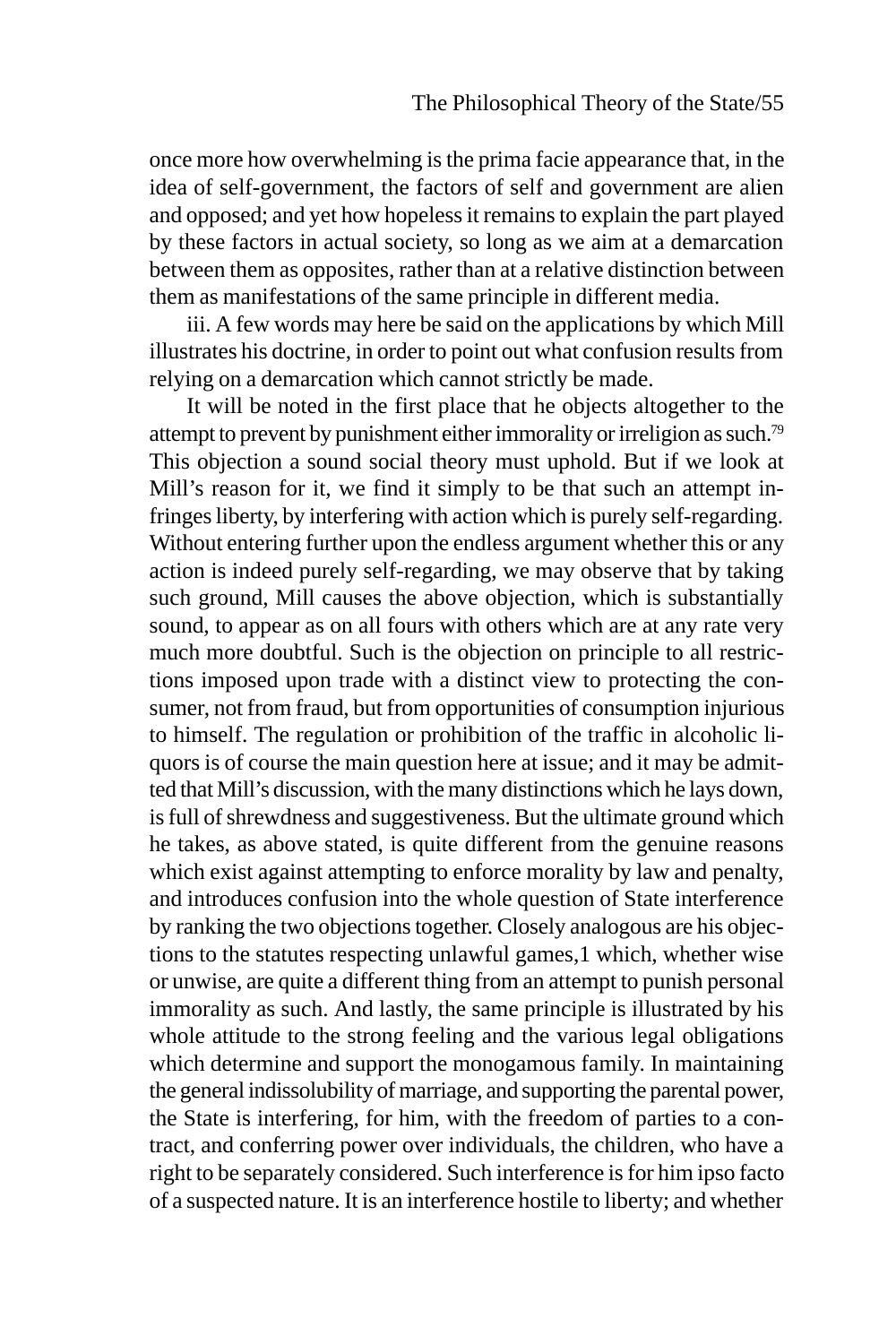once more how overwhelming is the prima facie appearance that, in the idea of self-government, the factors of self and government are alien and opposed; and yet how hopeless it remains to explain the part played by these factors in actual society, so long as we aim at a demarcation between them as opposites, rather than at a relative distinction between them as manifestations of the same principle in different media.

iii. A few words may here be said on the applications by which Mill illustrates his doctrine, in order to point out what confusion results from relying on a demarcation which cannot strictly be made.

It will be noted in the first place that he objects altogether to the attempt to prevent by punishment either immorality or irreligion as such.[79] This objection a sound social theory must uphold. But if we look at Mill's reason for it, we find it simply to be that such an attempt infringes liberty, by interfering with action which is purely self-regarding. Without entering further upon the endless argument whether this or any action is indeed purely self-regarding, we may observe that by taking such ground, Mill causes the above objection, which is substantially sound, to appear as on all fours with others which are at any rate very much more doubtful. Such is the objection on principle to all restrictions imposed upon trade with a distinct view to protecting the consumer, not from fraud, but from opportunities of consumption injurious to himself. The regulation or prohibition of the traffic in alcoholic liquors is of course the main question here at issue; and it may be admitted that Mill's discussion, with the many distinctions which he lays down, is full of shrewdness and suggestiveness. But the ultimate ground which he takes, as above stated, is quite different from the genuine reasons which exist against attempting to enforce morality by law and penalty, and introduces confusion into the whole question of State interference by ranking the two objections together. Closely analogous are his objections to the statutes respecting unlawful games,1 which, whether wise or unwise, are quite a different thing from an attempt to punish personal immorality as such. And lastly, the same principle is illustrated by his whole attitude to the strong feeling and the various legal obligations which determine and support the monogamous family. In maintaining the general indissolubility of marriage, and supporting the parental power, the State is interfering, for him, with the freedom of parties to a contract, and conferring power over individuals, the children, who have a right to be separately considered. Such interference is for him ipso facto of a suspected nature. It is an interference hostile to liberty; and whether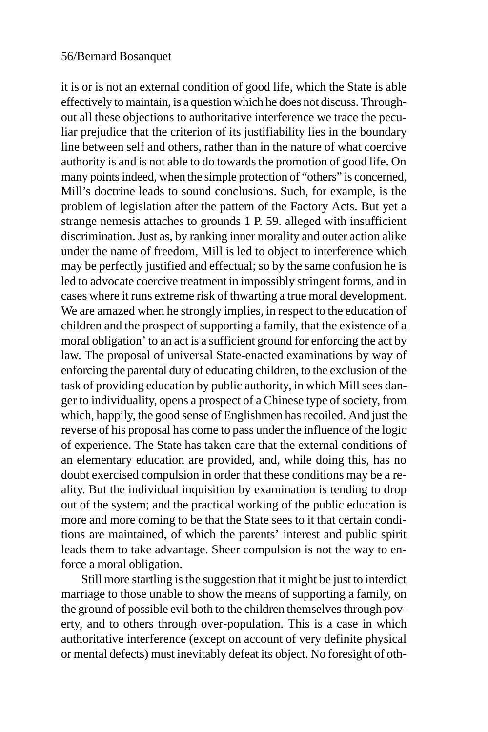it is or is not an external condition of good life, which the State is able effectively to maintain, is a question which he does not discuss. Throughout all these objections to authoritative interference we trace the peculiar prejudice that the criterion of its justifiability lies in the boundary line between self and others, rather than in the nature of what coercive authority is and is not able to do towards the promotion of good life. On many points indeed, when the simple protection of "others" is concerned, Mill's doctrine leads to sound conclusions. Such, for example, is the problem of legislation after the pattern of the Factory Acts. But yet a strange nemesis attaches to grounds 1 P. 59. alleged with insufficient discrimination. Just as, by ranking inner morality and outer action alike under the name of freedom, Mill is led to object to interference which may be perfectly justified and effectual; so by the same confusion he is led to advocate coercive treatment in impossibly stringent forms, and in cases where it runs extreme risk of thwarting a true moral development. We are amazed when he strongly implies, in respect to the education of children and the prospect of supporting a family, that the existence of a moral obligation' to an act is a sufficient ground for enforcing the act by law. The proposal of universal State-enacted examinations by way of enforcing the parental duty of educating children, to the exclusion of the task of providing education by public authority, in which Mill sees danger to individuality, opens a prospect of a Chinese type of society, from which, happily, the good sense of Englishmen has recoiled. And just the reverse of his proposal has come to pass under the influence of the logic of experience. The State has taken care that the external conditions of an elementary education are provided, and, while doing this, has no doubt exercised compulsion in order that these conditions may be a reality. But the individual inquisition by examination is tending to drop out of the system; and the practical working of the public education is more and more coming to be that the State sees to it that certain conditions are maintained, of which the parents' interest and public spirit leads them to take advantage. Sheer compulsion is not the way to enforce a moral obligation.

Still more startling is the suggestion that it might be just to interdict marriage to those unable to show the means of supporting a family, on the ground of possible evil both to the children themselves through poverty, and to others through over-population. This is a case in which authoritative interference (except on account of very definite physical or mental defects) must inevitably defeat its object. No foresight of oth-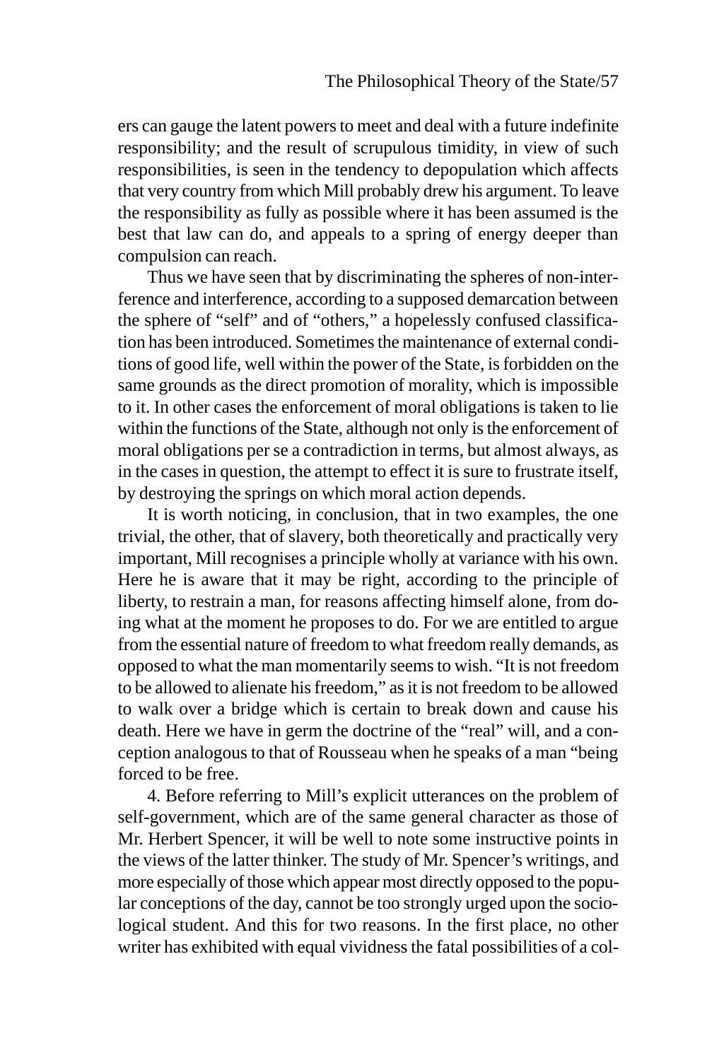ers can gauge the latent powers to meet and deal with a future indefinite responsibility; and the result of scrupulous timidity, in view of such responsibilities, is seen in the tendency to depopulation which affects that very country from which Mill probably drew his argument. To leave the responsibility as fully as possible where it has been assumed is the best that law can do, and appeals to a spring of energy deeper than compulsion can reach.

Thus we have seen that by discriminating the spheres of non-interference and interference, according to a supposed demarcation between the sphere of "self" and of "others," a hopelessly confused classification has been introduced. Sometimes the maintenance of external conditions of good life, well within the power of the State, is forbidden on the same grounds as the direct promotion of morality, which is impossible to it. In other cases the enforcement of moral obligations is taken to lie within the functions of the State, although not only is the enforcement of moral obligations per se a contradiction in terms, but almost always, as in the cases in question, the attempt to effect it is sure to frustrate itself, by destroying the springs on which moral action depends.

It is worth noticing, in conclusion, that in two examples, the one trivial, the other, that of slavery, both theoretically and practically very important, Mill recognises a principle wholly at variance with his own. Here he is aware that it may be right, according to the principle of liberty, to restrain a man, for reasons affecting himself alone, from doing what at the moment he proposes to do. For we are entitled to argue from the essential nature of freedom to what freedom really demands, as opposed to what the man momentarily seems to wish. "It is not freedom to be allowed to alienate his freedom," as it is not freedom to be allowed to walk over a bridge which is certain to break down and cause his death. Here we have in germ the doctrine of the "real" will, and a conception analogous to that of Rousseau when he speaks of a man "being forced to be free.

4. Before referring to Mill's explicit utterances on the problem of self-government, which are of the same general character as those of Mr. Herbert Spencer, it will be well to note some instructive points in the views of the latter thinker. The study of Mr. Spencer's writings, and more especially of those which appear most directly opposed to the popular conceptions of the day, cannot be too strongly urged upon the sociological student. And this for two reasons. In the first place, no other writer has exhibited with equal vividness the fatal possibilities of a col-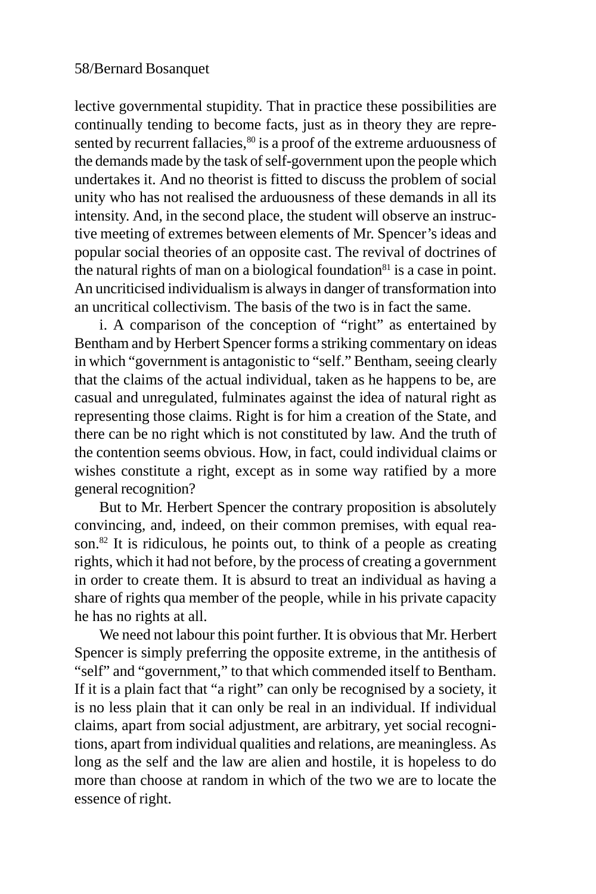lective governmental stupidity. That in practice these possibilities are continually tending to become facts, just as in theory they are represented by recurrent fallacies,[80] is a proof of the extreme arduousness of the demands made by the task of self-government upon the people which undertakes it. And no theorist is fitted to discuss the problem of social unity who has not realised the arduousness of these demands in all its intensity. And, in the second place, the student will observe an instructive meeting of extremes between elements of Mr. Spencer's ideas and popular social theories of an opposite cast. The revival of doctrines of the natural rights of man on a biological foundation[81] is a case in point. An uncriticised individualism is always in danger of transformation into an uncritical collectivism. The basis of the two is in fact the same.

i. A comparison of the conception of "right" as entertained by Bentham and by Herbert Spencer forms a striking commentary on ideas in which "government is antagonistic to "self." Bentham, seeing clearly that the claims of the actual individual, taken as he happens to be, are casual and unregulated, fulminates against the idea of natural right as representing those claims. Right is for him a creation of the State, and there can be no right which is not constituted by law. And the truth of the contention seems obvious. How, in fact, could individual claims or wishes constitute a right, except as in some way ratified by a more general recognition?

But to Mr. Herbert Spencer the contrary proposition is absolutely convincing, and, indeed, on their common premises, with equal reason.[82] It is ridiculous, he points out, to think of a people as creating rights, which it had not before, by the process of creating a government in order to create them. It is absurd to treat an individual as having a share of rights qua member of the people, while in his private capacity he has no rights at all.

We need not labour this point further. It is obvious that Mr. Herbert Spencer is simply preferring the opposite extreme, in the antithesis of "self" and "government," to that which commended itself to Bentham. If it is a plain fact that "a right" can only be recognised by a society, it is no less plain that it can only be real in an individual. If individual claims, apart from social adjustment, are arbitrary, yet social recognitions, apart from individual qualities and relations, are meaningless. As long as the self and the law are alien and hostile, it is hopeless to do more than choose at random in which of the two we are to locate the essence of right.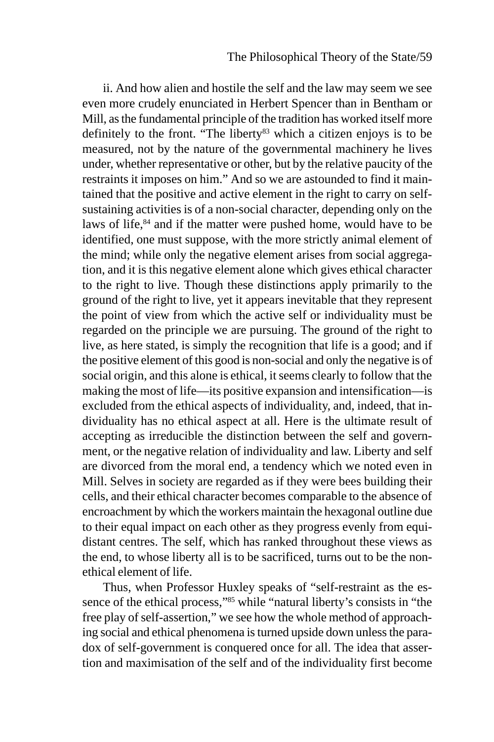ii. And how alien and hostile the self and the law may seem we see even more crudely enunciated in Herbert Spencer than in Bentham or Mill, as the fundamental principle of the tradition has worked itself more definitely to the front. "The liberty[83] which a citizen enjoys is to be measured, not by the nature of the governmental machinery he lives under, whether representative or other, but by the relative paucity of the restraints it imposes on him." And so we are astounded to find it maintained that the positive and active element in the right to carry on self-sustaining activities is of a non-social character, depending only on the laws of life,[84] and if the matter were pushed home, would have to be identified, one must suppose, with the more strictly animal element of the mind; while only the negative element arises from social aggregation, and it is this negative element alone which gives ethical character to the right to live. Though these distinctions apply primarily to the ground of the right to live, yet it appears inevitable that they represent the point of view from which the active self or individuality must be regarded on the principle we are pursuing. The ground of the right to live, as here stated, is simply the recognition that life is a good; and if the positive element of this good is non-social and only the negative is of social origin, and this alone is ethical, it seems clearly to follow that the making the most of life—its positive expansion and intensification—is excluded from the ethical aspects of individuality, and, indeed, that individuality has no ethical aspect at all. Here is the ultimate result of accepting as irreducible the distinction between the self and government, or the negative relation of individuality and law. Liberty and self are divorced from the moral end, a tendency which we noted even in Mill. Selves in society are regarded as if they were bees building their cells, and their ethical character becomes comparable to the absence of encroachment by which the workers maintain the hexagonal outline due to their equal impact on each other as they progress evenly from equidistant centres. The self, which has ranked throughout these views as the end, to whose liberty all is to be sacrificed, turns out to be the non-ethical element of life.

Thus, when Professor Huxley speaks of "self-restraint as the essence of the ethical process,"[85] while "natural liberty's consists in "the free play of self-assertion," we see how the whole method of approaching social and ethical phenomena is turned upside down unless the paradox of self-government is conquered once for all. The idea that assertion and maximisation of the self and of the individuality first become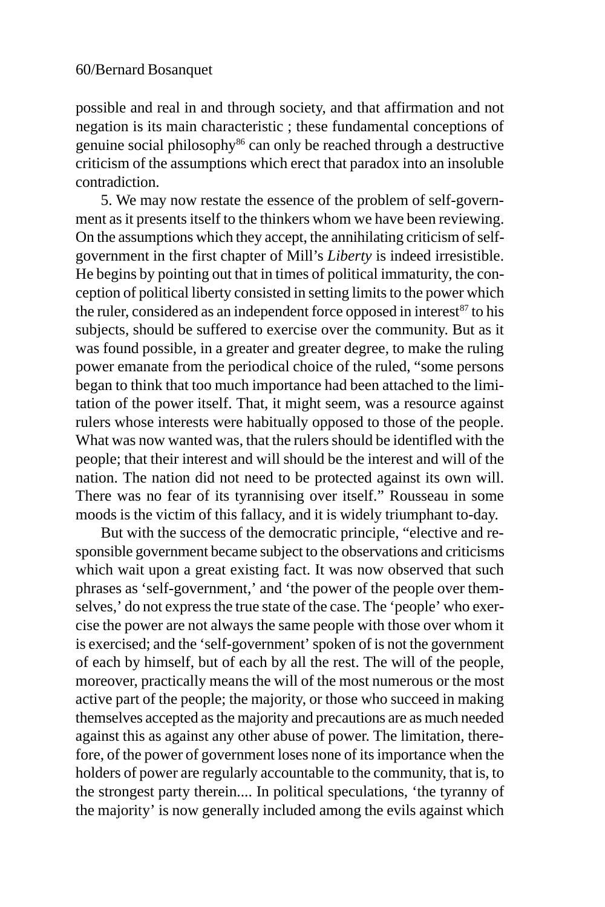possible and real in and through society, and that affirmation and not negation is its main characteristic ; these fundamental conceptions of genuine social philosophy[86] can only be reached through a destructive criticism of the assumptions which erect that paradox into an insoluble contradiction.

5. We may now restate the essence of the problem of self-government as it presents itself to the thinkers whom we have been reviewing. On the assumptions which they accept, the annihilating criticism of self-government in the first chapter of Mill's *Liberty* is indeed irresistible. He begins by pointing out that in times of political immaturity, the conception of political liberty consisted in setting limits to the power which the ruler, considered as an independent force opposed in interest[87] to his subjects, should be suffered to exercise over the community. But as it was found possible, in a greater and greater degree, to make the ruling power emanate from the periodical choice of the ruled, "some persons began to think that too much importance had been attached to the limitation of the power itself. That, it might seem, was a resource against rulers whose interests were habitually opposed to those of the people. What was now wanted was, that the rulers should be identifled with the people; that their interest and will should be the interest and will of the nation. The nation did not need to be protected against its own will. There was no fear of its tyrannising over itself." Rousseau in some moods is the victim of this fallacy, and it is widely triumphant to-day.

But with the success of the democratic principle, "elective and responsible government became subject to the observations and criticisms which wait upon a great existing fact. It was now observed that such phrases as 'self-government,' and 'the power of the people over themselves,' do not express the true state of the case. The 'people' who exercise the power are not always the same people with those over whom it is exercised; and the 'self-government' spoken of is not the government of each by himself, but of each by all the rest. The will of the people, moreover, practically means the will of the most numerous or the most active part of the people; the majority, or those who succeed in making themselves accepted as the majority and precautions are as much needed against this as against any other abuse of power. The limitation, therefore, of the power of government loses none of its importance when the holders of power are regularly accountable to the community, that is, to the strongest party therein.... In political speculations, 'the tyranny of the majority' is now generally included among the evils against which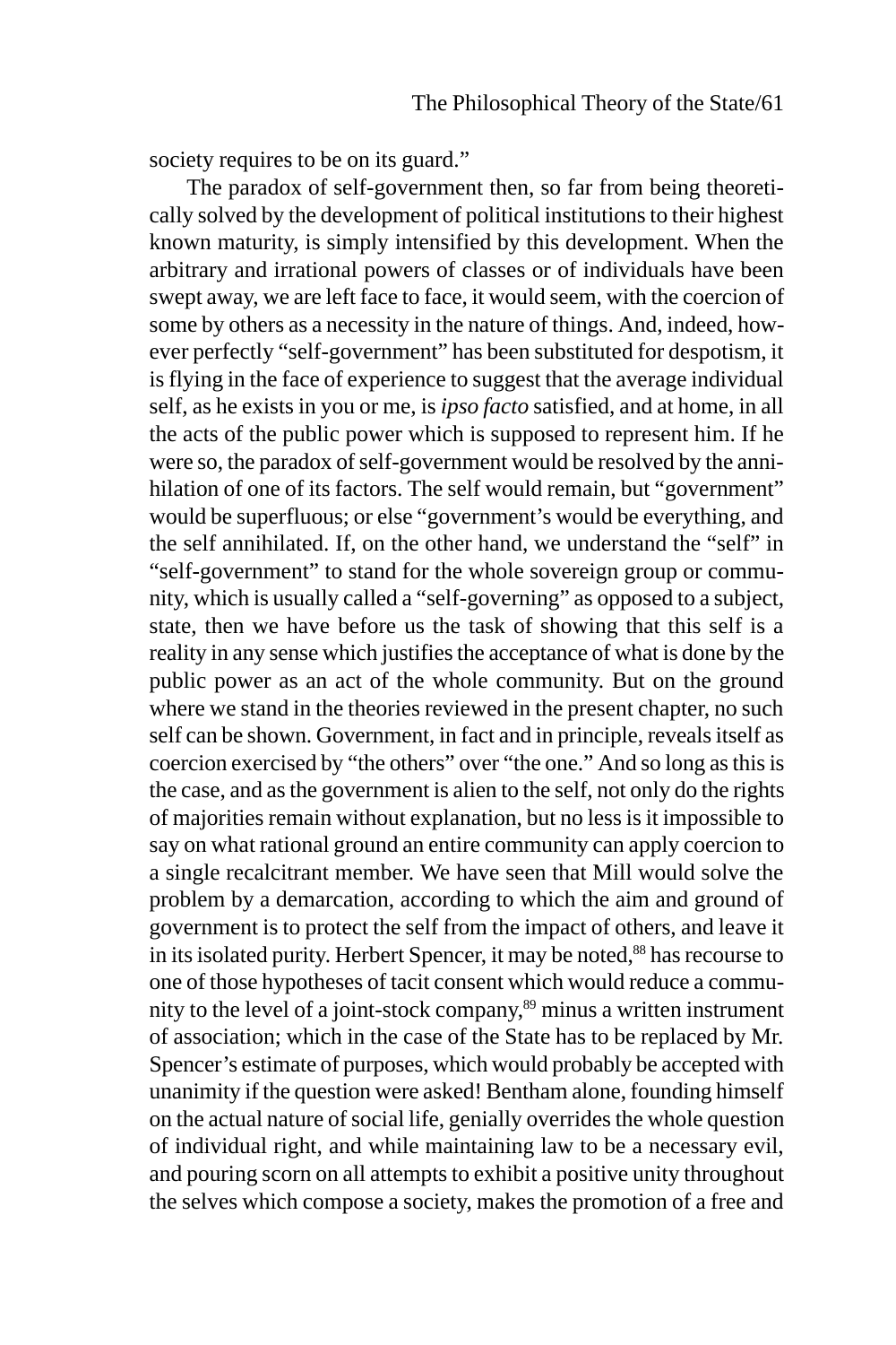society requires to be on its guard."

The paradox of self-government then, so far from being theoretically solved by the development of political institutions to their highest known maturity, is simply intensified by this development. When the arbitrary and irrational powers of classes or of individuals have been swept away, we are left face to face, it would seem, with the coercion of some by others as a necessity in the nature of things. And, indeed, however perfectly "self-government" has been substituted for despotism, it is flying in the face of experience to suggest that the average individual self, as he exists in you or me, is *ipso facto* satisfied, and at home, in all the acts of the public power which is supposed to represent him. If he were so, the paradox of self-government would be resolved by the annihilation of one of its factors. The self would remain, but "government" would be superfluous; or else "government's would be everything, and the self annihilated. If, on the other hand, we understand the "self" in "self-government" to stand for the whole sovereign group or community, which is usually called a "self-governing" as opposed to a subject, state, then we have before us the task of showing that this self is a reality in any sense which justifies the acceptance of what is done by the public power as an act of the whole community. But on the ground where we stand in the theories reviewed in the present chapter, no such self can be shown. Government, in fact and in principle, reveals itself as coercion exercised by "the others" over "the one." And so long as this is the case, and as the government is alien to the self, not only do the rights of majorities remain without explanation, but no less is it impossible to say on what rational ground an entire community can apply coercion to a single recalcitrant member. We have seen that Mill would solve the problem by a demarcation, according to which the aim and ground of government is to protect the self from the impact of others, and leave it in its isolated purity. Herbert Spencer, it may be noted,[88] has recourse to one of those hypotheses of tacit consent which would reduce a community to the level of a joint-stock company,[89] minus a written instrument of association; which in the case of the State has to be replaced by Mr. Spencer's estimate of purposes, which would probably be accepted with unanimity if the question were asked! Bentham alone, founding himself on the actual nature of social life, genially overrides the whole question of individual right, and while maintaining law to be a necessary evil, and pouring scorn on all attempts to exhibit a positive unity throughout the selves which compose a society, makes the promotion of a free and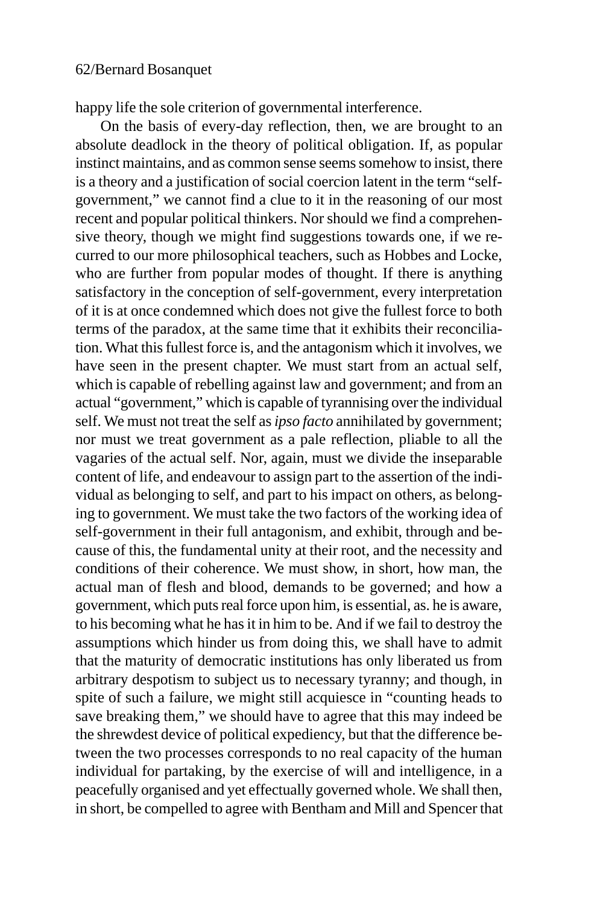happy life the sole criterion of governmental interference.

On the basis of every-day reflection, then, we are brought to an absolute deadlock in the theory of political obligation. If, as popular instinct maintains, and as common sense seems somehow to insist, there is a theory and a justification of social coercion latent in the term "self-government," we cannot find a clue to it in the reasoning of our most recent and popular political thinkers. Nor should we find a comprehensive theory, though we might find suggestions towards one, if we recurred to our more philosophical teachers, such as Hobbes and Locke, who are further from popular modes of thought. If there is anything satisfactory in the conception of self-government, every interpretation of it is at once condemned which does not give the fullest force to both terms of the paradox, at the same time that it exhibits their reconciliation. What this fullest force is, and the antagonism which it involves, we have seen in the present chapter. We must start from an actual self, which is capable of rebelling against law and government; and from an actual "government," which is capable of tyrannising over the individual self. We must not treat the self as *ipso facto* annihilated by government; nor must we treat government as a pale reflection, pliable to all the vagaries of the actual self. Nor, again, must we divide the inseparable content of life, and endeavour to assign part to the assertion of the individual as belonging to self, and part to his impact on others, as belonging to government. We must take the two factors of the working idea of self-government in their full antagonism, and exhibit, through and because of this, the fundamental unity at their root, and the necessity and conditions of their coherence. We must show, in short, how man, the actual man of flesh and blood, demands to be governed; and how a government, which puts real force upon him, is essential, as. he is aware, to his becoming what he has it in him to be. And if we fail to destroy the assumptions which hinder us from doing this, we shall have to admit that the maturity of democratic institutions has only liberated us from arbitrary despotism to subject us to necessary tyranny; and though, in spite of such a failure, we might still acquiesce in "counting heads to save breaking them," we should have to agree that this may indeed be the shrewdest device of political expediency, but that the difference between the two processes corresponds to no real capacity of the human individual for partaking, by the exercise of will and intelligence, in a peacefully organised and yet effectually governed whole. We shall then, in short, be compelled to agree with Bentham and Mill and Spencer that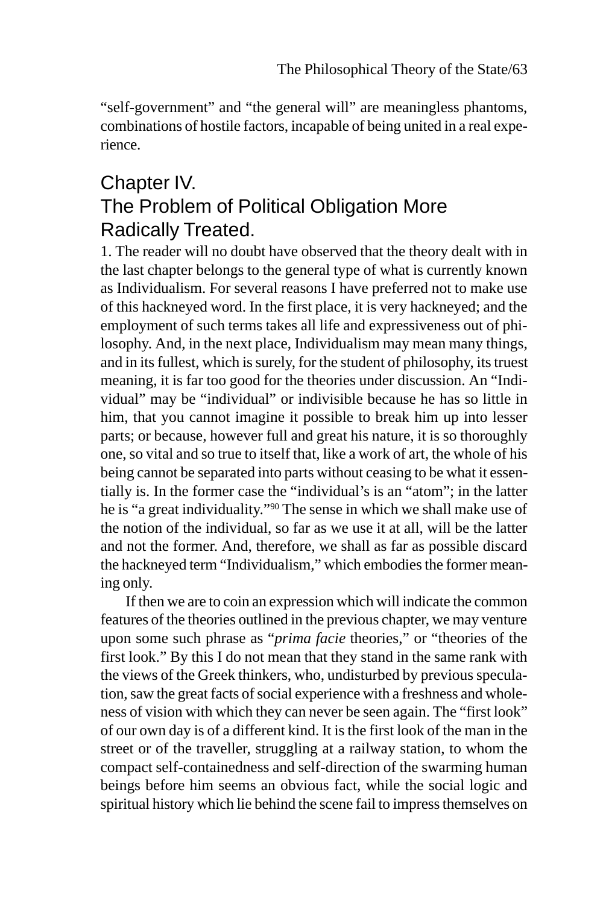"self-government" and "the general will" are meaningless phantoms, combinations of hostile factors, incapable of being united in a real experience.

## Chapter IV. The Problem of Political Obligation More Radically Treated.

1. The reader will no doubt have observed that the theory dealt with in the last chapter belongs to the general type of what is currently known as Individualism. For several reasons I have preferred not to make use of this hackneyed word. In the first place, it is very hackneyed; and the employment of such terms takes all life and expressiveness out of philosophy. And, in the next place, Individualism may mean many things, and in its fullest, which is surely, for the student of philosophy, its truest meaning, it is far too good for the theories under discussion. An "Individual" may be "individual" or indivisible because he has so little in him, that you cannot imagine it possible to break him up into lesser parts; or because, however full and great his nature, it is so thoroughly one, so vital and so true to itself that, like a work of art, the whole of his being cannot be separated into parts without ceasing to be what it essentially is. In the former case the "individual's is an "atom"; in the latter he is "a great individuality."[90] The sense in which we shall make use of the notion of the individual, so far as we use it at all, will be the latter and not the former. And, therefore, we shall as far as possible discard the hackneyed term "Individualism," which embodies the former meaning only.

If then we are to coin an expression which will indicate the common features of the theories outlined in the previous chapter, we may venture upon some such phrase as "*prima facie* theories," or "theories of the first look." By this I do not mean that they stand in the same rank with the views of the Greek thinkers, who, undisturbed by previous speculation, saw the great facts of social experience with a freshness and wholeness of vision with which they can never be seen again. The "first look" of our own day is of a different kind. It is the first look of the man in the street or of the traveller, struggling at a railway station, to whom the compact self-containedness and self-direction of the swarming human beings before him seems an obvious fact, while the social logic and spiritual history which lie behind the scene fail to impress themselves on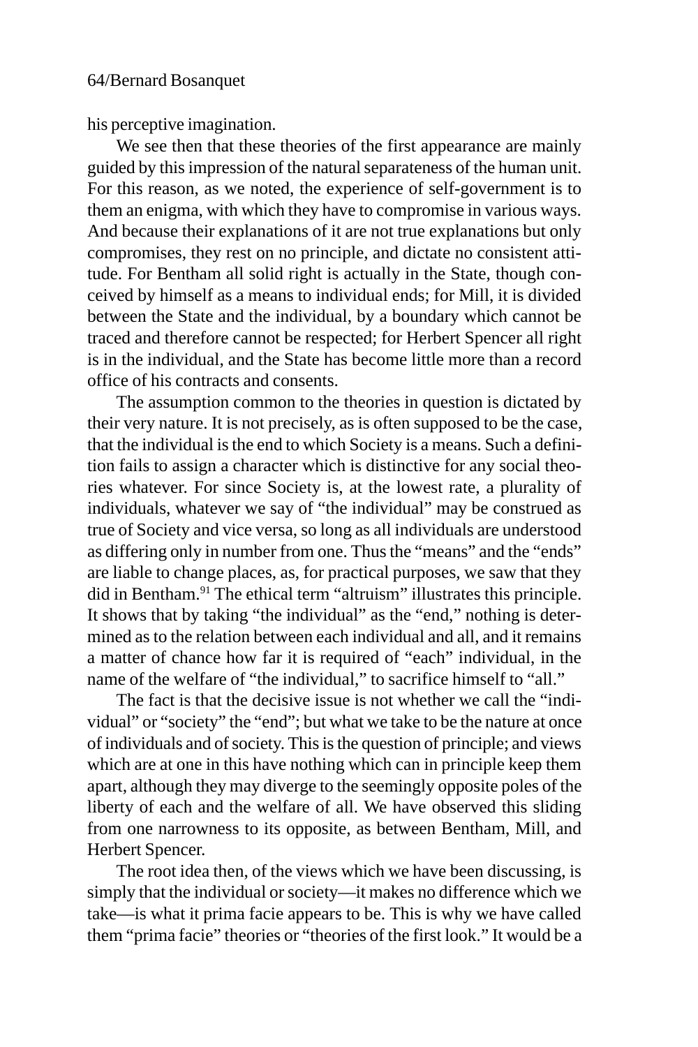his perceptive imagination.

We see then that these theories of the first appearance are mainly guided by this impression of the natural separateness of the human unit. For this reason, as we noted, the experience of self-government is to them an enigma, with which they have to compromise in various ways. And because their explanations of it are not true explanations but only compromises, they rest on no principle, and dictate no consistent attitude. For Bentham all solid right is actually in the State, though conceived by himself as a means to individual ends; for Mill, it is divided between the State and the individual, by a boundary which cannot be traced and therefore cannot be respected; for Herbert Spencer all right is in the individual, and the State has become little more than a record office of his contracts and consents.

The assumption common to the theories in question is dictated by their very nature. It is not precisely, as is often supposed to be the case, that the individual is the end to which Society is a means. Such a definition fails to assign a character which is distinctive for any social theories whatever. For since Society is, at the lowest rate, a plurality of individuals, whatever we say of "the individual" may be construed as true of Society and vice versa, so long as all individuals are understood as differing only in number from one. Thus the "means" and the "ends" are liable to change places, as, for practical purposes, we saw that they did in Bentham.[91] The ethical term "altruism" illustrates this principle. It shows that by taking "the individual" as the "end," nothing is determined as to the relation between each individual and all, and it remains a matter of chance how far it is required of "each" individual, in the name of the welfare of "the individual," to sacrifice himself to "all."

The fact is that the decisive issue is not whether we call the "individual" or "society" the "end"; but what we take to be the nature at once of individuals and of society. This is the question of principle; and views which are at one in this have nothing which can in principle keep them apart, although they may diverge to the seemingly opposite poles of the liberty of each and the welfare of all. We have observed this sliding from one narrowness to its opposite, as between Bentham, Mill, and Herbert Spencer.

The root idea then, of the views which we have been discussing, is simply that the individual or society—it makes no difference which we take—is what it prima facie appears to be. This is why we have called them "prima facie" theories or "theories of the first look." It would be a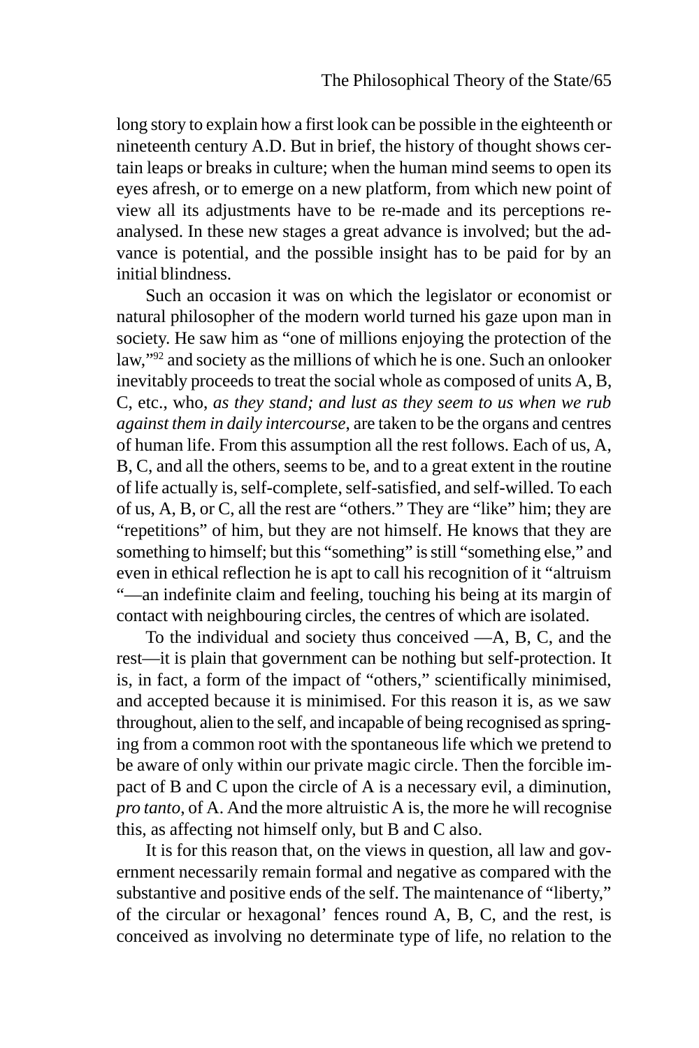long story to explain how a first look can be possible in the eighteenth or nineteenth century A.D. But in brief, the history of thought shows certain leaps or breaks in culture; when the human mind seems to open its eyes afresh, or to emerge on a new platform, from which new point of view all its adjustments have to be re-made and its perceptions re-analysed. In these new stages a great advance is involved; but the advance is potential, and the possible insight has to be paid for by an initial blindness.

Such an occasion it was on which the legislator or economist or natural philosopher of the modern world turned his gaze upon man in society. He saw him as "one of millions enjoying the protection of the law,"[92] and society as the millions of which he is one. Such an onlooker inevitably proceeds to treat the social whole as composed of units A, B, C, etc., who, *as they stand; and lust as they seem to us when we rub against them in daily intercourse*, are taken to be the organs and centres of human life. From this assumption all the rest follows. Each of us, A, B, C, and all the others, seems to be, and to a great extent in the routine of life actually is, self-complete, self-satisfied, and self-willed. To each of us, A, B, or C, all the rest are "others." They are "like" him; they are "repetitions" of him, but they are not himself. He knows that they are something to himself; but this "something" is still "something else," and even in ethical reflection he is apt to call his recognition of it "altruism "—an indefinite claim and feeling, touching his being at its margin of contact with neighbouring circles, the centres of which are isolated.

To the individual and society thus conceived —A, B, C, and the rest—it is plain that government can be nothing but self-protection. It is, in fact, a form of the impact of "others," scientifically minimised, and accepted because it is minimised. For this reason it is, as we saw throughout, alien to the self, and incapable of being recognised as springing from a common root with the spontaneous life which we pretend to be aware of only within our private magic circle. Then the forcible impact of B and C upon the circle of A is a necessary evil, a diminution, *pro tanto*, of A. And the more altruistic A is, the more he will recognise this, as affecting not himself only, but B and C also.

It is for this reason that, on the views in question, all law and government necessarily remain formal and negative as compared with the substantive and positive ends of the self. The maintenance of "liberty," of the circular or hexagonal' fences round A, B, C, and the rest, is conceived as involving no determinate type of life, no relation to the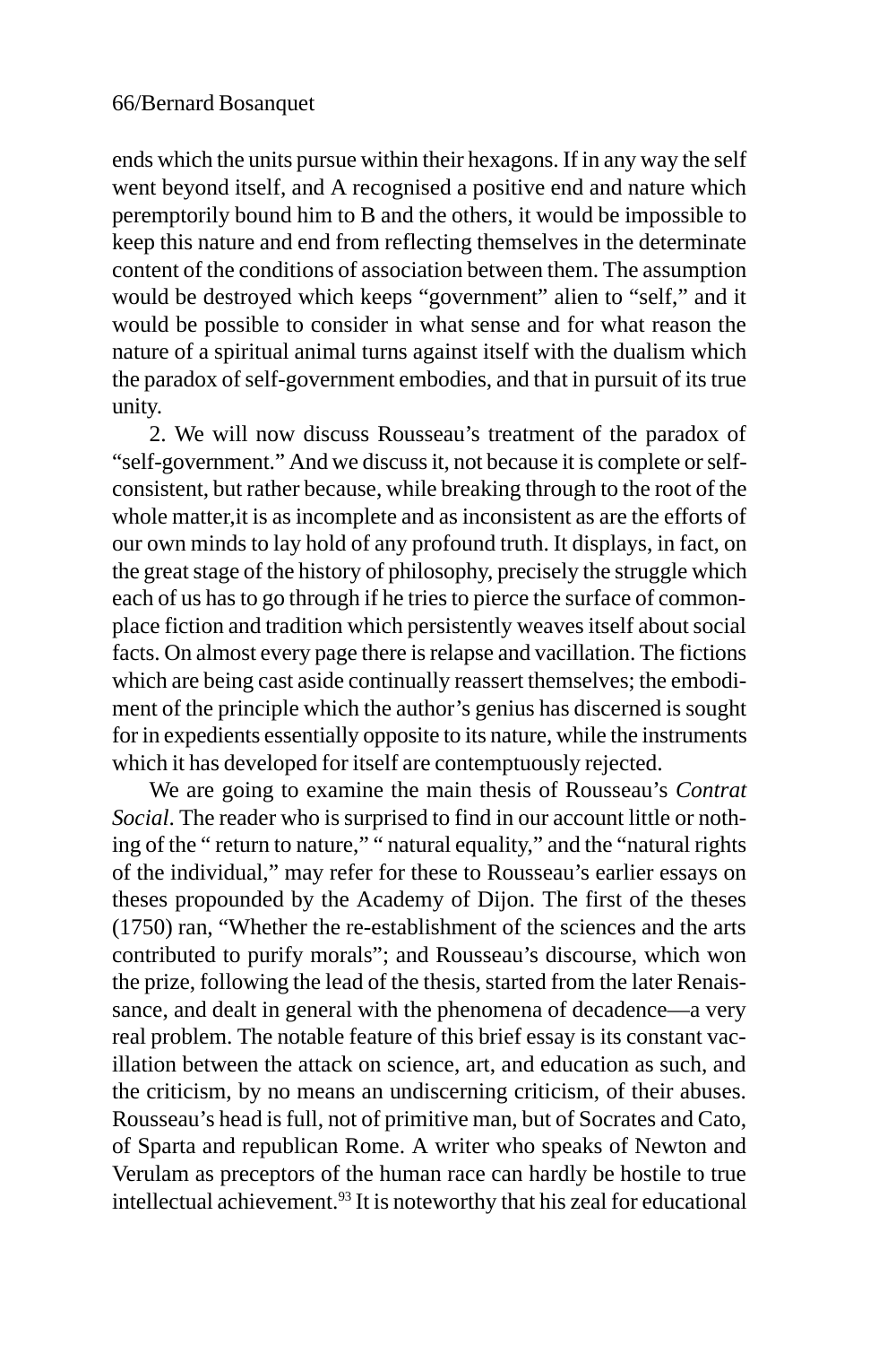ends which the units pursue within their hexagons. If in any way the self went beyond itself, and A recognised a positive end and nature which peremptorily bound him to B and the others, it would be impossible to keep this nature and end from reflecting themselves in the determinate content of the conditions of association between them. The assumption would be destroyed which keeps "government" alien to "self," and it would be possible to consider in what sense and for what reason the nature of a spiritual animal turns against itself with the dualism which the paradox of self-government embodies, and that in pursuit of its true unity.

2. We will now discuss Rousseau's treatment of the paradox of "self-government." And we discuss it, not because it is complete or self-consistent, but rather because, while breaking through to the root of the whole matter,it is as incomplete and as inconsistent as are the efforts of our own minds to lay hold of any profound truth. It displays, in fact, on the great stage of the history of philosophy, precisely the struggle which each of us has to go through if he tries to pierce the surface of commonplace fiction and tradition which persistently weaves itself about social facts. On almost every page there is relapse and vacillation. The fictions which are being cast aside continually reassert themselves; the embodiment of the principle which the author's genius has discerned is sought for in expedients essentially opposite to its nature, while the instruments which it has developed for itself are contemptuously rejected.

We are going to examine the main thesis of Rousseau's *Contrat Social*. The reader who is surprised to find in our account little or nothing of the " return to nature," " natural equality," and the "natural rights of the individual," may refer for these to Rousseau's earlier essays on theses propounded by the Academy of Dijon. The first of the theses (1750) ran, "Whether the re-establishment of the sciences and the arts contributed to purify morals"; and Rousseau's discourse, which won the prize, following the lead of the thesis, started from the later Renaissance, and dealt in general with the phenomena of decadence—a very real problem. The notable feature of this brief essay is its constant vacillation between the attack on science, art, and education as such, and the criticism, by no means an undiscerning criticism, of their abuses. Rousseau's head is full, not of primitive man, but of Socrates and Cato, of Sparta and republican Rome. A writer who speaks of Newton and Verulam as preceptors of the human race can hardly be hostile to true intellectual achievement.[93] It is noteworthy that his zeal for educational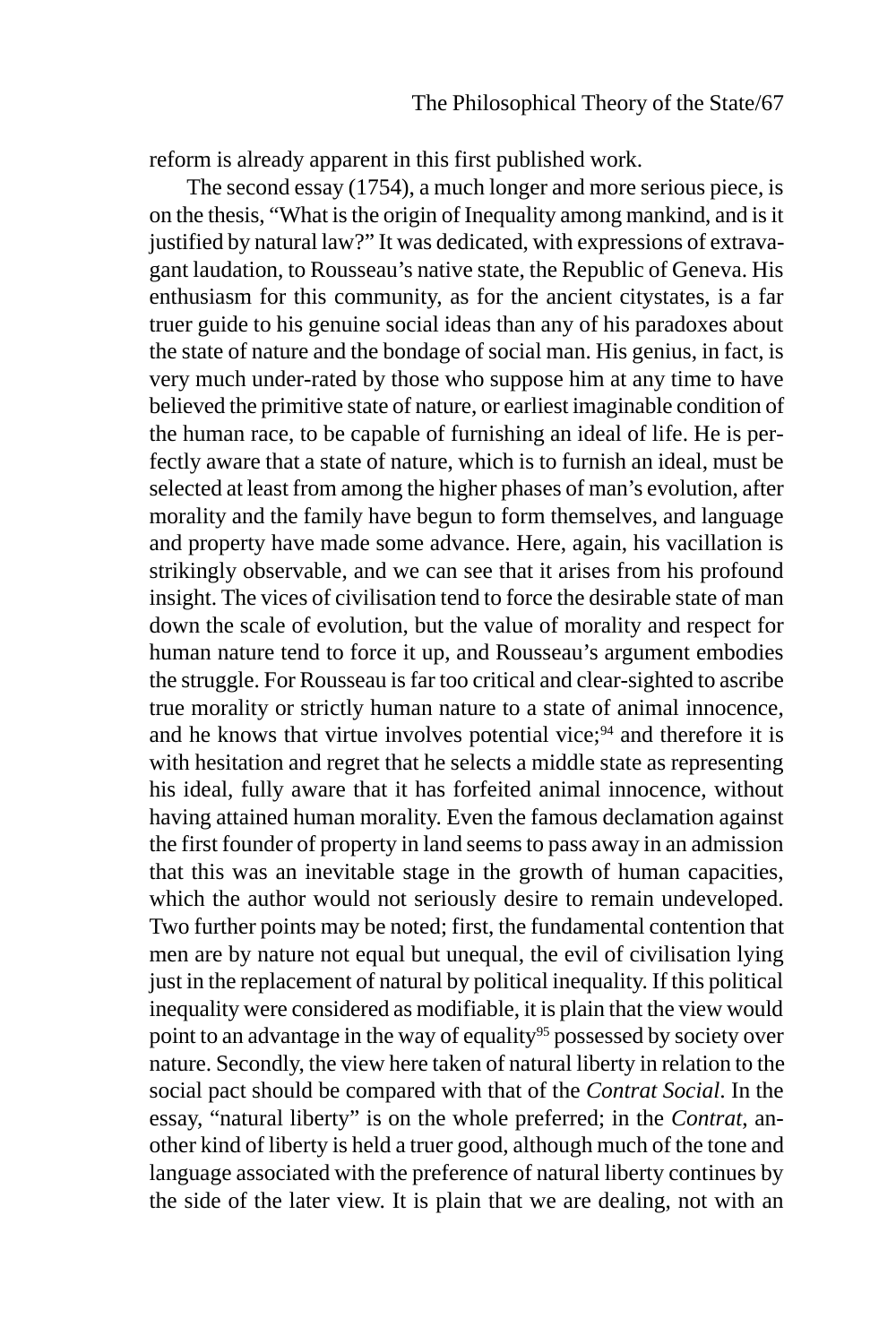reform is already apparent in this first published work.

The second essay (1754), a much longer and more serious piece, is on the thesis, “What is the origin of Inequality among mankind, and is it justified by natural law?” It was dedicated, with expressions of extravagant laudation, to Rousseau’s native state, the Republic of Geneva. His enthusiasm for this community, as for the ancient citystates, is a far truer guide to his genuine social ideas than any of his paradoxes about the state of nature and the bondage of social man. His genius, in fact, is very much under-rated by those who suppose him at any time to have believed the primitive state of nature, or earliest imaginable condition of the human race, to be capable of furnishing an ideal of life. He is perfectly aware that a state of nature, which is to furnish an ideal, must be selected at least from among the higher phases of man’s evolution, after morality and the family have begun to form themselves, and language and property have made some advance. Here, again, his vacillation is strikingly observable, and we can see that it arises from his profound insight. The vices of civilisation tend to force the desirable state of man down the scale of evolution, but the value of morality and respect for human nature tend to force it up, and Rousseau’s argument embodies the struggle. For Rousseau is far too critical and clear-sighted to ascribe true morality or strictly human nature to a state of animal innocence, and he knows that virtue involves potential vice;[94] and therefore it is with hesitation and regret that he selects a middle state as representing his ideal, fully aware that it has forfeited animal innocence, without having attained human morality. Even the famous declamation against the first founder of property in land seems to pass away in an admission that this was an inevitable stage in the growth of human capacities, which the author would not seriously desire to remain undeveloped. Two further points may be noted; first, the fundamental contention that men are by nature not equal but unequal, the evil of civilisation lying just in the replacement of natural by political inequality. If this political inequality were considered as modifiable, it is plain that the view would point to an advantage in the way of equality[95] possessed by society over nature. Secondly, the view here taken of natural liberty in relation to the social pact should be compared with that of the *Contrat Social*. In the essay, “natural liberty” is on the whole preferred; in the *Contrat*, another kind of liberty is held a truer good, although much of the tone and language associated with the preference of natural liberty continues by the side of the later view. It is plain that we are dealing, not with an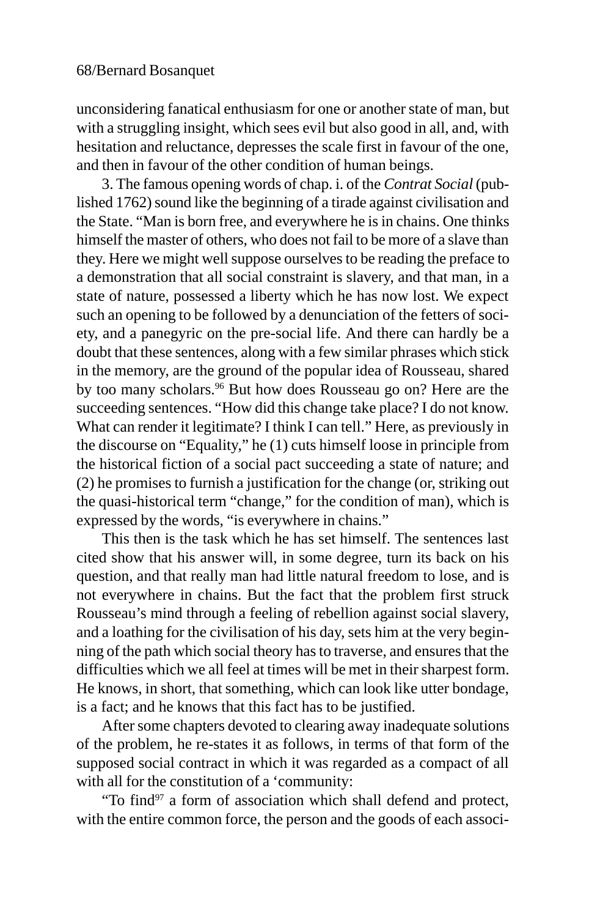unconsidering fanatical enthusiasm for one or another state of man, but with a struggling insight, which sees evil but also good in all, and, with hesitation and reluctance, depresses the scale first in favour of the one, and then in favour of the other condition of human beings.

3. The famous opening words of chap. i. of the *Contrat Social* (published 1762) sound like the beginning of a tirade against civilisation and the State. "Man is born free, and everywhere he is in chains. One thinks himself the master of others, who does not fail to be more of a slave than they. Here we might well suppose ourselves to be reading the preface to a demonstration that all social constraint is slavery, and that man, in a state of nature, possessed a liberty which he has now lost. We expect such an opening to be followed by a denunciation of the fetters of society, and a panegyric on the pre-social life. And there can hardly be a doubt that these sentences, along with a few similar phrases which stick in the memory, are the ground of the popular idea of Rousseau, shared by too many scholars.[96] But how does Rousseau go on? Here are the succeeding sentences. "How did this change take place? I do not know. What can render it legitimate? I think I can tell." Here, as previously in the discourse on "Equality," he (1) cuts himself loose in principle from the historical fiction of a social pact succeeding a state of nature; and (2) he promises to furnish a justification for the change (or, striking out the quasi-historical term "change," for the condition of man), which is expressed by the words, "is everywhere in chains."

This then is the task which he has set himself. The sentences last cited show that his answer will, in some degree, turn its back on his question, and that really man had little natural freedom to lose, and is not everywhere in chains. But the fact that the problem first struck Rousseau's mind through a feeling of rebellion against social slavery, and a loathing for the civilisation of his day, sets him at the very beginning of the path which social theory has to traverse, and ensures that the difficulties which we all feel at times will be met in their sharpest form. He knows, in short, that something, which can look like utter bondage, is a fact; and he knows that this fact has to be justified.

After some chapters devoted to clearing away inadequate solutions of the problem, he re-states it as follows, in terms of that form of the supposed social contract in which it was regarded as a compact of all with all for the constitution of a 'community:

"To find[97] a form of association which shall defend and protect, with the entire common force, the person and the goods of each associ-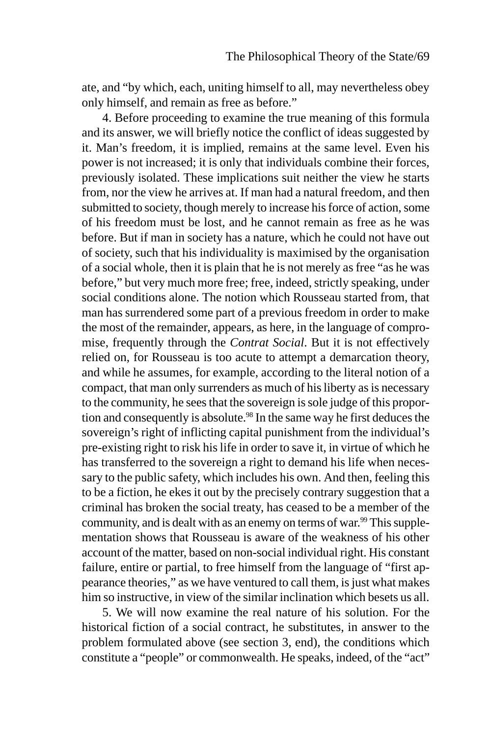ate, and "by which, each, uniting himself to all, may nevertheless obey only himself, and remain as free as before."

4. Before proceeding to examine the true meaning of this formula and its answer, we will briefly notice the conflict of ideas suggested by it. Man's freedom, it is implied, remains at the same level. Even his power is not increased; it is only that individuals combine their forces, previously isolated. These implications suit neither the view he starts from, nor the view he arrives at. If man had a natural freedom, and then submitted to society, though merely to increase his force of action, some of his freedom must be lost, and he cannot remain as free as he was before. But if man in society has a nature, which he could not have out of society, such that his individuality is maximised by the organisation of a social whole, then it is plain that he is not merely as free "as he was before," but very much more free; free, indeed, strictly speaking, under social conditions alone. The notion which Rousseau started from, that man has surrendered some part of a previous freedom in order to make the most of the remainder, appears, as here, in the language of compromise, frequently through the *Contrat Social*. But it is not effectively relied on, for Rousseau is too acute to attempt a demarcation theory, and while he assumes, for example, according to the literal notion of a compact, that man only surrenders as much of his liberty as is necessary to the community, he sees that the sovereign is sole judge of this proportion and consequently is absolute.[98] In the same way he first deduces the sovereign's right of inflicting capital punishment from the individual's pre-existing right to risk his life in order to save it, in virtue of which he has transferred to the sovereign a right to demand his life when necessary to the public safety, which includes his own. And then, feeling this to be a fiction, he ekes it out by the precisely contrary suggestion that a criminal has broken the social treaty, has ceased to be a member of the community, and is dealt with as an enemy on terms of war.[99] This supplementation shows that Rousseau is aware of the weakness of his other account of the matter, based on non-social individual right. His constant failure, entire or partial, to free himself from the language of "first appearance theories," as we have ventured to call them, is just what makes him so instructive, in view of the similar inclination which besets us all.

5. We will now examine the real nature of his solution. For the historical fiction of a social contract, he substitutes, in answer to the problem formulated above (see section 3, end), the conditions which constitute a "people" or commonwealth. He speaks, indeed, of the "act"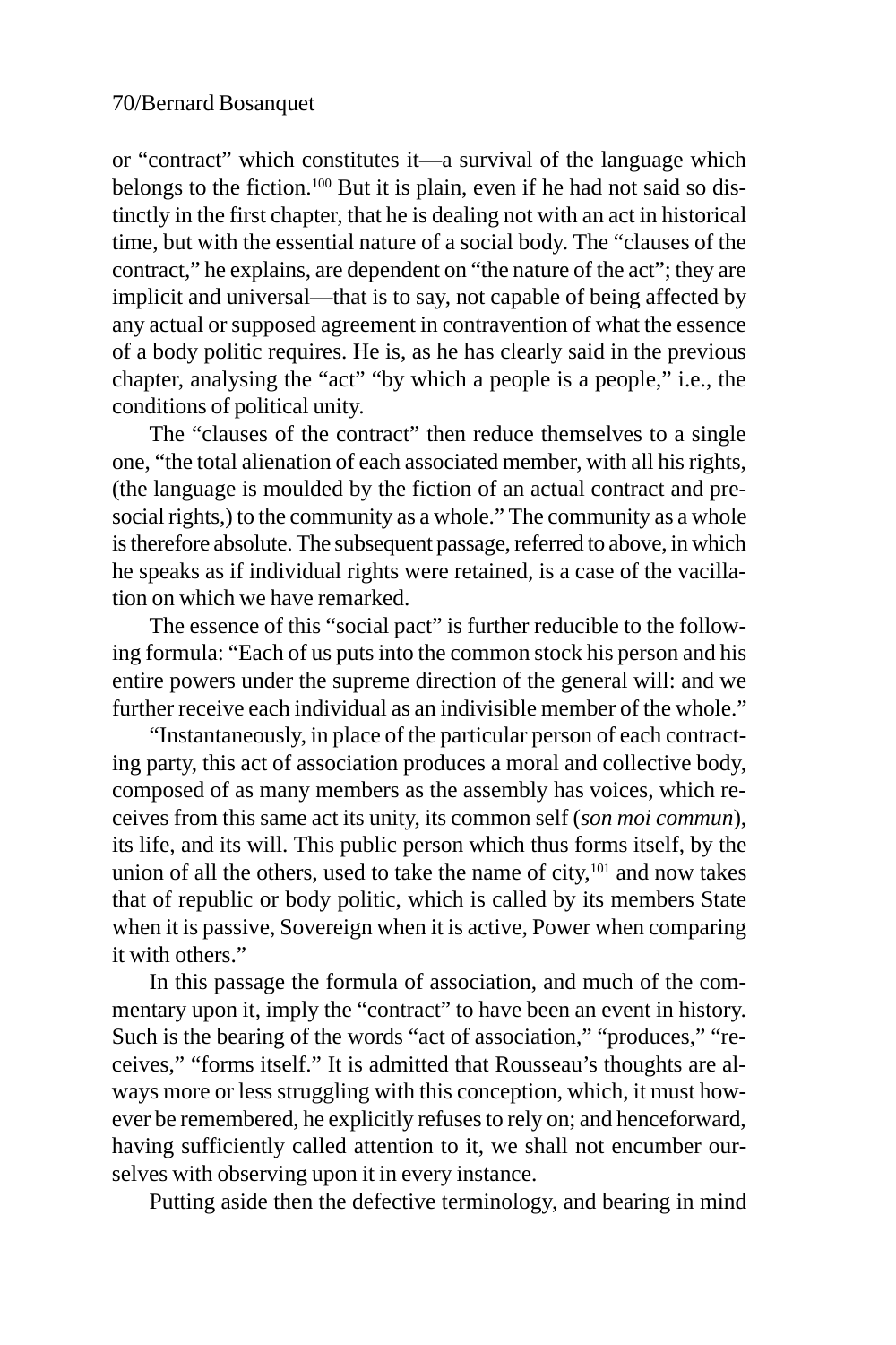or "contract" which constitutes it—a survival of the language which belongs to the fiction.[100] But it is plain, even if he had not said so distinctly in the first chapter, that he is dealing not with an act in historical time, but with the essential nature of a social body. The "clauses of the contract," he explains, are dependent on "the nature of the act"; they are implicit and universal—that is to say, not capable of being affected by any actual or supposed agreement in contravention of what the essence of a body politic requires. He is, as he has clearly said in the previous chapter, analysing the "act" "by which a people is a people," i.e., the conditions of political unity.

The "clauses of the contract" then reduce themselves to a single one, "the total alienation of each associated member, with all his rights, (the language is moulded by the fiction of an actual contract and presocial rights,) to the community as a whole." The community as a whole is therefore absolute. The subsequent passage, referred to above, in which he speaks as if individual rights were retained, is a case of the vacillation on which we have remarked.

The essence of this "social pact" is further reducible to the following formula: "Each of us puts into the common stock his person and his entire powers under the supreme direction of the general will: and we further receive each individual as an indivisible member of the whole."

"Instantaneously, in place of the particular person of each contracting party, this act of association produces a moral and collective body, composed of as many members as the assembly has voices, which receives from this same act its unity, its common self (*son moi commun*), its life, and its will. This public person which thus forms itself, by the union of all the others, used to take the name of city,[101] and now takes that of republic or body politic, which is called by its members State when it is passive, Sovereign when it is active, Power when comparing it with others."

In this passage the formula of association, and much of the commentary upon it, imply the "contract" to have been an event in history. Such is the bearing of the words "act of association," "produces," "receives," "forms itself." It is admitted that Rousseau's thoughts are always more or less struggling with this conception, which, it must however be remembered, he explicitly refuses to rely on; and henceforward, having sufficiently called attention to it, we shall not encumber ourselves with observing upon it in every instance.

Putting aside then the defective terminology, and bearing in mind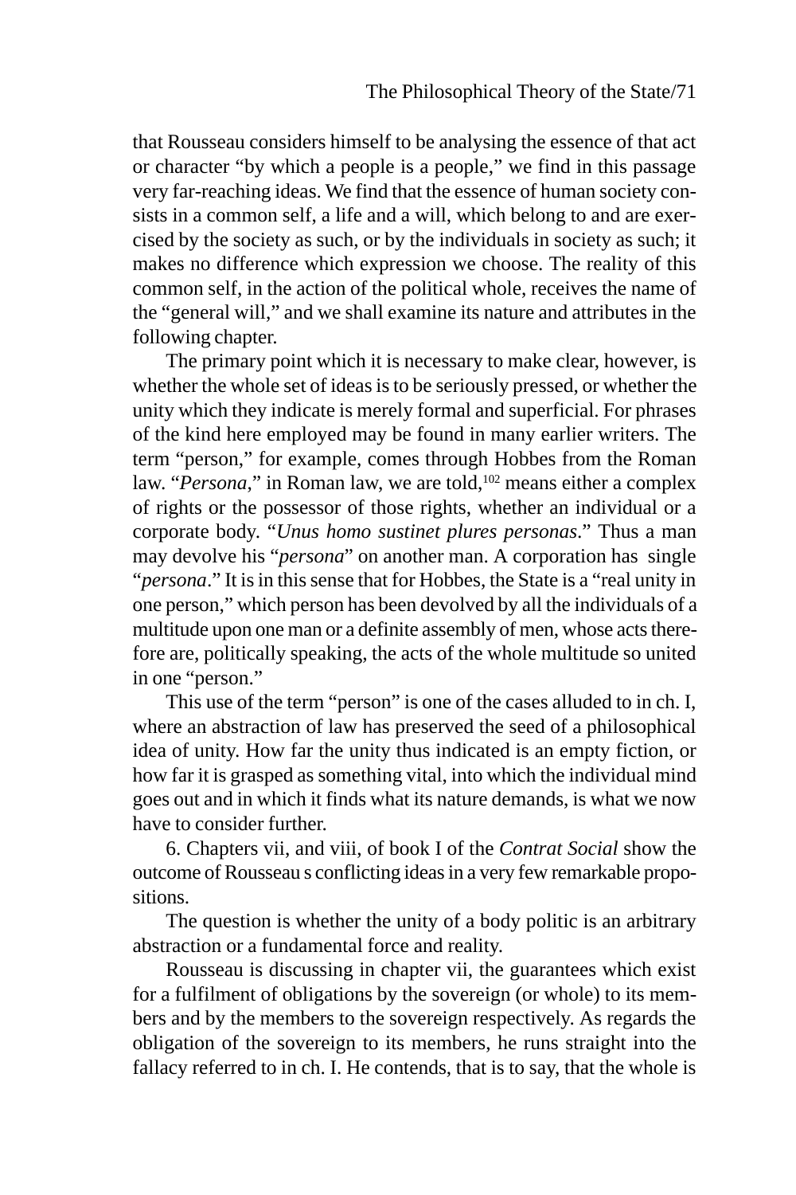that Rousseau considers himself to be analysing the essence of that act or character "by which a people is a people," we find in this passage very far-reaching ideas. We find that the essence of human society consists in a common self, a life and a will, which belong to and are exercised by the society as such, or by the individuals in society as such; it makes no difference which expression we choose. The reality of this common self, in the action of the political whole, receives the name of the "general will," and we shall examine its nature and attributes in the following chapter.

The primary point which it is necessary to make clear, however, is whether the whole set of ideas is to be seriously pressed, or whether the unity which they indicate is merely formal and superficial. For phrases of the kind here employed may be found in many earlier writers. The term "person," for example, comes through Hobbes from the Roman law. "*Persona*," in Roman law, we are told,[102] means either a complex of rights or the possessor of those rights, whether an individual or a corporate body. "*Unus homo sustinet plures personas*." Thus a man may devolve his "*persona*" on another man. A corporation has single "*persona*." It is in this sense that for Hobbes, the State is a "real unity in one person," which person has been devolved by all the individuals of a multitude upon one man or a definite assembly of men, whose acts therefore are, politically speaking, the acts of the whole multitude so united in one "person."

This use of the term "person" is one of the cases alluded to in ch. I, where an abstraction of law has preserved the seed of a philosophical idea of unity. How far the unity thus indicated is an empty fiction, or how far it is grasped as something vital, into which the individual mind goes out and in which it finds what its nature demands, is what we now have to consider further.

6. Chapters vii, and viii, of book I of the *Contrat Social* show the outcome of Rousseau s conflicting ideas in a very few remarkable propositions.

The question is whether the unity of a body politic is an arbitrary abstraction or a fundamental force and reality.

Rousseau is discussing in chapter vii, the guarantees which exist for a fulfilment of obligations by the sovereign (or whole) to its members and by the members to the sovereign respectively. As regards the obligation of the sovereign to its members, he runs straight into the fallacy referred to in ch. I. He contends, that is to say, that the whole is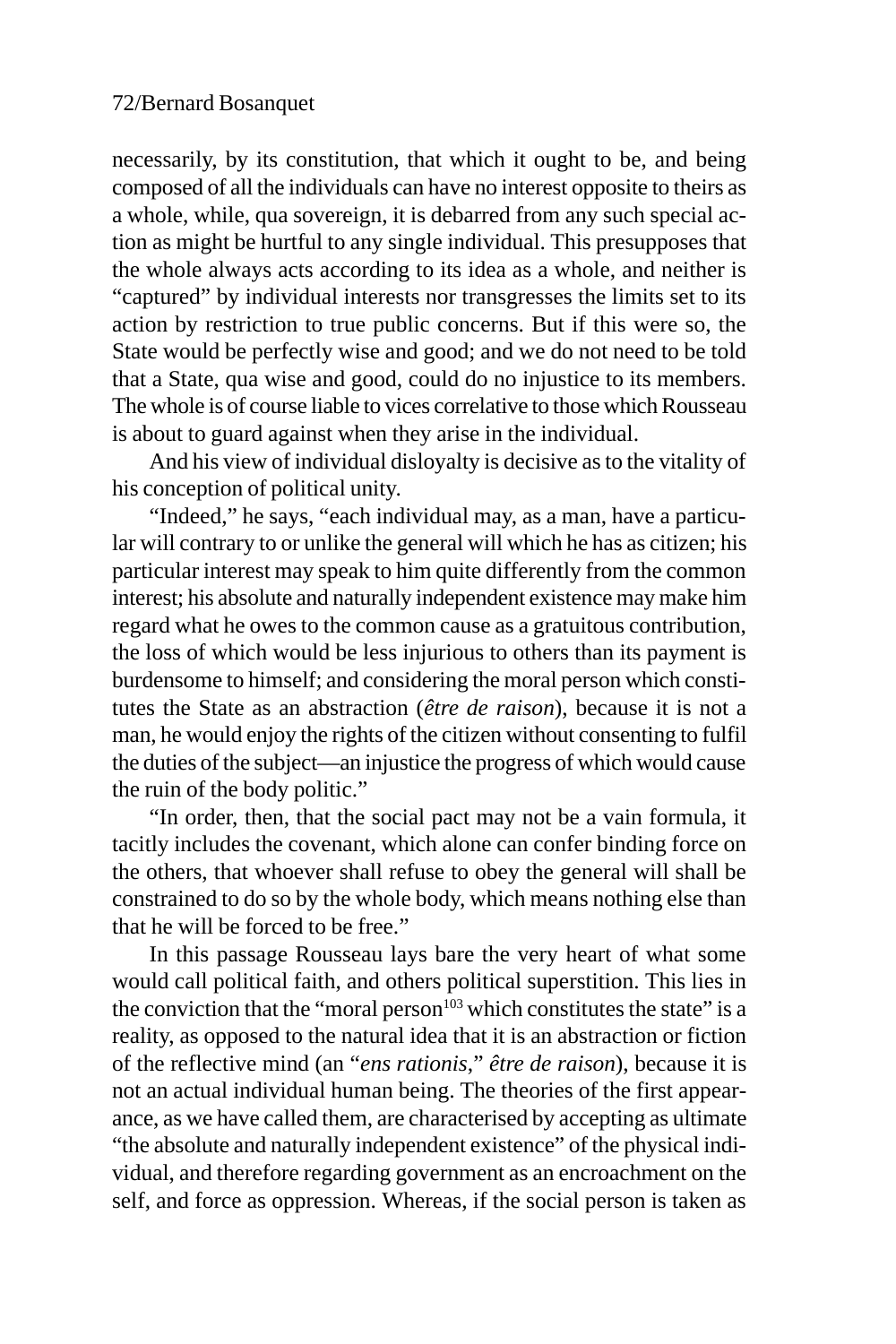necessarily, by its constitution, that which it ought to be, and being composed of all the individuals can have no interest opposite to theirs as a whole, while, qua sovereign, it is debarred from any such special action as might be hurtful to any single individual. This presupposes that the whole always acts according to its idea as a whole, and neither is "captured" by individual interests nor transgresses the limits set to its action by restriction to true public concerns. But if this were so, the State would be perfectly wise and good; and we do not need to be told that a State, qua wise and good, could do no injustice to its members. The whole is of course liable to vices correlative to those which Rousseau is about to guard against when they arise in the individual.

And his view of individual disloyalty is decisive as to the vitality of his conception of political unity.

"Indeed," he says, "each individual may, as a man, have a particular will contrary to or unlike the general will which he has as citizen; his particular interest may speak to him quite differently from the common interest; his absolute and naturally independent existence may make him regard what he owes to the common cause as a gratuitous contribution, the loss of which would be less injurious to others than its payment is burdensome to himself; and considering the moral person which constitutes the State as an abstraction (*être de raison*), because it is not a man, he would enjoy the rights of the citizen without consenting to fulfil the duties of the subject—an injustice the progress of which would cause the ruin of the body politic."

"In order, then, that the social pact may not be a vain formula, it tacitly includes the covenant, which alone can confer binding force on the others, that whoever shall refuse to obey the general will shall be constrained to do so by the whole body, which means nothing else than that he will be forced to be free."

In this passage Rousseau lays bare the very heart of what some would call political faith, and others political superstition. This lies in the conviction that the "moral person[103] which constitutes the state" is a reality, as opposed to the natural idea that it is an abstraction or fiction of the reflective mind (an "*ens rationis*," *être de raison*), because it is not an actual individual human being. The theories of the first appearance, as we have called them, are characterised by accepting as ultimate "the absolute and naturally independent existence" of the physical individual, and therefore regarding government as an encroachment on the self, and force as oppression. Whereas, if the social person is taken as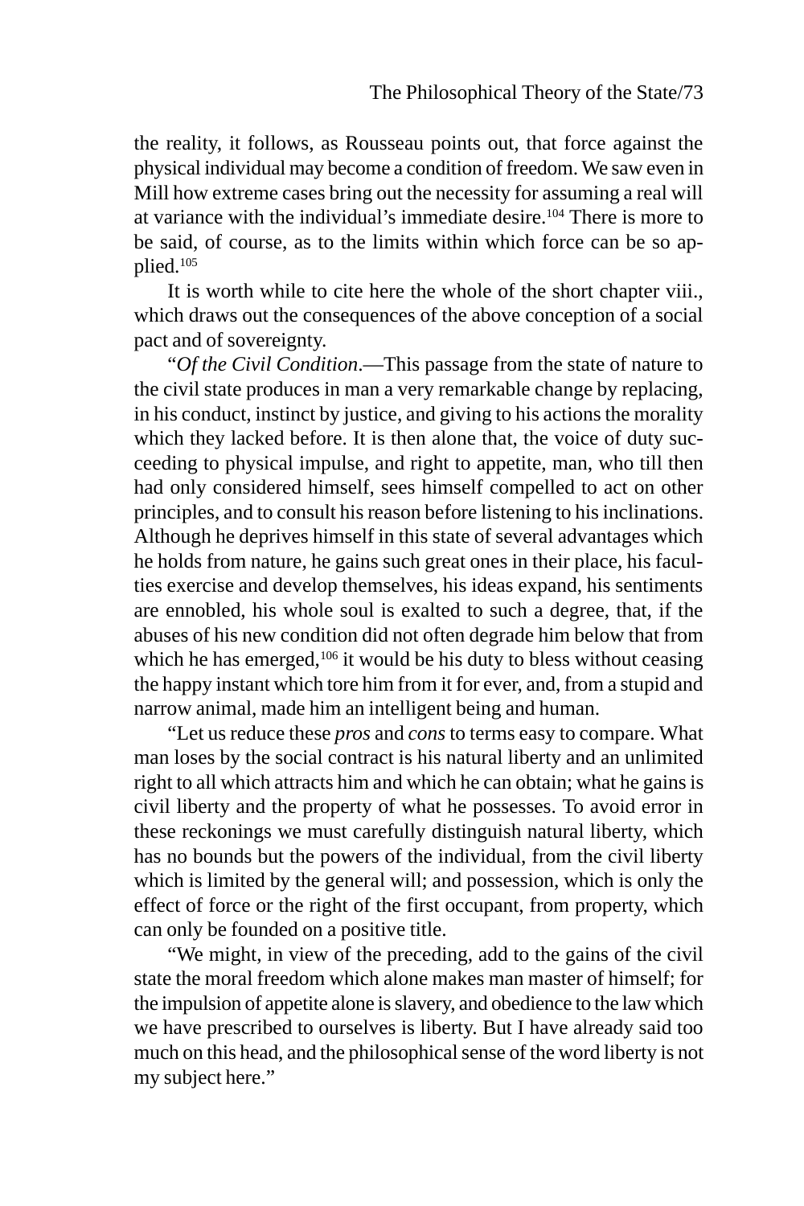the reality, it follows, as Rousseau points out, that force against the physical individual may become a condition of freedom. We saw even in Mill how extreme cases bring out the necessity for assuming a real will at variance with the individual's immediate desire.[104] There is more to be said, of course, as to the limits within which force can be so applied.[105]

It is worth while to cite here the whole of the short chapter viii., which draws out the consequences of the above conception of a social pact and of sovereignty.

"*Of the Civil Condition*.—This passage from the state of nature to the civil state produces in man a very remarkable change by replacing, in his conduct, instinct by justice, and giving to his actions the morality which they lacked before. It is then alone that, the voice of duty succeeding to physical impulse, and right to appetite, man, who till then had only considered himself, sees himself compelled to act on other principles, and to consult his reason before listening to his inclinations. Although he deprives himself in this state of several advantages which he holds from nature, he gains such great ones in their place, his faculties exercise and develop themselves, his ideas expand, his sentiments are ennobled, his whole soul is exalted to such a degree, that, if the abuses of his new condition did not often degrade him below that from which he has emerged,[106] it would be his duty to bless without ceasing the happy instant which tore him from it for ever, and, from a stupid and narrow animal, made him an intelligent being and human.

"Let us reduce these *pros* and *cons* to terms easy to compare. What man loses by the social contract is his natural liberty and an unlimited right to all which attracts him and which he can obtain; what he gains is civil liberty and the property of what he possesses. To avoid error in these reckonings we must carefully distinguish natural liberty, which has no bounds but the powers of the individual, from the civil liberty which is limited by the general will; and possession, which is only the effect of force or the right of the first occupant, from property, which can only be founded on a positive title.

"We might, in view of the preceding, add to the gains of the civil state the moral freedom which alone makes man master of himself; for the impulsion of appetite alone is slavery, and obedience to the law which we have prescribed to ourselves is liberty. But I have already said too much on this head, and the philosophical sense of the word liberty is not my subject here."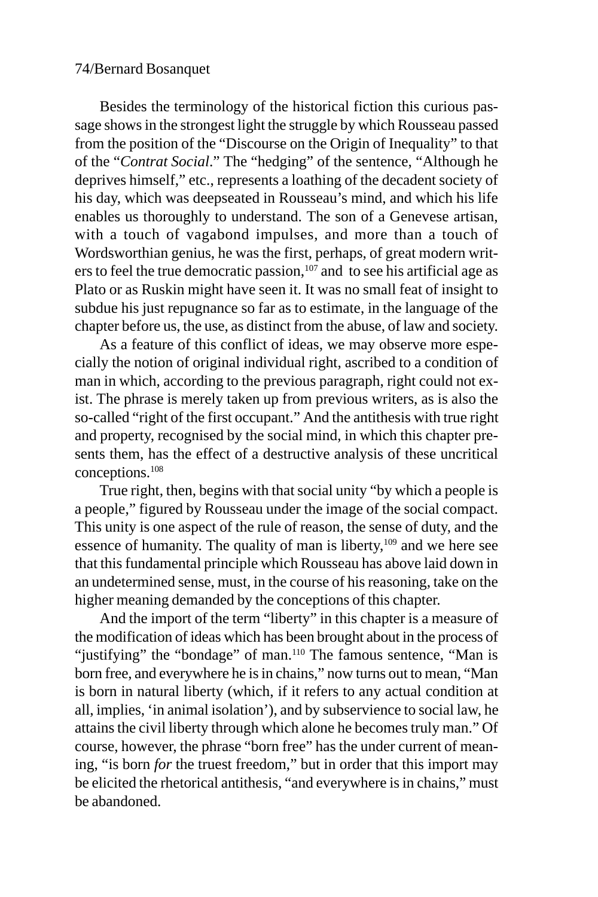Besides the terminology of the historical fiction this curious passage shows in the strongest light the struggle by which Rousseau passed from the position of the "Discourse on the Origin of Inequality" to that of the "*Contrat Social*." The "hedging" of the sentence, "Although he deprives himself," etc., represents a loathing of the decadent society of his day, which was deepseated in Rousseau's mind, and which his life enables us thoroughly to understand. The son of a Genevese artisan, with a touch of vagabond impulses, and more than a touch of Wordsworthian genius, he was the first, perhaps, of great modern writers to feel the true democratic passion,[107] and to see his artificial age as Plato or as Ruskin might have seen it. It was no small feat of insight to subdue his just repugnance so far as to estimate, in the language of the chapter before us, the use, as distinct from the abuse, of law and society.

As a feature of this conflict of ideas, we may observe more especially the notion of original individual right, ascribed to a condition of man in which, according to the previous paragraph, right could not exist. The phrase is merely taken up from previous writers, as is also the so-called "right of the first occupant." And the antithesis with true right and property, recognised by the social mind, in which this chapter presents them, has the effect of a destructive analysis of these uncritical conceptions.[108]

True right, then, begins with that social unity "by which a people is a people," figured by Rousseau under the image of the social compact. This unity is one aspect of the rule of reason, the sense of duty, and the essence of humanity. The quality of man is liberty,[109] and we here see that this fundamental principle which Rousseau has above laid down in an undetermined sense, must, in the course of his reasoning, take on the higher meaning demanded by the conceptions of this chapter.

And the import of the term "liberty" in this chapter is a measure of the modification of ideas which has been brought about in the process of "justifying" the "bondage" of man.[110] The famous sentence, "Man is born free, and everywhere he is in chains," now turns out to mean, "Man is born in natural liberty (which, if it refers to any actual condition at all, implies, 'in animal isolation'), and by subservience to social law, he attains the civil liberty through which alone he becomes truly man." Of course, however, the phrase "born free" has the under current of meaning, "is born *for* the truest freedom," but in order that this import may be elicited the rhetorical antithesis, "and everywhere is in chains," must be abandoned.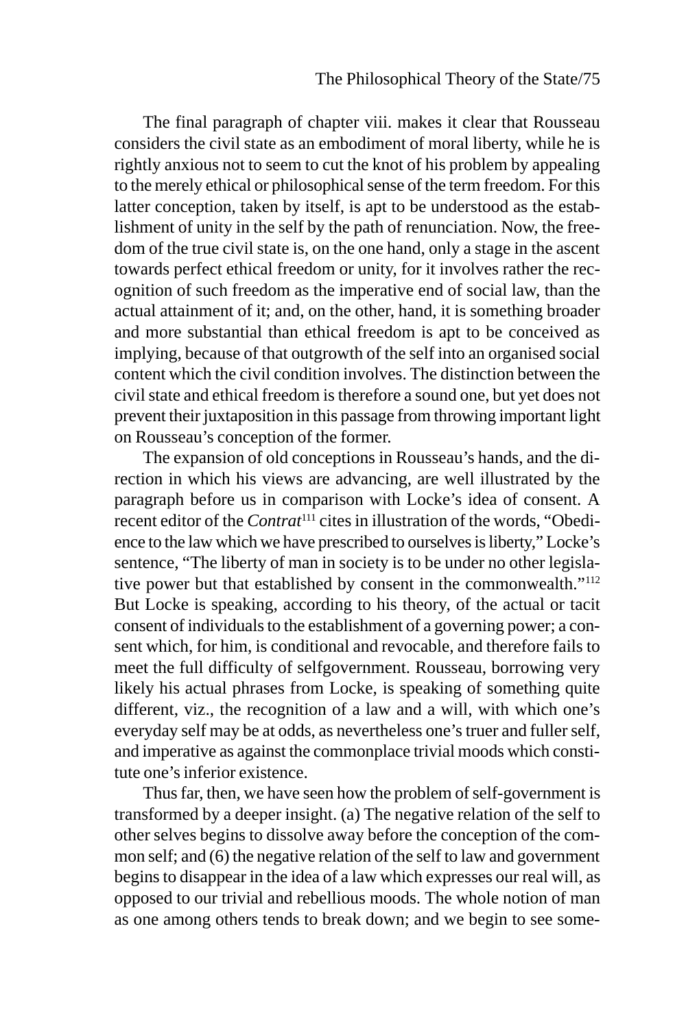The final paragraph of chapter viii. makes it clear that Rousseau considers the civil state as an embodiment of moral liberty, while he is rightly anxious not to seem to cut the knot of his problem by appealing to the merely ethical or philosophical sense of the term freedom. For this latter conception, taken by itself, is apt to be understood as the establishment of unity in the self by the path of renunciation. Now, the freedom of the true civil state is, on the one hand, only a stage in the ascent towards perfect ethical freedom or unity, for it involves rather the recognition of such freedom as the imperative end of social law, than the actual attainment of it; and, on the other, hand, it is something broader and more substantial than ethical freedom is apt to be conceived as implying, because of that outgrowth of the self into an organised social content which the civil condition involves. The distinction between the civil state and ethical freedom is therefore a sound one, but yet does not prevent their juxtaposition in this passage from throwing important light on Rousseau's conception of the former.

The expansion of old conceptions in Rousseau's hands, and the direction in which his views are advancing, are well illustrated by the paragraph before us in comparison with Locke's idea of consent. A recent editor of the *Contrat*[111] cites in illustration of the words, "Obedience to the law which we have prescribed to ourselves is liberty," Locke's sentence, "The liberty of man in society is to be under no other legislative power but that established by consent in the commonwealth."[112] But Locke is speaking, according to his theory, of the actual or tacit consent of individuals to the establishment of a governing power; a consent which, for him, is conditional and revocable, and therefore fails to meet the full difficulty of selfgovernment. Rousseau, borrowing very likely his actual phrases from Locke, is speaking of something quite different, viz., the recognition of a law and a will, with which one's everyday self may be at odds, as nevertheless one's truer and fuller self, and imperative as against the commonplace trivial moods which constitute one's inferior existence.

Thus far, then, we have seen how the problem of self-government is transformed by a deeper insight. (a) The negative relation of the self to other selves begins to dissolve away before the conception of the common self; and (6) the negative relation of the self to law and government begins to disappear in the idea of a law which expresses our real will, as opposed to our trivial and rebellious moods. The whole notion of man as one among others tends to break down; and we begin to see some-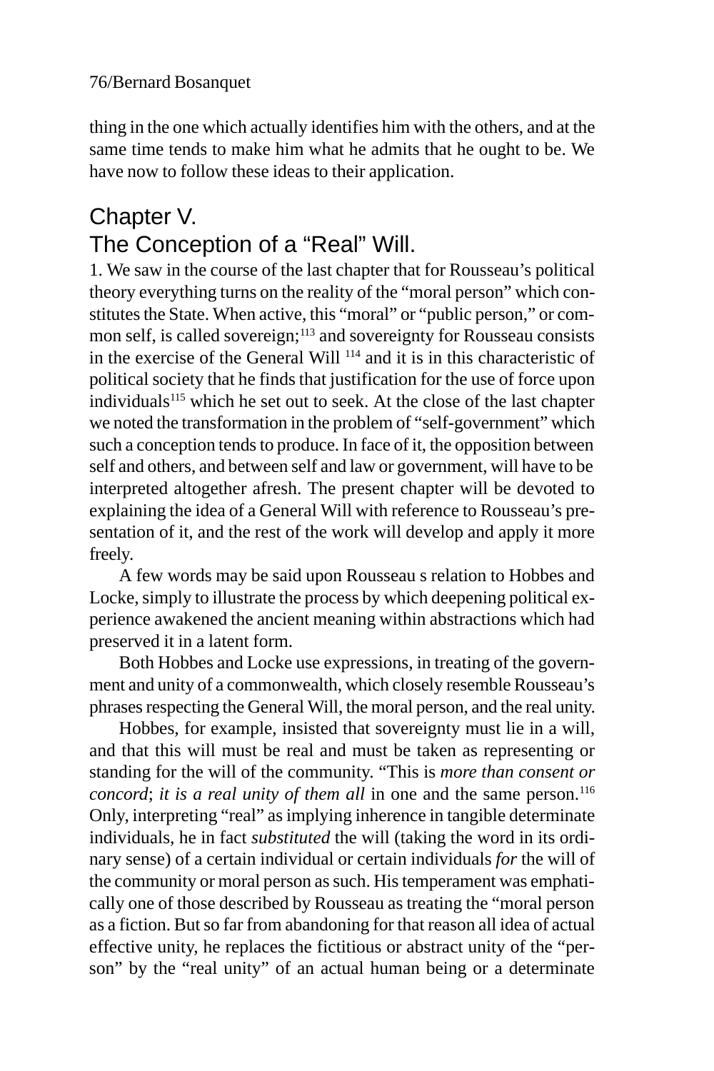thing in the one which actually identifies him with the others, and at the same time tends to make him what he admits that he ought to be. We have now to follow these ideas to their application.

## Chapter V.
## The Conception of a "Real" Will.

1. We saw in the course of the last chapter that for Rousseau's political theory everything turns on the reality of the "moral person" which constitutes the State. When active, this "moral" or "public person," or common self, is called sovereign;[113] and sovereignty for Rousseau consists in the exercise of the General Will [114] and it is in this characteristic of political society that he finds that justification for the use of force upon individuals[115] which he set out to seek. At the close of the last chapter we noted the transformation in the problem of "self-government" which such a conception tends to produce. In face of it, the opposition between self and others, and between self and law or government, will have to be interpreted altogether afresh. The present chapter will be devoted to explaining the idea of a General Will with reference to Rousseau's presentation of it, and the rest of the work will develop and apply it more freely.

A few words may be said upon Rousseau s relation to Hobbes and Locke, simply to illustrate the process by which deepening political experience awakened the ancient meaning within abstractions which had preserved it in a latent form.

Both Hobbes and Locke use expressions, in treating of the government and unity of a commonwealth, which closely resemble Rousseau's phrases respecting the General Will, the moral person, and the real unity.

Hobbes, for example, insisted that sovereignty must lie in a will, and that this will must be real and must be taken as representing or standing for the will of the community. "This is *more than consent or concord*; *it is a real unity of them all* in one and the same person.[116] Only, interpreting "real" as implying inherence in tangible determinate individuals, he in fact *substituted* the will (taking the word in its ordinary sense) of a certain individual or certain individuals *for* the will of the community or moral person as such. His temperament was emphatically one of those described by Rousseau as treating the "moral person as a fiction. But so far from abandoning for that reason all idea of actual effective unity, he replaces the fictitious or abstract unity of the "person" by the "real unity" of an actual human being or a determinate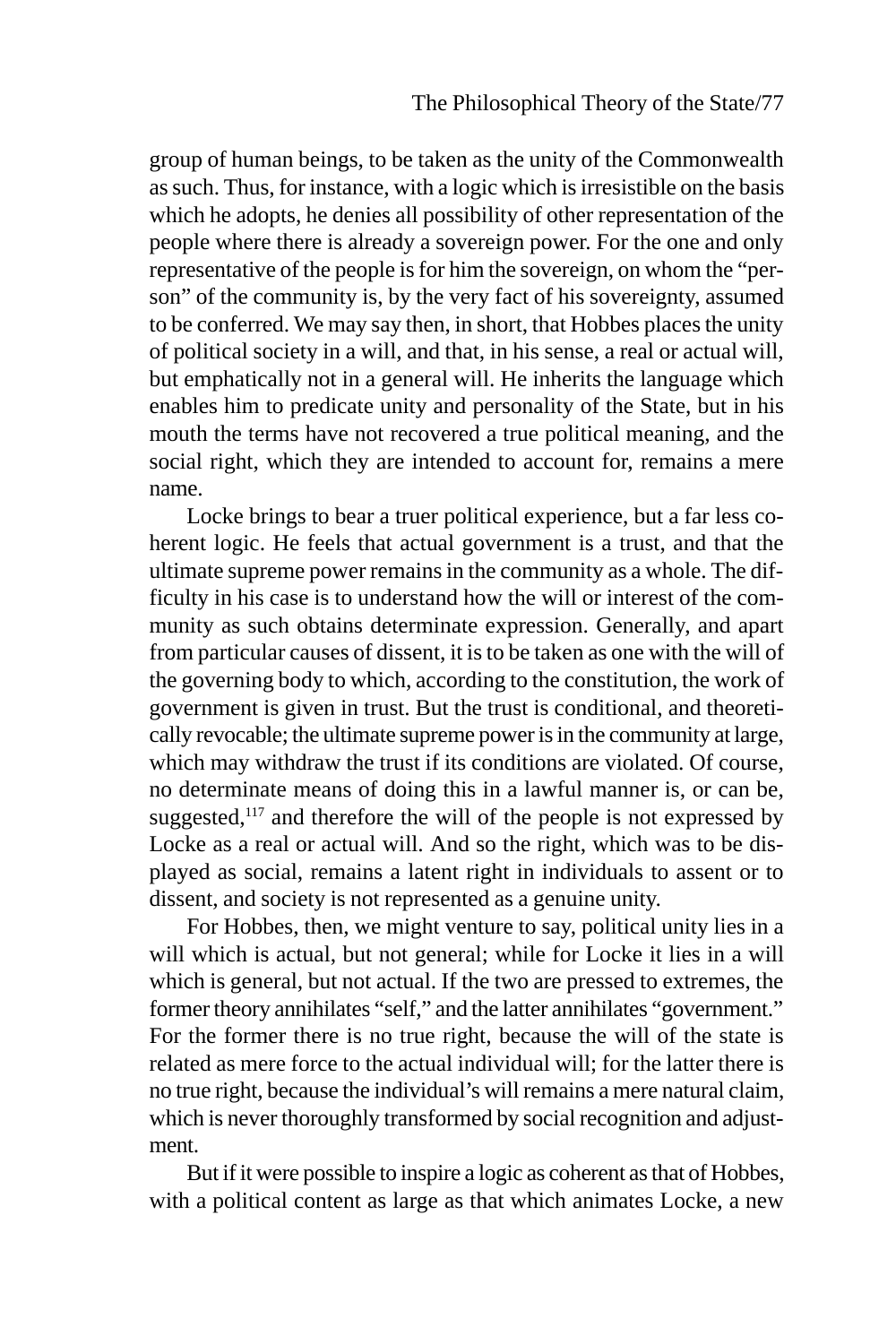group of human beings, to be taken as the unity of the Commonwealth as such. Thus, for instance, with a logic which is irresistible on the basis which he adopts, he denies all possibility of other representation of the people where there is already a sovereign power. For the one and only representative of the people is for him the sovereign, on whom the "person" of the community is, by the very fact of his sovereignty, assumed to be conferred. We may say then, in short, that Hobbes places the unity of political society in a will, and that, in his sense, a real or actual will, but emphatically not in a general will. He inherits the language which enables him to predicate unity and personality of the State, but in his mouth the terms have not recovered a true political meaning, and the social right, which they are intended to account for, remains a mere name.

Locke brings to bear a truer political experience, but a far less coherent logic. He feels that actual government is a trust, and that the ultimate supreme power remains in the community as a whole. The difficulty in his case is to understand how the will or interest of the community as such obtains determinate expression. Generally, and apart from particular causes of dissent, it is to be taken as one with the will of the governing body to which, according to the constitution, the work of government is given in trust. But the trust is conditional, and theoretically revocable; the ultimate supreme power is in the community at large, which may withdraw the trust if its conditions are violated. Of course, no determinate means of doing this in a lawful manner is, or can be, suggested,[117] and therefore the will of the people is not expressed by Locke as a real or actual will. And so the right, which was to be displayed as social, remains a latent right in individuals to assent or to dissent, and society is not represented as a genuine unity.

For Hobbes, then, we might venture to say, political unity lies in a will which is actual, but not general; while for Locke it lies in a will which is general, but not actual. If the two are pressed to extremes, the former theory annihilates "self," and the latter annihilates "government." For the former there is no true right, because the will of the state is related as mere force to the actual individual will; for the latter there is no true right, because the individual's will remains a mere natural claim, which is never thoroughly transformed by social recognition and adjustment.

But if it were possible to inspire a logic as coherent as that of Hobbes, with a political content as large as that which animates Locke, a new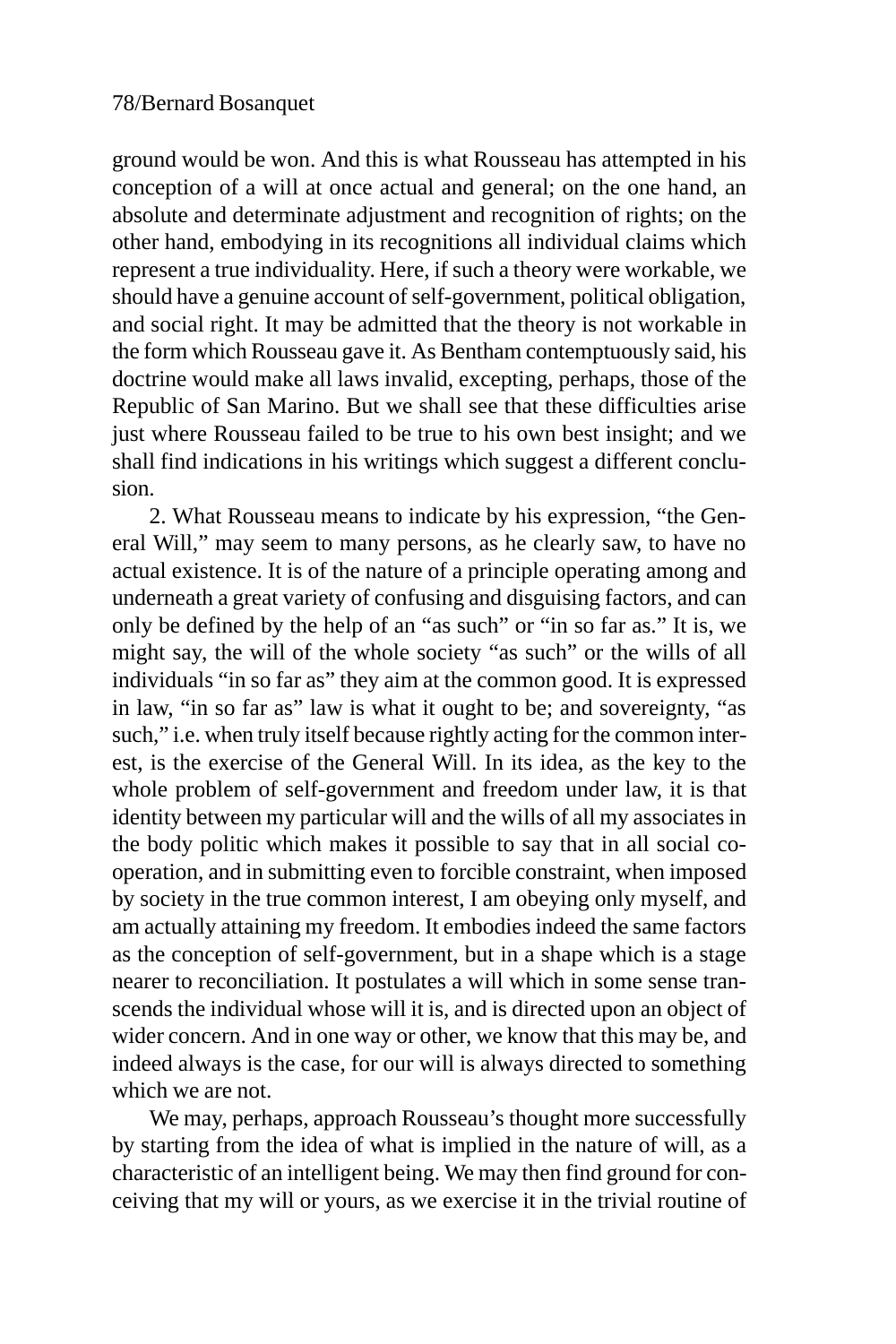ground would be won. And this is what Rousseau has attempted in his conception of a will at once actual and general; on the one hand, an absolute and determinate adjustment and recognition of rights; on the other hand, embodying in its recognitions all individual claims which represent a true individuality. Here, if such a theory were workable, we should have a genuine account of self-government, political obligation, and social right. It may be admitted that the theory is not workable in the form which Rousseau gave it. As Bentham contemptuously said, his doctrine would make all laws invalid, excepting, perhaps, those of the Republic of San Marino. But we shall see that these difficulties arise just where Rousseau failed to be true to his own best insight; and we shall find indications in his writings which suggest a different conclusion.

2. What Rousseau means to indicate by his expression, "the General Will," may seem to many persons, as he clearly saw, to have no actual existence. It is of the nature of a principle operating among and underneath a great variety of confusing and disguising factors, and can only be defined by the help of an "as such" or "in so far as." It is, we might say, the will of the whole society "as such" or the wills of all individuals "in so far as" they aim at the common good. It is expressed in law, "in so far as" law is what it ought to be; and sovereignty, "as such," i.e. when truly itself because rightly acting for the common interest, is the exercise of the General Will. In its idea, as the key to the whole problem of self-government and freedom under law, it is that identity between my particular will and the wills of all my associates in the body politic which makes it possible to say that in all social co-operation, and in submitting even to forcible constraint, when imposed by society in the true common interest, I am obeying only myself, and am actually attaining my freedom. It embodies indeed the same factors as the conception of self-government, but in a shape which is a stage nearer to reconciliation. It postulates a will which in some sense transcends the individual whose will it is, and is directed upon an object of wider concern. And in one way or other, we know that this may be, and indeed always is the case, for our will is always directed to something which we are not.

We may, perhaps, approach Rousseau's thought more successfully by starting from the idea of what is implied in the nature of will, as a characteristic of an intelligent being. We may then find ground for conceiving that my will or yours, as we exercise it in the trivial routine of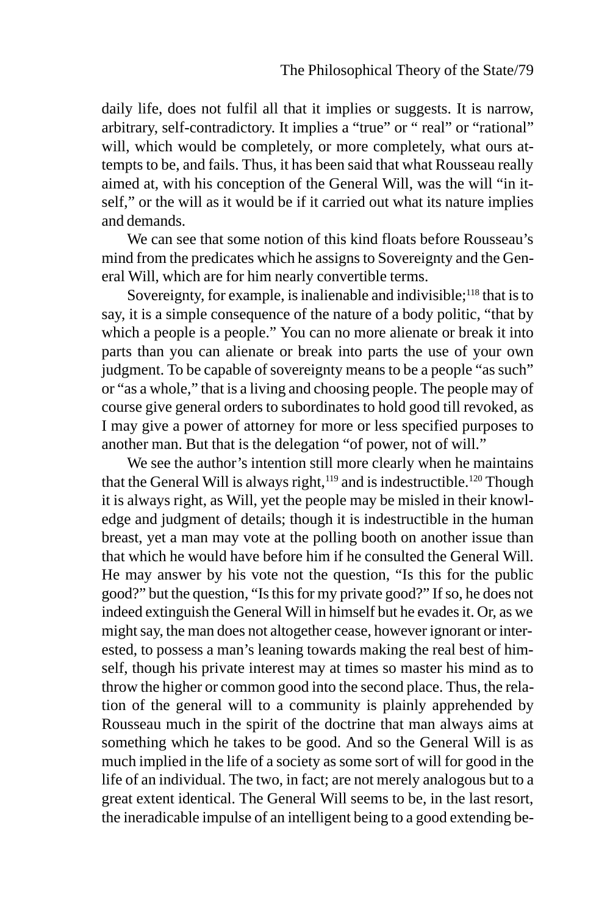daily life, does not fulfil all that it implies or suggests. It is narrow, arbitrary, self-contradictory. It implies a "true" or " real" or "rational" will, which would be completely, or more completely, what ours attempts to be, and fails. Thus, it has been said that what Rousseau really aimed at, with his conception of the General Will, was the will "in itself," or the will as it would be if it carried out what its nature implies and demands.

We can see that some notion of this kind floats before Rousseau's mind from the predicates which he assigns to Sovereignty and the General Will, which are for him nearly convertible terms.

Sovereignty, for example, is inalienable and indivisible;[118] that is to say, it is a simple consequence of the nature of a body politic, "that by which a people is a people." You can no more alienate or break it into parts than you can alienate or break into parts the use of your own judgment. To be capable of sovereignty means to be a people "as such" or "as a whole," that is a living and choosing people. The people may of course give general orders to subordinates to hold good till revoked, as I may give a power of attorney for more or less specified purposes to another man. But that is the delegation "of power, not of will."

We see the author's intention still more clearly when he maintains that the General Will is always right,[119] and is indestructible.[120] Though it is always right, as Will, yet the people may be misled in their knowledge and judgment of details; though it is indestructible in the human breast, yet a man may vote at the polling booth on another issue than that which he would have before him if he consulted the General Will. He may answer by his vote not the question, "Is this for the public good?" but the question, "Is this for my private good?" If so, he does not indeed extinguish the General Will in himself but he evades it. Or, as we might say, the man does not altogether cease, however ignorant or interested, to possess a man's leaning towards making the real best of himself, though his private interest may at times so master his mind as to throw the higher or common good into the second place. Thus, the relation of the general will to a community is plainly apprehended by Rousseau much in the spirit of the doctrine that man always aims at something which he takes to be good. And so the General Will is as much implied in the life of a society as some sort of will for good in the life of an individual. The two, in fact; are not merely analogous but to a great extent identical. The General Will seems to be, in the last resort, the ineradicable impulse of an intelligent being to a good extending be-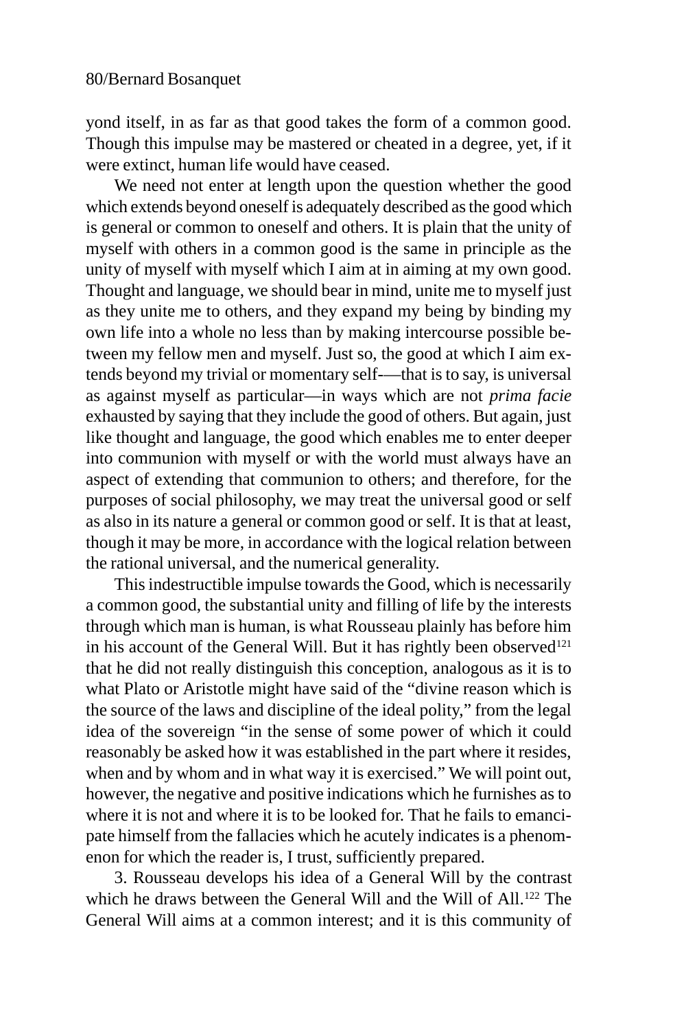yond itself, in as far as that good takes the form of a common good. Though this impulse may be mastered or cheated in a degree, yet, if it were extinct, human life would have ceased.

We need not enter at length upon the question whether the good which extends beyond oneself is adequately described as the good which is general or common to oneself and others. It is plain that the unity of myself with others in a common good is the same in principle as the unity of myself with myself which I aim at in aiming at my own good. Thought and language, we should bear in mind, unite me to myself just as they unite me to others, and they expand my being by binding my own life into a whole no less than by making intercourse possible between my fellow men and myself. Just so, the good at which I aim extends beyond my trivial or momentary self-—that is to say, is universal as against myself as particular—in ways which are not *prima facie* exhausted by saying that they include the good of others. But again, just like thought and language, the good which enables me to enter deeper into communion with myself or with the world must always have an aspect of extending that communion to others; and therefore, for the purposes of social philosophy, we may treat the universal good or self as also in its nature a general or common good or self. It is that at least, though it may be more, in accordance with the logical relation between the rational universal, and the numerical generality.

This indestructible impulse towards the Good, which is necessarily a common good, the substantial unity and filling of life by the interests through which man is human, is what Rousseau plainly has before him in his account of the General Will. But it has rightly been observed[121] that he did not really distinguish this conception, analogous as it is to what Plato or Aristotle might have said of the "divine reason which is the source of the laws and discipline of the ideal polity," from the legal idea of the sovereign "in the sense of some power of which it could reasonably be asked how it was established in the part where it resides, when and by whom and in what way it is exercised." We will point out, however, the negative and positive indications which he furnishes as to where it is not and where it is to be looked for. That he fails to emancipate himself from the fallacies which he acutely indicates is a phenomenon for which the reader is, I trust, sufficiently prepared.

3. Rousseau develops his idea of a General Will by the contrast which he draws between the General Will and the Will of All.[122] The General Will aims at a common interest; and it is this community of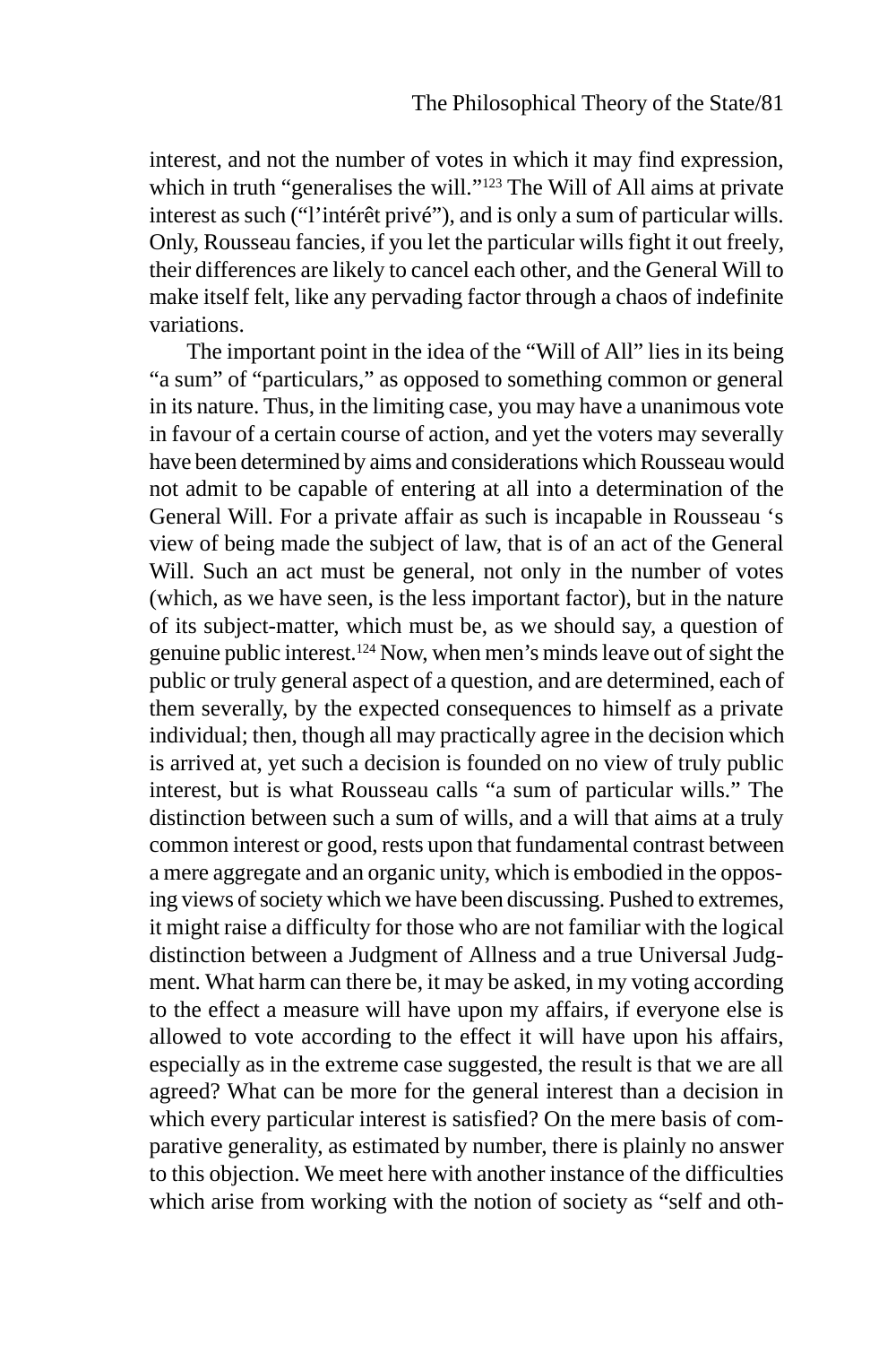interest, and not the number of votes in which it may find expression, which in truth "generalises the will."[123] The Will of All aims at private interest as such ("l'intérêt privé"), and is only a sum of particular wills. Only, Rousseau fancies, if you let the particular wills fight it out freely, their differences are likely to cancel each other, and the General Will to make itself felt, like any pervading factor through a chaos of indefinite variations.

The important point in the idea of the "Will of All" lies in its being "a sum" of "particulars," as opposed to something common or general in its nature. Thus, in the limiting case, you may have a unanimous vote in favour of a certain course of action, and yet the voters may severally have been determined by aims and considerations which Rousseau would not admit to be capable of entering at all into a determination of the General Will. For a private affair as such is incapable in Rousseau 's view of being made the subject of law, that is of an act of the General Will. Such an act must be general, not only in the number of votes (which, as we have seen, is the less important factor), but in the nature of its subject-matter, which must be, as we should say, a question of genuine public interest.[124] Now, when men's minds leave out of sight the public or truly general aspect of a question, and are determined, each of them severally, by the expected consequences to himself as a private individual; then, though all may practically agree in the decision which is arrived at, yet such a decision is founded on no view of truly public interest, but is what Rousseau calls "a sum of particular wills." The distinction between such a sum of wills, and a will that aims at a truly common interest or good, rests upon that fundamental contrast between a mere aggregate and an organic unity, which is embodied in the opposing views of society which we have been discussing. Pushed to extremes, it might raise a difficulty for those who are not familiar with the logical distinction between a Judgment of Allness and a true Universal Judgment. What harm can there be, it may be asked, in my voting according to the effect a measure will have upon my affairs, if everyone else is allowed to vote according to the effect it will have upon his affairs, especially as in the extreme case suggested, the result is that we are all agreed? What can be more for the general interest than a decision in which every particular interest is satisfied? On the mere basis of comparative generality, as estimated by number, there is plainly no answer to this objection. We meet here with another instance of the difficulties which arise from working with the notion of society as "self and oth-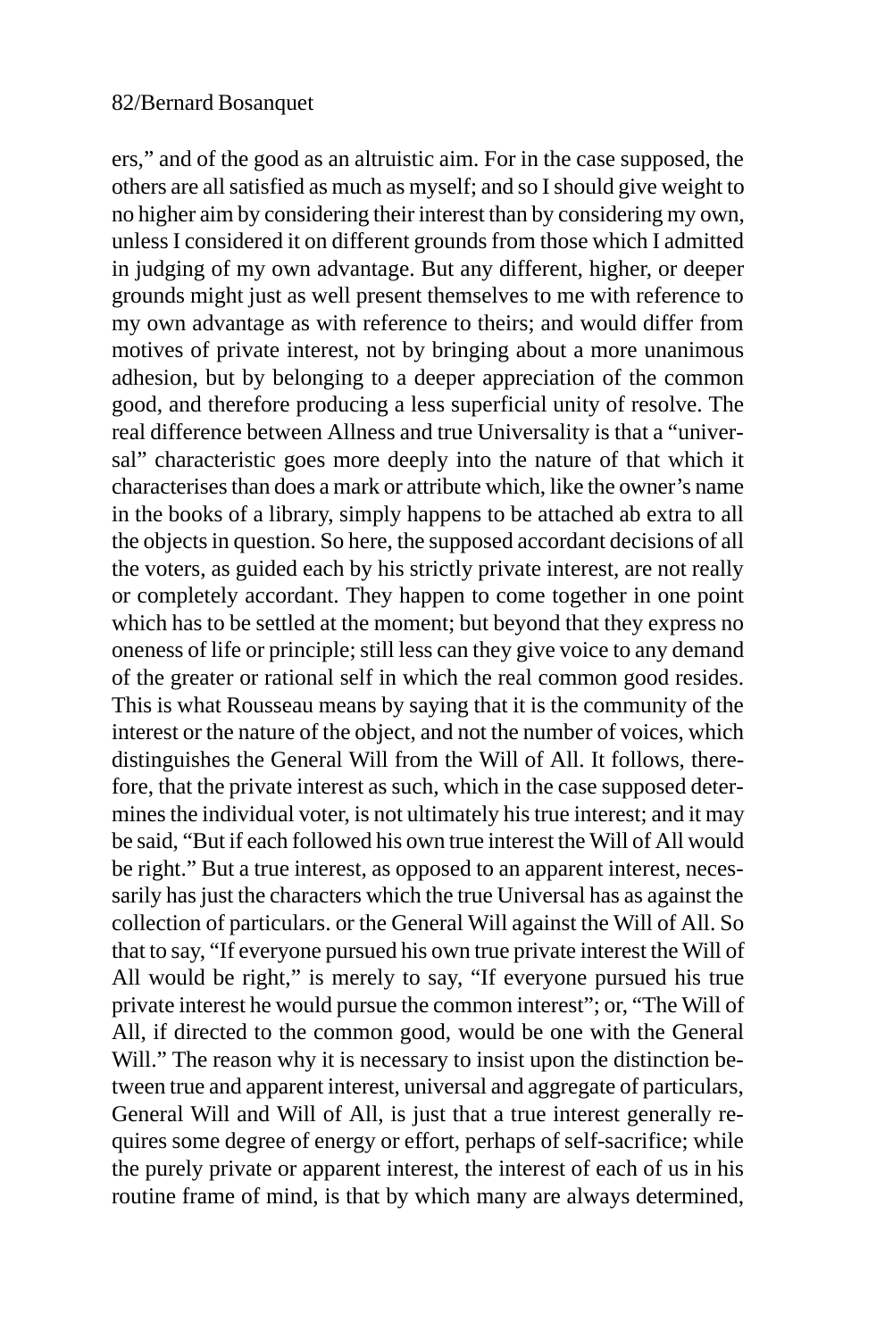ers," and of the good as an altruistic aim. For in the case supposed, the others are all satisfied as much as myself; and so I should give weight to no higher aim by considering their interest than by considering my own, unless I considered it on different grounds from those which I admitted in judging of my own advantage. But any different, higher, or deeper grounds might just as well present themselves to me with reference to my own advantage as with reference to theirs; and would differ from motives of private interest, not by bringing about a more unanimous adhesion, but by belonging to a deeper appreciation of the common good, and therefore producing a less superficial unity of resolve. The real difference between Allness and true Universality is that a "universal" characteristic goes more deeply into the nature of that which it characterises than does a mark or attribute which, like the owner's name in the books of a library, simply happens to be attached ab extra to all the objects in question. So here, the supposed accordant decisions of all the voters, as guided each by his strictly private interest, are not really or completely accordant. They happen to come together in one point which has to be settled at the moment; but beyond that they express no oneness of life or principle; still less can they give voice to any demand of the greater or rational self in which the real common good resides. This is what Rousseau means by saying that it is the community of the interest or the nature of the object, and not the number of voices, which distinguishes the General Will from the Will of All. It follows, therefore, that the private interest as such, which in the case supposed determines the individual voter, is not ultimately his true interest; and it may be said, "But if each followed his own true interest the Will of All would be right." But a true interest, as opposed to an apparent interest, necessarily has just the characters which the true Universal has as against the collection of particulars. or the General Will against the Will of All. So that to say, "If everyone pursued his own true private interest the Will of All would be right," is merely to say, "If everyone pursued his true private interest he would pursue the common interest"; or, "The Will of All, if directed to the common good, would be one with the General Will." The reason why it is necessary to insist upon the distinction between true and apparent interest, universal and aggregate of particulars, General Will and Will of All, is just that a true interest generally requires some degree of energy or effort, perhaps of self-sacrifice; while the purely private or apparent interest, the interest of each of us in his routine frame of mind, is that by which many are always determined,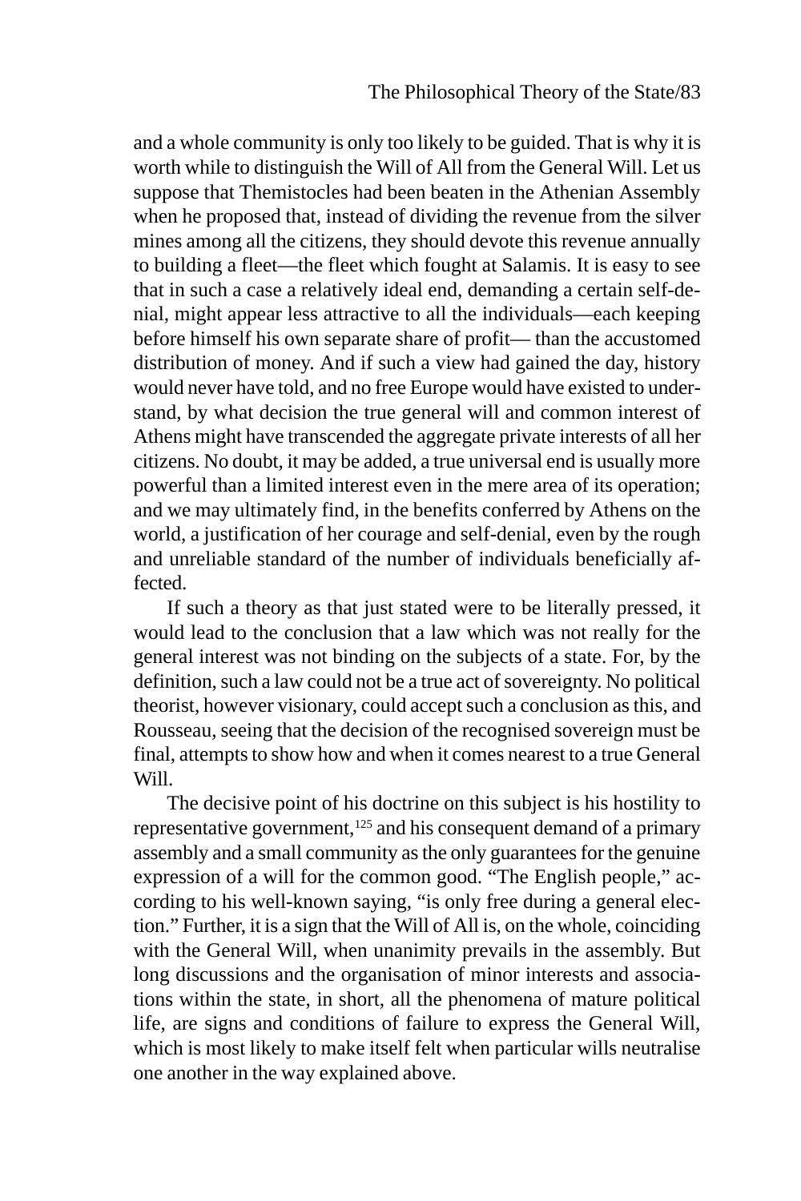and a whole community is only too likely to be guided. That is why it is worth while to distinguish the Will of All from the General Will. Let us suppose that Themistocles had been beaten in the Athenian Assembly when he proposed that, instead of dividing the revenue from the silver mines among all the citizens, they should devote this revenue annually to building a fleet—the fleet which fought at Salamis. It is easy to see that in such a case a relatively ideal end, demanding a certain self-denial, might appear less attractive to all the individuals—each keeping before himself his own separate share of profit— than the accustomed distribution of money. And if such a view had gained the day, history would never have told, and no free Europe would have existed to understand, by what decision the true general will and common interest of Athens might have transcended the aggregate private interests of all her citizens. No doubt, it may be added, a true universal end is usually more powerful than a limited interest even in the mere area of its operation; and we may ultimately find, in the benefits conferred by Athens on the world, a justification of her courage and self-denial, even by the rough and unreliable standard of the number of individuals beneficially affected.

If such a theory as that just stated were to be literally pressed, it would lead to the conclusion that a law which was not really for the general interest was not binding on the subjects of a state. For, by the definition, such a law could not be a true act of sovereignty. No political theorist, however visionary, could accept such a conclusion as this, and Rousseau, seeing that the decision of the recognised sovereign must be final, attempts to show how and when it comes nearest to a true General Will.

The decisive point of his doctrine on this subject is his hostility to representative government,[125] and his consequent demand of a primary assembly and a small community as the only guarantees for the genuine expression of a will for the common good. "The English people," according to his well-known saying, "is only free during a general election." Further, it is a sign that the Will of All is, on the whole, coinciding with the General Will, when unanimity prevails in the assembly. But long discussions and the organisation of minor interests and associations within the state, in short, all the phenomena of mature political life, are signs and conditions of failure to express the General Will, which is most likely to make itself felt when particular wills neutralise one another in the way explained above.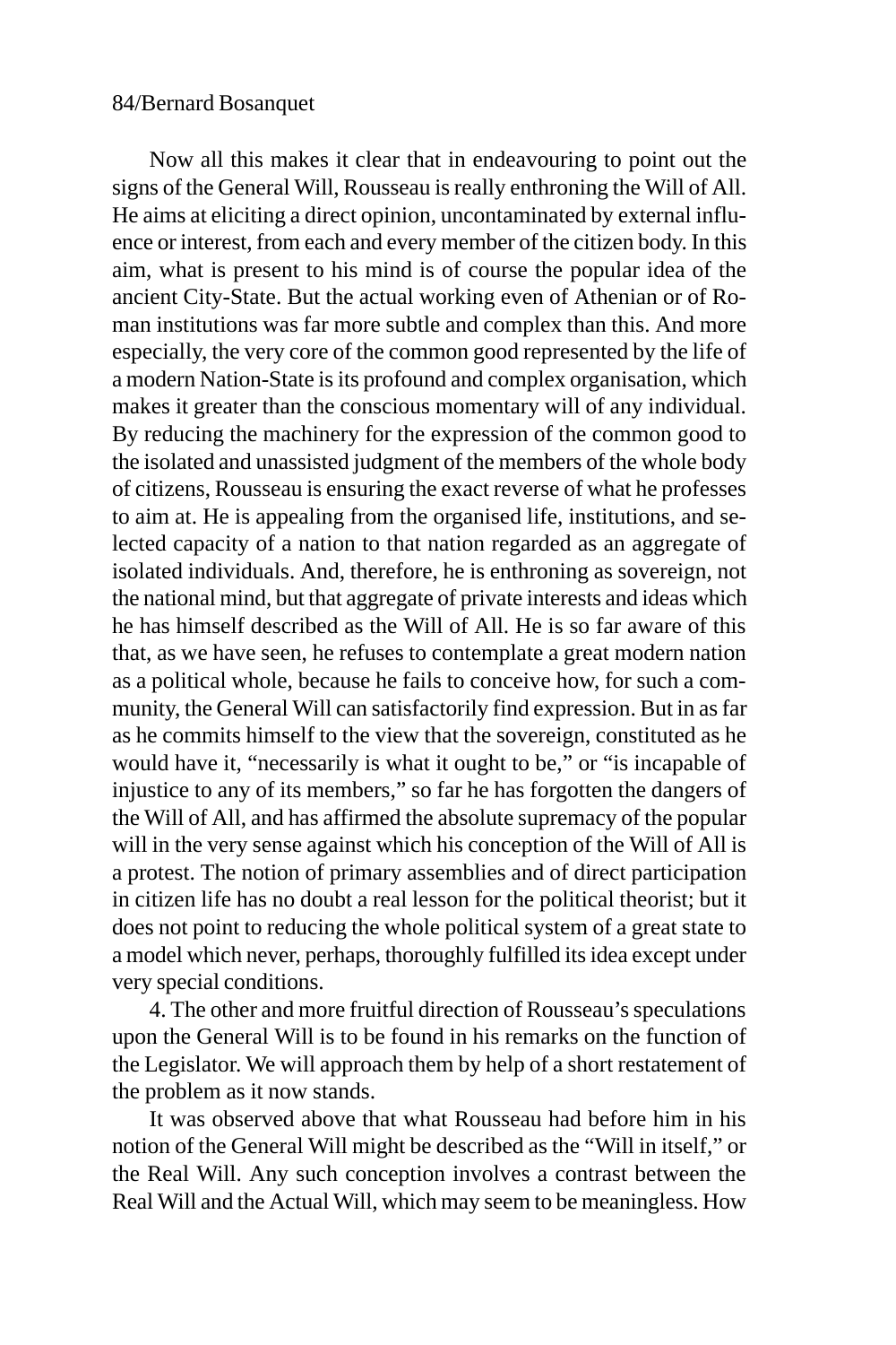Now all this makes it clear that in endeavouring to point out the signs of the General Will, Rousseau is really enthroning the Will of All. He aims at eliciting a direct opinion, uncontaminated by external influence or interest, from each and every member of the citizen body. In this aim, what is present to his mind is of course the popular idea of the ancient City-State. But the actual working even of Athenian or of Roman institutions was far more subtle and complex than this. And more especially, the very core of the common good represented by the life of a modern Nation-State is its profound and complex organisation, which makes it greater than the conscious momentary will of any individual. By reducing the machinery for the expression of the common good to the isolated and unassisted judgment of the members of the whole body of citizens, Rousseau is ensuring the exact reverse of what he professes to aim at. He is appealing from the organised life, institutions, and selected capacity of a nation to that nation regarded as an aggregate of isolated individuals. And, therefore, he is enthroning as sovereign, not the national mind, but that aggregate of private interests and ideas which he has himself described as the Will of All. He is so far aware of this that, as we have seen, he refuses to contemplate a great modern nation as a political whole, because he fails to conceive how, for such a community, the General Will can satisfactorily find expression. But in as far as he commits himself to the view that the sovereign, constituted as he would have it, "necessarily is what it ought to be," or "is incapable of injustice to any of its members," so far he has forgotten the dangers of the Will of All, and has affirmed the absolute supremacy of the popular will in the very sense against which his conception of the Will of All is a protest. The notion of primary assemblies and of direct participation in citizen life has no doubt a real lesson for the political theorist; but it does not point to reducing the whole political system of a great state to a model which never, perhaps, thoroughly fulfilled its idea except under very special conditions.

4. The other and more fruitful direction of Rousseau's speculations upon the General Will is to be found in his remarks on the function of the Legislator. We will approach them by help of a short restatement of the problem as it now stands.

It was observed above that what Rousseau had before him in his notion of the General Will might be described as the "Will in itself," or the Real Will. Any such conception involves a contrast between the Real Will and the Actual Will, which may seem to be meaningless. How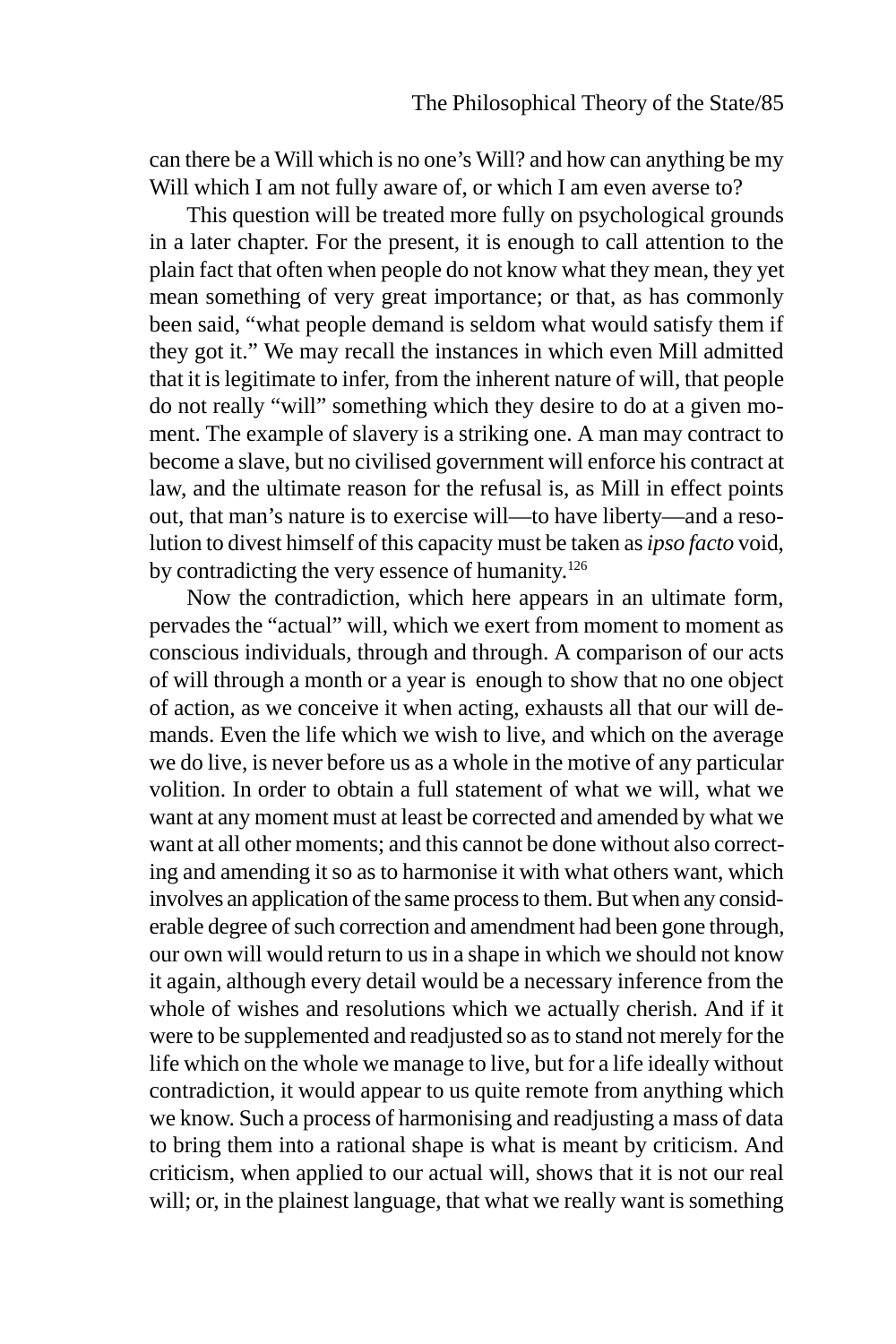can there be a Will which is no one's Will? and how can anything be my Will which I am not fully aware of, or which I am even averse to?

This question will be treated more fully on psychological grounds in a later chapter. For the present, it is enough to call attention to the plain fact that often when people do not know what they mean, they yet mean something of very great importance; or that, as has commonly been said, "what people demand is seldom what would satisfy them if they got it." We may recall the instances in which even Mill admitted that it is legitimate to infer, from the inherent nature of will, that people do not really "will" something which they desire to do at a given moment. The example of slavery is a striking one. A man may contract to become a slave, but no civilised government will enforce his contract at law, and the ultimate reason for the refusal is, as Mill in effect points out, that man's nature is to exercise will—to have liberty—and a resolution to divest himself of this capacity must be taken as *ipso facto* void, by contradicting the very essence of humanity.[126]

Now the contradiction, which here appears in an ultimate form, pervades the "actual" will, which we exert from moment to moment as conscious individuals, through and through. A comparison of our acts of will through a month or a year is enough to show that no one object of action, as we conceive it when acting, exhausts all that our will demands. Even the life which we wish to live, and which on the average we do live, is never before us as a whole in the motive of any particular volition. In order to obtain a full statement of what we will, what we want at any moment must at least be corrected and amended by what we want at all other moments; and this cannot be done without also correcting and amending it so as to harmonise it with what others want, which involves an application of the same process to them. But when any considerable degree of such correction and amendment had been gone through, our own will would return to us in a shape in which we should not know it again, although every detail would be a necessary inference from the whole of wishes and resolutions which we actually cherish. And if it were to be supplemented and readjusted so as to stand not merely for the life which on the whole we manage to live, but for a life ideally without contradiction, it would appear to us quite remote from anything which we know. Such a process of harmonising and readjusting a mass of data to bring them into a rational shape is what is meant by criticism. And criticism, when applied to our actual will, shows that it is not our real will; or, in the plainest language, that what we really want is something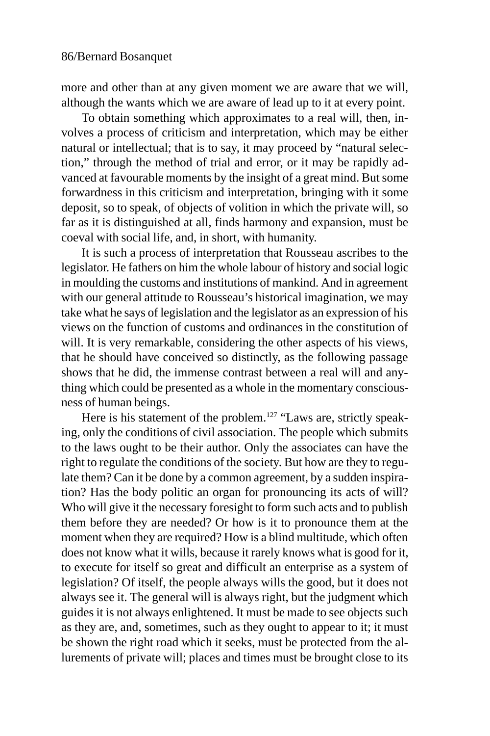more and other than at any given moment we are aware that we will, although the wants which we are aware of lead up to it at every point.

To obtain something which approximates to a real will, then, involves a process of criticism and interpretation, which may be either natural or intellectual; that is to say, it may proceed by "natural selection," through the method of trial and error, or it may be rapidly advanced at favourable moments by the insight of a great mind. But some forwardness in this criticism and interpretation, bringing with it some deposit, so to speak, of objects of volition in which the private will, so far as it is distinguished at all, finds harmony and expansion, must be coeval with social life, and, in short, with humanity.

It is such a process of interpretation that Rousseau ascribes to the legislator. He fathers on him the whole labour of history and social logic in moulding the customs and institutions of mankind. And in agreement with our general attitude to Rousseau's historical imagination, we may take what he says of legislation and the legislator as an expression of his views on the function of customs and ordinances in the constitution of will. It is very remarkable, considering the other aspects of his views, that he should have conceived so distinctly, as the following passage shows that he did, the immense contrast between a real will and anything which could be presented as a whole in the momentary consciousness of human beings.

Here is his statement of the problem.[127] "Laws are, strictly speaking, only the conditions of civil association. The people which submits to the laws ought to be their author. Only the associates can have the right to regulate the conditions of the society. But how are they to regulate them? Can it be done by a common agreement, by a sudden inspiration? Has the body politic an organ for pronouncing its acts of will? Who will give it the necessary foresight to form such acts and to publish them before they are needed? Or how is it to pronounce them at the moment when they are required? How is a blind multitude, which often does not know what it wills, because it rarely knows what is good for it, to execute for itself so great and difficult an enterprise as a system of legislation? Of itself, the people always wills the good, but it does not always see it. The general will is always right, but the judgment which guides it is not always enlightened. It must be made to see objects such as they are, and, sometimes, such as they ought to appear to it; it must be shown the right road which it seeks, must be protected from the allurements of private will; places and times must be brought close to its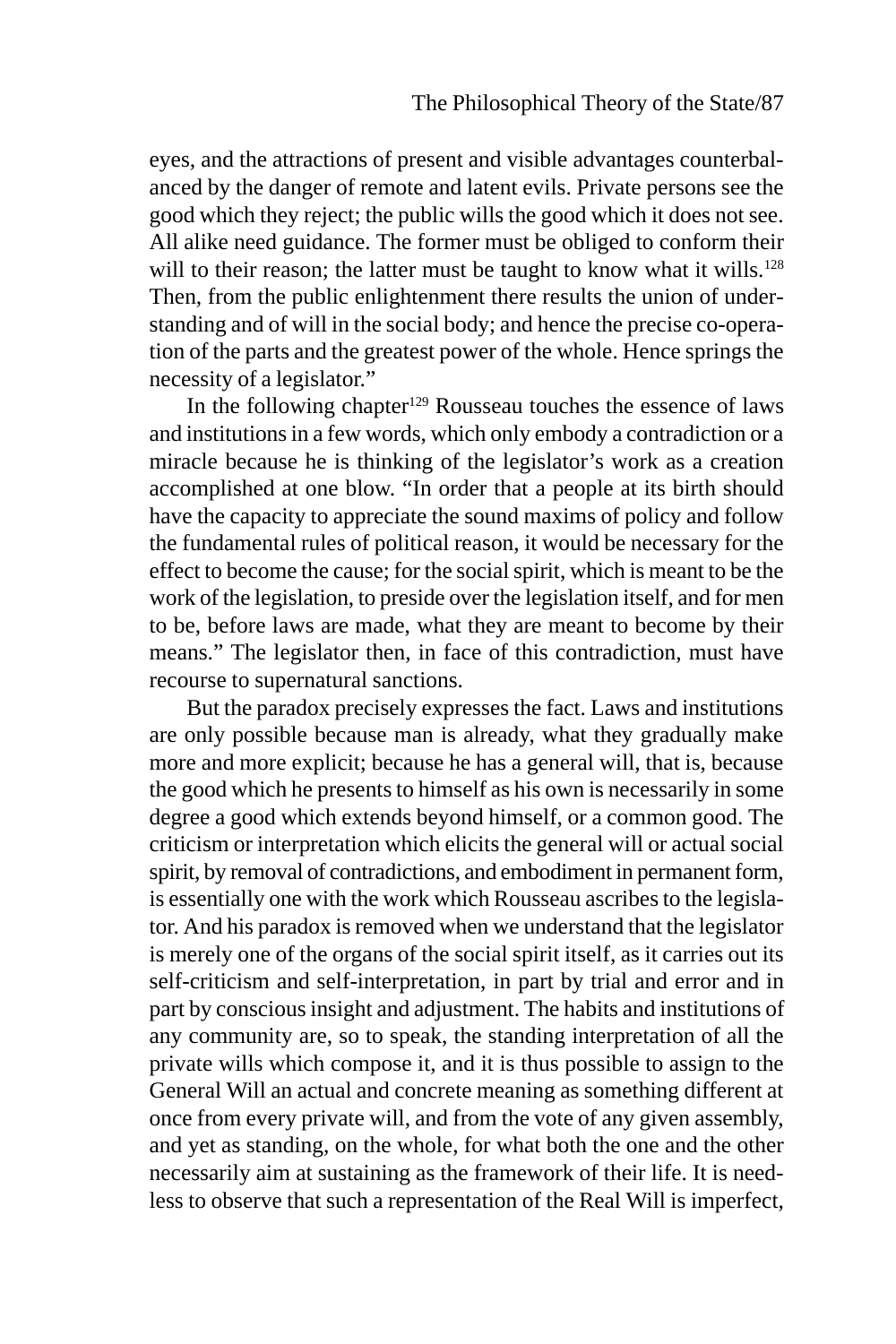eyes, and the attractions of present and visible advantages counterbalanced by the danger of remote and latent evils. Private persons see the good which they reject; the public wills the good which it does not see. All alike need guidance. The former must be obliged to conform their will to their reason; the latter must be taught to know what it wills.[128] Then, from the public enlightenment there results the union of understanding and of will in the social body; and hence the precise co-operation of the parts and the greatest power of the whole. Hence springs the necessity of a legislator."

In the following chapter[129] Rousseau touches the essence of laws and institutions in a few words, which only embody a contradiction or a miracle because he is thinking of the legislator's work as a creation accomplished at one blow. "In order that a people at its birth should have the capacity to appreciate the sound maxims of policy and follow the fundamental rules of political reason, it would be necessary for the effect to become the cause; for the social spirit, which is meant to be the work of the legislation, to preside over the legislation itself, and for men to be, before laws are made, what they are meant to become by their means." The legislator then, in face of this contradiction, must have recourse to supernatural sanctions.

But the paradox precisely expresses the fact. Laws and institutions are only possible because man is already, what they gradually make more and more explicit; because he has a general will, that is, because the good which he presents to himself as his own is necessarily in some degree a good which extends beyond himself, or a common good. The criticism or interpretation which elicits the general will or actual social spirit, by removal of contradictions, and embodiment in permanent form, is essentially one with the work which Rousseau ascribes to the legislator. And his paradox is removed when we understand that the legislator is merely one of the organs of the social spirit itself, as it carries out its self-criticism and self-interpretation, in part by trial and error and in part by conscious insight and adjustment. The habits and institutions of any community are, so to speak, the standing interpretation of all the private wills which compose it, and it is thus possible to assign to the General Will an actual and concrete meaning as something different at once from every private will, and from the vote of any given assembly, and yet as standing, on the whole, for what both the one and the other necessarily aim at sustaining as the framework of their life. It is needless to observe that such a representation of the Real Will is imperfect,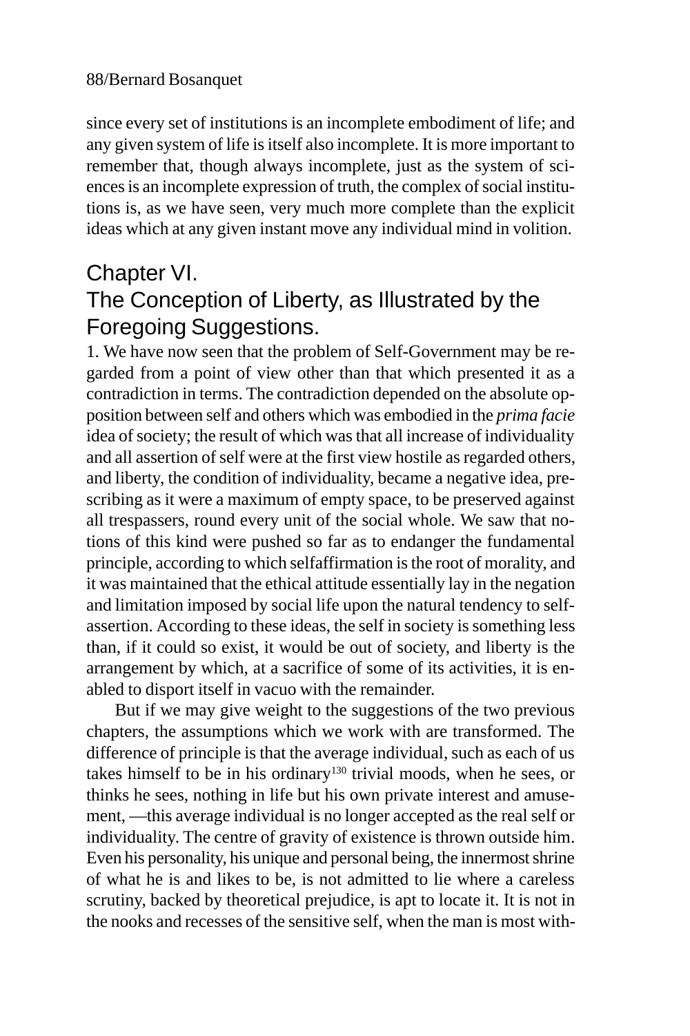since every set of institutions is an incomplete embodiment of life; and any given system of life is itself also incomplete. It is more important to remember that, though always incomplete, just as the system of sciences is an incomplete expression of truth, the complex of social institutions is, as we have seen, very much more complete than the explicit ideas which at any given instant move any individual mind in volition.

## Chapter VI.
## The Conception of Liberty, as Illustrated by the Foregoing Suggestions.

1. We have now seen that the problem of Self-Government may be regarded from a point of view other than that which presented it as a contradiction in terms. The contradiction depended on the absolute opposition between self and others which was embodied in the *prima facie* idea of society; the result of which was that all increase of individuality and all assertion of self were at the first view hostile as regarded others, and liberty, the condition of individuality, became a negative idea, prescribing as it were a maximum of empty space, to be preserved against all trespassers, round every unit of the social whole. We saw that notions of this kind were pushed so far as to endanger the fundamental principle, according to which selfaffirmation is the root of morality, and it was maintained that the ethical attitude essentially lay in the negation and limitation imposed by social life upon the natural tendency to self-assertion. According to these ideas, the self in society is something less than, if it could so exist, it would be out of society, and liberty is the arrangement by which, at a sacrifice of some of its activities, it is enabled to disport itself in vacuo with the remainder.

But if we may give weight to the suggestions of the two previous chapters, the assumptions which we work with are transformed. The difference of principle is that the average individual, such as each of us takes himself to be in his ordinary[130] trivial moods, when he sees, or thinks he sees, nothing in life but his own private interest and amusement, —this average individual is no longer accepted as the real self or individuality. The centre of gravity of existence is thrown outside him. Even his personality, his unique and personal being, the innermost shrine of what he is and likes to be, is not admitted to lie where a careless scrutiny, backed by theoretical prejudice, is apt to locate it. It is not in the nooks and recesses of the sensitive self, when the man is most with-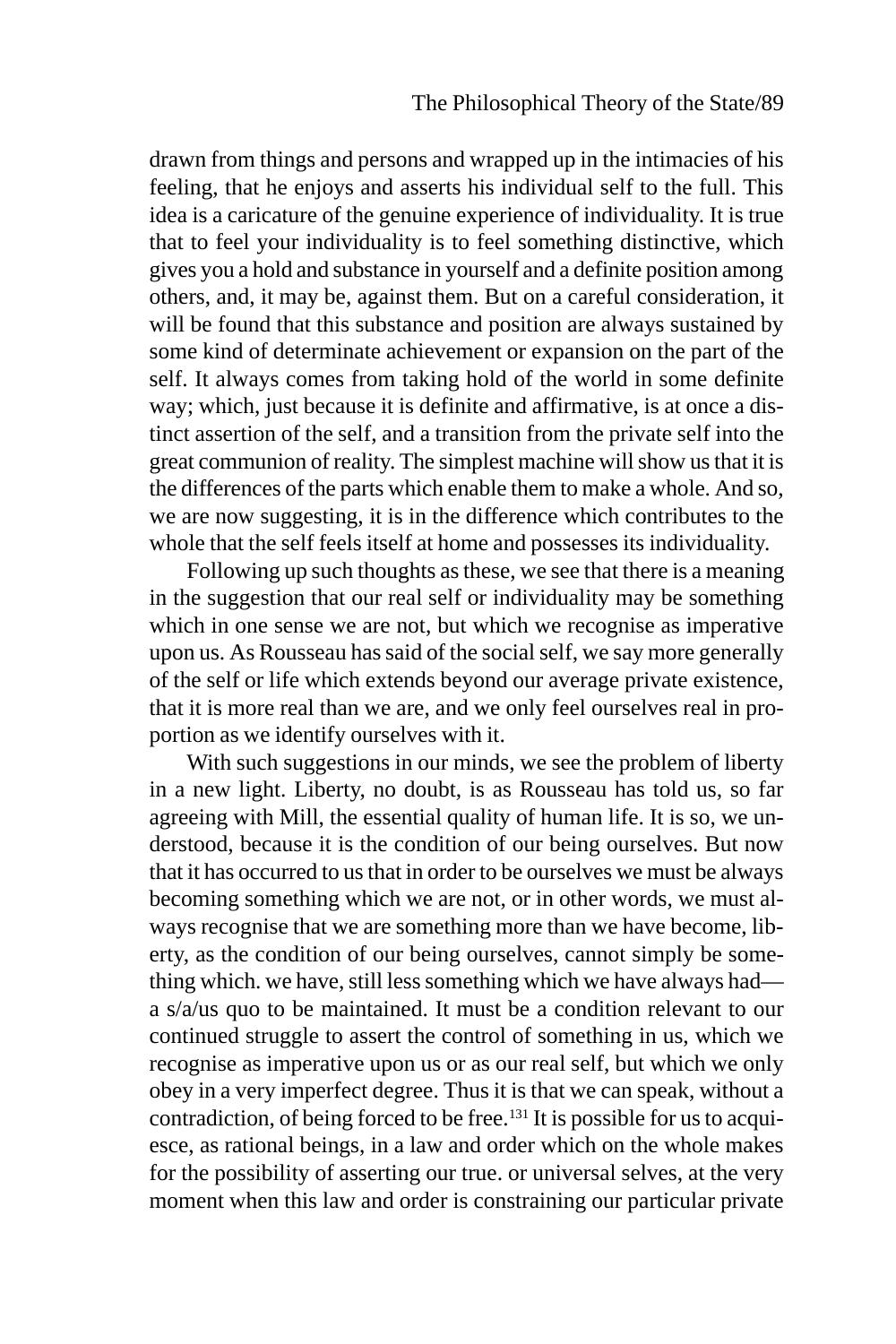drawn from things and persons and wrapped up in the intimacies of his feeling, that he enjoys and asserts his individual self to the full. This idea is a caricature of the genuine experience of individuality. It is true that to feel your individuality is to feel something distinctive, which gives you a hold and substance in yourself and a definite position among others, and, it may be, against them. But on a careful consideration, it will be found that this substance and position are always sustained by some kind of determinate achievement or expansion on the part of the self. It always comes from taking hold of the world in some definite way; which, just because it is definite and affirmative, is at once a distinct assertion of the self, and a transition from the private self into the great communion of reality. The simplest machine will show us that it is the differences of the parts which enable them to make a whole. And so, we are now suggesting, it is in the difference which contributes to the whole that the self feels itself at home and possesses its individuality.

Following up such thoughts as these, we see that there is a meaning in the suggestion that our real self or individuality may be something which in one sense we are not, but which we recognise as imperative upon us. As Rousseau has said of the social self, we say more generally of the self or life which extends beyond our average private existence, that it is more real than we are, and we only feel ourselves real in proportion as we identify ourselves with it.

With such suggestions in our minds, we see the problem of liberty in a new light. Liberty, no doubt, is as Rousseau has told us, so far agreeing with Mill, the essential quality of human life. It is so, we understood, because it is the condition of our being ourselves. But now that it has occurred to us that in order to be ourselves we must be always becoming something which we are not, or in other words, we must always recognise that we are something more than we have become, liberty, as the condition of our being ourselves, cannot simply be something which. we have, still less something which we have always had—a s/a/us quo to be maintained. It must be a condition relevant to our continued struggle to assert the control of something in us, which we recognise as imperative upon us or as our real self, but which we only obey in a very imperfect degree. Thus it is that we can speak, without a contradiction, of being forced to be free.[131] It is possible for us to acquiesce, as rational beings, in a law and order which on the whole makes for the possibility of asserting our true. or universal selves, at the very moment when this law and order is constraining our particular private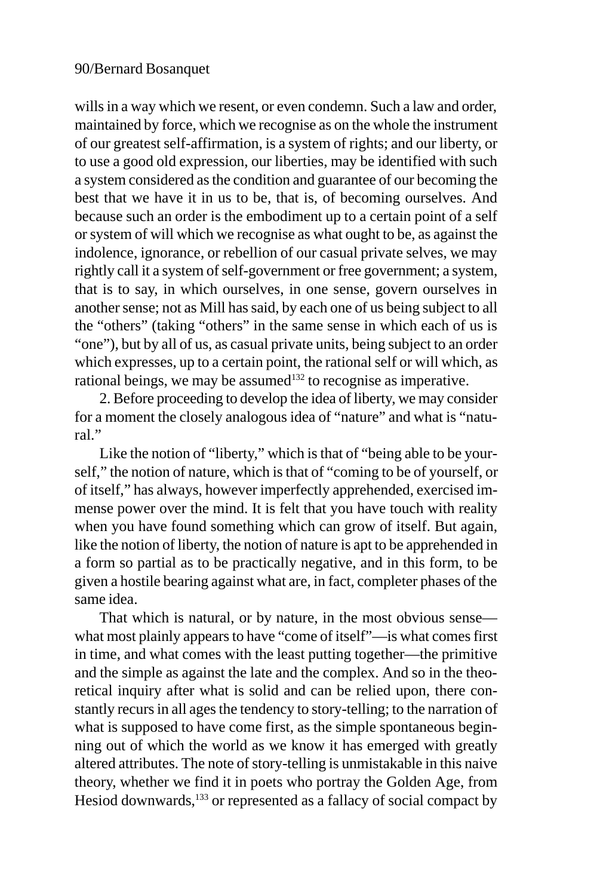wills in a way which we resent, or even condemn. Such a law and order, maintained by force, which we recognise as on the whole the instrument of our greatest self-affirmation, is a system of rights; and our liberty, or to use a good old expression, our liberties, may be identified with such a system considered as the condition and guarantee of our becoming the best that we have it in us to be, that is, of becoming ourselves. And because such an order is the embodiment up to a certain point of a self or system of will which we recognise as what ought to be, as against the indolence, ignorance, or rebellion of our casual private selves, we may rightly call it a system of self-government or free government; a system, that is to say, in which ourselves, in one sense, govern ourselves in another sense; not as Mill has said, by each one of us being subject to all the "others" (taking "others" in the same sense in which each of us is "one"), but by all of us, as casual private units, being subject to an order which expresses, up to a certain point, the rational self or will which, as rational beings, we may be assumed[132] to recognise as imperative.

2. Before proceeding to develop the idea of liberty, we may consider for a moment the closely analogous idea of "nature" and what is "natural."

Like the notion of "liberty," which is that of "being able to be yourself," the notion of nature, which is that of "coming to be of yourself, or of itself," has always, however imperfectly apprehended, exercised immense power over the mind. It is felt that you have touch with reality when you have found something which can grow of itself. But again, like the notion of liberty, the notion of nature is apt to be apprehended in a form so partial as to be practically negative, and in this form, to be given a hostile bearing against what are, in fact, completer phases of the same idea.

That which is natural, or by nature, in the most obvious sense—what most plainly appears to have "come of itself"—is what comes first in time, and what comes with the least putting together—the primitive and the simple as against the late and the complex. And so in the theoretical inquiry after what is solid and can be relied upon, there constantly recurs in all ages the tendency to story-telling; to the narration of what is supposed to have come first, as the simple spontaneous beginning out of which the world as we know it has emerged with greatly altered attributes. The note of story-telling is unmistakable in this naive theory, whether we find it in poets who portray the Golden Age, from Hesiod downwards,[133] or represented as a fallacy of social compact by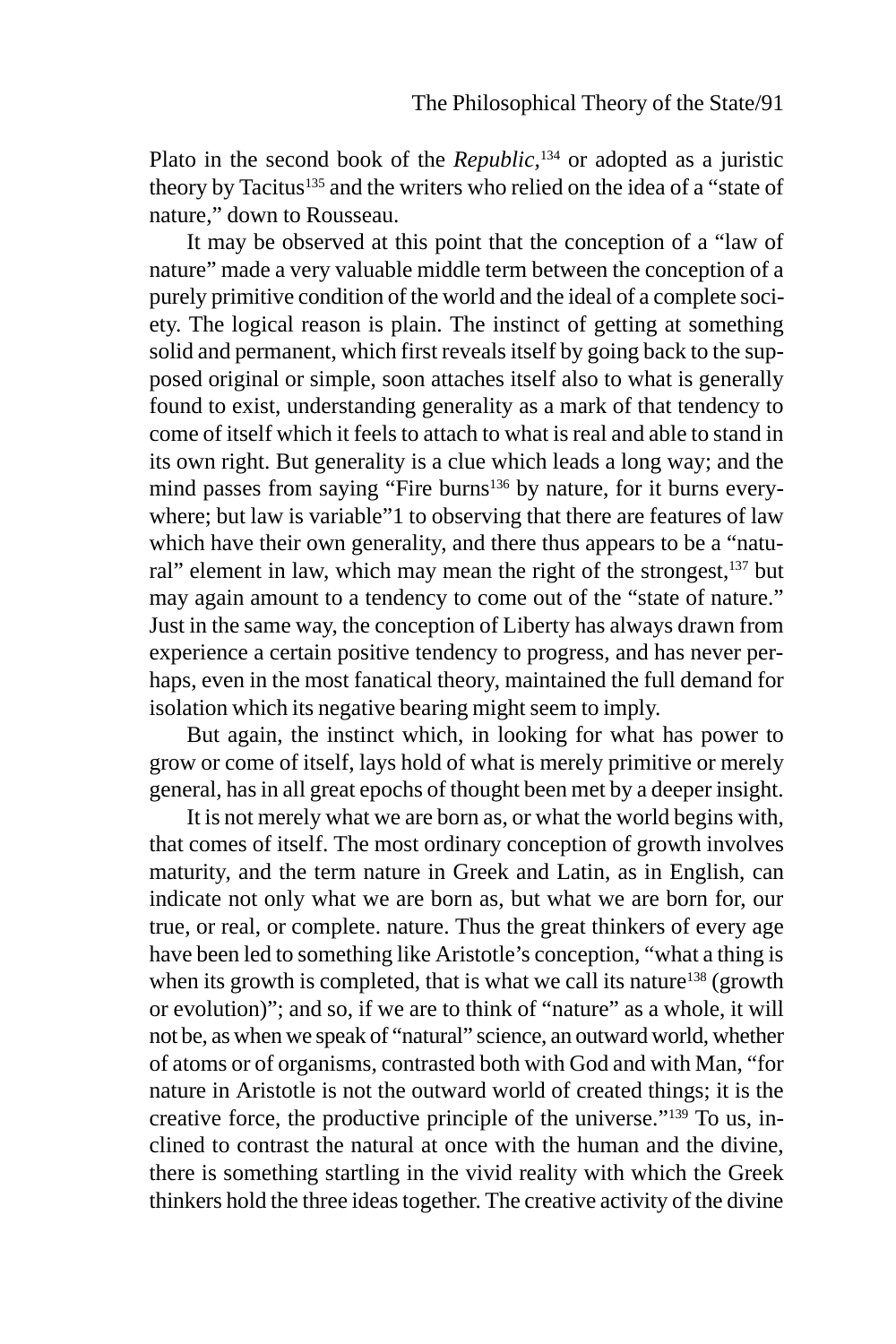Plato in the second book of the *Republic*,[134] or adopted as a juristic theory by Tacitus[135] and the writers who relied on the idea of a "state of nature," down to Rousseau.

It may be observed at this point that the conception of a "law of nature" made a very valuable middle term between the conception of a purely primitive condition of the world and the ideal of a complete society. The logical reason is plain. The instinct of getting at something solid and permanent, which first reveals itself by going back to the supposed original or simple, soon attaches itself also to what is generally found to exist, understanding generality as a mark of that tendency to come of itself which it feels to attach to what is real and able to stand in its own right. But generality is a clue which leads a long way; and the mind passes from saying "Fire burns[136] by nature, for it burns everywhere; but law is variable"1 to observing that there are features of law which have their own generality, and there thus appears to be a "natural" element in law, which may mean the right of the strongest,[137] but may again amount to a tendency to come out of the "state of nature." Just in the same way, the conception of Liberty has always drawn from experience a certain positive tendency to progress, and has never perhaps, even in the most fanatical theory, maintained the full demand for isolation which its negative bearing might seem to imply.

But again, the instinct which, in looking for what has power to grow or come of itself, lays hold of what is merely primitive or merely general, has in all great epochs of thought been met by a deeper insight.

It is not merely what we are born as, or what the world begins with, that comes of itself. The most ordinary conception of growth involves maturity, and the term nature in Greek and Latin, as in English, can indicate not only what we are born as, but what we are born for, our true, or real, or complete. nature. Thus the great thinkers of every age have been led to something like Aristotle's conception, "what a thing is when its growth is completed, that is what we call its nature[138] (growth or evolution)"; and so, if we are to think of "nature" as a whole, it will not be, as when we speak of "natural" science, an outward world, whether of atoms or of organisms, contrasted both with God and with Man, "for nature in Aristotle is not the outward world of created things; it is the creative force, the productive principle of the universe."[139] To us, inclined to contrast the natural at once with the human and the divine, there is something startling in the vivid reality with which the Greek thinkers hold the three ideas together. The creative activity of the divine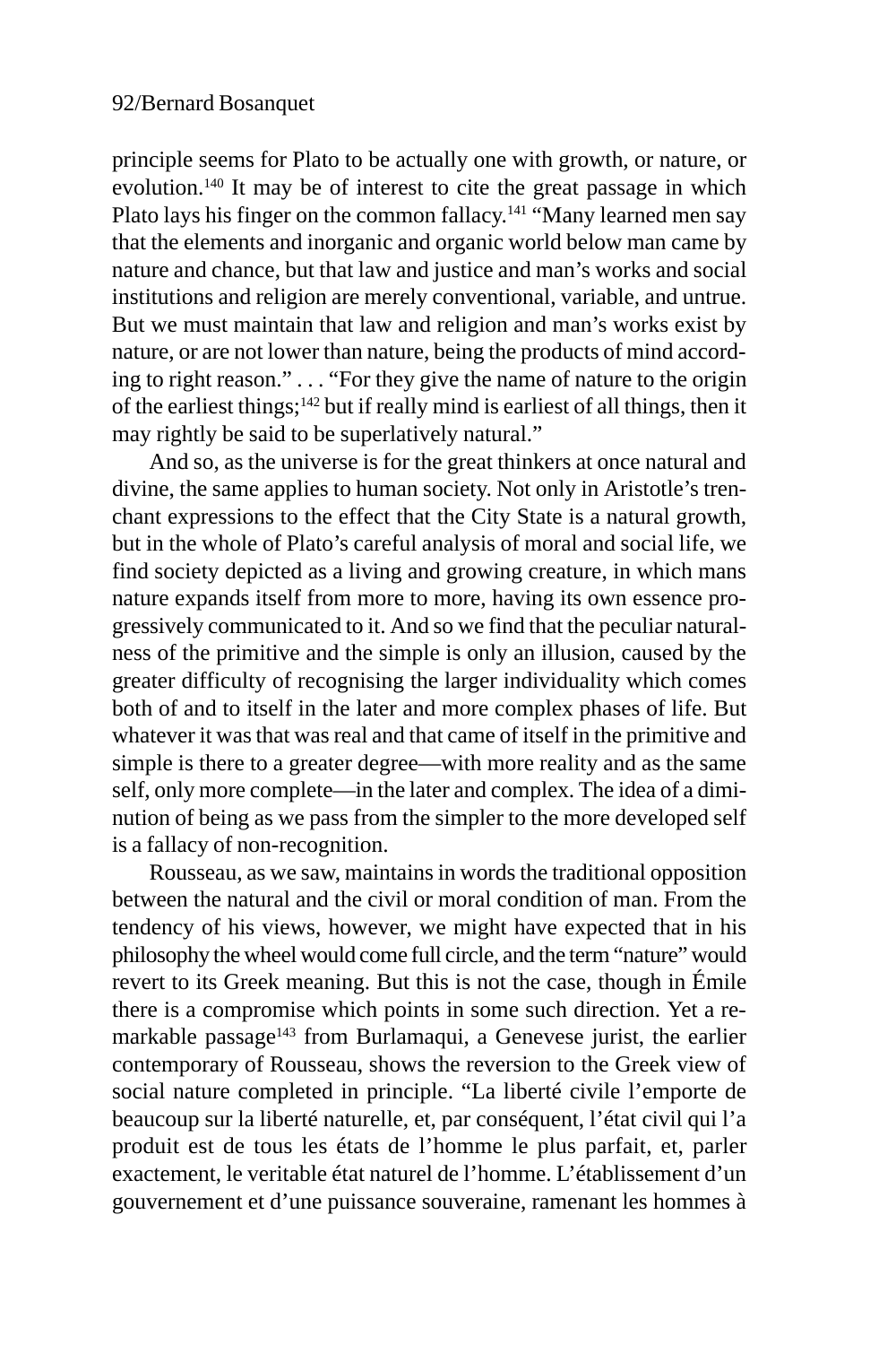principle seems for Plato to be actually one with growth, or nature, or evolution.[140] It may be of interest to cite the great passage in which Plato lays his finger on the common fallacy.[141] "Many learned men say that the elements and inorganic and organic world below man came by nature and chance, but that law and justice and man's works and social institutions and religion are merely conventional, variable, and untrue. But we must maintain that law and religion and man's works exist by nature, or are not lower than nature, being the products of mind according to right reason." . . . "For they give the name of nature to the origin of the earliest things;[142] but if really mind is earliest of all things, then it may rightly be said to be superlatively natural."

And so, as the universe is for the great thinkers at once natural and divine, the same applies to human society. Not only in Aristotle's trenchant expressions to the effect that the City State is a natural growth, but in the whole of Plato's careful analysis of moral and social life, we find society depicted as a living and growing creature, in which mans nature expands itself from more to more, having its own essence progressively communicated to it. And so we find that the peculiar naturalness of the primitive and the simple is only an illusion, caused by the greater difficulty of recognising the larger individuality which comes both of and to itself in the later and more complex phases of life. But whatever it was that was real and that came of itself in the primitive and simple is there to a greater degree—with more reality and as the same self, only more complete—in the later and complex. The idea of a diminution of being as we pass from the simpler to the more developed self is a fallacy of non-recognition.

Rousseau, as we saw, maintains in words the traditional opposition between the natural and the civil or moral condition of man. From the tendency of his views, however, we might have expected that in his philosophy the wheel would come full circle, and the term "nature" would revert to its Greek meaning. But this is not the case, though in Émile there is a compromise which points in some such direction. Yet a remarkable passage[143] from Burlamaqui, a Genevese jurist, the earlier contemporary of Rousseau, shows the reversion to the Greek view of social nature completed in principle. "La liberté civile l'emporte de beaucoup sur la liberté naturelle, et, par conséquent, l'état civil qui l'a produit est de tous les états de l'homme le plus parfait, et, parler exactement, le veritable état naturel de l'homme. L'établissement d'un gouvernement et d'une puissance souveraine, ramenant les hommes à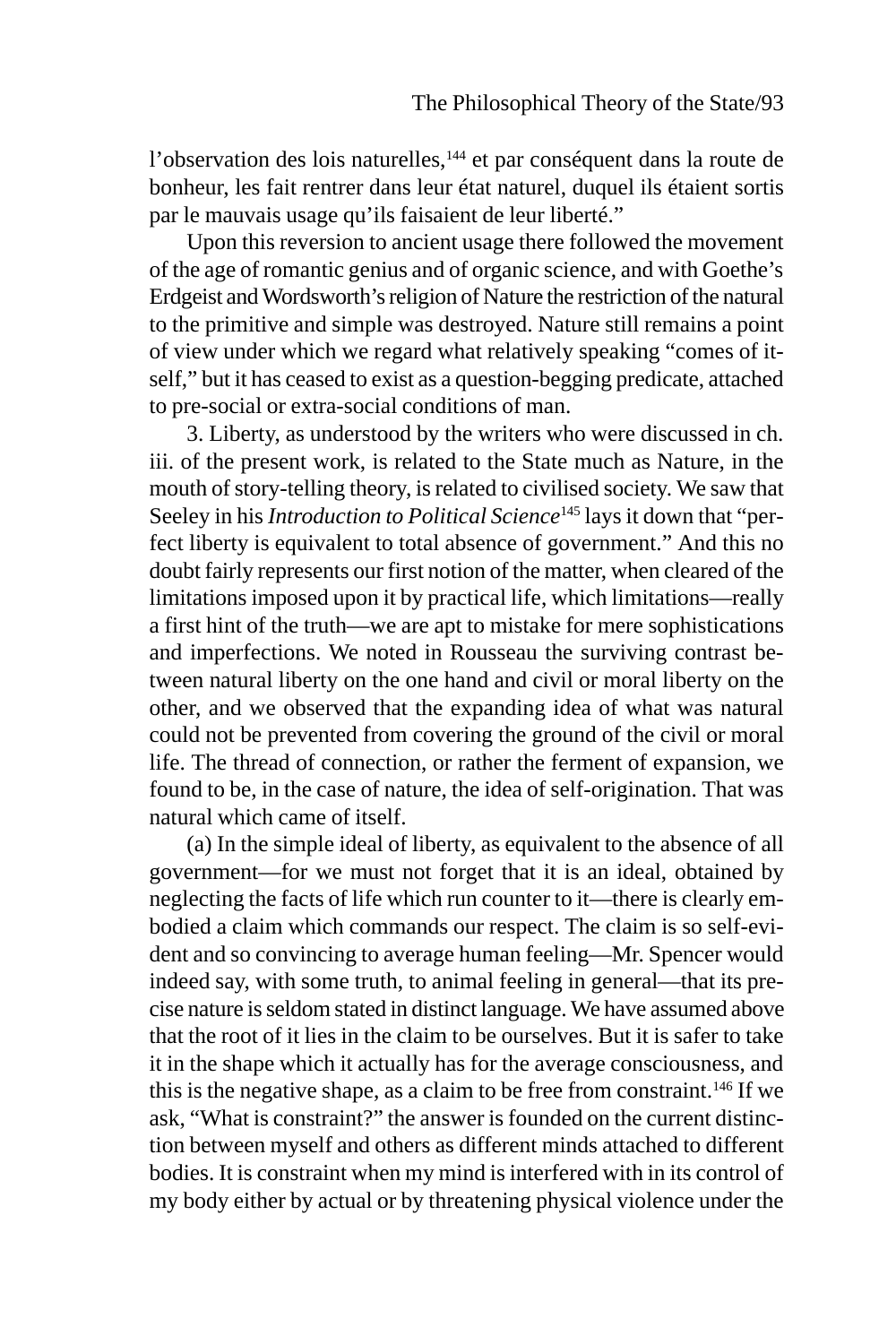l'observation des lois naturelles,[144] et par conséquent dans la route de bonheur, les fait rentrer dans leur état naturel, duquel ils étaient sortis par le mauvais usage qu'ils faisaient de leur liberté."

Upon this reversion to ancient usage there followed the movement of the age of romantic genius and of organic science, and with Goethe's Erdgeist and Wordsworth's religion of Nature the restriction of the natural to the primitive and simple was destroyed. Nature still remains a point of view under which we regard what relatively speaking "comes of itself," but it has ceased to exist as a question-begging predicate, attached to pre-social or extra-social conditions of man.

3. Liberty, as understood by the writers who were discussed in ch. iii. of the present work, is related to the State much as Nature, in the mouth of story-telling theory, is related to civilised society. We saw that Seeley in his *Introduction to Political Science*[145] lays it down that "perfect liberty is equivalent to total absence of government." And this no doubt fairly represents our first notion of the matter, when cleared of the limitations imposed upon it by practical life, which limitations—really a first hint of the truth—we are apt to mistake for mere sophistications and imperfections. We noted in Rousseau the surviving contrast between natural liberty on the one hand and civil or moral liberty on the other, and we observed that the expanding idea of what was natural could not be prevented from covering the ground of the civil or moral life. The thread of connection, or rather the ferment of expansion, we found to be, in the case of nature, the idea of self-origination. That was natural which came of itself.

(a) In the simple ideal of liberty, as equivalent to the absence of all government—for we must not forget that it is an ideal, obtained by neglecting the facts of life which run counter to it—there is clearly embodied a claim which commands our respect. The claim is so self-evident and so convincing to average human feeling—Mr. Spencer would indeed say, with some truth, to animal feeling in general—that its precise nature is seldom stated in distinct language. We have assumed above that the root of it lies in the claim to be ourselves. But it is safer to take it in the shape which it actually has for the average consciousness, and this is the negative shape, as a claim to be free from constraint.[146] If we ask, "What is constraint?" the answer is founded on the current distinction between myself and others as different minds attached to different bodies. It is constraint when my mind is interfered with in its control of my body either by actual or by threatening physical violence under the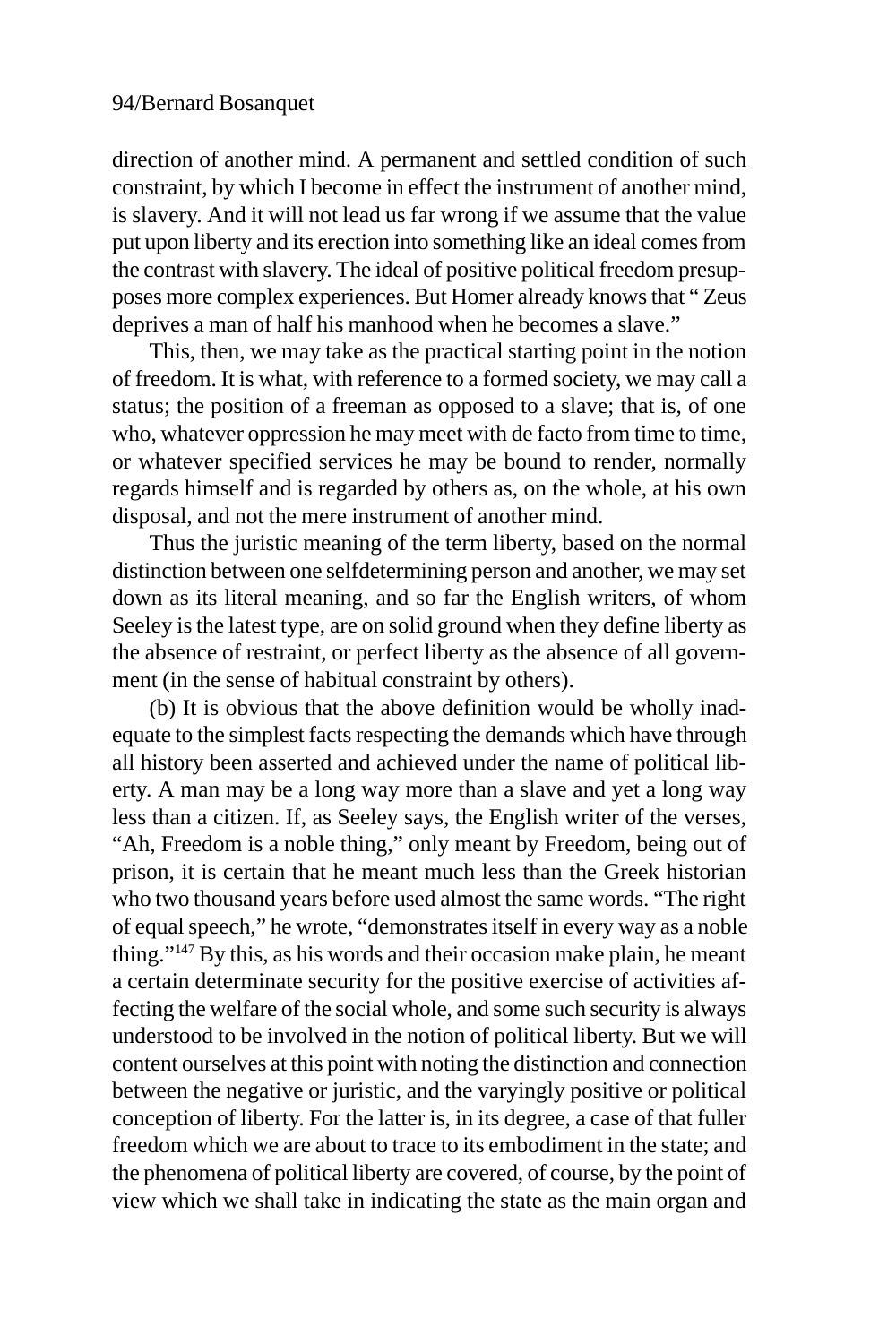direction of another mind. A permanent and settled condition of such constraint, by which I become in effect the instrument of another mind, is slavery. And it will not lead us far wrong if we assume that the value put upon liberty and its erection into something like an ideal comes from the contrast with slavery. The ideal of positive political freedom presupposes more complex experiences. But Homer already knows that " Zeus deprives a man of half his manhood when he becomes a slave."

This, then, we may take as the practical starting point in the notion of freedom. It is what, with reference to a formed society, we may call a status; the position of a freeman as opposed to a slave; that is, of one who, whatever oppression he may meet with de facto from time to time, or whatever specified services he may be bound to render, normally regards himself and is regarded by others as, on the whole, at his own disposal, and not the mere instrument of another mind.

Thus the juristic meaning of the term liberty, based on the normal distinction between one selfdetermining person and another, we may set down as its literal meaning, and so far the English writers, of whom Seeley is the latest type, are on solid ground when they define liberty as the absence of restraint, or perfect liberty as the absence of all government (in the sense of habitual constraint by others).

(b) It is obvious that the above definition would be wholly inadequate to the simplest facts respecting the demands which have through all history been asserted and achieved under the name of political liberty. A man may be a long way more than a slave and yet a long way less than a citizen. If, as Seeley says, the English writer of the verses, "Ah, Freedom is a noble thing," only meant by Freedom, being out of prison, it is certain that he meant much less than the Greek historian who two thousand years before used almost the same words. "The right of equal speech," he wrote, "demonstrates itself in every way as a noble thing."[147] By this, as his words and their occasion make plain, he meant a certain determinate security for the positive exercise of activities affecting the welfare of the social whole, and some such security is always understood to be involved in the notion of political liberty. But we will content ourselves at this point with noting the distinction and connection between the negative or juristic, and the varyingly positive or political conception of liberty. For the latter is, in its degree, a case of that fuller freedom which we are about to trace to its embodiment in the state; and the phenomena of political liberty are covered, of course, by the point of view which we shall take in indicating the state as the main organ and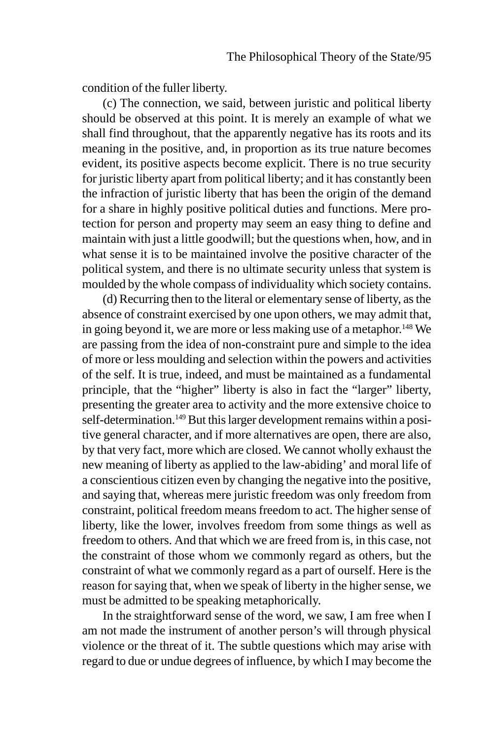condition of the fuller liberty.

(c) The connection, we said, between juristic and political liberty should be observed at this point. It is merely an example of what we shall find throughout, that the apparently negative has its roots and its meaning in the positive, and, in proportion as its true nature becomes evident, its positive aspects become explicit. There is no true security for juristic liberty apart from political liberty; and it has constantly been the infraction of juristic liberty that has been the origin of the demand for a share in highly positive political duties and functions. Mere protection for person and property may seem an easy thing to define and maintain with just a little goodwill; but the questions when, how, and in what sense it is to be maintained involve the positive character of the political system, and there is no ultimate security unless that system is moulded by the whole compass of individuality which society contains.

(d) Recurring then to the literal or elementary sense of liberty, as the absence of constraint exercised by one upon others, we may admit that, in going beyond it, we are more or less making use of a metaphor.[148] We are passing from the idea of non-constraint pure and simple to the idea of more or less moulding and selection within the powers and activities of the self. It is true, indeed, and must be maintained as a fundamental principle, that the "higher" liberty is also in fact the "larger" liberty, presenting the greater area to activity and the more extensive choice to self-determination.[149] But this larger development remains within a positive general character, and if more alternatives are open, there are also, by that very fact, more which are closed. We cannot wholly exhaust the new meaning of liberty as applied to the law-abiding' and moral life of a conscientious citizen even by changing the negative into the positive, and saying that, whereas mere juristic freedom was only freedom from constraint, political freedom means freedom to act. The higher sense of liberty, like the lower, involves freedom from some things as well as freedom to others. And that which we are freed from is, in this case, not the constraint of those whom we commonly regard as others, but the constraint of what we commonly regard as a part of ourself. Here is the reason for saying that, when we speak of liberty in the higher sense, we must be admitted to be speaking metaphorically.

In the straightforward sense of the word, we saw, I am free when I am not made the instrument of another person's will through physical violence or the threat of it. The subtle questions which may arise with regard to due or undue degrees of influence, by which I may become the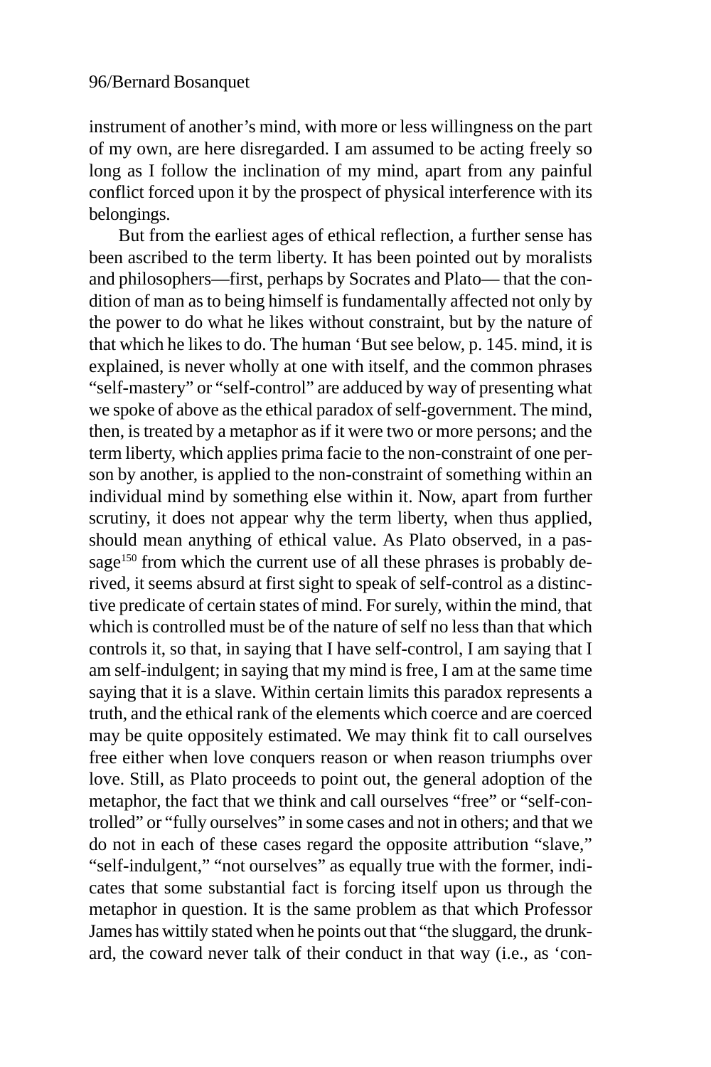instrument of another's mind, with more or less willingness on the part of my own, are here disregarded. I am assumed to be acting freely so long as I follow the inclination of my mind, apart from any painful conflict forced upon it by the prospect of physical interference with its belongings.

But from the earliest ages of ethical reflection, a further sense has been ascribed to the term liberty. It has been pointed out by moralists and philosophers—first, perhaps by Socrates and Plato— that the condition of man as to being himself is fundamentally affected not only by the power to do what he likes without constraint, but by the nature of that which he likes to do. The human 'But see below, p. 145. mind, it is explained, is never wholly at one with itself, and the common phrases "self-mastery" or "self-control" are adduced by way of presenting what we spoke of above as the ethical paradox of self-government. The mind, then, is treated by a metaphor as if it were two or more persons; and the term liberty, which applies prima facie to the non-constraint of one person by another, is applied to the non-constraint of something within an individual mind by something else within it. Now, apart from further scrutiny, it does not appear why the term liberty, when thus applied, should mean anything of ethical value. As Plato observed, in a passage[150] from which the current use of all these phrases is probably derived, it seems absurd at first sight to speak of self-control as a distinctive predicate of certain states of mind. For surely, within the mind, that which is controlled must be of the nature of self no less than that which controls it, so that, in saying that I have self-control, I am saying that I am self-indulgent; in saying that my mind is free, I am at the same time saying that it is a slave. Within certain limits this paradox represents a truth, and the ethical rank of the elements which coerce and are coerced may be quite oppositely estimated. We may think fit to call ourselves free either when love conquers reason or when reason triumphs over love. Still, as Plato proceeds to point out, the general adoption of the metaphor, the fact that we think and call ourselves "free" or "self-controlled" or "fully ourselves" in some cases and not in others; and that we do not in each of these cases regard the opposite attribution "slave," "self-indulgent," "not ourselves" as equally true with the former, indicates that some substantial fact is forcing itself upon us through the metaphor in question. It is the same problem as that which Professor James has wittily stated when he points out that "the sluggard, the drunkard, the coward never talk of their conduct in that way (i.e., as 'con-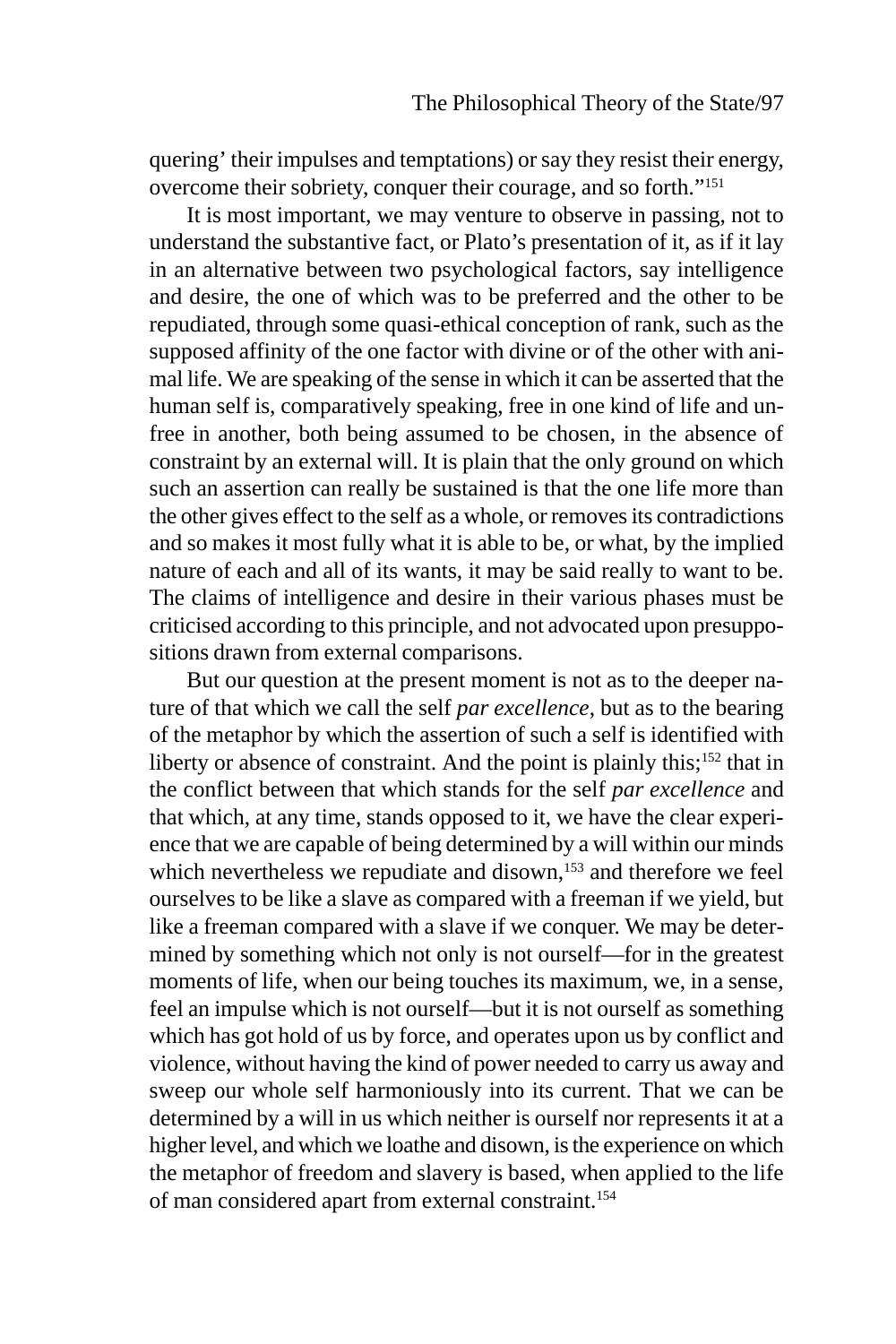quering' their impulses and temptations) or say they resist their energy, overcome their sobriety, conquer their courage, and so forth."[151]

It is most important, we may venture to observe in passing, not to understand the substantive fact, or Plato's presentation of it, as if it lay in an alternative between two psychological factors, say intelligence and desire, the one of which was to be preferred and the other to be repudiated, through some quasi-ethical conception of rank, such as the supposed affinity of the one factor with divine or of the other with animal life. We are speaking of the sense in which it can be asserted that the human self is, comparatively speaking, free in one kind of life and unfree in another, both being assumed to be chosen, in the absence of constraint by an external will. It is plain that the only ground on which such an assertion can really be sustained is that the one life more than the other gives effect to the self as a whole, or removes its contradictions and so makes it most fully what it is able to be, or what, by the implied nature of each and all of its wants, it may be said really to want to be. The claims of intelligence and desire in their various phases must be criticised according to this principle, and not advocated upon presuppositions drawn from external comparisons.

But our question at the present moment is not as to the deeper nature of that which we call the self *par excellence*, but as to the bearing of the metaphor by which the assertion of such a self is identified with liberty or absence of constraint. And the point is plainly this;[152] that in the conflict between that which stands for the self *par excellence* and that which, at any time, stands opposed to it, we have the clear experience that we are capable of being determined by a will within our minds which nevertheless we repudiate and disown,[153] and therefore we feel ourselves to be like a slave as compared with a freeman if we yield, but like a freeman compared with a slave if we conquer. We may be determined by something which not only is not ourself—for in the greatest moments of life, when our being touches its maximum, we, in a sense, feel an impulse which is not ourself—but it is not ourself as something which has got hold of us by force, and operates upon us by conflict and violence, without having the kind of power needed to carry us away and sweep our whole self harmoniously into its current. That we can be determined by a will in us which neither is ourself nor represents it at a higher level, and which we loathe and disown, is the experience on which the metaphor of freedom and slavery is based, when applied to the life of man considered apart from external constraint.[154]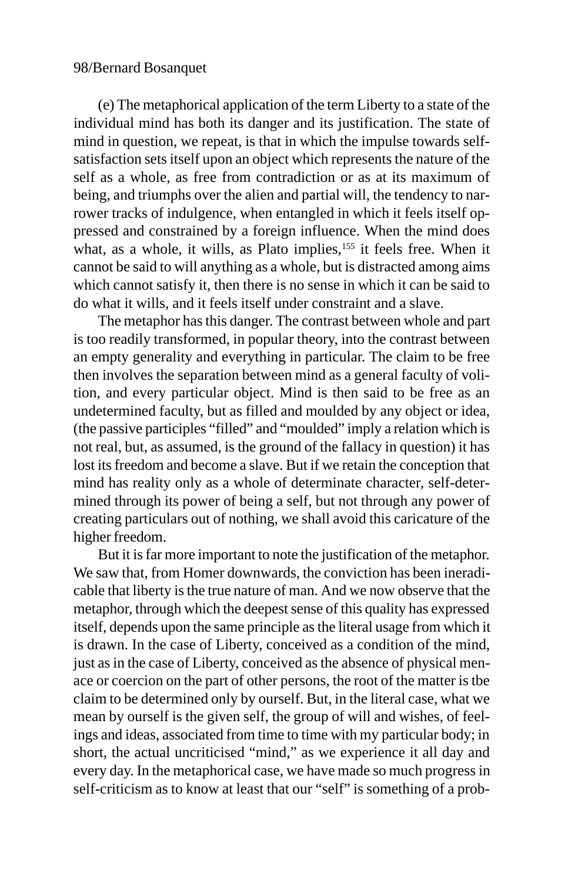(e) The metaphorical application of the term Liberty to a state of the individual mind has both its danger and its justification. The state of mind in question, we repeat, is that in which the impulse towards self-satisfaction sets itself upon an object which represents the nature of the self as a whole, as free from contradiction or as at its maximum of being, and triumphs over the alien and partial will, the tendency to narrower tracks of indulgence, when entangled in which it feels itself oppressed and constrained by a foreign influence. When the mind does what, as a whole, it wills, as Plato implies,[155] it feels free. When it cannot be said to will anything as a whole, but is distracted among aims which cannot satisfy it, then there is no sense in which it can be said to do what it wills, and it feels itself under constraint and a slave.

The metaphor has this danger. The contrast between whole and part is too readily transformed, in popular theory, into the contrast between an empty generality and everything in particular. The claim to be free then involves the separation between mind as a general faculty of volition, and every particular object. Mind is then said to be free as an undetermined faculty, but as filled and moulded by any object or idea, (the passive participles "filled" and "moulded" imply a relation which is not real, but, as assumed, is the ground of the fallacy in question) it has lost its freedom and become a slave. But if we retain the conception that mind has reality only as a whole of determinate character, self-determined through its power of being a self, but not through any power of creating particulars out of nothing, we shall avoid this caricature of the higher freedom.

But it is far more important to note the justification of the metaphor. We saw that, from Homer downwards, the conviction has been ineradicable that liberty is the true nature of man. And we now observe that the metaphor, through which the deepest sense of this quality has expressed itself, depends upon the same principle as the literal usage from which it is drawn. In the case of Liberty, conceived as a condition of the mind, just as in the case of Liberty, conceived as the absence of physical menace or coercion on the part of other persons, the root of the matter is tbe claim to be determined only by ourself. But, in the literal case, what we mean by ourself is the given self, the group of will and wishes, of feelings and ideas, associated from time to time with my particular body; in short, the actual uncriticised "mind," as we experience it all day and every day. In the metaphorical case, we have made so much progress in self-criticism as to know at least that our "self" is something of a prob-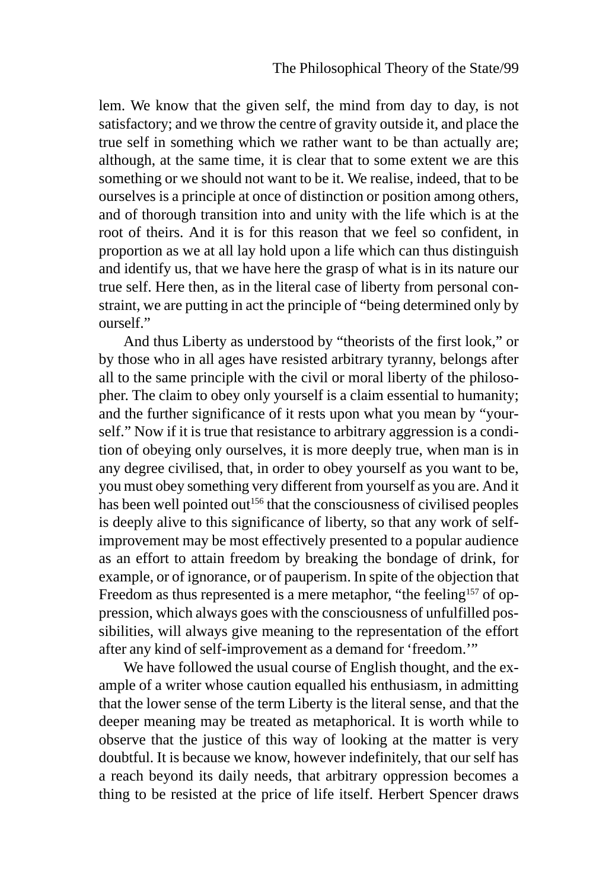lem. We know that the given self, the mind from day to day, is not satisfactory; and we throw the centre of gravity outside it, and place the true self in something which we rather want to be than actually are; although, at the same time, it is clear that to some extent we are this something or we should not want to be it. We realise, indeed, that to be ourselves is a principle at once of distinction or position among others, and of thorough transition into and unity with the life which is at the root of theirs. And it is for this reason that we feel so confident, in proportion as we at all lay hold upon a life which can thus distinguish and identify us, that we have here the grasp of what is in its nature our true self. Here then, as in the literal case of liberty from personal constraint, we are putting in act the principle of "being determined only by ourself."

And thus Liberty as understood by "theorists of the first look," or by those who in all ages have resisted arbitrary tyranny, belongs after all to the same principle with the civil or moral liberty of the philosopher. The claim to obey only yourself is a claim essential to humanity; and the further significance of it rests upon what you mean by "yourself." Now if it is true that resistance to arbitrary aggression is a condition of obeying only ourselves, it is more deeply true, when man is in any degree civilised, that, in order to obey yourself as you want to be, you must obey something very different from yourself as you are. And it has been well pointed out[156] that the consciousness of civilised peoples is deeply alive to this significance of liberty, so that any work of self-improvement may be most effectively presented to a popular audience as an effort to attain freedom by breaking the bondage of drink, for example, or of ignorance, or of pauperism. In spite of the objection that Freedom as thus represented is a mere metaphor, "the feeling[157] of oppression, which always goes with the consciousness of unfulfilled possibilities, will always give meaning to the representation of the effort after any kind of self-improvement as a demand for 'freedom.'"

We have followed the usual course of English thought, and the example of a writer whose caution equalled his enthusiasm, in admitting that the lower sense of the term Liberty is the literal sense, and that the deeper meaning may be treated as metaphorical. It is worth while to observe that the justice of this way of looking at the matter is very doubtful. It is because we know, however indefinitely, that our self has a reach beyond its daily needs, that arbitrary oppression becomes a thing to be resisted at the price of life itself. Herbert Spencer draws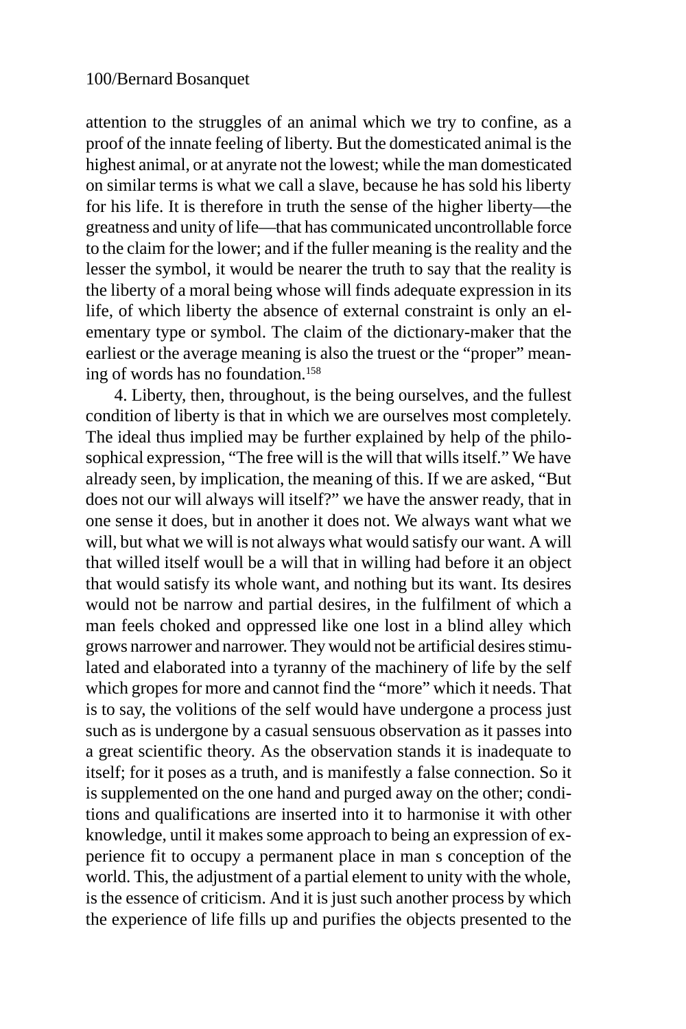attention to the struggles of an animal which we try to confine, as a proof of the innate feeling of liberty. But the domesticated animal is the highest animal, or at anyrate not the lowest; while the man domesticated on similar terms is what we call a slave, because he has sold his liberty for his life. It is therefore in truth the sense of the higher liberty—the greatness and unity of life—that has communicated uncontrollable force to the claim for the lower; and if the fuller meaning is the reality and the lesser the symbol, it would be nearer the truth to say that the reality is the liberty of a moral being whose will finds adequate expression in its life, of which liberty the absence of external constraint is only an elementary type or symbol. The claim of the dictionary-maker that the earliest or the average meaning is also the truest or the "proper" meaning of words has no foundation.[158]

4. Liberty, then, throughout, is the being ourselves, and the fullest condition of liberty is that in which we are ourselves most completely. The ideal thus implied may be further explained by help of the philosophical expression, "The free will is the will that wills itself." We have already seen, by implication, the meaning of this. If we are asked, "But does not our will always will itself?" we have the answer ready, that in one sense it does, but in another it does not. We always want what we will, but what we will is not always what would satisfy our want. A will that willed itself woull be a will that in willing had before it an object that would satisfy its whole want, and nothing but its want. Its desires would not be narrow and partial desires, in the fulfilment of which a man feels choked and oppressed like one lost in a blind alley which grows narrower and narrower. They would not be artificial desires stimulated and elaborated into a tyranny of the machinery of life by the self which gropes for more and cannot find the "more" which it needs. That is to say, the volitions of the self would have undergone a process just such as is undergone by a casual sensuous observation as it passes into a great scientific theory. As the observation stands it is inadequate to itself; for it poses as a truth, and is manifestly a false connection. So it is supplemented on the one hand and purged away on the other; conditions and qualifications are inserted into it to harmonise it with other knowledge, until it makes some approach to being an expression of experience fit to occupy a permanent place in man s conception of the world. This, the adjustment of a partial element to unity with the whole, is the essence of criticism. And it is just such another process by which the experience of life fills up and purifies the objects presented to the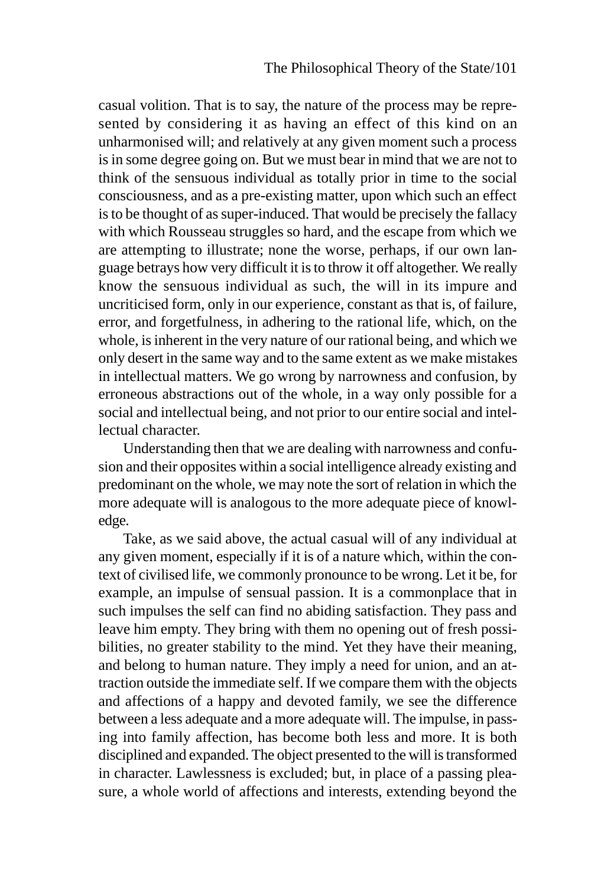casual volition. That is to say, the nature of the process may be represented by considering it as having an effect of this kind on an unharmonised will; and relatively at any given moment such a process is in some degree going on. But we must bear in mind that we are not to think of the sensuous individual as totally prior in time to the social consciousness, and as a pre-existing matter, upon which such an effect is to be thought of as super-induced. That would be precisely the fallacy with which Rousseau struggles so hard, and the escape from which we are attempting to illustrate; none the worse, perhaps, if our own language betrays how very difficult it is to throw it off altogether. We really know the sensuous individual as such, the will in its impure and uncriticised form, only in our experience, constant as that is, of failure, error, and forgetfulness, in adhering to the rational life, which, on the whole, is inherent in the very nature of our rational being, and which we only desert in the same way and to the same extent as we make mistakes in intellectual matters. We go wrong by narrowness and confusion, by erroneous abstractions out of the whole, in a way only possible for a social and intellectual being, and not prior to our entire social and intellectual character.

Understanding then that we are dealing with narrowness and confusion and their opposites within a social intelligence already existing and predominant on the whole, we may note the sort of relation in which the more adequate will is analogous to the more adequate piece of knowledge.

Take, as we said above, the actual casual will of any individual at any given moment, especially if it is of a nature which, within the context of civilised life, we commonly pronounce to be wrong. Let it be, for example, an impulse of sensual passion. It is a commonplace that in such impulses the self can find no abiding satisfaction. They pass and leave him empty. They bring with them no opening out of fresh possibilities, no greater stability to the mind. Yet they have their meaning, and belong to human nature. They imply a need for union, and an attraction outside the immediate self. If we compare them with the objects and affections of a happy and devoted family, we see the difference between a less adequate and a more adequate will. The impulse, in passing into family affection, has become both less and more. It is both disciplined and expanded. The object presented to the will is transformed in character. Lawlessness is excluded; but, in place of a passing pleasure, a whole world of affections and interests, extending beyond the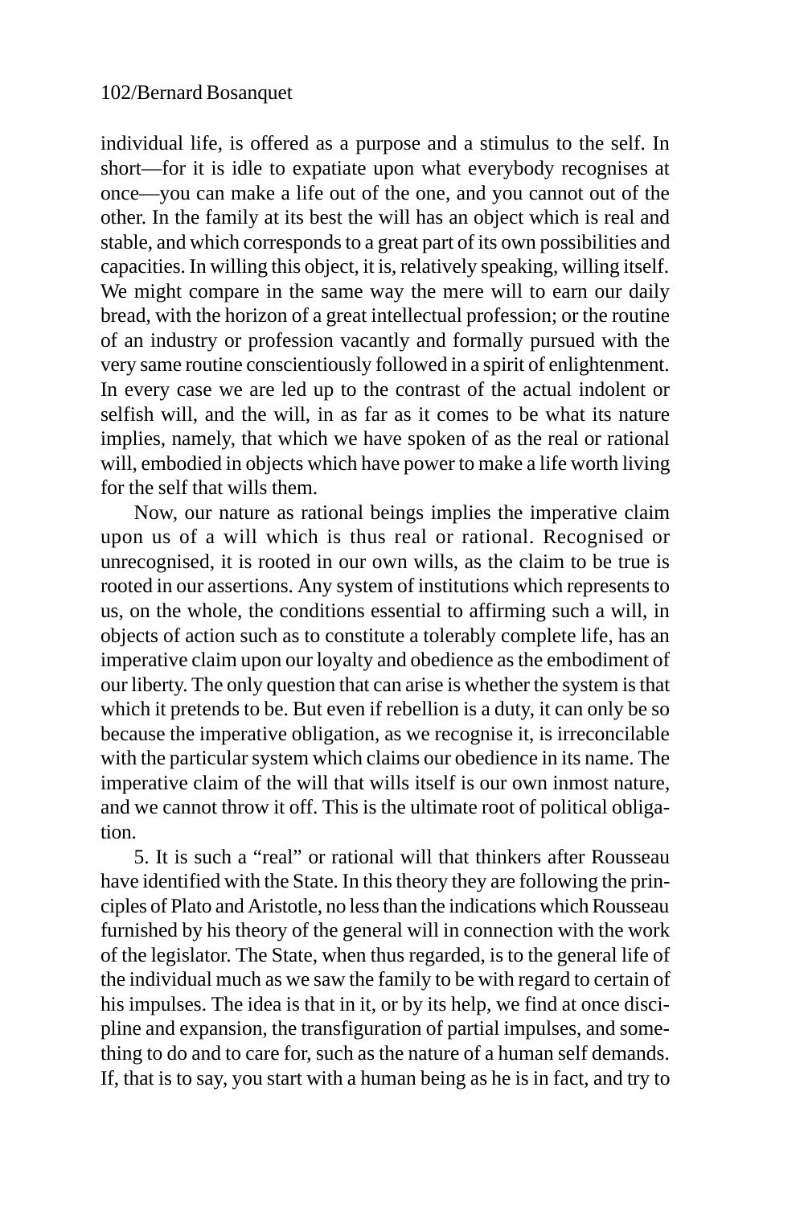individual life, is offered as a purpose and a stimulus to the self. In short—for it is idle to expatiate upon what everybody recognises at once—you can make a life out of the one, and you cannot out of the other. In the family at its best the will has an object which is real and stable, and which corresponds to a great part of its own possibilities and capacities. In willing this object, it is, relatively speaking, willing itself. We might compare in the same way the mere will to earn our daily bread, with the horizon of a great intellectual profession; or the routine of an industry or profession vacantly and formally pursued with the very same routine conscientiously followed in a spirit of enlightenment. In every case we are led up to the contrast of the actual indolent or selfish will, and the will, in as far as it comes to be what its nature implies, namely, that which we have spoken of as the real or rational will, embodied in objects which have power to make a life worth living for the self that wills them.

Now, our nature as rational beings implies the imperative claim upon us of a will which is thus real or rational. Recognised or unrecognised, it is rooted in our own wills, as the claim to be true is rooted in our assertions. Any system of institutions which represents to us, on the whole, the conditions essential to affirming such a will, in objects of action such as to constitute a tolerably complete life, has an imperative claim upon our loyalty and obedience as the embodiment of our liberty. The only question that can arise is whether the system is that which it pretends to be. But even if rebellion is a duty, it can only be so because the imperative obligation, as we recognise it, is irreconcilable with the particular system which claims our obedience in its name. The imperative claim of the will that wills itself is our own inmost nature, and we cannot throw it off. This is the ultimate root of political obligation.

5. It is such a "real" or rational will that thinkers after Rousseau have identified with the State. In this theory they are following the principles of Plato and Aristotle, no less than the indications which Rousseau furnished by his theory of the general will in connection with the work of the legislator. The State, when thus regarded, is to the general life of the individual much as we saw the family to be with regard to certain of his impulses. The idea is that in it, or by its help, we find at once discipline and expansion, the transfiguration of partial impulses, and something to do and to care for, such as the nature of a human self demands. If, that is to say, you start with a human being as he is in fact, and try to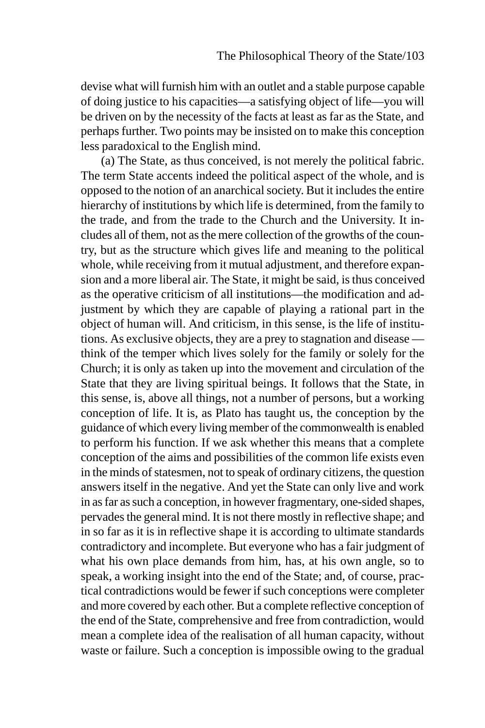devise what will furnish him with an outlet and a stable purpose capable of doing justice to his capacities—a satisfying object of life—you will be driven on by the necessity of the facts at least as far as the State, and perhaps further. Two points may be insisted on to make this conception less paradoxical to the English mind.

(a) The State, as thus conceived, is not merely the political fabric. The term State accents indeed the political aspect of the whole, and is opposed to the notion of an anarchical society. But it includes the entire hierarchy of institutions by which life is determined, from the family to the trade, and from the trade to the Church and the University. It includes all of them, not as the mere collection of the growths of the country, but as the structure which gives life and meaning to the political whole, while receiving from it mutual adjustment, and therefore expansion and a more liberal air. The State, it might be said, is thus conceived as the operative criticism of all institutions—the modification and adjustment by which they are capable of playing a rational part in the object of human will. And criticism, in this sense, is the life of institutions. As exclusive objects, they are a prey to stagnation and disease — think of the temper which lives solely for the family or solely for the Church; it is only as taken up into the movement and circulation of the State that they are living spiritual beings. It follows that the State, in this sense, is, above all things, not a number of persons, but a working conception of life. It is, as Plato has taught us, the conception by the guidance of which every living member of the commonwealth is enabled to perform his function. If we ask whether this means that a complete conception of the aims and possibilities of the common life exists even in the minds of statesmen, not to speak of ordinary citizens, the question answers itself in the negative. And yet the State can only live and work in as far as such a conception, in however fragmentary, one-sided shapes, pervades the general mind. It is not there mostly in reflective shape; and in so far as it is in reflective shape it is according to ultimate standards contradictory and incomplete. But everyone who has a fair judgment of what his own place demands from him, has, at his own angle, so to speak, a working insight into the end of the State; and, of course, practical contradictions would be fewer if such conceptions were completer and more covered by each other. But a complete reflective conception of the end of the State, comprehensive and free from contradiction, would mean a complete idea of the realisation of all human capacity, without waste or failure. Such a conception is impossible owing to the gradual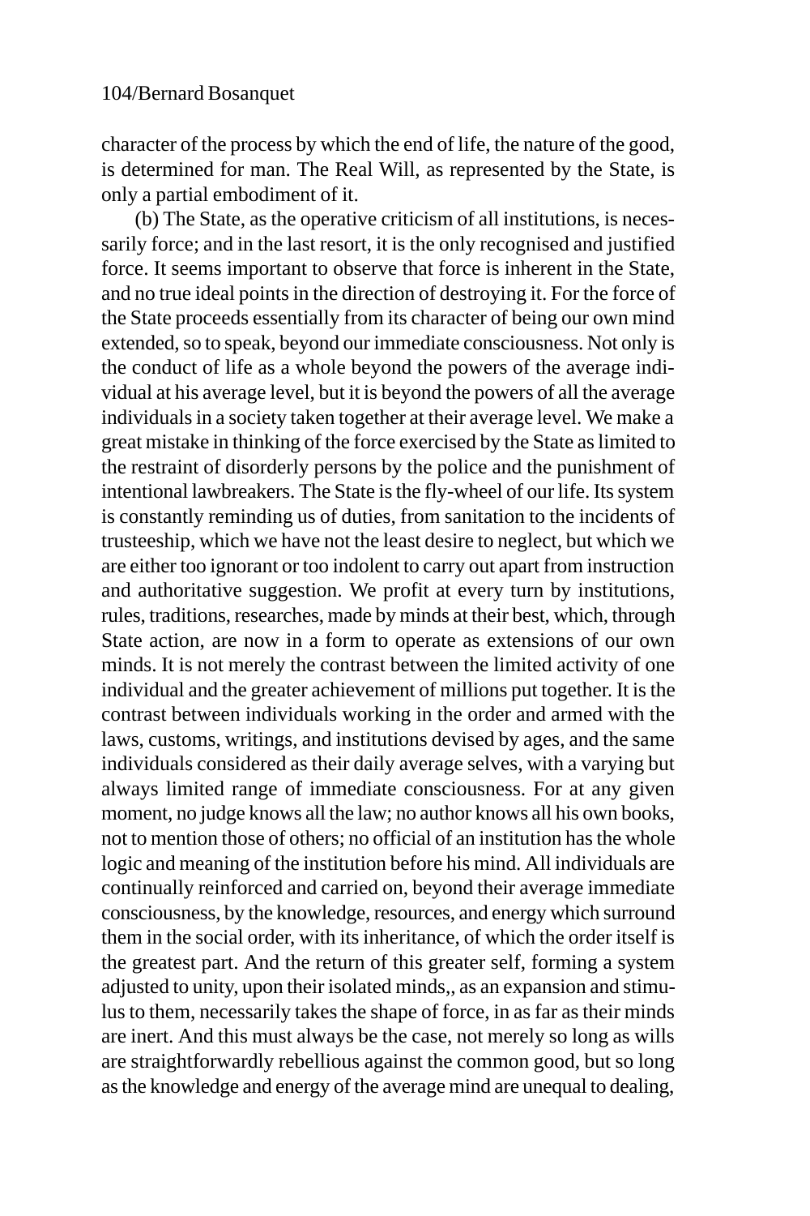character of the process by which the end of life, the nature of the good, is determined for man. The Real Will, as represented by the State, is only a partial embodiment of it.

(b) The State, as the operative criticism of all institutions, is necessarily force; and in the last resort, it is the only recognised and justified force. It seems important to observe that force is inherent in the State, and no true ideal points in the direction of destroying it. For the force of the State proceeds essentially from its character of being our own mind extended, so to speak, beyond our immediate consciousness. Not only is the conduct of life as a whole beyond the powers of the average individual at his average level, but it is beyond the powers of all the average individuals in a society taken together at their average level. We make a great mistake in thinking of the force exercised by the State as limited to the restraint of disorderly persons by the police and the punishment of intentional lawbreakers. The State is the fly-wheel of our life. Its system is constantly reminding us of duties, from sanitation to the incidents of trusteeship, which we have not the least desire to neglect, but which we are either too ignorant or too indolent to carry out apart from instruction and authoritative suggestion. We profit at every turn by institutions, rules, traditions, researches, made by minds at their best, which, through State action, are now in a form to operate as extensions of our own minds. It is not merely the contrast between the limited activity of one individual and the greater achievement of millions put together. It is the contrast between individuals working in the order and armed with the laws, customs, writings, and institutions devised by ages, and the same individuals considered as their daily average selves, with a varying but always limited range of immediate consciousness. For at any given moment, no judge knows all the law; no author knows all his own books, not to mention those of others; no official of an institution has the whole logic and meaning of the institution before his mind. All individuals are continually reinforced and carried on, beyond their average immediate consciousness, by the knowledge, resources, and energy which surround them in the social order, with its inheritance, of which the order itself is the greatest part. And the return of this greater self, forming a system adjusted to unity, upon their isolated minds,, as an expansion and stimulus to them, necessarily takes the shape of force, in as far as their minds are inert. And this must always be the case, not merely so long as wills are straightforwardly rebellious against the common good, but so long as the knowledge and energy of the average mind are unequal to dealing,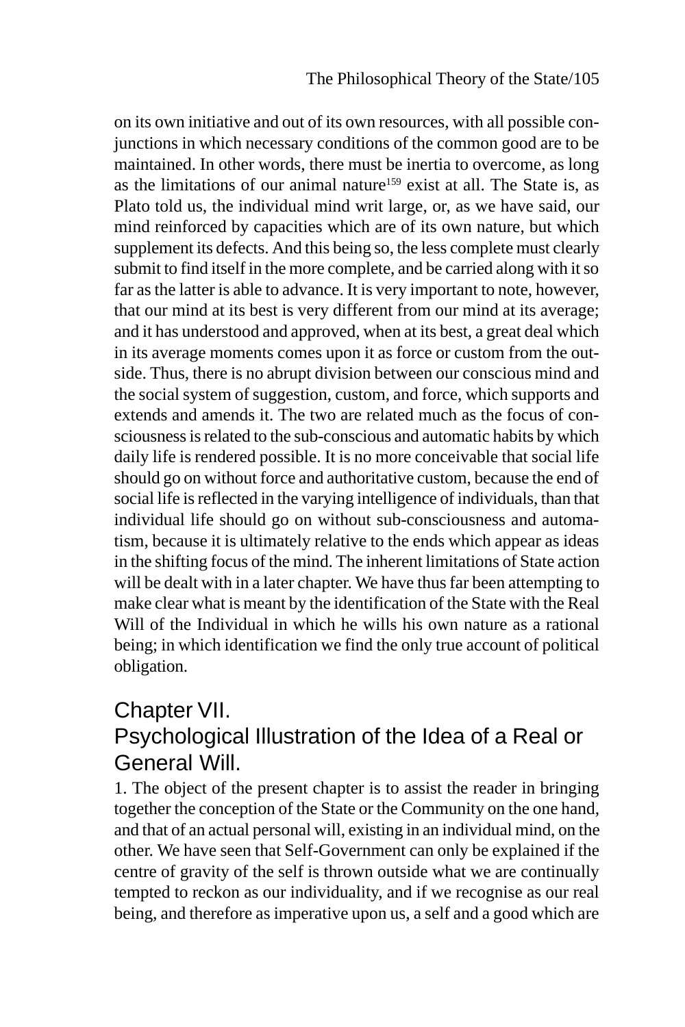on its own initiative and out of its own resources, with all possible conjunctions in which necessary conditions of the common good are to be maintained. In other words, there must be inertia to overcome, as long as the limitations of our animal nature[159] exist at all. The State is, as Plato told us, the individual mind writ large, or, as we have said, our mind reinforced by capacities which are of its own nature, but which supplement its defects. And this being so, the less complete must clearly submit to find itself in the more complete, and be carried along with it so far as the latter is able to advance. It is very important to note, however, that our mind at its best is very different from our mind at its average; and it has understood and approved, when at its best, a great deal which in its average moments comes upon it as force or custom from the outside. Thus, there is no abrupt division between our conscious mind and the social system of suggestion, custom, and force, which supports and extends and amends it. The two are related much as the focus of consciousness is related to the sub-conscious and automatic habits by which daily life is rendered possible. It is no more conceivable that social life should go on without force and authoritative custom, because the end of social life is reflected in the varying intelligence of individuals, than that individual life should go on without sub-consciousness and automatism, because it is ultimately relative to the ends which appear as ideas in the shifting focus of the mind. The inherent limitations of State action will be dealt with in a later chapter. We have thus far been attempting to make clear what is meant by the identification of the State with the Real Will of the Individual in which he wills his own nature as a rational being; in which identification we find the only true account of political obligation.

## Chapter VII.
## Psychological Illustration of the Idea of a Real or General Will.

1. The object of the present chapter is to assist the reader in bringing together the conception of the State or the Community on the one hand, and that of an actual personal will, existing in an individual mind, on the other. We have seen that Self-Government can only be explained if the centre of gravity of the self is thrown outside what we are continually tempted to reckon as our individuality, and if we recognise as our real being, and therefore as imperative upon us, a self and a good which are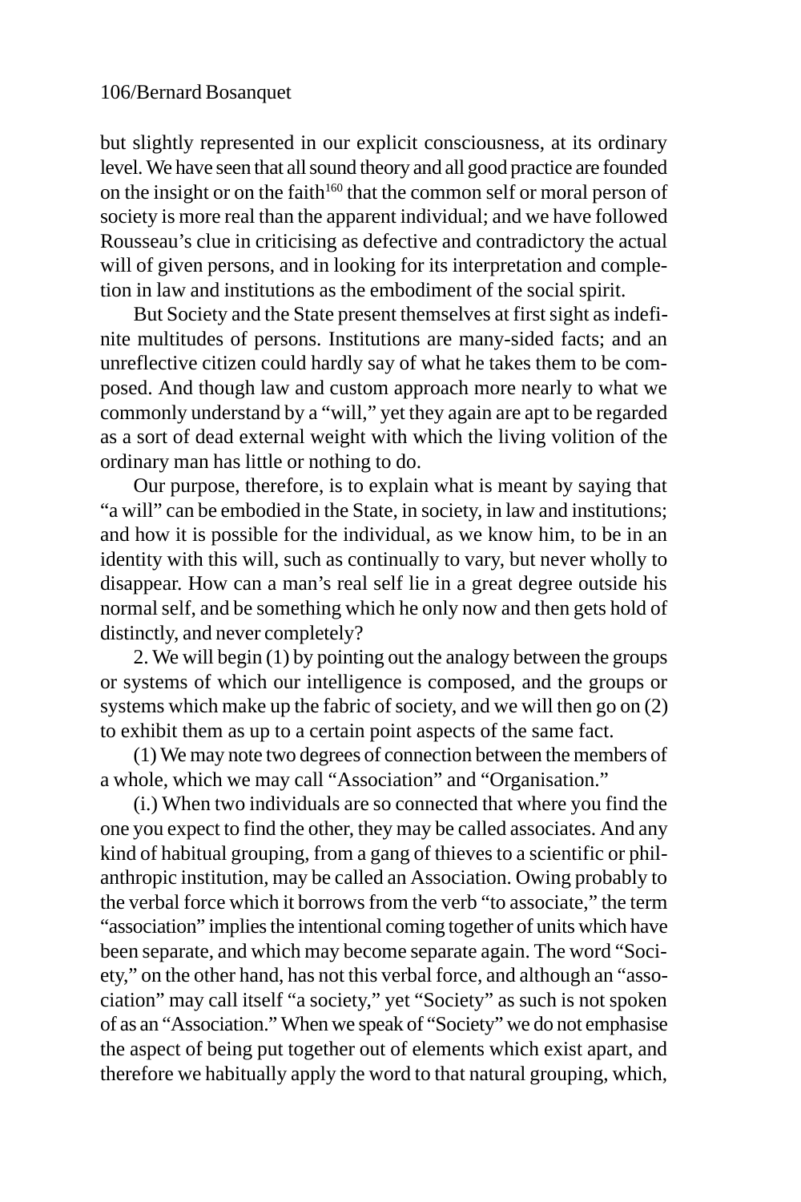but slightly represented in our explicit consciousness, at its ordinary level. We have seen that all sound theory and all good practice are founded on the insight or on the faith[160] that the common self or moral person of society is more real than the apparent individual; and we have followed Rousseau's clue in criticising as defective and contradictory the actual will of given persons, and in looking for its interpretation and completion in law and institutions as the embodiment of the social spirit.

But Society and the State present themselves at first sight as indefinite multitudes of persons. Institutions are many-sided facts; and an unreflective citizen could hardly say of what he takes them to be composed. And though law and custom approach more nearly to what we commonly understand by a "will," yet they again are apt to be regarded as a sort of dead external weight with which the living volition of the ordinary man has little or nothing to do.

Our purpose, therefore, is to explain what is meant by saying that "a will" can be embodied in the State, in society, in law and institutions; and how it is possible for the individual, as we know him, to be in an identity with this will, such as continually to vary, but never wholly to disappear. How can a man's real self lie in a great degree outside his normal self, and be something which he only now and then gets hold of distinctly, and never completely?

2. We will begin (1) by pointing out the analogy between the groups or systems of which our intelligence is composed, and the groups or systems which make up the fabric of society, and we will then go on (2) to exhibit them as up to a certain point aspects of the same fact.

(1) We may note two degrees of connection between the members of a whole, which we may call "Association" and "Organisation."

(i.) When two individuals are so connected that where you find the one you expect to find the other, they may be called associates. And any kind of habitual grouping, from a gang of thieves to a scientific or philanthropic institution, may be called an Association. Owing probably to the verbal force which it borrows from the verb "to associate," the term "association" implies the intentional coming together of units which have been separate, and which may become separate again. The word "Society," on the other hand, has not this verbal force, and although an "association" may call itself "a society," yet "Society" as such is not spoken of as an "Association." When we speak of "Society" we do not emphasise the aspect of being put together out of elements which exist apart, and therefore we habitually apply the word to that natural grouping, which,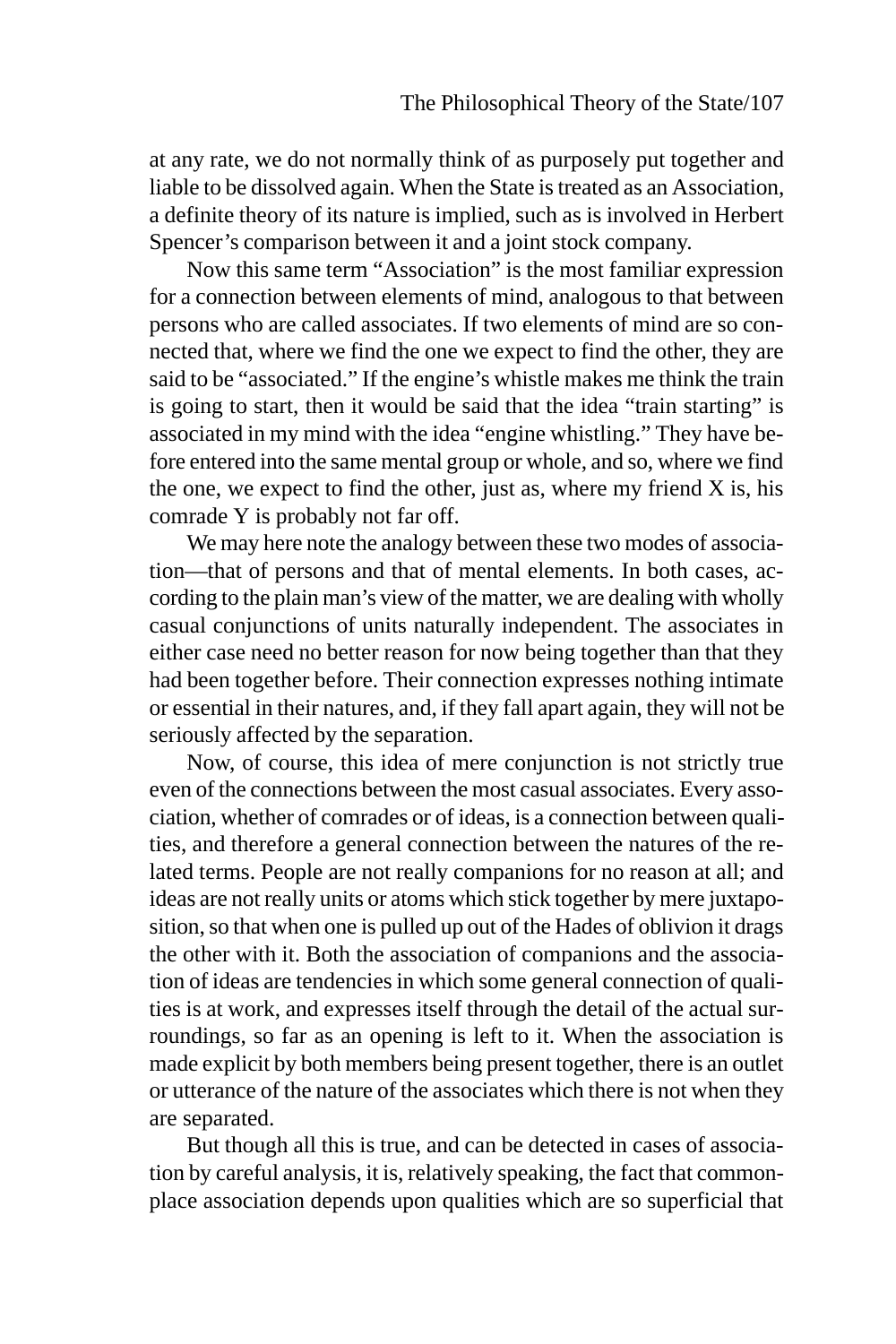at any rate, we do not normally think of as purposely put together and liable to be dissolved again. When the State is treated as an Association, a definite theory of its nature is implied, such as is involved in Herbert Spencer's comparison between it and a joint stock company.

Now this same term "Association" is the most familiar expression for a connection between elements of mind, analogous to that between persons who are called associates. If two elements of mind are so connected that, where we find the one we expect to find the other, they are said to be "associated." If the engine's whistle makes me think the train is going to start, then it would be said that the idea "train starting" is associated in my mind with the idea "engine whistling." They have before entered into the same mental group or whole, and so, where we find the one, we expect to find the other, just as, where my friend X is, his comrade Y is probably not far off.

We may here note the analogy between these two modes of association—that of persons and that of mental elements. In both cases, according to the plain man's view of the matter, we are dealing with wholly casual conjunctions of units naturally independent. The associates in either case need no better reason for now being together than that they had been together before. Their connection expresses nothing intimate or essential in their natures, and, if they fall apart again, they will not be seriously affected by the separation.

Now, of course, this idea of mere conjunction is not strictly true even of the connections between the most casual associates. Every association, whether of comrades or of ideas, is a connection between qualities, and therefore a general connection between the natures of the related terms. People are not really companions for no reason at all; and ideas are not really units or atoms which stick together by mere juxtaposition, so that when one is pulled up out of the Hades of oblivion it drags the other with it. Both the association of companions and the association of ideas are tendencies in which some general connection of qualities is at work, and expresses itself through the detail of the actual surroundings, so far as an opening is left to it. When the association is made explicit by both members being present together, there is an outlet or utterance of the nature of the associates which there is not when they are separated.

But though all this is true, and can be detected in cases of association by careful analysis, it is, relatively speaking, the fact that commonplace association depends upon qualities which are so superficial that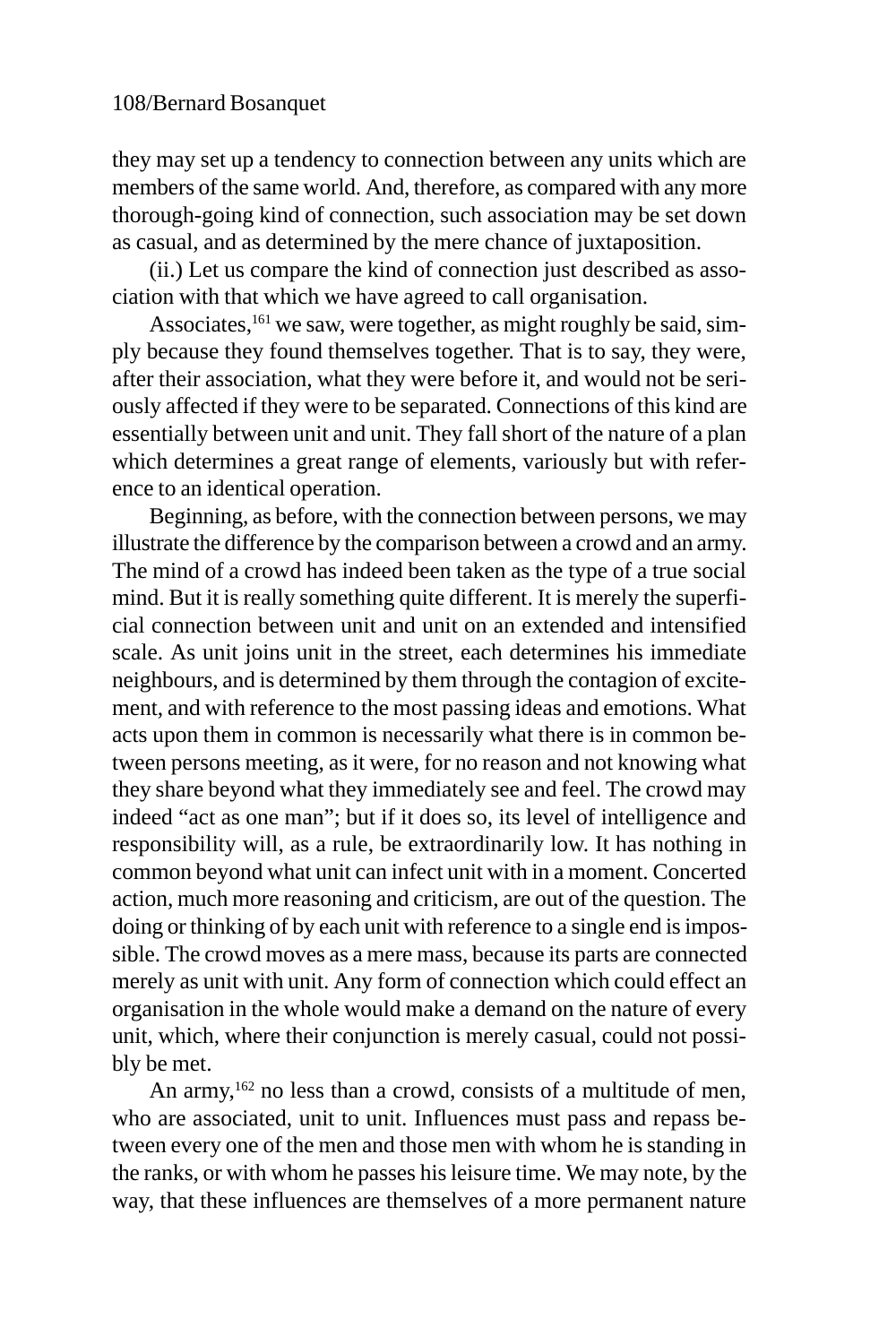they may set up a tendency to connection between any units which are members of the same world. And, therefore, as compared with any more thorough-going kind of connection, such association may be set down as casual, and as determined by the mere chance of juxtaposition.

(ii.) Let us compare the kind of connection just described as association with that which we have agreed to call organisation.

Associates,[161] we saw, were together, as might roughly be said, simply because they found themselves together. That is to say, they were, after their association, what they were before it, and would not be seriously affected if they were to be separated. Connections of this kind are essentially between unit and unit. They fall short of the nature of a plan which determines a great range of elements, variously but with reference to an identical operation.

Beginning, as before, with the connection between persons, we may illustrate the difference by the comparison between a crowd and an army. The mind of a crowd has indeed been taken as the type of a true social mind. But it is really something quite different. It is merely the superficial connection between unit and unit on an extended and intensified scale. As unit joins unit in the street, each determines his immediate neighbours, and is determined by them through the contagion of excitement, and with reference to the most passing ideas and emotions. What acts upon them in common is necessarily what there is in common between persons meeting, as it were, for no reason and not knowing what they share beyond what they immediately see and feel. The crowd may indeed "act as one man"; but if it does so, its level of intelligence and responsibility will, as a rule, be extraordinarily low. It has nothing in common beyond what unit can infect unit with in a moment. Concerted action, much more reasoning and criticism, are out of the question. The doing or thinking of by each unit with reference to a single end is impossible. The crowd moves as a mere mass, because its parts are connected merely as unit with unit. Any form of connection which could effect an organisation in the whole would make a demand on the nature of every unit, which, where their conjunction is merely casual, could not possibly be met.

An army,[162] no less than a crowd, consists of a multitude of men, who are associated, unit to unit. Influences must pass and repass between every one of the men and those men with whom he is standing in the ranks, or with whom he passes his leisure time. We may note, by the way, that these influences are themselves of a more permanent nature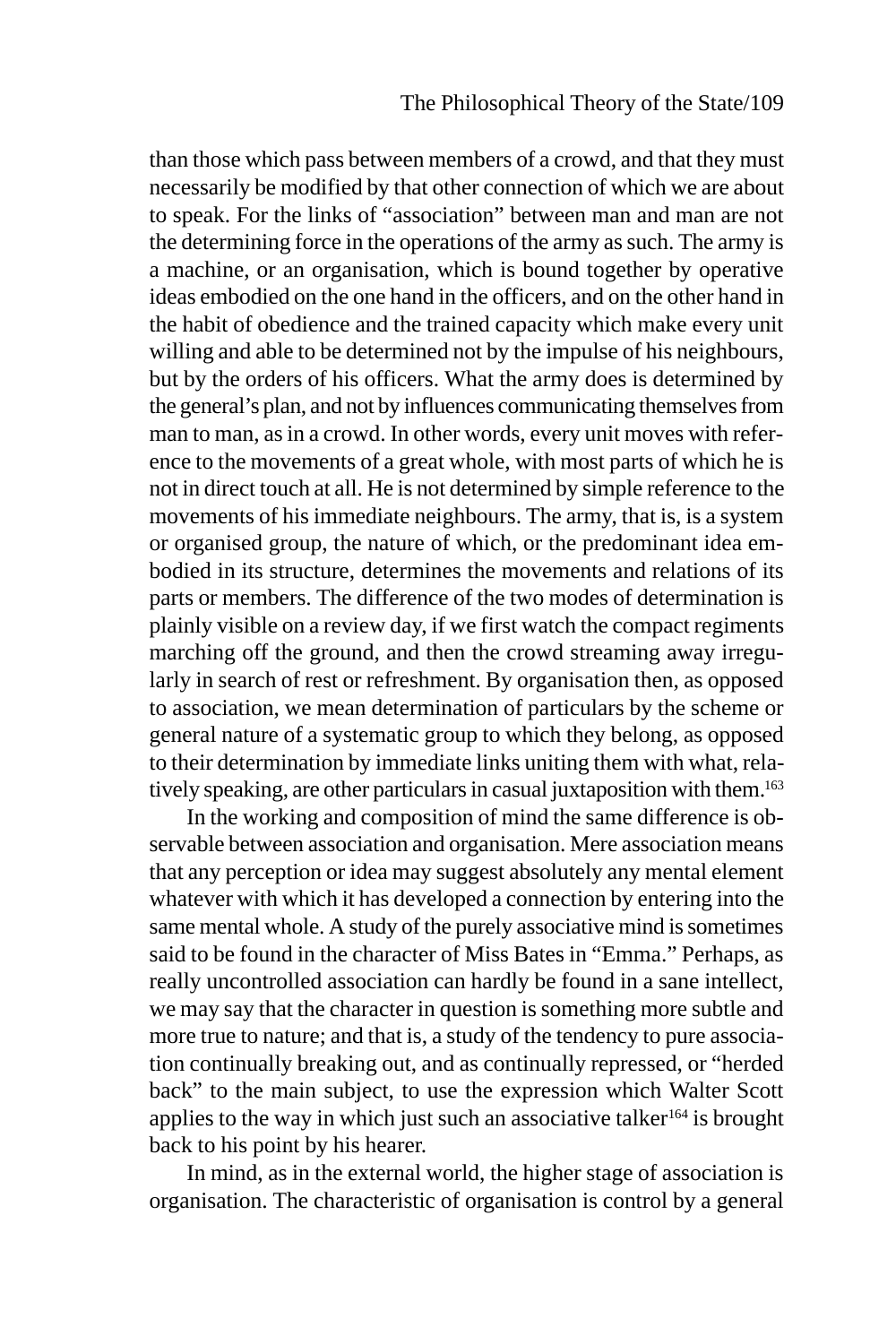than those which pass between members of a crowd, and that they must necessarily be modified by that other connection of which we are about to speak. For the links of "association" between man and man are not the determining force in the operations of the army as such. The army is a machine, or an organisation, which is bound together by operative ideas embodied on the one hand in the officers, and on the other hand in the habit of obedience and the trained capacity which make every unit willing and able to be determined not by the impulse of his neighbours, but by the orders of his officers. What the army does is determined by the general's plan, and not by influences communicating themselves from man to man, as in a crowd. In other words, every unit moves with reference to the movements of a great whole, with most parts of which he is not in direct touch at all. He is not determined by simple reference to the movements of his immediate neighbours. The army, that is, is a system or organised group, the nature of which, or the predominant idea embodied in its structure, determines the movements and relations of its parts or members. The difference of the two modes of determination is plainly visible on a review day, if we first watch the compact regiments marching off the ground, and then the crowd streaming away irregularly in search of rest or refreshment. By organisation then, as opposed to association, we mean determination of particulars by the scheme or general nature of a systematic group to which they belong, as opposed to their determination by immediate links uniting them with what, relatively speaking, are other particulars in casual juxtaposition with them.[163]

In the working and composition of mind the same difference is observable between association and organisation. Mere association means that any perception or idea may suggest absolutely any mental element whatever with which it has developed a connection by entering into the same mental whole. A study of the purely associative mind is sometimes said to be found in the character of Miss Bates in "Emma." Perhaps, as really uncontrolled association can hardly be found in a sane intellect, we may say that the character in question is something more subtle and more true to nature; and that is, a study of the tendency to pure association continually breaking out, and as continually repressed, or "herded back" to the main subject, to use the expression which Walter Scott applies to the way in which just such an associative talker[164] is brought back to his point by his hearer.

In mind, as in the external world, the higher stage of association is organisation. The characteristic of organisation is control by a general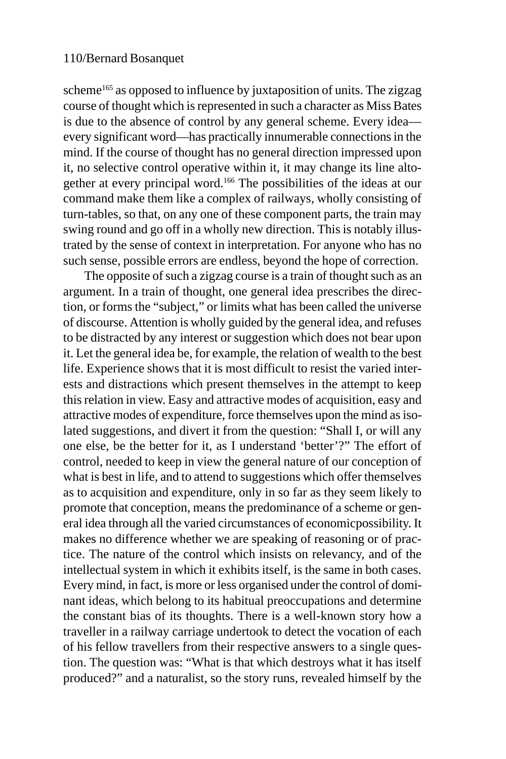scheme[165] as opposed to influence by juxtaposition of units. The zigzag course of thought which is represented in such a character as Miss Bates is due to the absence of control by any general scheme. Every idea—every significant word—has practically innumerable connections in the mind. If the course of thought has no general direction impressed upon it, no selective control operative within it, it may change its line altogether at every principal word.[166] The possibilities of the ideas at our command make them like a complex of railways, wholly consisting of turn-tables, so that, on any one of these component parts, the train may swing round and go off in a wholly new direction. This is notably illustrated by the sense of context in interpretation. For anyone who has no such sense, possible errors are endless, beyond the hope of correction.

The opposite of such a zigzag course is a train of thought such as an argument. In a train of thought, one general idea prescribes the direction, or forms the "subject," or limits what has been called the universe of discourse. Attention is wholly guided by the general idea, and refuses to be distracted by any interest or suggestion which does not bear upon it. Let the general idea be, for example, the relation of wealth to the best life. Experience shows that it is most difficult to resist the varied interests and distractions which present themselves in the attempt to keep this relation in view. Easy and attractive modes of acquisition, easy and attractive modes of expenditure, force themselves upon the mind as isolated suggestions, and divert it from the question: "Shall I, or will any one else, be the better for it, as I understand 'better'?" The effort of control, needed to keep in view the general nature of our conception of what is best in life, and to attend to suggestions which offer themselves as to acquisition and expenditure, only in so far as they seem likely to promote that conception, means the predominance of a scheme or general idea through all the varied circumstances of economicpossibility. It makes no difference whether we are speaking of reasoning or of practice. The nature of the control which insists on relevancy, and of the intellectual system in which it exhibits itself, is the same in both cases. Every mind, in fact, is more or less organised under the control of dominant ideas, which belong to its habitual preoccupations and determine the constant bias of its thoughts. There is a well-known story how a traveller in a railway carriage undertook to detect the vocation of each of his fellow travellers from their respective answers to a single question. The question was: "What is that which destroys what it has itself produced?" and a naturalist, so the story runs, revealed himself by the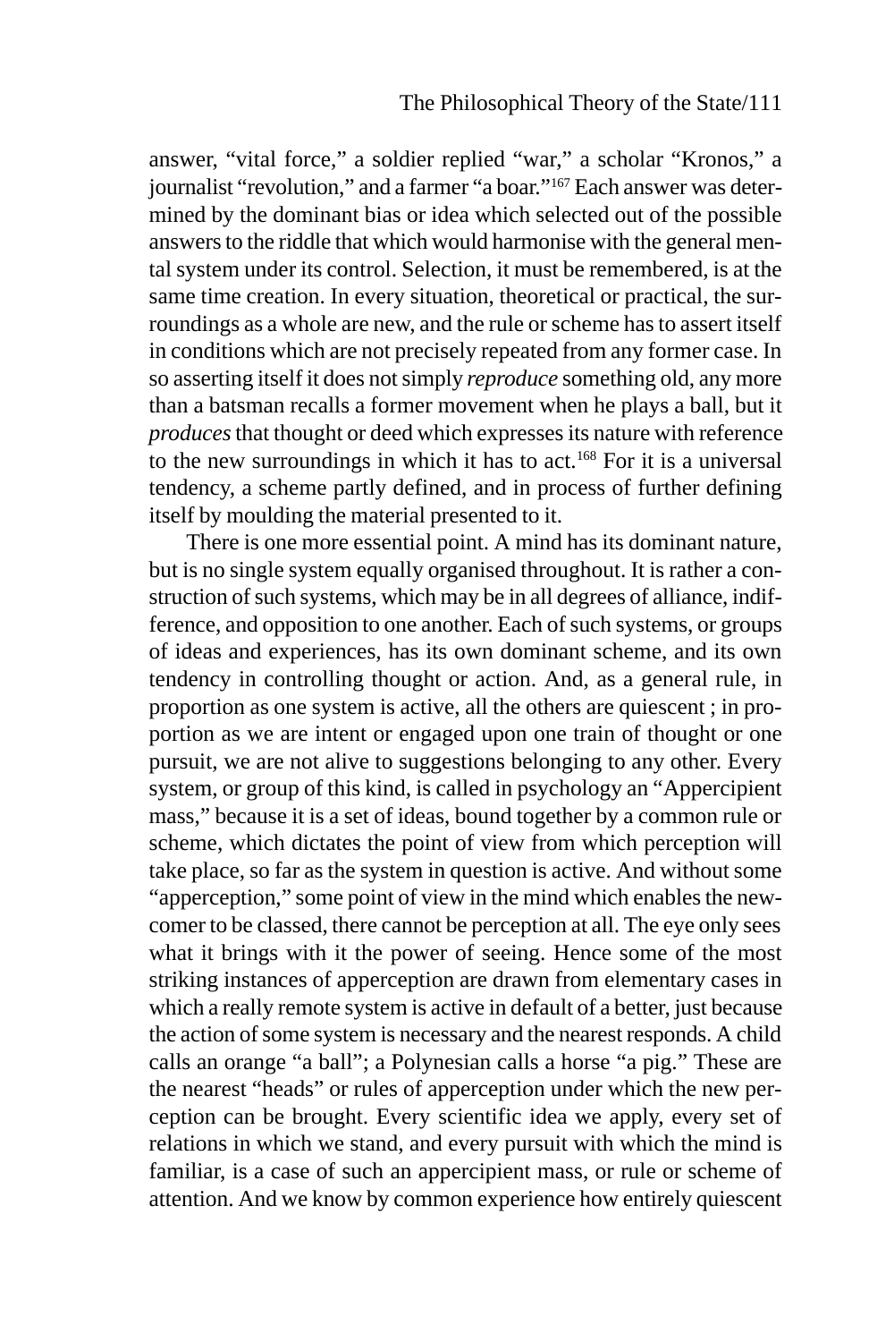answer, "vital force," a soldier replied "war," a scholar "Kronos," a journalist "revolution," and a farmer "a boar."[167] Each answer was determined by the dominant bias or idea which selected out of the possible answers to the riddle that which would harmonise with the general mental system under its control. Selection, it must be remembered, is at the same time creation. In every situation, theoretical or practical, the surroundings as a whole are new, and the rule or scheme has to assert itself in conditions which are not precisely repeated from any former case. In so asserting itself it does not simply *reproduce* something old, any more than a batsman recalls a former movement when he plays a ball, but it *produces* that thought or deed which expresses its nature with reference to the new surroundings in which it has to act.[168] For it is a universal tendency, a scheme partly defined, and in process of further defining itself by moulding the material presented to it.

There is one more essential point. A mind has its dominant nature, but is no single system equally organised throughout. It is rather a construction of such systems, which may be in all degrees of alliance, indifference, and opposition to one another. Each of such systems, or groups of ideas and experiences, has its own dominant scheme, and its own tendency in controlling thought or action. And, as a general rule, in proportion as one system is active, all the others are quiescent ; in proportion as we are intent or engaged upon one train of thought or one pursuit, we are not alive to suggestions belonging to any other. Every system, or group of this kind, is called in psychology an "Appercipient mass," because it is a set of ideas, bound together by a common rule or scheme, which dictates the point of view from which perception will take place, so far as the system in question is active. And without some "apperception," some point of view in the mind which enables the newcomer to be classed, there cannot be perception at all. The eye only sees what it brings with it the power of seeing. Hence some of the most striking instances of apperception are drawn from elementary cases in which a really remote system is active in default of a better, just because the action of some system is necessary and the nearest responds. A child calls an orange "a ball"; a Polynesian calls a horse "a pig." These are the nearest "heads" or rules of apperception under which the new perception can be brought. Every scientific idea we apply, every set of relations in which we stand, and every pursuit with which the mind is familiar, is a case of such an appercipient mass, or rule or scheme of attention. And we know by common experience how entirely quiescent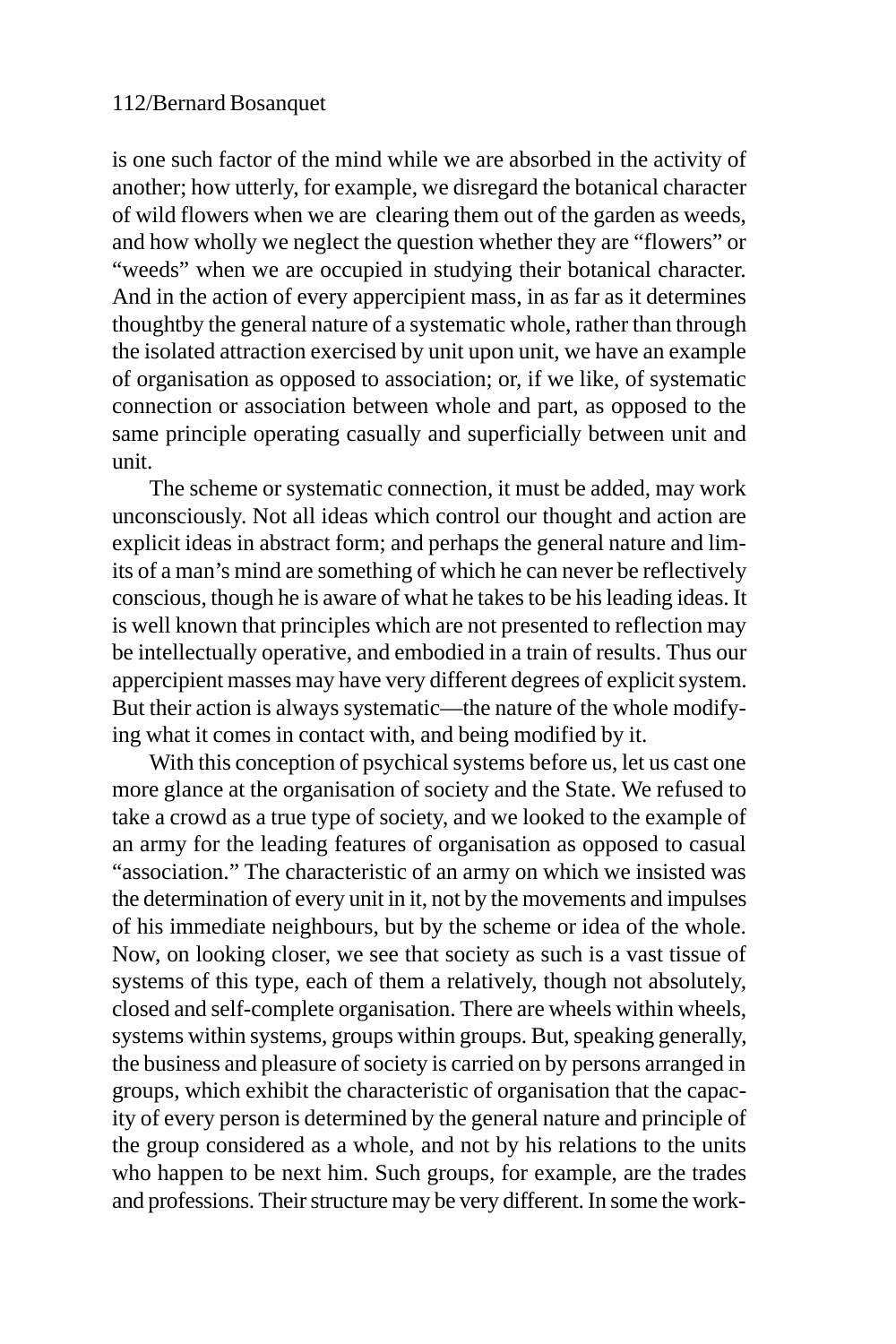is one such factor of the mind while we are absorbed in the activity of another; how utterly, for example, we disregard the botanical character of wild flowers when we are clearing them out of the garden as weeds, and how wholly we neglect the question whether they are "flowers" or "weeds" when we are occupied in studying their botanical character. And in the action of every appercipient mass, in as far as it determines thoughtby the general nature of a systematic whole, rather than through the isolated attraction exercised by unit upon unit, we have an example of organisation as opposed to association; or, if we like, of systematic connection or association between whole and part, as opposed to the same principle operating casually and superficially between unit and unit.

The scheme or systematic connection, it must be added, may work unconsciously. Not all ideas which control our thought and action are explicit ideas in abstract form; and perhaps the general nature and limits of a man's mind are something of which he can never be reflectively conscious, though he is aware of what he takes to be his leading ideas. It is well known that principles which are not presented to reflection may be intellectually operative, and embodied in a train of results. Thus our appercipient masses may have very different degrees of explicit system. But their action is always systematic—the nature of the whole modifying what it comes in contact with, and being modified by it.

With this conception of psychical systems before us, let us cast one more glance at the organisation of society and the State. We refused to take a crowd as a true type of society, and we looked to the example of an army for the leading features of organisation as opposed to casual "association." The characteristic of an army on which we insisted was the determination of every unit in it, not by the movements and impulses of his immediate neighbours, but by the scheme or idea of the whole. Now, on looking closer, we see that society as such is a vast tissue of systems of this type, each of them a relatively, though not absolutely, closed and self-complete organisation. There are wheels within wheels, systems within systems, groups within groups. But, speaking generally, the business and pleasure of society is carried on by persons arranged in groups, which exhibit the characteristic of organisation that the capacity of every person is determined by the general nature and principle of the group considered as a whole, and not by his relations to the units who happen to be next him. Such groups, for example, are the trades and professions. Their structure may be very different. In some the work-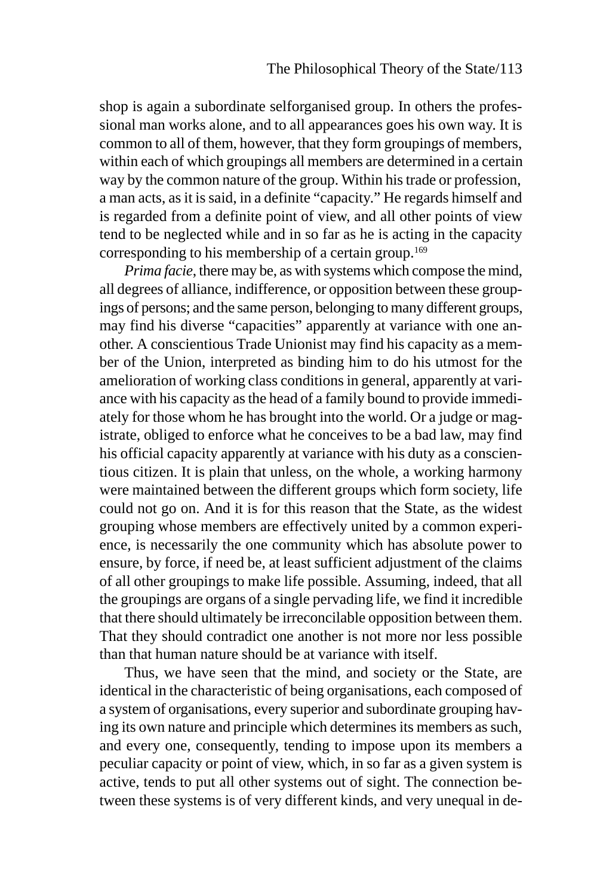shop is again a subordinate selforganised group. In others the professional man works alone, and to all appearances goes his own way. It is common to all of them, however, that they form groupings of members, within each of which groupings all members are determined in a certain way by the common nature of the group. Within his trade or profession, a man acts, as it is said, in a definite "capacity." He regards himself and is regarded from a definite point of view, and all other points of view tend to be neglected while and in so far as he is acting in the capacity corresponding to his membership of a certain group.[169]

*Prima facie*, there may be, as with systems which compose the mind, all degrees of alliance, indifference, or opposition between these groupings of persons; and the same person, belonging to many different groups, may find his diverse "capacities" apparently at variance with one another. A conscientious Trade Unionist may find his capacity as a member of the Union, interpreted as binding him to do his utmost for the amelioration of working class conditions in general, apparently at variance with his capacity as the head of a family bound to provide immediately for those whom he has brought into the world. Or a judge or magistrate, obliged to enforce what he conceives to be a bad law, may find his official capacity apparently at variance with his duty as a conscientious citizen. It is plain that unless, on the whole, a working harmony were maintained between the different groups which form society, life could not go on. And it is for this reason that the State, as the widest grouping whose members are effectively united by a common experience, is necessarily the one community which has absolute power to ensure, by force, if need be, at least sufficient adjustment of the claims of all other groupings to make life possible. Assuming, indeed, that all the groupings are organs of a single pervading life, we find it incredible that there should ultimately be irreconcilable opposition between them. That they should contradict one another is not more nor less possible than that human nature should be at variance with itself.

Thus, we have seen that the mind, and society or the State, are identical in the characteristic of being organisations, each composed of a system of organisations, every superior and subordinate grouping having its own nature and principle which determines its members as such, and every one, consequently, tending to impose upon its members a peculiar capacity or point of view, which, in so far as a given system is active, tends to put all other systems out of sight. The connection between these systems is of very different kinds, and very unequal in de-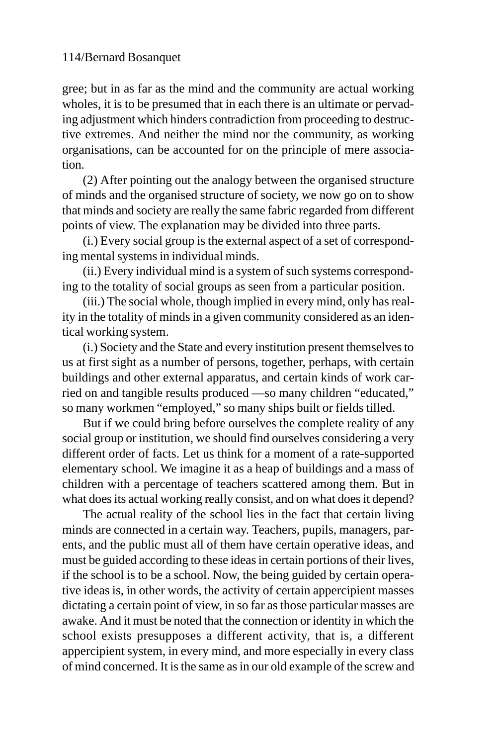gree; but in as far as the mind and the community are actual working wholes, it is to be presumed that in each there is an ultimate or pervading adjustment which hinders contradiction from proceeding to destructive extremes. And neither the mind nor the community, as working organisations, can be accounted for on the principle of mere association.

(2) After pointing out the analogy between the organised structure of minds and the organised structure of society, we now go on to show that minds and society are really the same fabric regarded from different points of view. The explanation may be divided into three parts.

(i.) Every social group is the external aspect of a set of corresponding mental systems in individual minds.

(ii.) Every individual mind is a system of such systems corresponding to the totality of social groups as seen from a particular position.

(iii.) The social whole, though implied in every mind, only has reality in the totality of minds in a given community considered as an identical working system.

(i.) Society and the State and every institution present themselves to us at first sight as a number of persons, together, perhaps, with certain buildings and other external apparatus, and certain kinds of work carried on and tangible results produced —so many children "educated," so many workmen "employed," so many ships built or fields tilled.

But if we could bring before ourselves the complete reality of any social group or institution, we should find ourselves considering a very different order of facts. Let us think for a moment of a rate-supported elementary school. We imagine it as a heap of buildings and a mass of children with a percentage of teachers scattered among them. But in what does its actual working really consist, and on what does it depend?

The actual reality of the school lies in the fact that certain living minds are connected in a certain way. Teachers, pupils, managers, parents, and the public must all of them have certain operative ideas, and must be guided according to these ideas in certain portions of their lives, if the school is to be a school. Now, the being guided by certain operative ideas is, in other words, the activity of certain appercipient masses dictating a certain point of view, in so far as those particular masses are awake. And it must be noted that the connection or identity in which the school exists presupposes a different activity, that is, a different appercipient system, in every mind, and more especially in every class of mind concerned. It is the same as in our old example of the screw and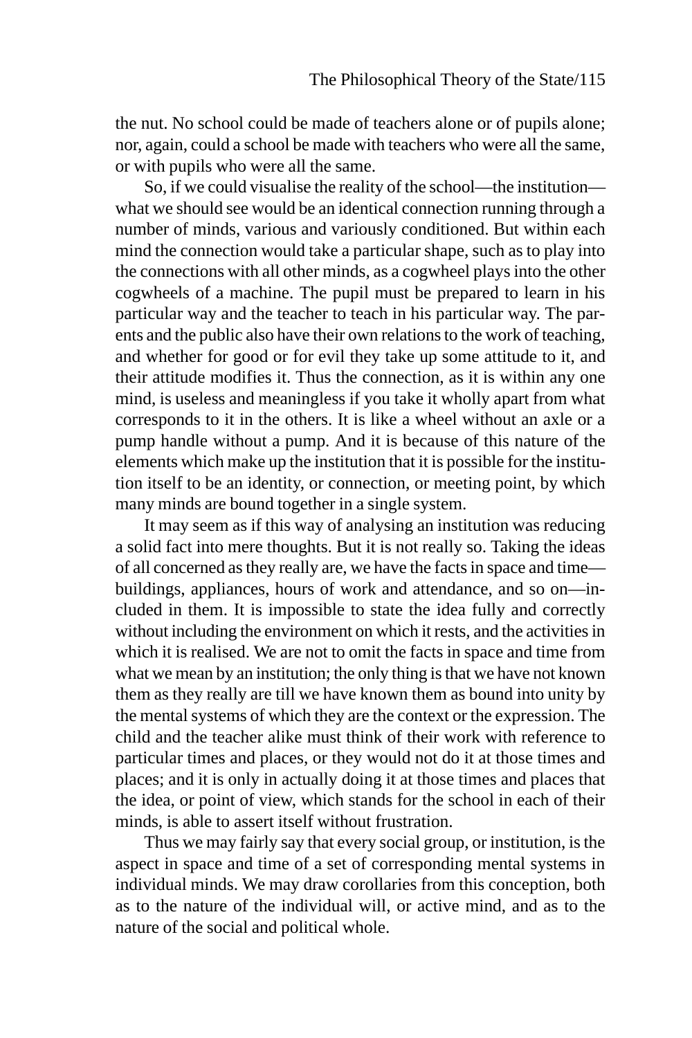the nut. No school could be made of teachers alone or of pupils alone; nor, again, could a school be made with teachers who were all the same, or with pupils who were all the same.

So, if we could visualise the reality of the school—the institution—what we should see would be an identical connection running through a number of minds, various and variously conditioned. But within each mind the connection would take a particular shape, such as to play into the connections with all other minds, as a cogwheel plays into the other cogwheels of a machine. The pupil must be prepared to learn in his particular way and the teacher to teach in his particular way. The parents and the public also have their own relations to the work of teaching, and whether for good or for evil they take up some attitude to it, and their attitude modifies it. Thus the connection, as it is within any one mind, is useless and meaningless if you take it wholly apart from what corresponds to it in the others. It is like a wheel without an axle or a pump handle without a pump. And it is because of this nature of the elements which make up the institution that it is possible for the institution itself to be an identity, or connection, or meeting point, by which many minds are bound together in a single system.

It may seem as if this way of analysing an institution was reducing a solid fact into mere thoughts. But it is not really so. Taking the ideas of all concerned as they really are, we have the facts in space and time—buildings, appliances, hours of work and attendance, and so on—included in them. It is impossible to state the idea fully and correctly without including the environment on which it rests, and the activities in which it is realised. We are not to omit the facts in space and time from what we mean by an institution; the only thing is that we have not known them as they really are till we have known them as bound into unity by the mental systems of which they are the context or the expression. The child and the teacher alike must think of their work with reference to particular times and places, or they would not do it at those times and places; and it is only in actually doing it at those times and places that the idea, or point of view, which stands for the school in each of their minds, is able to assert itself without frustration.

Thus we may fairly say that every social group, or institution, is the aspect in space and time of a set of corresponding mental systems in individual minds. We may draw corollaries from this conception, both as to the nature of the individual will, or active mind, and as to the nature of the social and political whole.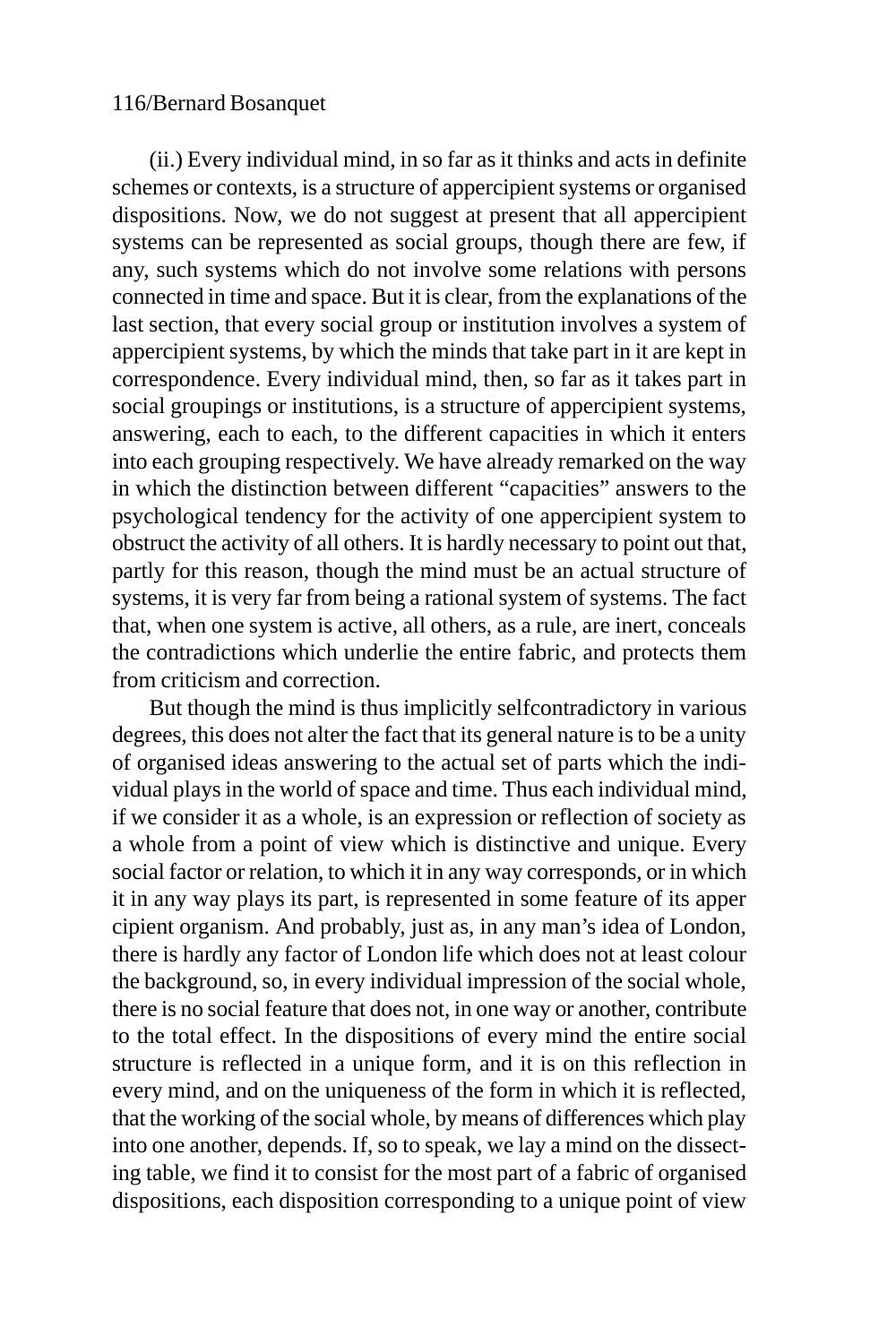(ii.) Every individual mind, in so far as it thinks and acts in definite schemes or contexts, is a structure of appercipient systems or organised dispositions. Now, we do not suggest at present that all appercipient systems can be represented as social groups, though there are few, if any, such systems which do not involve some relations with persons connected in time and space. But it is clear, from the explanations of the last section, that every social group or institution involves a system of appercipient systems, by which the minds that take part in it are kept in correspondence. Every individual mind, then, so far as it takes part in social groupings or institutions, is a structure of appercipient systems, answering, each to each, to the different capacities in which it enters into each grouping respectively. We have already remarked on the way in which the distinction between different "capacities" answers to the psychological tendency for the activity of one appercipient system to obstruct the activity of all others. It is hardly necessary to point out that, partly for this reason, though the mind must be an actual structure of systems, it is very far from being a rational system of systems. The fact that, when one system is active, all others, as a rule, are inert, conceals the contradictions which underlie the entire fabric, and protects them from criticism and correction.

But though the mind is thus implicitly selfcontradictory in various degrees, this does not alter the fact that its general nature is to be a unity of organised ideas answering to the actual set of parts which the individual plays in the world of space and time. Thus each individual mind, if we consider it as a whole, is an expression or reflection of society as a whole from a point of view which is distinctive and unique. Every social factor or relation, to which it in any way corresponds, or in which it in any way plays its part, is represented in some feature of its appercipient organism. And probably, just as, in any man's idea of London, there is hardly any factor of London life which does not at least colour the background, so, in every individual impression of the social whole, there is no social feature that does not, in one way or another, contribute to the total effect. In the dispositions of every mind the entire social structure is reflected in a unique form, and it is on this reflection in every mind, and on the uniqueness of the form in which it is reflected, that the working of the social whole, by means of differences which play into one another, depends. If, so to speak, we lay a mind on the dissecting table, we find it to consist for the most part of a fabric of organised dispositions, each disposition corresponding to a unique point of view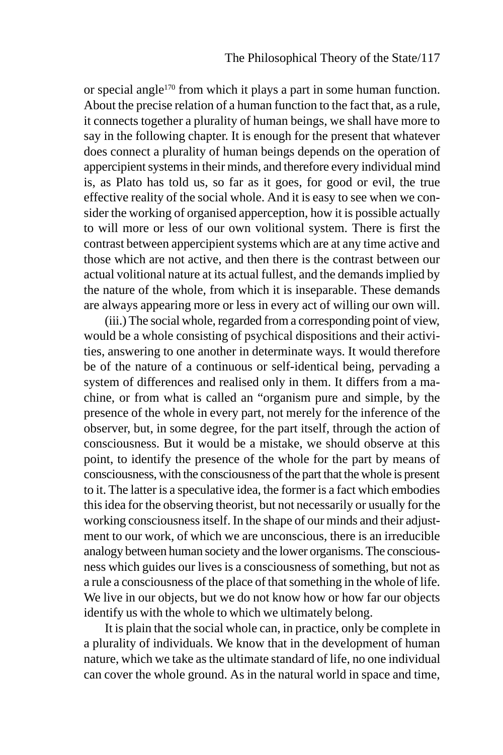or special angle[170] from which it plays a part in some human function. About the precise relation of a human function to the fact that, as a rule, it connects together a plurality of human beings, we shall have more to say in the following chapter. It is enough for the present that whatever does connect a plurality of human beings depends on the operation of appercipient systems in their minds, and therefore every individual mind is, as Plato has told us, so far as it goes, for good or evil, the true effective reality of the social whole. And it is easy to see when we consider the working of organised apperception, how it is possible actually to will more or less of our own volitional system. There is first the contrast between appercipient systems which are at any time active and those which are not active, and then there is the contrast between our actual volitional nature at its actual fullest, and the demands implied by the nature of the whole, from which it is inseparable. These demands are always appearing more or less in every act of willing our own will.

(iii.) The social whole, regarded from a corresponding point of view, would be a whole consisting of psychical dispositions and their activities, answering to one another in determinate ways. It would therefore be of the nature of a continuous or self-identical being, pervading a system of differences and realised only in them. It differs from a machine, or from what is called an "organism pure and simple, by the presence of the whole in every part, not merely for the inference of the observer, but, in some degree, for the part itself, through the action of consciousness. But it would be a mistake, we should observe at this point, to identify the presence of the whole for the part by means of consciousness, with the consciousness of the part that the whole is present to it. The latter is a speculative idea, the former is a fact which embodies this idea for the observing theorist, but not necessarily or usually for the working consciousness itself. In the shape of our minds and their adjustment to our work, of which we are unconscious, there is an irreducible analogy between human society and the lower organisms. The consciousness which guides our lives is a consciousness of something, but not as a rule a consciousness of the place of that something in the whole of life. We live in our objects, but we do not know how or how far our objects identify us with the whole to which we ultimately belong.

It is plain that the social whole can, in practice, only be complete in a plurality of individuals. We know that in the development of human nature, which we take as the ultimate standard of life, no one individual can cover the whole ground. As in the natural world in space and time,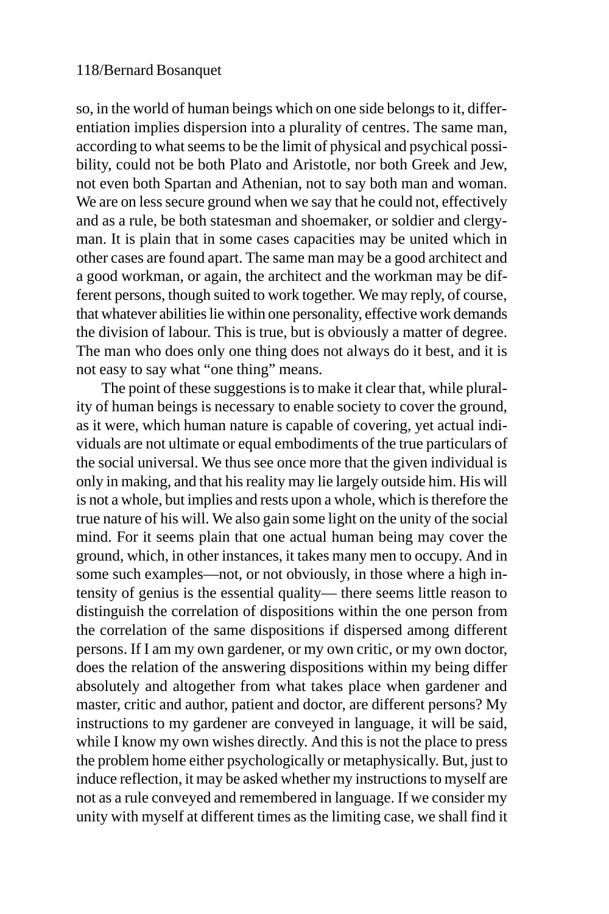so, in the world of human beings which on one side belongs to it, differentiation implies dispersion into a plurality of centres. The same man, according to what seems to be the limit of physical and psychical possibility, could not be both Plato and Aristotle, nor both Greek and Jew, not even both Spartan and Athenian, not to say both man and woman. We are on less secure ground when we say that he could not, effectively and as a rule, be both statesman and shoemaker, or soldier and clergyman. It is plain that in some cases capacities may be united which in other cases are found apart. The same man may be a good architect and a good workman, or again, the architect and the workman may be different persons, though suited to work together. We may reply, of course, that whatever abilities lie within one personality, effective work demands the division of labour. This is true, but is obviously a matter of degree. The man who does only one thing does not always do it best, and it is not easy to say what "one thing" means.

The point of these suggestions is to make it clear that, while plurality of human beings is necessary to enable society to cover the ground, as it were, which human nature is capable of covering, yet actual individuals are not ultimate or equal embodiments of the true particulars of the social universal. We thus see once more that the given individual is only in making, and that his reality may lie largely outside him. His will is not a whole, but implies and rests upon a whole, which is therefore the true nature of his will. We also gain some light on the unity of the social mind. For it seems plain that one actual human being may cover the ground, which, in other instances, it takes many men to occupy. And in some such examples—not, or not obviously, in those where a high intensity of genius is the essential quality— there seems little reason to distinguish the correlation of dispositions within the one person from the correlation of the same dispositions if dispersed among different persons. If I am my own gardener, or my own critic, or my own doctor, does the relation of the answering dispositions within my being differ absolutely and altogether from what takes place when gardener and master, critic and author, patient and doctor, are different persons? My instructions to my gardener are conveyed in language, it will be said, while I know my own wishes directly. And this is not the place to press the problem home either psychologically or metaphysically. But, just to induce reflection, it may be asked whether my instructions to myself are not as a rule conveyed and remembered in language. If we consider my unity with myself at different times as the limiting case, we shall find it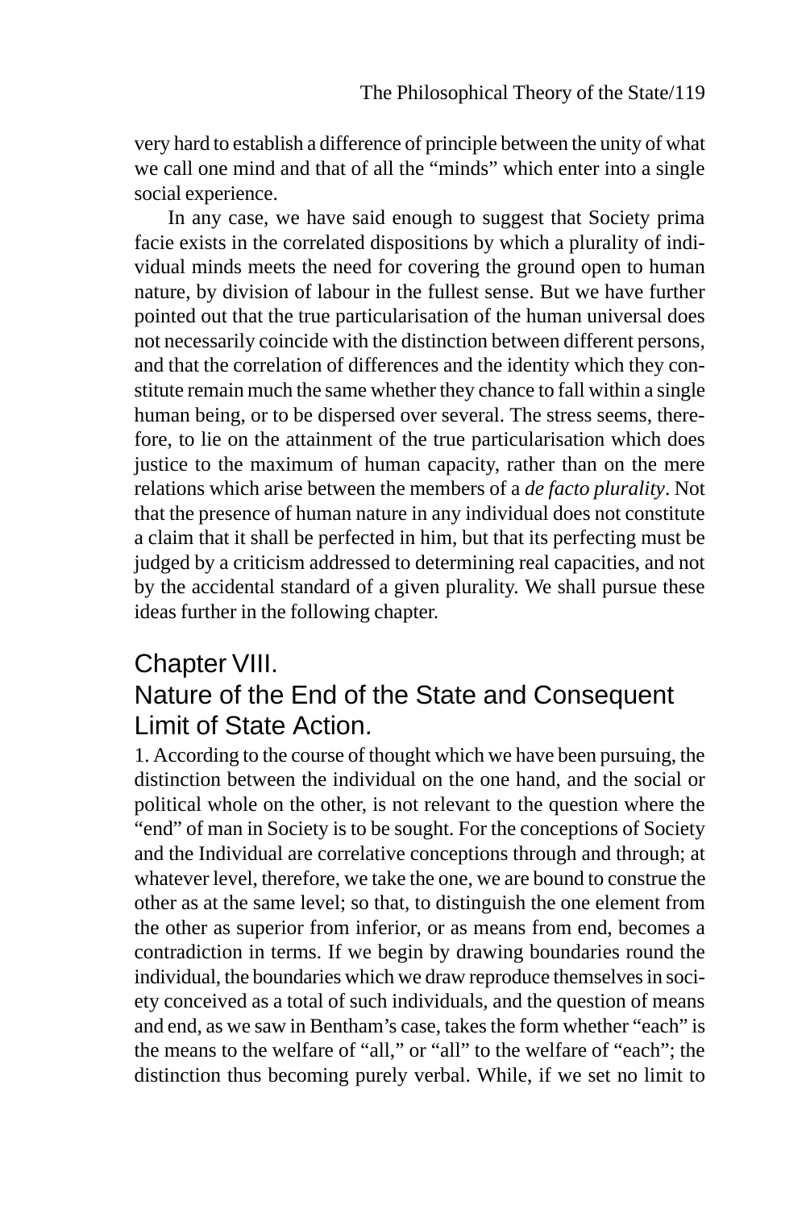very hard to establish a difference of principle between the unity of what we call one mind and that of all the "minds" which enter into a single social experience.

In any case, we have said enough to suggest that Society prima facie exists in the correlated dispositions by which a plurality of individual minds meets the need for covering the ground open to human nature, by division of labour in the fullest sense. But we have further pointed out that the true particularisation of the human universal does not necessarily coincide with the distinction between different persons, and that the correlation of differences and the identity which they constitute remain much the same whether they chance to fall within a single human being, or to be dispersed over several. The stress seems, therefore, to lie on the attainment of the true particularisation which does justice to the maximum of human capacity, rather than on the mere relations which arise between the members of a *de facto plurality*. Not that the presence of human nature in any individual does not constitute a claim that it shall be perfected in him, but that its perfecting must be judged by a criticism addressed to determining real capacities, and not by the accidental standard of a given plurality. We shall pursue these ideas further in the following chapter.

## Chapter VIII.
## Nature of the End of the State and Consequent Limit of State Action.

1. According to the course of thought which we have been pursuing, the distinction between the individual on the one hand, and the social or political whole on the other, is not relevant to the question where the "end" of man in Society is to be sought. For the conceptions of Society and the Individual are correlative conceptions through and through; at whatever level, therefore, we take the one, we are bound to construe the other as at the same level; so that, to distinguish the one element from the other as superior from inferior, or as means from end, becomes a contradiction in terms. If we begin by drawing boundaries round the individual, the boundaries which we draw reproduce themselves in society conceived as a total of such individuals, and the question of means and end, as we saw in Bentham's case, takes the form whether "each" is the means to the welfare of "all," or "all" to the welfare of "each"; the distinction thus becoming purely verbal. While, if we set no limit to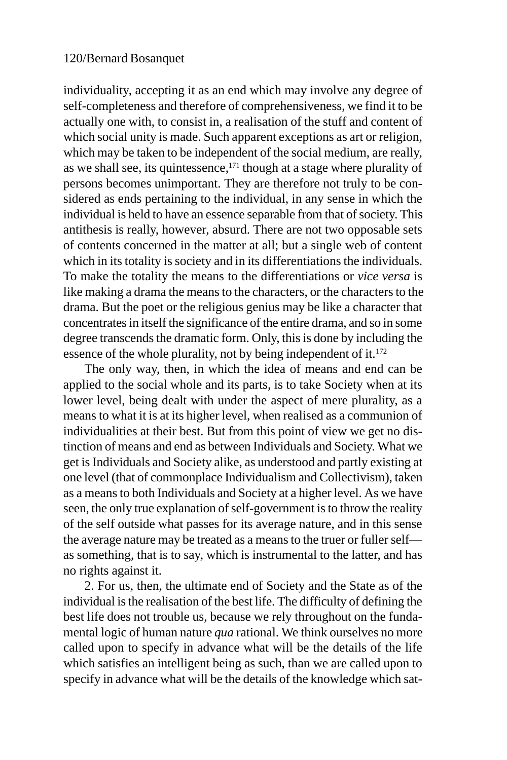individuality, accepting it as an end which may involve any degree of self-completeness and therefore of comprehensiveness, we find it to be actually one with, to consist in, a realisation of the stuff and content of which social unity is made. Such apparent exceptions as art or religion, which may be taken to be independent of the social medium, are really, as we shall see, its quintessence,[171] though at a stage where plurality of persons becomes unimportant. They are therefore not truly to be considered as ends pertaining to the individual, in any sense in which the individual is held to have an essence separable from that of society. This antithesis is really, however, absurd. There are not two opposable sets of contents concerned in the matter at all; but a single web of content which in its totality is society and in its differentiations the individuals. To make the totality the means to the differentiations or *vice versa* is like making a drama the means to the characters, or the characters to the drama. But the poet or the religious genius may be like a character that concentrates in itself the significance of the entire drama, and so in some degree transcends the dramatic form. Only, this is done by including the essence of the whole plurality, not by being independent of it.[172]

The only way, then, in which the idea of means and end can be applied to the social whole and its parts, is to take Society when at its lower level, being dealt with under the aspect of mere plurality, as a means to what it is at its higher level, when realised as a communion of individualities at their best. But from this point of view we get no distinction of means and end as between Individuals and Society. What we get is Individuals and Society alike, as understood and partly existing at one level (that of commonplace Individualism and Collectivism), taken as a means to both Individuals and Society at a higher level. As we have seen, the only true explanation of self-government is to throw the reality of the self outside what passes for its average nature, and in this sense the average nature may be treated as a means to the truer or fuller self—as something, that is to say, which is instrumental to the latter, and has no rights against it.

2. For us, then, the ultimate end of Society and the State as of the individual is the realisation of the best life. The difficulty of defining the best life does not trouble us, because we rely throughout on the fundamental logic of human nature *qua* rational. We think ourselves no more called upon to specify in advance what will be the details of the life which satisfies an intelligent being as such, than we are called upon to specify in advance what will be the details of the knowledge which sat-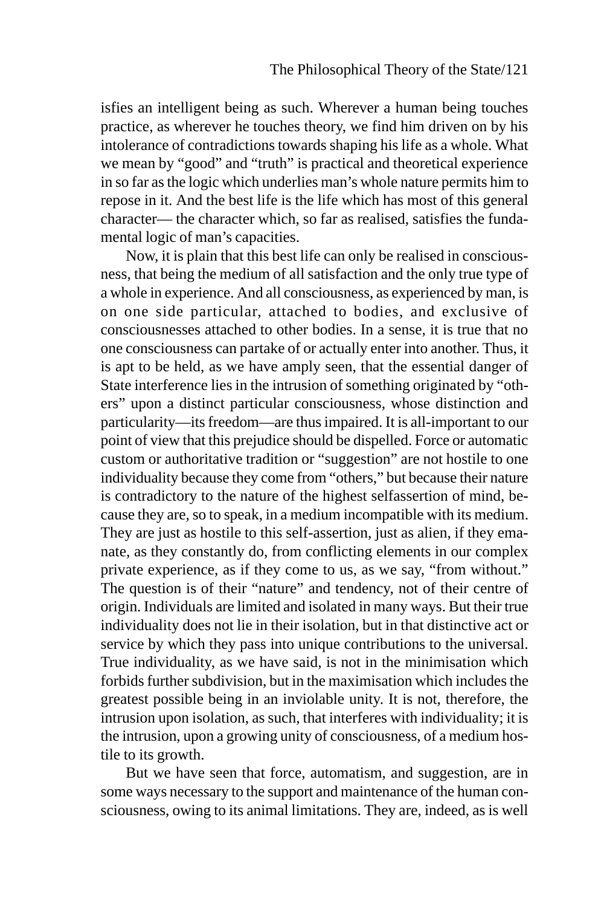isfies an intelligent being as such. Wherever a human being touches practice, as wherever he touches theory, we find him driven on by his intolerance of contradictions towards shaping his life as a whole. What we mean by "good" and "truth" is practical and theoretical experience in so far as the logic which underlies man's whole nature permits him to repose in it. And the best life is the life which has most of this general character— the character which, so far as realised, satisfies the fundamental logic of man's capacities.

Now, it is plain that this best life can only be realised in consciousness, that being the medium of all satisfaction and the only true type of a whole in experience. And all consciousness, as experienced by man, is on one side particular, attached to bodies, and exclusive of consciousnesses attached to other bodies. In a sense, it is true that no one consciousness can partake of or actually enter into another. Thus, it is apt to be held, as we have amply seen, that the essential danger of State interference lies in the intrusion of something originated by "others" upon a distinct particular consciousness, whose distinction and particularity—its freedom—are thus impaired. It is all-important to our point of view that this prejudice should be dispelled. Force or automatic custom or authoritative tradition or "suggestion" are not hostile to one individuality because they come from "others," but because their nature is contradictory to the nature of the highest selfassertion of mind, because they are, so to speak, in a medium incompatible with its medium. They are just as hostile to this self-assertion, just as alien, if they emanate, as they constantly do, from conflicting elements in our complex private experience, as if they come to us, as we say, "from without." The question is of their "nature" and tendency, not of their centre of origin. Individuals are limited and isolated in many ways. But their true individuality does not lie in their isolation, but in that distinctive act or service by which they pass into unique contributions to the universal. True individuality, as we have said, is not in the minimisation which forbids further subdivision, but in the maximisation which includes the greatest possible being in an inviolable unity. It is not, therefore, the intrusion upon isolation, as such, that interferes with individuality; it is the intrusion, upon a growing unity of consciousness, of a medium hostile to its growth.

But we have seen that force, automatism, and suggestion, are in some ways necessary to the support and maintenance of the human consciousness, owing to its animal limitations. They are, indeed, as is well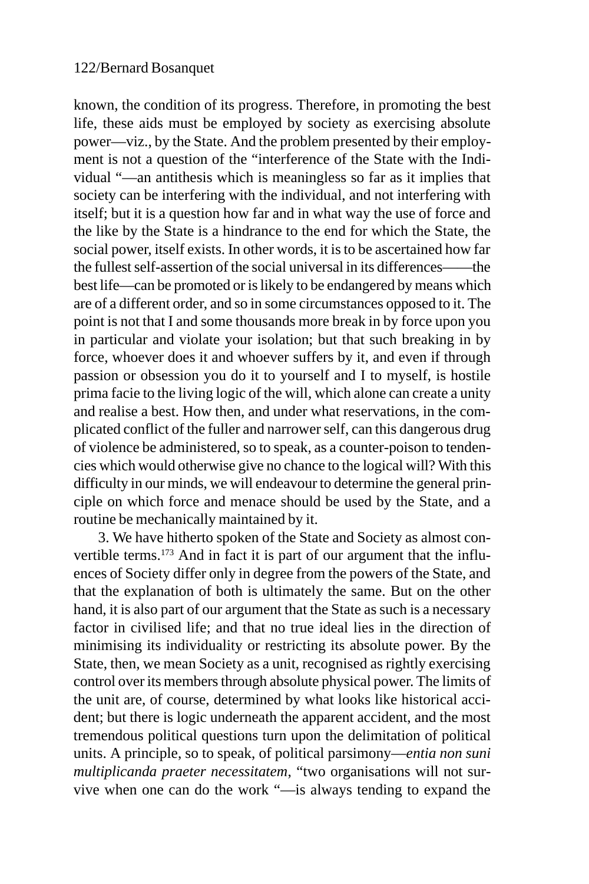known, the condition of its progress. Therefore, in promoting the best life, these aids must be employed by society as exercising absolute power—viz., by the State. And the problem presented by their employment is not a question of the "interference of the State with the Individual "—an antithesis which is meaningless so far as it implies that society can be interfering with the individual, and not interfering with itself; but it is a question how far and in what way the use of force and the like by the State is a hindrance to the end for which the State, the social power, itself exists. In other words, it is to be ascertained how far the fullest self-assertion of the social universal in its differences——the best life—can be promoted or is likely to be endangered by means which are of a different order, and so in some circumstances opposed to it. The point is not that I and some thousands more break in by force upon you in particular and violate your isolation; but that such breaking in by force, whoever does it and whoever suffers by it, and even if through passion or obsession you do it to yourself and I to myself, is hostile prima facie to the living logic of the will, which alone can create a unity and realise a best. How then, and under what reservations, in the complicated conflict of the fuller and narrower self, can this dangerous drug of violence be administered, so to speak, as a counter-poison to tendencies which would otherwise give no chance to the logical will? With this difficulty in our minds, we will endeavour to determine the general principle on which force and menace should be used by the State, and a routine be mechanically maintained by it.

3. We have hitherto spoken of the State and Society as almost convertible terms.[173] And in fact it is part of our argument that the influences of Society differ only in degree from the powers of the State, and that the explanation of both is ultimately the same. But on the other hand, it is also part of our argument that the State as such is a necessary factor in civilised life; and that no true ideal lies in the direction of minimising its individuality or restricting its absolute power. By the State, then, we mean Society as a unit, recognised as rightly exercising control over its members through absolute physical power. The limits of the unit are, of course, determined by what looks like historical accident; but there is logic underneath the apparent accident, and the most tremendous political questions turn upon the delimitation of political units. A principle, so to speak, of political parsimony—*entia non suni multiplicanda praeter necessitatem*, "two organisations will not survive when one can do the work "—is always tending to expand the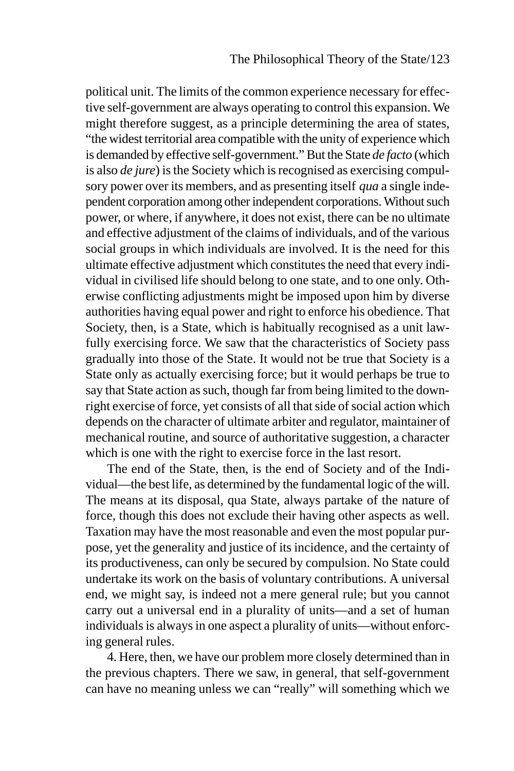political unit. The limits of the common experience necessary for effective self-government are always operating to control this expansion. We might therefore suggest, as a principle determining the area of states, "the widest territorial area compatible with the unity of experience which is demanded by effective self-government." But the State *de facto* (which is also *de jure*) is the Society which is recognised as exercising compulsory power over its members, and as presenting itself *qua* a single independent corporation among other independent corporations. Without such power, or where, if anywhere, it does not exist, there can be no ultimate and effective adjustment of the claims of individuals, and of the various social groups in which individuals are involved. It is the need for this ultimate effective adjustment which constitutes the need that every individual in civilised life should belong to one state, and to one only. Otherwise conflicting adjustments might be imposed upon him by diverse authorities having equal power and right to enforce his obedience. That Society, then, is a State, which is habitually recognised as a unit lawfully exercising force. We saw that the characteristics of Society pass gradually into those of the State. It would not be true that Society is a State only as actually exercising force; but it would perhaps be true to say that State action as such, though far from being limited to the downright exercise of force, yet consists of all that side of social action which depends on the character of ultimate arbiter and regulator, maintainer of mechanical routine, and source of authoritative suggestion, a character which is one with the right to exercise force in the last resort.

The end of the State, then, is the end of Society and of the Individual—the best life, as determined by the fundamental logic of the will. The means at its disposal, qua State, always partake of the nature of force, though this does not exclude their having other aspects as well. Taxation may have the most reasonable and even the most popular purpose, yet the generality and justice of its incidence, and the certainty of its productiveness, can only be secured by compulsion. No State could undertake its work on the basis of voluntary contributions. A universal end, we might say, is indeed not a mere general rule; but you cannot carry out a universal end in a plurality of units—and a set of human individuals is always in one aspect a plurality of units—without enforcing general rules.

4. Here, then, we have our problem more closely determined than in the previous chapters. There we saw, in general, that self-government can have no meaning unless we can "really" will something which we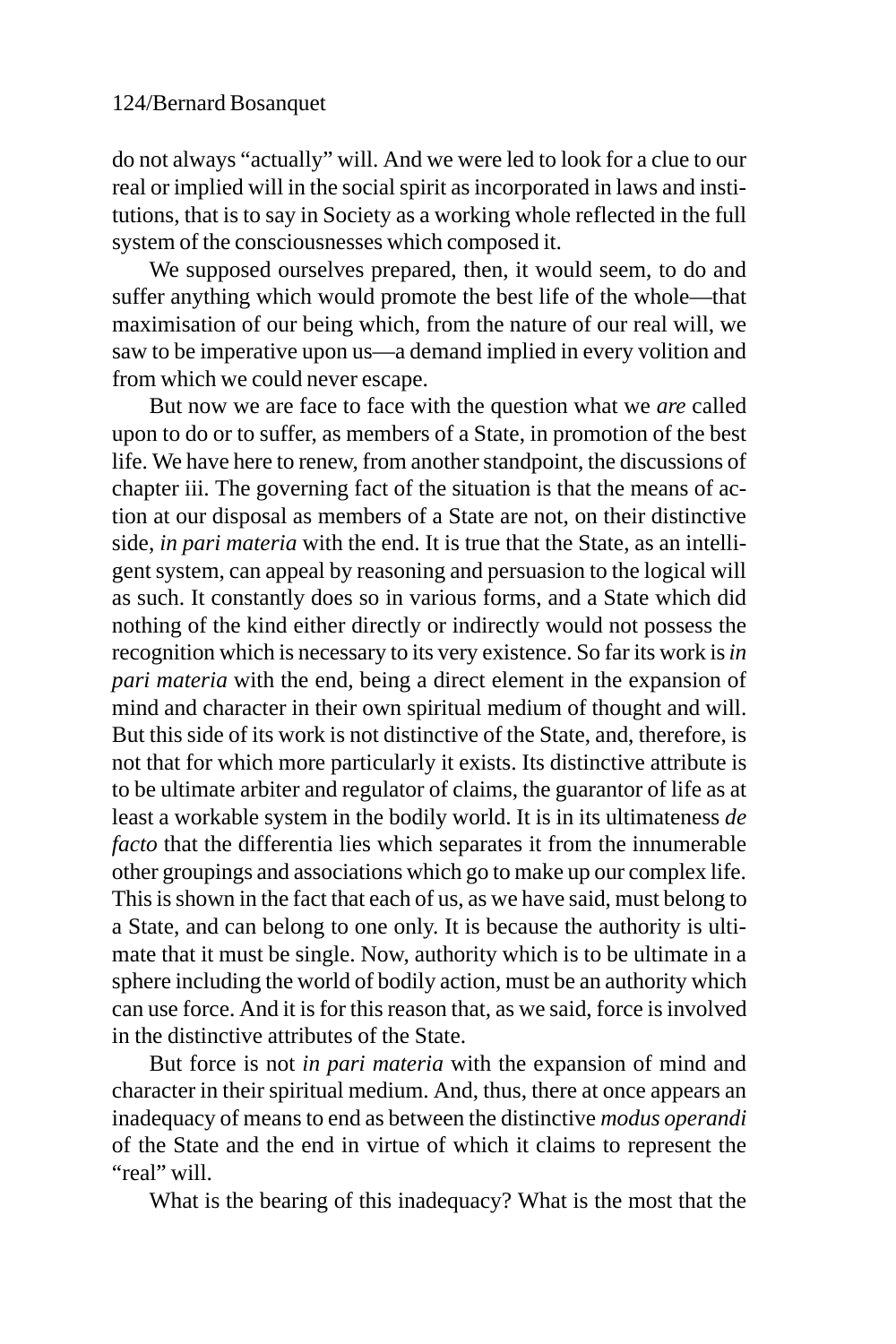do not always "actually" will. And we were led to look for a clue to our real or implied will in the social spirit as incorporated in laws and institutions, that is to say in Society as a working whole reflected in the full system of the consciousnesses which composed it.

We supposed ourselves prepared, then, it would seem, to do and suffer anything which would promote the best life of the whole—that maximisation of our being which, from the nature of our real will, we saw to be imperative upon us—a demand implied in every volition and from which we could never escape.

But now we are face to face with the question what we *are* called upon to do or to suffer, as members of a State, in promotion of the best life. We have here to renew, from another standpoint, the discussions of chapter iii. The governing fact of the situation is that the means of action at our disposal as members of a State are not, on their distinctive side, *in pari materia* with the end. It is true that the State, as an intelligent system, can appeal by reasoning and persuasion to the logical will as such. It constantly does so in various forms, and a State which did nothing of the kind either directly or indirectly would not possess the recognition which is necessary to its very existence. So far its work is *in pari materia* with the end, being a direct element in the expansion of mind and character in their own spiritual medium of thought and will. But this side of its work is not distinctive of the State, and, therefore, is not that for which more particularly it exists. Its distinctive attribute is to be ultimate arbiter and regulator of claims, the guarantor of life as at least a workable system in the bodily world. It is in its ultimateness *de facto* that the differentia lies which separates it from the innumerable other groupings and associations which go to make up our complex life. This is shown in the fact that each of us, as we have said, must belong to a State, and can belong to one only. It is because the authority is ultimate that it must be single. Now, authority which is to be ultimate in a sphere including the world of bodily action, must be an authority which can use force. And it is for this reason that, as we said, force is involved in the distinctive attributes of the State.

But force is not *in pari materia* with the expansion of mind and character in their spiritual medium. And, thus, there at once appears an inadequacy of means to end as between the distinctive *modus operandi* of the State and the end in virtue of which it claims to represent the "real" will.

What is the bearing of this inadequacy? What is the most that the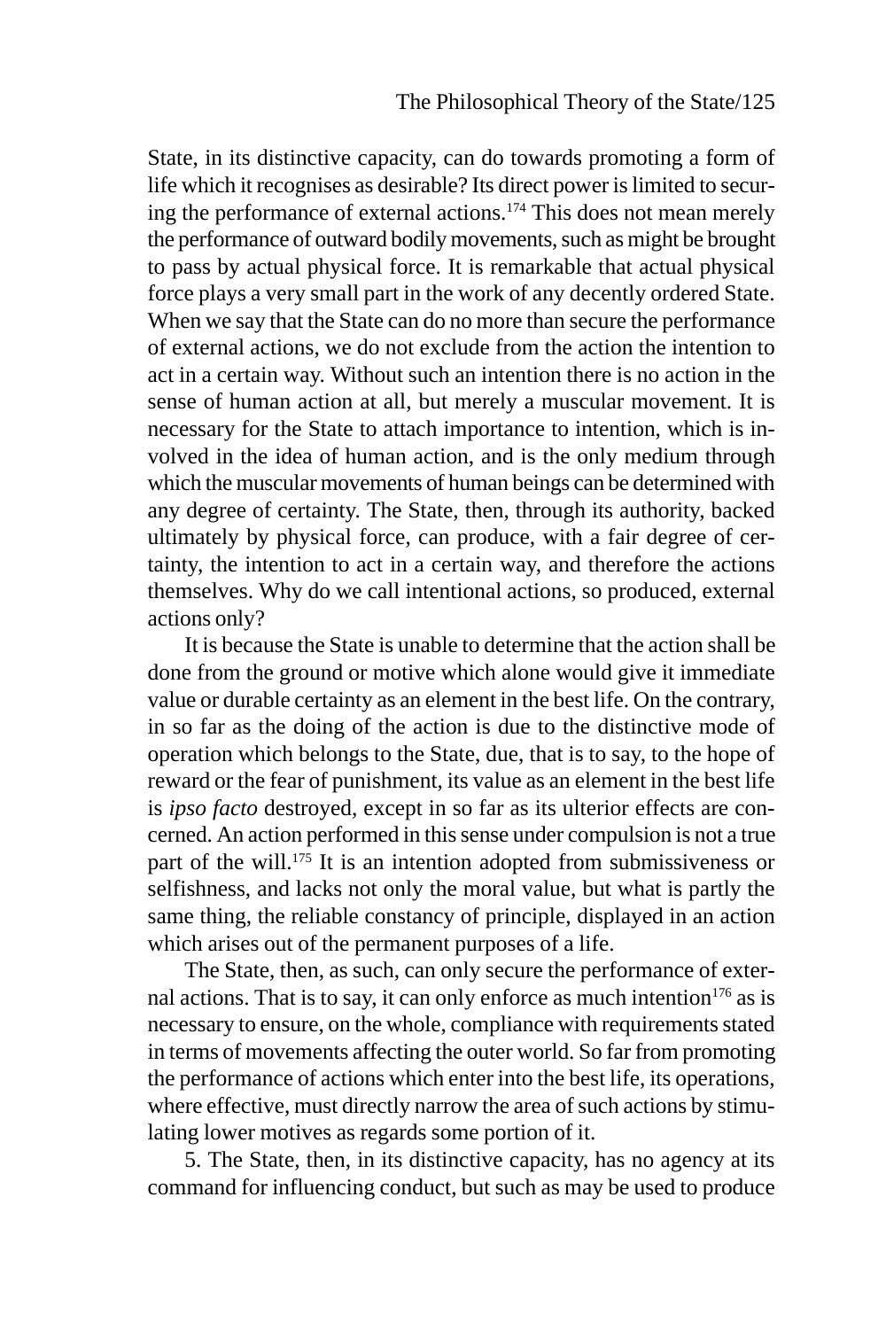State, in its distinctive capacity, can do towards promoting a form of life which it recognises as desirable? Its direct power is limited to securing the performance of external actions.[174] This does not mean merely the performance of outward bodily movements, such as might be brought to pass by actual physical force. It is remarkable that actual physical force plays a very small part in the work of any decently ordered State. When we say that the State can do no more than secure the performance of external actions, we do not exclude from the action the intention to act in a certain way. Without such an intention there is no action in the sense of human action at all, but merely a muscular movement. It is necessary for the State to attach importance to intention, which is involved in the idea of human action, and is the only medium through which the muscular movements of human beings can be determined with any degree of certainty. The State, then, through its authority, backed ultimately by physical force, can produce, with a fair degree of certainty, the intention to act in a certain way, and therefore the actions themselves. Why do we call intentional actions, so produced, external actions only?

It is because the State is unable to determine that the action shall be done from the ground or motive which alone would give it immediate value or durable certainty as an element in the best life. On the contrary, in so far as the doing of the action is due to the distinctive mode of operation which belongs to the State, due, that is to say, to the hope of reward or the fear of punishment, its value as an element in the best life is *ipso facto* destroyed, except in so far as its ulterior effects are concerned. An action performed in this sense under compulsion is not a true part of the will.[175] It is an intention adopted from submissiveness or selfishness, and lacks not only the moral value, but what is partly the same thing, the reliable constancy of principle, displayed in an action which arises out of the permanent purposes of a life.

The State, then, as such, can only secure the performance of external actions. That is to say, it can only enforce as much intention[176] as is necessary to ensure, on the whole, compliance with requirements stated in terms of movements affecting the outer world. So far from promoting the performance of actions which enter into the best life, its operations, where effective, must directly narrow the area of such actions by stimulating lower motives as regards some portion of it.

5. The State, then, in its distinctive capacity, has no agency at its command for influencing conduct, but such as may be used to produce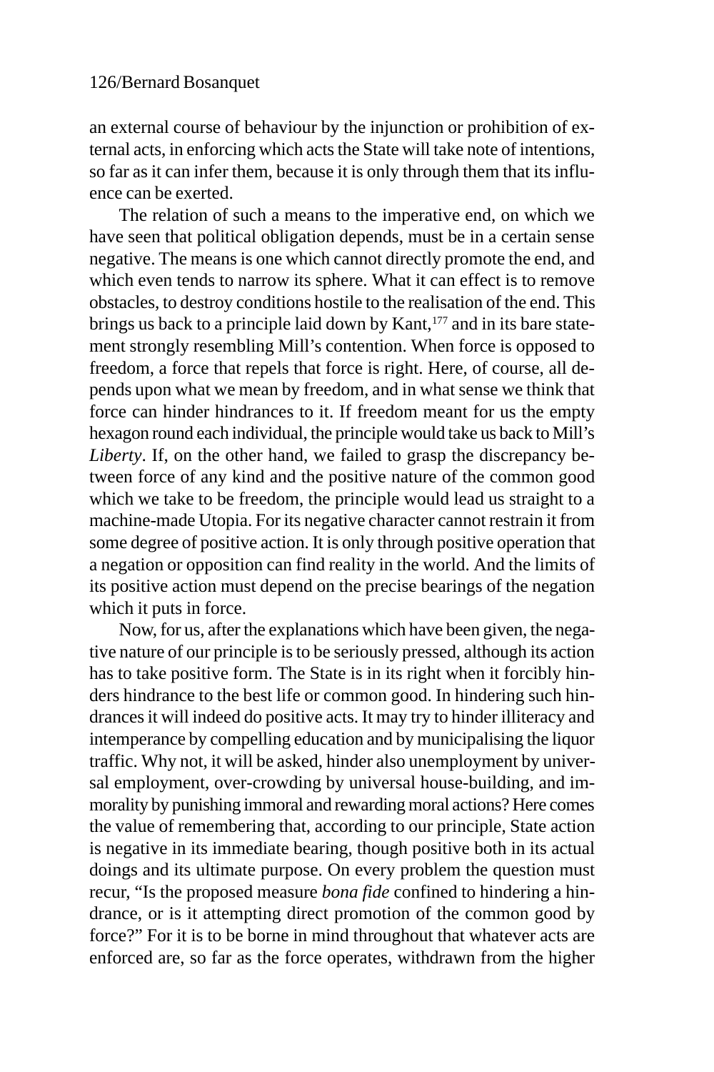an external course of behaviour by the injunction or prohibition of external acts, in enforcing which acts the State will take note of intentions, so far as it can infer them, because it is only through them that its influence can be exerted.

The relation of such a means to the imperative end, on which we have seen that political obligation depends, must be in a certain sense negative. The means is one which cannot directly promote the end, and which even tends to narrow its sphere. What it can effect is to remove obstacles, to destroy conditions hostile to the realisation of the end. This brings us back to a principle laid down by Kant,[177] and in its bare statement strongly resembling Mill's contention. When force is opposed to freedom, a force that repels that force is right. Here, of course, all depends upon what we mean by freedom, and in what sense we think that force can hinder hindrances to it. If freedom meant for us the empty hexagon round each individual, the principle would take us back to Mill's *Liberty*. If, on the other hand, we failed to grasp the discrepancy between force of any kind and the positive nature of the common good which we take to be freedom, the principle would lead us straight to a machine-made Utopia. For its negative character cannot restrain it from some degree of positive action. It is only through positive operation that a negation or opposition can find reality in the world. And the limits of its positive action must depend on the precise bearings of the negation which it puts in force.

Now, for us, after the explanations which have been given, the negative nature of our principle is to be seriously pressed, although its action has to take positive form. The State is in its right when it forcibly hinders hindrance to the best life or common good. In hindering such hindrances it will indeed do positive acts. It may try to hinder illiteracy and intemperance by compelling education and by municipalising the liquor traffic. Why not, it will be asked, hinder also unemployment by universal employment, over-crowding by universal house-building, and immorality by punishing immoral and rewarding moral actions? Here comes the value of remembering that, according to our principle, State action is negative in its immediate bearing, though positive both in its actual doings and its ultimate purpose. On every problem the question must recur, "Is the proposed measure *bona fide* confined to hindering a hindrance, or is it attempting direct promotion of the common good by force?" For it is to be borne in mind throughout that whatever acts are enforced are, so far as the force operates, withdrawn from the higher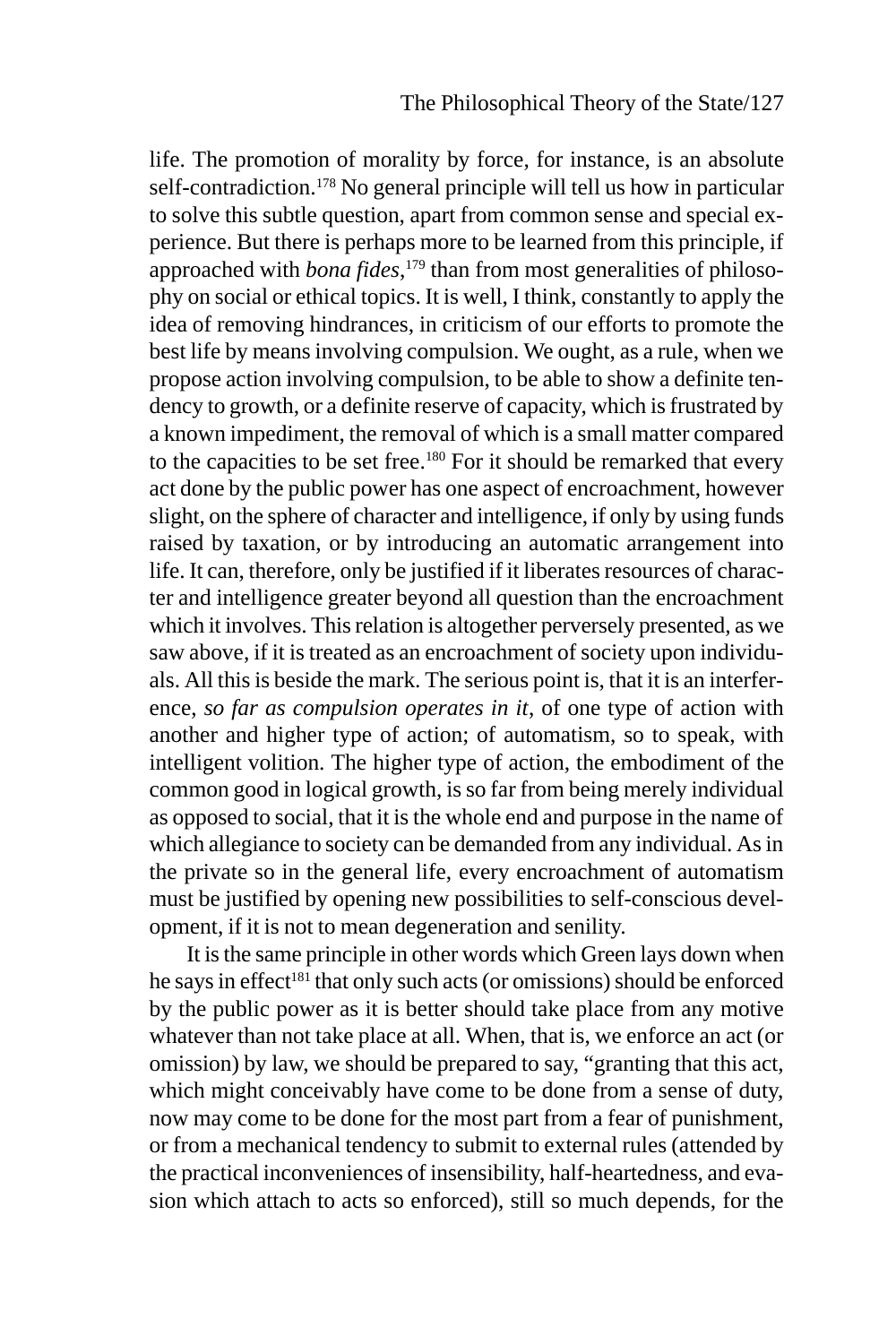life. The promotion of morality by force, for instance, is an absolute self-contradiction.[178] No general principle will tell us how in particular to solve this subtle question, apart from common sense and special experience. But there is perhaps more to be learned from this principle, if approached with *bona fides*,[179] than from most generalities of philosophy on social or ethical topics. It is well, I think, constantly to apply the idea of removing hindrances, in criticism of our efforts to promote the best life by means involving compulsion. We ought, as a rule, when we propose action involving compulsion, to be able to show a definite tendency to growth, or a definite reserve of capacity, which is frustrated by a known impediment, the removal of which is a small matter compared to the capacities to be set free.[180] For it should be remarked that every act done by the public power has one aspect of encroachment, however slight, on the sphere of character and intelligence, if only by using funds raised by taxation, or by introducing an automatic arrangement into life. It can, therefore, only be justified if it liberates resources of character and intelligence greater beyond all question than the encroachment which it involves. This relation is altogether perversely presented, as we saw above, if it is treated as an encroachment of society upon individuals. All this is beside the mark. The serious point is, that it is an interference, *so far as compulsion operates in it*, of one type of action with another and higher type of action; of automatism, so to speak, with intelligent volition. The higher type of action, the embodiment of the common good in logical growth, is so far from being merely individual as opposed to social, that it is the whole end and purpose in the name of which allegiance to society can be demanded from any individual. As in the private so in the general life, every encroachment of automatism must be justified by opening new possibilities to self-conscious development, if it is not to mean degeneration and senility.

It is the same principle in other words which Green lays down when he says in effect[181] that only such acts (or omissions) should be enforced by the public power as it is better should take place from any motive whatever than not take place at all. When, that is, we enforce an act (or omission) by law, we should be prepared to say, "granting that this act, which might conceivably have come to be done from a sense of duty, now may come to be done for the most part from a fear of punishment, or from a mechanical tendency to submit to external rules (attended by the practical inconveniences of insensibility, half-heartedness, and evasion which attach to acts so enforced), still so much depends, for the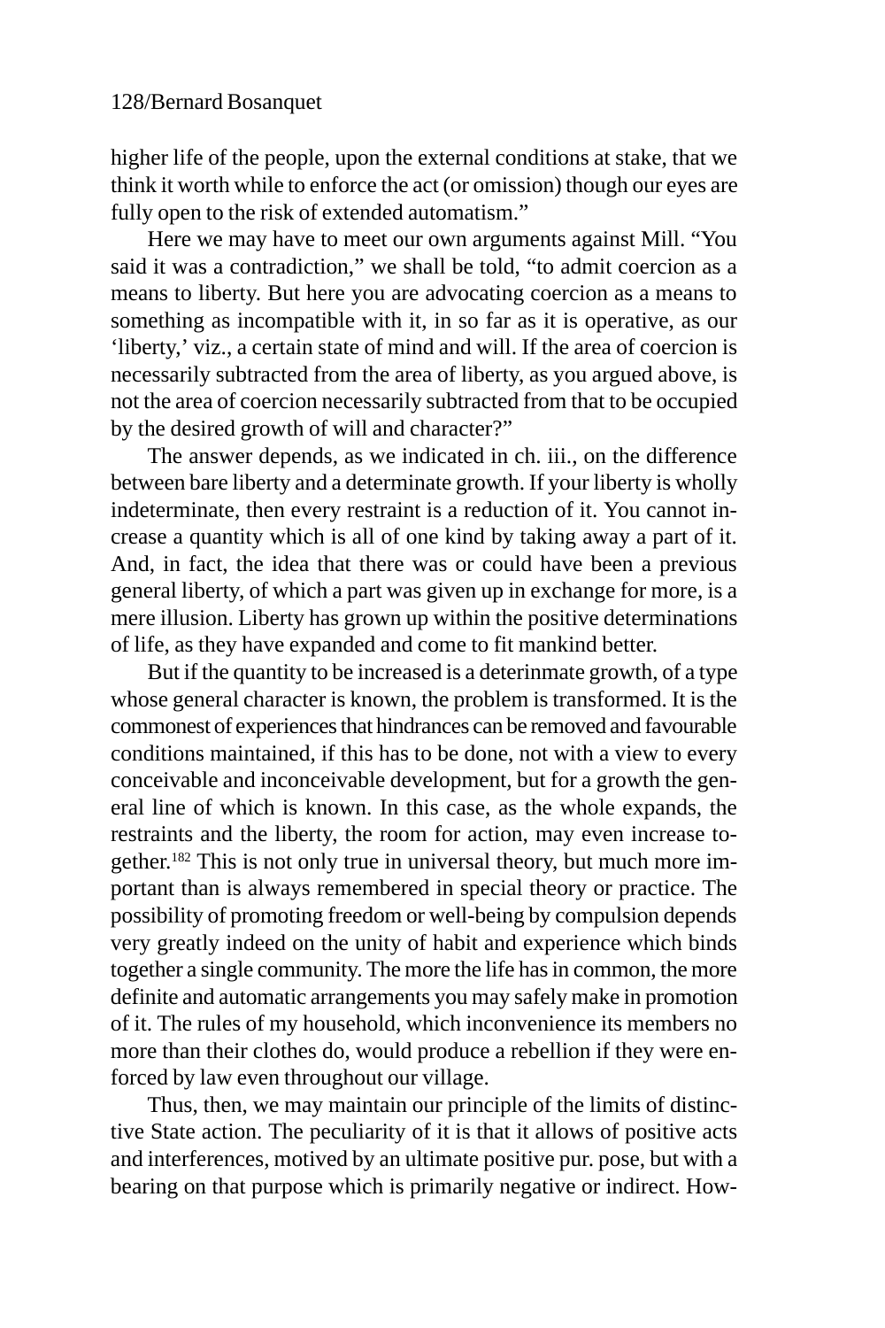higher life of the people, upon the external conditions at stake, that we think it worth while to enforce the act (or omission) though our eyes are fully open to the risk of extended automatism."

Here we may have to meet our own arguments against Mill. "You said it was a contradiction," we shall be told, "to admit coercion as a means to liberty. But here you are advocating coercion as a means to something as incompatible with it, in so far as it is operative, as our 'liberty,' viz., a certain state of mind and will. If the area of coercion is necessarily subtracted from the area of liberty, as you argued above, is not the area of coercion necessarily subtracted from that to be occupied by the desired growth of will and character?"

The answer depends, as we indicated in ch. iii., on the difference between bare liberty and a determinate growth. If your liberty is wholly indeterminate, then every restraint is a reduction of it. You cannot increase a quantity which is all of one kind by taking away a part of it. And, in fact, the idea that there was or could have been a previous general liberty, of which a part was given up in exchange for more, is a mere illusion. Liberty has grown up within the positive determinations of life, as they have expanded and come to fit mankind better.

But if the quantity to be increased is a deterinmate growth, of a type whose general character is known, the problem is transformed. It is the commonest of experiences that hindrances can be removed and favourable conditions maintained, if this has to be done, not with a view to every conceivable and inconceivable development, but for a growth the general line of which is known. In this case, as the whole expands, the restraints and the liberty, the room for action, may even increase together.[182] This is not only true in universal theory, but much more important than is always remembered in special theory or practice. The possibility of promoting freedom or well-being by compulsion depends very greatly indeed on the unity of habit and experience which binds together a single community. The more the life has in common, the more definite and automatic arrangements you may safely make in promotion of it. The rules of my household, which inconvenience its members no more than their clothes do, would produce a rebellion if they were enforced by law even throughout our village.

Thus, then, we may maintain our principle of the limits of distinctive State action. The peculiarity of it is that it allows of positive acts and interferences, motived by an ultimate positive pur. pose, but with a bearing on that purpose which is primarily negative or indirect. How-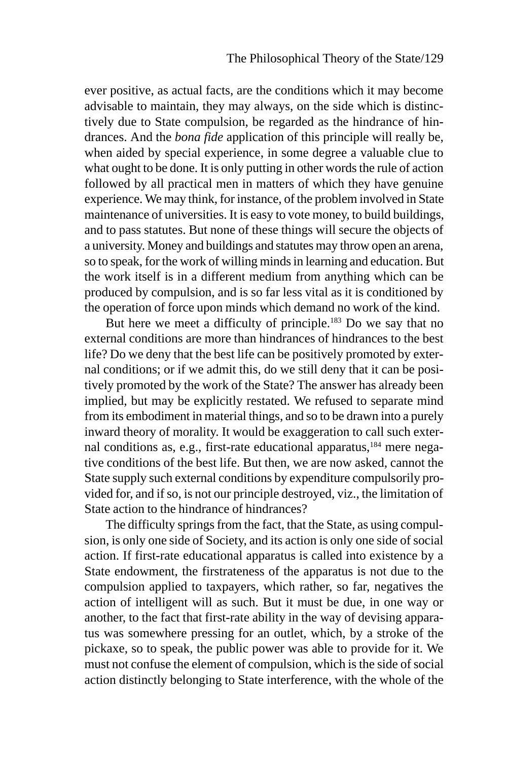ever positive, as actual facts, are the conditions which it may become advisable to maintain, they may always, on the side which is distinctively due to State compulsion, be regarded as the hindrance of hindrances. And the *bona fide* application of this principle will really be, when aided by special experience, in some degree a valuable clue to what ought to be done. It is only putting in other words the rule of action followed by all practical men in matters of which they have genuine experience. We may think, for instance, of the problem involved in State maintenance of universities. It is easy to vote money, to build buildings, and to pass statutes. But none of these things will secure the objects of a university. Money and buildings and statutes may throw open an arena, so to speak, for the work of willing minds in learning and education. But the work itself is in a different medium from anything which can be produced by compulsion, and is so far less vital as it is conditioned by the operation of force upon minds which demand no work of the kind.

But here we meet a difficulty of principle.[183] Do we say that no external conditions are more than hindrances of hindrances to the best life? Do we deny that the best life can be positively promoted by external conditions; or if we admit this, do we still deny that it can be positively promoted by the work of the State? The answer has already been implied, but may be explicitly restated. We refused to separate mind from its embodiment in material things, and so to be drawn into a purely inward theory of morality. It would be exaggeration to call such external conditions as, e.g., first-rate educational apparatus,[184] mere negative conditions of the best life. But then, we are now asked, cannot the State supply such external conditions by expenditure compulsorily provided for, and if so, is not our principle destroyed, viz., the limitation of State action to the hindrance of hindrances?

The difficulty springs from the fact, that the State, as using compulsion, is only one side of Society, and its action is only one side of social action. If first-rate educational apparatus is called into existence by a State endowment, the firstrateness of the apparatus is not due to the compulsion applied to taxpayers, which rather, so far, negatives the action of intelligent will as such. But it must be due, in one way or another, to the fact that first-rate ability in the way of devising apparatus was somewhere pressing for an outlet, which, by a stroke of the pickaxe, so to speak, the public power was able to provide for it. We must not confuse the element of compulsion, which is the side of social action distinctly belonging to State interference, with the whole of the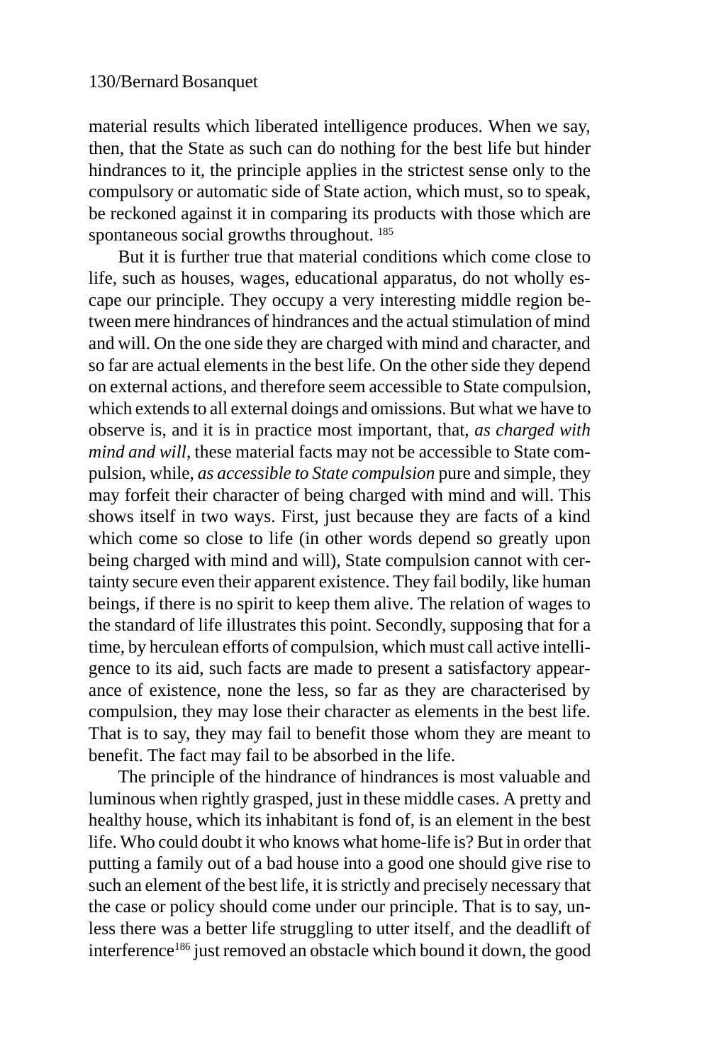material results which liberated intelligence produces. When we say, then, that the State as such can do nothing for the best life but hinder hindrances to it, the principle applies in the strictest sense only to the compulsory or automatic side of State action, which must, so to speak, be reckoned against it in comparing its products with those which are spontaneous social growths throughout. [185]

But it is further true that material conditions which come close to life, such as houses, wages, educational apparatus, do not wholly escape our principle. They occupy a very interesting middle region between mere hindrances of hindrances and the actual stimulation of mind and will. On the one side they are charged with mind and character, and so far are actual elements in the best life. On the other side they depend on external actions, and therefore seem accessible to State compulsion, which extends to all external doings and omissions. But what we have to observe is, and it is in practice most important, that, *as charged with mind and will*, these material facts may not be accessible to State compulsion, while, *as accessible to State compulsion* pure and simple, they may forfeit their character of being charged with mind and will. This shows itself in two ways. First, just because they are facts of a kind which come so close to life (in other words depend so greatly upon being charged with mind and will), State compulsion cannot with certainty secure even their apparent existence. They fail bodily, like human beings, if there is no spirit to keep them alive. The relation of wages to the standard of life illustrates this point. Secondly, supposing that for a time, by herculean efforts of compulsion, which must call active intelligence to its aid, such facts are made to present a satisfactory appearance of existence, none the less, so far as they are characterised by compulsion, they may lose their character as elements in the best life. That is to say, they may fail to benefit those whom they are meant to benefit. The fact may fail to be absorbed in the life.

The principle of the hindrance of hindrances is most valuable and luminous when rightly grasped, just in these middle cases. A pretty and healthy house, which its inhabitant is fond of, is an element in the best life. Who could doubt it who knows what home-life is? But in order that putting a family out of a bad house into a good one should give rise to such an element of the best life, it is strictly and precisely necessary that the case or policy should come under our principle. That is to say, unless there was a better life struggling to utter itself, and the deadlift of interference[186] just removed an obstacle which bound it down, the good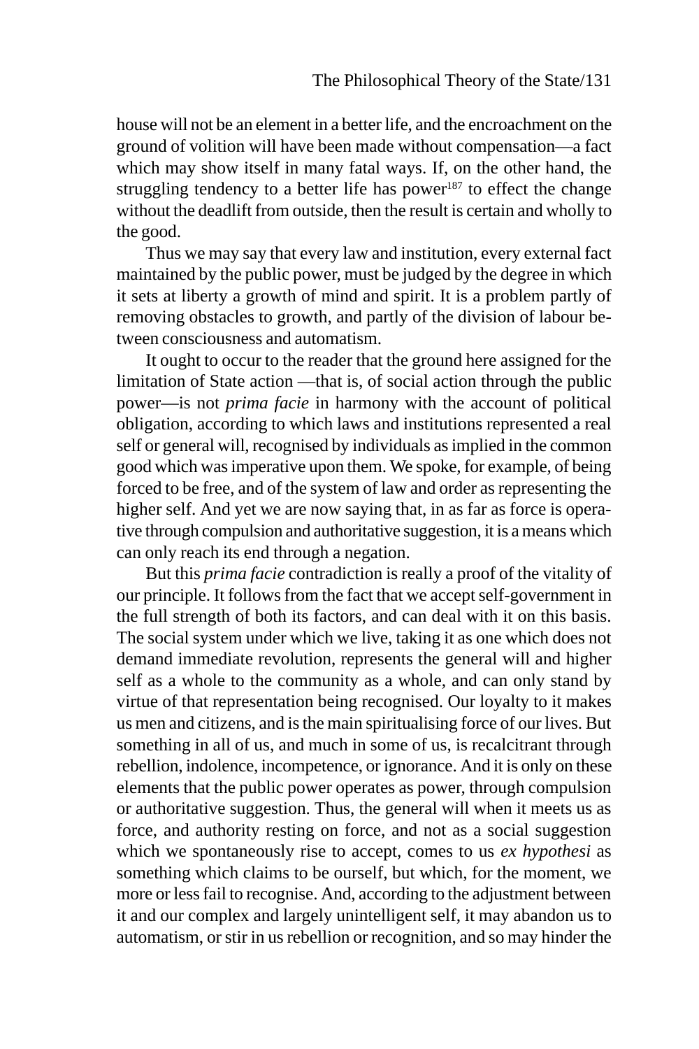house will not be an element in a better life, and the encroachment on the ground of volition will have been made without compensation—a fact which may show itself in many fatal ways. If, on the other hand, the struggling tendency to a better life has power[187] to effect the change without the deadlift from outside, then the result is certain and wholly to the good.

Thus we may say that every law and institution, every external fact maintained by the public power, must be judged by the degree in which it sets at liberty a growth of mind and spirit. It is a problem partly of removing obstacles to growth, and partly of the division of labour between consciousness and automatism.

It ought to occur to the reader that the ground here assigned for the limitation of State action —that is, of social action through the public power—is not *prima facie* in harmony with the account of political obligation, according to which laws and institutions represented a real self or general will, recognised by individuals as implied in the common good which was imperative upon them. We spoke, for example, of being forced to be free, and of the system of law and order as representing the higher self. And yet we are now saying that, in as far as force is operative through compulsion and authoritative suggestion, it is a means which can only reach its end through a negation.

But this *prima facie* contradiction is really a proof of the vitality of our principle. It follows from the fact that we accept self-government in the full strength of both its factors, and can deal with it on this basis. The social system under which we live, taking it as one which does not demand immediate revolution, represents the general will and higher self as a whole to the community as a whole, and can only stand by virtue of that representation being recognised. Our loyalty to it makes us men and citizens, and is the main spiritualising force of our lives. But something in all of us, and much in some of us, is recalcitrant through rebellion, indolence, incompetence, or ignorance. And it is only on these elements that the public power operates as power, through compulsion or authoritative suggestion. Thus, the general will when it meets us as force, and authority resting on force, and not as a social suggestion which we spontaneously rise to accept, comes to us *ex hypothesi* as something which claims to be ourself, but which, for the moment, we more or less fail to recognise. And, according to the adjustment between it and our complex and largely unintelligent self, it may abandon us to automatism, or stir in us rebellion or recognition, and so may hinder the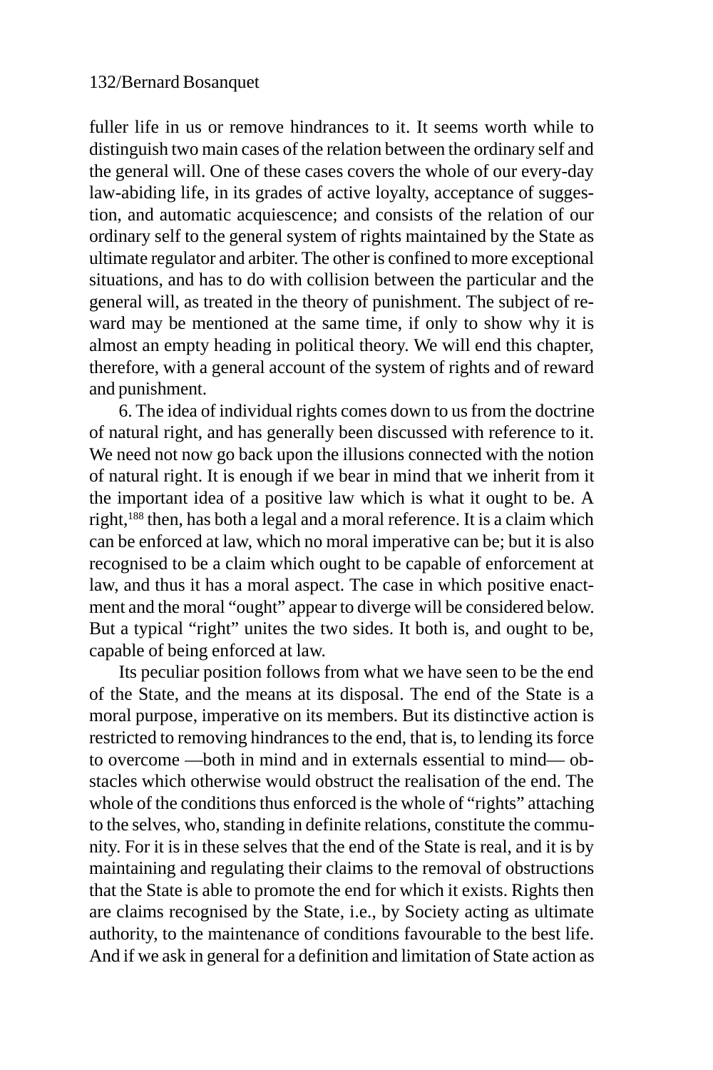fuller life in us or remove hindrances to it. It seems worth while to distinguish two main cases of the relation between the ordinary self and the general will. One of these cases covers the whole of our every-day law-abiding life, in its grades of active loyalty, acceptance of suggestion, and automatic acquiescence; and consists of the relation of our ordinary self to the general system of rights maintained by the State as ultimate regulator and arbiter. The other is confined to more exceptional situations, and has to do with collision between the particular and the general will, as treated in the theory of punishment. The subject of reward may be mentioned at the same time, if only to show why it is almost an empty heading in political theory. We will end this chapter, therefore, with a general account of the system of rights and of reward and punishment.

6. The idea of individual rights comes down to us from the doctrine of natural right, and has generally been discussed with reference to it. We need not now go back upon the illusions connected with the notion of natural right. It is enough if we bear in mind that we inherit from it the important idea of a positive law which is what it ought to be. A right,[188] then, has both a legal and a moral reference. It is a claim which can be enforced at law, which no moral imperative can be; but it is also recognised to be a claim which ought to be capable of enforcement at law, and thus it has a moral aspect. The case in which positive enactment and the moral "ought" appear to diverge will be considered below. But a typical "right" unites the two sides. It both is, and ought to be, capable of being enforced at law.

Its peculiar position follows from what we have seen to be the end of the State, and the means at its disposal. The end of the State is a moral purpose, imperative on its members. But its distinctive action is restricted to removing hindrances to the end, that is, to lending its force to overcome —both in mind and in externals essential to mind— obstacles which otherwise would obstruct the realisation of the end. The whole of the conditions thus enforced is the whole of "rights" attaching to the selves, who, standing in definite relations, constitute the community. For it is in these selves that the end of the State is real, and it is by maintaining and regulating their claims to the removal of obstructions that the State is able to promote the end for which it exists. Rights then are claims recognised by the State, i.e., by Society acting as ultimate authority, to the maintenance of conditions favourable to the best life. And if we ask in general for a definition and limitation of State action as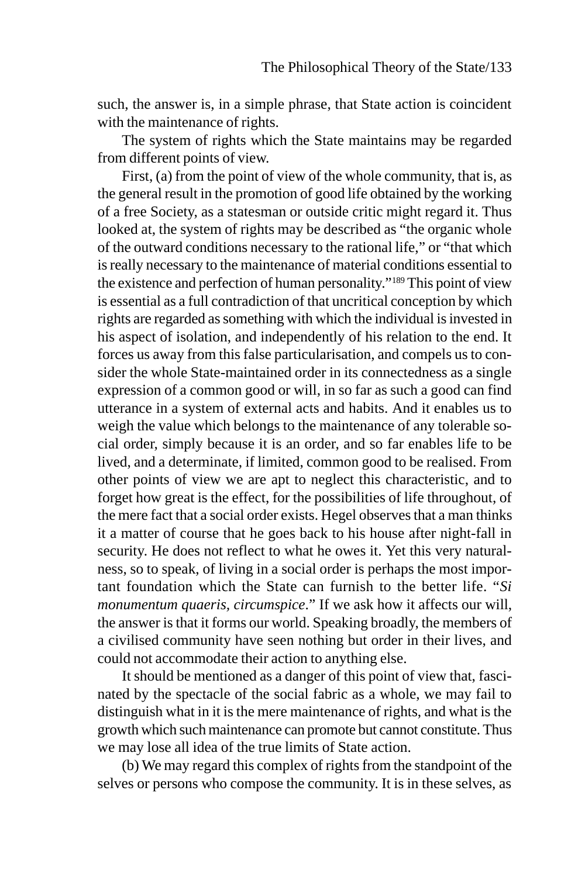such, the answer is, in a simple phrase, that State action is coincident with the maintenance of rights.

The system of rights which the State maintains may be regarded from different points of view.

First, (a) from the point of view of the whole community, that is, as the general result in the promotion of good life obtained by the working of a free Society, as a statesman or outside critic might regard it. Thus looked at, the system of rights may be described as "the organic whole of the outward conditions necessary to the rational life," or "that which is really necessary to the maintenance of material conditions essential to the existence and perfection of human personality."[189] This point of view is essential as a full contradiction of that uncritical conception by which rights are regarded as something with which the individual is invested in his aspect of isolation, and independently of his relation to the end. It forces us away from this false particularisation, and compels us to consider the whole State-maintained order in its connectedness as a single expression of a common good or will, in so far as such a good can find utterance in a system of external acts and habits. And it enables us to weigh the value which belongs to the maintenance of any tolerable social order, simply because it is an order, and so far enables life to be lived, and a determinate, if limited, common good to be realised. From other points of view we are apt to neglect this characteristic, and to forget how great is the effect, for the possibilities of life throughout, of the mere fact that a social order exists. Hegel observes that a man thinks it a matter of course that he goes back to his house after night-fall in security. He does not reflect to what he owes it. Yet this very naturalness, so to speak, of living in a social order is perhaps the most important foundation which the State can furnish to the better life. "*Si monumentum quaeris, circumspice*." If we ask how it affects our will, the answer is that it forms our world. Speaking broadly, the members of a civilised community have seen nothing but order in their lives, and could not accommodate their action to anything else.

It should be mentioned as a danger of this point of view that, fascinated by the spectacle of the social fabric as a whole, we may fail to distinguish what in it is the mere maintenance of rights, and what is the growth which such maintenance can promote but cannot constitute. Thus we may lose all idea of the true limits of State action.

(b) We may regard this complex of rights from the standpoint of the selves or persons who compose the community. It is in these selves, as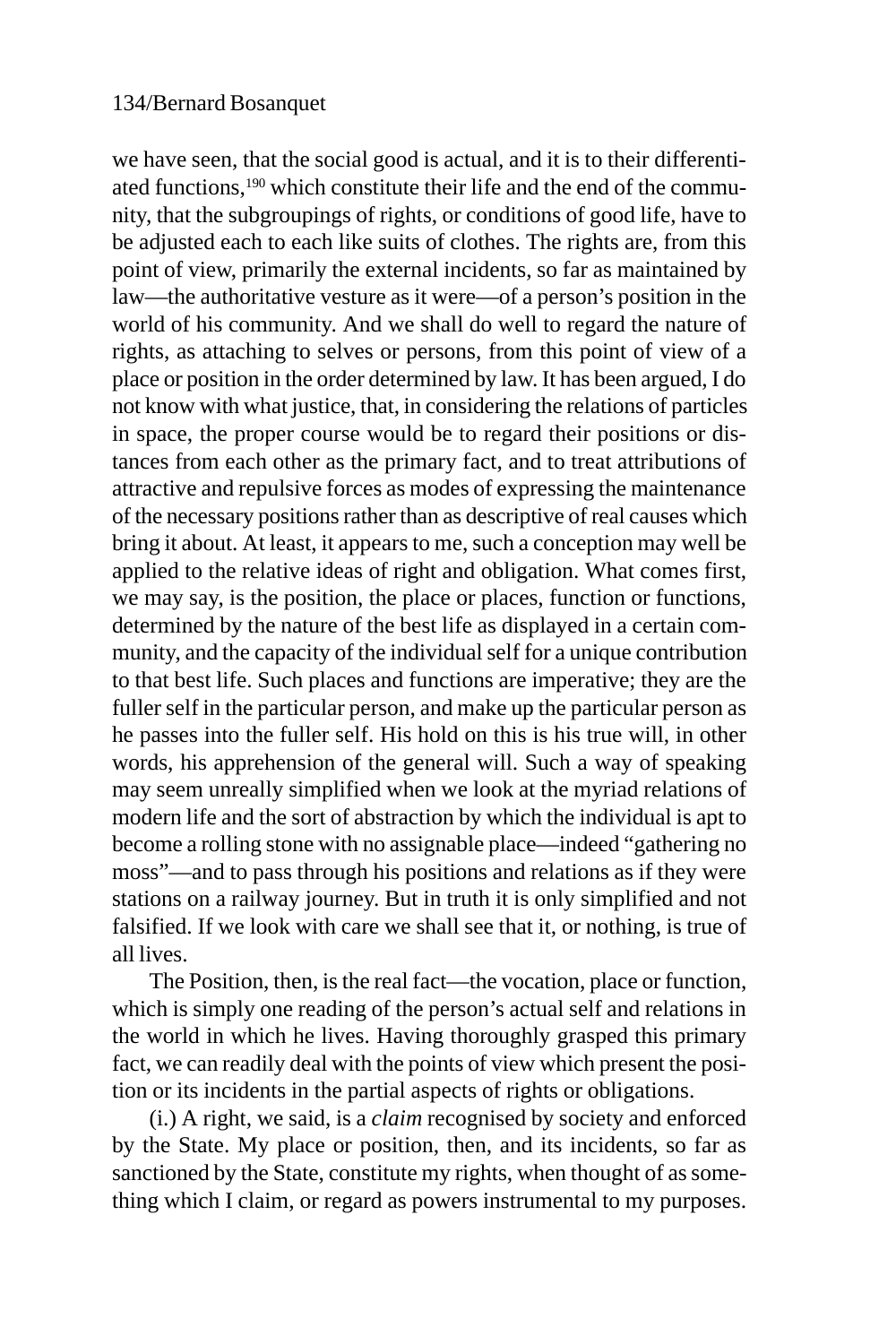we have seen, that the social good is actual, and it is to their differentiated functions,[190] which constitute their life and the end of the community, that the subgroupings of rights, or conditions of good life, have to be adjusted each to each like suits of clothes. The rights are, from this point of view, primarily the external incidents, so far as maintained by law—the authoritative vesture as it were—of a person's position in the world of his community. And we shall do well to regard the nature of rights, as attaching to selves or persons, from this point of view of a place or position in the order determined by law. It has been argued, I do not know with what justice, that, in considering the relations of particles in space, the proper course would be to regard their positions or distances from each other as the primary fact, and to treat attributions of attractive and repulsive forces as modes of expressing the maintenance of the necessary positions rather than as descriptive of real causes which bring it about. At least, it appears to me, such a conception may well be applied to the relative ideas of right and obligation. What comes first, we may say, is the position, the place or places, function or functions, determined by the nature of the best life as displayed in a certain community, and the capacity of the individual self for a unique contribution to that best life. Such places and functions are imperative; they are the fuller self in the particular person, and make up the particular person as he passes into the fuller self. His hold on this is his true will, in other words, his apprehension of the general will. Such a way of speaking may seem unreally simplified when we look at the myriad relations of modern life and the sort of abstraction by which the individual is apt to become a rolling stone with no assignable place—indeed "gathering no moss"—and to pass through his positions and relations as if they were stations on a railway journey. But in truth it is only simplified and not falsified. If we look with care we shall see that it, or nothing, is true of all lives.

The Position, then, is the real fact—the vocation, place or function, which is simply one reading of the person's actual self and relations in the world in which he lives. Having thoroughly grasped this primary fact, we can readily deal with the points of view which present the position or its incidents in the partial aspects of rights or obligations.

(i.) A right, we said, is a *claim* recognised by society and enforced by the State. My place or position, then, and its incidents, so far as sanctioned by the State, constitute my rights, when thought of as something which I claim, or regard as powers instrumental to my purposes.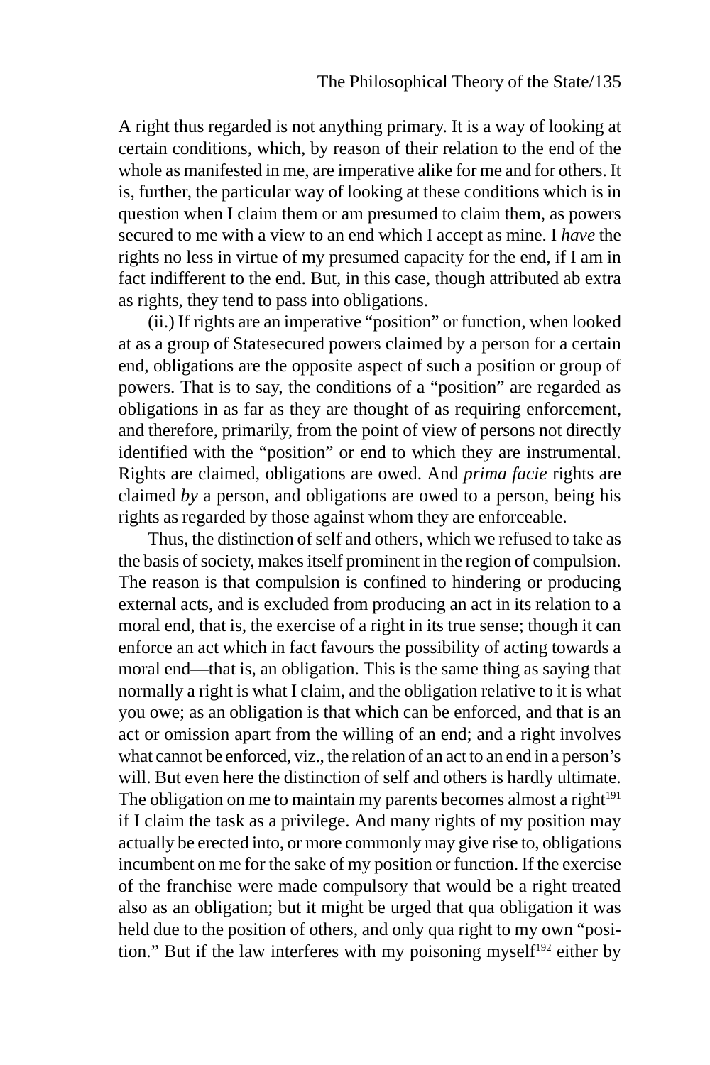A right thus regarded is not anything primary. It is a way of looking at certain conditions, which, by reason of their relation to the end of the whole as manifested in me, are imperative alike for me and for others. It is, further, the particular way of looking at these conditions which is in question when I claim them or am presumed to claim them, as powers secured to me with a view to an end which I accept as mine. I *have* the rights no less in virtue of my presumed capacity for the end, if I am in fact indifferent to the end. But, in this case, though attributed ab extra as rights, they tend to pass into obligations.

(ii.) If rights are an imperative "position" or function, when looked at as a group of Statesecured powers claimed by a person for a certain end, obligations are the opposite aspect of such a position or group of powers. That is to say, the conditions of a "position" are regarded as obligations in as far as they are thought of as requiring enforcement, and therefore, primarily, from the point of view of persons not directly identified with the "position" or end to which they are instrumental. Rights are claimed, obligations are owed. And *prima facie* rights are claimed *by* a person, and obligations are owed to a person, being his rights as regarded by those against whom they are enforceable.

Thus, the distinction of self and others, which we refused to take as the basis of society, makes itself prominent in the region of compulsion. The reason is that compulsion is confined to hindering or producing external acts, and is excluded from producing an act in its relation to a moral end, that is, the exercise of a right in its true sense; though it can enforce an act which in fact favours the possibility of acting towards a moral end—that is, an obligation. This is the same thing as saying that normally a right is what I claim, and the obligation relative to it is what you owe; as an obligation is that which can be enforced, and that is an act or omission apart from the willing of an end; and a right involves what cannot be enforced, viz., the relation of an act to an end in a person's will. But even here the distinction of self and others is hardly ultimate. The obligation on me to maintain my parents becomes almost a right[191] if I claim the task as a privilege. And many rights of my position may actually be erected into, or more commonly may give rise to, obligations incumbent on me for the sake of my position or function. If the exercise of the franchise were made compulsory that would be a right treated also as an obligation; but it might be urged that qua obligation it was held due to the position of others, and only qua right to my own "position." But if the law interferes with my poisoning myself[192] either by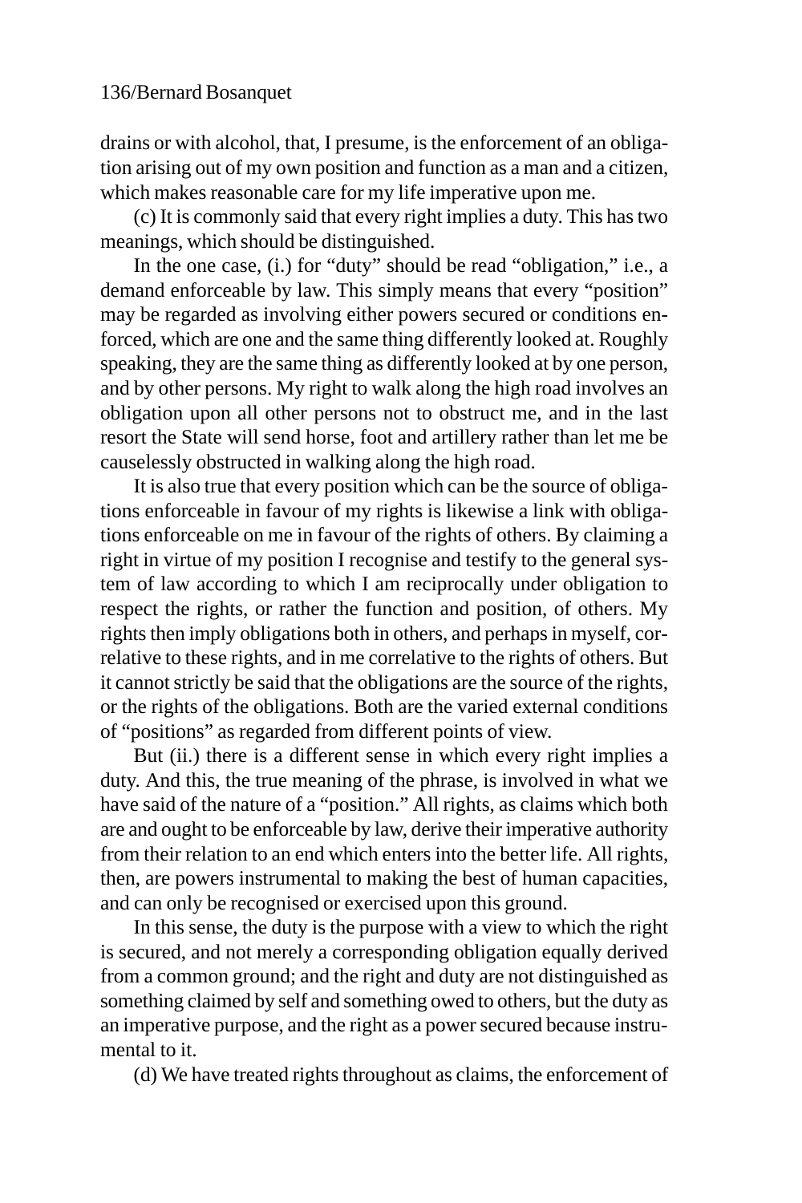drains or with alcohol, that, I presume, is the enforcement of an obligation arising out of my own position and function as a man and a citizen, which makes reasonable care for my life imperative upon me.

(c) It is commonly said that every right implies a duty. This has two meanings, which should be distinguished.

In the one case, (i.) for "duty" should be read "obligation," i.e., a demand enforceable by law. This simply means that every "position" may be regarded as involving either powers secured or conditions enforced, which are one and the same thing differently looked at. Roughly speaking, they are the same thing as differently looked at by one person, and by other persons. My right to walk along the high road involves an obligation upon all other persons not to obstruct me, and in the last resort the State will send horse, foot and artillery rather than let me be causelessly obstructed in walking along the high road.

It is also true that every position which can be the source of obligations enforceable in favour of my rights is likewise a link with obligations enforceable on me in favour of the rights of others. By claiming a right in virtue of my position I recognise and testify to the general system of law according to which I am reciprocally under obligation to respect the rights, or rather the function and position, of others. My rights then imply obligations both in others, and perhaps in myself, correlative to these rights, and in me correlative to the rights of others. But it cannot strictly be said that the obligations are the source of the rights, or the rights of the obligations. Both are the varied external conditions of "positions" as regarded from different points of view.

But (ii.) there is a different sense in which every right implies a duty. And this, the true meaning of the phrase, is involved in what we have said of the nature of a "position." All rights, as claims which both are and ought to be enforceable by law, derive their imperative authority from their relation to an end which enters into the better life. All rights, then, are powers instrumental to making the best of human capacities, and can only be recognised or exercised upon this ground.

In this sense, the duty is the purpose with a view to which the right is secured, and not merely a corresponding obligation equally derived from a common ground; and the right and duty are not distinguished as something claimed by self and something owed to others, but the duty as an imperative purpose, and the right as a power secured because instrumental to it.

(d) We have treated rights throughout as claims, the enforcement of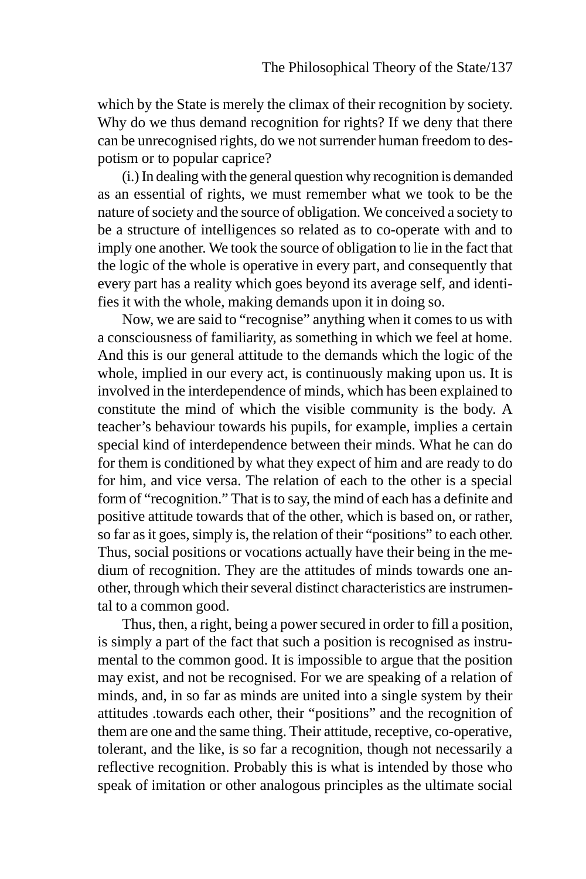which by the State is merely the climax of their recognition by society. Why do we thus demand recognition for rights? If we deny that there can be unrecognised rights, do we not surrender human freedom to despotism or to popular caprice?

(i.) In dealing with the general question why recognition is demanded as an essential of rights, we must remember what we took to be the nature of society and the source of obligation. We conceived a society to be a structure of intelligences so related as to co-operate with and to imply one another. We took the source of obligation to lie in the fact that the logic of the whole is operative in every part, and consequently that every part has a reality which goes beyond its average self, and identifies it with the whole, making demands upon it in doing so.

Now, we are said to "recognise" anything when it comes to us with a consciousness of familiarity, as something in which we feel at home. And this is our general attitude to the demands which the logic of the whole, implied in our every act, is continuously making upon us. It is involved in the interdependence of minds, which has been explained to constitute the mind of which the visible community is the body. A teacher's behaviour towards his pupils, for example, implies a certain special kind of interdependence between their minds. What he can do for them is conditioned by what they expect of him and are ready to do for him, and vice versa. The relation of each to the other is a special form of "recognition." That is to say, the mind of each has a definite and positive attitude towards that of the other, which is based on, or rather, so far as it goes, simply is, the relation of their "positions" to each other. Thus, social positions or vocations actually have their being in the medium of recognition. They are the attitudes of minds towards one another, through which their several distinct characteristics are instrumental to a common good.

Thus, then, a right, being a power secured in order to fill a position, is simply a part of the fact that such a position is recognised as instrumental to the common good. It is impossible to argue that the position may exist, and not be recognised. For we are speaking of a relation of minds, and, in so far as minds are united into a single system by their attitudes .towards each other, their "positions" and the recognition of them are one and the same thing. Their attitude, receptive, co-operative, tolerant, and the like, is so far a recognition, though not necessarily a reflective recognition. Probably this is what is intended by those who speak of imitation or other analogous principles as the ultimate social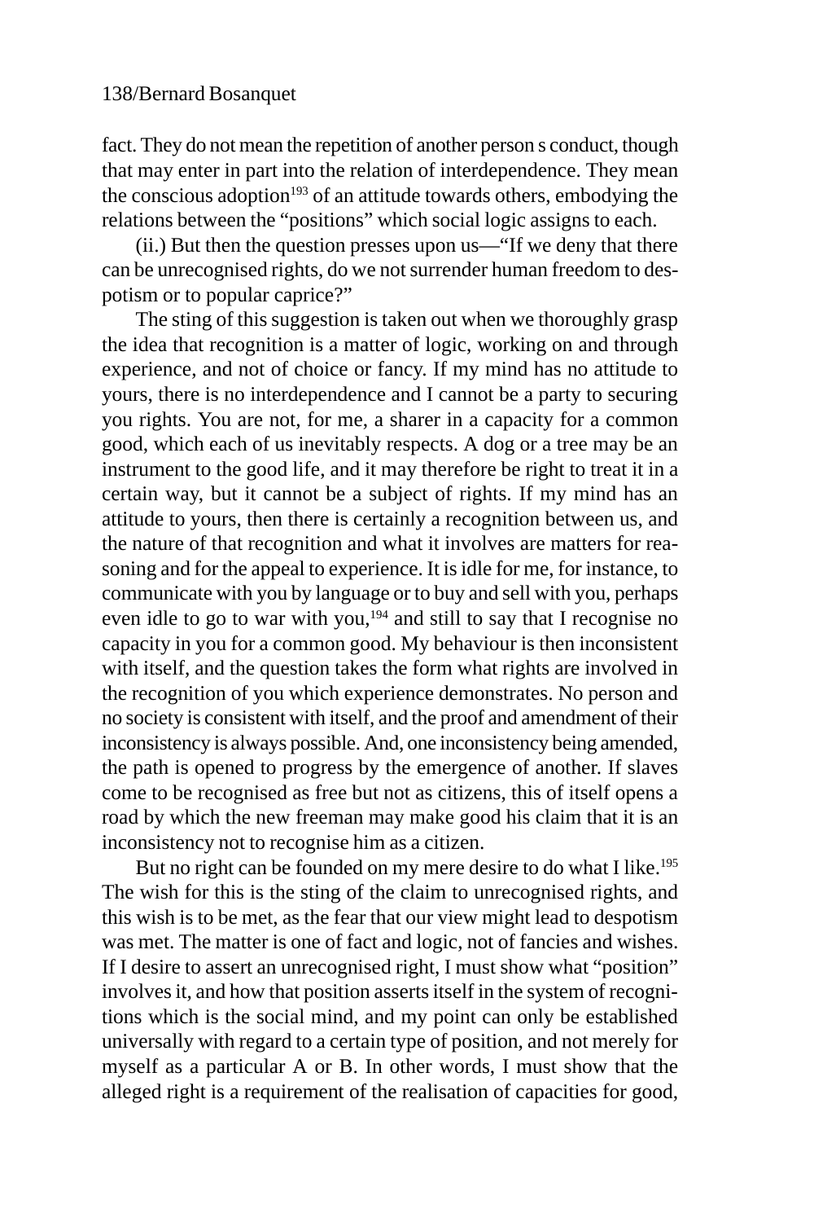fact. They do not mean the repetition of another person s conduct, though that may enter in part into the relation of interdependence. They mean the conscious adoption[193] of an attitude towards others, embodying the relations between the "positions" which social logic assigns to each.

(ii.) But then the question presses upon us—"If we deny that there can be unrecognised rights, do we not surrender human freedom to despotism or to popular caprice?"

The sting of this suggestion is taken out when we thoroughly grasp the idea that recognition is a matter of logic, working on and through experience, and not of choice or fancy. If my mind has no attitude to yours, there is no interdependence and I cannot be a party to securing you rights. You are not, for me, a sharer in a capacity for a common good, which each of us inevitably respects. A dog or a tree may be an instrument to the good life, and it may therefore be right to treat it in a certain way, but it cannot be a subject of rights. If my mind has an attitude to yours, then there is certainly a recognition between us, and the nature of that recognition and what it involves are matters for reasoning and for the appeal to experience. It is idle for me, for instance, to communicate with you by language or to buy and sell with you, perhaps even idle to go to war with you,[194] and still to say that I recognise no capacity in you for a common good. My behaviour is then inconsistent with itself, and the question takes the form what rights are involved in the recognition of you which experience demonstrates. No person and no society is consistent with itself, and the proof and amendment of their inconsistency is always possible. And, one inconsistency being amended, the path is opened to progress by the emergence of another. If slaves come to be recognised as free but not as citizens, this of itself opens a road by which the new freeman may make good his claim that it is an inconsistency not to recognise him as a citizen.

But no right can be founded on my mere desire to do what I like.[195] The wish for this is the sting of the claim to unrecognised rights, and this wish is to be met, as the fear that our view might lead to despotism was met. The matter is one of fact and logic, not of fancies and wishes. If I desire to assert an unrecognised right, I must show what "position" involves it, and how that position asserts itself in the system of recognitions which is the social mind, and my point can only be established universally with regard to a certain type of position, and not merely for myself as a particular A or B. In other words, I must show that the alleged right is a requirement of the realisation of capacities for good,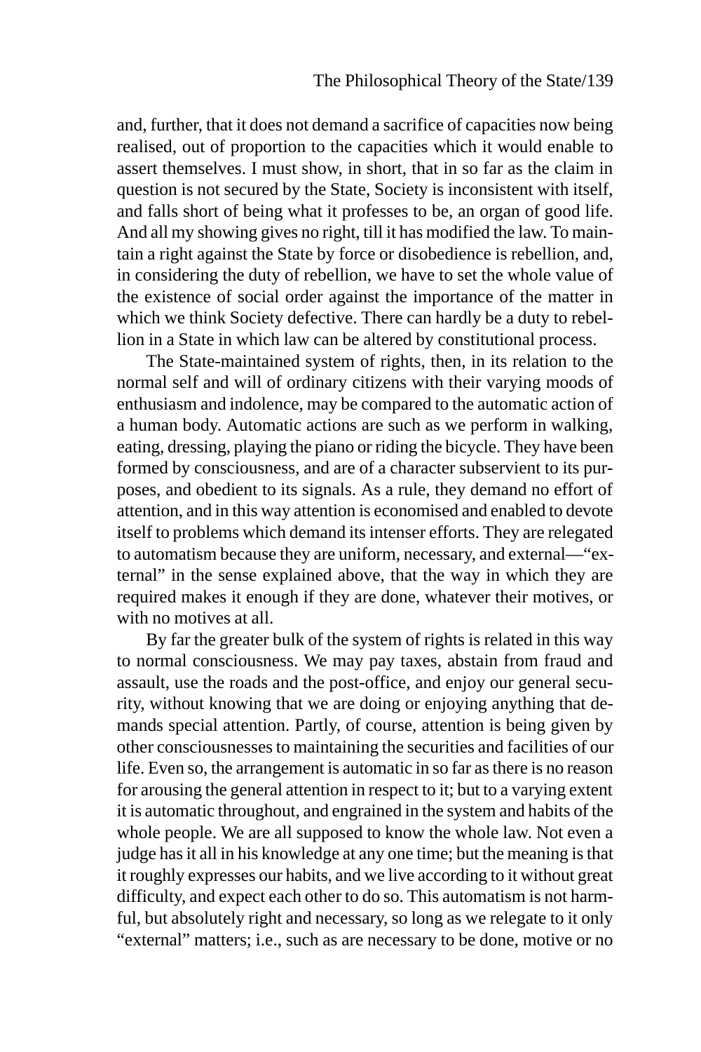and, further, that it does not demand a sacrifice of capacities now being realised, out of proportion to the capacities which it would enable to assert themselves. I must show, in short, that in so far as the claim in question is not secured by the State, Society is inconsistent with itself, and falls short of being what it professes to be, an organ of good life. And all my showing gives no right, till it has modified the law. To maintain a right against the State by force or disobedience is rebellion, and, in considering the duty of rebellion, we have to set the whole value of the existence of social order against the importance of the matter in which we think Society defective. There can hardly be a duty to rebellion in a State in which law can be altered by constitutional process.

The State-maintained system of rights, then, in its relation to the normal self and will of ordinary citizens with their varying moods of enthusiasm and indolence, may be compared to the automatic action of a human body. Automatic actions are such as we perform in walking, eating, dressing, playing the piano or riding the bicycle. They have been formed by consciousness, and are of a character subservient to its purposes, and obedient to its signals. As a rule, they demand no effort of attention, and in this way attention is economised and enabled to devote itself to problems which demand its intenser efforts. They are relegated to automatism because they are uniform, necessary, and external—"external" in the sense explained above, that the way in which they are required makes it enough if they are done, whatever their motives, or with no motives at all.

By far the greater bulk of the system of rights is related in this way to normal consciousness. We may pay taxes, abstain from fraud and assault, use the roads and the post-office, and enjoy our general security, without knowing that we are doing or enjoying anything that demands special attention. Partly, of course, attention is being given by other consciousnesses to maintaining the securities and facilities of our life. Even so, the arrangement is automatic in so far as there is no reason for arousing the general attention in respect to it; but to a varying extent it is automatic throughout, and engrained in the system and habits of the whole people. We are all supposed to know the whole law. Not even a judge has it all in his knowledge at any one time; but the meaning is that it roughly expresses our habits, and we live according to it without great difficulty, and expect each other to do so. This automatism is not harmful, but absolutely right and necessary, so long as we relegate to it only "external" matters; i.e., such as are necessary to be done, motive or no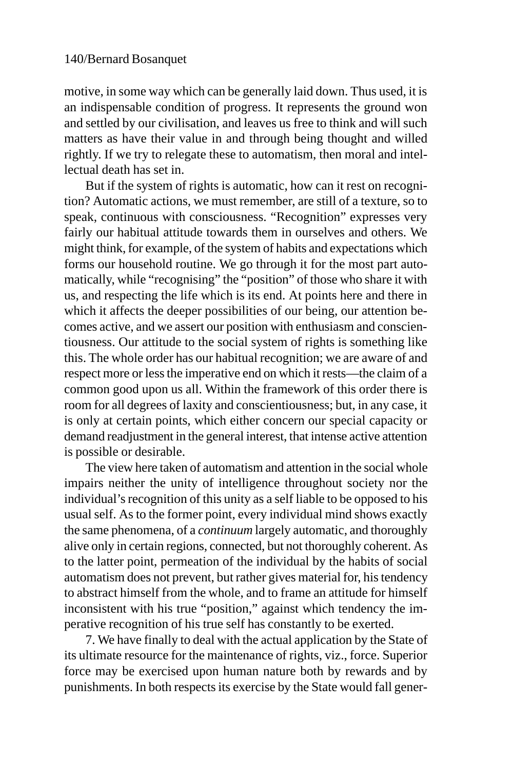motive, in some way which can be generally laid down. Thus used, it is an indispensable condition of progress. It represents the ground won and settled by our civilisation, and leaves us free to think and will such matters as have their value in and through being thought and willed rightly. If we try to relegate these to automatism, then moral and intellectual death has set in.

But if the system of rights is automatic, how can it rest on recognition? Automatic actions, we must remember, are still of a texture, so to speak, continuous with consciousness. "Recognition" expresses very fairly our habitual attitude towards them in ourselves and others. We might think, for example, of the system of habits and expectations which forms our household routine. We go through it for the most part automatically, while "recognising" the "position" of those who share it with us, and respecting the life which is its end. At points here and there in which it affects the deeper possibilities of our being, our attention becomes active, and we assert our position with enthusiasm and conscientiousness. Our attitude to the social system of rights is something like this. The whole order has our habitual recognition; we are aware of and respect more or less the imperative end on which it rests—the claim of a common good upon us all. Within the framework of this order there is room for all degrees of laxity and conscientiousness; but, in any case, it is only at certain points, which either concern our special capacity or demand readjustment in the general interest, that intense active attention is possible or desirable.

The view here taken of automatism and attention in the social whole impairs neither the unity of intelligence throughout society nor the individual's recognition of this unity as a self liable to be opposed to his usual self. As to the former point, every individual mind shows exactly the same phenomena, of a *continuum* largely automatic, and thoroughly alive only in certain regions, connected, but not thoroughly coherent. As to the latter point, permeation of the individual by the habits of social automatism does not prevent, but rather gives material for, his tendency to abstract himself from the whole, and to frame an attitude for himself inconsistent with his true "position," against which tendency the imperative recognition of his true self has constantly to be exerted.

7. We have finally to deal with the actual application by the State of its ultimate resource for the maintenance of rights, viz., force. Superior force may be exercised upon human nature both by rewards and by punishments. In both respects its exercise by the State would fall gener-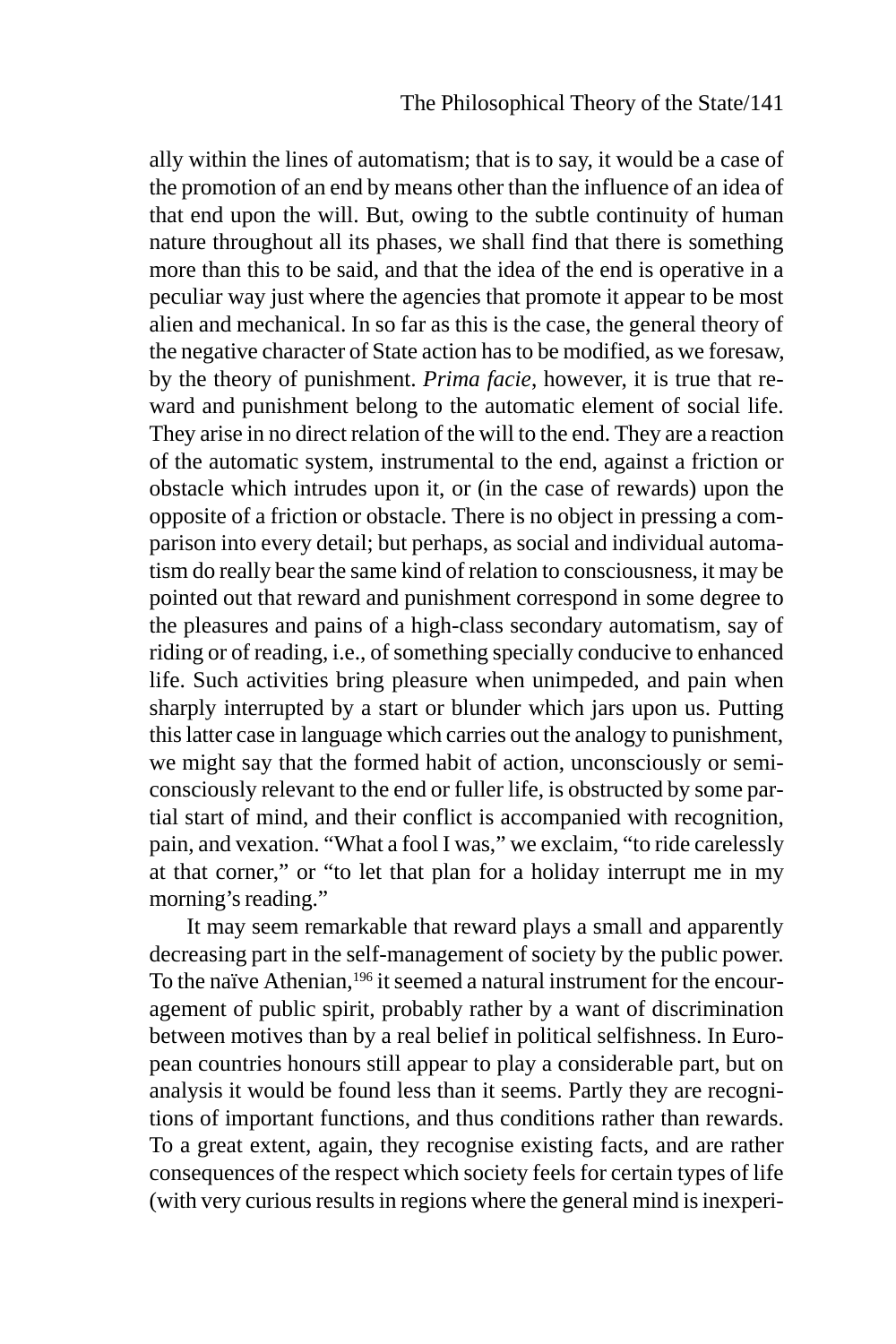ally within the lines of automatism; that is to say, it would be a case of the promotion of an end by means other than the influence of an idea of that end upon the will. But, owing to the subtle continuity of human nature throughout all its phases, we shall find that there is something more than this to be said, and that the idea of the end is operative in a peculiar way just where the agencies that promote it appear to be most alien and mechanical. In so far as this is the case, the general theory of the negative character of State action has to be modified, as we foresaw, by the theory of punishment. *Prima facie*, however, it is true that reward and punishment belong to the automatic element of social life. They arise in no direct relation of the will to the end. They are a reaction of the automatic system, instrumental to the end, against a friction or obstacle which intrudes upon it, or (in the case of rewards) upon the opposite of a friction or obstacle. There is no object in pressing a comparison into every detail; but perhaps, as social and individual automatism do really bear the same kind of relation to consciousness, it may be pointed out that reward and punishment correspond in some degree to the pleasures and pains of a high-class secondary automatism, say of riding or of reading, i.e., of something specially conducive to enhanced life. Such activities bring pleasure when unimpeded, and pain when sharply interrupted by a start or blunder which jars upon us. Putting this latter case in language which carries out the analogy to punishment, we might say that the formed habit of action, unconsciously or semi-consciously relevant to the end or fuller life, is obstructed by some partial start of mind, and their conflict is accompanied with recognition, pain, and vexation. "What a fool I was," we exclaim, "to ride carelessly at that corner," or "to let that plan for a holiday interrupt me in my morning's reading."

It may seem remarkable that reward plays a small and apparently decreasing part in the self-management of society by the public power. To the naïve Athenian,[196] it seemed a natural instrument for the encouragement of public spirit, probably rather by a want of discrimination between motives than by a real belief in political selfishness. In European countries honours still appear to play a considerable part, but on analysis it would be found less than it seems. Partly they are recognitions of important functions, and thus conditions rather than rewards. To a great extent, again, they recognise existing facts, and are rather consequences of the respect which society feels for certain types of life (with very curious results in regions where the general mind is inexperi-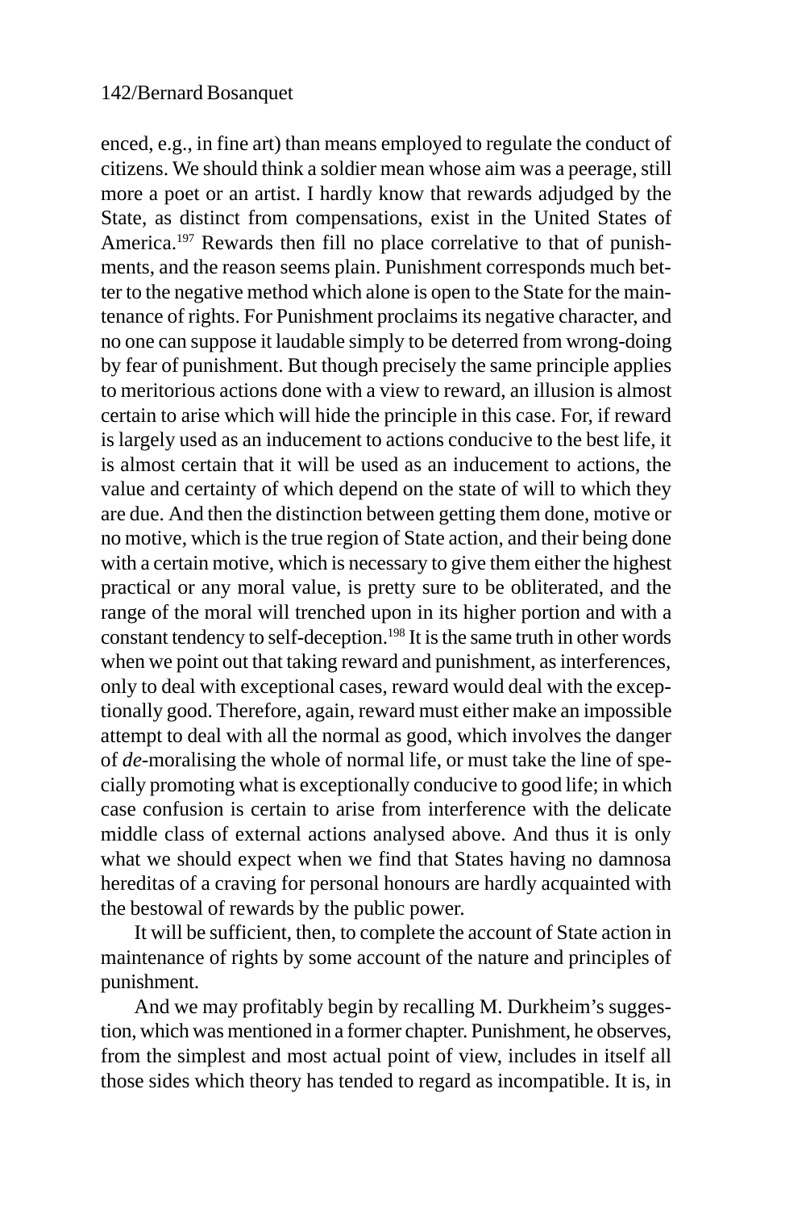enced, e.g., in fine art) than means employed to regulate the conduct of citizens. We should think a soldier mean whose aim was a peerage, still more a poet or an artist. I hardly know that rewards adjudged by the State, as distinct from compensations, exist in the United States of America.[197] Rewards then fill no place correlative to that of punishments, and the reason seems plain. Punishment corresponds much better to the negative method which alone is open to the State for the maintenance of rights. For Punishment proclaims its negative character, and no one can suppose it laudable simply to be deterred from wrong-doing by fear of punishment. But though precisely the same principle applies to meritorious actions done with a view to reward, an illusion is almost certain to arise which will hide the principle in this case. For, if reward is largely used as an inducement to actions conducive to the best life, it is almost certain that it will be used as an inducement to actions, the value and certainty of which depend on the state of will to which they are due. And then the distinction between getting them done, motive or no motive, which is the true region of State action, and their being done with a certain motive, which is necessary to give them either the highest practical or any moral value, is pretty sure to be obliterated, and the range of the moral will trenched upon in its higher portion and with a constant tendency to self-deception.[198] It is the same truth in other words when we point out that taking reward and punishment, as interferences, only to deal with exceptional cases, reward would deal with the exceptionally good. Therefore, again, reward must either make an impossible attempt to deal with all the normal as good, which involves the danger of *de*-moralising the whole of normal life, or must take the line of specially promoting what is exceptionally conducive to good life; in which case confusion is certain to arise from interference with the delicate middle class of external actions analysed above. And thus it is only what we should expect when we find that States having no damnosa hereditas of a craving for personal honours are hardly acquainted with the bestowal of rewards by the public power.

It will be sufficient, then, to complete the account of State action in maintenance of rights by some account of the nature and principles of punishment.

And we may profitably begin by recalling M. Durkheim's suggestion, which was mentioned in a former chapter. Punishment, he observes, from the simplest and most actual point of view, includes in itself all those sides which theory has tended to regard as incompatible. It is, in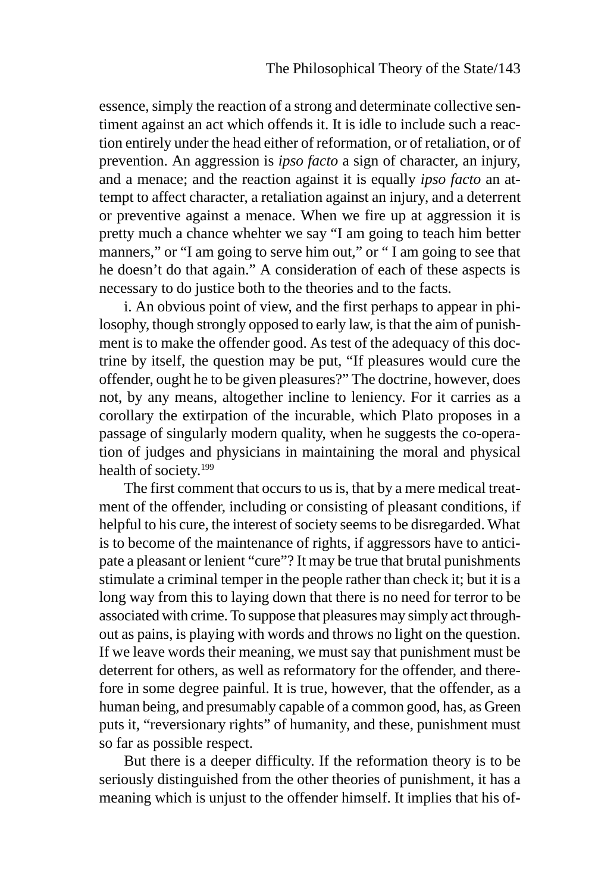essence, simply the reaction of a strong and determinate collective sentiment against an act which offends it. It is idle to include such a reaction entirely under the head either of reformation, or of retaliation, or of prevention. An aggression is *ipso facto* a sign of character, an injury, and a menace; and the reaction against it is equally *ipso facto* an attempt to affect character, a retaliation against an injury, and a deterrent or preventive against a menace. When we fire up at aggression it is pretty much a chance whehter we say "I am going to teach him better manners," or "I am going to serve him out," or " I am going to see that he doesn't do that again." A consideration of each of these aspects is necessary to do justice both to the theories and to the facts.

i. An obvious point of view, and the first perhaps to appear in philosophy, though strongly opposed to early law, is that the aim of punishment is to make the offender good. As test of the adequacy of this doctrine by itself, the question may be put, "If pleasures would cure the offender, ought he to be given pleasures?" The doctrine, however, does not, by any means, altogether incline to leniency. For it carries as a corollary the extirpation of the incurable, which Plato proposes in a passage of singularly modern quality, when he suggests the co-operation of judges and physicians in maintaining the moral and physical health of society.[199]

The first comment that occurs to us is, that by a mere medical treatment of the offender, including or consisting of pleasant conditions, if helpful to his cure, the interest of society seems to be disregarded. What is to become of the maintenance of rights, if aggressors have to anticipate a pleasant or lenient "cure"? It may be true that brutal punishments stimulate a criminal temper in the people rather than check it; but it is a long way from this to laying down that there is no need for terror to be associated with crime. To suppose that pleasures may simply act throughout as pains, is playing with words and throws no light on the question. If we leave words their meaning, we must say that punishment must be deterrent for others, as well as reformatory for the offender, and therefore in some degree painful. It is true, however, that the offender, as a human being, and presumably capable of a common good, has, as Green puts it, "reversionary rights" of humanity, and these, punishment must so far as possible respect.

But there is a deeper difficulty. If the reformation theory is to be seriously distinguished from the other theories of punishment, it has a meaning which is unjust to the offender himself. It implies that his of-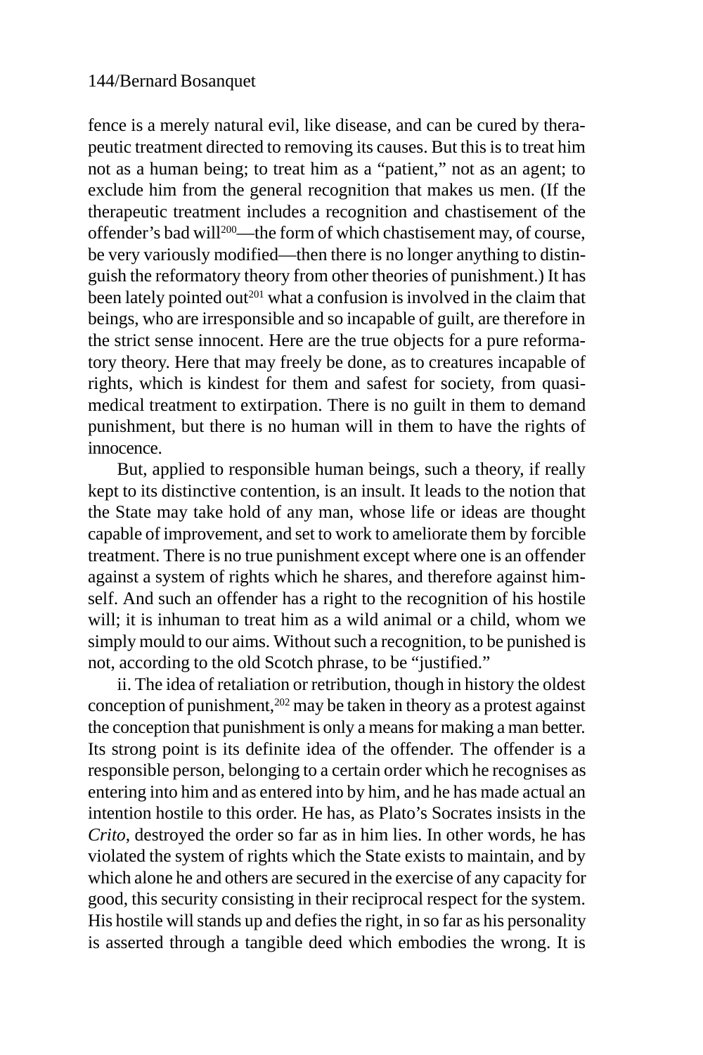fence is a merely natural evil, like disease, and can be cured by therapeutic treatment directed to removing its causes. But this is to treat him not as a human being; to treat him as a "patient," not as an agent; to exclude him from the general recognition that makes us men. (If the therapeutic treatment includes a recognition and chastisement of the offender's bad will[200]—the form of which chastisement may, of course, be very variously modified—then there is no longer anything to distinguish the reformatory theory from other theories of punishment.) It has been lately pointed out[201] what a confusion is involved in the claim that beings, who are irresponsible and so incapable of guilt, are therefore in the strict sense innocent. Here are the true objects for a pure reformatory theory. Here that may freely be done, as to creatures incapable of rights, which is kindest for them and safest for society, from quasi-medical treatment to extirpation. There is no guilt in them to demand punishment, but there is no human will in them to have the rights of innocence.

But, applied to responsible human beings, such a theory, if really kept to its distinctive contention, is an insult. It leads to the notion that the State may take hold of any man, whose life or ideas are thought capable of improvement, and set to work to ameliorate them by forcible treatment. There is no true punishment except where one is an offender against a system of rights which he shares, and therefore against himself. And such an offender has a right to the recognition of his hostile will; it is inhuman to treat him as a wild animal or a child, whom we simply mould to our aims. Without such a recognition, to be punished is not, according to the old Scotch phrase, to be "justified."

ii. The idea of retaliation or retribution, though in history the oldest conception of punishment,[202] may be taken in theory as a protest against the conception that punishment is only a means for making a man better. Its strong point is its definite idea of the offender. The offender is a responsible person, belonging to a certain order which he recognises as entering into him and as entered into by him, and he has made actual an intention hostile to this order. He has, as Plato's Socrates insists in the *Crito*, destroyed the order so far as in him lies. In other words, he has violated the system of rights which the State exists to maintain, and by which alone he and others are secured in the exercise of any capacity for good, this security consisting in their reciprocal respect for the system. His hostile will stands up and defies the right, in so far as his personality is asserted through a tangible deed which embodies the wrong. It is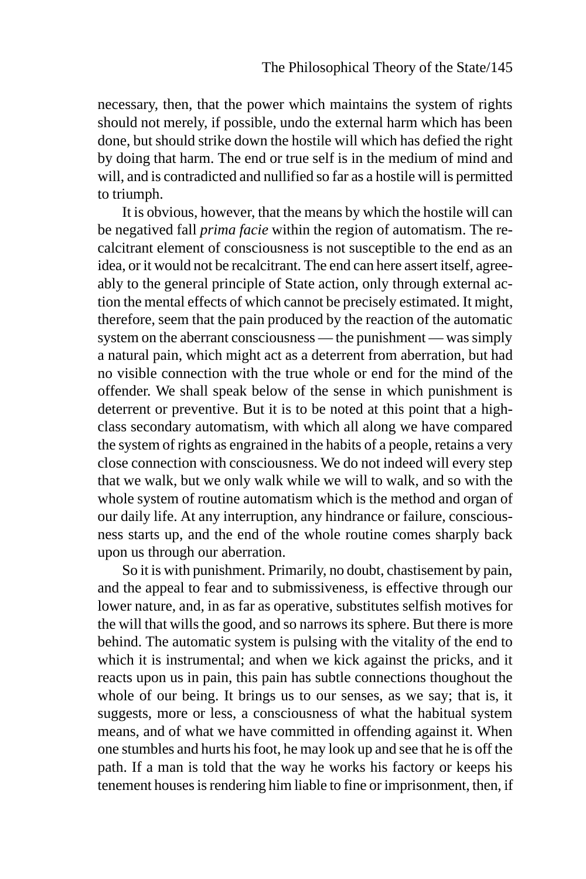necessary, then, that the power which maintains the system of rights should not merely, if possible, undo the external harm which has been done, but should strike down the hostile will which has defied the right by doing that harm. The end or true self is in the medium of mind and will, and is contradicted and nullified so far as a hostile will is permitted to triumph.

It is obvious, however, that the means by which the hostile will can be negatived fall *prima facie* within the region of automatism. The recalcitrant element of consciousness is not susceptible to the end as an idea, or it would not be recalcitrant. The end can here assert itself, agreeably to the general principle of State action, only through external action the mental effects of which cannot be precisely estimated. It might, therefore, seem that the pain produced by the reaction of the automatic system on the aberrant consciousness — the punishment — was simply a natural pain, which might act as a deterrent from aberration, but had no visible connection with the true whole or end for the mind of the offender. We shall speak below of the sense in which punishment is deterrent or preventive. But it is to be noted at this point that a high-class secondary automatism, with which all along we have compared the system of rights as engrained in the habits of a people, retains a very close connection with consciousness. We do not indeed will every step that we walk, but we only walk while we will to walk, and so with the whole system of routine automatism which is the method and organ of our daily life. At any interruption, any hindrance or failure, consciousness starts up, and the end of the whole routine comes sharply back upon us through our aberration.

So it is with punishment. Primarily, no doubt, chastisement by pain, and the appeal to fear and to submissiveness, is effective through our lower nature, and, in as far as operative, substitutes selfish motives for the will that wills the good, and so narrows its sphere. But there is more behind. The automatic system is pulsing with the vitality of the end to which it is instrumental; and when we kick against the pricks, and it reacts upon us in pain, this pain has subtle connections thoughout the whole of our being. It brings us to our senses, as we say; that is, it suggests, more or less, a consciousness of what the habitual system means, and of what we have committed in offending against it. When one stumbles and hurts his foot, he may look up and see that he is off the path. If a man is told that the way he works his factory or keeps his tenement houses is rendering him liable to fine or imprisonment, then, if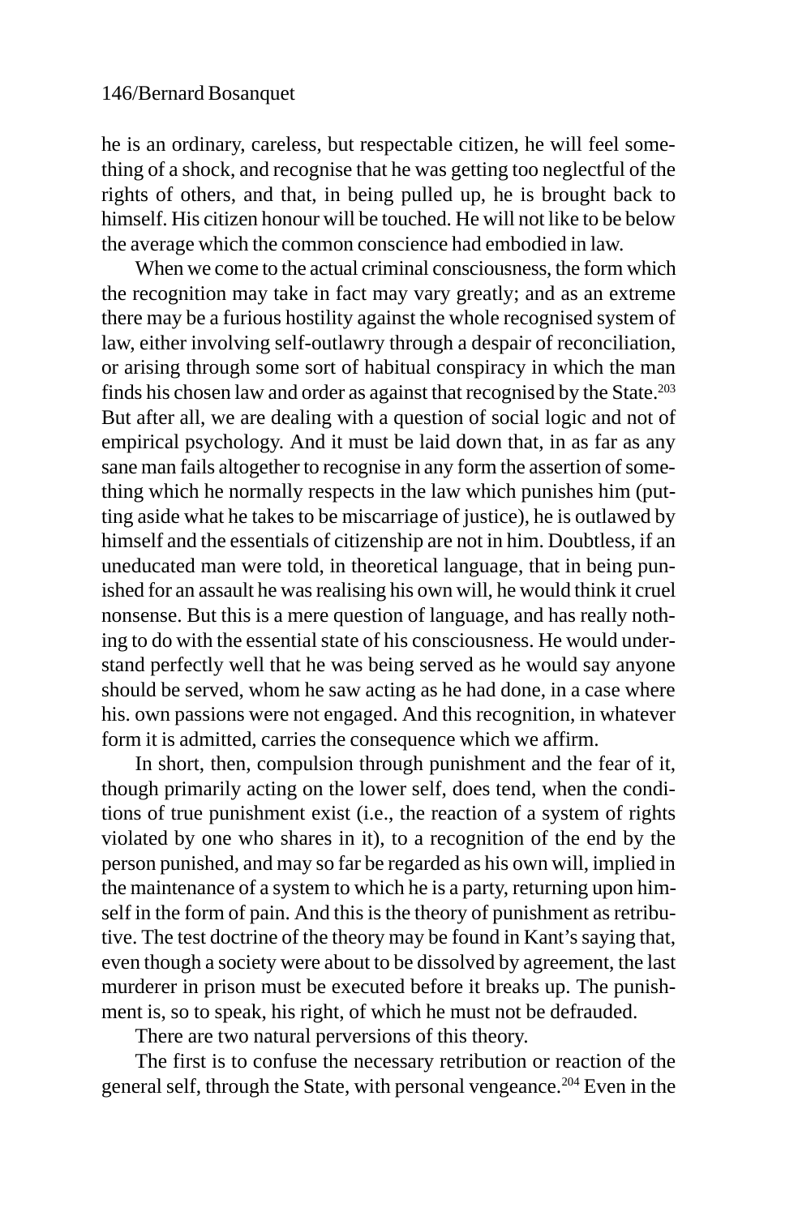he is an ordinary, careless, but respectable citizen, he will feel something of a shock, and recognise that he was getting too neglectful of the rights of others, and that, in being pulled up, he is brought back to himself. His citizen honour will be touched. He will not like to be below the average which the common conscience had embodied in law.

When we come to the actual criminal consciousness, the form which the recognition may take in fact may vary greatly; and as an extreme there may be a furious hostility against the whole recognised system of law, either involving self-outlawry through a despair of reconciliation, or arising through some sort of habitual conspiracy in which the man finds his chosen law and order as against that recognised by the State.[203] But after all, we are dealing with a question of social logic and not of empirical psychology. And it must be laid down that, in as far as any sane man fails altogether to recognise in any form the assertion of something which he normally respects in the law which punishes him (putting aside what he takes to be miscarriage of justice), he is outlawed by himself and the essentials of citizenship are not in him. Doubtless, if an uneducated man were told, in theoretical language, that in being punished for an assault he was realising his own will, he would think it cruel nonsense. But this is a mere question of language, and has really nothing to do with the essential state of his consciousness. He would understand perfectly well that he was being served as he would say anyone should be served, whom he saw acting as he had done, in a case where his. own passions were not engaged. And this recognition, in whatever form it is admitted, carries the consequence which we affirm.

In short, then, compulsion through punishment and the fear of it, though primarily acting on the lower self, does tend, when the conditions of true punishment exist (i.e., the reaction of a system of rights violated by one who shares in it), to a recognition of the end by the person punished, and may so far be regarded as his own will, implied in the maintenance of a system to which he is a party, returning upon himself in the form of pain. And this is the theory of punishment as retributive. The test doctrine of the theory may be found in Kant's saying that, even though a society were about to be dissolved by agreement, the last murderer in prison must be executed before it breaks up. The punishment is, so to speak, his right, of which he must not be defrauded.

There are two natural perversions of this theory.

The first is to confuse the necessary retribution or reaction of the general self, through the State, with personal vengeance.[204] Even in the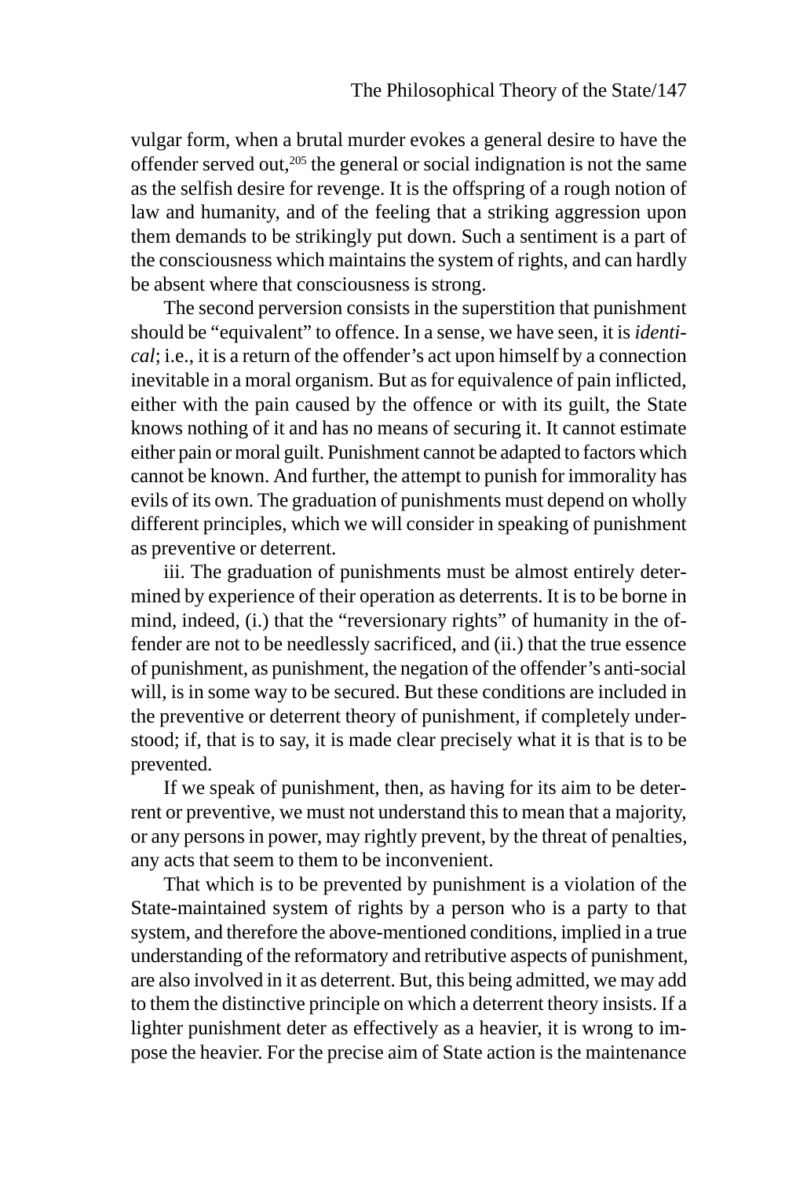vulgar form, when a brutal murder evokes a general desire to have the offender served out,[205] the general or social indignation is not the same as the selfish desire for revenge. It is the offspring of a rough notion of law and humanity, and of the feeling that a striking aggression upon them demands to be strikingly put down. Such a sentiment is a part of the consciousness which maintains the system of rights, and can hardly be absent where that consciousness is strong.

The second perversion consists in the superstition that punishment should be "equivalent" to offence. In a sense, we have seen, it is *identical*; i.e., it is a return of the offender's act upon himself by a connection inevitable in a moral organism. But as for equivalence of pain inflicted, either with the pain caused by the offence or with its guilt, the State knows nothing of it and has no means of securing it. It cannot estimate either pain or moral guilt. Punishment cannot be adapted to factors which cannot be known. And further, the attempt to punish for immorality has evils of its own. The graduation of punishments must depend on wholly different principles, which we will consider in speaking of punishment as preventive or deterrent.

iii. The graduation of punishments must be almost entirely determined by experience of their operation as deterrents. It is to be borne in mind, indeed, (i.) that the "reversionary rights" of humanity in the offender are not to be needlessly sacrificed, and (ii.) that the true essence of punishment, as punishment, the negation of the offender's anti-social will, is in some way to be secured. But these conditions are included in the preventive or deterrent theory of punishment, if completely understood; if, that is to say, it is made clear precisely what it is that is to be prevented.

If we speak of punishment, then, as having for its aim to be deterrent or preventive, we must not understand this to mean that a majority, or any persons in power, may rightly prevent, by the threat of penalties, any acts that seem to them to be inconvenient.

That which is to be prevented by punishment is a violation of the State-maintained system of rights by a person who is a party to that system, and therefore the above-mentioned conditions, implied in a true understanding of the reformatory and retributive aspects of punishment, are also involved in it as deterrent. But, this being admitted, we may add to them the distinctive principle on which a deterrent theory insists. If a lighter punishment deter as effectively as a heavier, it is wrong to impose the heavier. For the precise aim of State action is the maintenance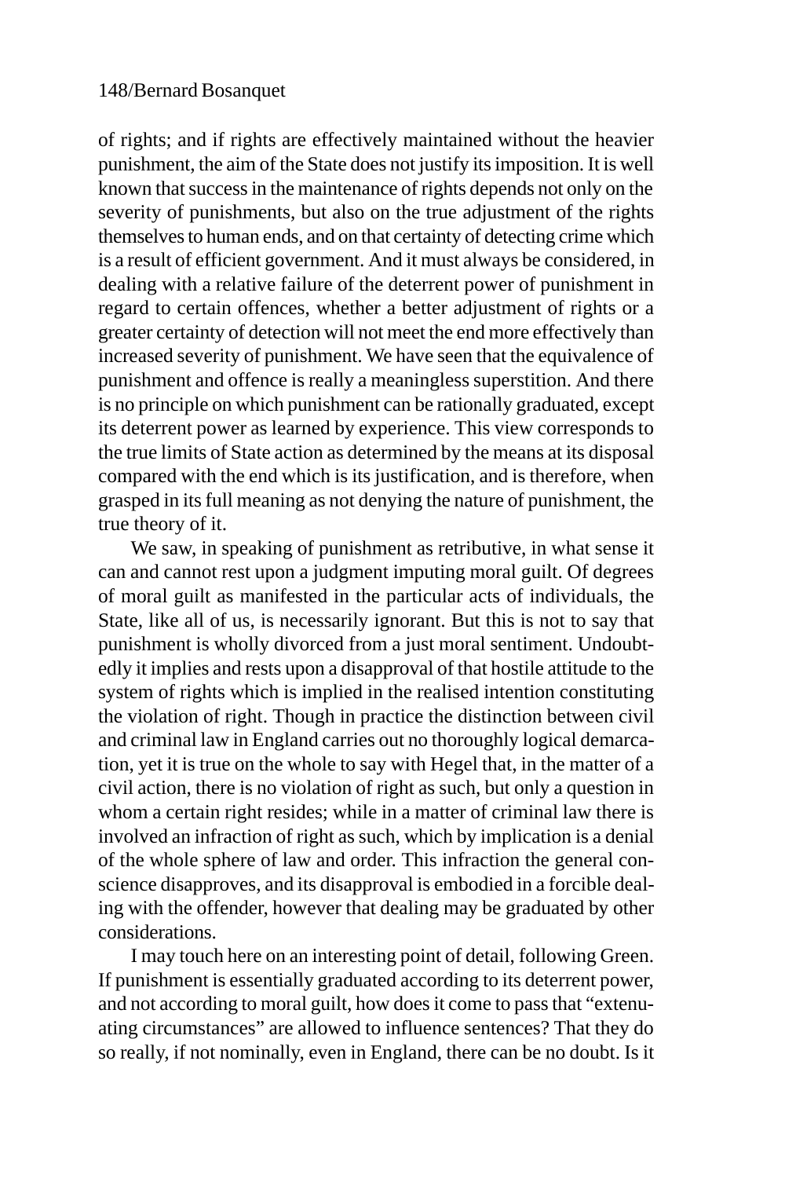of rights; and if rights are effectively maintained without the heavier punishment, the aim of the State does not justify its imposition. It is well known that success in the maintenance of rights depends not only on the severity of punishments, but also on the true adjustment of the rights themselves to human ends, and on that certainty of detecting crime which is a result of efficient government. And it must always be considered, in dealing with a relative failure of the deterrent power of punishment in regard to certain offences, whether a better adjustment of rights or a greater certainty of detection will not meet the end more effectively than increased severity of punishment. We have seen that the equivalence of punishment and offence is really a meaningless superstition. And there is no principle on which punishment can be rationally graduated, except its deterrent power as learned by experience. This view corresponds to the true limits of State action as determined by the means at its disposal compared with the end which is its justification, and is therefore, when grasped in its full meaning as not denying the nature of punishment, the true theory of it.

We saw, in speaking of punishment as retributive, in what sense it can and cannot rest upon a judgment imputing moral guilt. Of degrees of moral guilt as manifested in the particular acts of individuals, the State, like all of us, is necessarily ignorant. But this is not to say that punishment is wholly divorced from a just moral sentiment. Undoubtedly it implies and rests upon a disapproval of that hostile attitude to the system of rights which is implied in the realised intention constituting the violation of right. Though in practice the distinction between civil and criminal law in England carries out no thoroughly logical demarcation, yet it is true on the whole to say with Hegel that, in the matter of a civil action, there is no violation of right as such, but only a question in whom a certain right resides; while in a matter of criminal law there is involved an infraction of right as such, which by implication is a denial of the whole sphere of law and order. This infraction the general conscience disapproves, and its disapproval is embodied in a forcible dealing with the offender, however that dealing may be graduated by other considerations.

I may touch here on an interesting point of detail, following Green. If punishment is essentially graduated according to its deterrent power, and not according to moral guilt, how does it come to pass that "extenuating circumstances" are allowed to influence sentences? That they do so really, if not nominally, even in England, there can be no doubt. Is it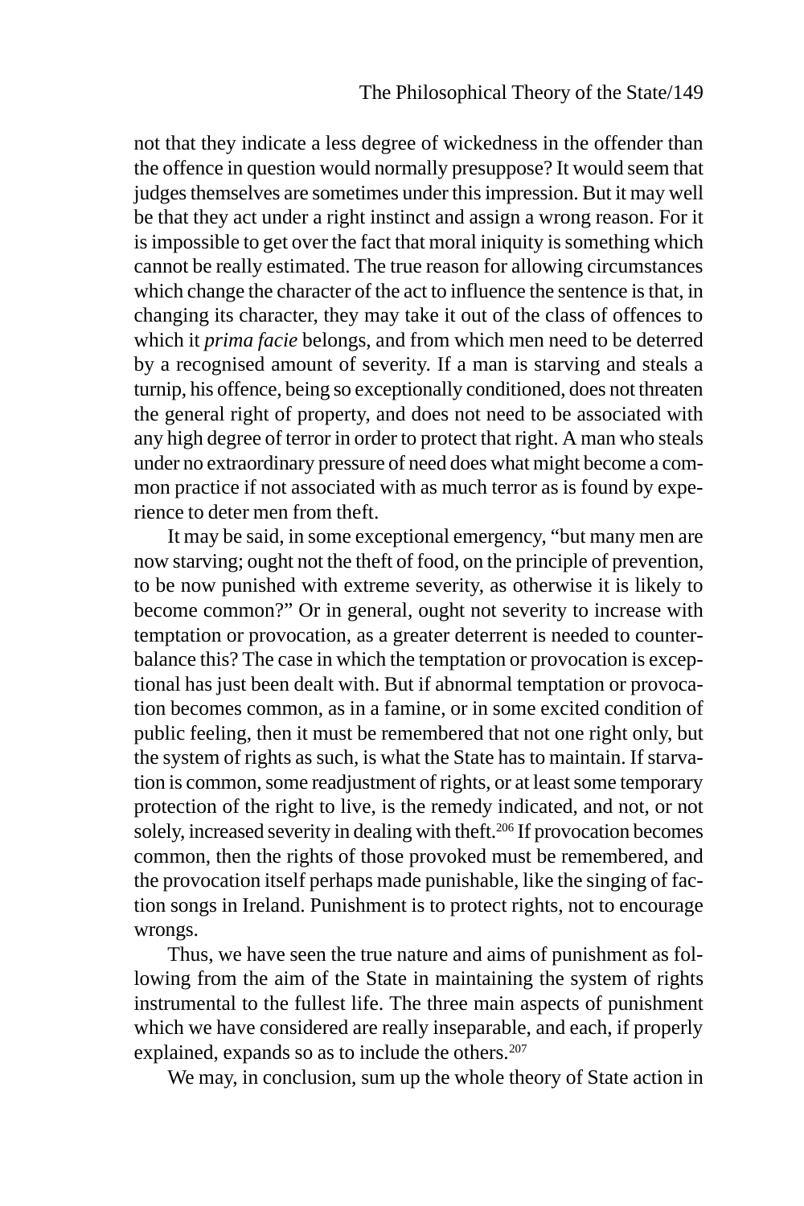not that they indicate a less degree of wickedness in the offender than the offence in question would normally presuppose? It would seem that judges themselves are sometimes under this impression. But it may well be that they act under a right instinct and assign a wrong reason. For it is impossible to get over the fact that moral iniquity is something which cannot be really estimated. The true reason for allowing circumstances which change the character of the act to influence the sentence is that, in changing its character, they may take it out of the class of offences to which it *prima facie* belongs, and from which men need to be deterred by a recognised amount of severity. If a man is starving and steals a turnip, his offence, being so exceptionally conditioned, does not threaten the general right of property, and does not need to be associated with any high degree of terror in order to protect that right. A man who steals under no extraordinary pressure of need does what might become a common practice if not associated with as much terror as is found by experience to deter men from theft.

It may be said, in some exceptional emergency, "but many men are now starving; ought not the theft of food, on the principle of prevention, to be now punished with extreme severity, as otherwise it is likely to become common?" Or in general, ought not severity to increase with temptation or provocation, as a greater deterrent is needed to counterbalance this? The case in which the temptation or provocation is exceptional has just been dealt with. But if abnormal temptation or provocation becomes common, as in a famine, or in some excited condition of public feeling, then it must be remembered that not one right only, but the system of rights as such, is what the State has to maintain. If starvation is common, some readjustment of rights, or at least some temporary protection of the right to live, is the remedy indicated, and not, or not solely, increased severity in dealing with theft.[206] If provocation becomes common, then the rights of those provoked must be remembered, and the provocation itself perhaps made punishable, like the singing of faction songs in Ireland. Punishment is to protect rights, not to encourage wrongs.

Thus, we have seen the true nature and aims of punishment as following from the aim of the State in maintaining the system of rights instrumental to the fullest life. The three main aspects of punishment which we have considered are really inseparable, and each, if properly explained, expands so as to include the others.[207]

We may, in conclusion, sum up the whole theory of State action in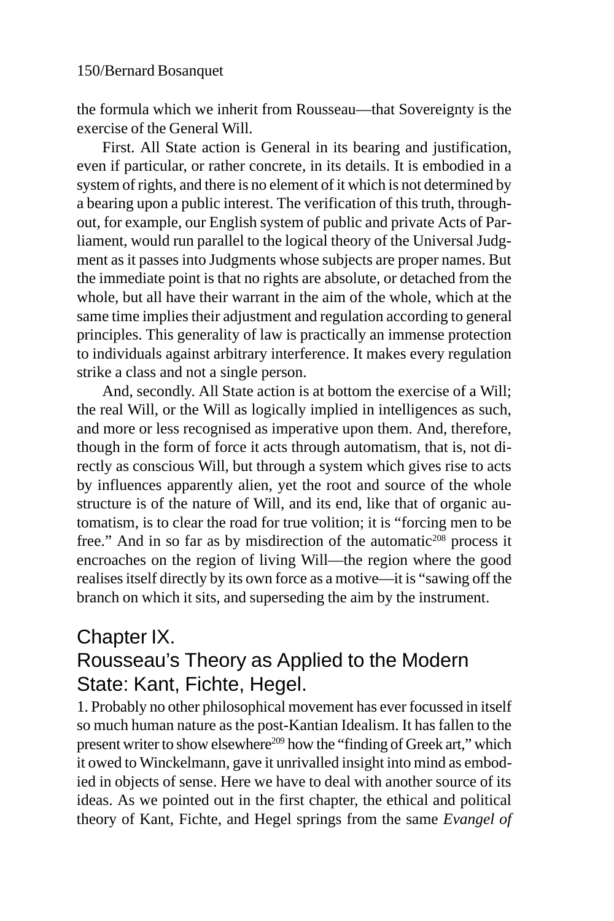the formula which we inherit from Rousseau—that Sovereignty is the exercise of the General Will.

First. All State action is General in its bearing and justification, even if particular, or rather concrete, in its details. It is embodied in a system of rights, and there is no element of it which is not determined by a bearing upon a public interest. The verification of this truth, throughout, for example, our English system of public and private Acts of Parliament, would run parallel to the logical theory of the Universal Judgment as it passes into Judgments whose subjects are proper names. But the immediate point is that no rights are absolute, or detached from the whole, but all have their warrant in the aim of the whole, which at the same time implies their adjustment and regulation according to general principles. This generality of law is practically an immense protection to individuals against arbitrary interference. It makes every regulation strike a class and not a single person.

And, secondly. All State action is at bottom the exercise of a Will; the real Will, or the Will as logically implied in intelligences as such, and more or less recognised as imperative upon them. And, therefore, though in the form of force it acts through automatism, that is, not directly as conscious Will, but through a system which gives rise to acts by influences apparently alien, yet the root and source of the whole structure is of the nature of Will, and its end, like that of organic automatism, is to clear the road for true volition; it is "forcing men to be free." And in so far as by misdirection of the automatic[208] process it encroaches on the region of living Will—the region where the good realises itself directly by its own force as a motive—it is "sawing off the branch on which it sits, and superseding the aim by the instrument.

## Chapter IX. Rousseau's Theory as Applied to the Modern State: Kant, Fichte, Hegel.

1. Probably no other philosophical movement has ever focussed in itself so much human nature as the post-Kantian Idealism. It has fallen to the present writer to show elsewhere[209] how the "finding of Greek art," which it owed to Winckelmann, gave it unrivalled insight into mind as embodied in objects of sense. Here we have to deal with another source of its ideas. As we pointed out in the first chapter, the ethical and political theory of Kant, Fichte, and Hegel springs from the same *Evangel of*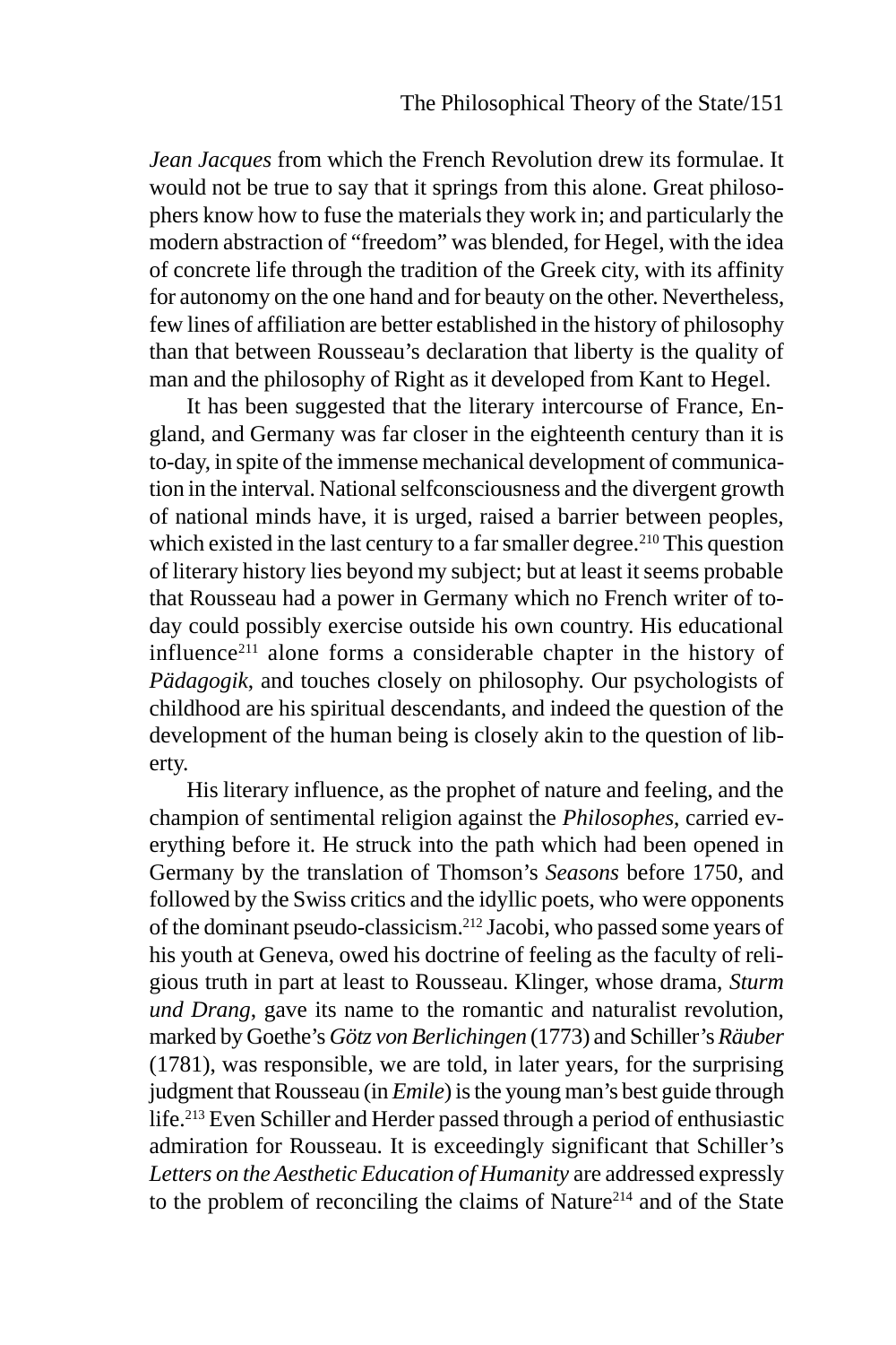*Jean Jacques* from which the French Revolution drew its formulae. It would not be true to say that it springs from this alone. Great philosophers know how to fuse the materials they work in; and particularly the modern abstraction of "freedom" was blended, for Hegel, with the idea of concrete life through the tradition of the Greek city, with its affinity for autonomy on the one hand and for beauty on the other. Nevertheless, few lines of affiliation are better established in the history of philosophy than that between Rousseau's declaration that liberty is the quality of man and the philosophy of Right as it developed from Kant to Hegel.

It has been suggested that the literary intercourse of France, England, and Germany was far closer in the eighteenth century than it is to-day, in spite of the immense mechanical development of communication in the interval. National selfconsciousness and the divergent growth of national minds have, it is urged, raised a barrier between peoples, which existed in the last century to a far smaller degree.[210] This question of literary history lies beyond my subject; but at least it seems probable that Rousseau had a power in Germany which no French writer of to-day could possibly exercise outside his own country. His educational influence[211] alone forms a considerable chapter in the history of *Pädagogik,* and touches closely on philosophy. Our psychologists of childhood are his spiritual descendants, and indeed the question of the development of the human being is closely akin to the question of liberty.

His literary influence, as the prophet of nature and feeling, and the champion of sentimental religion against the *Philosophes,* carried everything before it. He struck into the path which had been opened in Germany by the translation of Thomson's *Seasons* before 1750, and followed by the Swiss critics and the idyllic poets, who were opponents of the dominant pseudo-classicism.[212] Jacobi, who passed some years of his youth at Geneva, owed his doctrine of feeling as the faculty of religious truth in part at least to Rousseau. Klinger, whose drama, *Sturm und Drang*, gave its name to the romantic and naturalist revolution, marked by Goethe's *Götz von Berlichingen* (1773) and Schiller's *Räuber* (1781), was responsible, we are told, in later years, for the surprising judgment that Rousseau (in *Emile*) is the young man's best guide through life.[213] Even Schiller and Herder passed through a period of enthusiastic admiration for Rousseau. It is exceedingly significant that Schiller's *Letters on the Aesthetic Education of Humanity* are addressed expressly to the problem of reconciling the claims of Nature[214] and of the State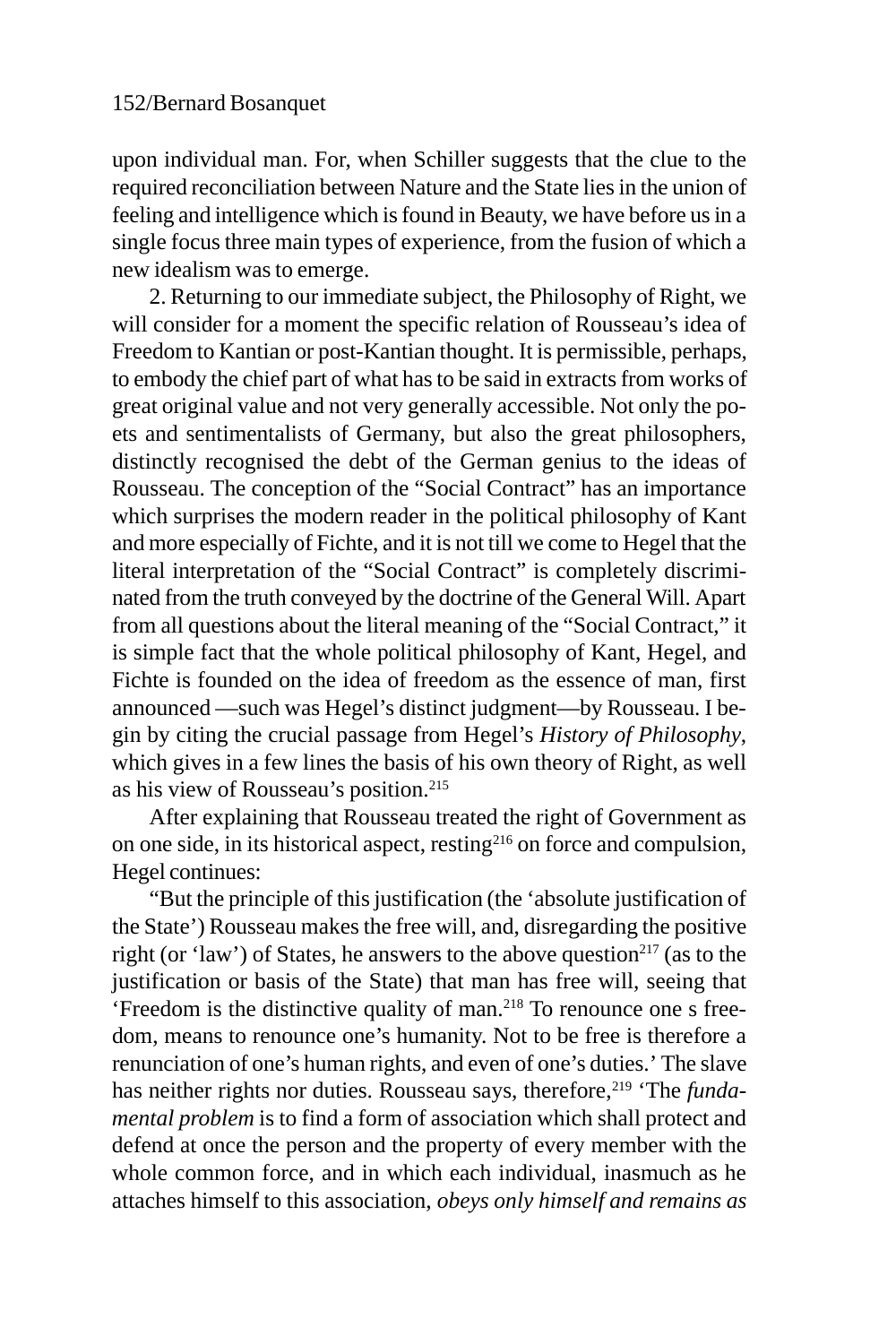upon individual man. For, when Schiller suggests that the clue to the required reconciliation between Nature and the State lies in the union of feeling and intelligence which is found in Beauty, we have before us in a single focus three main types of experience, from the fusion of which a new idealism was to emerge.

2. Returning to our immediate subject, the Philosophy of Right, we will consider for a moment the specific relation of Rousseau's idea of Freedom to Kantian or post-Kantian thought. It is permissible, perhaps, to embody the chief part of what has to be said in extracts from works of great original value and not very generally accessible. Not only the poets and sentimentalists of Germany, but also the great philosophers, distinctly recognised the debt of the German genius to the ideas of Rousseau. The conception of the "Social Contract" has an importance which surprises the modern reader in the political philosophy of Kant and more especially of Fichte, and it is not till we come to Hegel that the literal interpretation of the "Social Contract" is completely discriminated from the truth conveyed by the doctrine of the General Will. Apart from all questions about the literal meaning of the "Social Contract," it is simple fact that the whole political philosophy of Kant, Hegel, and Fichte is founded on the idea of freedom as the essence of man, first announced —such was Hegel's distinct judgment—by Rousseau. I begin by citing the crucial passage from Hegel's *History of Philosophy*, which gives in a few lines the basis of his own theory of Right, as well as his view of Rousseau's position.[215]

After explaining that Rousseau treated the right of Government as on one side, in its historical aspect, resting[216] on force and compulsion, Hegel continues:

"But the principle of this justification (the 'absolute justification of the State') Rousseau makes the free will, and, disregarding the positive right (or 'law') of States, he answers to the above question[217] (as to the justification or basis of the State) that man has free will, seeing that 'Freedom is the distinctive quality of man.[218] To renounce one s freedom, means to renounce one's humanity. Not to be free is therefore a renunciation of one's human rights, and even of one's duties.' The slave has neither rights nor duties. Rousseau says, therefore,[219] 'The *fundamental problem* is to find a form of association which shall protect and defend at once the person and the property of every member with the whole common force, and in which each individual, inasmuch as he attaches himself to this association, *obeys only himself and remains as*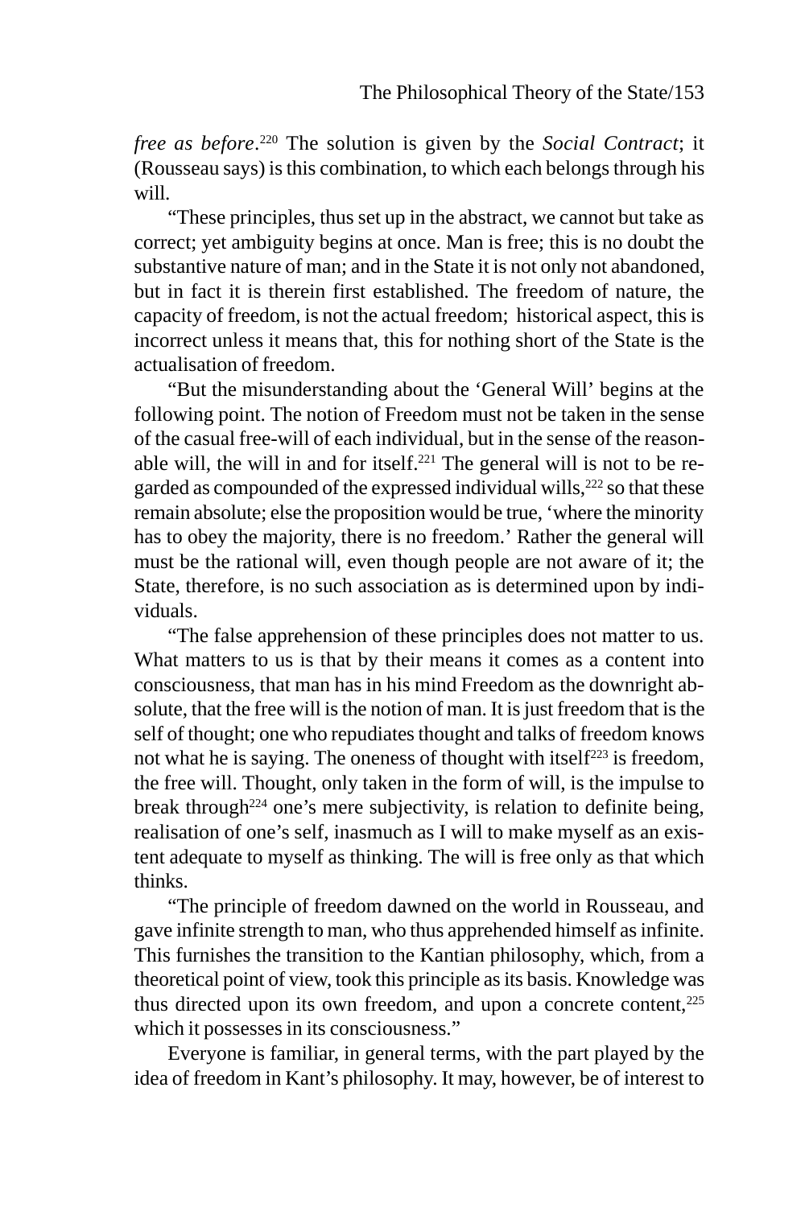*free as before*.[220] The solution is given by the *Social Contract*; it (Rousseau says) is this combination, to which each belongs through his will.

"These principles, thus set up in the abstract, we cannot but take as correct; yet ambiguity begins at once. Man is free; this is no doubt the substantive nature of man; and in the State it is not only not abandoned, but in fact it is therein first established. The freedom of nature, the capacity of freedom, is not the actual freedom;  historical aspect, this is incorrect unless it means that, this for nothing short of the State is the actualisation of freedom.

"But the misunderstanding about the 'General Will' begins at the following point. The notion of Freedom must not be taken in the sense of the casual free-will of each individual, but in the sense of the reasonable will, the will in and for itself.[221] The general will is not to be regarded as compounded of the expressed individual wills,[222] so that these remain absolute; else the proposition would be true, 'where the minority has to obey the majority, there is no freedom.' Rather the general will must be the rational will, even though people are not aware of it; the State, therefore, is no such association as is determined upon by individuals.

"The false apprehension of these principles does not matter to us. What matters to us is that by their means it comes as a content into consciousness, that man has in his mind Freedom as the downright absolute, that the free will is the notion of man. It is just freedom that is the self of thought; one who repudiates thought and talks of freedom knows not what he is saying. The oneness of thought with itself[223] is freedom, the free will. Thought, only taken in the form of will, is the impulse to break through[224] one's mere subjectivity, is relation to definite being, realisation of one's self, inasmuch as I will to make myself as an existent adequate to myself as thinking. The will is free only as that which thinks.

"The principle of freedom dawned on the world in Rousseau, and gave infinite strength to man, who thus apprehended himself as infinite. This furnishes the transition to the Kantian philosophy, which, from a theoretical point of view, took this principle as its basis. Knowledge was thus directed upon its own freedom, and upon a concrete content,[225] which it possesses in its consciousness."

Everyone is familiar, in general terms, with the part played by the idea of freedom in Kant's philosophy. It may, however, be of interest to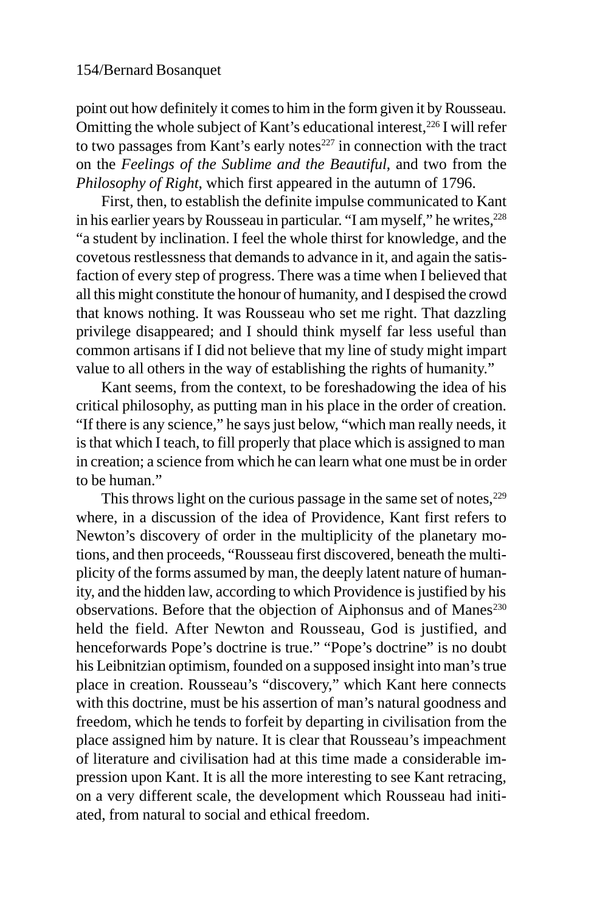point out how definitely it comes to him in the form given it by Rousseau. Omitting the whole subject of Kant's educational interest,[226] I will refer to two passages from Kant's early notes[227] in connection with the tract on the *Feelings of the Sublime and the Beautiful*, and two from the *Philosophy of Right*, which first appeared in the autumn of 1796.

First, then, to establish the definite impulse communicated to Kant in his earlier years by Rousseau in particular. "I am myself," he writes,[228] "a student by inclination. I feel the whole thirst for knowledge, and the covetous restlessness that demands to advance in it, and again the satisfaction of every step of progress. There was a time when I believed that all this might constitute the honour of humanity, and I despised the crowd that knows nothing. It was Rousseau who set me right. That dazzling privilege disappeared; and I should think myself far less useful than common artisans if I did not believe that my line of study might impart value to all others in the way of establishing the rights of humanity."

Kant seems, from the context, to be foreshadowing the idea of his critical philosophy, as putting man in his place in the order of creation. "If there is any science," he says just below, "which man really needs, it is that which I teach, to fill properly that place which is assigned to man in creation; a science from which he can learn what one must be in order to be human."

This throws light on the curious passage in the same set of notes,[229] where, in a discussion of the idea of Providence, Kant first refers to Newton's discovery of order in the multiplicity of the planetary motions, and then proceeds, "Rousseau first discovered, beneath the multiplicity of the forms assumed by man, the deeply latent nature of humanity, and the hidden law, according to which Providence is justified by his observations. Before that the objection of Aiphonsus and of Manes[230] held the field. After Newton and Rousseau, God is justified, and henceforwards Pope's doctrine is true." "Pope's doctrine" is no doubt his Leibnitzian optimism, founded on a supposed insight into man's true place in creation. Rousseau's "discovery," which Kant here connects with this doctrine, must be his assertion of man's natural goodness and freedom, which he tends to forfeit by departing in civilisation from the place assigned him by nature. It is clear that Rousseau's impeachment of literature and civilisation had at this time made a considerable impression upon Kant. It is all the more interesting to see Kant retracing, on a very different scale, the development which Rousseau had initiated, from natural to social and ethical freedom.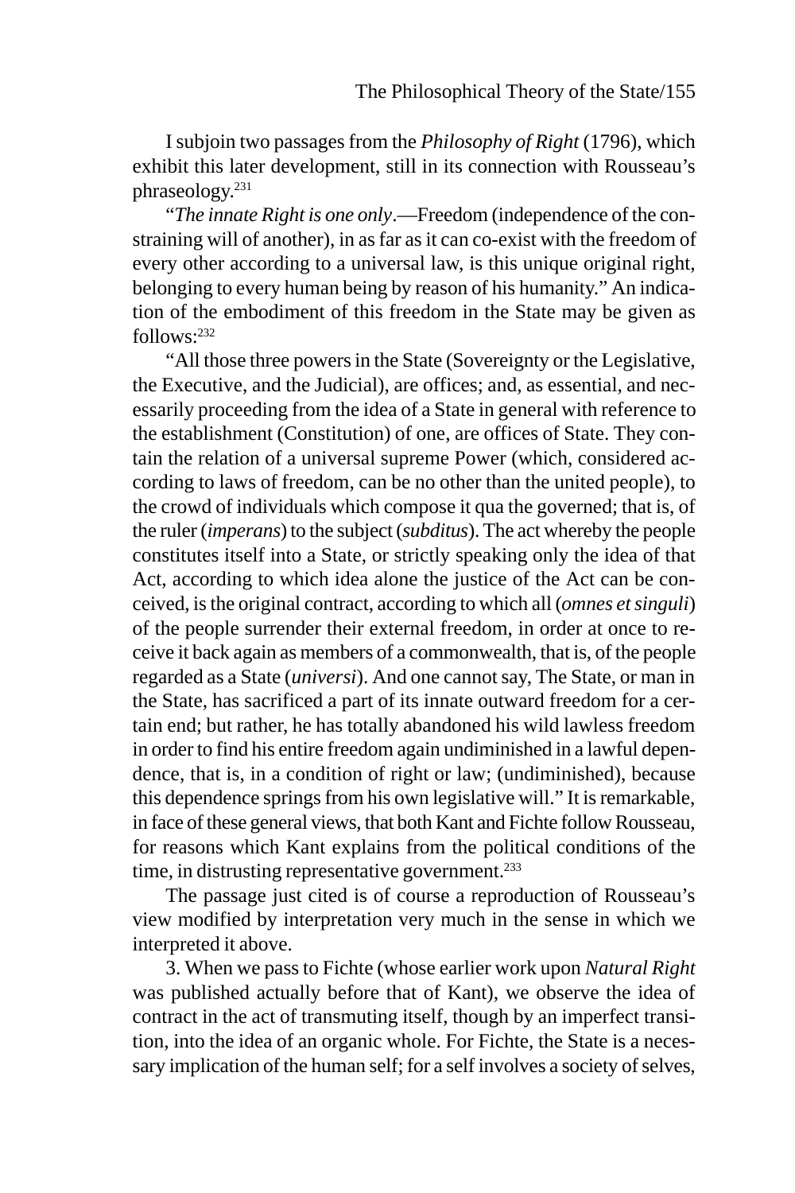I subjoin two passages from the *Philosophy of Right* (1796), which exhibit this later development, still in its connection with Rousseau's phraseology.[231]

"*The innate Right is one only*.—Freedom (independence of the constraining will of another), in as far as it can co-exist with the freedom of every other according to a universal law, is this unique original right, belonging to every human being by reason of his humanity." An indication of the embodiment of this freedom in the State may be given as follows:[232]

"All those three powers in the State (Sovereignty or the Legislative, the Executive, and the Judicial), are offices; and, as essential, and necessarily proceeding from the idea of a State in general with reference to the establishment (Constitution) of one, are offices of State. They contain the relation of a universal supreme Power (which, considered according to laws of freedom, can be no other than the united people), to the crowd of individuals which compose it qua the governed; that is, of the ruler (*imperans*) to the subject (*subditus*). The act whereby the people constitutes itself into a State, or strictly speaking only the idea of that Act, according to which idea alone the justice of the Act can be conceived, is the original contract, according to which all (*omnes et singuli*) of the people surrender their external freedom, in order at once to receive it back again as members of a commonwealth, that is, of the people regarded as a State (*universi*). And one cannot say, The State, or man in the State, has sacrificed a part of its innate outward freedom for a certain end; but rather, he has totally abandoned his wild lawless freedom in order to find his entire freedom again undiminished in a lawful dependence, that is, in a condition of right or law; (undiminished), because this dependence springs from his own legislative will." It is remarkable, in face of these general views, that both Kant and Fichte follow Rousseau, for reasons which Kant explains from the political conditions of the time, in distrusting representative government.[233]

The passage just cited is of course a reproduction of Rousseau's view modified by interpretation very much in the sense in which we interpreted it above.

3. When we pass to Fichte (whose earlier work upon *Natural Right* was published actually before that of Kant), we observe the idea of contract in the act of transmuting itself, though by an imperfect transition, into the idea of an organic whole. For Fichte, the State is a necessary implication of the human self; for a self involves a society of selves,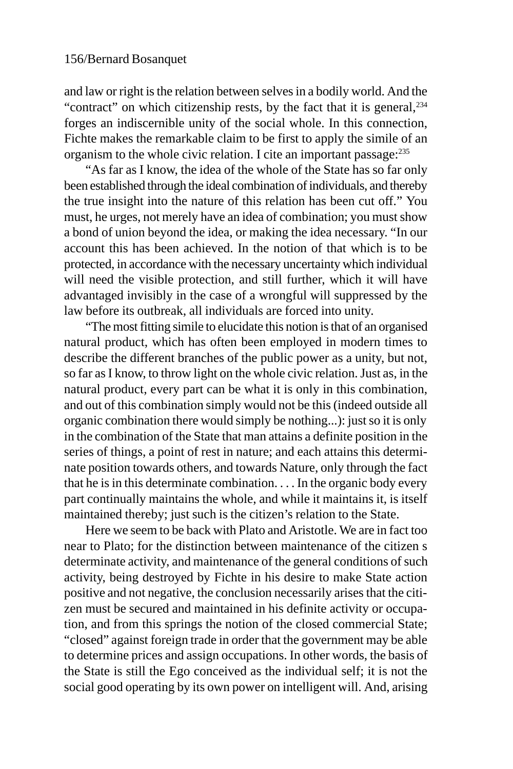and law or right is the relation between selves in a bodily world. And the "contract" on which citizenship rests, by the fact that it is general,[234] forges an indiscernible unity of the social whole. In this connection, Fichte makes the remarkable claim to be first to apply the simile of an organism to the whole civic relation. I cite an important passage:[235]

"As far as I know, the idea of the whole of the State has so far only been established through the ideal combination of individuals, and thereby the true insight into the nature of this relation has been cut off." You must, he urges, not merely have an idea of combination; you must show a bond of union beyond the idea, or making the idea necessary. "In our account this has been achieved. In the notion of that which is to be protected, in accordance with the necessary uncertainty which individual will need the visible protection, and still further, which it will have advantaged invisibly in the case of a wrongful will suppressed by the law before its outbreak, all individuals are forced into unity.

"The most fitting simile to elucidate this notion is that of an organised natural product, which has often been employed in modern times to describe the different branches of the public power as a unity, but not, so far as I know, to throw light on the whole civic relation. Just as, in the natural product, every part can be what it is only in this combination, and out of this combination simply would not be this (indeed outside all organic combination there would simply be nothing...): just so it is only in the combination of the State that man attains a definite position in the series of things, a point of rest in nature; and each attains this determinate position towards others, and towards Nature, only through the fact that he is in this determinate combination. . . . In the organic body every part continually maintains the whole, and while it maintains it, is itself maintained thereby; just such is the citizen's relation to the State.

Here we seem to be back with Plato and Aristotle. We are in fact too near to Plato; for the distinction between maintenance of the citizen s determinate activity, and maintenance of the general conditions of such activity, being destroyed by Fichte in his desire to make State action positive and not negative, the conclusion necessarily arises that the citizen must be secured and maintained in his definite activity or occupation, and from this springs the notion of the closed commercial State; "closed" against foreign trade in order that the government may be able to determine prices and assign occupations. In other words, the basis of the State is still the Ego conceived as the individual self; it is not the social good operating by its own power on intelligent will. And, arising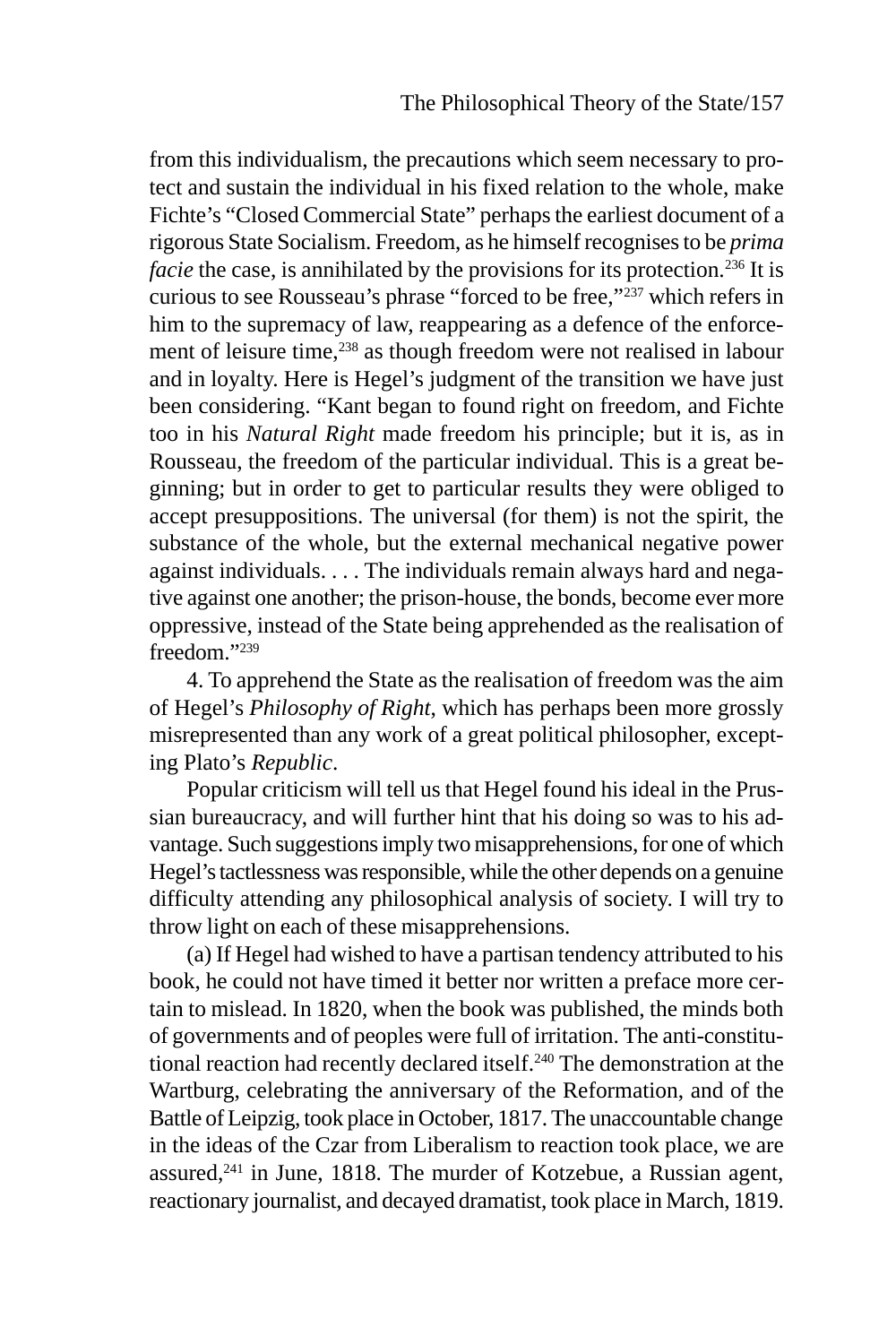from this individualism, the precautions which seem necessary to protect and sustain the individual in his fixed relation to the whole, make Fichte's "Closed Commercial State" perhaps the earliest document of a rigorous State Socialism. Freedom, as he himself recognises to be *prima facie* the case, is annihilated by the provisions for its protection.[236] It is curious to see Rousseau's phrase "forced to be free,"[237] which refers in him to the supremacy of law, reappearing as a defence of the enforcement of leisure time,[238] as though freedom were not realised in labour and in loyalty. Here is Hegel's judgment of the transition we have just been considering. "Kant began to found right on freedom, and Fichte too in his *Natural Right* made freedom his principle; but it is, as in Rousseau, the freedom of the particular individual. This is a great beginning; but in order to get to particular results they were obliged to accept presuppositions. The universal (for them) is not the spirit, the substance of the whole, but the external mechanical negative power against individuals. . . . The individuals remain always hard and negative against one another; the prison-house, the bonds, become ever more oppressive, instead of the State being apprehended as the realisation of freedom."[239]

4. To apprehend the State as the realisation of freedom was the aim of Hegel's *Philosophy of Right*, which has perhaps been more grossly misrepresented than any work of a great political philosopher, excepting Plato's *Republic*.

Popular criticism will tell us that Hegel found his ideal in the Prussian bureaucracy, and will further hint that his doing so was to his advantage. Such suggestions imply two misapprehensions, for one of which Hegel's tactlessness was responsible, while the other depends on a genuine difficulty attending any philosophical analysis of society. I will try to throw light on each of these misapprehensions.

(a) If Hegel had wished to have a partisan tendency attributed to his book, he could not have timed it better nor written a preface more certain to mislead. In 1820, when the book was published, the minds both of governments and of peoples were full of irritation. The anti-constitutional reaction had recently declared itself.[240] The demonstration at the Wartburg, celebrating the anniversary of the Reformation, and of the Battle of Leipzig, took place in October, 1817. The unaccountable change in the ideas of the Czar from Liberalism to reaction took place, we are assured,[241] in June, 1818. The murder of Kotzebue, a Russian agent, reactionary journalist, and decayed dramatist, took place in March, 1819.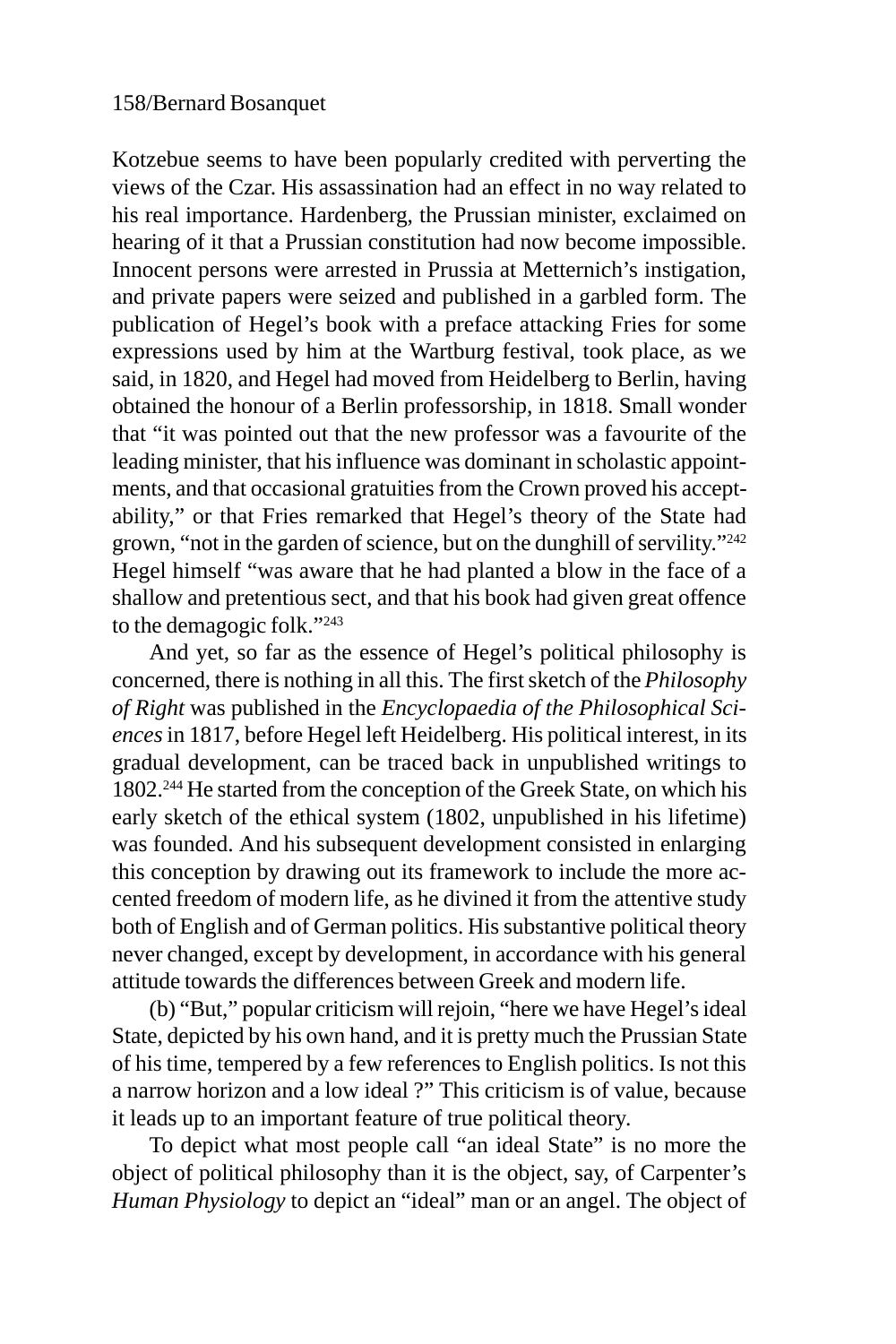Kotzebue seems to have been popularly credited with perverting the views of the Czar. His assassination had an effect in no way related to his real importance. Hardenberg, the Prussian minister, exclaimed on hearing of it that a Prussian constitution had now become impossible. Innocent persons were arrested in Prussia at Metternich's instigation, and private papers were seized and published in a garbled form. The publication of Hegel's book with a preface attacking Fries for some expressions used by him at the Wartburg festival, took place, as we said, in 1820, and Hegel had moved from Heidelberg to Berlin, having obtained the honour of a Berlin professorship, in 1818. Small wonder that "it was pointed out that the new professor was a favourite of the leading minister, that his influence was dominant in scholastic appointments, and that occasional gratuities from the Crown proved his acceptability," or that Fries remarked that Hegel's theory of the State had grown, "not in the garden of science, but on the dunghill of servility."[242] Hegel himself "was aware that he had planted a blow in the face of a shallow and pretentious sect, and that his book had given great offence to the demagogic folk."[243]

And yet, so far as the essence of Hegel's political philosophy is concerned, there is nothing in all this. The first sketch of the *Philosophy of Right* was published in the *Encyclopaedia of the Philosophical Sciences* in 1817, before Hegel left Heidelberg. His political interest, in its gradual development, can be traced back in unpublished writings to 1802.[244] He started from the conception of the Greek State, on which his early sketch of the ethical system (1802, unpublished in his lifetime) was founded. And his subsequent development consisted in enlarging this conception by drawing out its framework to include the more accented freedom of modern life, as he divined it from the attentive study both of English and of German politics. His substantive political theory never changed, except by development, in accordance with his general attitude towards the differences between Greek and modern life.

(b) "But," popular criticism will rejoin, "here we have Hegel's ideal State, depicted by his own hand, and it is pretty much the Prussian State of his time, tempered by a few references to English politics. Is not this a narrow horizon and a low ideal ?" This criticism is of value, because it leads up to an important feature of true political theory.

To depict what most people call "an ideal State" is no more the object of political philosophy than it is the object, say, of Carpenter's *Human Physiology* to depict an "ideal" man or an angel. The object of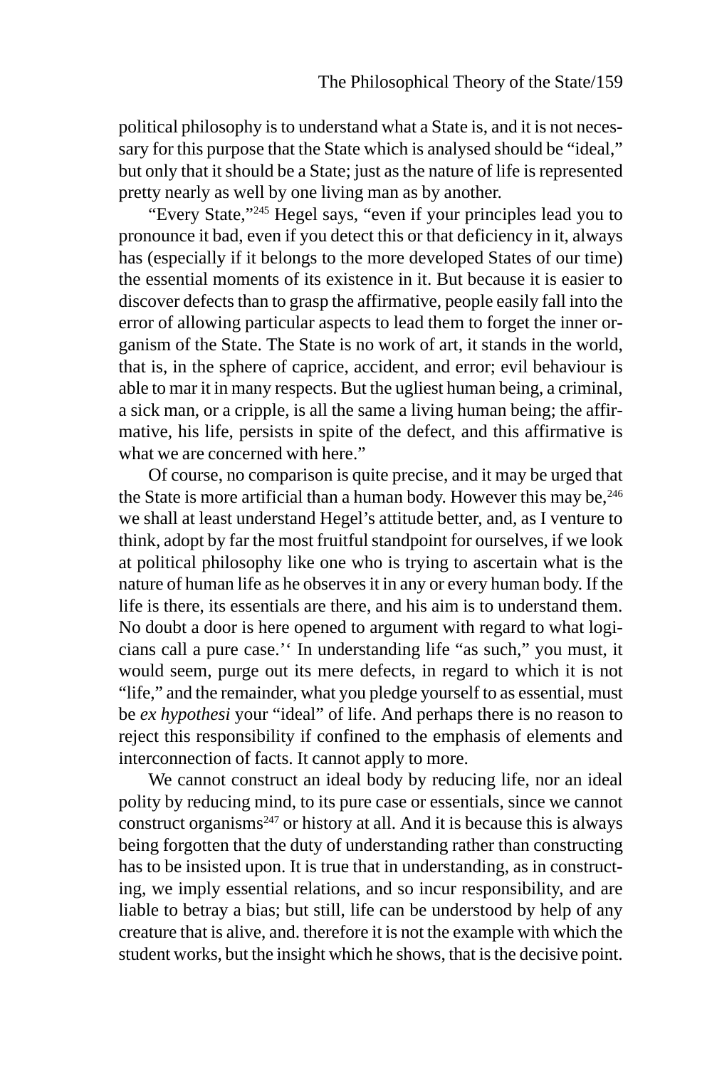political philosophy is to understand what a State is, and it is not necessary for this purpose that the State which is analysed should be "ideal," but only that it should be a State; just as the nature of life is represented pretty nearly as well by one living man as by another.

"Every State,"[245] Hegel says, "even if your principles lead you to pronounce it bad, even if you detect this or that deficiency in it, always has (especially if it belongs to the more developed States of our time) the essential moments of its existence in it. But because it is easier to discover defects than to grasp the affirmative, people easily fall into the error of allowing particular aspects to lead them to forget the inner organism of the State. The State is no work of art, it stands in the world, that is, in the sphere of caprice, accident, and error; evil behaviour is able to mar it in many respects. But the ugliest human being, a criminal, a sick man, or a cripple, is all the same a living human being; the affirmative, his life, persists in spite of the defect, and this affirmative is what we are concerned with here."

Of course, no comparison is quite precise, and it may be urged that the State is more artificial than a human body. However this may be,[246] we shall at least understand Hegel's attitude better, and, as I venture to think, adopt by far the most fruitful standpoint for ourselves, if we look at political philosophy like one who is trying to ascertain what is the nature of human life as he observes it in any or every human body. If the life is there, its essentials are there, and his aim is to understand them. No doubt a door is here opened to argument with regard to what logicians call a pure case.'' In understanding life "as such," you must, it would seem, purge out its mere defects, in regard to which it is not "life," and the remainder, what you pledge yourself to as essential, must be *ex hypothesi* your "ideal" of life. And perhaps there is no reason to reject this responsibility if confined to the emphasis of elements and interconnection of facts. It cannot apply to more.

We cannot construct an ideal body by reducing life, nor an ideal polity by reducing mind, to its pure case or essentials, since we cannot construct organisms[247] or history at all. And it is because this is always being forgotten that the duty of understanding rather than constructing has to be insisted upon. It is true that in understanding, as in constructing, we imply essential relations, and so incur responsibility, and are liable to betray a bias; but still, life can be understood by help of any creature that is alive, and. therefore it is not the example with which the student works, but the insight which he shows, that is the decisive point.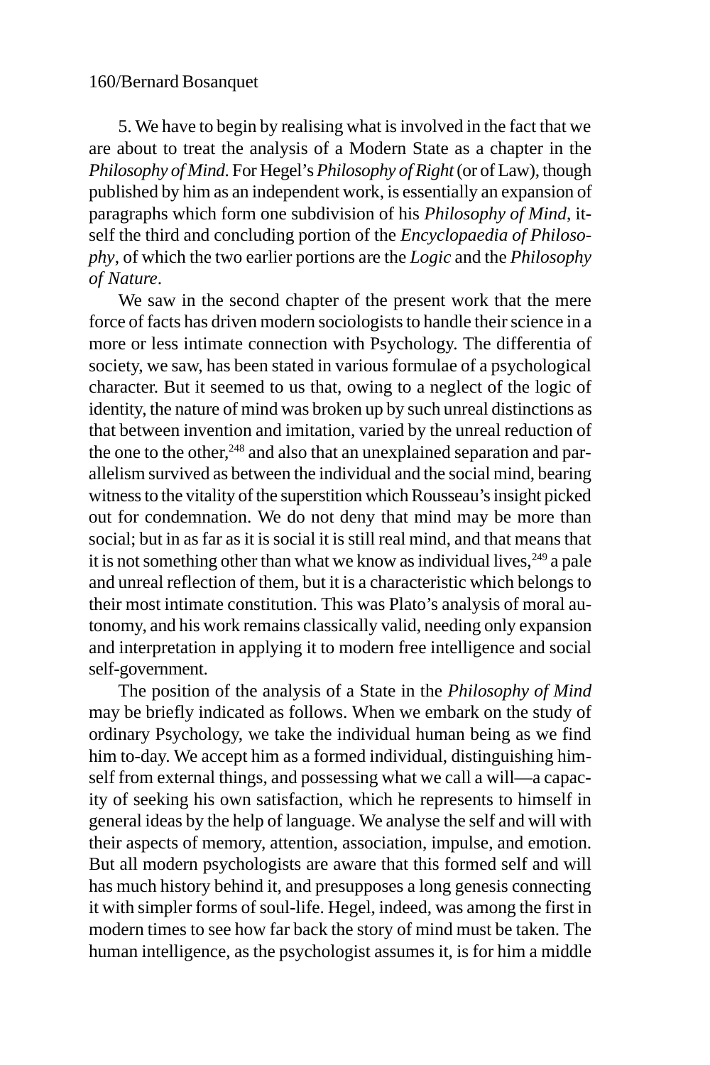5. We have to begin by realising what is involved in the fact that we are about to treat the analysis of a Modern State as a chapter in the *Philosophy of Mind*. For Hegel's *Philosophy of Right* (or of Law), though published by him as an independent work, is essentially an expansion of paragraphs which form one subdivision of his *Philosophy of Mind*, itself the third and concluding portion of the *Encyclopaedia of Philosophy*, of which the two earlier portions are the *Logic* and the *Philosophy of Nature*.

We saw in the second chapter of the present work that the mere force of facts has driven modern sociologists to handle their science in a more or less intimate connection with Psychology. The differentia of society, we saw, has been stated in various formulae of a psychological character. But it seemed to us that, owing to a neglect of the logic of identity, the nature of mind was broken up by such unreal distinctions as that between invention and imitation, varied by the unreal reduction of the one to the other,[248] and also that an unexplained separation and parallelism survived as between the individual and the social mind, bearing witness to the vitality of the superstition which Rousseau's insight picked out for condemnation. We do not deny that mind may be more than social; but in as far as it is social it is still real mind, and that means that it is not something other than what we know as individual lives,[249] a pale and unreal reflection of them, but it is a characteristic which belongs to their most intimate constitution. This was Plato's analysis of moral autonomy, and his work remains classically valid, needing only expansion and interpretation in applying it to modern free intelligence and social self-government.

The position of the analysis of a State in the *Philosophy of Mind* may be briefly indicated as follows. When we embark on the study of ordinary Psychology, we take the individual human being as we find him to-day. We accept him as a formed individual, distinguishing himself from external things, and possessing what we call a will—a capacity of seeking his own satisfaction, which he represents to himself in general ideas by the help of language. We analyse the self and will with their aspects of memory, attention, association, impulse, and emotion. But all modern psychologists are aware that this formed self and will has much history behind it, and presupposes a long genesis connecting it with simpler forms of soul-life. Hegel, indeed, was among the first in modern times to see how far back the story of mind must be taken. The human intelligence, as the psychologist assumes it, is for him a middle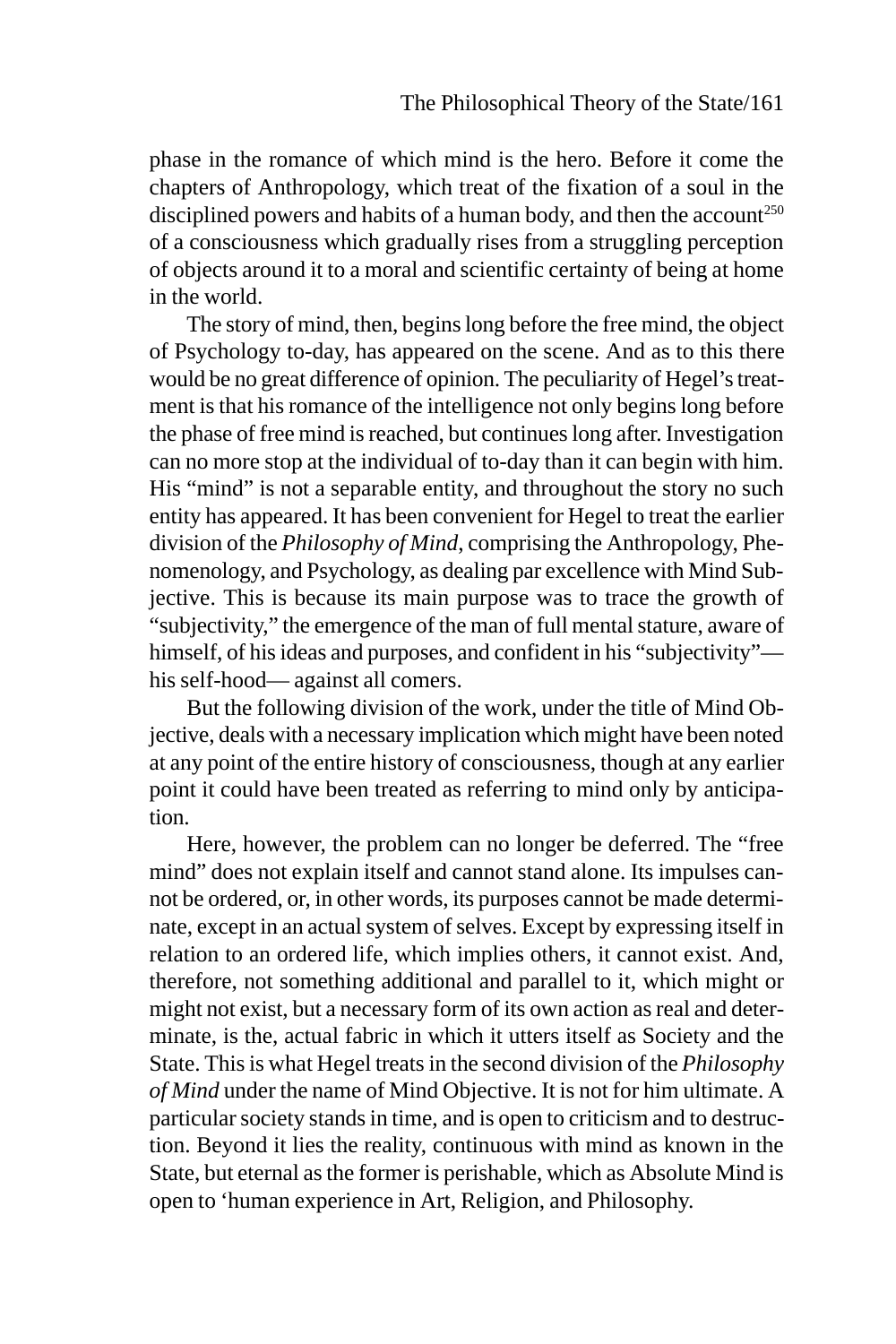phase in the romance of which mind is the hero. Before it come the chapters of Anthropology, which treat of the fixation of a soul in the disciplined powers and habits of a human body, and then the account[250] of a consciousness which gradually rises from a struggling perception of objects around it to a moral and scientific certainty of being at home in the world.

The story of mind, then, begins long before the free mind, the object of Psychology to-day, has appeared on the scene. And as to this there would be no great difference of opinion. The peculiarity of Hegel's treatment is that his romance of the intelligence not only begins long before the phase of free mind is reached, but continues long after. Investigation can no more stop at the individual of to-day than it can begin with him. His "mind" is not a separable entity, and throughout the story no such entity has appeared. It has been convenient for Hegel to treat the earlier division of the *Philosophy of Mind*, comprising the Anthropology, Phenomenology, and Psychology, as dealing par excellence with Mind Subjective. This is because its main purpose was to trace the growth of "subjectivity," the emergence of the man of full mental stature, aware of himself, of his ideas and purposes, and confident in his "subjectivity"—his self-hood— against all comers.

But the following division of the work, under the title of Mind Objective, deals with a necessary implication which might have been noted at any point of the entire history of consciousness, though at any earlier point it could have been treated as referring to mind only by anticipation.

Here, however, the problem can no longer be deferred. The "free mind" does not explain itself and cannot stand alone. Its impulses cannot be ordered, or, in other words, its purposes cannot be made determinate, except in an actual system of selves. Except by expressing itself in relation to an ordered life, which implies others, it cannot exist. And, therefore, not something additional and parallel to it, which might or might not exist, but a necessary form of its own action as real and determinate, is the, actual fabric in which it utters itself as Society and the State. This is what Hegel treats in the second division of the *Philosophy of Mind* under the name of Mind Objective. It is not for him ultimate. A particular society stands in time, and is open to criticism and to destruction. Beyond it lies the reality, continuous with mind as known in the State, but eternal as the former is perishable, which as Absolute Mind is open to 'human experience in Art, Religion, and Philosophy.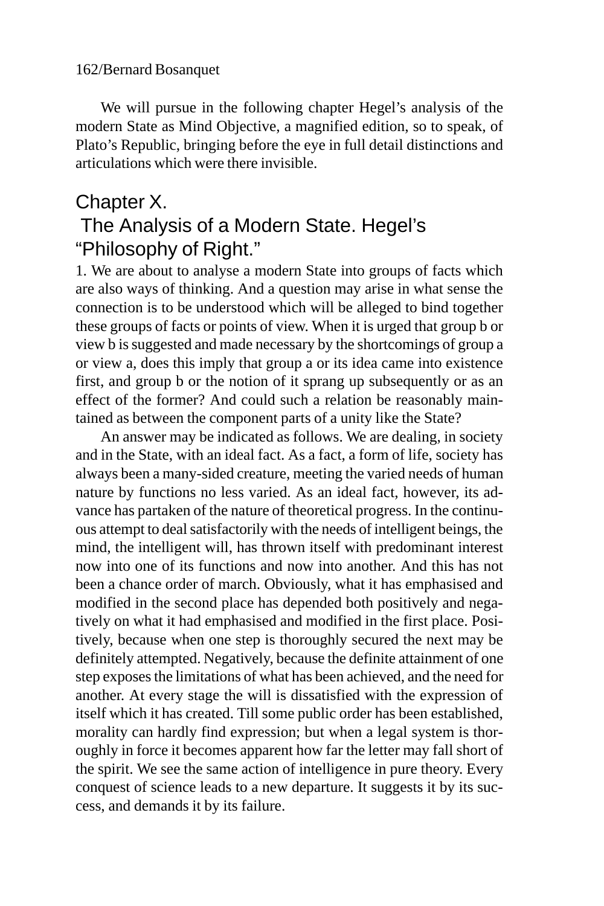We will pursue in the following chapter Hegel's analysis of the modern State as Mind Objective, a magnified edition, so to speak, of Plato's Republic, bringing before the eye in full detail distinctions and articulations which were there invisible.

## Chapter X.
## The Analysis of a Modern State. Hegel's "Philosophy of Right."

1. We are about to analyse a modern State into groups of facts which are also ways of thinking. And a question may arise in what sense the connection is to be understood which will be alleged to bind together these groups of facts or points of view. When it is urged that group b or view b is suggested and made necessary by the shortcomings of group a or view a, does this imply that group a or its idea came into existence first, and group b or the notion of it sprang up subsequently or as an effect of the former? And could such a relation be reasonably maintained as between the component parts of a unity like the State?

An answer may be indicated as follows. We are dealing, in society and in the State, with an ideal fact. As a fact, a form of life, society has always been a many-sided creature, meeting the varied needs of human nature by functions no less varied. As an ideal fact, however, its advance has partaken of the nature of theoretical progress. In the continuous attempt to deal satisfactorily with the needs of intelligent beings, the mind, the intelligent will, has thrown itself with predominant interest now into one of its functions and now into another. And this has not been a chance order of march. Obviously, what it has emphasised and modified in the second place has depended both positively and negatively on what it had emphasised and modified in the first place. Positively, because when one step is thoroughly secured the next may be definitely attempted. Negatively, because the definite attainment of one step exposes the limitations of what has been achieved, and the need for another. At every stage the will is dissatisfied with the expression of itself which it has created. Till some public order has been established, morality can hardly find expression; but when a legal system is thoroughly in force it becomes apparent how far the letter may fall short of the spirit. We see the same action of intelligence in pure theory. Every conquest of science leads to a new departure. It suggests it by its success, and demands it by its failure.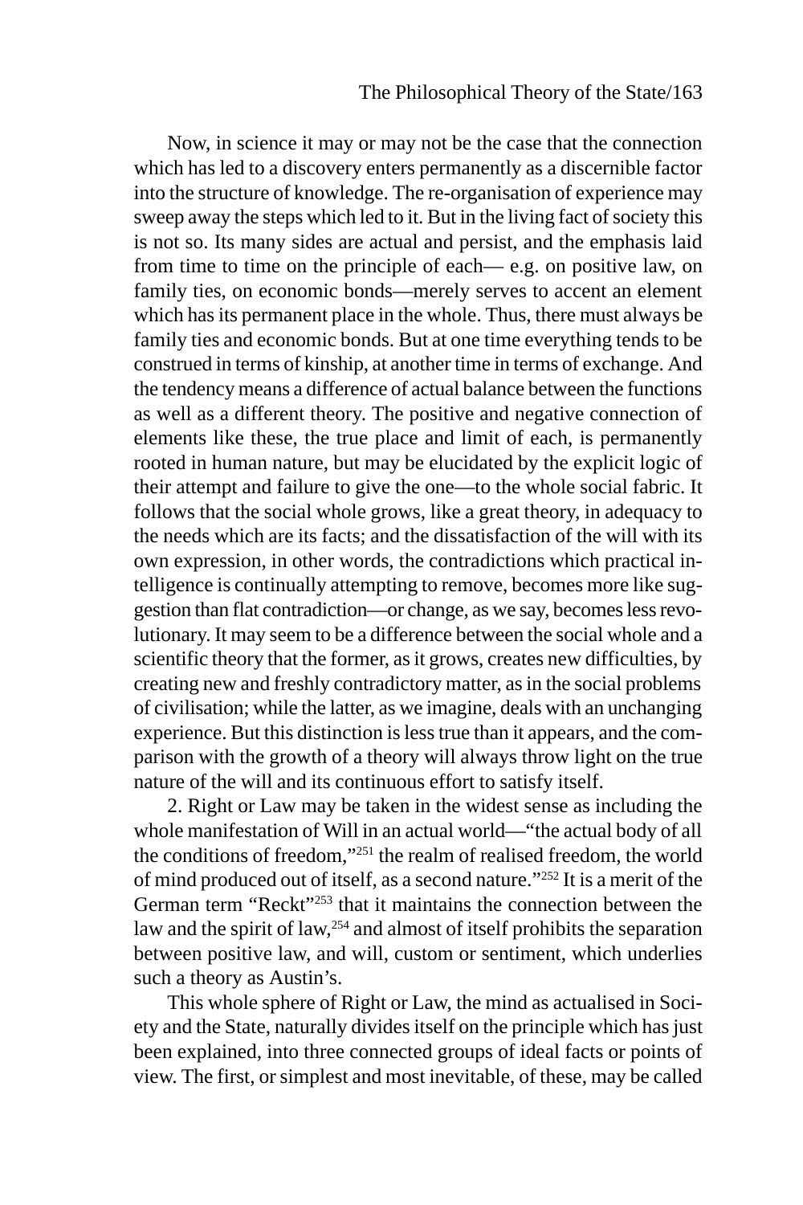Now, in science it may or may not be the case that the connection which has led to a discovery enters permanently as a discernible factor into the structure of knowledge. The re-organisation of experience may sweep away the steps which led to it. But in the living fact of society this is not so. Its many sides are actual and persist, and the emphasis laid from time to time on the principle of each— e.g. on positive law, on family ties, on economic bonds—merely serves to accent an element which has its permanent place in the whole. Thus, there must always be family ties and economic bonds. But at one time everything tends to be construed in terms of kinship, at another time in terms of exchange. And the tendency means a difference of actual balance between the functions as well as a different theory. The positive and negative connection of elements like these, the true place and limit of each, is permanently rooted in human nature, but may be elucidated by the explicit logic of their attempt and failure to give the one—to the whole social fabric. It follows that the social whole grows, like a great theory, in adequacy to the needs which are its facts; and the dissatisfaction of the will with its own expression, in other words, the contradictions which practical intelligence is continually attempting to remove, becomes more like suggestion than flat contradiction—or change, as we say, becomes less revolutionary. It may seem to be a difference between the social whole and a scientific theory that the former, as it grows, creates new difficulties, by creating new and freshly contradictory matter, as in the social problems of civilisation; while the latter, as we imagine, deals with an unchanging experience. But this distinction is less true than it appears, and the comparison with the growth of a theory will always throw light on the true nature of the will and its continuous effort to satisfy itself.

2. Right or Law may be taken in the widest sense as including the whole manifestation of Will in an actual world—"the actual body of all the conditions of freedom,"[251] the realm of realised freedom, the world of mind produced out of itself, as a second nature."[252] It is a merit of the German term "Reckt"[253] that it maintains the connection between the law and the spirit of law,[254] and almost of itself prohibits the separation between positive law, and will, custom or sentiment, which underlies such a theory as Austin's.

This whole sphere of Right or Law, the mind as actualised in Society and the State, naturally divides itself on the principle which has just been explained, into three connected groups of ideal facts or points of view. The first, or simplest and most inevitable, of these, may be called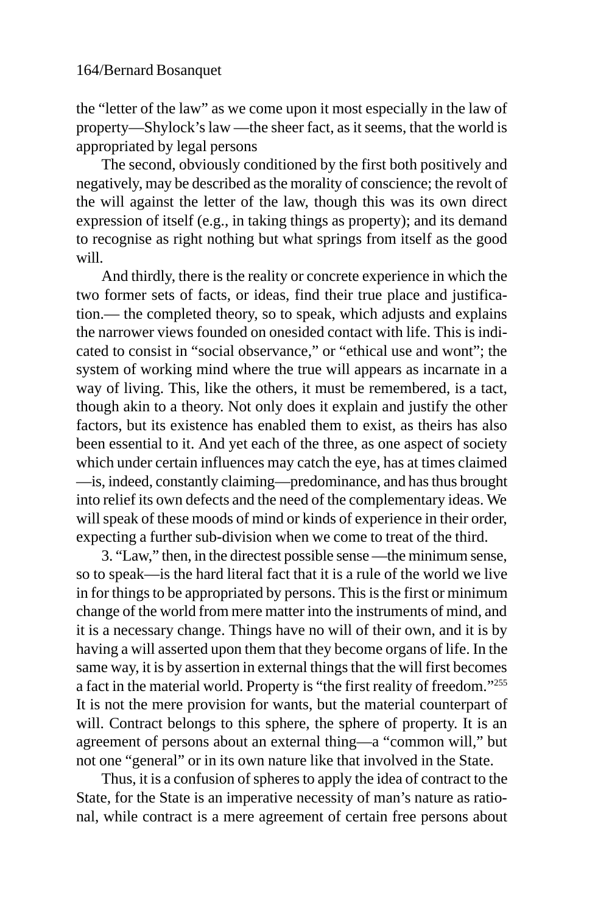the "letter of the law" as we come upon it most especially in the law of property—Shylock's law —the sheer fact, as it seems, that the world is appropriated by legal persons

The second, obviously conditioned by the first both positively and negatively, may be described as the morality of conscience; the revolt of the will against the letter of the law, though this was its own direct expression of itself (e.g., in taking things as property); and its demand to recognise as right nothing but what springs from itself as the good will.

And thirdly, there is the reality or concrete experience in which the two former sets of facts, or ideas, find their true place and justification.— the completed theory, so to speak, which adjusts and explains the narrower views founded on onesided contact with life. This is indicated to consist in "social observance," or "ethical use and wont"; the system of working mind where the true will appears as incarnate in a way of living. This, like the others, it must be remembered, is a tact, though akin to a theory. Not only does it explain and justify the other factors, but its existence has enabled them to exist, as theirs has also been essential to it. And yet each of the three, as one aspect of society which under certain influences may catch the eye, has at times claimed —is, indeed, constantly claiming—predominance, and has thus brought into relief its own defects and the need of the complementary ideas. We will speak of these moods of mind or kinds of experience in their order, expecting a further sub-division when we come to treat of the third.

3. "Law," then, in the directest possible sense —the minimum sense, so to speak—is the hard literal fact that it is a rule of the world we live in for things to be appropriated by persons. This is the first or minimum change of the world from mere matter into the instruments of mind, and it is a necessary change. Things have no will of their own, and it is by having a will asserted upon them that they become organs of life. In the same way, it is by assertion in external things that the will first becomes a fact in the material world. Property is "the first reality of freedom."[255] It is not the mere provision for wants, but the material counterpart of will. Contract belongs to this sphere, the sphere of property. It is an agreement of persons about an external thing—a "common will," but not one "general" or in its own nature like that involved in the State.

Thus, it is a confusion of spheres to apply the idea of contract to the State, for the State is an imperative necessity of man's nature as rational, while contract is a mere agreement of certain free persons about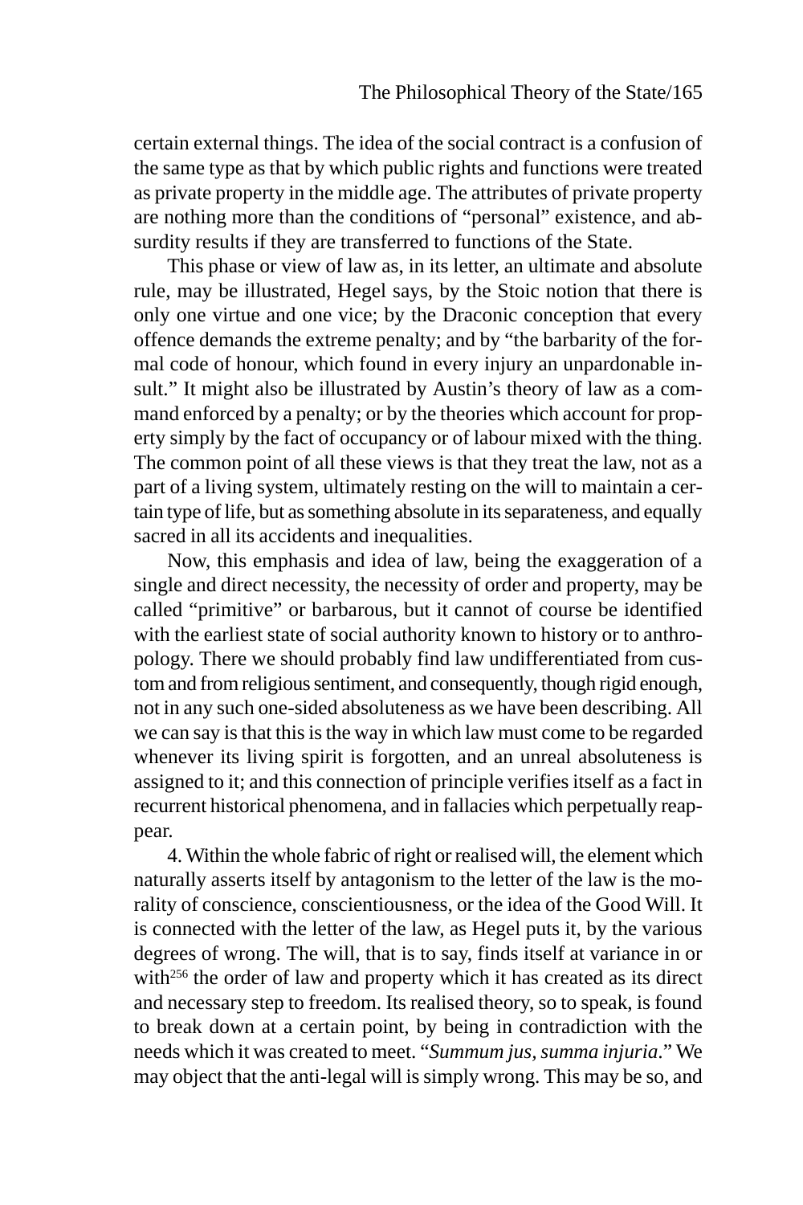certain external things. The idea of the social contract is a confusion of the same type as that by which public rights and functions were treated as private property in the middle age. The attributes of private property are nothing more than the conditions of "personal" existence, and absurdity results if they are transferred to functions of the State.

This phase or view of law as, in its letter, an ultimate and absolute rule, may be illustrated, Hegel says, by the Stoic notion that there is only one virtue and one vice; by the Draconic conception that every offence demands the extreme penalty; and by "the barbarity of the formal code of honour, which found in every injury an unpardonable insult." It might also be illustrated by Austin's theory of law as a command enforced by a penalty; or by the theories which account for property simply by the fact of occupancy or of labour mixed with the thing. The common point of all these views is that they treat the law, not as a part of a living system, ultimately resting on the will to maintain a certain type of life, but as something absolute in its separateness, and equally sacred in all its accidents and inequalities.

Now, this emphasis and idea of law, being the exaggeration of a single and direct necessity, the necessity of order and property, may be called "primitive" or barbarous, but it cannot of course be identified with the earliest state of social authority known to history or to anthropology. There we should probably find law undifferentiated from custom and from religious sentiment, and consequently, though rigid enough, not in any such one-sided absoluteness as we have been describing. All we can say is that this is the way in which law must come to be regarded whenever its living spirit is forgotten, and an unreal absoluteness is assigned to it; and this connection of principle verifies itself as a fact in recurrent historical phenomena, and in fallacies which perpetually reappear.

4. Within the whole fabric of right or realised will, the element which naturally asserts itself by antagonism to the letter of the law is the morality of conscience, conscientiousness, or the idea of the Good Will. It is connected with the letter of the law, as Hegel puts it, by the various degrees of wrong. The will, that is to say, finds itself at variance in or with[256] the order of law and property which it has created as its direct and necessary step to freedom. Its realised theory, so to speak, is found to break down at a certain point, by being in contradiction with the needs which it was created to meet. "*Summum jus, summa injuria*." We may object that the anti-legal will is simply wrong. This may be so, and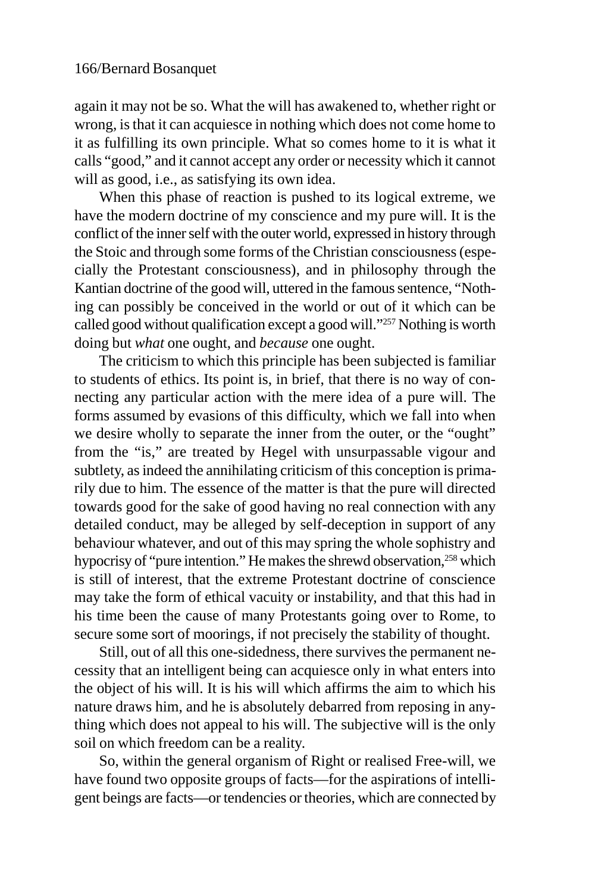again it may not be so. What the will has awakened to, whether right or wrong, is that it can acquiesce in nothing which does not come home to it as fulfilling its own principle. What so comes home to it is what it calls "good," and it cannot accept any order or necessity which it cannot will as good, i.e., as satisfying its own idea.

When this phase of reaction is pushed to its logical extreme, we have the modern doctrine of my conscience and my pure will. It is the conflict of the inner self with the outer world, expressed in history through the Stoic and through some forms of the Christian consciousness (especially the Protestant consciousness), and in philosophy through the Kantian doctrine of the good will, uttered in the famous sentence, "Nothing can possibly be conceived in the world or out of it which can be called good without qualification except a good will."[257] Nothing is worth doing but *what* one ought, and *because* one ought.

The criticism to which this principle has been subjected is familiar to students of ethics. Its point is, in brief, that there is no way of connecting any particular action with the mere idea of a pure will. The forms assumed by evasions of this difficulty, which we fall into when we desire wholly to separate the inner from the outer, or the "ought" from the "is," are treated by Hegel with unsurpassable vigour and subtlety, as indeed the annihilating criticism of this conception is primarily due to him. The essence of the matter is that the pure will directed towards good for the sake of good having no real connection with any detailed conduct, may be alleged by self-deception in support of any behaviour whatever, and out of this may spring the whole sophistry and hypocrisy of "pure intention." He makes the shrewd observation,[258] which is still of interest, that the extreme Protestant doctrine of conscience may take the form of ethical vacuity or instability, and that this had in his time been the cause of many Protestants going over to Rome, to secure some sort of moorings, if not precisely the stability of thought.

Still, out of all this one-sidedness, there survives the permanent necessity that an intelligent being can acquiesce only in what enters into the object of his will. It is his will which affirms the aim to which his nature draws him, and he is absolutely debarred from reposing in anything which does not appeal to his will. The subjective will is the only soil on which freedom can be a reality.

So, within the general organism of Right or realised Free-will, we have found two opposite groups of facts—for the aspirations of intelligent beings are facts—or tendencies or theories, which are connected by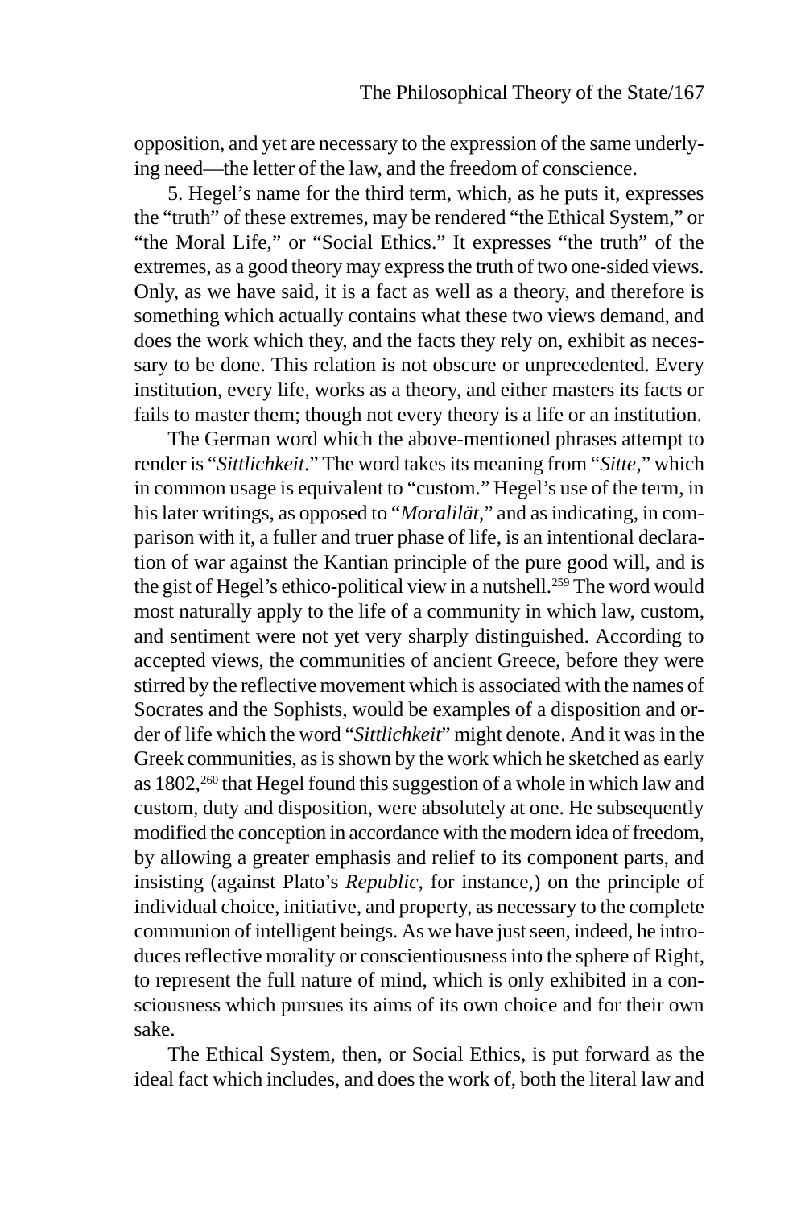opposition, and yet are necessary to the expression of the same underlying need—the letter of the law, and the freedom of conscience.

5. Hegel's name for the third term, which, as he puts it, expresses the "truth" of these extremes, may be rendered "the Ethical System," or "the Moral Life," or "Social Ethics." It expresses "the truth" of the extremes, as a good theory may express the truth of two one-sided views. Only, as we have said, it is a fact as well as a theory, and therefore is something which actually contains what these two views demand, and does the work which they, and the facts they rely on, exhibit as necessary to be done. This relation is not obscure or unprecedented. Every institution, every life, works as a theory, and either masters its facts or fails to master them; though not every theory is a life or an institution.

The German word which the above-mentioned phrases attempt to render is "*Sittlichkeit*." The word takes its meaning from "*Sitte*," which in common usage is equivalent to "custom." Hegel's use of the term, in his later writings, as opposed to "*Moralilät*," and as indicating, in comparison with it, a fuller and truer phase of life, is an intentional declaration of war against the Kantian principle of the pure good will, and is the gist of Hegel's ethico-political view in a nutshell.[259] The word would most naturally apply to the life of a community in which law, custom, and sentiment were not yet very sharply distinguished. According to accepted views, the communities of ancient Greece, before they were stirred by the reflective movement which is associated with the names of Socrates and the Sophists, would be examples of a disposition and order of life which the word "*Sittlichkeit*" might denote. And it was in the Greek communities, as is shown by the work which he sketched as early as 1802,[260] that Hegel found this suggestion of a whole in which law and custom, duty and disposition, were absolutely at one. He subsequently modified the conception in accordance with the modern idea of freedom, by allowing a greater emphasis and relief to its component parts, and insisting (against Plato's *Republic*, for instance,) on the principle of individual choice, initiative, and property, as necessary to the complete communion of intelligent beings. As we have just seen, indeed, he introduces reflective morality or conscientiousness into the sphere of Right, to represent the full nature of mind, which is only exhibited in a consciousness which pursues its aims of its own choice and for their own sake.

The Ethical System, then, or Social Ethics, is put forward as the ideal fact which includes, and does the work of, both the literal law and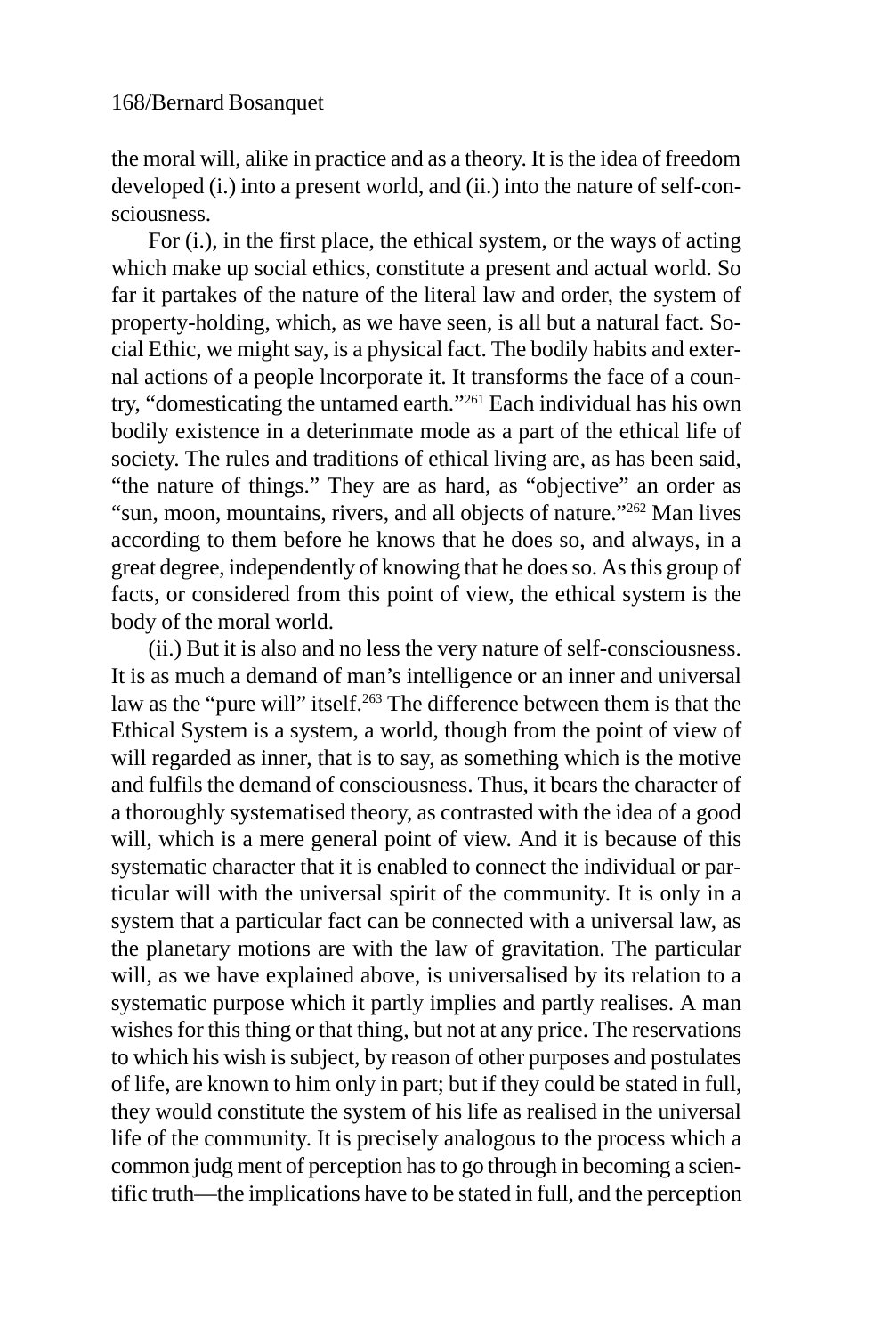the moral will, alike in practice and as a theory. It is the idea of freedom developed (i.) into a present world, and (ii.) into the nature of self-consciousness.

For (i.), in the first place, the ethical system, or the ways of acting which make up social ethics, constitute a present and actual world. So far it partakes of the nature of the literal law and order, the system of property-holding, which, as we have seen, is all but a natural fact. Social Ethic, we might say, is a physical fact. The bodily habits and external actions of a people lncorporate it. It transforms the face of a country, "domesticating the untamed earth."[261] Each individual has his own bodily existence in a deterinmate mode as a part of the ethical life of society. The rules and traditions of ethical living are, as has been said, "the nature of things." They are as hard, as "objective" an order as "sun, moon, mountains, rivers, and all objects of nature."[262] Man lives according to them before he knows that he does so, and always, in a great degree, independently of knowing that he does so. As this group of facts, or considered from this point of view, the ethical system is the body of the moral world.

(ii.) But it is also and no less the very nature of self-consciousness. It is as much a demand of man's intelligence or an inner and universal law as the "pure will" itself.[263] The difference between them is that the Ethical System is a system, a world, though from the point of view of will regarded as inner, that is to say, as something which is the motive and fulfils the demand of consciousness. Thus, it bears the character of a thoroughly systematised theory, as contrasted with the idea of a good will, which is a mere general point of view. And it is because of this systematic character that it is enabled to connect the individual or particular will with the universal spirit of the community. It is only in a system that a particular fact can be connected with a universal law, as the planetary motions are with the law of gravitation. The particular will, as we have explained above, is universalised by its relation to a systematic purpose which it partly implies and partly realises. A man wishes for this thing or that thing, but not at any price. The reservations to which his wish is subject, by reason of other purposes and postulates of life, are known to him only in part; but if they could be stated in full, they would constitute the system of his life as realised in the universal life of the community. It is precisely analogous to the process which a common judg ment of perception has to go through in becoming a scientific truth—the implications have to be stated in full, and the perception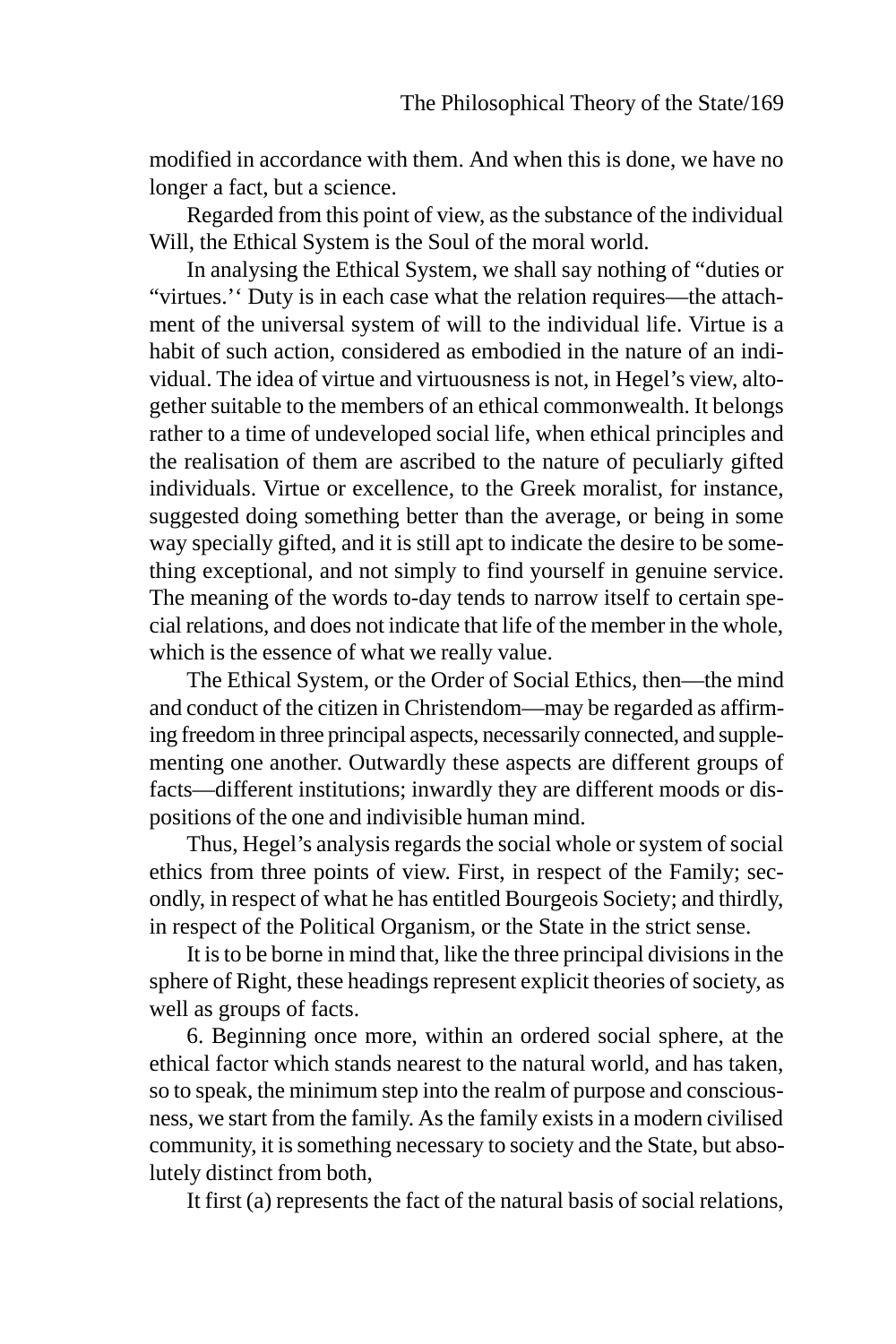modified in accordance with them. And when this is done, we have no longer a fact, but a science.

Regarded from this point of view, as the substance of the individual Will, the Ethical System is the Soul of the moral world.

In analysing the Ethical System, we shall say nothing of "duties or "virtues.'' Duty is in each case what the relation requires—the attachment of the universal system of will to the individual life. Virtue is a habit of such action, considered as embodied in the nature of an individual. The idea of virtue and virtuousness is not, in Hegel's view, altogether suitable to the members of an ethical commonwealth. It belongs rather to a time of undeveloped social life, when ethical principles and the realisation of them are ascribed to the nature of peculiarly gifted individuals. Virtue or excellence, to the Greek moralist, for instance, suggested doing something better than the average, or being in some way specially gifted, and it is still apt to indicate the desire to be something exceptional, and not simply to find yourself in genuine service. The meaning of the words to-day tends to narrow itself to certain special relations, and does not indicate that life of the member in the whole, which is the essence of what we really value.

The Ethical System, or the Order of Social Ethics, then—the mind and conduct of the citizen in Christendom—may be regarded as affirming freedom in three principal aspects, necessarily connected, and supplementing one another. Outwardly these aspects are different groups of facts—different institutions; inwardly they are different moods or dispositions of the one and indivisible human mind.

Thus, Hegel's analysis regards the social whole or system of social ethics from three points of view. First, in respect of the Family; secondly, in respect of what he has entitled Bourgeois Society; and thirdly, in respect of the Political Organism, or the State in the strict sense.

It is to be borne in mind that, like the three principal divisions in the sphere of Right, these headings represent explicit theories of society, as well as groups of facts.

6. Beginning once more, within an ordered social sphere, at the ethical factor which stands nearest to the natural world, and has taken, so to speak, the minimum step into the realm of purpose and consciousness, we start from the family. As the family exists in a modern civilised community, it is something necessary to society and the State, but absolutely distinct from both,

It first (a) represents the fact of the natural basis of social relations,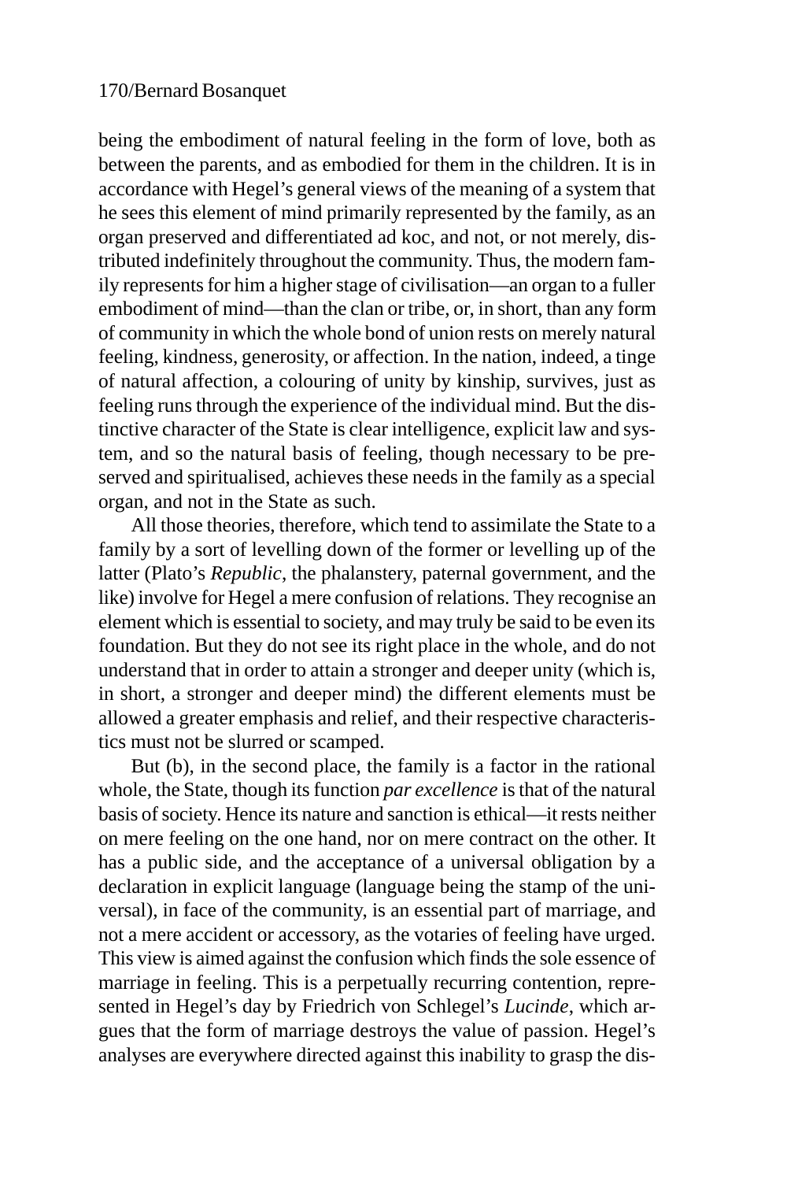being the embodiment of natural feeling in the form of love, both as between the parents, and as embodied for them in the children. It is in accordance with Hegel's general views of the meaning of a system that he sees this element of mind primarily represented by the family, as an organ preserved and differentiated ad koc, and not, or not merely, distributed indefinitely throughout the community. Thus, the modern family represents for him a higher stage of civilisation—an organ to a fuller embodiment of mind—than the clan or tribe, or, in short, than any form of community in which the whole bond of union rests on merely natural feeling, kindness, generosity, or affection. In the nation, indeed, a tinge of natural affection, a colouring of unity by kinship, survives, just as feeling runs through the experience of the individual mind. But the distinctive character of the State is clear intelligence, explicit law and system, and so the natural basis of feeling, though necessary to be preserved and spiritualised, achieves these needs in the family as a special organ, and not in the State as such.

All those theories, therefore, which tend to assimilate the State to a family by a sort of levelling down of the former or levelling up of the latter (Plato's *Republic*, the phalanstery, paternal government, and the like) involve for Hegel a mere confusion of relations. They recognise an element which is essential to society, and may truly be said to be even its foundation. But they do not see its right place in the whole, and do not understand that in order to attain a stronger and deeper unity (which is, in short, a stronger and deeper mind) the different elements must be allowed a greater emphasis and relief, and their respective characteristics must not be slurred or scamped.

But (b), in the second place, the family is a factor in the rational whole, the State, though its function *par excellence* is that of the natural basis of society. Hence its nature and sanction is ethical—it rests neither on mere feeling on the one hand, nor on mere contract on the other. It has a public side, and the acceptance of a universal obligation by a declaration in explicit language (language being the stamp of the universal), in face of the community, is an essential part of marriage, and not a mere accident or accessory, as the votaries of feeling have urged. This view is aimed against the confusion which finds the sole essence of marriage in feeling. This is a perpetually recurring contention, represented in Hegel's day by Friedrich von Schlegel's *Lucinde*, which argues that the form of marriage destroys the value of passion. Hegel's analyses are everywhere directed against this inability to grasp the dis-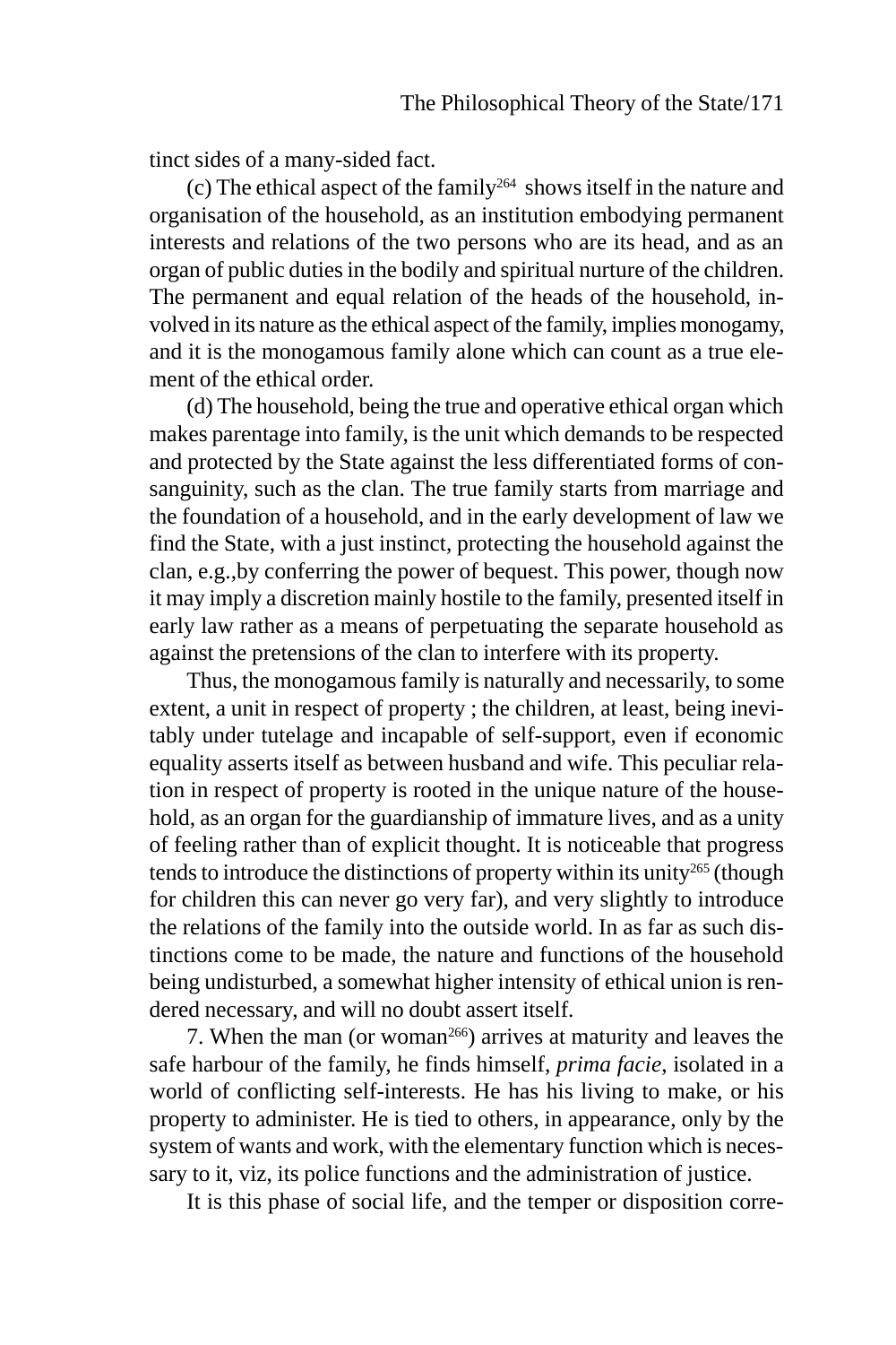tinct sides of a many-sided fact.

(c) The ethical aspect of the family[264] shows itself in the nature and organisation of the household, as an institution embodying permanent interests and relations of the two persons who are its head, and as an organ of public duties in the bodily and spiritual nurture of the children. The permanent and equal relation of the heads of the household, involved in its nature as the ethical aspect of the family, implies monogamy, and it is the monogamous family alone which can count as a true element of the ethical order.

(d) The household, being the true and operative ethical organ which makes parentage into family, is the unit which demands to be respected and protected by the State against the less differentiated forms of consanguinity, such as the clan. The true family starts from marriage and the foundation of a household, and in the early development of law we find the State, with a just instinct, protecting the household against the clan, e.g.,by conferring the power of bequest. This power, though now it may imply a discretion mainly hostile to the family, presented itself in early law rather as a means of perpetuating the separate household as against the pretensions of the clan to interfere with its property.

Thus, the monogamous family is naturally and necessarily, to some extent, a unit in respect of property ; the children, at least, being inevitably under tutelage and incapable of self-support, even if economic equality asserts itself as between husband and wife. This peculiar relation in respect of property is rooted in the unique nature of the household, as an organ for the guardianship of immature lives, and as a unity of feeling rather than of explicit thought. It is noticeable that progress tends to introduce the distinctions of property within its unity[265] (though for children this can never go very far), and very slightly to introduce the relations of the family into the outside world. In as far as such distinctions come to be made, the nature and functions of the household being undisturbed, a somewhat higher intensity of ethical union is rendered necessary, and will no doubt assert itself.

7. When the man (or woman[266]) arrives at maturity and leaves the safe harbour of the family, he finds himself, *prima facie,* isolated in a world of conflicting self-interests. He has his living to make, or his property to administer. He is tied to others, in appearance, only by the system of wants and work, with the elementary function which is necessary to it, viz, its police functions and the administration of justice.

It is this phase of social life, and the temper or disposition corre-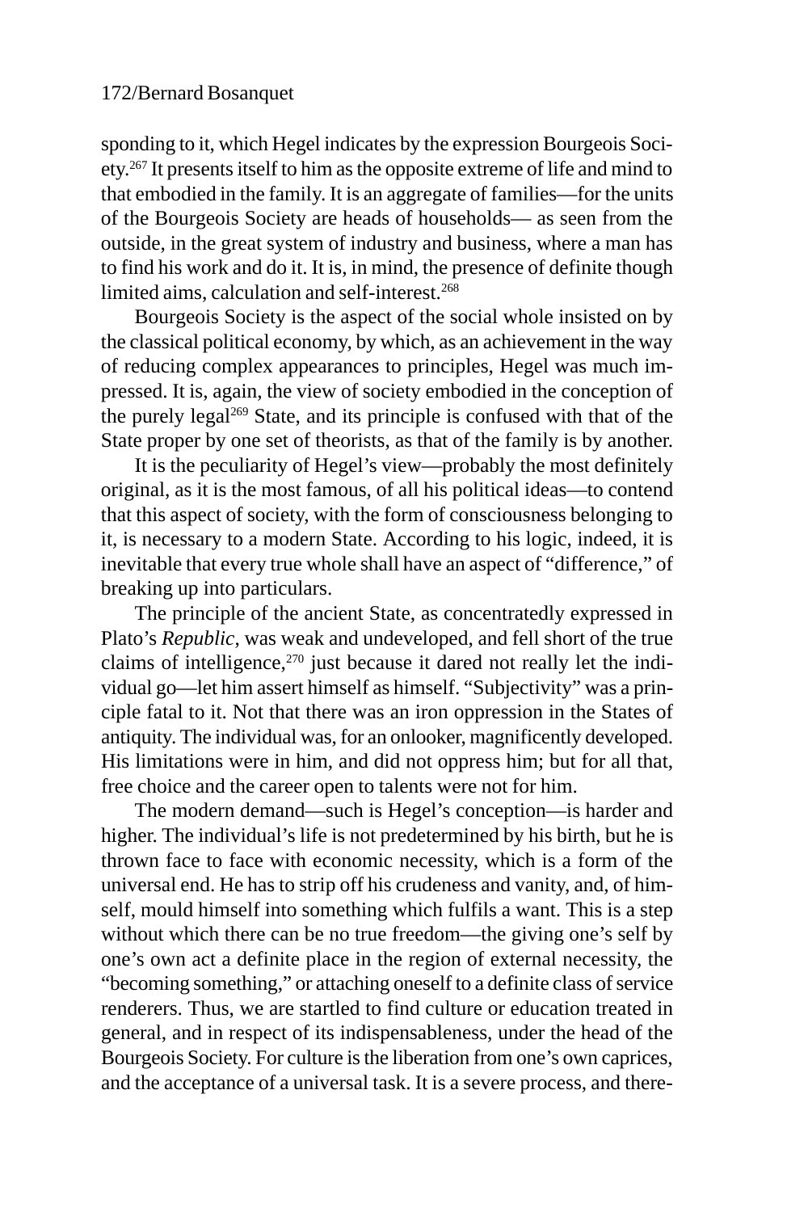sponding to it, which Hegel indicates by the expression Bourgeois Society.[267] It presents itself to him as the opposite extreme of life and mind to that embodied in the family. It is an aggregate of families—for the units of the Bourgeois Society are heads of households— as seen from the outside, in the great system of industry and business, where a man has to find his work and do it. It is, in mind, the presence of definite though limited aims, calculation and self-interest.[268]

Bourgeois Society is the aspect of the social whole insisted on by the classical political economy, by which, as an achievement in the way of reducing complex appearances to principles, Hegel was much impressed. It is, again, the view of society embodied in the conception of the purely legal[269] State, and its principle is confused with that of the State proper by one set of theorists, as that of the family is by another.

It is the peculiarity of Hegel's view—probably the most definitely original, as it is the most famous, of all his political ideas—to contend that this aspect of society, with the form of consciousness belonging to it, is necessary to a modern State. According to his logic, indeed, it is inevitable that every true whole shall have an aspect of "difference," of breaking up into particulars.

The principle of the ancient State, as concentratedly expressed in Plato's *Republic*, was weak and undeveloped, and fell short of the true claims of intelligence,[270] just because it dared not really let the individual go—let him assert himself as himself. "Subjectivity" was a principle fatal to it. Not that there was an iron oppression in the States of antiquity. The individual was, for an onlooker, magnificently developed. His limitations were in him, and did not oppress him; but for all that, free choice and the career open to talents were not for him.

The modern demand—such is Hegel's conception—is harder and higher. The individual's life is not predetermined by his birth, but he is thrown face to face with economic necessity, which is a form of the universal end. He has to strip off his crudeness and vanity, and, of himself, mould himself into something which fulfils a want. This is a step without which there can be no true freedom—the giving one's self by one's own act a definite place in the region of external necessity, the "becoming something," or attaching oneself to a definite class of service renderers. Thus, we are startled to find culture or education treated in general, and in respect of its indispensableness, under the head of the Bourgeois Society. For culture is the liberation from one's own caprices, and the acceptance of a universal task. It is a severe process, and there-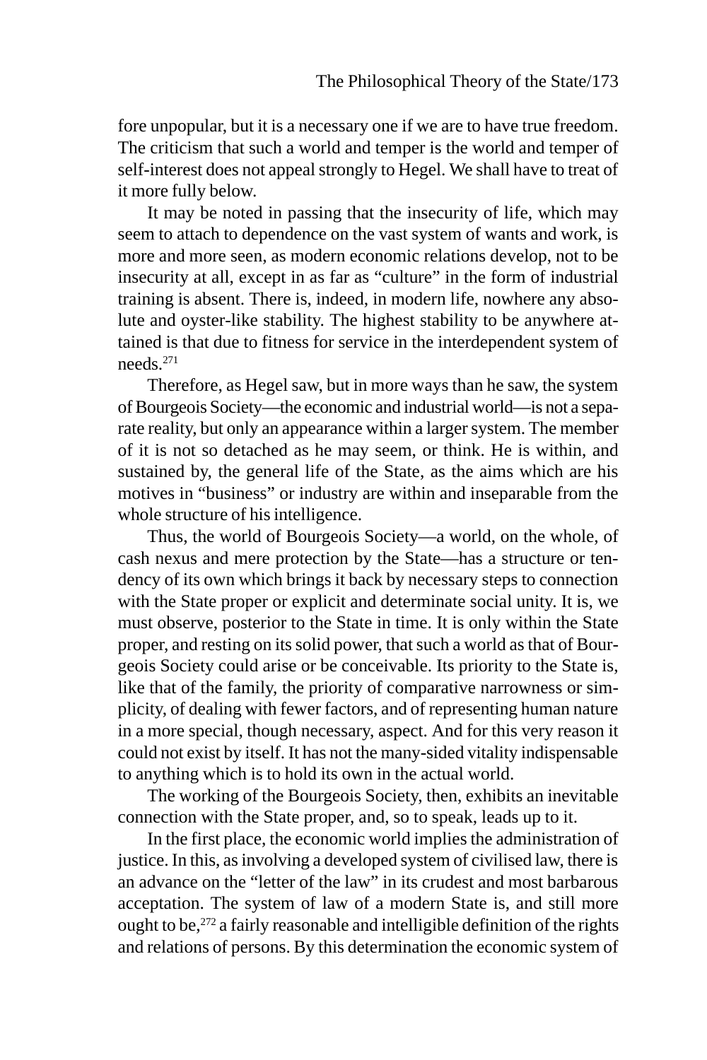fore unpopular, but it is a necessary one if we are to have true freedom. The criticism that such a world and temper is the world and temper of self-interest does not appeal strongly to Hegel. We shall have to treat of it more fully below.

It may be noted in passing that the insecurity of life, which may seem to attach to dependence on the vast system of wants and work, is more and more seen, as modern economic relations develop, not to be insecurity at all, except in as far as "culture" in the form of industrial training is absent. There is, indeed, in modern life, nowhere any absolute and oyster-like stability. The highest stability to be anywhere attained is that due to fitness for service in the interdependent system of needs.[271]

Therefore, as Hegel saw, but in more ways than he saw, the system of Bourgeois Society—the economic and industrial world—is not a separate reality, but only an appearance within a larger system. The member of it is not so detached as he may seem, or think. He is within, and sustained by, the general life of the State, as the aims which are his motives in "business" or industry are within and inseparable from the whole structure of his intelligence.

Thus, the world of Bourgeois Society—a world, on the whole, of cash nexus and mere protection by the State—has a structure or tendency of its own which brings it back by necessary steps to connection with the State proper or explicit and determinate social unity. It is, we must observe, posterior to the State in time. It is only within the State proper, and resting on its solid power, that such a world as that of Bourgeois Society could arise or be conceivable. Its priority to the State is, like that of the family, the priority of comparative narrowness or simplicity, of dealing with fewer factors, and of representing human nature in a more special, though necessary, aspect. And for this very reason it could not exist by itself. It has not the many-sided vitality indispensable to anything which is to hold its own in the actual world.

The working of the Bourgeois Society, then, exhibits an inevitable connection with the State proper, and, so to speak, leads up to it.

In the first place, the economic world implies the administration of justice. In this, as involving a developed system of civilised law, there is an advance on the "letter of the law" in its crudest and most barbarous acceptation. The system of law of a modern State is, and still more ought to be,[272] a fairly reasonable and intelligible definition of the rights and relations of persons. By this determination the economic system of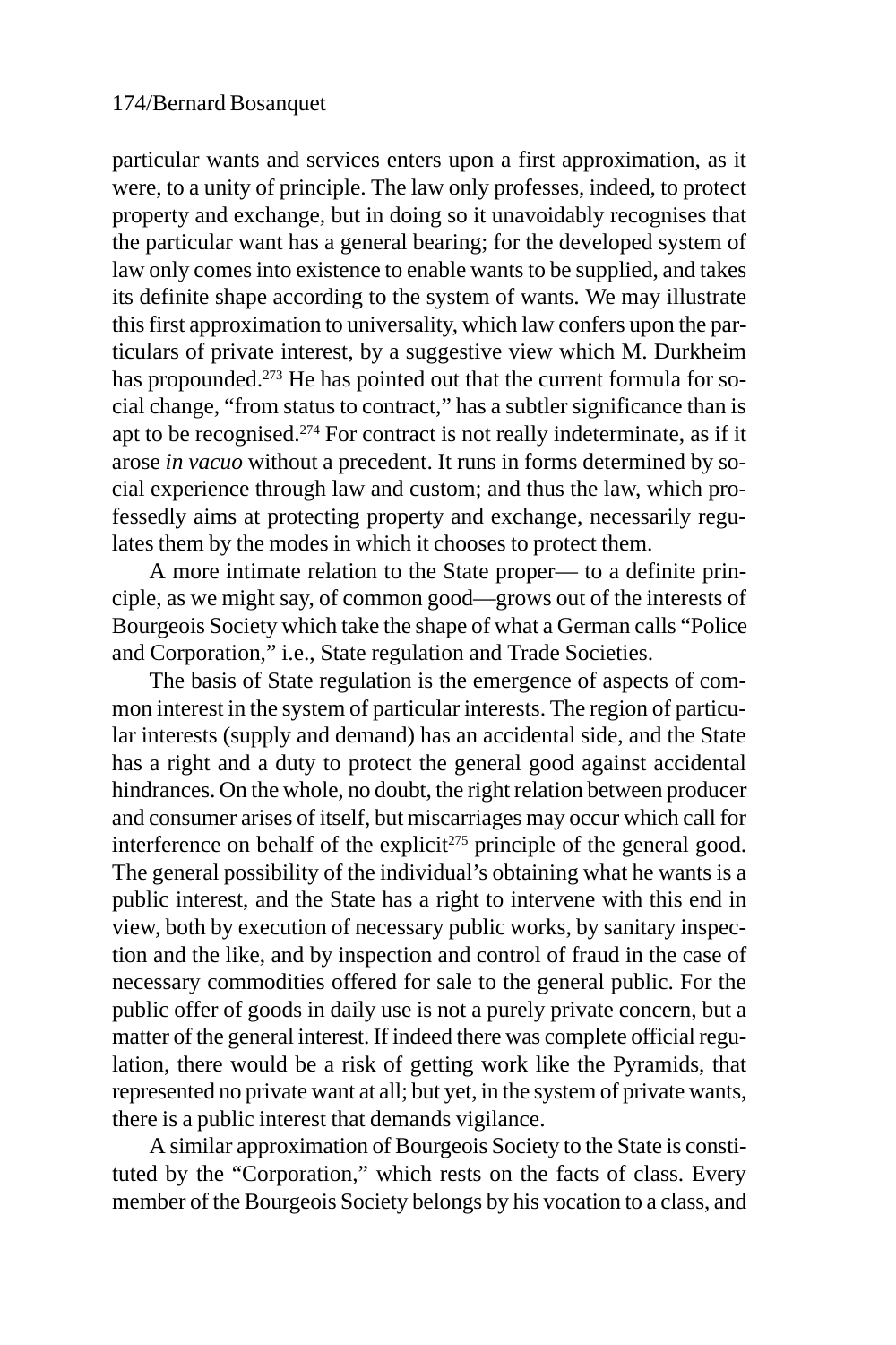particular wants and services enters upon a first approximation, as it were, to a unity of principle. The law only professes, indeed, to protect property and exchange, but in doing so it unavoidably recognises that the particular want has a general bearing; for the developed system of law only comes into existence to enable wants to be supplied, and takes its definite shape according to the system of wants. We may illustrate this first approximation to universality, which law confers upon the particulars of private interest, by a suggestive view which M. Durkheim has propounded.[273] He has pointed out that the current formula for social change, "from status to contract," has a subtler significance than is apt to be recognised.[274] For contract is not really indeterminate, as if it arose *in vacuo* without a precedent. It runs in forms determined by social experience through law and custom; and thus the law, which professedly aims at protecting property and exchange, necessarily regulates them by the modes in which it chooses to protect them.

A more intimate relation to the State proper— to a definite principle, as we might say, of common good—grows out of the interests of Bourgeois Society which take the shape of what a German calls "Police and Corporation," i.e., State regulation and Trade Societies.

The basis of State regulation is the emergence of aspects of common interest in the system of particular interests. The region of particular interests (supply and demand) has an accidental side, and the State has a right and a duty to protect the general good against accidental hindrances. On the whole, no doubt, the right relation between producer and consumer arises of itself, but miscarriages may occur which call for interference on behalf of the explicit[275] principle of the general good. The general possibility of the individual's obtaining what he wants is a public interest, and the State has a right to intervene with this end in view, both by execution of necessary public works, by sanitary inspection and the like, and by inspection and control of fraud in the case of necessary commodities offered for sale to the general public. For the public offer of goods in daily use is not a purely private concern, but a matter of the general interest. If indeed there was complete official regulation, there would be a risk of getting work like the Pyramids, that represented no private want at all; but yet, in the system of private wants, there is a public interest that demands vigilance.

A similar approximation of Bourgeois Society to the State is constituted by the "Corporation," which rests on the facts of class. Every member of the Bourgeois Society belongs by his vocation to a class, and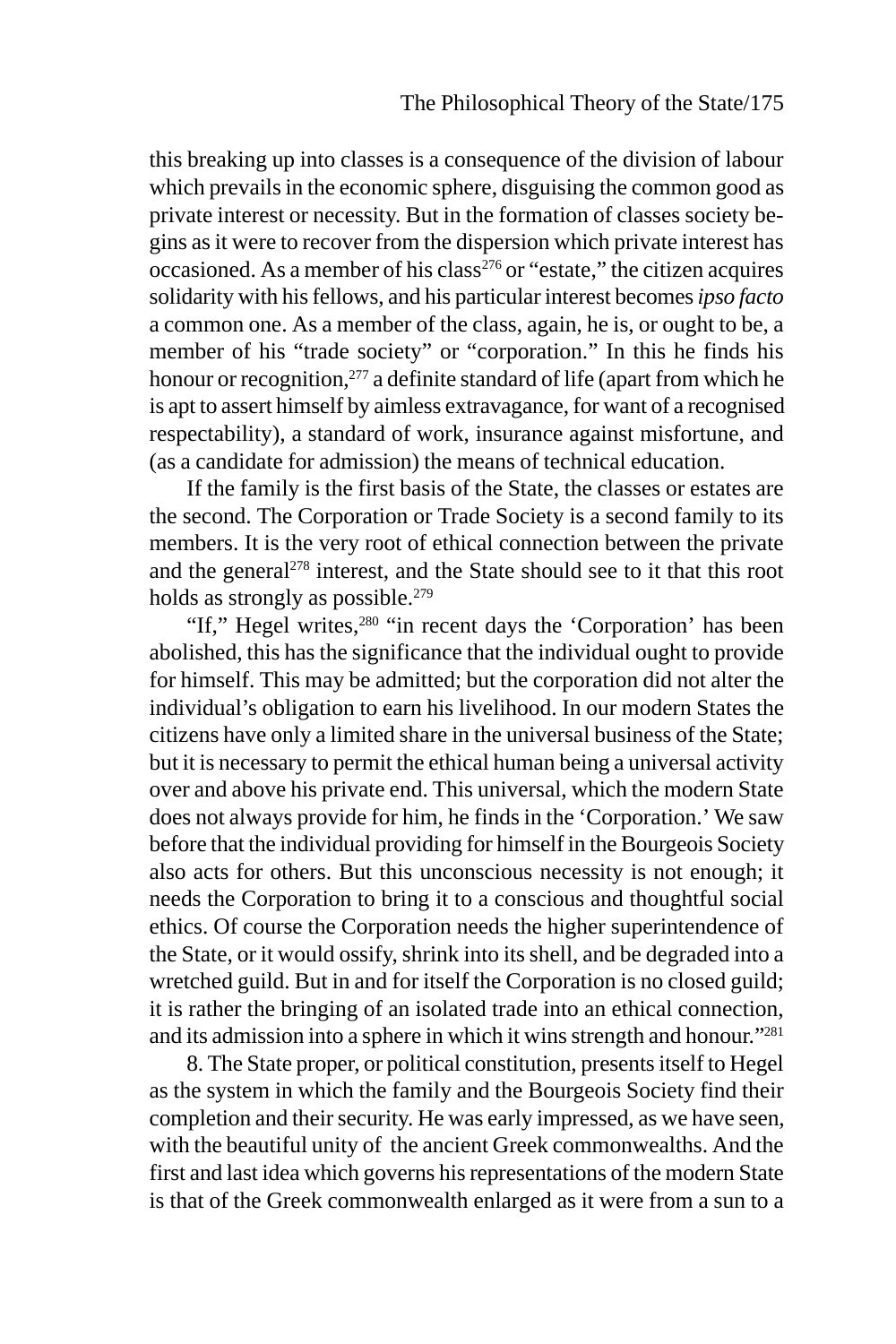this breaking up into classes is a consequence of the division of labour which prevails in the economic sphere, disguising the common good as private interest or necessity. But in the formation of classes society begins as it were to recover from the dispersion which private interest has occasioned. As a member of his class[276] or "estate," the citizen acquires solidarity with his fellows, and his particular interest becomes *ipso facto* a common one. As a member of the class, again, he is, or ought to be, a member of his "trade society" or "corporation." In this he finds his honour or recognition,[277] a definite standard of life (apart from which he is apt to assert himself by aimless extravagance, for want of a recognised respectability), a standard of work, insurance against misfortune, and (as a candidate for admission) the means of technical education.

If the family is the first basis of the State, the classes or estates are the second. The Corporation or Trade Society is a second family to its members. It is the very root of ethical connection between the private and the general[278] interest, and the State should see to it that this root holds as strongly as possible.[279]

"If," Hegel writes,[280] "in recent days the 'Corporation' has been abolished, this has the significance that the individual ought to provide for himself. This may be admitted; but the corporation did not alter the individual's obligation to earn his livelihood. In our modern States the citizens have only a limited share in the universal business of the State; but it is necessary to permit the ethical human being a universal activity over and above his private end. This universal, which the modern State does not always provide for him, he finds in the 'Corporation.' We saw before that the individual providing for himself in the Bourgeois Society also acts for others. But this unconscious necessity is not enough; it needs the Corporation to bring it to a conscious and thoughtful social ethics. Of course the Corporation needs the higher superintendence of the State, or it would ossify, shrink into its shell, and be degraded into a wretched guild. But in and for itself the Corporation is no closed guild; it is rather the bringing of an isolated trade into an ethical connection, and its admission into a sphere in which it wins strength and honour."[281]

8. The State proper, or political constitution, presents itself to Hegel as the system in which the family and the Bourgeois Society find their completion and their security. He was early impressed, as we have seen, with the beautiful unity of the ancient Greek commonwealths. And the first and last idea which governs his representations of the modern State is that of the Greek commonwealth enlarged as it were from a sun to a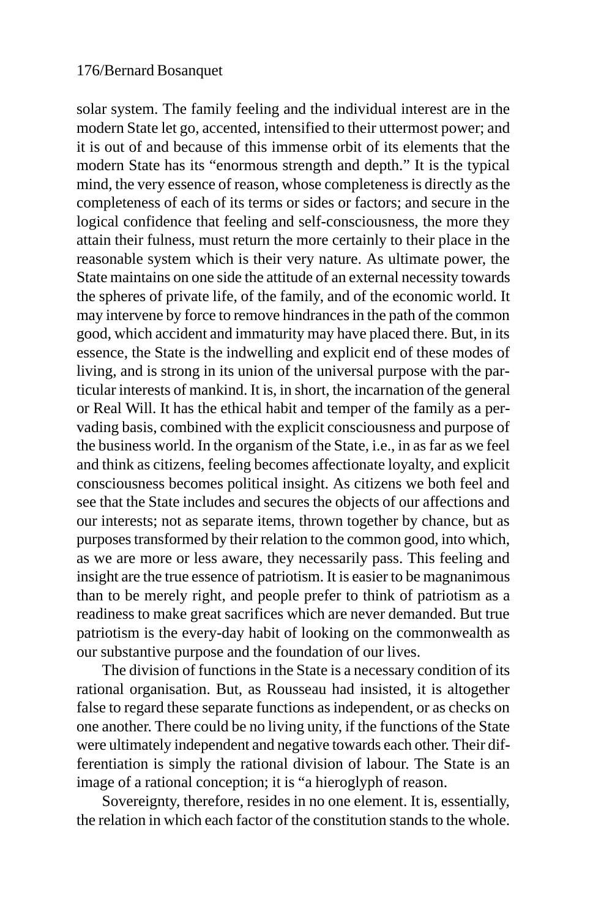solar system. The family feeling and the individual interest are in the modern State let go, accented, intensified to their uttermost power; and it is out of and because of this immense orbit of its elements that the modern State has its "enormous strength and depth." It is the typical mind, the very essence of reason, whose completeness is directly as the completeness of each of its terms or sides or factors; and secure in the logical confidence that feeling and self-consciousness, the more they attain their fulness, must return the more certainly to their place in the reasonable system which is their very nature. As ultimate power, the State maintains on one side the attitude of an external necessity towards the spheres of private life, of the family, and of the economic world. It may intervene by force to remove hindrances in the path of the common good, which accident and immaturity may have placed there. But, in its essence, the State is the indwelling and explicit end of these modes of living, and is strong in its union of the universal purpose with the particular interests of mankind. It is, in short, the incarnation of the general or Real Will. It has the ethical habit and temper of the family as a pervading basis, combined with the explicit consciousness and purpose of the business world. In the organism of the State, i.e., in as far as we feel and think as citizens, feeling becomes affectionate loyalty, and explicit consciousness becomes political insight. As citizens we both feel and see that the State includes and secures the objects of our affections and our interests; not as separate items, thrown together by chance, but as purposes transformed by their relation to the common good, into which, as we are more or less aware, they necessarily pass. This feeling and insight are the true essence of patriotism. It is easier to be magnanimous than to be merely right, and people prefer to think of patriotism as a readiness to make great sacrifices which are never demanded. But true patriotism is the every-day habit of looking on the commonwealth as our substantive purpose and the foundation of our lives.

The division of functions in the State is a necessary condition of its rational organisation. But, as Rousseau had insisted, it is altogether false to regard these separate functions as independent, or as checks on one another. There could be no living unity, if the functions of the State were ultimately independent and negative towards each other. Their differentiation is simply the rational division of labour. The State is an image of a rational conception; it is "a hieroglyph of reason.

Sovereignty, therefore, resides in no one element. It is, essentially, the relation in which each factor of the constitution stands to the whole.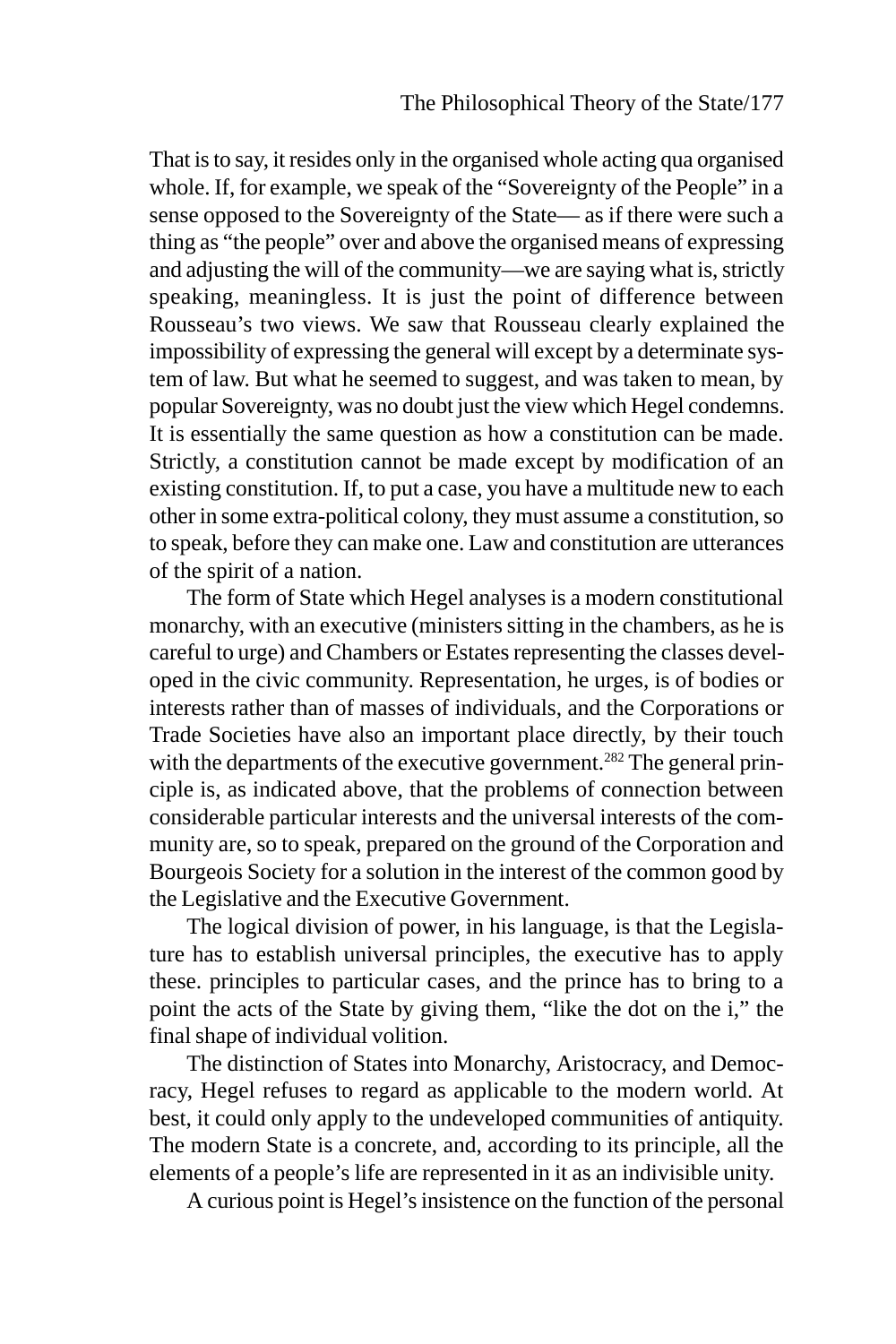That is to say, it resides only in the organised whole acting qua organised whole. If, for example, we speak of the "Sovereignty of the People" in a sense opposed to the Sovereignty of the State— as if there were such a thing as "the people" over and above the organised means of expressing and adjusting the will of the community—we are saying what is, strictly speaking, meaningless. It is just the point of difference between Rousseau's two views. We saw that Rousseau clearly explained the impossibility of expressing the general will except by a determinate system of law. But what he seemed to suggest, and was taken to mean, by popular Sovereignty, was no doubt just the view which Hegel condemns. It is essentially the same question as how a constitution can be made. Strictly, a constitution cannot be made except by modification of an existing constitution. If, to put a case, you have a multitude new to each other in some extra-political colony, they must assume a constitution, so to speak, before they can make one. Law and constitution are utterances of the spirit of a nation.

The form of State which Hegel analyses is a modern constitutional monarchy, with an executive (ministers sitting in the chambers, as he is careful to urge) and Chambers or Estates representing the classes developed in the civic community. Representation, he urges, is of bodies or interests rather than of masses of individuals, and the Corporations or Trade Societies have also an important place directly, by their touch with the departments of the executive government.[282] The general principle is, as indicated above, that the problems of connection between considerable particular interests and the universal interests of the community are, so to speak, prepared on the ground of the Corporation and Bourgeois Society for a solution in the interest of the common good by the Legislative and the Executive Government.

The logical division of power, in his language, is that the Legislature has to establish universal principles, the executive has to apply these. principles to particular cases, and the prince has to bring to a point the acts of the State by giving them, "like the dot on the i," the final shape of individual volition.

The distinction of States into Monarchy, Aristocracy, and Democracy, Hegel refuses to regard as applicable to the modern world. At best, it could only apply to the undeveloped communities of antiquity. The modern State is a concrete, and, according to its principle, all the elements of a people's life are represented in it as an indivisible unity.

A curious point is Hegel's insistence on the function of the personal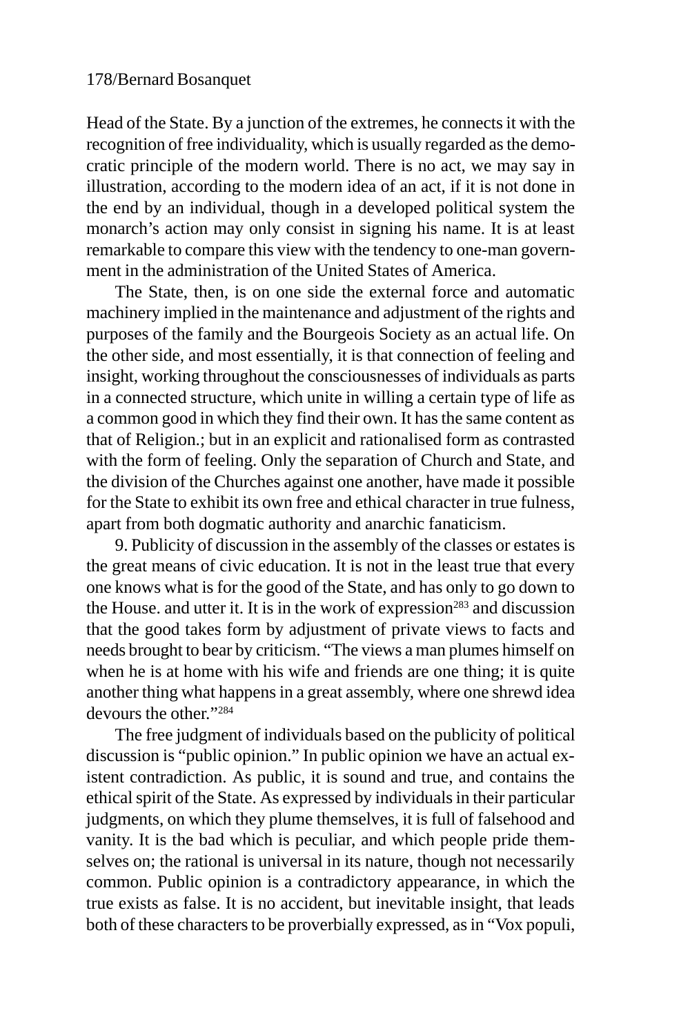Head of the State. By a junction of the extremes, he connects it with the recognition of free individuality, which is usually regarded as the democratic principle of the modern world. There is no act, we may say in illustration, according to the modern idea of an act, if it is not done in the end by an individual, though in a developed political system the monarch's action may only consist in signing his name. It is at least remarkable to compare this view with the tendency to one-man government in the administration of the United States of America.

The State, then, is on one side the external force and automatic machinery implied in the maintenance and adjustment of the rights and purposes of the family and the Bourgeois Society as an actual life. On the other side, and most essentially, it is that connection of feeling and insight, working throughout the consciousnesses of individuals as parts in a connected structure, which unite in willing a certain type of life as a common good in which they find their own. It has the same content as that of Religion.; but in an explicit and rationalised form as contrasted with the form of feeling. Only the separation of Church and State, and the division of the Churches against one another, have made it possible for the State to exhibit its own free and ethical character in true fulness, apart from both dogmatic authority and anarchic fanaticism.

9. Publicity of discussion in the assembly of the classes or estates is the great means of civic education. It is not in the least true that every one knows what is for the good of the State, and has only to go down to the House. and utter it. It is in the work of expression[283] and discussion that the good takes form by adjustment of private views to facts and needs brought to bear by criticism. "The views a man plumes himself on when he is at home with his wife and friends are one thing; it is quite another thing what happens in a great assembly, where one shrewd idea devours the other."[284]

The free judgment of individuals based on the publicity of political discussion is "public opinion." In public opinion we have an actual existent contradiction. As public, it is sound and true, and contains the ethical spirit of the State. As expressed by individuals in their particular judgments, on which they plume themselves, it is full of falsehood and vanity. It is the bad which is peculiar, and which people pride themselves on; the rational is universal in its nature, though not necessarily common. Public opinion is a contradictory appearance, in which the true exists as false. It is no accident, but inevitable insight, that leads both of these characters to be proverbially expressed, as in "Vox populi,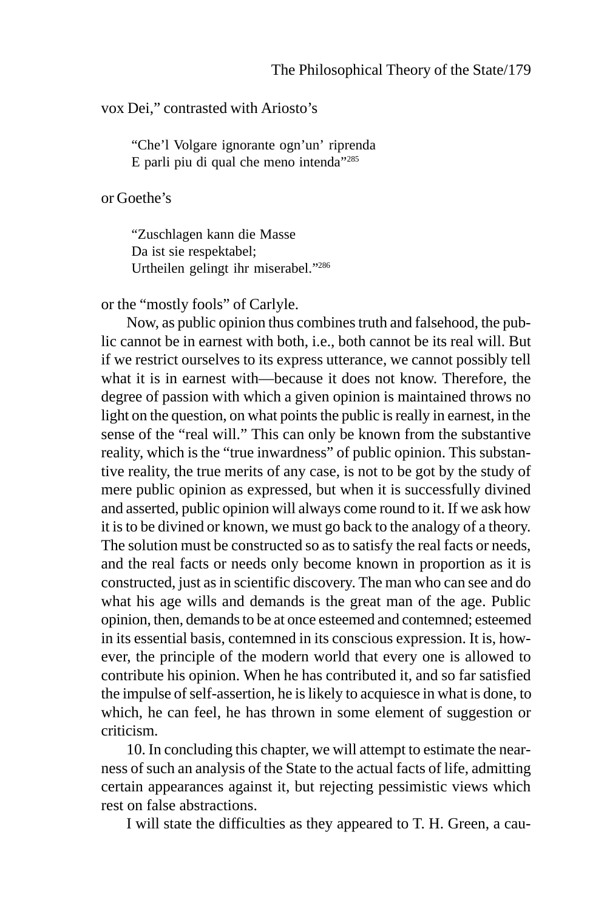vox Dei," contrasted with Ariosto's

> "Che'l Volgare ignorante ogn'un' riprenda
> E parli piu di qual che meno intenda"[285]

or Goethe's

> "Zuschlagen kann die Masse
> Da ist sie respektabel;
> Urtheilen gelingt ihr miserabel."[286]

or the "mostly fools" of Carlyle.

Now, as public opinion thus combines truth and falsehood, the public cannot be in earnest with both, i.e., both cannot be its real will. But if we restrict ourselves to its express utterance, we cannot possibly tell what it is in earnest with—because it does not know. Therefore, the degree of passion with which a given opinion is maintained throws no light on the question, on what points the public is really in earnest, in the sense of the "real will." This can only be known from the substantive reality, which is the "true inwardness" of public opinion. This substantive reality, the true merits of any case, is not to be got by the study of mere public opinion as expressed, but when it is successfully divined and asserted, public opinion will always come round to it. If we ask how it is to be divined or known, we must go back to the analogy of a theory. The solution must be constructed so as to satisfy the real facts or needs, and the real facts or needs only become known in proportion as it is constructed, just as in scientific discovery. The man who can see and do what his age wills and demands is the great man of the age. Public opinion, then, demands to be at once esteemed and contemned; esteemed in its essential basis, contemned in its conscious expression. It is, however, the principle of the modern world that every one is allowed to contribute his opinion. When he has contributed it, and so far satisfied the impulse of self-assertion, he is likely to acquiesce in what is done, to which, he can feel, he has thrown in some element of suggestion or criticism.

10. In concluding this chapter, we will attempt to estimate the nearness of such an analysis of the State to the actual facts of life, admitting certain appearances against it, but rejecting pessimistic views which rest on false abstractions.

I will state the difficulties as they appeared to T. H. Green, a cau-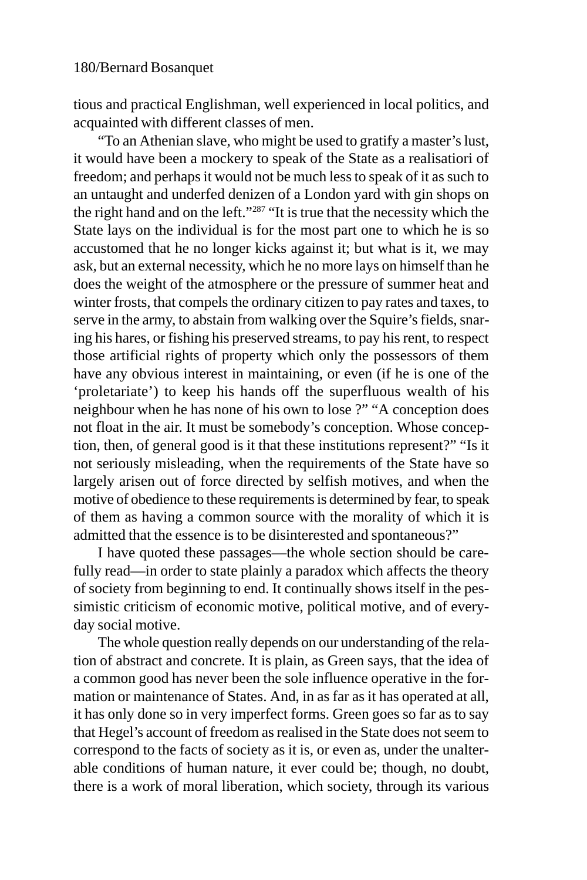tious and practical Englishman, well experienced in local politics, and acquainted with different classes of men.

"To an Athenian slave, who might be used to gratify a master's lust, it would have been a mockery to speak of the State as a realisatiori of freedom; and perhaps it would not be much less to speak of it as such to an untaught and underfed denizen of a London yard with gin shops on the right hand and on the left."[287] "It is true that the necessity which the State lays on the individual is for the most part one to which he is so accustomed that he no longer kicks against it; but what is it, we may ask, but an external necessity, which he no more lays on himself than he does the weight of the atmosphere or the pressure of summer heat and winter frosts, that compels the ordinary citizen to pay rates and taxes, to serve in the army, to abstain from walking over the Squire's fields, snaring his hares, or fishing his preserved streams, to pay his rent, to respect those artificial rights of property which only the possessors of them have any obvious interest in maintaining, or even (if he is one of the 'proletariate') to keep his hands off the superfluous wealth of his neighbour when he has none of his own to lose ?" "A conception does not float in the air. It must be somebody's conception. Whose conception, then, of general good is it that these institutions represent?" "Is it not seriously misleading, when the requirements of the State have so largely arisen out of force directed by selfish motives, and when the motive of obedience to these requirements is determined by fear, to speak of them as having a common source with the morality of which it is admitted that the essence is to be disinterested and spontaneous?"

I have quoted these passages—the whole section should be carefully read—in order to state plainly a paradox which affects the theory of society from beginning to end. It continually shows itself in the pessimistic criticism of economic motive, political motive, and of everyday social motive.

The whole question really depends on our understanding of the relation of abstract and concrete. It is plain, as Green says, that the idea of a common good has never been the sole influence operative in the formation or maintenance of States. And, in as far as it has operated at all, it has only done so in very imperfect forms. Green goes so far as to say that Hegel's account of freedom as realised in the State does not seem to correspond to the facts of society as it is, or even as, under the unalterable conditions of human nature, it ever could be; though, no doubt, there is a work of moral liberation, which society, through its various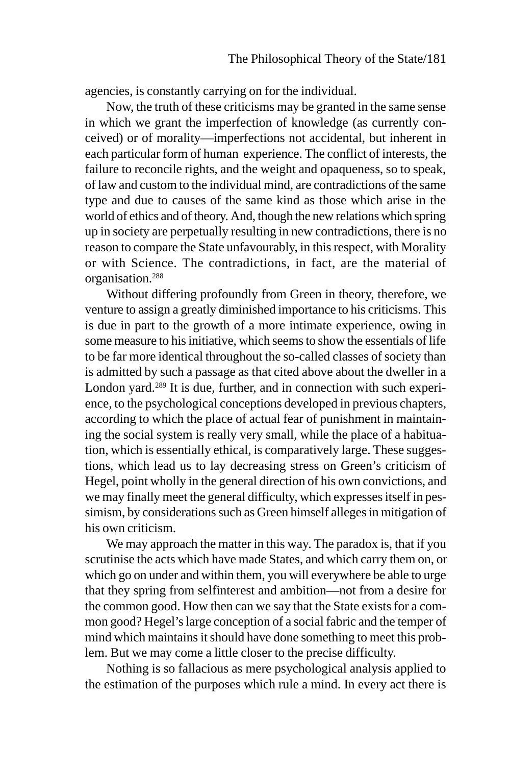agencies, is constantly carrying on for the individual.

Now, the truth of these criticisms may be granted in the same sense in which we grant the imperfection of knowledge (as currently conceived) or of morality—imperfections not accidental, but inherent in each particular form of human experience. The conflict of interests, the failure to reconcile rights, and the weight and opaqueness, so to speak, of law and custom to the individual mind, are contradictions of the same type and due to causes of the same kind as those which arise in the world of ethics and of theory. And, though the new relations which spring up in society are perpetually resulting in new contradictions, there is no reason to compare the State unfavourably, in this respect, with Morality or with Science. The contradictions, in fact, are the material of organisation.[288]

Without differing profoundly from Green in theory, therefore, we venture to assign a greatly diminished importance to his criticisms. This is due in part to the growth of a more intimate experience, owing in some measure to his initiative, which seems to show the essentials of life to be far more identical throughout the so-called classes of society than is admitted by such a passage as that cited above about the dweller in a London yard.[289] It is due, further, and in connection with such experience, to the psychological conceptions developed in previous chapters, according to which the place of actual fear of punishment in maintaining the social system is really very small, while the place of a habituation, which is essentially ethical, is comparatively large. These suggestions, which lead us to lay decreasing stress on Green's criticism of Hegel, point wholly in the general direction of his own convictions, and we may finally meet the general difficulty, which expresses itself in pessimism, by considerations such as Green himself alleges in mitigation of his own criticism.

We may approach the matter in this way. The paradox is, that if you scrutinise the acts which have made States, and which carry them on, or which go on under and within them, you will everywhere be able to urge that they spring from selfinterest and ambition—not from a desire for the common good. How then can we say that the State exists for a common good? Hegel's large conception of a social fabric and the temper of mind which maintains it should have done something to meet this problem. But we may come a little closer to the precise difficulty.

Nothing is so fallacious as mere psychological analysis applied to the estimation of the purposes which rule a mind. In every act there is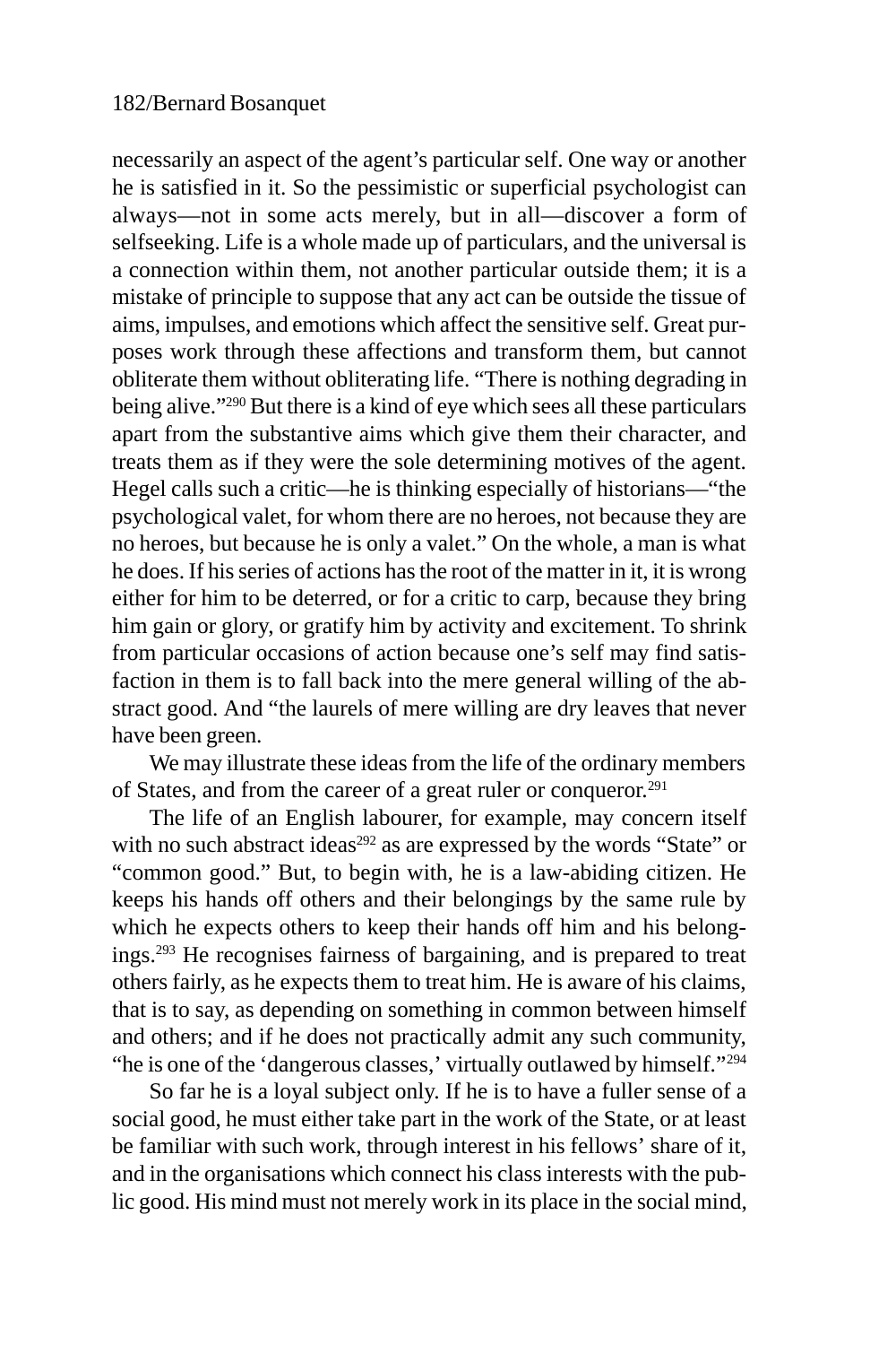necessarily an aspect of the agent's particular self. One way or another he is satisfied in it. So the pessimistic or superficial psychologist can always—not in some acts merely, but in all—discover a form of selfseeking. Life is a whole made up of particulars, and the universal is a connection within them, not another particular outside them; it is a mistake of principle to suppose that any act can be outside the tissue of aims, impulses, and emotions which affect the sensitive self. Great purposes work through these affections and transform them, but cannot obliterate them without obliterating life. "There is nothing degrading in being alive."[290] But there is a kind of eye which sees all these particulars apart from the substantive aims which give them their character, and treats them as if they were the sole determining motives of the agent. Hegel calls such a critic—he is thinking especially of historians—"the psychological valet, for whom there are no heroes, not because they are no heroes, but because he is only a valet." On the whole, a man is what he does. If his series of actions has the root of the matter in it, it is wrong either for him to be deterred, or for a critic to carp, because they bring him gain or glory, or gratify him by activity and excitement. To shrink from particular occasions of action because one's self may find satisfaction in them is to fall back into the mere general willing of the abstract good. And "the laurels of mere willing are dry leaves that never have been green.

We may illustrate these ideas from the life of the ordinary members of States, and from the career of a great ruler or conqueror.[291]

The life of an English labourer, for example, may concern itself with no such abstract ideas[292] as are expressed by the words "State" or "common good." But, to begin with, he is a law-abiding citizen. He keeps his hands off others and their belongings by the same rule by which he expects others to keep their hands off him and his belongings.[293] He recognises fairness of bargaining, and is prepared to treat others fairly, as he expects them to treat him. He is aware of his claims, that is to say, as depending on something in common between himself and others; and if he does not practically admit any such community, "he is one of the 'dangerous classes,' virtually outlawed by himself."[294]

So far he is a loyal subject only. If he is to have a fuller sense of a social good, he must either take part in the work of the State, or at least be familiar with such work, through interest in his fellows' share of it, and in the organisations which connect his class interests with the public good. His mind must not merely work in its place in the social mind,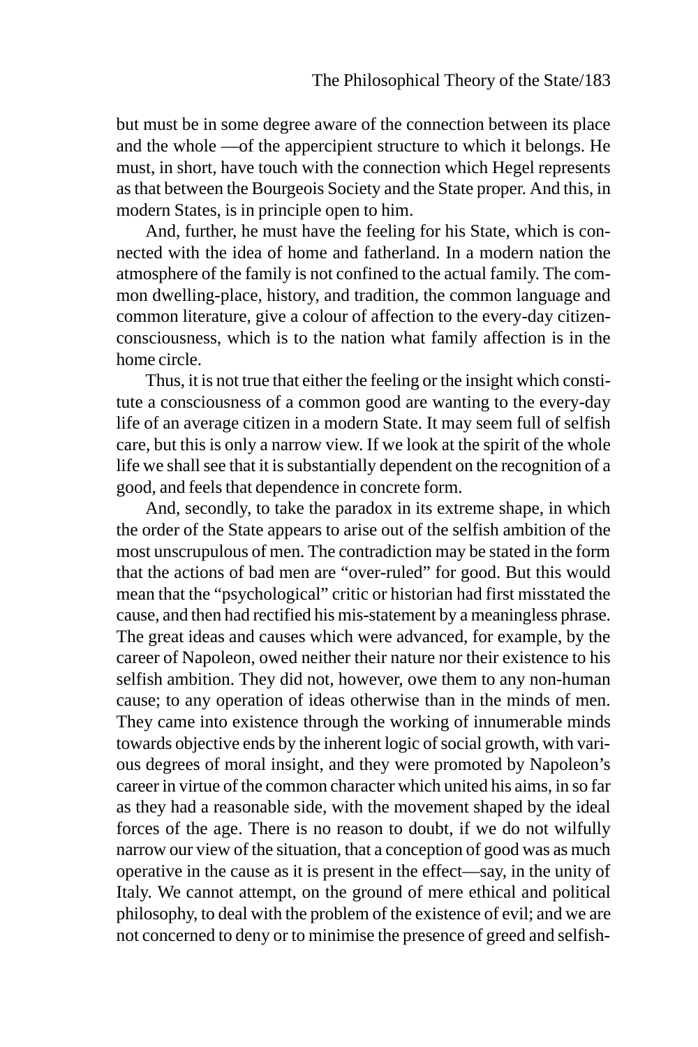but must be in some degree aware of the connection between its place and the whole —of the appercipient structure to which it belongs. He must, in short, have touch with the connection which Hegel represents as that between the Bourgeois Society and the State proper. And this, in modern States, is in principle open to him.

And, further, he must have the feeling for his State, which is connected with the idea of home and fatherland. In a modern nation the atmosphere of the family is not confined to the actual family. The common dwelling-place, history, and tradition, the common language and common literature, give a colour of affection to the every-day citizen-consciousness, which is to the nation what family affection is in the home circle.

Thus, it is not true that either the feeling or the insight which constitute a consciousness of a common good are wanting to the every-day life of an average citizen in a modern State. It may seem full of selfish care, but this is only a narrow view. If we look at the spirit of the whole life we shall see that it is substantially dependent on the recognition of a good, and feels that dependence in concrete form.

And, secondly, to take the paradox in its extreme shape, in which the order of the State appears to arise out of the selfish ambition of the most unscrupulous of men. The contradiction may be stated in the form that the actions of bad men are "over-ruled" for good. But this would mean that the "psychological" critic or historian had first misstated the cause, and then had rectified his mis-statement by a meaningless phrase. The great ideas and causes which were advanced, for example, by the career of Napoleon, owed neither their nature nor their existence to his selfish ambition. They did not, however, owe them to any non-human cause; to any operation of ideas otherwise than in the minds of men. They came into existence through the working of innumerable minds towards objective ends by the inherent logic of social growth, with various degrees of moral insight, and they were promoted by Napoleon's career in virtue of the common character which united his aims, in so far as they had a reasonable side, with the movement shaped by the ideal forces of the age. There is no reason to doubt, if we do not wilfully narrow our view of the situation, that a conception of good was as much operative in the cause as it is present in the effect—say, in the unity of Italy. We cannot attempt, on the ground of mere ethical and political philosophy, to deal with the problem of the existence of evil; and we are not concerned to deny or to minimise the presence of greed and selfish-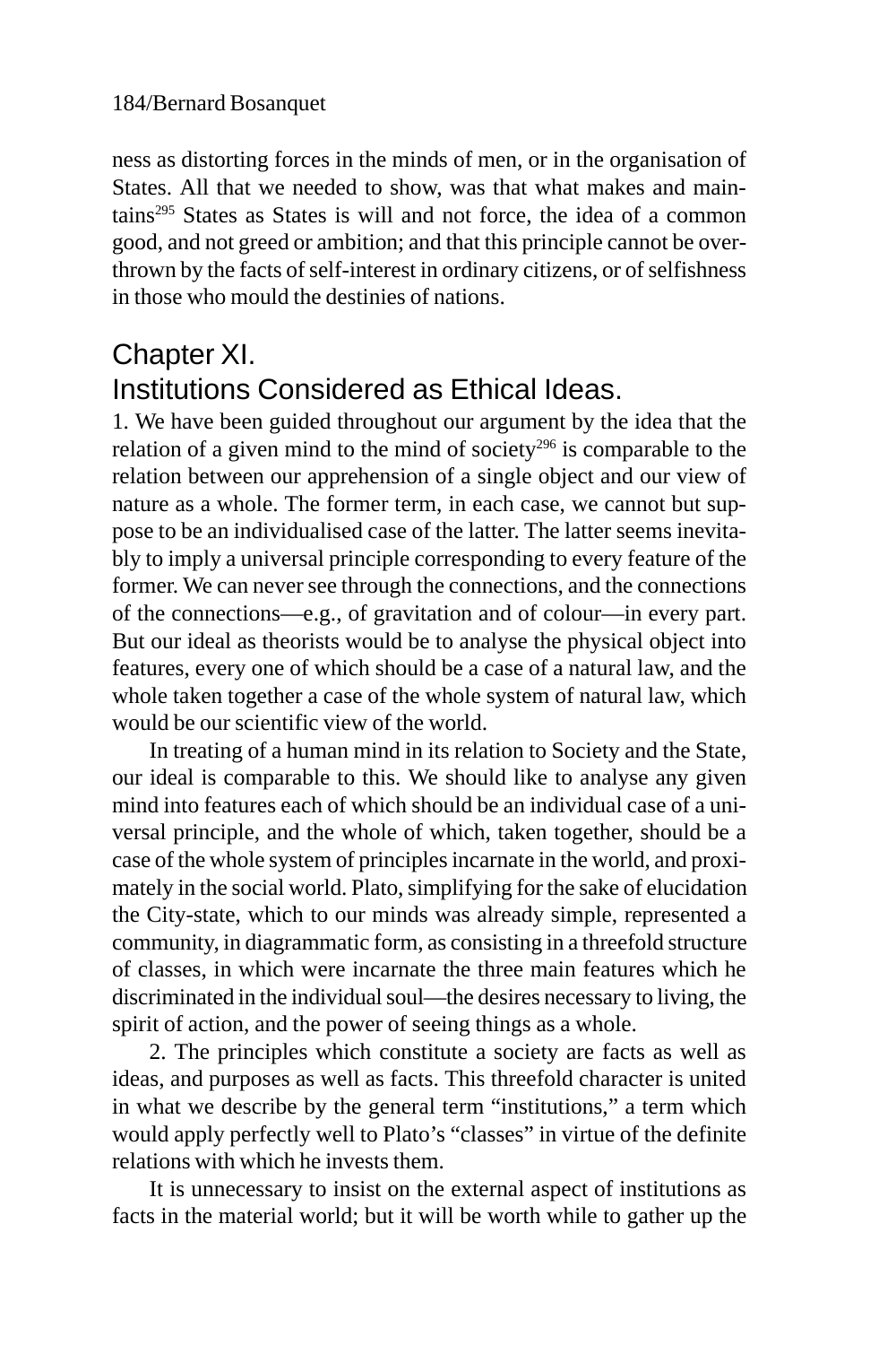ness as distorting forces in the minds of men, or in the organisation of States. All that we needed to show, was that what makes and maintains[295] States as States is will and not force, the idea of a common good, and not greed or ambition; and that this principle cannot be overthrown by the facts of self-interest in ordinary citizens, or of selfishness in those who mould the destinies of nations.

## Chapter XI.
## Institutions Considered as Ethical Ideas.

1. We have been guided throughout our argument by the idea that the relation of a given mind to the mind of society[296] is comparable to the relation between our apprehension of a single object and our view of nature as a whole. The former term, in each case, we cannot but suppose to be an individualised case of the latter. The latter seems inevitably to imply a universal principle corresponding to every feature of the former. We can never see through the connections, and the connections of the connections—e.g., of gravitation and of colour—in every part. But our ideal as theorists would be to analyse the physical object into features, every one of which should be a case of a natural law, and the whole taken together a case of the whole system of natural law, which would be our scientific view of the world.

In treating of a human mind in its relation to Society and the State, our ideal is comparable to this. We should like to analyse any given mind into features each of which should be an individual case of a universal principle, and the whole of which, taken together, should be a case of the whole system of principles incarnate in the world, and proximately in the social world. Plato, simplifying for the sake of elucidation the City-state, which to our minds was already simple, represented a community, in diagrammatic form, as consisting in a threefold structure of classes, in which were incarnate the three main features which he discriminated in the individual soul—the desires necessary to living, the spirit of action, and the power of seeing things as a whole.

2. The principles which constitute a society are facts as well as ideas, and purposes as well as facts. This threefold character is united in what we describe by the general term "institutions," a term which would apply perfectly well to Plato's "classes" in virtue of the definite relations with which he invests them.

It is unnecessary to insist on the external aspect of institutions as facts in the material world; but it will be worth while to gather up the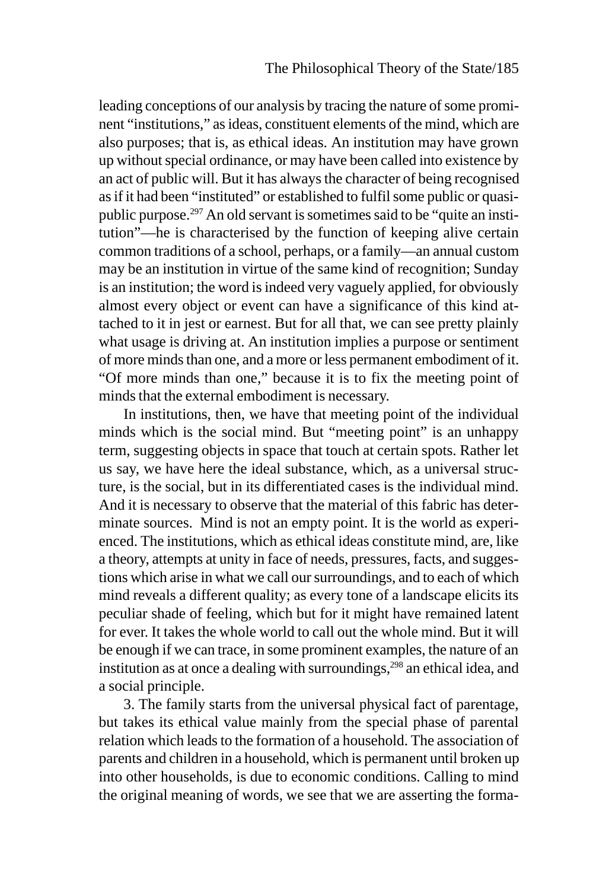leading conceptions of our analysis by tracing the nature of some prominent "institutions," as ideas, constituent elements of the mind, which are also purposes; that is, as ethical ideas. An institution may have grown up without special ordinance, or may have been called into existence by an act of public will. But it has always the character of being recognised as if it had been "instituted" or established to fulfil some public or quasi-public purpose.[297] An old servant is sometimes said to be "quite an institution"—he is characterised by the function of keeping alive certain common traditions of a school, perhaps, or a family—an annual custom may be an institution in virtue of the same kind of recognition; Sunday is an institution; the word is indeed very vaguely applied, for obviously almost every object or event can have a significance of this kind attached to it in jest or earnest. But for all that, we can see pretty plainly what usage is driving at. An institution implies a purpose or sentiment of more minds than one, and a more or less permanent embodiment of it. "Of more minds than one," because it is to fix the meeting point of minds that the external embodiment is necessary.

In institutions, then, we have that meeting point of the individual minds which is the social mind. But "meeting point" is an unhappy term, suggesting objects in space that touch at certain spots. Rather let us say, we have here the ideal substance, which, as a universal structure, is the social, but in its differentiated cases is the individual mind. And it is necessary to observe that the material of this fabric has determinate sources. Mind is not an empty point. It is the world as experienced. The institutions, which as ethical ideas constitute mind, are, like a theory, attempts at unity in face of needs, pressures, facts, and suggestions which arise in what we call our surroundings, and to each of which mind reveals a different quality; as every tone of a landscape elicits its peculiar shade of feeling, which but for it might have remained latent for ever. It takes the whole world to call out the whole mind. But it will be enough if we can trace, in some prominent examples, the nature of an institution as at once a dealing with surroundings,[298] an ethical idea, and a social principle.

3. The family starts from the universal physical fact of parentage, but takes its ethical value mainly from the special phase of parental relation which leads to the formation of a household. The association of parents and children in a household, which is permanent until broken up into other households, is due to economic conditions. Calling to mind the original meaning of words, we see that we are asserting the forma-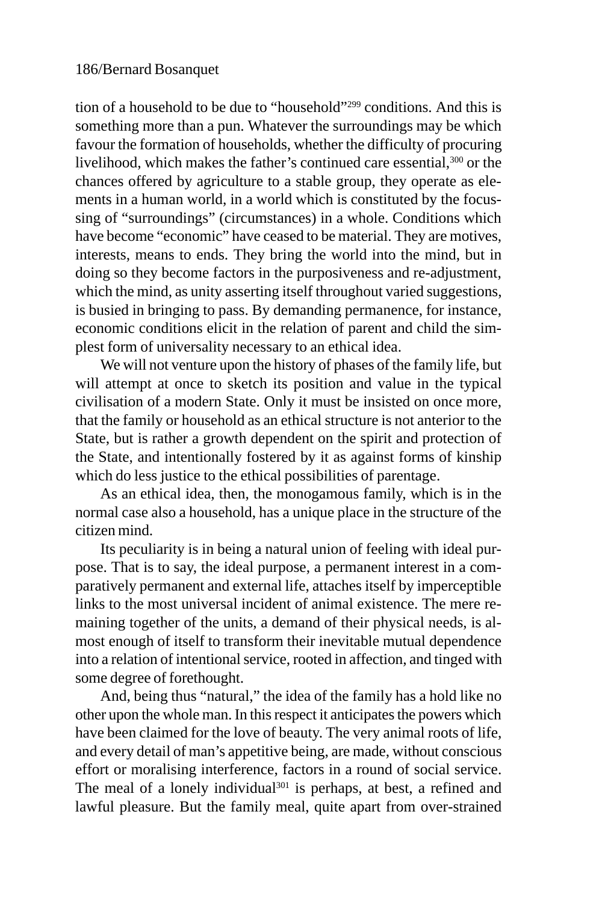tion of a household to be due to "household"[299] conditions. And this is something more than a pun. Whatever the surroundings may be which favour the formation of households, whether the difficulty of procuring livelihood, which makes the father's continued care essential,[300] or the chances offered by agriculture to a stable group, they operate as elements in a human world, in a world which is constituted by the focussing of "surroundings" (circumstances) in a whole. Conditions which have become "economic" have ceased to be material. They are motives, interests, means to ends. They bring the world into the mind, but in doing so they become factors in the purposiveness and re-adjustment, which the mind, as unity asserting itself throughout varied suggestions, is busied in bringing to pass. By demanding permanence, for instance, economic conditions elicit in the relation of parent and child the simplest form of universality necessary to an ethical idea.

We will not venture upon the history of phases of the family life, but will attempt at once to sketch its position and value in the typical civilisation of a modern State. Only it must be insisted on once more, that the family or household as an ethical structure is not anterior to the State, but is rather a growth dependent on the spirit and protection of the State, and intentionally fostered by it as against forms of kinship which do less justice to the ethical possibilities of parentage.

As an ethical idea, then, the monogamous family, which is in the normal case also a household, has a unique place in the structure of the citizen mind.

Its peculiarity is in being a natural union of feeling with ideal purpose. That is to say, the ideal purpose, a permanent interest in a comparatively permanent and external life, attaches itself by imperceptible links to the most universal incident of animal existence. The mere remaining together of the units, a demand of their physical needs, is almost enough of itself to transform their inevitable mutual dependence into a relation of intentional service, rooted in affection, and tinged with some degree of forethought.

And, being thus "natural," the idea of the family has a hold like no other upon the whole man. In this respect it anticipates the powers which have been claimed for the love of beauty. The very animal roots of life, and every detail of man's appetitive being, are made, without conscious effort or moralising interference, factors in a round of social service. The meal of a lonely individual[301] is perhaps, at best, a refined and lawful pleasure. But the family meal, quite apart from over-strained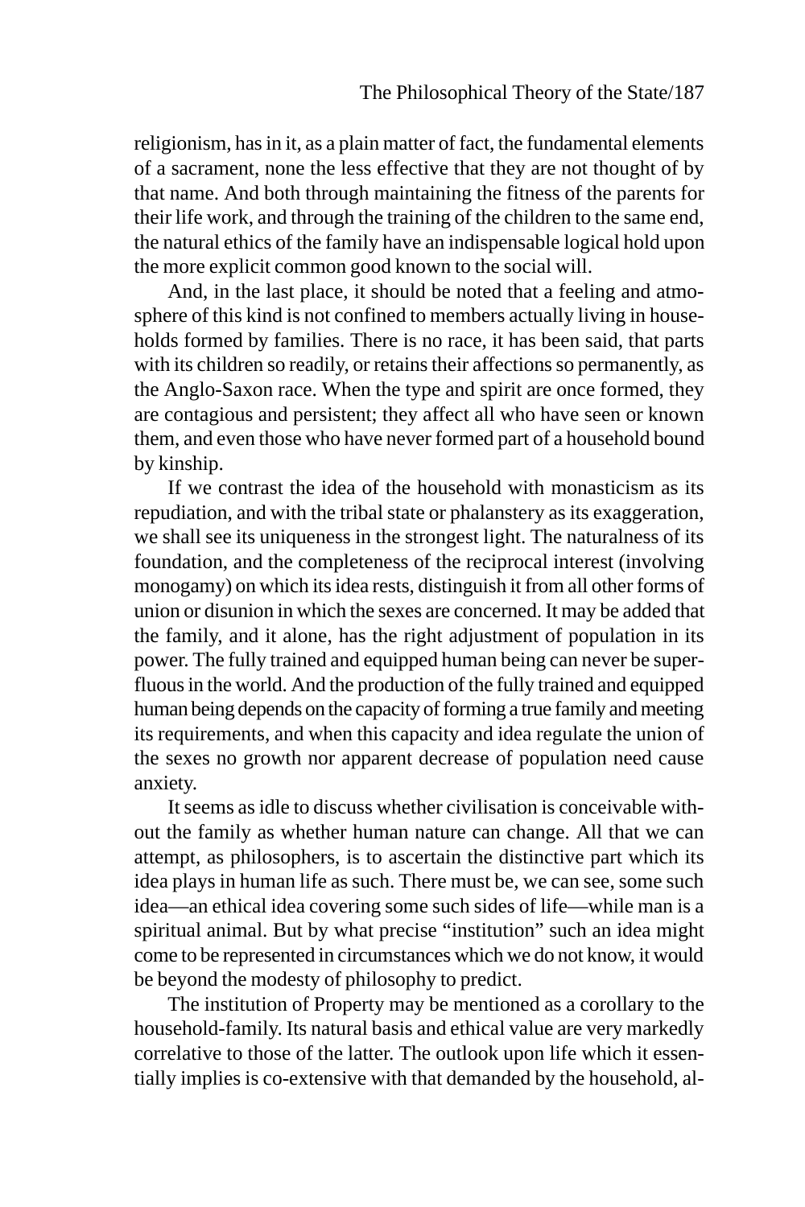religionism, has in it, as a plain matter of fact, the fundamental elements of a sacrament, none the less effective that they are not thought of by that name. And both through maintaining the fitness of the parents for their life work, and through the training of the children to the same end, the natural ethics of the family have an indispensable logical hold upon the more explicit common good known to the social will.

And, in the last place, it should be noted that a feeling and atmosphere of this kind is not confined to members actually living in households formed by families. There is no race, it has been said, that parts with its children so readily, or retains their affections so permanently, as the Anglo-Saxon race. When the type and spirit are once formed, they are contagious and persistent; they affect all who have seen or known them, and even those who have never formed part of a household bound by kinship.

If we contrast the idea of the household with monasticism as its repudiation, and with the tribal state or phalanstery as its exaggeration, we shall see its uniqueness in the strongest light. The naturalness of its foundation, and the completeness of the reciprocal interest (involving monogamy) on which its idea rests, distinguish it from all other forms of union or disunion in which the sexes are concerned. It may be added that the family, and it alone, has the right adjustment of population in its power. The fully trained and equipped human being can never be superfluous in the world. And the production of the fully trained and equipped human being depends on the capacity of forming a true family and meeting its requirements, and when this capacity and idea regulate the union of the sexes no growth nor apparent decrease of population need cause anxiety.

It seems as idle to discuss whether civilisation is conceivable without the family as whether human nature can change. All that we can attempt, as philosophers, is to ascertain the distinctive part which its idea plays in human life as such. There must be, we can see, some such idea—an ethical idea covering some such sides of life—while man is a spiritual animal. But by what precise "institution" such an idea might come to be represented in circumstances which we do not know, it would be beyond the modesty of philosophy to predict.

The institution of Property may be mentioned as a corollary to the household-family. Its natural basis and ethical value are very markedly correlative to those of the latter. The outlook upon life which it essentially implies is co-extensive with that demanded by the household, al-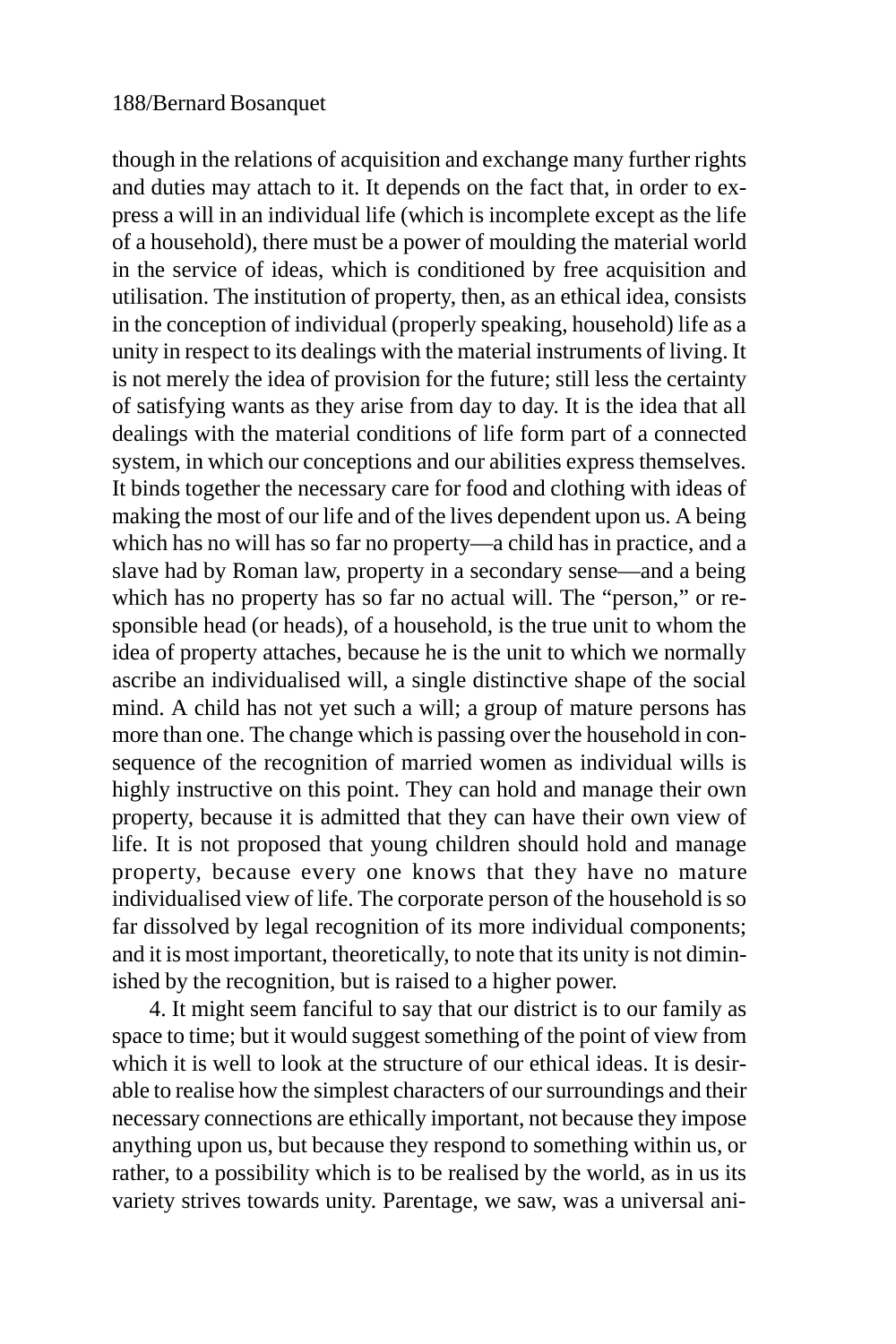though in the relations of acquisition and exchange many further rights and duties may attach to it. It depends on the fact that, in order to express a will in an individual life (which is incomplete except as the life of a household), there must be a power of moulding the material world in the service of ideas, which is conditioned by free acquisition and utilisation. The institution of property, then, as an ethical idea, consists in the conception of individual (properly speaking, household) life as a unity in respect to its dealings with the material instruments of living. It is not merely the idea of provision for the future; still less the certainty of satisfying wants as they arise from day to day. It is the idea that all dealings with the material conditions of life form part of a connected system, in which our conceptions and our abilities express themselves. It binds together the necessary care for food and clothing with ideas of making the most of our life and of the lives dependent upon us. A being which has no will has so far no property—a child has in practice, and a slave had by Roman law, property in a secondary sense—and a being which has no property has so far no actual will. The "person," or responsible head (or heads), of a household, is the true unit to whom the idea of property attaches, because he is the unit to which we normally ascribe an individualised will, a single distinctive shape of the social mind. A child has not yet such a will; a group of mature persons has more than one. The change which is passing over the household in consequence of the recognition of married women as individual wills is highly instructive on this point. They can hold and manage their own property, because it is admitted that they can have their own view of life. It is not proposed that young children should hold and manage property, because every one knows that they have no mature individualised view of life. The corporate person of the household is so far dissolved by legal recognition of its more individual components; and it is most important, theoretically, to note that its unity is not diminished by the recognition, but is raised to a higher power.

4. It might seem fanciful to say that our district is to our family as space to time; but it would suggest something of the point of view from which it is well to look at the structure of our ethical ideas. It is desirable to realise how the simplest characters of our surroundings and their necessary connections are ethically important, not because they impose anything upon us, but because they respond to something within us, or rather, to a possibility which is to be realised by the world, as in us its variety strives towards unity. Parentage, we saw, was a universal ani-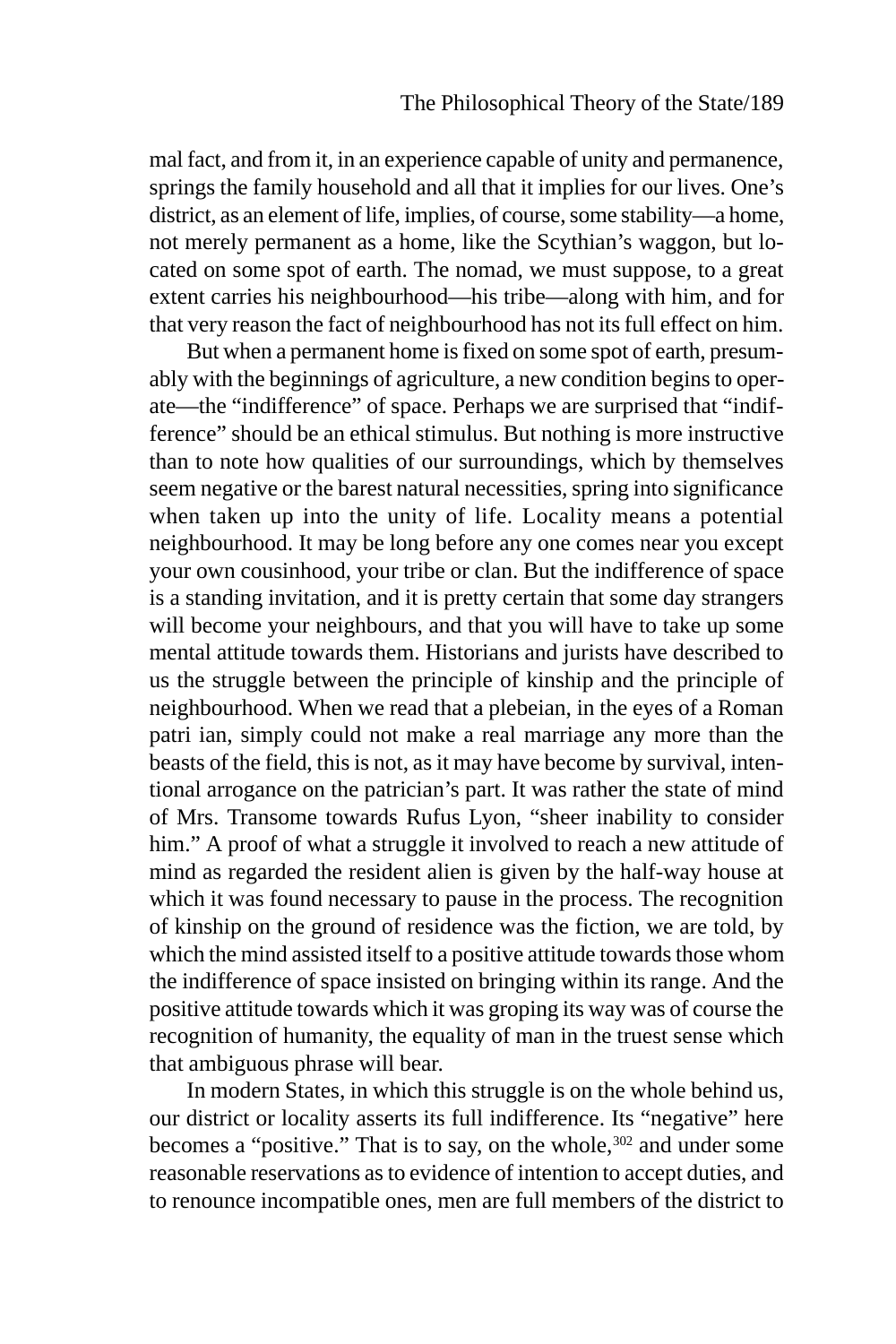mal fact, and from it, in an experience capable of unity and permanence, springs the family household and all that it implies for our lives. One's district, as an element of life, implies, of course, some stability—a home, not merely permanent as a home, like the Scythian's waggon, but located on some spot of earth. The nomad, we must suppose, to a great extent carries his neighbourhood—his tribe—along with him, and for that very reason the fact of neighbourhood has not its full effect on him.

But when a permanent home is fixed on some spot of earth, presumably with the beginnings of agriculture, a new condition begins to operate—the "indifference" of space. Perhaps we are surprised that "indifference" should be an ethical stimulus. But nothing is more instructive than to note how qualities of our surroundings, which by themselves seem negative or the barest natural necessities, spring into significance when taken up into the unity of life. Locality means a potential neighbourhood. It may be long before any one comes near you except your own cousinhood, your tribe or clan. But the indifference of space is a standing invitation, and it is pretty certain that some day strangers will become your neighbours, and that you will have to take up some mental attitude towards them. Historians and jurists have described to us the struggle between the principle of kinship and the principle of neighbourhood. When we read that a plebeian, in the eyes of a Roman patri ian, simply could not make a real marriage any more than the beasts of the field, this is not, as it may have become by survival, intentional arrogance on the patrician's part. It was rather the state of mind of Mrs. Transome towards Rufus Lyon, "sheer inability to consider him." A proof of what a struggle it involved to reach a new attitude of mind as regarded the resident alien is given by the half-way house at which it was found necessary to pause in the process. The recognition of kinship on the ground of residence was the fiction, we are told, by which the mind assisted itself to a positive attitude towards those whom the indifference of space insisted on bringing within its range. And the positive attitude towards which it was groping its way was of course the recognition of humanity, the equality of man in the truest sense which that ambiguous phrase will bear.

In modern States, in which this struggle is on the whole behind us, our district or locality asserts its full indifference. Its "negative" here becomes a "positive." That is to say, on the whole,[302] and under some reasonable reservations as to evidence of intention to accept duties, and to renounce incompatible ones, men are full members of the district to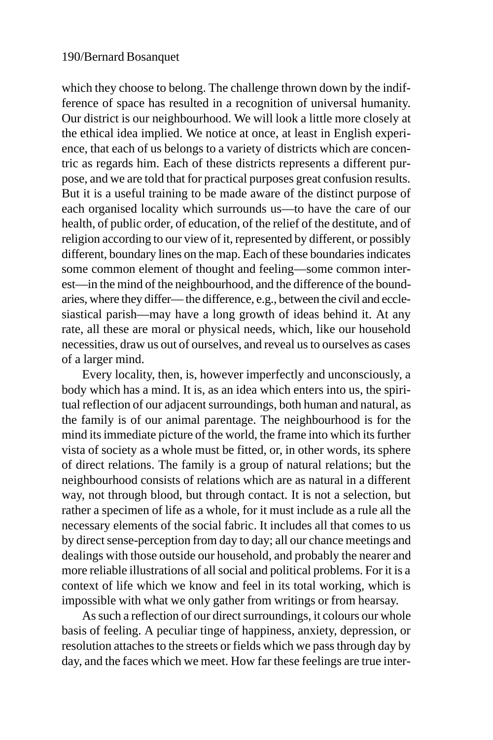which they choose to belong. The challenge thrown down by the indifference of space has resulted in a recognition of universal humanity. Our district is our neighbourhood. We will look a little more closely at the ethical idea implied. We notice at once, at least in English experience, that each of us belongs to a variety of districts which are concentric as regards him. Each of these districts represents a different purpose, and we are told that for practical purposes great confusion results. But it is a useful training to be made aware of the distinct purpose of each organised locality which surrounds us—to have the care of our health, of public order, of education, of the relief of the destitute, and of religion according to our view of it, represented by different, or possibly different, boundary lines on the map. Each of these boundaries indicates some common element of thought and feeling—some common interest—in the mind of the neighbourhood, and the difference of the boundaries, where they differ— the difference, e.g., between the civil and ecclesiastical parish—may have a long growth of ideas behind it. At any rate, all these are moral or physical needs, which, like our household necessities, draw us out of ourselves, and reveal us to ourselves as cases of a larger mind.

Every locality, then, is, however imperfectly and unconsciously, a body which has a mind. It is, as an idea which enters into us, the spiritual reflection of our adjacent surroundings, both human and natural, as the family is of our animal parentage. The neighbourhood is for the mind its immediate picture of the world, the frame into which its further vista of society as a whole must be fitted, or, in other words, its sphere of direct relations. The family is a group of natural relations; but the neighbourhood consists of relations which are as natural in a different way, not through blood, but through contact. It is not a selection, but rather a specimen of life as a whole, for it must include as a rule all the necessary elements of the social fabric. It includes all that comes to us by direct sense-perception from day to day; all our chance meetings and dealings with those outside our household, and probably the nearer and more reliable illustrations of all social and political problems. For it is a context of life which we know and feel in its total working, which is impossible with what we only gather from writings or from hearsay.

As such a reflection of our direct surroundings, it colours our whole basis of feeling. A peculiar tinge of happiness, anxiety, depression, or resolution attaches to the streets or fields which we pass through day by day, and the faces which we meet. How far these feelings are true inter-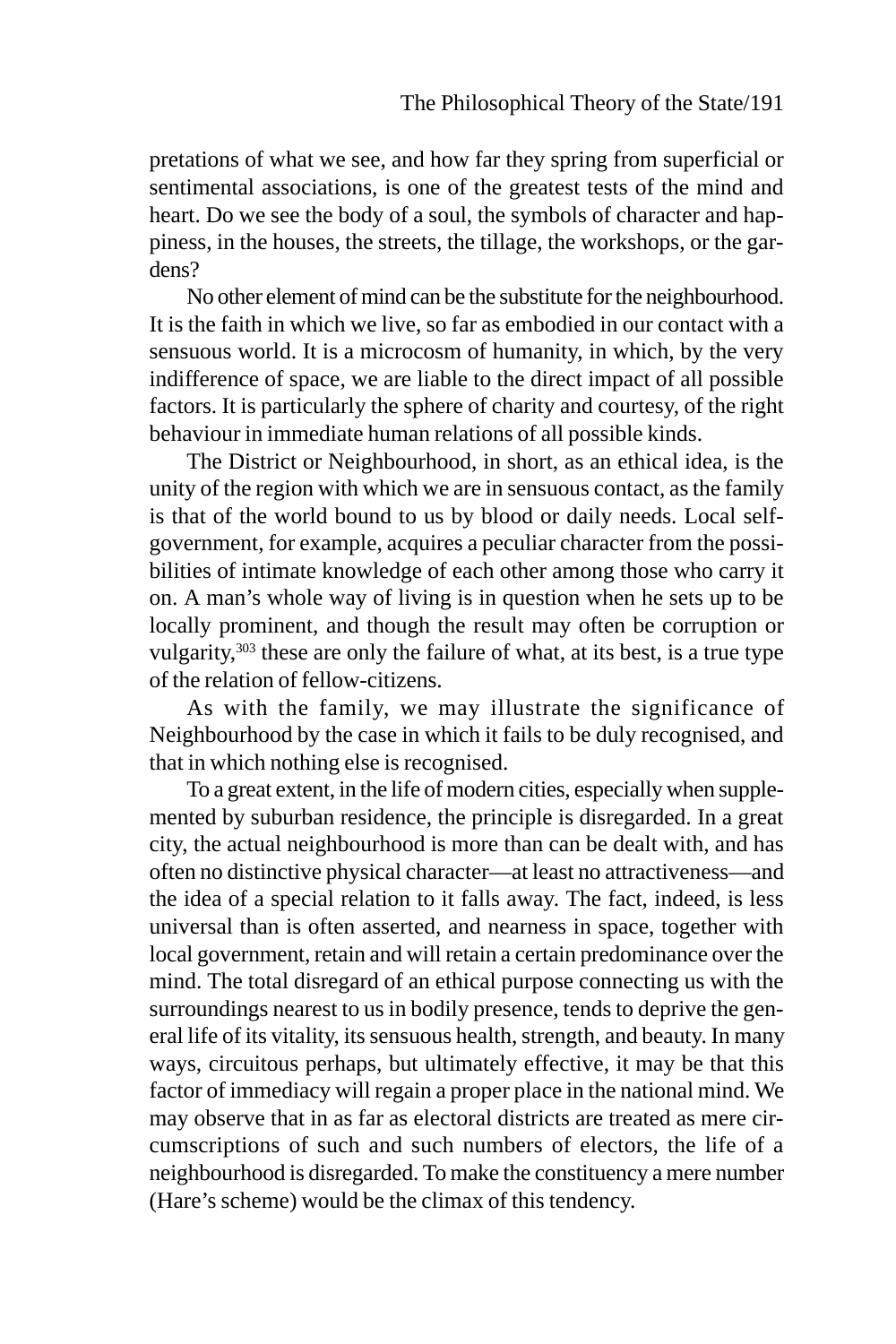pretations of what we see, and how far they spring from superficial or sentimental associations, is one of the greatest tests of the mind and heart. Do we see the body of a soul, the symbols of character and happiness, in the houses, the streets, the tillage, the workshops, or the gardens?

No other element of mind can be the substitute for the neighbourhood. It is the faith in which we live, so far as embodied in our contact with a sensuous world. It is a microcosm of humanity, in which, by the very indifference of space, we are liable to the direct impact of all possible factors. It is particularly the sphere of charity and courtesy, of the right behaviour in immediate human relations of all possible kinds.

The District or Neighbourhood, in short, as an ethical idea, is the unity of the region with which we are in sensuous contact, as the family is that of the world bound to us by blood or daily needs. Local self-government, for example, acquires a peculiar character from the possibilities of intimate knowledge of each other among those who carry it on. A man's whole way of living is in question when he sets up to be locally prominent, and though the result may often be corruption or vulgarity,[303] these are only the failure of what, at its best, is a true type of the relation of fellow-citizens.

As with the family, we may illustrate the significance of Neighbourhood by the case in which it fails to be duly recognised, and that in which nothing else is recognised.

To a great extent, in the life of modern cities, especially when supplemented by suburban residence, the principle is disregarded. In a great city, the actual neighbourhood is more than can be dealt with, and has often no distinctive physical character—at least no attractiveness—and the idea of a special relation to it falls away. The fact, indeed, is less universal than is often asserted, and nearness in space, together with local government, retain and will retain a certain predominance over the mind. The total disregard of an ethical purpose connecting us with the surroundings nearest to us in bodily presence, tends to deprive the general life of its vitality, its sensuous health, strength, and beauty. In many ways, circuitous perhaps, but ultimately effective, it may be that this factor of immediacy will regain a proper place in the national mind. We may observe that in as far as electoral districts are treated as mere circumscriptions of such and such numbers of electors, the life of a neighbourhood is disregarded. To make the constituency a mere number (Hare's scheme) would be the climax of this tendency.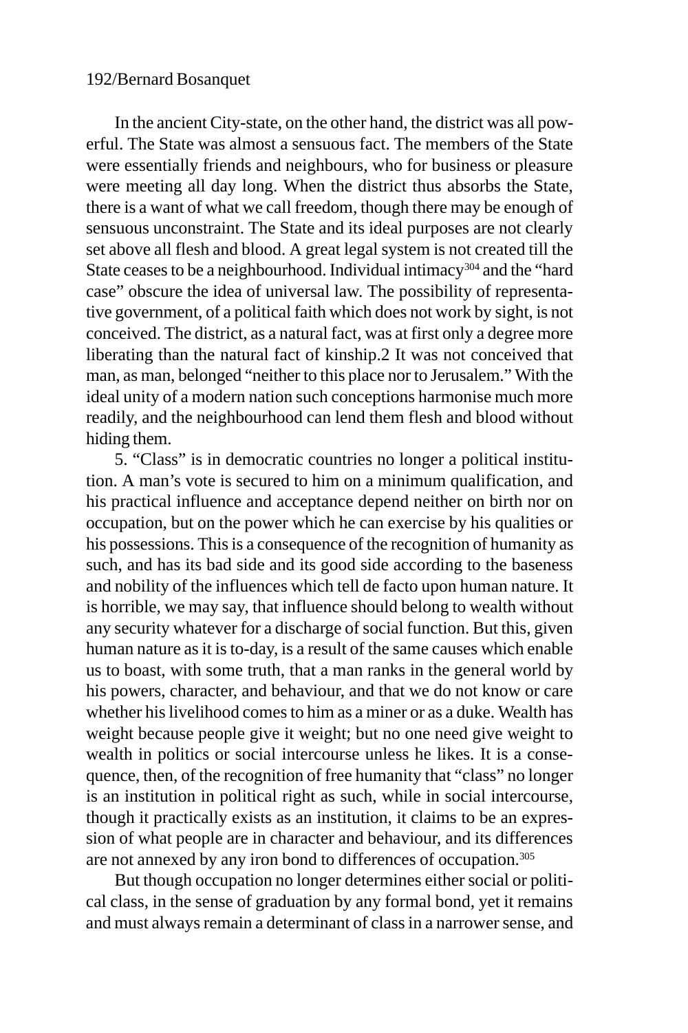In the ancient City-state, on the other hand, the district was all powerful. The State was almost a sensuous fact. The members of the State were essentially friends and neighbours, who for business or pleasure were meeting all day long. When the district thus absorbs the State, there is a want of what we call freedom, though there may be enough of sensuous unconstraint. The State and its ideal purposes are not clearly set above all flesh and blood. A great legal system is not created till the State ceases to be a neighbourhood. Individual intimacy[304] and the "hard case" obscure the idea of universal law. The possibility of representative government, of a political faith which does not work by sight, is not conceived. The district, as a natural fact, was at first only a degree more liberating than the natural fact of kinship.2 It was not conceived that man, as man, belonged "neither to this place nor to Jerusalem." With the ideal unity of a modern nation such conceptions harmonise much more readily, and the neighbourhood can lend them flesh and blood without hiding them.

5. "Class" is in democratic countries no longer a political institution. A man's vote is secured to him on a minimum qualification, and his practical influence and acceptance depend neither on birth nor on occupation, but on the power which he can exercise by his qualities or his possessions. This is a consequence of the recognition of humanity as such, and has its bad side and its good side according to the baseness and nobility of the influences which tell de facto upon human nature. It is horrible, we may say, that influence should belong to wealth without any security whatever for a discharge of social function. But this, given human nature as it is to-day, is a result of the same causes which enable us to boast, with some truth, that a man ranks in the general world by his powers, character, and behaviour, and that we do not know or care whether his livelihood comes to him as a miner or as a duke. Wealth has weight because people give it weight; but no one need give weight to wealth in politics or social intercourse unless he likes. It is a consequence, then, of the recognition of free humanity that "class" no longer is an institution in political right as such, while in social intercourse, though it practically exists as an institution, it claims to be an expression of what people are in character and behaviour, and its differences are not annexed by any iron bond to differences of occupation.[305]

But though occupation no longer determines either social or political class, in the sense of graduation by any formal bond, yet it remains and must always remain a determinant of class in a narrower sense, and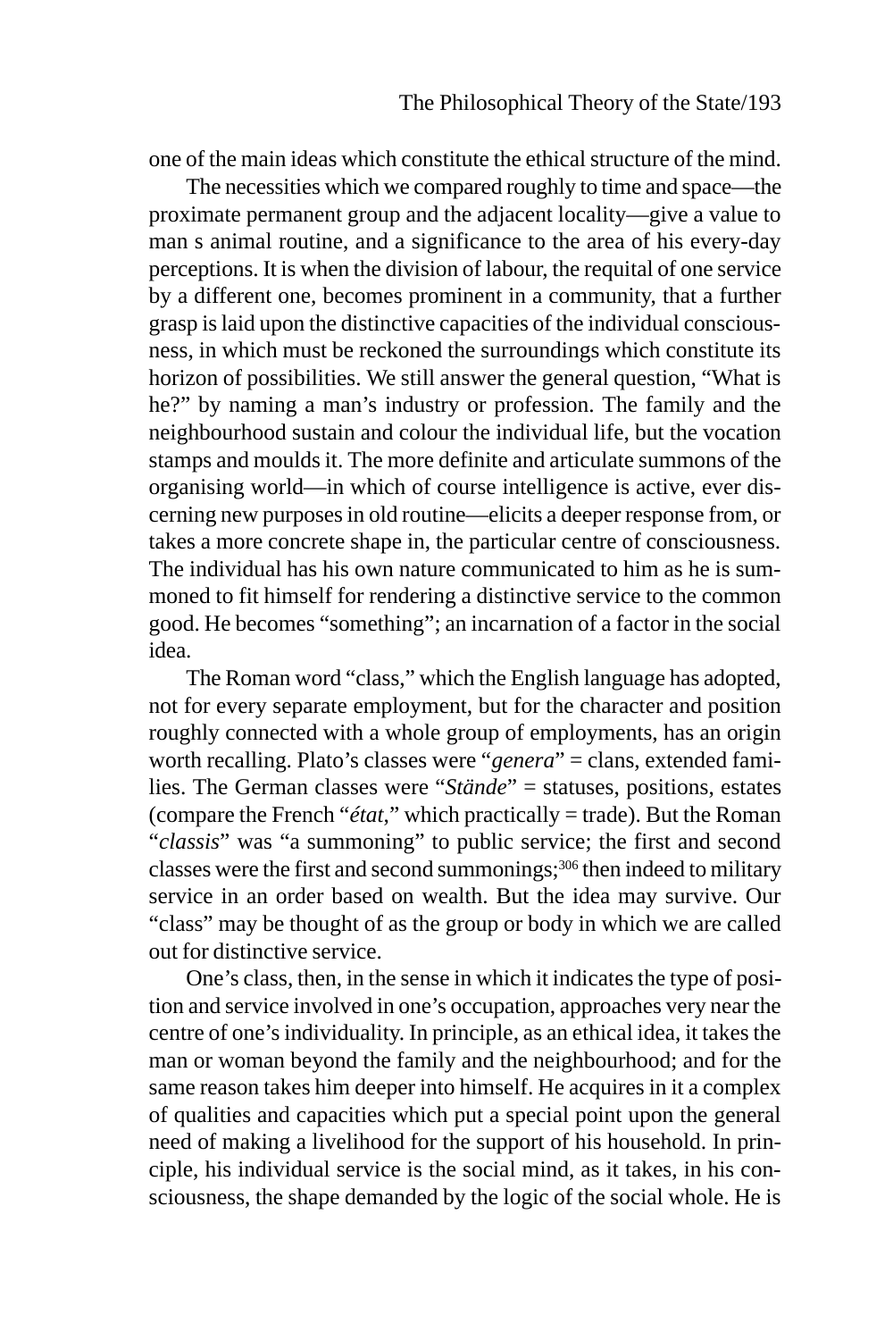one of the main ideas which constitute the ethical structure of the mind.

The necessities which we compared roughly to time and space—the proximate permanent group and the adjacent locality—give a value to man s animal routine, and a significance to the area of his every-day perceptions. It is when the division of labour, the requital of one service by a different one, becomes prominent in a community, that a further grasp is laid upon the distinctive capacities of the individual consciousness, in which must be reckoned the surroundings which constitute its horizon of possibilities. We still answer the general question, "What is he?" by naming a man's industry or profession. The family and the neighbourhood sustain and colour the individual life, but the vocation stamps and moulds it. The more definite and articulate summons of the organising world—in which of course intelligence is active, ever discerning new purposes in old routine—elicits a deeper response from, or takes a more concrete shape in, the particular centre of consciousness. The individual has his own nature communicated to him as he is summoned to fit himself for rendering a distinctive service to the common good. He becomes "something"; an incarnation of a factor in the social idea.

The Roman word "class," which the English language has adopted, not for every separate employment, but for the character and position roughly connected with a whole group of employments, has an origin worth recalling. Plato's classes were "*genera*" = clans, extended families. The German classes were "*Stände*" = statuses, positions, estates (compare the French "*état*," which practically = trade). But the Roman "*classis*" was "a summoning" to public service; the first and second classes were the first and second summonings;[306] then indeed to military service in an order based on wealth. But the idea may survive. Our "class" may be thought of as the group or body in which we are called out for distinctive service.

One's class, then, in the sense in which it indicates the type of position and service involved in one's occupation, approaches very near the centre of one's individuality. In principle, as an ethical idea, it takes the man or woman beyond the family and the neighbourhood; and for the same reason takes him deeper into himself. He acquires in it a complex of qualities and capacities which put a special point upon the general need of making a livelihood for the support of his household. In principle, his individual service is the social mind, as it takes, in his consciousness, the shape demanded by the logic of the social whole. He is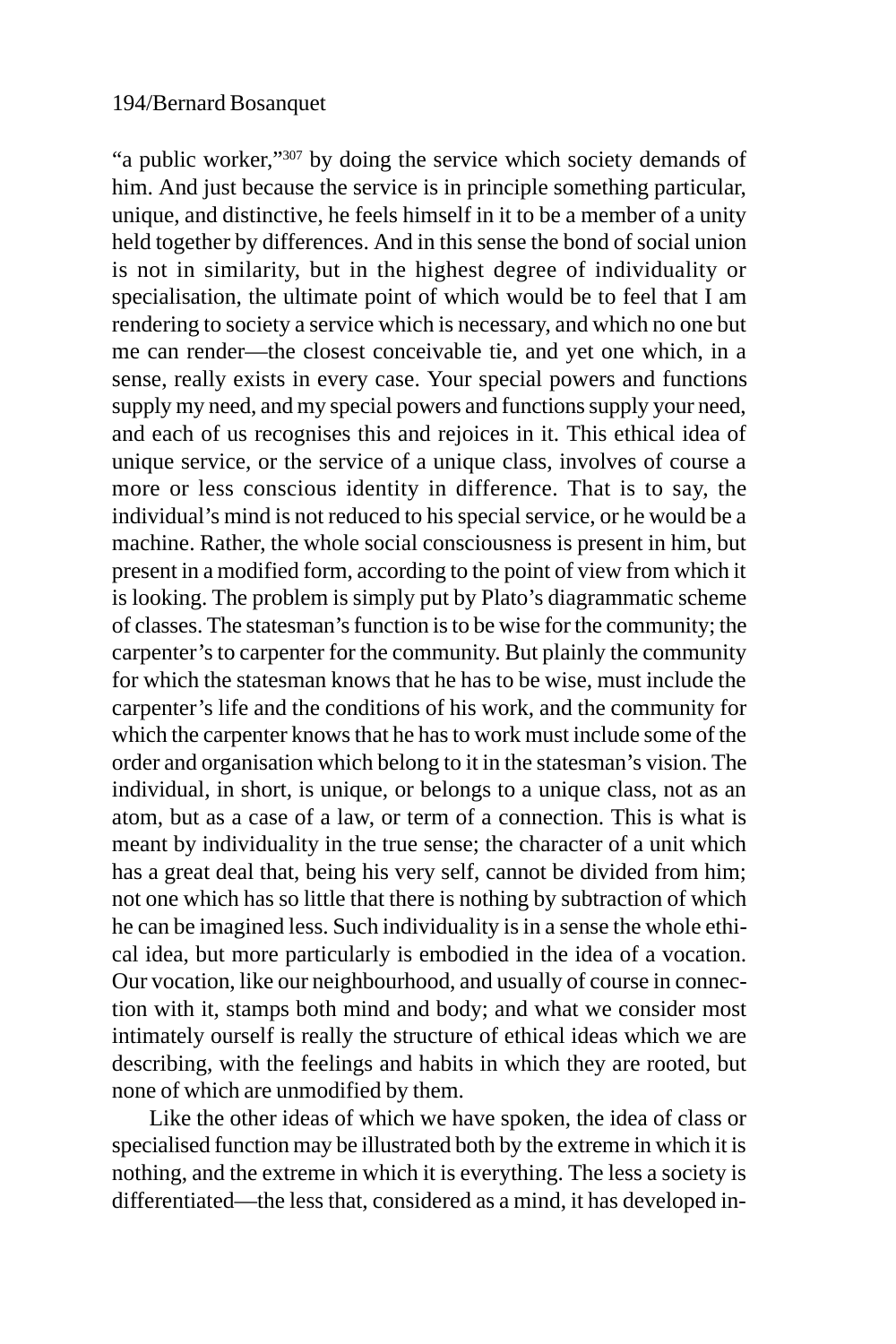"a public worker,"[307] by doing the service which society demands of him. And just because the service is in principle something particular, unique, and distinctive, he feels himself in it to be a member of a unity held together by differences. And in this sense the bond of social union is not in similarity, but in the highest degree of individuality or specialisation, the ultimate point of which would be to feel that I am rendering to society a service which is necessary, and which no one but me can render—the closest conceivable tie, and yet one which, in a sense, really exists in every case. Your special powers and functions supply my need, and my special powers and functions supply your need, and each of us recognises this and rejoices in it. This ethical idea of unique service, or the service of a unique class, involves of course a more or less conscious identity in difference. That is to say, the individual's mind is not reduced to his special service, or he would be a machine. Rather, the whole social consciousness is present in him, but present in a modified form, according to the point of view from which it is looking. The problem is simply put by Plato's diagrammatic scheme of classes. The statesman's function is to be wise for the community; the carpenter's to carpenter for the community. But plainly the community for which the statesman knows that he has to be wise, must include the carpenter's life and the conditions of his work, and the community for which the carpenter knows that he has to work must include some of the order and organisation which belong to it in the statesman's vision. The individual, in short, is unique, or belongs to a unique class, not as an atom, but as a case of a law, or term of a connection. This is what is meant by individuality in the true sense; the character of a unit which has a great deal that, being his very self, cannot be divided from him; not one which has so little that there is nothing by subtraction of which he can be imagined less. Such individuality is in a sense the whole ethical idea, but more particularly is embodied in the idea of a vocation. Our vocation, like our neighbourhood, and usually of course in connection with it, stamps both mind and body; and what we consider most intimately ourself is really the structure of ethical ideas which we are describing, with the feelings and habits in which they are rooted, but none of which are unmodified by them.

Like the other ideas of which we have spoken, the idea of class or specialised function may be illustrated both by the extreme in which it is nothing, and the extreme in which it is everything. The less a society is differentiated—the less that, considered as a mind, it has developed in-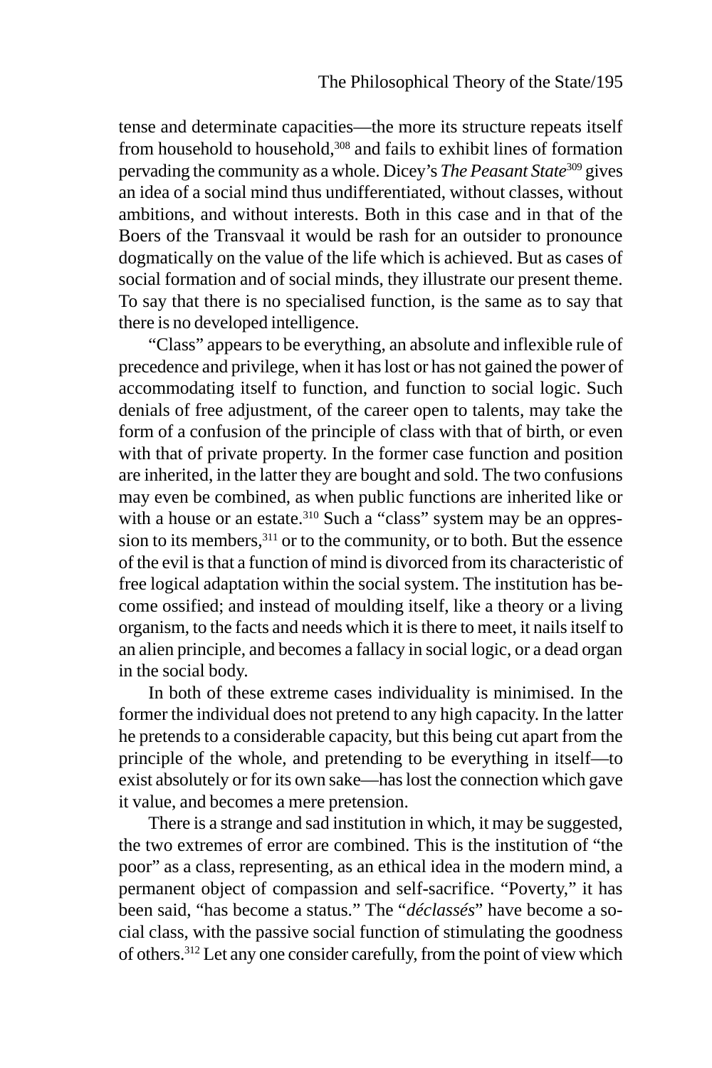tense and determinate capacities—the more its structure repeats itself from household to household,[308] and fails to exhibit lines of formation pervading the community as a whole. Dicey's *The Peasant State*[309] gives an idea of a social mind thus undifferentiated, without classes, without ambitions, and without interests. Both in this case and in that of the Boers of the Transvaal it would be rash for an outsider to pronounce dogmatically on the value of the life which is achieved. But as cases of social formation and of social minds, they illustrate our present theme. To say that there is no specialised function, is the same as to say that there is no developed intelligence.

"Class" appears to be everything, an absolute and inflexible rule of precedence and privilege, when it has lost or has not gained the power of accommodating itself to function, and function to social logic. Such denials of free adjustment, of the career open to talents, may take the form of a confusion of the principle of class with that of birth, or even with that of private property. In the former case function and position are inherited, in the latter they are bought and sold. The two confusions may even be combined, as when public functions are inherited like or with a house or an estate.[310] Such a "class" system may be an oppression to its members,[311] or to the community, or to both. But the essence of the evil is that a function of mind is divorced from its characteristic of free logical adaptation within the social system. The institution has become ossified; and instead of moulding itself, like a theory or a living organism, to the facts and needs which it is there to meet, it nails itself to an alien principle, and becomes a fallacy in social logic, or a dead organ in the social body.

In both of these extreme cases individuality is minimised. In the former the individual does not pretend to any high capacity. In the latter he pretends to a considerable capacity, but this being cut apart from the principle of the whole, and pretending to be everything in itself—to exist absolutely or for its own sake—has lost the connection which gave it value, and becomes a mere pretension.

There is a strange and sad institution in which, it may be suggested, the two extremes of error are combined. This is the institution of "the poor" as a class, representing, as an ethical idea in the modern mind, a permanent object of compassion and self-sacrifice. "Poverty," it has been said, "has become a status." The "*déclassés*" have become a social class, with the passive social function of stimulating the goodness of others.[312] Let any one consider carefully, from the point of view which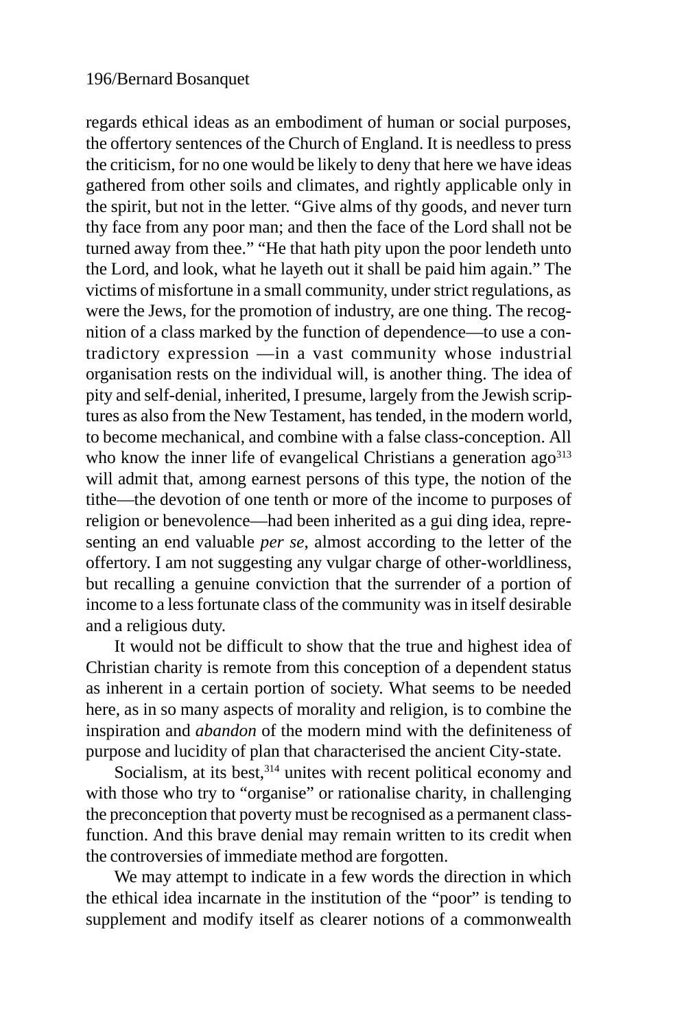regards ethical ideas as an embodiment of human or social purposes, the offertory sentences of the Church of England. It is needless to press the criticism, for no one would be likely to deny that here we have ideas gathered from other soils and climates, and rightly applicable only in the spirit, but not in the letter. “Give alms of thy goods, and never turn thy face from any poor man; and then the face of the Lord shall not be turned away from thee.” “He that hath pity upon the poor lendeth unto the Lord, and look, what he layeth out it shall be paid him again.” The victims of misfortune in a small community, under strict regulations, as were the Jews, for the promotion of industry, are one thing. The recognition of a class marked by the function of dependence—to use a contradictory expression —in a vast community whose industrial organisation rests on the individual will, is another thing. The idea of pity and self-denial, inherited, I presume, largely from the Jewish scriptures as also from the New Testament, has tended, in the modern world, to become mechanical, and combine with a false class-conception. All who know the inner life of evangelical Christians a generation ago[313] will admit that, among earnest persons of this type, the notion of the tithe—the devotion of one tenth or more of the income to purposes of religion or benevolence—had been inherited as a gui ding idea, representing an end valuable *per se*, almost according to the letter of the offertory. I am not suggesting any vulgar charge of other-worldliness, but recalling a genuine conviction that the surrender of a portion of income to a less fortunate class of the community was in itself desirable and a religious duty.

It would not be difficult to show that the true and highest idea of Christian charity is remote from this conception of a dependent status as inherent in a certain portion of society. What seems to be needed here, as in so many aspects of morality and religion, is to combine the inspiration and *abandon* of the modern mind with the definiteness of purpose and lucidity of plan that characterised the ancient City-state.

Socialism, at its best,[314] unites with recent political economy and with those who try to “organise” or rationalise charity, in challenging the preconception that poverty must be recognised as a permanent class-function. And this brave denial may remain written to its credit when the controversies of immediate method are forgotten.

We may attempt to indicate in a few words the direction in which the ethical idea incarnate in the institution of the “poor” is tending to supplement and modify itself as clearer notions of a commonwealth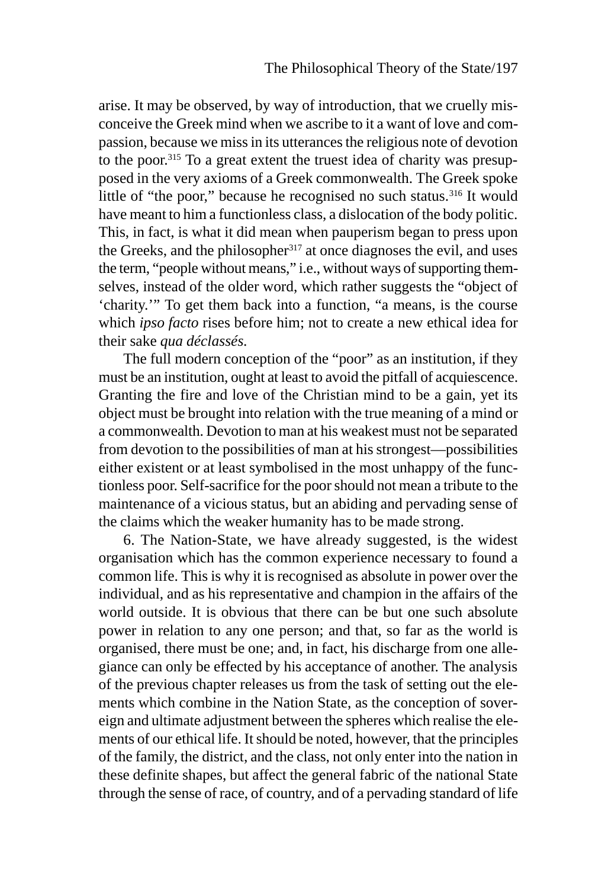arise. It may be observed, by way of introduction, that we cruelly misconceive the Greek mind when we ascribe to it a want of love and compassion, because we miss in its utterances the religious note of devotion to the poor.[315] To a great extent the truest idea of charity was presupposed in the very axioms of a Greek commonwealth. The Greek spoke little of "the poor," because he recognised no such status.[316] It would have meant to him a functionless class, a dislocation of the body politic. This, in fact, is what it did mean when pauperism began to press upon the Greeks, and the philosopher[317] at once diagnoses the evil, and uses the term, "people without means," i.e., without ways of supporting themselves, instead of the older word, which rather suggests the "object of 'charity.'" To get them back into a function, "a means, is the course which *ipso facto* rises before him; not to create a new ethical idea for their sake *qua déclassés*.

The full modern conception of the "poor" as an institution, if they must be an institution, ought at least to avoid the pitfall of acquiescence. Granting the fire and love of the Christian mind to be a gain, yet its object must be brought into relation with the true meaning of a mind or a commonwealth. Devotion to man at his weakest must not be separated from devotion to the possibilities of man at his strongest—possibilities either existent or at least symbolised in the most unhappy of the functionless poor. Self-sacrifice for the poor should not mean a tribute to the maintenance of a vicious status, but an abiding and pervading sense of the claims which the weaker humanity has to be made strong.

6. The Nation-State, we have already suggested, is the widest organisation which has the common experience necessary to found a common life. This is why it is recognised as absolute in power over the individual, and as his representative and champion in the affairs of the world outside. It is obvious that there can be but one such absolute power in relation to any one person; and that, so far as the world is organised, there must be one; and, in fact, his discharge from one allegiance can only be effected by his acceptance of another. The analysis of the previous chapter releases us from the task of setting out the elements which combine in the Nation State, as the conception of sovereign and ultimate adjustment between the spheres which realise the elements of our ethical life. It should be noted, however, that the principles of the family, the district, and the class, not only enter into the nation in these definite shapes, but affect the general fabric of the national State through the sense of race, of country, and of a pervading standard of life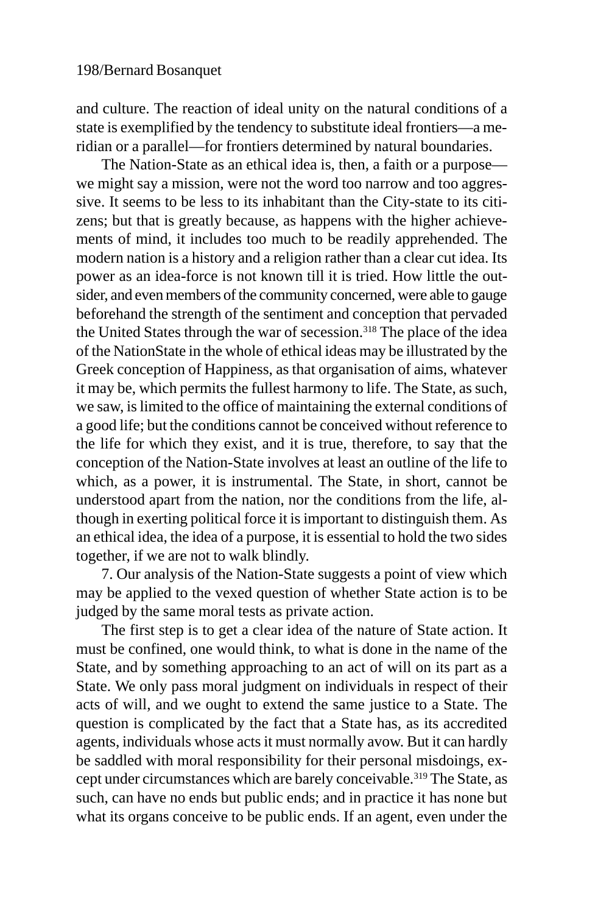and culture. The reaction of ideal unity on the natural conditions of a state is exemplified by the tendency to substitute ideal frontiers—a meridian or a parallel—for frontiers determined by natural boundaries.

The Nation-State as an ethical idea is, then, a faith or a purpose—we might say a mission, were not the word too narrow and too aggressive. It seems to be less to its inhabitant than the City-state to its citizens; but that is greatly because, as happens with the higher achievements of mind, it includes too much to be readily apprehended. The modern nation is a history and a religion rather than a clear cut idea. Its power as an idea-force is not known till it is tried. How little the outsider, and even members of the community concerned, were able to gauge beforehand the strength of the sentiment and conception that pervaded the United States through the war of secession.[318] The place of the idea of the NationState in the whole of ethical ideas may be illustrated by the Greek conception of Happiness, as that organisation of aims, whatever it may be, which permits the fullest harmony to life. The State, as such, we saw, is limited to the office of maintaining the external conditions of a good life; but the conditions cannot be conceived without reference to the life for which they exist, and it is true, therefore, to say that the conception of the Nation-State involves at least an outline of the life to which, as a power, it is instrumental. The State, in short, cannot be understood apart from the nation, nor the conditions from the life, although in exerting political force it is important to distinguish them. As an ethical idea, the idea of a purpose, it is essential to hold the two sides together, if we are not to walk blindly.

7. Our analysis of the Nation-State suggests a point of view which may be applied to the vexed question of whether State action is to be judged by the same moral tests as private action.

The first step is to get a clear idea of the nature of State action. It must be confined, one would think, to what is done in the name of the State, and by something approaching to an act of will on its part as a State. We only pass moral judgment on individuals in respect of their acts of will, and we ought to extend the same justice to a State. The question is complicated by the fact that a State has, as its accredited agents, individuals whose acts it must normally avow. But it can hardly be saddled with moral responsibility for their personal misdoings, except under circumstances which are barely conceivable.[319] The State, as such, can have no ends but public ends; and in practice it has none but what its organs conceive to be public ends. If an agent, even under the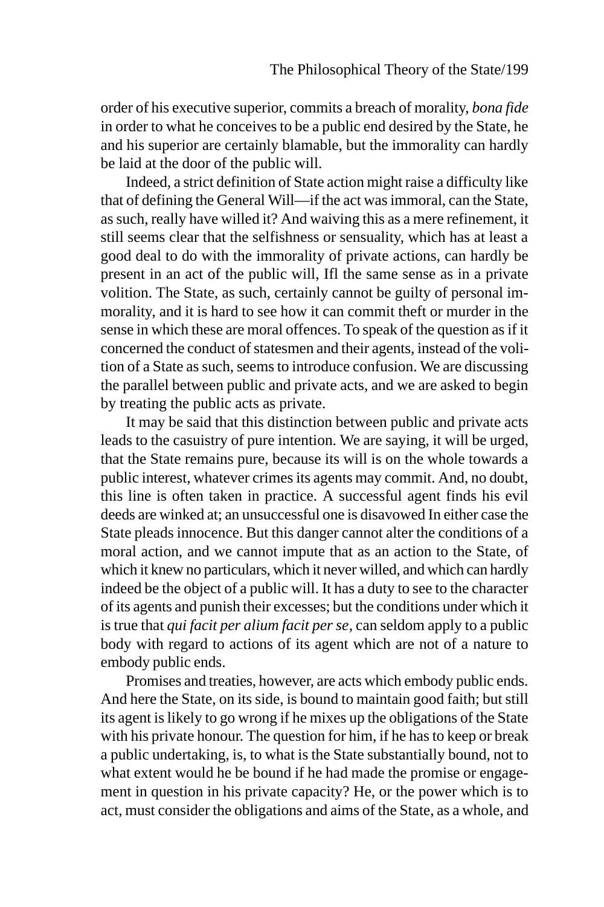order of his executive superior, commits a breach of morality, *bona fide* in order to what he conceives to be a public end desired by the State, he and his superior are certainly blamable, but the immorality can hardly be laid at the door of the public will.

Indeed, a strict definition of State action might raise a difficulty like that of defining the General Will—if the act was immoral, can the State, as such, really have willed it? And waiving this as a mere refinement, it still seems clear that the selfishness or sensuality, which has at least a good deal to do with the immorality of private actions, can hardly be present in an act of the public will, Ifl the same sense as in a private volition. The State, as such, certainly cannot be guilty of personal immorality, and it is hard to see how it can commit theft or murder in the sense in which these are moral offences. To speak of the question as if it concerned the conduct of statesmen and their agents, instead of the volition of a State as such, seems to introduce confusion. We are discussing the parallel between public and private acts, and we are asked to begin by treating the public acts as private.

It may be said that this distinction between public and private acts leads to the casuistry of pure intention. We are saying, it will be urged, that the State remains pure, because its will is on the whole towards a public interest, whatever crimes its agents may commit. And, no doubt, this line is often taken in practice. A successful agent finds his evil deeds are winked at; an unsuccessful one is disavowed In either case the State pleads innocence. But this danger cannot alter the conditions of a moral action, and we cannot impute that as an action to the State, of which it knew no particulars, which it never willed, and which can hardly indeed be the object of a public will. It has a duty to see to the character of its agents and punish their excesses; but the conditions under which it is true that *qui facit per alium facit per se*, can seldom apply to a public body with regard to actions of its agent which are not of a nature to embody public ends.

Promises and treaties, however, are acts which embody public ends. And here the State, on its side, is bound to maintain good faith; but still its agent is likely to go wrong if he mixes up the obligations of the State with his private honour. The question for him, if he has to keep or break a public undertaking, is, to what is the State substantially bound, not to what extent would he be bound if he had made the promise or engagement in question in his private capacity? He, or the power which is to act, must consider the obligations and aims of the State, as a whole, and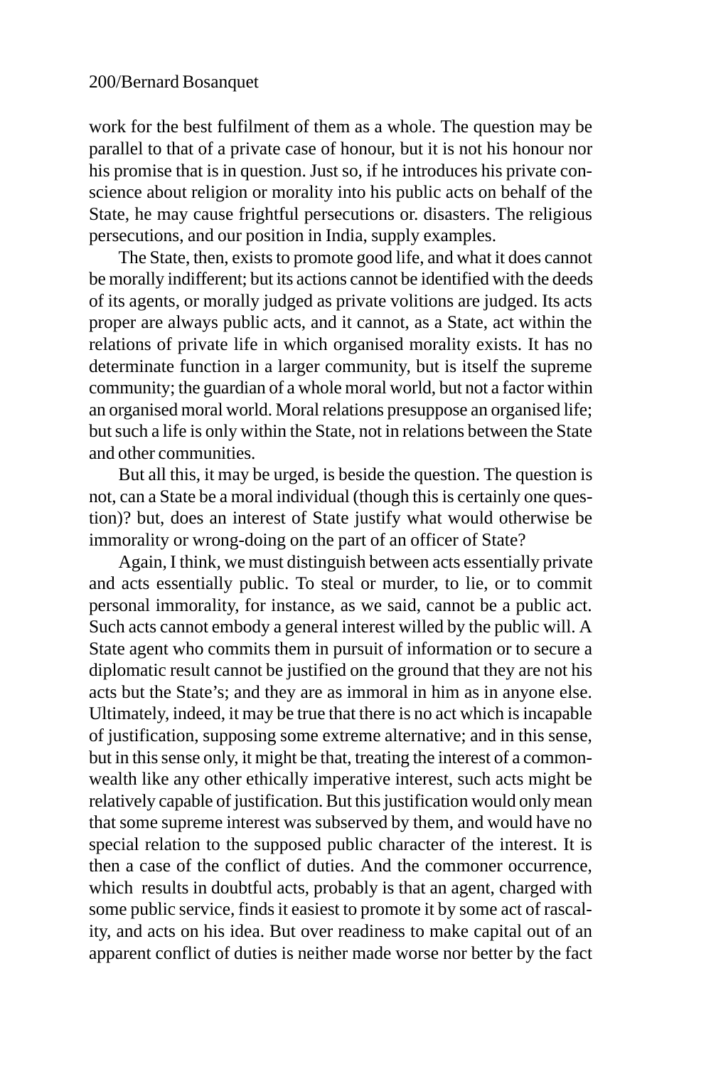work for the best fulfilment of them as a whole. The question may be parallel to that of a private case of honour, but it is not his honour nor his promise that is in question. Just so, if he introduces his private conscience about religion or morality into his public acts on behalf of the State, he may cause frightful persecutions or. disasters. The religious persecutions, and our position in India, supply examples.

The State, then, exists to promote good life, and what it does cannot be morally indifferent; but its actions cannot be identified with the deeds of its agents, or morally judged as private volitions are judged. Its acts proper are always public acts, and it cannot, as a State, act within the relations of private life in which organised morality exists. It has no determinate function in a larger community, but is itself the supreme community; the guardian of a whole moral world, but not a factor within an organised moral world. Moral relations presuppose an organised life; but such a life is only within the State, not in relations between the State and other communities.

But all this, it may be urged, is beside the question. The question is not, can a State be a moral individual (though this is certainly one question)? but, does an interest of State justify what would otherwise be immorality or wrong-doing on the part of an officer of State?

Again, I think, we must distinguish between acts essentially private and acts essentially public. To steal or murder, to lie, or to commit personal immorality, for instance, as we said, cannot be a public act. Such acts cannot embody a general interest willed by the public will. A State agent who commits them in pursuit of information or to secure a diplomatic result cannot be justified on the ground that they are not his acts but the State's; and they are as immoral in him as in anyone else. Ultimately, indeed, it may be true that there is no act which is incapable of justification, supposing some extreme alternative; and in this sense, but in this sense only, it might be that, treating the interest of a commonwealth like any other ethically imperative interest, such acts might be relatively capable of justification. But this justification would only mean that some supreme interest was subserved by them, and would have no special relation to the supposed public character of the interest. It is then a case of the conflict of duties. And the commoner occurrence, which results in doubtful acts, probably is that an agent, charged with some public service, finds it easiest to promote it by some act of rascality, and acts on his idea. But over readiness to make capital out of an apparent conflict of duties is neither made worse nor better by the fact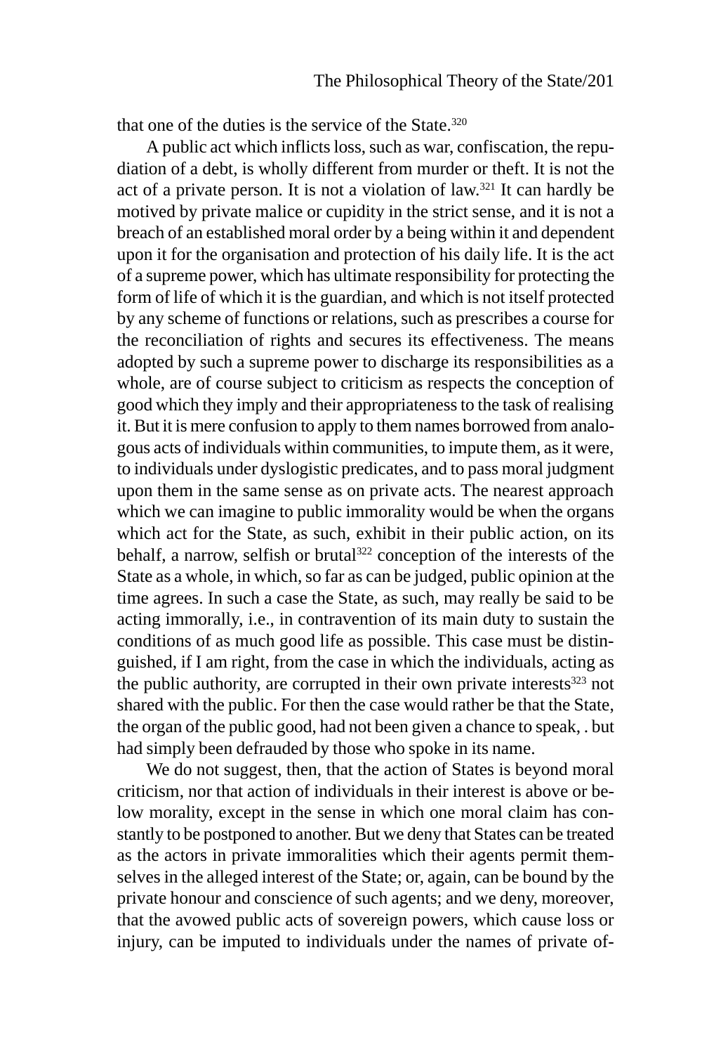that one of the duties is the service of the State.[320]

A public act which inflicts loss, such as war, confiscation, the repudiation of a debt, is wholly different from murder or theft. It is not the act of a private person. It is not a violation of law.[321] It can hardly be motived by private malice or cupidity in the strict sense, and it is not a breach of an established moral order by a being within it and dependent upon it for the organisation and protection of his daily life. It is the act of a supreme power, which has ultimate responsibility for protecting the form of life of which it is the guardian, and which is not itself protected by any scheme of functions or relations, such as prescribes a course for the reconciliation of rights and secures its effectiveness. The means adopted by such a supreme power to discharge its responsibilities as a whole, are of course subject to criticism as respects the conception of good which they imply and their appropriateness to the task of realising it. But it is mere confusion to apply to them names borrowed from analogous acts of individuals within communities, to impute them, as it were, to individuals under dyslogistic predicates, and to pass moral judgment upon them in the same sense as on private acts. The nearest approach which we can imagine to public immorality would be when the organs which act for the State, as such, exhibit in their public action, on its behalf, a narrow, selfish or brutal[322] conception of the interests of the State as a whole, in which, so far as can be judged, public opinion at the time agrees. In such a case the State, as such, may really be said to be acting immorally, i.e., in contravention of its main duty to sustain the conditions of as much good life as possible. This case must be distinguished, if I am right, from the case in which the individuals, acting as the public authority, are corrupted in their own private interests[323] not shared with the public. For then the case would rather be that the State, the organ of the public good, had not been given a chance to speak, . but had simply been defrauded by those who spoke in its name.

We do not suggest, then, that the action of States is beyond moral criticism, nor that action of individuals in their interest is above or below morality, except in the sense in which one moral claim has constantly to be postponed to another. But we deny that States can be treated as the actors in private immoralities which their agents permit themselves in the alleged interest of the State; or, again, can be bound by the private honour and conscience of such agents; and we deny, moreover, that the avowed public acts of sovereign powers, which cause loss or injury, can be imputed to individuals under the names of private of-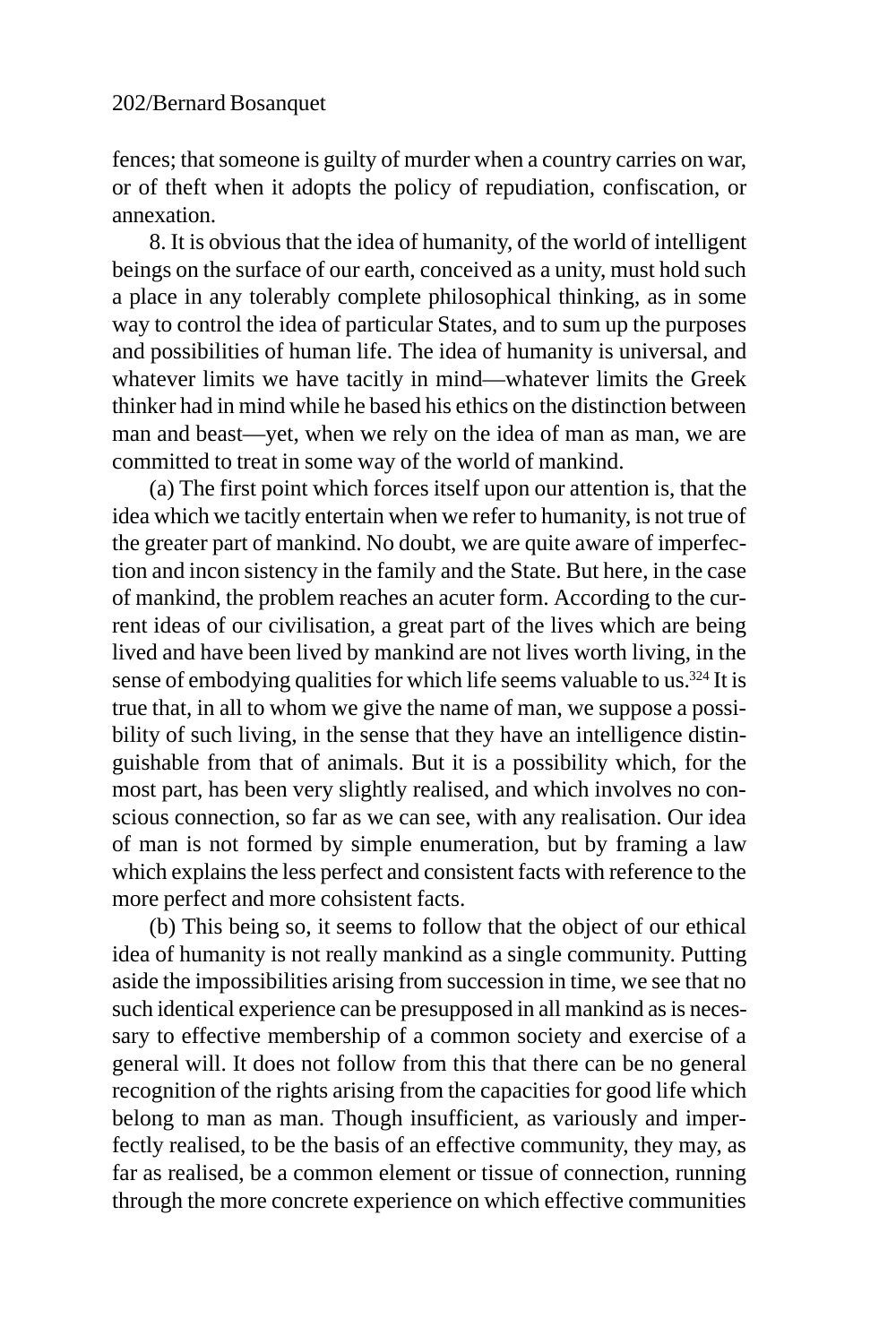fences; that someone is guilty of murder when a country carries on war, or of theft when it adopts the policy of repudiation, confiscation, or annexation.

8. It is obvious that the idea of humanity, of the world of intelligent beings on the surface of our earth, conceived as a unity, must hold such a place in any tolerably complete philosophical thinking, as in some way to control the idea of particular States, and to sum up the purposes and possibilities of human life. The idea of humanity is universal, and whatever limits we have tacitly in mind—whatever limits the Greek thinker had in mind while he based his ethics on the distinction between man and beast—yet, when we rely on the idea of man as man, we are committed to treat in some way of the world of mankind.

(a) The first point which forces itself upon our attention is, that the idea which we tacitly entertain when we refer to humanity, is not true of the greater part of mankind. No doubt, we are quite aware of imperfection and incon sistency in the family and the State. But here, in the case of mankind, the problem reaches an acuter form. According to the current ideas of our civilisation, a great part of the lives which are being lived and have been lived by mankind are not lives worth living, in the sense of embodying qualities for which life seems valuable to us.[324] It is true that, in all to whom we give the name of man, we suppose a possibility of such living, in the sense that they have an intelligence distinguishable from that of animals. But it is a possibility which, for the most part, has been very slightly realised, and which involves no conscious connection, so far as we can see, with any realisation. Our idea of man is not formed by simple enumeration, but by framing a law which explains the less perfect and consistent facts with reference to the more perfect and more cohsistent facts.

(b) This being so, it seems to follow that the object of our ethical idea of humanity is not really mankind as a single community. Putting aside the impossibilities arising from succession in time, we see that no such identical experience can be presupposed in all mankind as is necessary to effective membership of a common society and exercise of a general will. It does not follow from this that there can be no general recognition of the rights arising from the capacities for good life which belong to man as man. Though insufficient, as variously and imperfectly realised, to be the basis of an effective community, they may, as far as realised, be a common element or tissue of connection, running through the more concrete experience on which effective communities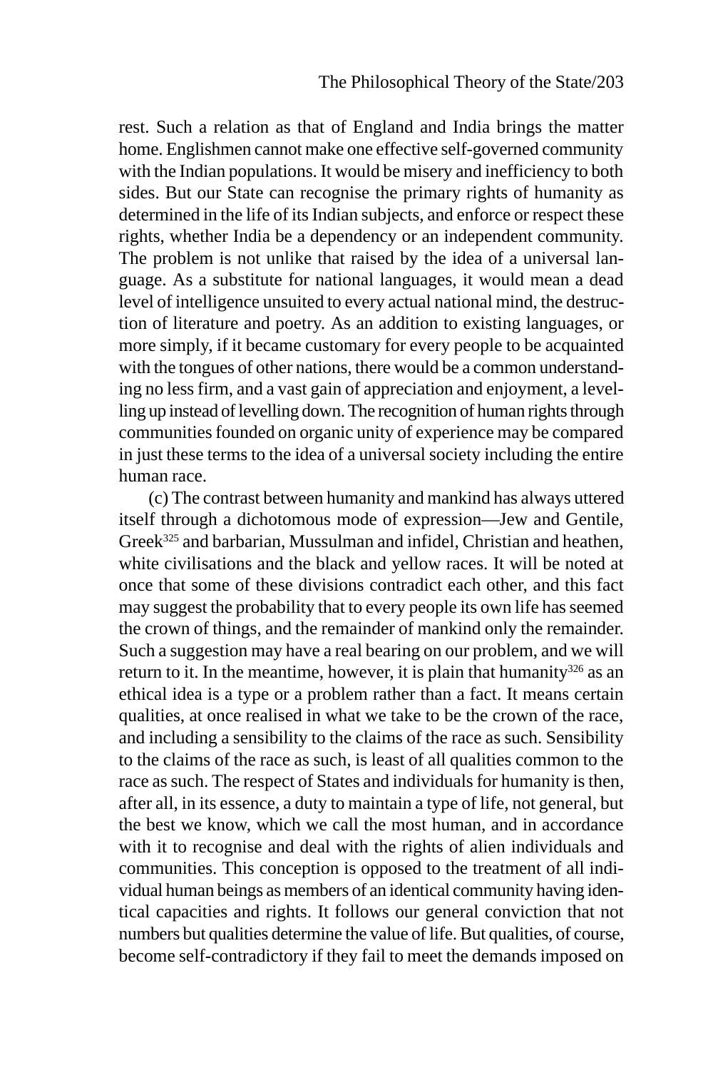rest. Such a relation as that of England and India brings the matter home. Englishmen cannot make one effective self-governed community with the Indian populations. It would be misery and inefficiency to both sides. But our State can recognise the primary rights of humanity as determined in the life of its Indian subjects, and enforce or respect these rights, whether India be a dependency or an independent community. The problem is not unlike that raised by the idea of a universal language. As a substitute for national languages, it would mean a dead level of intelligence unsuited to every actual national mind, the destruction of literature and poetry. As an addition to existing languages, or more simply, if it became customary for every people to be acquainted with the tongues of other nations, there would be a common understanding no less firm, and a vast gain of appreciation and enjoyment, a levelling up instead of levelling down. The recognition of human rights through communities founded on organic unity of experience may be compared in just these terms to the idea of a universal society including the entire human race.

(c) The contrast between humanity and mankind has always uttered itself through a dichotomous mode of expression—Jew and Gentile, Greek[325] and barbarian, Mussulman and infidel, Christian and heathen, white civilisations and the black and yellow races. It will be noted at once that some of these divisions contradict each other, and this fact may suggest the probability that to every people its own life has seemed the crown of things, and the remainder of mankind only the remainder. Such a suggestion may have a real bearing on our problem, and we will return to it. In the meantime, however, it is plain that humanity[326] as an ethical idea is a type or a problem rather than a fact. It means certain qualities, at once realised in what we take to be the crown of the race, and including a sensibility to the claims of the race as such. Sensibility to the claims of the race as such, is least of all qualities common to the race as such. The respect of States and individuals for humanity is then, after all, in its essence, a duty to maintain a type of life, not general, but the best we know, which we call the most human, and in accordance with it to recognise and deal with the rights of alien individuals and communities. This conception is opposed to the treatment of all individual human beings as members of an identical community having identical capacities and rights. It follows our general conviction that not numbers but qualities determine the value of life. But qualities, of course, become self-contradictory if they fail to meet the demands imposed on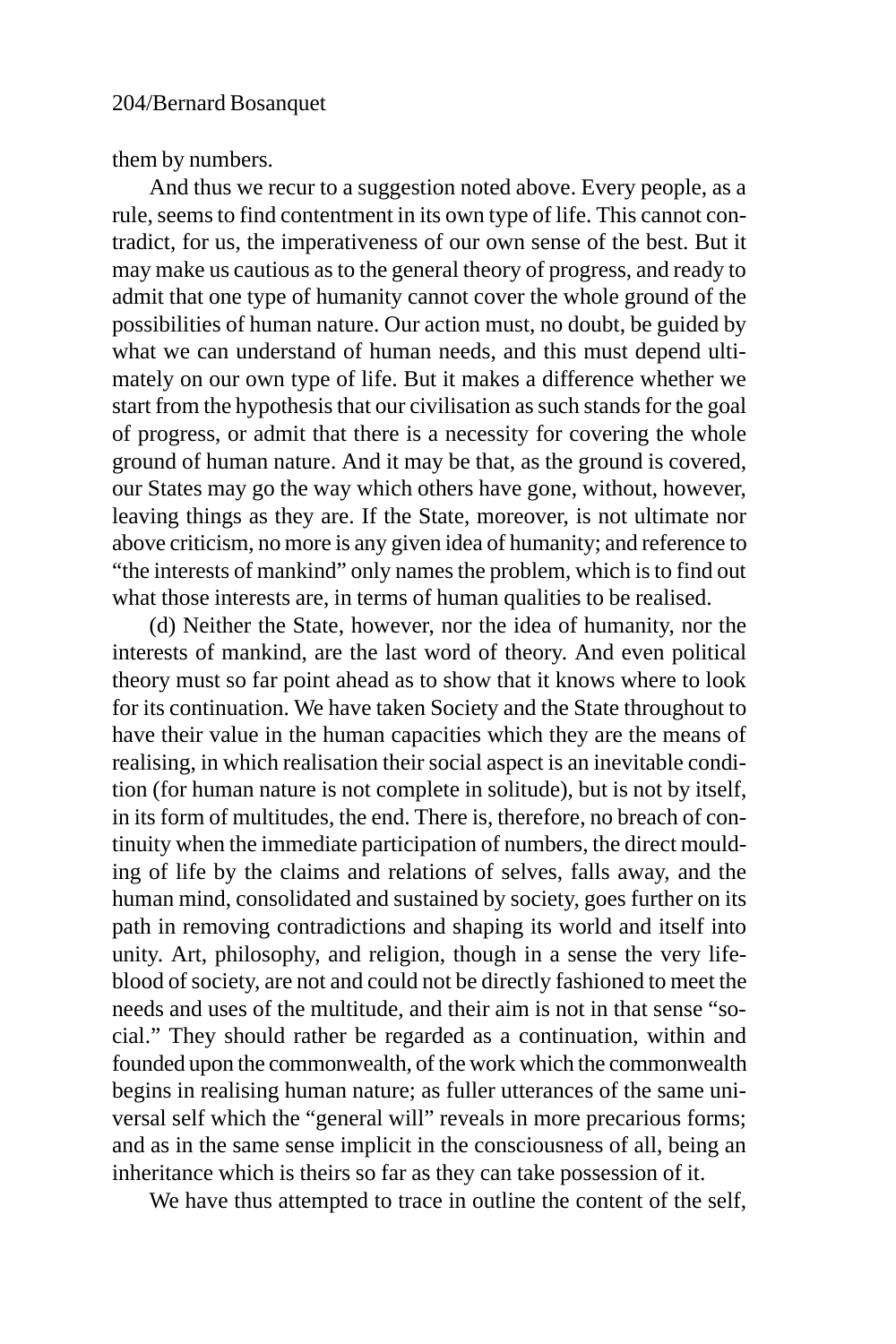them by numbers.

And thus we recur to a suggestion noted above. Every people, as a rule, seems to find contentment in its own type of life. This cannot contradict, for us, the imperativeness of our own sense of the best. But it may make us cautious as to the general theory of progress, and ready to admit that one type of humanity cannot cover the whole ground of the possibilities of human nature. Our action must, no doubt, be guided by what we can understand of human needs, and this must depend ultimately on our own type of life. But it makes a difference whether we start from the hypothesis that our civilisation as such stands for the goal of progress, or admit that there is a necessity for covering the whole ground of human nature. And it may be that, as the ground is covered, our States may go the way which others have gone, without, however, leaving things as they are. If the State, moreover, is not ultimate nor above criticism, no more is any given idea of humanity; and reference to "the interests of mankind" only names the problem, which is to find out what those interests are, in terms of human qualities to be realised.

(d) Neither the State, however, nor the idea of humanity, nor the interests of mankind, are the last word of theory. And even political theory must so far point ahead as to show that it knows where to look for its continuation. We have taken Society and the State throughout to have their value in the human capacities which they are the means of realising, in which realisation their social aspect is an inevitable condition (for human nature is not complete in solitude), but is not by itself, in its form of multitudes, the end. There is, therefore, no breach of continuity when the immediate participation of numbers, the direct moulding of life by the claims and relations of selves, falls away, and the human mind, consolidated and sustained by society, goes further on its path in removing contradictions and shaping its world and itself into unity. Art, philosophy, and religion, though in a sense the very lifeblood of society, are not and could not be directly fashioned to meet the needs and uses of the multitude, and their aim is not in that sense "social." They should rather be regarded as a continuation, within and founded upon the commonwealth, of the work which the commonwealth begins in realising human nature; as fuller utterances of the same universal self which the "general will" reveals in more precarious forms; and as in the same sense implicit in the consciousness of all, being an inheritance which is theirs so far as they can take possession of it.

We have thus attempted to trace in outline the content of the self,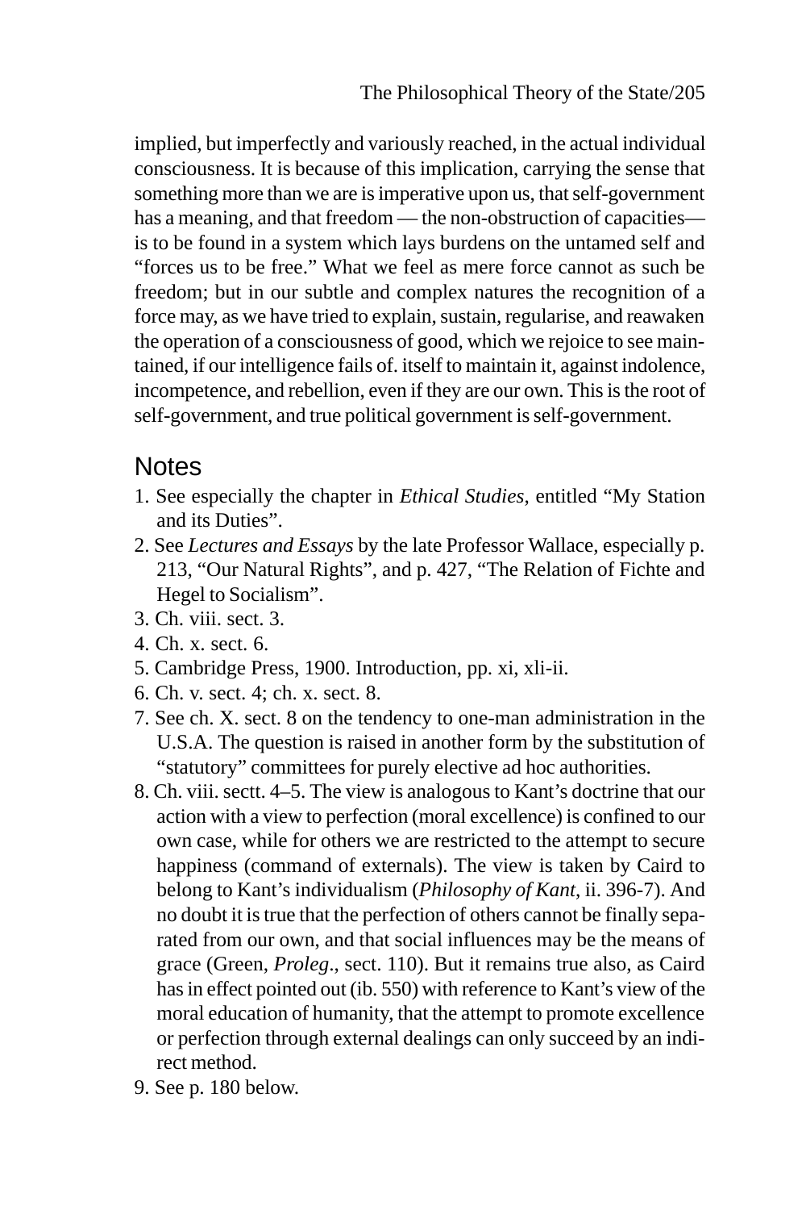implied, but imperfectly and variously reached, in the actual individual consciousness. It is because of this implication, carrying the sense that something more than we are is imperative upon us, that self-government has a meaning, and that freedom — the non-obstruction of capacities— is to be found in a system which lays burdens on the untamed self and "forces us to be free." What we feel as mere force cannot as such be freedom; but in our subtle and complex natures the recognition of a force may, as we have tried to explain, sustain, regularise, and reawaken the operation of a consciousness of good, which we rejoice to see maintained, if our intelligence fails of. itself to maintain it, against indolence, incompetence, and rebellion, even if they are our own. This is the root of self-government, and true political government is self-government.

## Notes

1. See especially the chapter in *Ethical Studies*, entitled "My Station and its Duties".
2. See *Lectures and Essays* by the late Professor Wallace, especially p. 213, "Our Natural Rights", and p. 427, "The Relation of Fichte and Hegel to Socialism".
3. Ch. viii. sect. 3.
4. Ch. x. sect. 6.
5. Cambridge Press, 1900. Introduction, pp. xi, xli-ii.
6. Ch. v. sect. 4; ch. x. sect. 8.
7. See ch. X. sect. 8 on the tendency to one-man administration in the U.S.A. The question is raised in another form by the substitution of "statutory" committees for purely elective ad hoc authorities.
8. Ch. viii. sectt. 4–5. The view is analogous to Kant's doctrine that our action with a view to perfection (moral excellence) is confined to our own case, while for others we are restricted to the attempt to secure happiness (command of externals). The view is taken by Caird to belong to Kant's individualism (*Philosophy of Kant*, ii. 396-7). And no doubt it is true that the perfection of others cannot be finally separated from our own, and that social influences may be the means of grace (Green, *Proleg.*, sect. 110). But it remains true also, as Caird has in effect pointed out (ib. 550) with reference to Kant's view of the moral education of humanity, that the attempt to promote excellence or perfection through external dealings can only succeed by an indirect method.
9. See p. 180 below.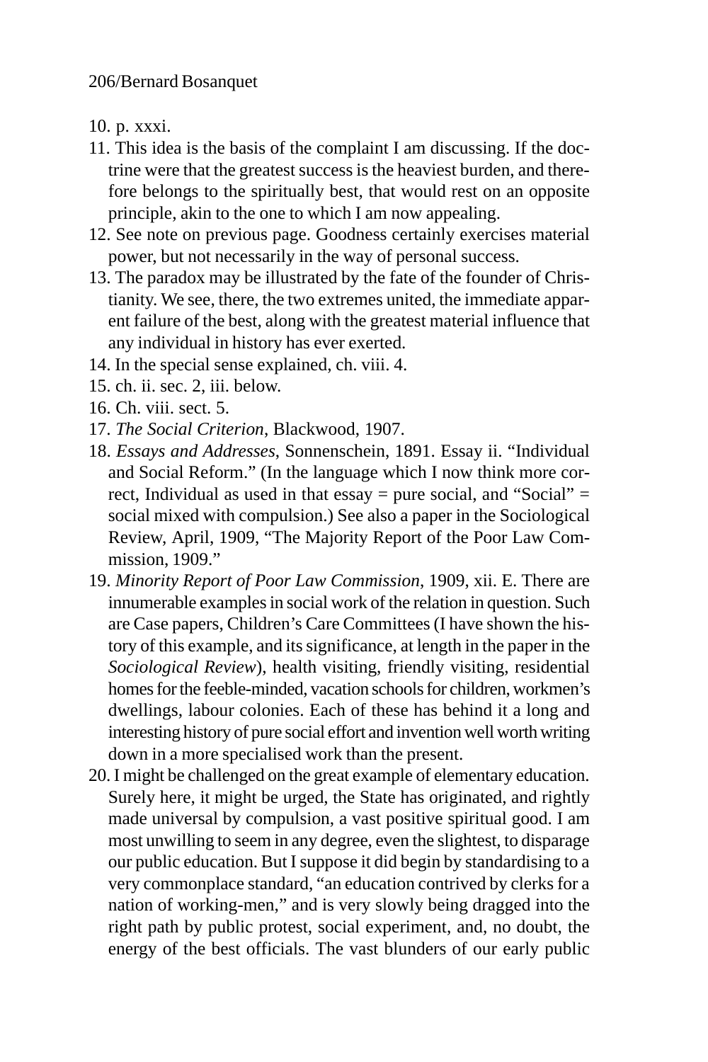10. p. xxxi.
11. This idea is the basis of the complaint I am discussing. If the doctrine were that the greatest success is the heaviest burden, and therefore belongs to the spiritually best, that would rest on an opposite principle, akin to the one to which I am now appealing.
12. See note on previous page. Goodness certainly exercises material power, but not necessarily in the way of personal success.
13. The paradox may be illustrated by the fate of the founder of Christianity. We see, there, the two extremes united, the immediate apparent failure of the best, along with the greatest material influence that any individual in history has ever exerted.
14. In the special sense explained, ch. viii. 4.
15. ch. ii. sec. 2, iii. below.
16. Ch. viii. sect. 5.
17. *The Social Criterion*, Blackwood, 1907.
18. *Essays and Addresses*, Sonnenschein, 1891. Essay ii. "Individual and Social Reform." (In the language which I now think more correct, Individual as used in that essay = pure social, and "Social" = social mixed with compulsion.) See also a paper in the Sociological Review, April, 1909, "The Majority Report of the Poor Law Commission, 1909."
19. *Minority Report of Poor Law Commission*, 1909, xii. E. There are innumerable examples in social work of the relation in question. Such are Case papers, Children's Care Committees (I have shown the history of this example, and its significance, at length in the paper in the *Sociological Review*), health visiting, friendly visiting, residential homes for the feeble-minded, vacation schools for children, workmen's dwellings, labour colonies. Each of these has behind it a long and interesting history of pure social effort and invention well worth writing down in a more specialised work than the present.
20. I might be challenged on the great example of elementary education. Surely here, it might be urged, the State has originated, and rightly made universal by compulsion, a vast positive spiritual good. I am most unwilling to seem in any degree, even the slightest, to disparage our public education. But I suppose it did begin by standardising to a very commonplace standard, "an education contrived by clerks for a nation of working-men," and is very slowly being dragged into the right path by public protest, social experiment, and, no doubt, the energy of the best officials. The vast blunders of our early public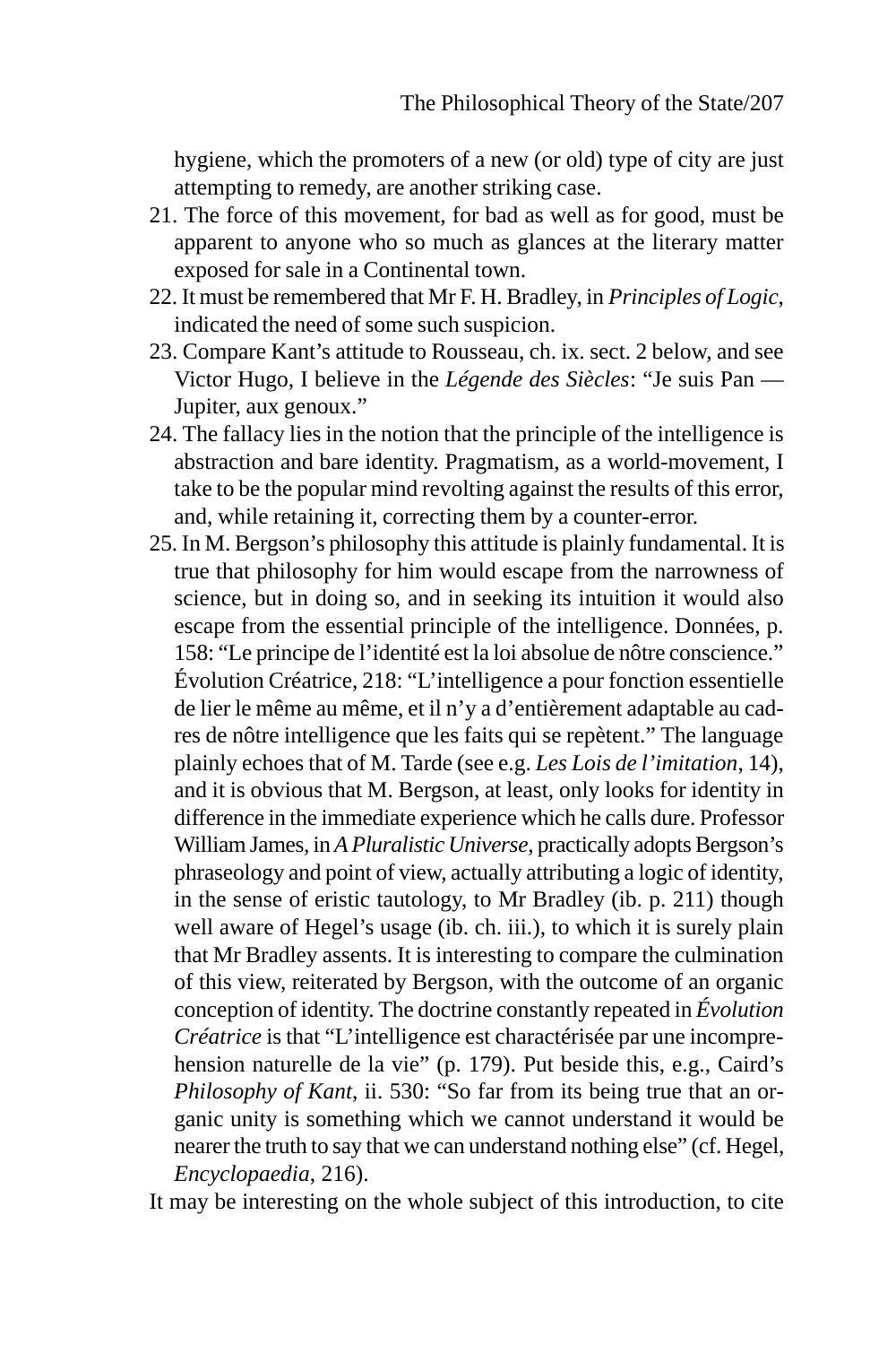hygiene, which the promoters of a new (or old) type of city are just attempting to remedy, are another striking case.

21. The force of this movement, for bad as well as for good, must be apparent to anyone who so much as glances at the literary matter exposed for sale in a Continental town.
22. It must be remembered that Mr F. H. Bradley, in *Principles of Logic*, indicated the need of some such suspicion.
23. Compare Kant's attitude to Rousseau, ch. ix. sect. 2 below, and see Victor Hugo, I believe in the *Légende des Siècles*: "Je suis Pan — Jupiter, aux genoux."
24. The fallacy lies in the notion that the principle of the intelligence is abstraction and bare identity. Pragmatism, as a world-movement, I take to be the popular mind revolting against the results of this error, and, while retaining it, correcting them by a counter-error.
25. In M. Bergson's philosophy this attitude is plainly fundamental. It is true that philosophy for him would escape from the narrowness of science, but in doing so, and in seeking its intuition it would also escape from the essential principle of the intelligence. Données, p. 158: "Le principe de l'identité est la loi absolue de nôtre conscience." Évolution Créatrice, 218: "L'intelligence a pour fonction essentielle de lier le même au même, et il n'y a d'entièrement adaptable au cadres de nôtre intelligence que les faits qui se repètent." The language plainly echoes that of M. Tarde (see e.g. *Les Lois de l'imitation*, 14), and it is obvious that M. Bergson, at least, only looks for identity in difference in the immediate experience which he calls dure. Professor William James, in *A Pluralistic Universe*, practically adopts Bergson's phraseology and point of view, actually attributing a logic of identity, in the sense of eristic tautology, to Mr Bradley (ib. p. 211) though well aware of Hegel's usage (ib. ch. iii.), to which it is surely plain that Mr Bradley assents. It is interesting to compare the culmination of this view, reiterated by Bergson, with the outcome of an organic conception of identity. The doctrine constantly repeated in *Évolution Créatrice* is that "L'intelligence est charactérisée par une incomprehension naturelle de la vie" (p. 179). Put beside this, e.g., Caird's *Philosophy of Kant*, ii. 530: "So far from its being true that an organic unity is something which we cannot understand it would be nearer the truth to say that we can understand nothing else" (cf. Hegel, *Encyclopaedia*, 216).

It may be interesting on the whole subject of this introduction, to cite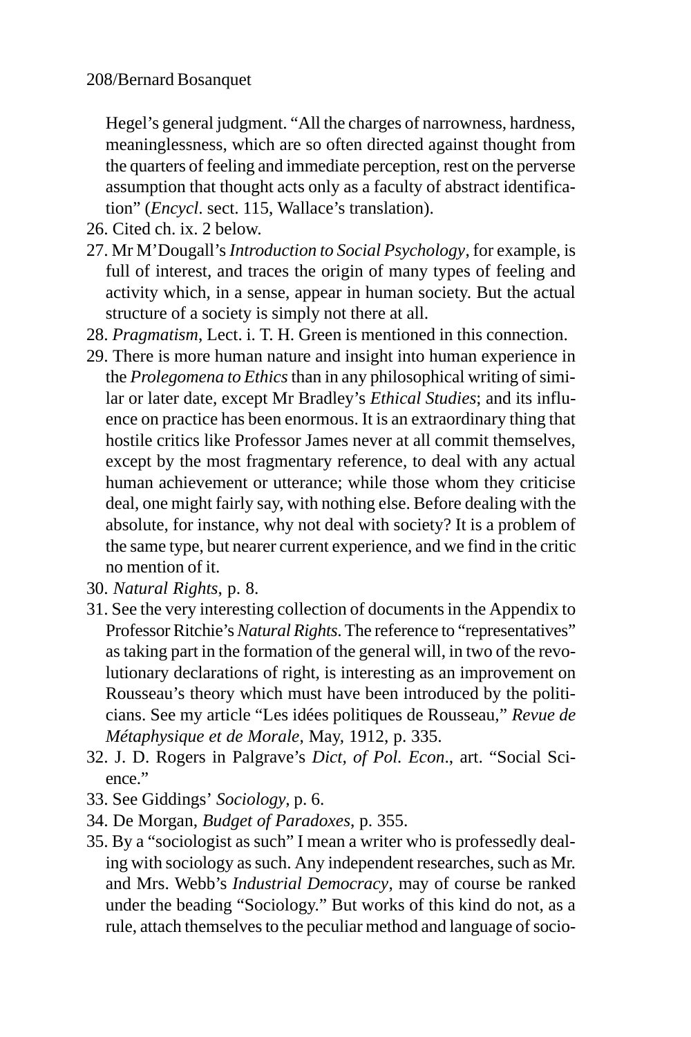Hegel's general judgment. "All the charges of narrowness, hardness, meaninglessness, which are so often directed against thought from the quarters of feeling and immediate perception, rest on the perverse assumption that thought acts only as a faculty of abstract identification" (*Encycl*. sect. 115, Wallace's translation).

26. Cited ch. ix. 2 below.
27. Mr M'Dougall's *Introduction to Social Psychology*, for example, is full of interest, and traces the origin of many types of feeling and activity which, in a sense, appear in human society. But the actual structure of a society is simply not there at all.
28. *Pragmatism*, Lect. i. T. H. Green is mentioned in this connection.
29. There is more human nature and insight into human experience in the *Prolegomena to Ethics* than in any philosophical writing of similar or later date, except Mr Bradley's *Ethical Studies*; and its influence on practice has been enormous. It is an extraordinary thing that hostile critics like Professor James never at all commit themselves, except by the most fragmentary reference, to deal with any actual human achievement or utterance; while those whom they criticise deal, one might fairly say, with nothing else. Before dealing with the absolute, for instance, why not deal with society? It is a problem of the same type, but nearer current experience, and we find in the critic no mention of it.
30. *Natural Rights*, p. 8.
31. See the very interesting collection of documents in the Appendix to Professor Ritchie's *Natural Rights*. The reference to "representatives" as taking part in the formation of the general will, in two of the revolutionary declarations of right, is interesting as an improvement on Rousseau's theory which must have been introduced by the politicians. See my article "Les idées politiques de Rousseau," *Revue de Métaphysique et de Morale*, May, 1912, p. 335.
32. J. D. Rogers in Palgrave's *Dict, of Pol. Econ*., art. "Social Science."
33. See Giddings' *Sociology*, p. 6.
34. De Morgan, *Budget of Paradoxes*, p. 355.
35. By a "sociologist as such" I mean a writer who is professedly dealing with sociology as such. Any independent researches, such as Mr. and Mrs. Webb's *Industrial Democracy*, may of course be ranked under the beading "Sociology." But works of this kind do not, as a rule, attach themselves to the peculiar method and language of socio-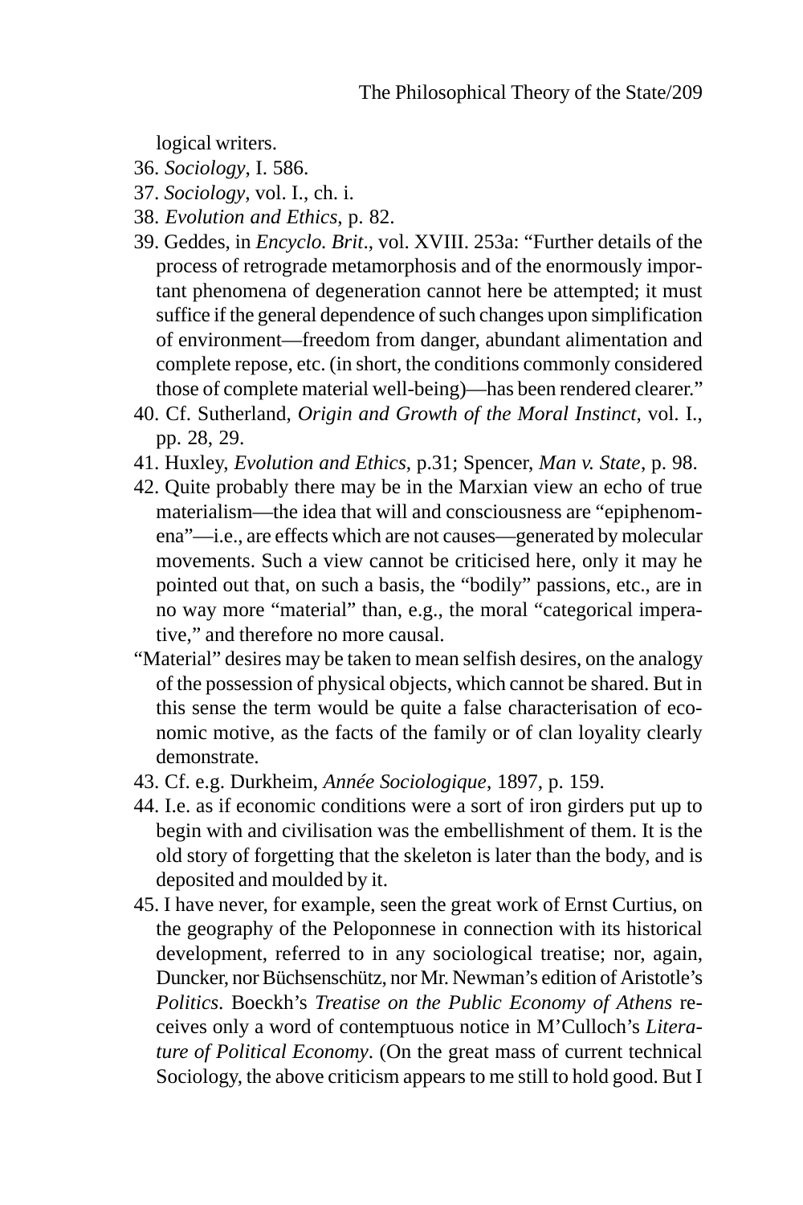logical writers.

36. *Sociology*, I. 586.
37. *Sociology*, vol. I., ch. i.
38. *Evolution and Ethics*, p. 82.
39. Geddes, in *Encyclo. Brit*., vol. XVIII. 253a: "Further details of the process of retrograde metamorphosis and of the enormously important phenomena of degeneration cannot here be attempted; it must suffice if the general dependence of such changes upon simplification of environment—freedom from danger, abundant alimentation and complete repose, etc. (in short, the conditions commonly considered those of complete material well-being)—has been rendered clearer."
40. Cf. Sutherland, *Origin and Growth of the Moral Instinct*, vol. I., pp. 28, 29.
41. Huxley, *Evolution and Ethics*, p.31; Spencer, *Man v. State*, p. 98.
42. Quite probably there may be in the Marxian view an echo of true materialism—the idea that will and consciousness are "epiphenomena"—i.e., are effects which are not causes—generated by molecular movements. Such a view cannot be criticised here, only it may he pointed out that, on such a basis, the "bodily" passions, etc., are in no way more "material" than, e.g., the moral "categorical imperative," and therefore no more causal.

"Material" desires may be taken to mean selfish desires, on the analogy of the possession of physical objects, which cannot be shared. But in this sense the term would be quite a false characterisation of economic motive, as the facts of the family or of clan loyality clearly demonstrate.

43. Cf. e.g. Durkheim, *Année Sociologique*, 1897, p. 159.
44. I.e. as if economic conditions were a sort of iron girders put up to begin with and civilisation was the embellishment of them. It is the old story of forgetting that the skeleton is later than the body, and is deposited and moulded by it.
45. I have never, for example, seen the great work of Ernst Curtius, on the geography of the Peloponnese in connection with its historical development, referred to in any sociological treatise; nor, again, Duncker, nor Büchsenschütz, nor Mr. Newman's edition of Aristotle's *Politics*. Boeckh's *Treatise on the Public Economy of Athens* receives only a word of contemptuous notice in M'Culloch's *Literature of Political Economy*. (On the great mass of current technical Sociology, the above criticism appears to me still to hold good. But I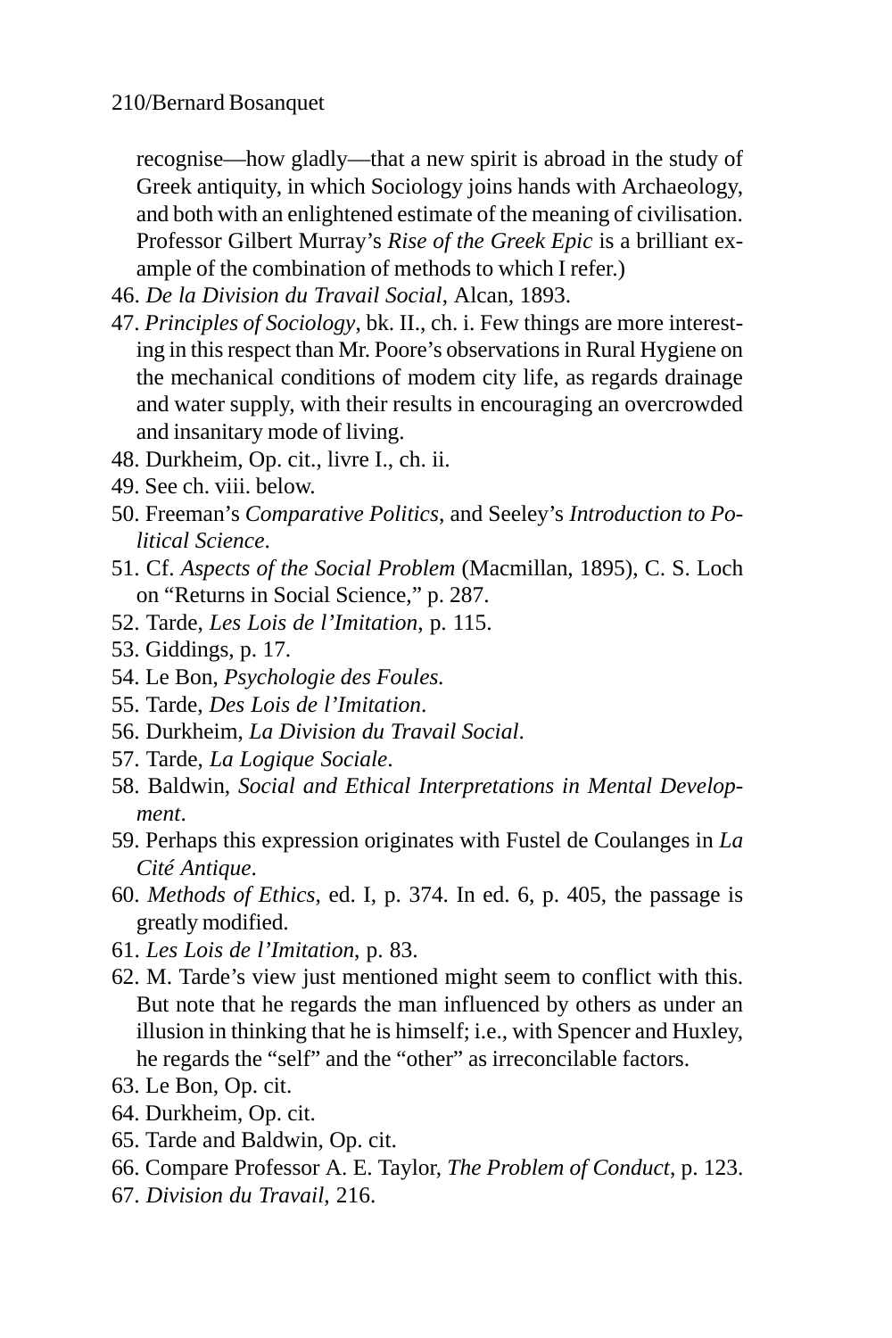recognise—how gladly—that a new spirit is abroad in the study of Greek antiquity, in which Sociology joins hands with Archaeology, and both with an enlightened estimate of the meaning of civilisation. Professor Gilbert Murray's *Rise of the Greek Epic* is a brilliant example of the combination of methods to which I refer.)

46. *De la Division du Travail Social*, Alcan, 1893.
47. *Principles of Sociology*, bk. II., ch. i. Few things are more interesting in this respect than Mr. Poore's observations in Rural Hygiene on the mechanical conditions of modem city life, as regards drainage and water supply, with their results in encouraging an overcrowded and insanitary mode of living.
48. Durkheim, Op. cit., livre I., ch. ii.
49. See ch. viii. below.
50. Freeman's *Comparative Politics*, and Seeley's *Introduction to Political Science*.
51. Cf. *Aspects of the Social Problem* (Macmillan, 1895), C. S. Loch on "Returns in Social Science," p. 287.
52. Tarde, *Les Lois de l'Imitation*, p. 115.
53. Giddings, p. 17.
54. Le Bon, *Psychologie des Foules.*
55. Tarde, *Des Lois de l'Imitation*.
56. Durkheim, *La Division du Travail Social*.
57. Tarde, *La Logique Sociale*.
58. Baldwin, *Social and Ethical Interpretations in Mental Development*.
59. Perhaps this expression originates with Fustel de Coulanges in *La Cité Antique*.
60. *Methods of Ethics*, ed. I, p. 374. In ed. 6, p. 405, the passage is greatly modified.
61. *Les Lois de l'Imitation*, p. 83.
62. M. Tarde's view just mentioned might seem to conflict with this. But note that he regards the man influenced by others as under an illusion in thinking that he is himself; i.e., with Spencer and Huxley, he regards the "self" and the "other" as irreconcilable factors.
63. Le Bon, Op. cit.
64. Durkheim, Op. cit.
65. Tarde and Baldwin, Op. cit.
66. Compare Professor A. E. Taylor, *The Problem of Conduct*, p. 123.
67. *Division du Travail*, 216.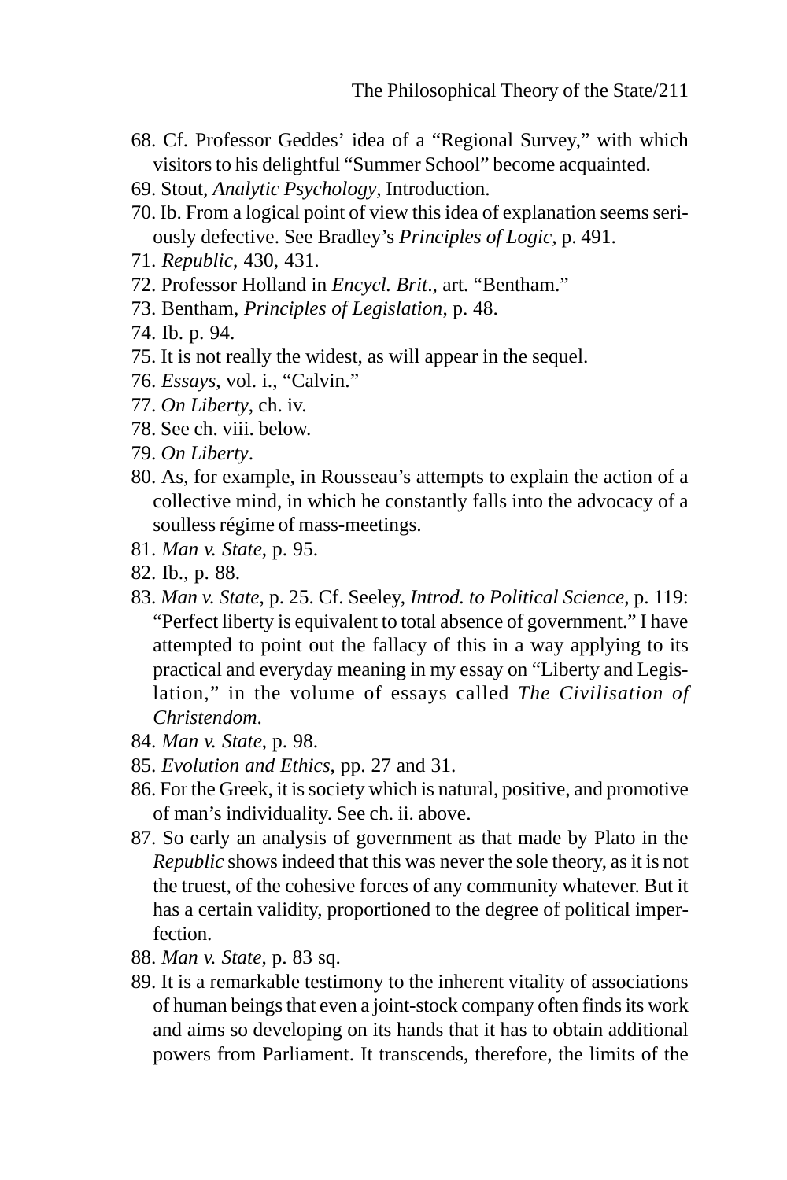68. Cf. Professor Geddes' idea of a "Regional Survey," with which visitors to his delightful "Summer School" become acquainted.
69. Stout, *Analytic Psychology*, Introduction.
70. Ib. From a logical point of view this idea of explanation seems seriously defective. See Bradley's *Principles of Logic*, p. 491.
71. *Republic*, 430, 431.
72. Professor Holland in *Encycl. Brit*., art. "Bentham."
73. Bentham, *Principles of Legislation*, p. 48.
74. Ib. p. 94.
75. It is not really the widest, as will appear in the sequel.
76. *Essays*, vol. i., "Calvin."
77. *On Liberty*, ch. iv.
78. See ch. viii. below.
79. *On Liberty*.
80. As, for example, in Rousseau's attempts to explain the action of a collective mind, in which he constantly falls into the advocacy of a soulless régime of mass-meetings.
81. *Man v. State*, p. 95.
82. Ib., p. 88.
83. *Man v. State*, p. 25. Cf. Seeley, *Introd. to Political Science*, p. 119: "Perfect liberty is equivalent to total absence of government." I have attempted to point out the fallacy of this in a way applying to its practical and everyday meaning in my essay on "Liberty and Legislation," in the volume of essays called *The Civilisation of Christendom*.
84. *Man v. State*, p. 98.
85. *Evolution and Ethics*, pp. 27 and 31.
86. For the Greek, it is society which is natural, positive, and promotive of man's individuality. See ch. ii. above.
87. So early an analysis of government as that made by Plato in the *Republic* shows indeed that this was never the sole theory, as it is not the truest, of the cohesive forces of any community whatever. But it has a certain validity, proportioned to the degree of political imperfection.
88. *Man v. State*, p. 83 sq.
89. It is a remarkable testimony to the inherent vitality of associations of human beings that even a joint-stock company often finds its work and aims so developing on its hands that it has to obtain additional powers from Parliament. It transcends, therefore, the limits of the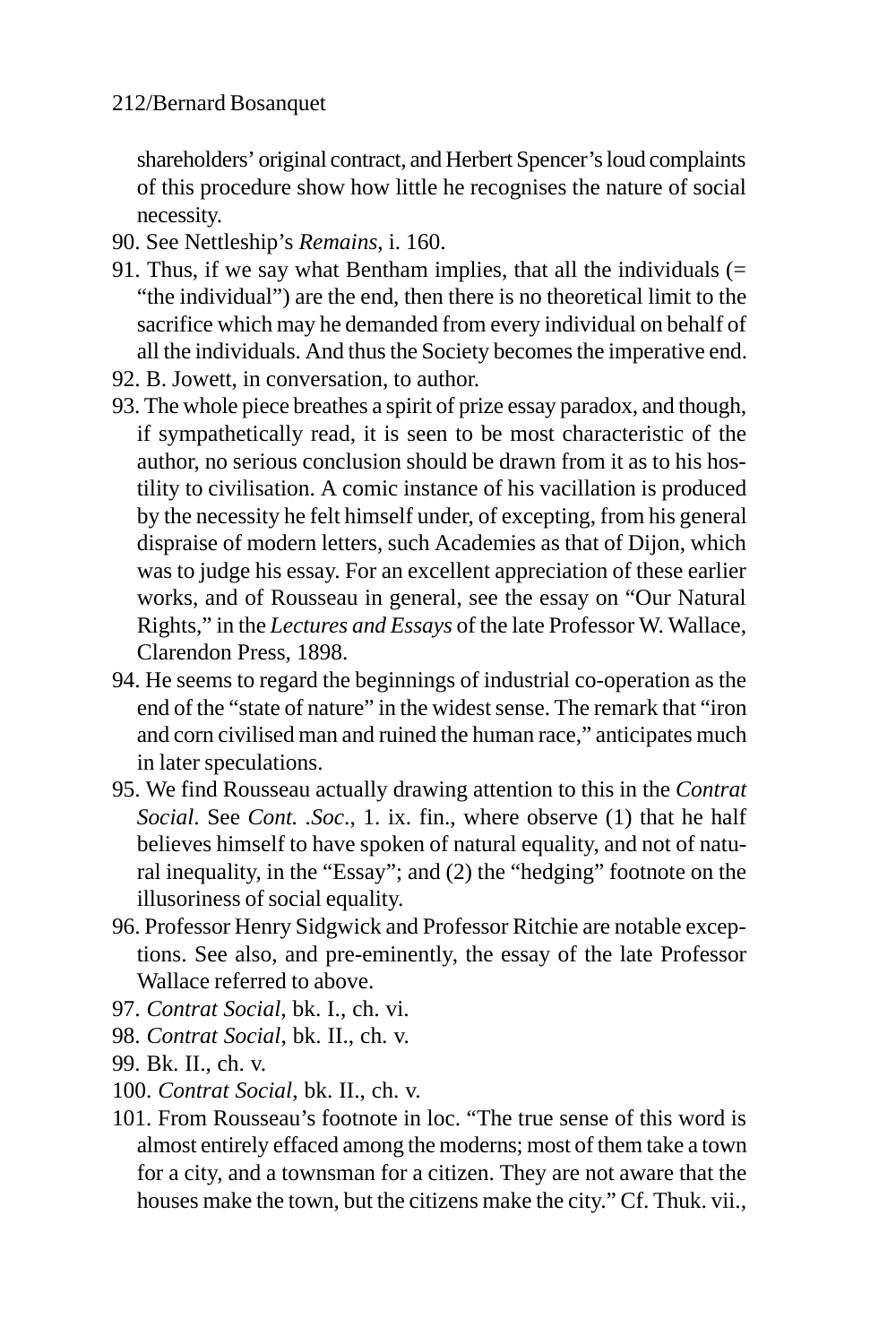shareholders' original contract, and Herbert Spencer's loud complaints of this procedure show how little he recognises the nature of social necessity.

90. See Nettleship's *Remains*, i. 160.
91. Thus, if we say what Bentham implies, that all the individuals (= "the individual") are the end, then there is no theoretical limit to the sacrifice which may he demanded from every individual on behalf of all the individuals. And thus the Society becomes the imperative end.
92. B. Jowett, in conversation, to author.
93. The whole piece breathes a spirit of prize essay paradox, and though, if sympathetically read, it is seen to be most characteristic of the author, no serious conclusion should be drawn from it as to his hostility to civilisation. A comic instance of his vacillation is produced by the necessity he felt himself under, of excepting, from his general dispraise of modern letters, such Academies as that of Dijon, which was to judge his essay. For an excellent appreciation of these earlier works, and of Rousseau in general, see the essay on "Our Natural Rights," in the *Lectures and Essays* of the late Professor W. Wallace, Clarendon Press, 1898.
94. He seems to regard the beginnings of industrial co-operation as the end of the "state of nature" in the widest sense. The remark that "iron and corn civilised man and ruined the human race," anticipates much in later speculations.
95. We find Rousseau actually drawing attention to this in the *Contrat Social*. See *Cont. .Soc*., 1. ix. fin., where observe (1) that he half believes himself to have spoken of natural equality, and not of natural inequality, in the "Essay"; and (2) the "hedging" footnote on the illusoriness of social equality.
96. Professor Henry Sidgwick and Professor Ritchie are notable exceptions. See also, and pre-eminently, the essay of the late Professor Wallace referred to above.
97. *Contrat Social*, bk. I., ch. vi.
98. *Contrat Social*, bk. II., ch. v.
99. Bk. II., ch. v.
100. *Contrat Social*, bk. II., ch. v.
101. From Rousseau's footnote in loc. "The true sense of this word is almost entirely effaced among the moderns; most of them take a town for a city, and a townsman for a citizen. They are not aware that the houses make the town, but the citizens make the city." Cf. Thuk. vii.,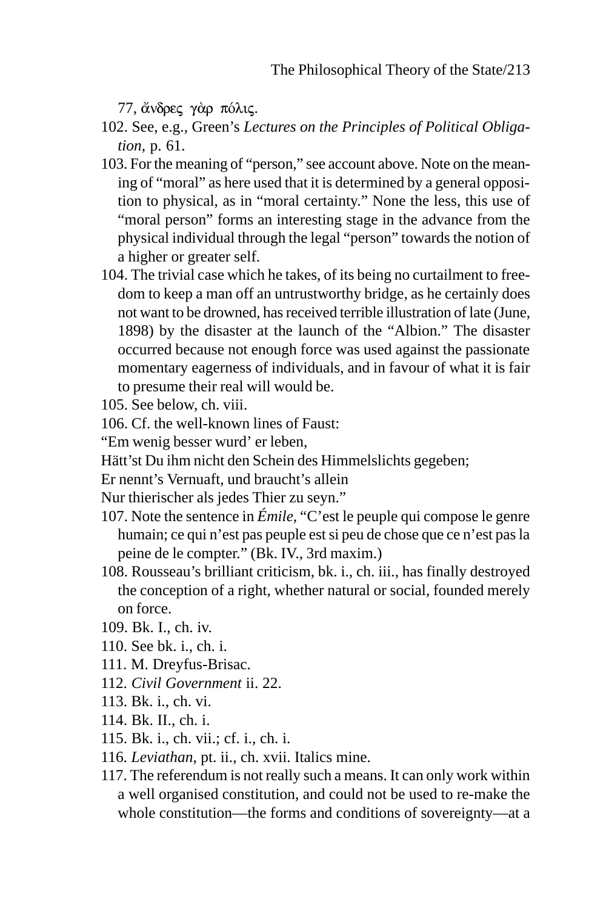77, ἄνδρες γὰρ πόλις.

102. See, e.g., Green's *Lectures on the Principles of Political Obligation*, p. 61.

103. For the meaning of "person," see account above. Note on the meaning of "moral" as here used that it is determined by a general opposition to physical, as in "moral certainty." None the less, this use of "moral person" forms an interesting stage in the advance from the physical individual through the legal "person" towards the notion of a higher or greater self.

104. The trivial case which he takes, of its being no curtailment to freedom to keep a man off an untrustworthy bridge, as he certainly does not want to be drowned, has received terrible illustration of late (June, 1898) by the disaster at the launch of the "Albion." The disaster occurred because not enough force was used against the passionate momentary eagerness of individuals, and in favour of what it is fair to presume their real will would be.

105. See below, ch. viii.

106. Cf. the well-known lines of Faust:

"Em wenig besser wurd' er leben,
Hätt'st Du ihm nicht den Schein des Himmelslichts gegeben;
Er nennt's Vernuaft, und braucht's allein
Nur thierischer als jedes Thier zu seyn."

107. Note the sentence in *Émile*, "C'est le peuple qui compose le genre humain; ce qui n'est pas peuple est si peu de chose que ce n'est pas la peine de le compter." (Bk. IV., 3rd maxim.)

108. Rousseau's brilliant criticism, bk. i., ch. iii., has finally destroyed the conception of a right, whether natural or social, founded merely on force.

109. Bk. I., ch. iv.

110. See bk. i., ch. i.

111. M. Dreyfus-Brisac.

112. *Civil Government* ii. 22.

113. Bk. i., ch. vi.

114. Bk. II., ch. i.

115. Bk. i., ch. vii.; cf. i., ch. i.

116. *Leviathan*, pt. ii., ch. xvii. Italics mine.

117. The referendum is not really such a means. It can only work within a well organised constitution, and could not be used to re-make the whole constitution—the forms and conditions of sovereignty—at a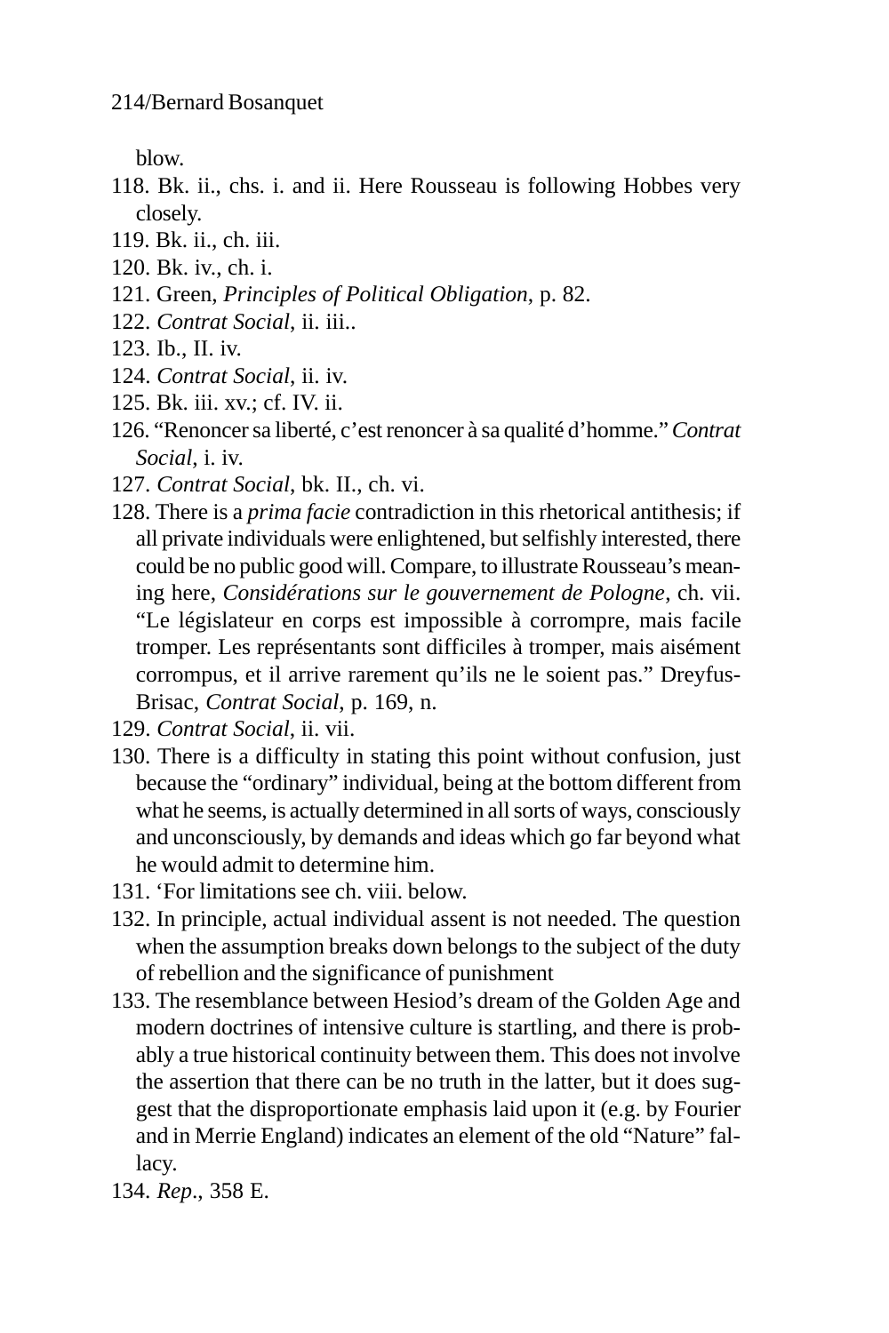blow.

118. Bk. ii., chs. i. and ii. Here Rousseau is following Hobbes very closely.
119. Bk. ii., ch. iii.
120. Bk. iv., ch. i.
121. Green, *Principles of Political Obligation*, p. 82.
122. *Contrat Social*, ii. iii..
123. Ib., II. iv.
124. *Contrat Social*, ii. iv.
125. Bk. iii. xv.; cf. IV. ii.
126. "Renoncer sa liberté, c'est renoncer à sa qualité d'homme." *Contrat Social*, i. iv.
127. *Contrat Social*, bk. II., ch. vi.
128. There is a *prima facie* contradiction in this rhetorical antithesis; if all private individuals were enlightened, but selfishly interested, there could be no public good will. Compare, to illustrate Rousseau's meaning here, *Considérations sur le gouvernement de Pologne*, ch. vii. "Le législateur en corps est impossible à corrompre, mais facile tromper. Les représentants sont difficiles à tromper, mais aisément corrompus, et il arrive rarement qu'ils ne le soient pas." Dreyfus-Brisac, *Contrat Social*, p. 169, n.
129. *Contrat Social*, ii. vii.
130. There is a difficulty in stating this point without confusion, just because the "ordinary" individual, being at the bottom different from what he seems, is actually determined in all sorts of ways, consciously and unconsciously, by demands and ideas which go far beyond what he would admit to determine him.
131. 'For limitations see ch. viii. below.
132. In principle, actual individual assent is not needed. The question when the assumption breaks down belongs to the subject of the duty of rebellion and the significance of punishment
133. The resemblance between Hesiod's dream of the Golden Age and modern doctrines of intensive culture is startling, and there is probably a true historical continuity between them. This does not involve the assertion that there can be no truth in the latter, but it does suggest that the disproportionate emphasis laid upon it (e.g. by Fourier and in Merrie England) indicates an element of the old "Nature" fallacy.
134. *Rep*., 358 E.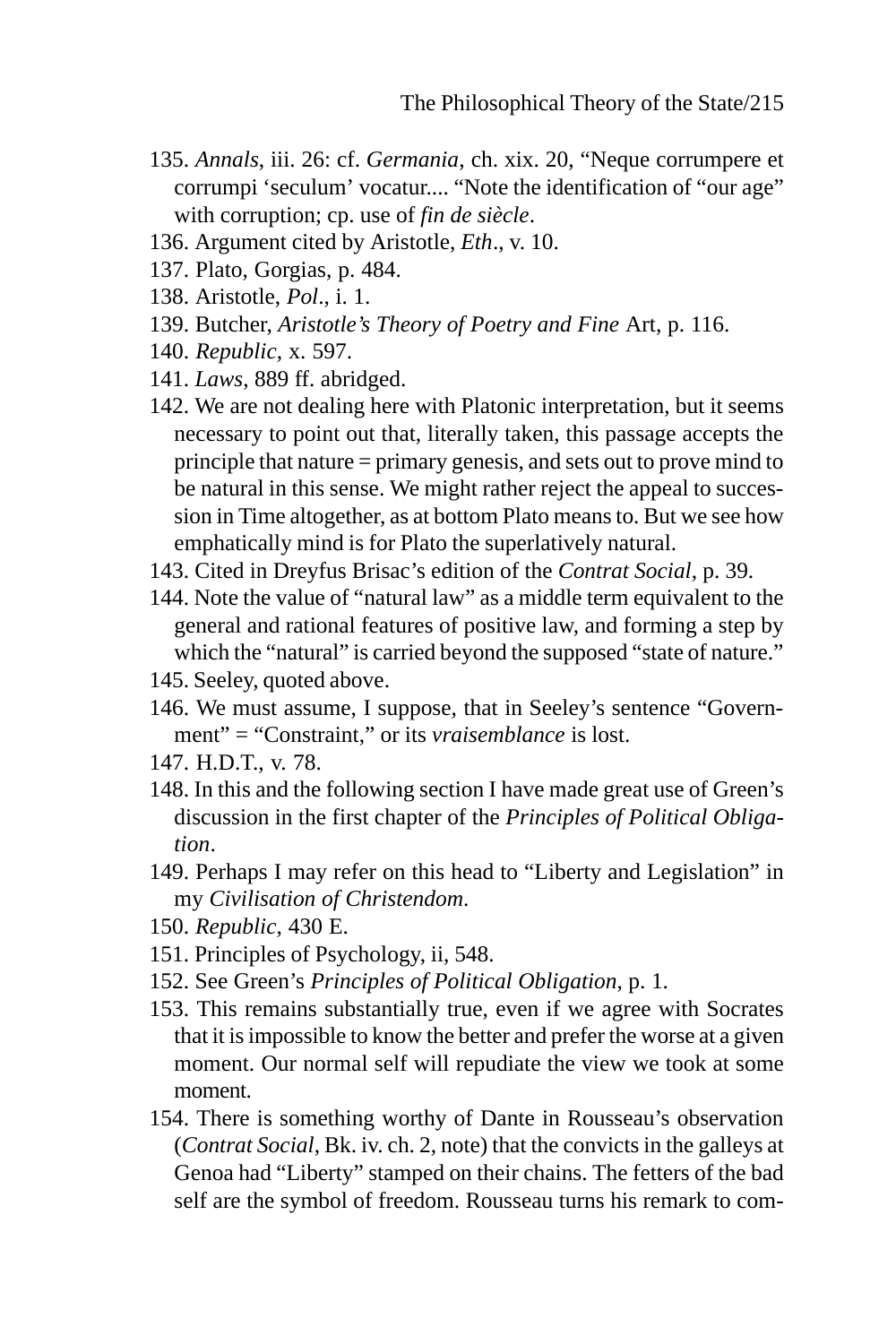135. *Annals*, iii. 26: cf. *Germania*, ch. xix. 20, "Neque corrumpere et corrumpi 'seculum' vocatur.... "Note the identification of "our age" with corruption; cp. use of *fin de siècle*.

136. Argument cited by Aristotle, *Eth*., v. 10.

137. Plato, Gorgias, p. 484.

138. Aristotle, *Pol*., i. 1.

139. Butcher, *Aristotle's Theory of Poetry and Fine* Art, p. 116.

140. *Republic*, x. 597.

141. *Laws*, 889 ff. abridged.

142. We are not dealing here with Platonic interpretation, but it seems necessary to point out that, literally taken, this passage accepts the principle that nature = primary genesis, and sets out to prove mind to be natural in this sense. We might rather reject the appeal to succession in Time altogether, as at bottom Plato means to. But we see how emphatically mind is for Plato the superlatively natural.

143. Cited in Dreyfus Brisac's edition of the *Contrat Social*, p. 39.

144. Note the value of "natural law" as a middle term equivalent to the general and rational features of positive law, and forming a step by which the "natural" is carried beyond the supposed "state of nature."

145. Seeley, quoted above.

146. We must assume, I suppose, that in Seeley's sentence "Government" = "Constraint," or its *vraisemblance* is lost.

147. H.D.T., v. 78.

148. In this and the following section I have made great use of Green's discussion in the first chapter of the *Principles of Political Obligation*.

149. Perhaps I may refer on this head to "Liberty and Legislation" in my *Civilisation of Christendom*.

150. *Republic*, 430 E.

151. Principles of Psychology, ii, 548.

152. See Green's *Principles of Political Obligation*, p. 1.

153. This remains substantially true, even if we agree with Socrates that it is impossible to know the better and prefer the worse at a given moment. Our normal self will repudiate the view we took at some moment.

154. There is something worthy of Dante in Rousseau's observation (*Contrat Social*, Bk. iv. ch. 2, note) that the convicts in the galleys at Genoa had "Liberty" stamped on their chains. The fetters of the bad self are the symbol of freedom. Rousseau turns his remark to com-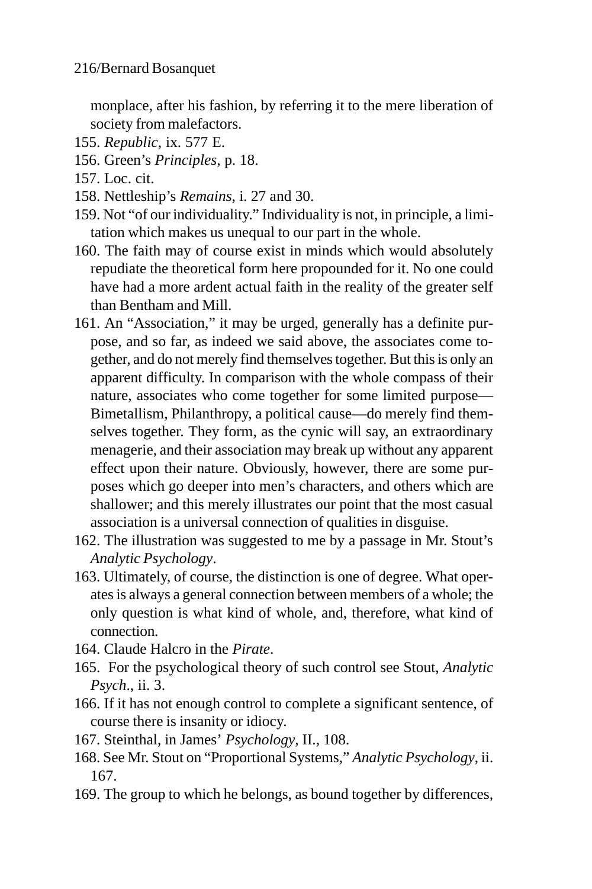monplace, after his fashion, by referring it to the mere liberation of society from malefactors.

155. *Republic*, ix. 577 E.

156. Green's *Principles*, p. 18.

157. Loc. cit.

158. Nettleship's *Remains*, i. 27 and 30.

159. Not "of our individuality." Individuality is not, in principle, a limitation which makes us unequal to our part in the whole.

160. The faith may of course exist in minds which would absolutely repudiate the theoretical form here propounded for it. No one could have had a more ardent actual faith in the reality of the greater self than Bentham and Mill.

161. An "Association," it may be urged, generally has a definite purpose, and so far, as indeed we said above, the associates come together, and do not merely find themselves together. But this is only an apparent difficulty. In comparison with the whole compass of their nature, associates who come together for some limited purpose—Bimetallism, Philanthropy, a political cause—do merely find themselves together. They form, as the cynic will say, an extraordinary menagerie, and their association may break up without any apparent effect upon their nature. Obviously, however, there are some purposes which go deeper into men's characters, and others which are shallower; and this merely illustrates our point that the most casual association is a universal connection of qualities in disguise.

162. The illustration was suggested to me by a passage in Mr. Stout's *Analytic Psychology*.

163. Ultimately, of course, the distinction is one of degree. What operates is always a general connection between members of a whole; the only question is what kind of whole, and, therefore, what kind of connection.

164. Claude Halcro in the *Pirate*.

165. For the psychological theory of such control see Stout, *Analytic Psych*., ii. 3.

166. If it has not enough control to complete a significant sentence, of course there is insanity or idiocy.

167. Steinthal, in James' *Psychology*, II., 108.

168. See Mr. Stout on "Proportional Systems," *Analytic Psychology*, ii. 167.

169. The group to which he belongs, as bound together by differences,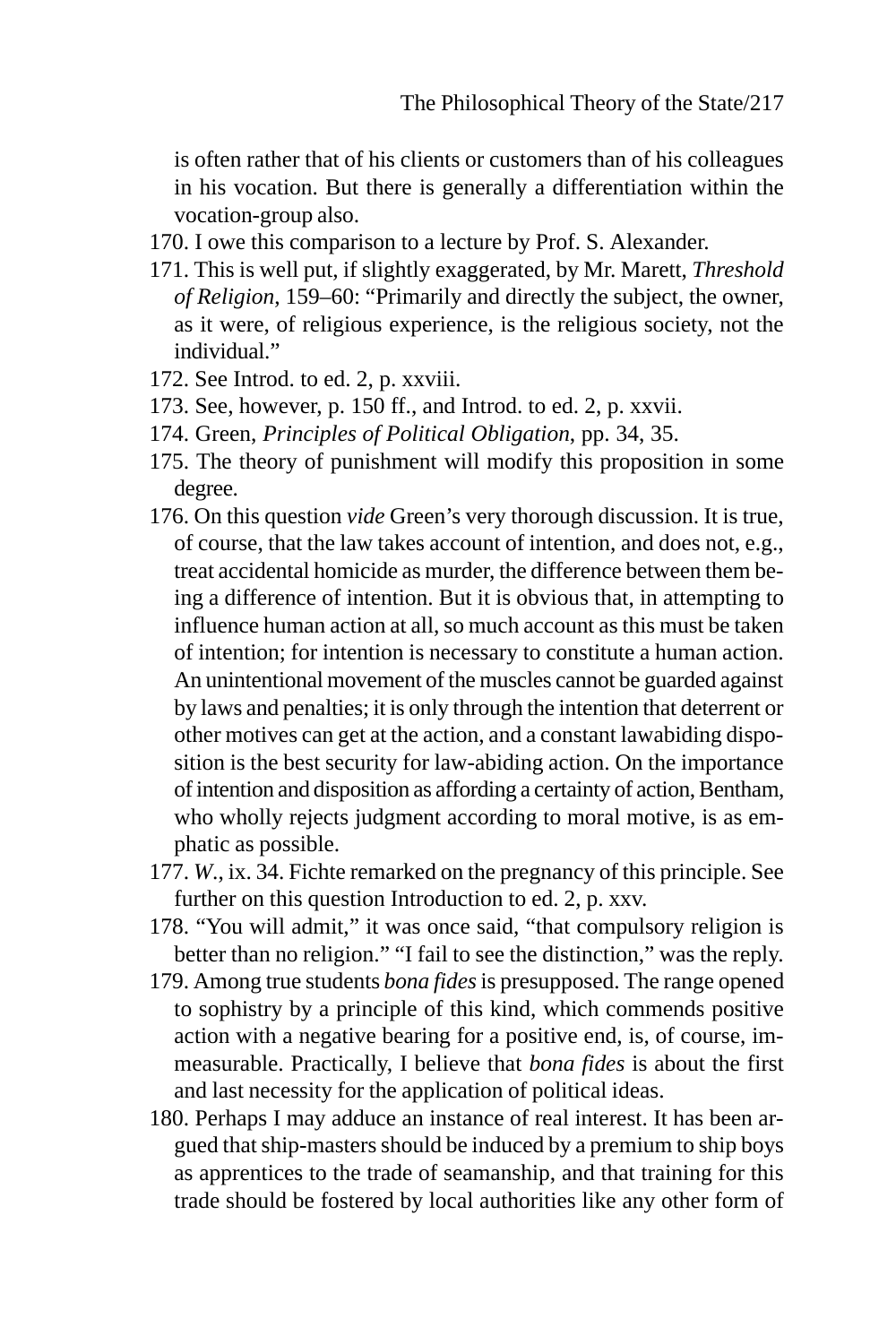is often rather that of his clients or customers than of his colleagues in his vocation. But there is generally a differentiation within the vocation-group also.

170. I owe this comparison to a lecture by Prof. S. Alexander.

171. This is well put, if slightly exaggerated, by Mr. Marett, *Threshold of Religion*, 159–60: "Primarily and directly the subject, the owner, as it were, of religious experience, is the religious society, not the individual."

172. See Introd. to ed. 2, p. xxviii.

173. See, however, p. 150 ff., and Introd. to ed. 2, p. xxvii.

174. Green, *Principles of Political Obligation*, pp. 34, 35.

175. The theory of punishment will modify this proposition in some degree.

176. On this question *vide* Green's very thorough discussion. It is true, of course, that the law takes account of intention, and does not, e.g., treat accidental homicide as murder, the difference between them being a difference of intention. But it is obvious that, in attempting to influence human action at all, so much account as this must be taken of intention; for intention is necessary to constitute a human action. An unintentional movement of the muscles cannot be guarded against by laws and penalties; it is only through the intention that deterrent or other motives can get at the action, and a constant lawabiding disposition is the best security for law-abiding action. On the importance of intention and disposition as affording a certainty of action, Bentham, who wholly rejects judgment according to moral motive, is as emphatic as possible.

177. *W.*, ix. 34. Fichte remarked on the pregnancy of this principle. See further on this question Introduction to ed. 2, p. xxv.

178. "You will admit," it was once said, "that compulsory religion is better than no religion." "I fail to see the distinction," was the reply.

179. Among true students *bona fides* is presupposed. The range opened to sophistry by a principle of this kind, which commends positive action with a negative bearing for a positive end, is, of course, immeasurable. Practically, I believe that *bona fides* is about the first and last necessity for the application of political ideas.

180. Perhaps I may adduce an instance of real interest. It has been argued that ship-masters should be induced by a premium to ship boys as apprentices to the trade of seamanship, and that training for this trade should be fostered by local authorities like any other form of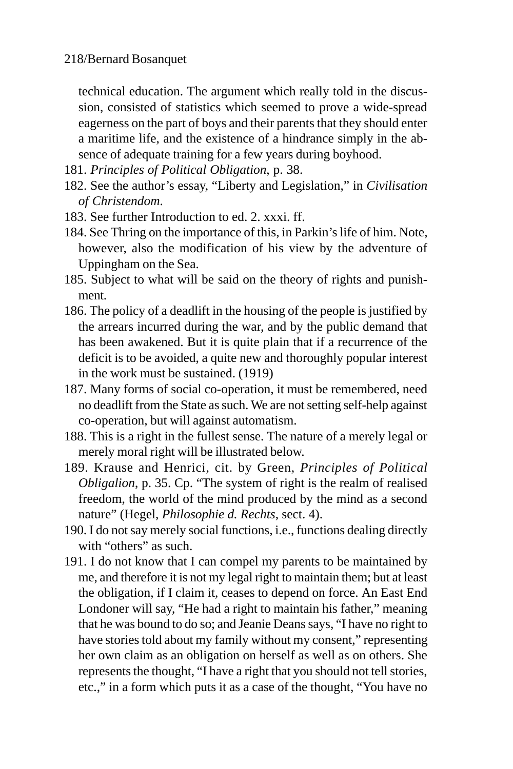technical education. The argument which really told in the discussion, consisted of statistics which seemed to prove a wide-spread eagerness on the part of boys and their parents that they should enter a maritime life, and the existence of a hindrance simply in the absence of adequate training for a few years during boyhood.

181. *Principles of Political Obligation*, p. 38.
182. See the author's essay, "Liberty and Legislation," in *Civilisation of Christendom*.
183. See further Introduction to ed. 2. xxxi. ff.
184. See Thring on the importance of this, in Parkin's life of him. Note, however, also the modification of his view by the adventure of Uppingham on the Sea.
185. Subject to what will be said on the theory of rights and punishment.
186. The policy of a deadlift in the housing of the people is justified by the arrears incurred during the war, and by the public demand that has been awakened. But it is quite plain that if a recurrence of the deficit is to be avoided, a quite new and thoroughly popular interest in the work must be sustained. (1919)
187. Many forms of social co-operation, it must be remembered, need no deadlift from the State as such. We are not setting self-help against co-operation, but will against automatism.
188. This is a right in the fullest sense. The nature of a merely legal or merely moral right will be illustrated below.
189. Krause and Henrici, cit. by Green, *Principles of Political Obligalion*, p. 35. Cp. "The system of right is the realm of realised freedom, the world of the mind produced by the mind as a second nature" (Hegel, *Philosophie d. Rechts*, sect. 4).
190. I do not say merely social functions, i.e., functions dealing directly with "others" as such.
191. I do not know that I can compel my parents to be maintained by me, and therefore it is not my legal right to maintain them; but at least the obligation, if I claim it, ceases to depend on force. An East End Londoner will say, "He had a right to maintain his father," meaning that he was bound to do so; and Jeanie Deans says, "I have no right to have stories told about my family without my consent," representing her own claim as an obligation on herself as well as on others. She represents the thought, "I have a right that you should not tell stories, etc.," in a form which puts it as a case of the thought, "You have no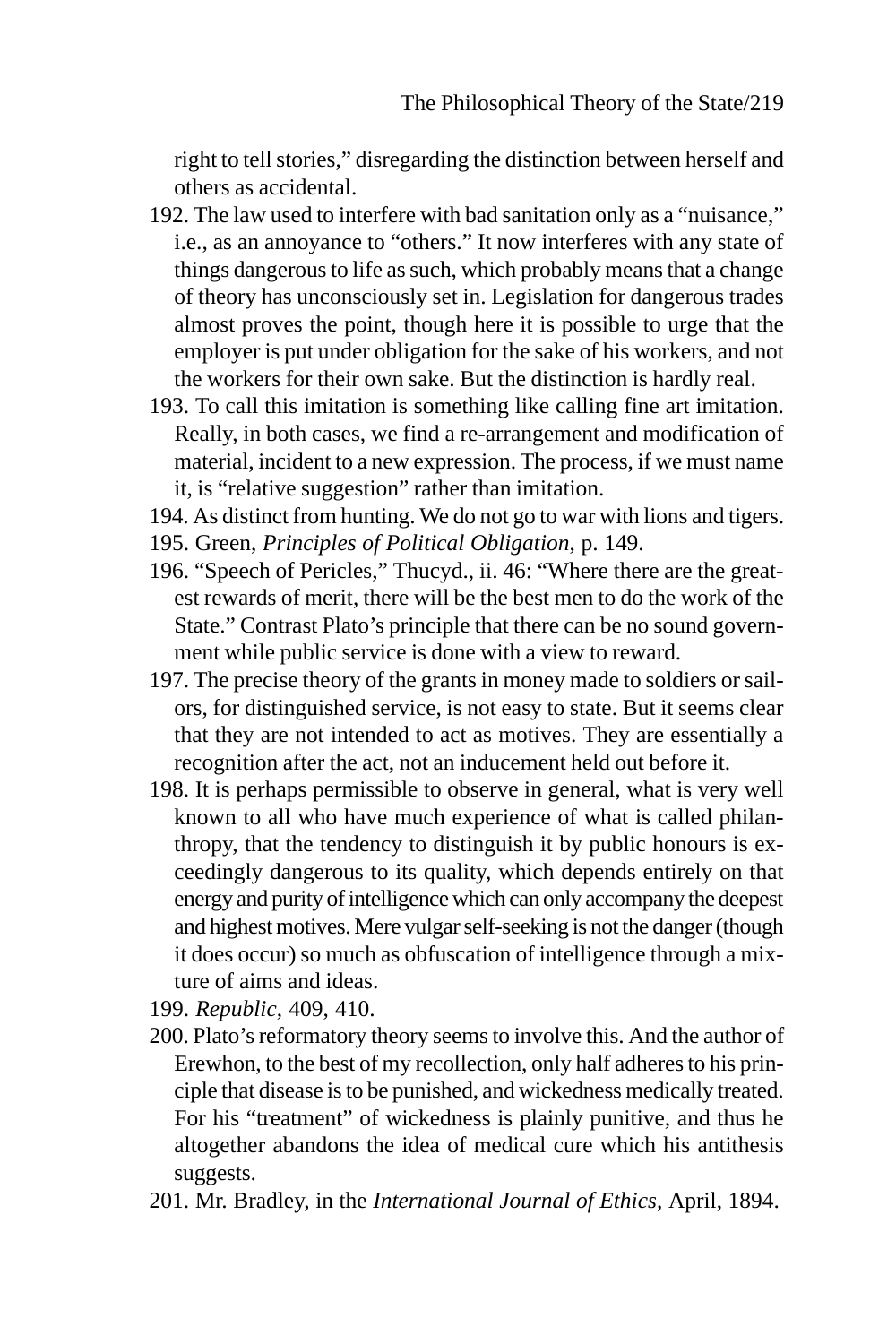right to tell stories," disregarding the distinction between herself and others as accidental.

192. The law used to interfere with bad sanitation only as a "nuisance," i.e., as an annoyance to "others." It now interferes with any state of things dangerous to life as such, which probably means that a change of theory has unconsciously set in. Legislation for dangerous trades almost proves the point, though here it is possible to urge that the employer is put under obligation for the sake of his workers, and not the workers for their own sake. But the distinction is hardly real.

193. To call this imitation is something like calling fine art imitation. Really, in both cases, we find a re-arrangement and modification of material, incident to a new expression. The process, if we must name it, is "relative suggestion" rather than imitation.

194. As distinct from hunting. We do not go to war with lions and tigers.

195. Green, *Principles of Political Obligation*, p. 149.

196. "Speech of Pericles," Thucyd., ii. 46: "Where there are the greatest rewards of merit, there will be the best men to do the work of the State." Contrast Plato's principle that there can be no sound government while public service is done with a view to reward.

197. The precise theory of the grants in money made to soldiers or sailors, for distinguished service, is not easy to state. But it seems clear that they are not intended to act as motives. They are essentially a recognition after the act, not an inducement held out before it.

198. It is perhaps permissible to observe in general, what is very well known to all who have much experience of what is called philanthropy, that the tendency to distinguish it by public honours is exceedingly dangerous to its quality, which depends entirely on that energy and purity of intelligence which can only accompany the deepest and highest motives. Mere vulgar self-seeking is not the danger (though it does occur) so much as obfuscation of intelligence through a mixture of aims and ideas.

199. *Republic*, 409, 410.

200. Plato's reformatory theory seems to involve this. And the author of Erewhon, to the best of my recollection, only half adheres to his principle that disease is to be punished, and wickedness medically treated. For his "treatment" of wickedness is plainly punitive, and thus he altogether abandons the idea of medical cure which his antithesis suggests.

201. Mr. Bradley, in the *International Journal of Ethics*, April, 1894.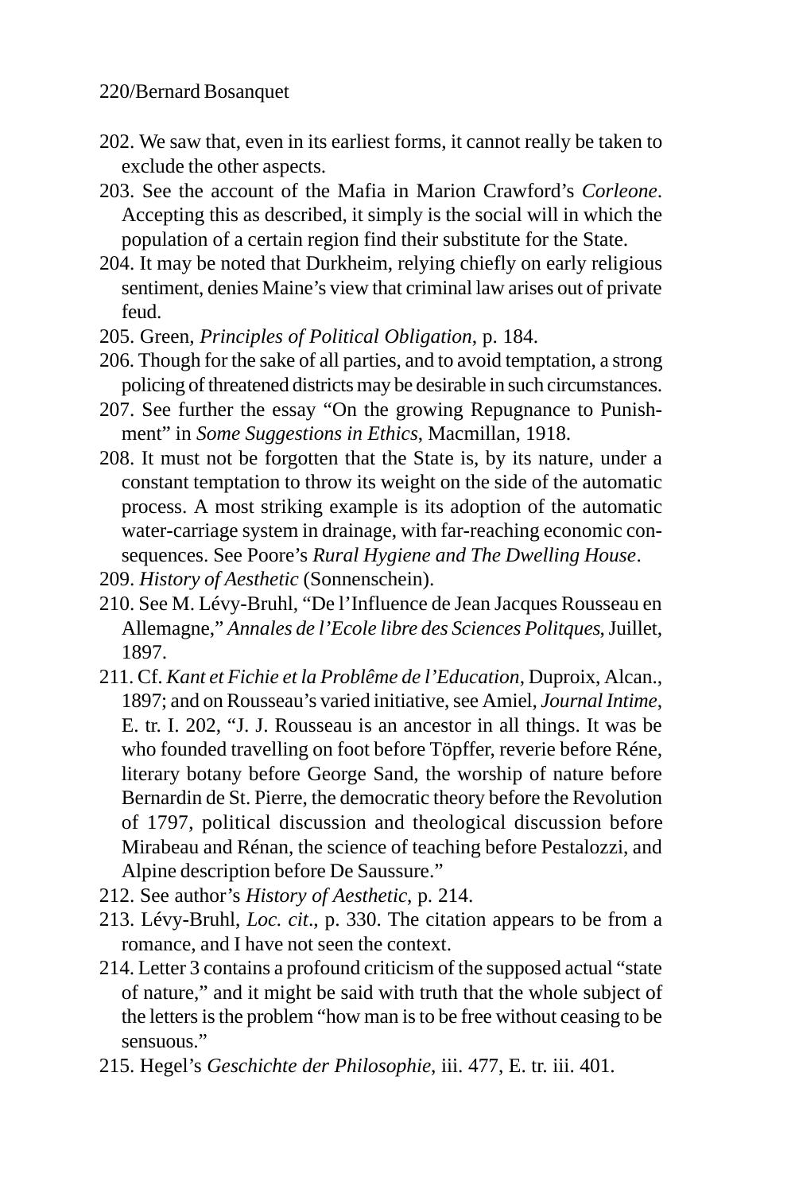202. We saw that, even in its earliest forms, it cannot really be taken to exclude the other aspects.

203. See the account of the Mafia in Marion Crawford's *Corleone*. Accepting this as described, it simply is the social will in which the population of a certain region find their substitute for the State.

204. It may be noted that Durkheim, relying chiefly on early religious sentiment, denies Maine's view that criminal law arises out of private feud.

205. Green, *Principles of Political Obligation*, p. 184.

206. Though for the sake of all parties, and to avoid temptation, a strong policing of threatened districts may be desirable in such circumstances.

207. See further the essay "On the growing Repugnance to Punishment" in *Some Suggestions in Ethics*, Macmillan, 1918.

208. It must not be forgotten that the State is, by its nature, under a constant temptation to throw its weight on the side of the automatic process. A most striking example is its adoption of the automatic water-carriage system in drainage, with far-reaching economic consequences. See Poore's *Rural Hygiene and The Dwelling House*.

209. *History of Aesthetic* (Sonnenschein).

210. See M. Lévy-Bruhl, "De l'Influence de Jean Jacques Rousseau en Allemagne," *Annales de l'Ecole libre des Sciences Politques*, Juillet, 1897.

211. Cf. *Kant et Fichie et la Problême de l'Education*, Duproix, Alcan., 1897; and on Rousseau's varied initiative, see Amiel, *Journal Intime*, E. tr. I. 202, "J. J. Rousseau is an ancestor in all things. It was be who founded travelling on foot before Töpffer, reverie before Réne, literary botany before George Sand, the worship of nature before Bernardin de St. Pierre, the democratic theory before the Revolution of 1797, political discussion and theological discussion before Mirabeau and Rénan, the science of teaching before Pestalozzi, and Alpine description before De Saussure."

212. See author's *History of Aesthetic*, p. 214.

213. Lévy-Bruhl, *Loc. cit*., p. 330. The citation appears to be from a romance, and I have not seen the context.

214. Letter 3 contains a profound criticism of the supposed actual "state of nature," and it might be said with truth that the whole subject of the letters is the problem "how man is to be free without ceasing to be sensuous."

215. Hegel's *Geschichte der Philosophie*, iii. 477, E. tr. iii. 401.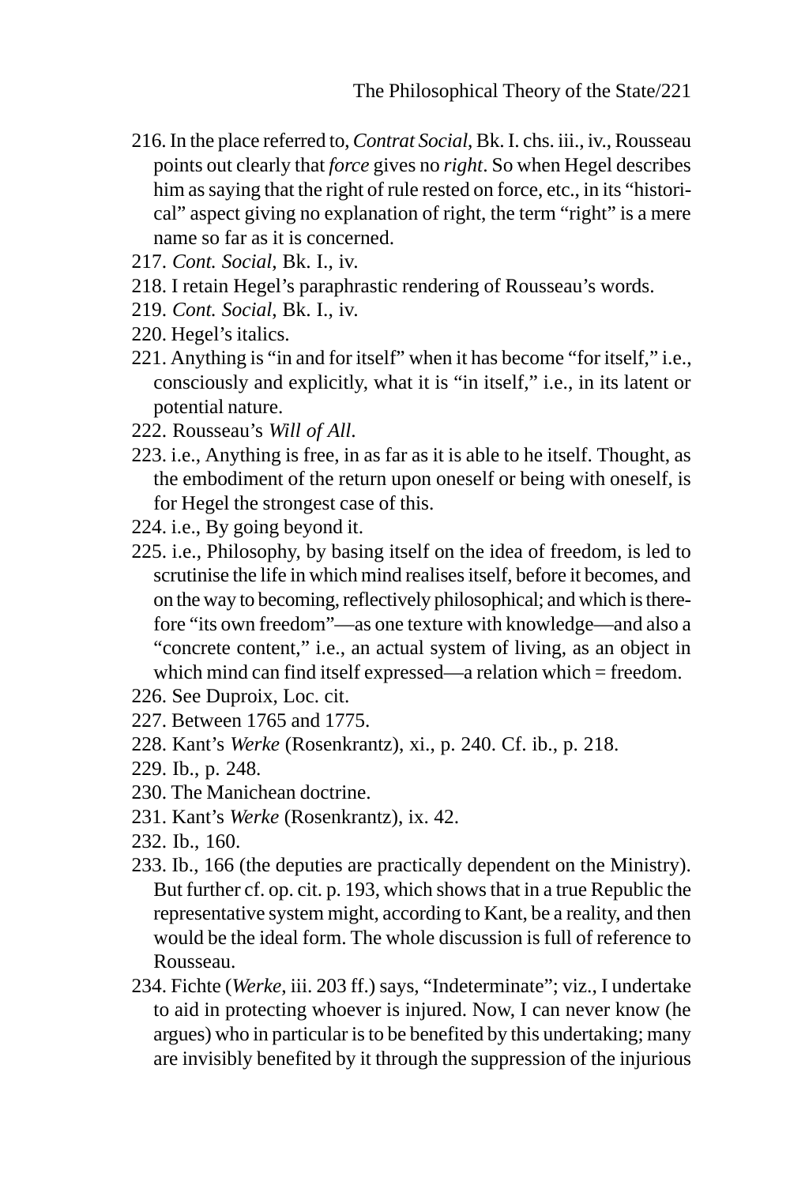216. In the place referred to, *Contrat Social*, Bk. I. chs. iii., iv., Rousseau points out clearly that *force* gives no *right*. So when Hegel describes him as saying that the right of rule rested on force, etc., in its "historical" aspect giving no explanation of right, the term "right" is a mere name so far as it is concerned.

217. *Cont. Social*, Bk. I., iv.

218. I retain Hegel's paraphrastic rendering of Rousseau's words.

219. *Cont. Social*, Bk. I., iv.

220. Hegel's italics.

221. Anything is "in and for itself" when it has become "for itself," i.e., consciously and explicitly, what it is "in itself," i.e., in its latent or potential nature.

222. Rousseau's *Will of All*.

223. i.e., Anything is free, in as far as it is able to he itself. Thought, as the embodiment of the return upon oneself or being with oneself, is for Hegel the strongest case of this.

224. i.e., By going beyond it.

225. i.e., Philosophy, by basing itself on the idea of freedom, is led to scrutinise the life in which mind realises itself, before it becomes, and on the way to becoming, reflectively philosophical; and which is therefore "its own freedom"—as one texture with knowledge—and also a "concrete content," i.e., an actual system of living, as an object in which mind can find itself expressed—a relation which = freedom.

226. See Duproix, Loc. cit.

227. Between 1765 and 1775.

228. Kant's *Werke* (Rosenkrantz), xi., p. 240. Cf. ib., p. 218.

229. Ib., p. 248.

230. The Manichean doctrine.

231. Kant's *Werke* (Rosenkrantz), ix. 42.

232. Ib., 160.

233. Ib., 166 (the deputies are practically dependent on the Ministry). But further cf. op. cit. p. 193, which shows that in a true Republic the representative system might, according to Kant, be a reality, and then would be the ideal form. The whole discussion is full of reference to Rousseau.

234. Fichte (*Werke*, iii. 203 ff.) says, "Indeterminate"; viz., I undertake to aid in protecting whoever is injured. Now, I can never know (he argues) who in particular is to be benefited by this undertaking; many are invisibly benefited by it through the suppression of the injurious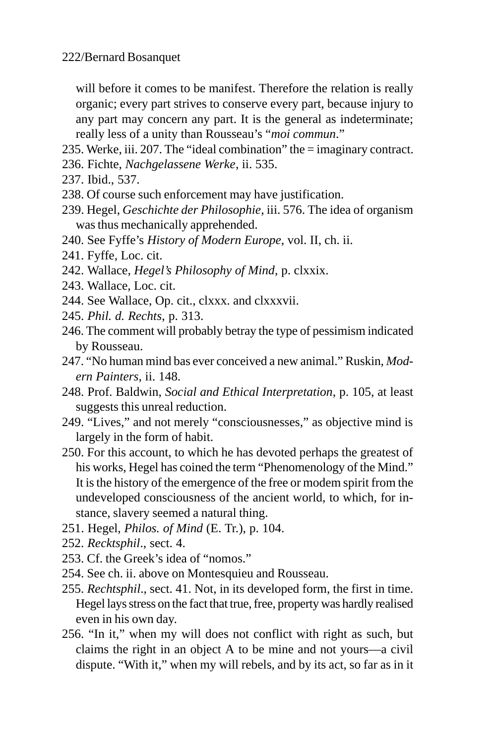will before it comes to be manifest. Therefore the relation is really organic; every part strives to conserve every part, because injury to any part may concern any part. It is the general as indeterminate; really less of a unity than Rousseau's "*moi commun*."

235. Werke, iii. 207. The "ideal combination" the = imaginary contract.
236. Fichte, *Nachgelassene Werke*, ii. 535.
237. Ibid., 537.
238. Of course such enforcement may have justification.
239. Hegel, *Geschichte der Philosophie,* iii. 576. The idea of organism was thus mechanically apprehended.
240. See Fyffe's *History of Modern Europe*, vol. II, ch. ii.
241. Fyffe, Loc. cit.
242. Wallace, *Hegel's Philosophy of Mind*, p. clxxix.
243. Wallace, Loc. cit.
244. See Wallace, Op. cit., clxxx. and clxxxvii.
245. *Phil. d. Rechts,* p. 313.
246. The comment will probably betray the type of pessimism indicated by Rousseau.
247. "No human mind bas ever conceived a new animal." Ruskin, *Modern Painters*, ii. 148.
248. Prof. Baldwin, *Social and Ethical Interpretation*, p. 105, at least suggests this unreal reduction.
249. "Lives," and not merely "consciousnesses," as objective mind is largely in the form of habit.
250. For this account, to which he has devoted perhaps the greatest of his works, Hegel has coined the term "Phenomenology of the Mind." It is the history of the emergence of the free or modem spirit from the undeveloped consciousness of the ancient world, to which, for instance, slavery seemed a natural thing.
251. Hegel, *Philos. of Mind* (E. Tr.), p. 104.
252. *Recktsphil*., sect. 4.
253. Cf. the Greek's idea of "nomos."
254. See ch. ii. above on Montesquieu and Rousseau.
255. *Rechtsphil*., sect. 41. Not, in its developed form, the first in time. Hegel lays stress on the fact that true, free, property was hardly realised even in his own day.
256. "In it," when my will does not conflict with right as such, but claims the right in an object A to be mine and not yours—a civil dispute. "With it," when my will rebels, and by its act, so far as in it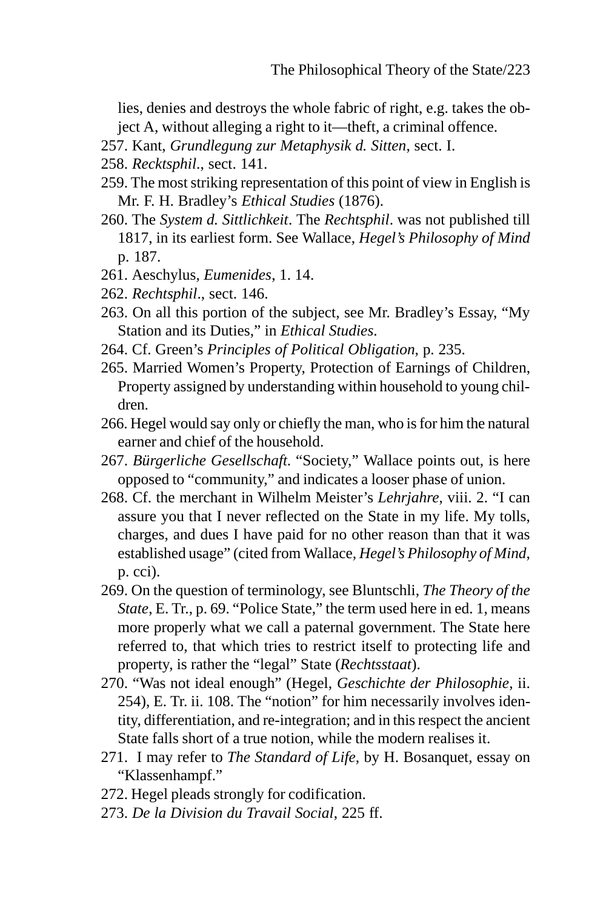lies, denies and destroys the whole fabric of right, e.g. takes the object A, without alleging a right to it—theft, a criminal offence.

257. Kant, *Grundlegung zur Metaphysik d. Sitten*, sect. I.

258. *Recktsphil*., sect. 141.

259. The most striking representation of this point of view in English is Mr. F. H. Bradley's *Ethical Studies* (1876).

260. The *System d. Sittlichkeit*. The *Rechtsphil*. was not published till 1817, in its earliest form. See Wallace, *Hegel's Philosophy of Mind* p. 187.

261. Aeschylus, *Eumenides*, 1. 14.

262. *Rechtsphil*., sect. 146.

263. On all this portion of the subject, see Mr. Bradley's Essay, "My Station and its Duties," in *Ethical Studies*.

264. Cf. Green's *Principles of Political Obligation*, p. 235.

265. Married Women's Property, Protection of Earnings of Children, Property assigned by understanding within household to young children.

266. Hegel would say only or chiefly the man, who is for him the natural earner and chief of the household.

267. *Bürgerliche Gesellschaft*. "Society," Wallace points out, is here opposed to "community," and indicates a looser phase of union.

268. Cf. the merchant in Wilhelm Meister's *Lehrjahre*, viii. 2. "I can assure you that I never reflected on the State in my life. My tolls, charges, and dues I have paid for no other reason than that it was established usage" (cited from Wallace, *Hegel's Philosophy of Mind*, p. cci).

269. On the question of terminology, see Bluntschli, *The Theory of the State*, E. Tr., p. 69. "Police State," the term used here in ed. 1, means more properly what we call a paternal government. The State here referred to, that which tries to restrict itself to protecting life and property, is rather the "legal" State (*Rechtsstaat*).

270. "Was not ideal enough" (Hegel, *Geschichte der Philosophie*, ii. 254), E. Tr. ii. 108. The "notion" for him necessarily involves identity, differentiation, and re-integration; and in this respect the ancient State falls short of a true notion, while the modern realises it.

271. I may refer to *The Standard of Life*, by H. Bosanquet, essay on "Klassenhampf."

272. Hegel pleads strongly for codification.

273. *De la Division du Travail Social*, 225 ff.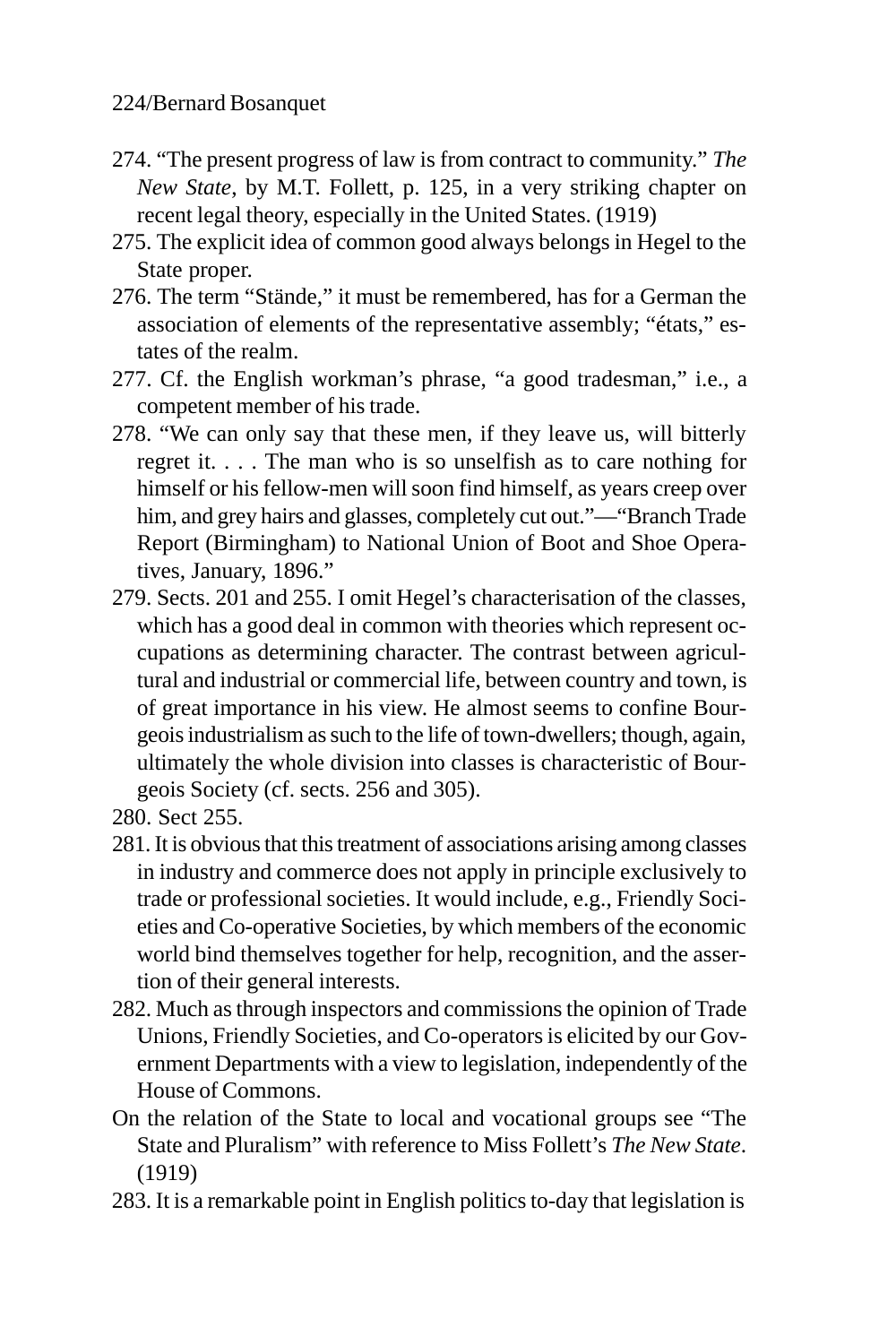274. "The present progress of law is from contract to community." *The New State*, by M.T. Follett, p. 125, in a very striking chapter on recent legal theory, especially in the United States. (1919)

275. The explicit idea of common good always belongs in Hegel to the State proper.

276. The term "Stände," it must be remembered, has for a German the association of elements of the representative assembly; "états," estates of the realm.

277. Cf. the English workman's phrase, "a good tradesman," i.e., a competent member of his trade.

278. "We can only say that these men, if they leave us, will bitterly regret it. . . . The man who is so unselfish as to care nothing for himself or his fellow-men will soon find himself, as years creep over him, and grey hairs and glasses, completely cut out."—"Branch Trade Report (Birmingham) to National Union of Boot and Shoe Operatives, January, 1896."

279. Sects. 201 and 255. I omit Hegel's characterisation of the classes, which has a good deal in common with theories which represent occupations as determining character. The contrast between agricultural and industrial or commercial life, between country and town, is of great importance in his view. He almost seems to confine Bourgeois industrialism as such to the life of town-dwellers; though, again, ultimately the whole division into classes is characteristic of Bourgeois Society (cf. sects. 256 and 305).

280. Sect 255.

281. It is obvious that this treatment of associations arising among classes in industry and commerce does not apply in principle exclusively to trade or professional societies. It would include, e.g., Friendly Societies and Co-operative Societies, by which members of the economic world bind themselves together for help, recognition, and the assertion of their general interests.

282. Much as through inspectors and commissions the opinion of Trade Unions, Friendly Societies, and Co-operators is elicited by our Government Departments with a view to legislation, independently of the House of Commons.

On the relation of the State to local and vocational groups see "The State and Pluralism" with reference to Miss Follett's *The New State*. (1919)

283. It is a remarkable point in English politics to-day that legislation is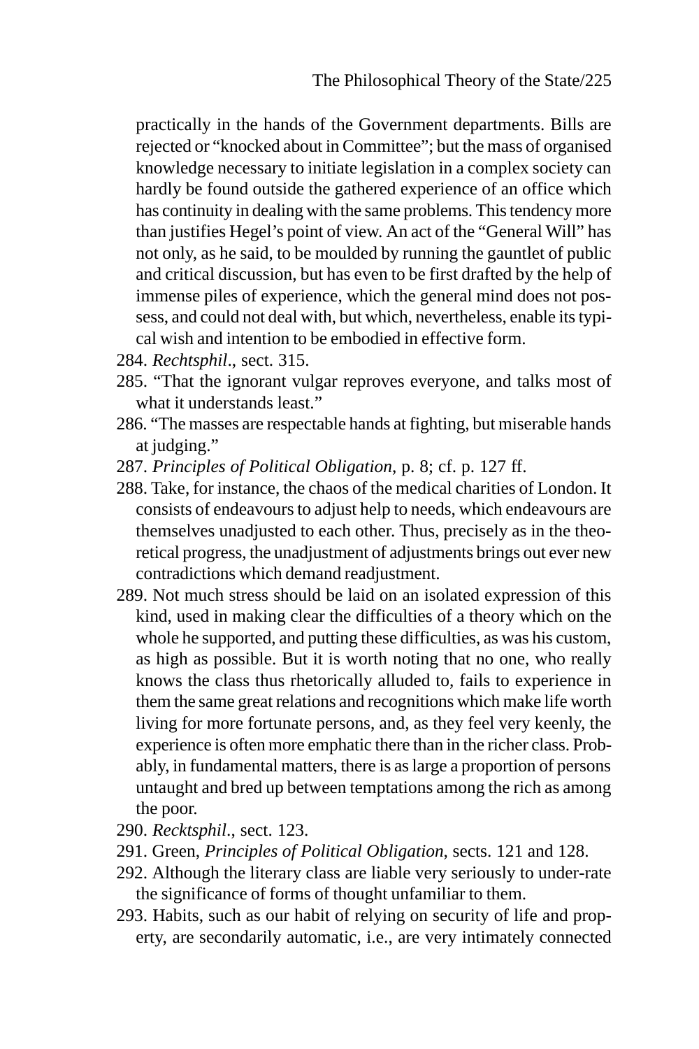practically in the hands of the Government departments. Bills are rejected or "knocked about in Committee"; but the mass of organised knowledge necessary to initiate legislation in a complex society can hardly be found outside the gathered experience of an office which has continuity in dealing with the same problems. This tendency more than justifies Hegel's point of view. An act of the "General Will" has not only, as he said, to be moulded by running the gauntlet of public and critical discussion, but has even to be first drafted by the help of immense piles of experience, which the general mind does not possess, and could not deal with, but which, nevertheless, enable its typical wish and intention to be embodied in effective form.

284. *Rechtsphil*., sect. 315.

285. "That the ignorant vulgar reproves everyone, and talks most of what it understands least."

286. "The masses are respectable hands at fighting, but miserable hands at judging."

287. *Principles of Political Obligation*, p. 8; cf. p. 127 ff.

288. Take, for instance, the chaos of the medical charities of London. It consists of endeavours to adjust help to needs, which endeavours are themselves unadjusted to each other. Thus, precisely as in the theoretical progress, the unadjustment of adjustments brings out ever new contradictions which demand readjustment.

289. Not much stress should be laid on an isolated expression of this kind, used in making clear the difficulties of a theory which on the whole he supported, and putting these difficulties, as was his custom, as high as possible. But it is worth noting that no one, who really knows the class thus rhetorically alluded to, fails to experience in them the same great relations and recognitions which make life worth living for more fortunate persons, and, as they feel very keenly, the experience is often more emphatic there than in the richer class. Probably, in fundamental matters, there is as large a proportion of persons untaught and bred up between temptations among the rich as among the poor.

290. *Recktsphil*., sect. 123.

291. Green, *Principles of Political Obligation*, sects. 121 and 128.

292. Although the literary class are liable very seriously to under-rate the significance of forms of thought unfamiliar to them.

293. Habits, such as our habit of relying on security of life and property, are secondarily automatic, i.e., are very intimately connected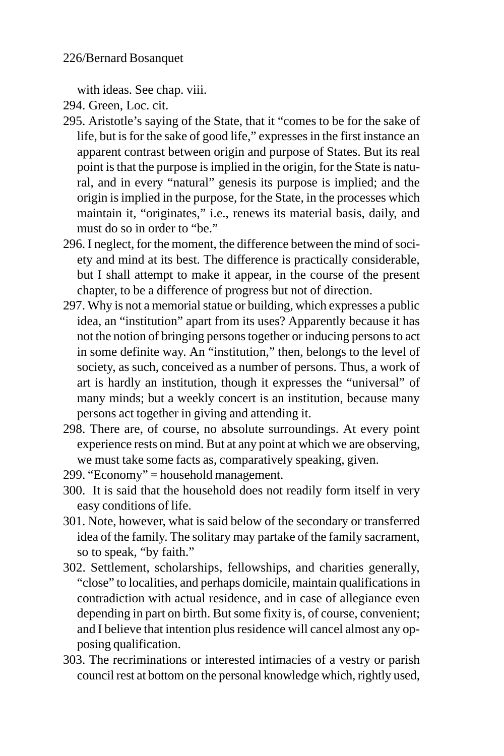with ideas. See chap. viii.

294. Green, Loc. cit.

295. Aristotle's saying of the State, that it "comes to be for the sake of life, but is for the sake of good life," expresses in the first instance an apparent contrast between origin and purpose of States. But its real point is that the purpose is implied in the origin, for the State is natural, and in every "natural" genesis its purpose is implied; and the origin is implied in the purpose, for the State, in the processes which maintain it, "originates," i.e., renews its material basis, daily, and must do so in order to "be."

296. I neglect, for the moment, the difference between the mind of society and mind at its best. The difference is practically considerable, but I shall attempt to make it appear, in the course of the present chapter, to be a difference of progress but not of direction.

297. Why is not a memorial statue or building, which expresses a public idea, an "institution" apart from its uses? Apparently because it has not the notion of bringing persons together or inducing persons to act in some definite way. An "institution," then, belongs to the level of society, as such, conceived as a number of persons. Thus, a work of art is hardly an institution, though it expresses the "universal" of many minds; but a weekly concert is an institution, because many persons act together in giving and attending it.

298. There are, of course, no absolute surroundings. At every point experience rests on mind. But at any point at which we are observing, we must take some facts as, comparatively speaking, given.

299. "Economy" = household management.

300. It is said that the household does not readily form itself in very easy conditions of life.

301. Note, however, what is said below of the secondary or transferred idea of the family. The solitary may partake of the family sacrament, so to speak, "by faith."

302. Settlement, scholarships, fellowships, and charities generally, "close" to localities, and perhaps domicile, maintain qualifications in contradiction with actual residence, and in case of allegiance even depending in part on birth. But some fixity is, of course, convenient; and I believe that intention plus residence will cancel almost any opposing qualification.

303. The recriminations or interested intimacies of a vestry or parish council rest at bottom on the personal knowledge which, rightly used,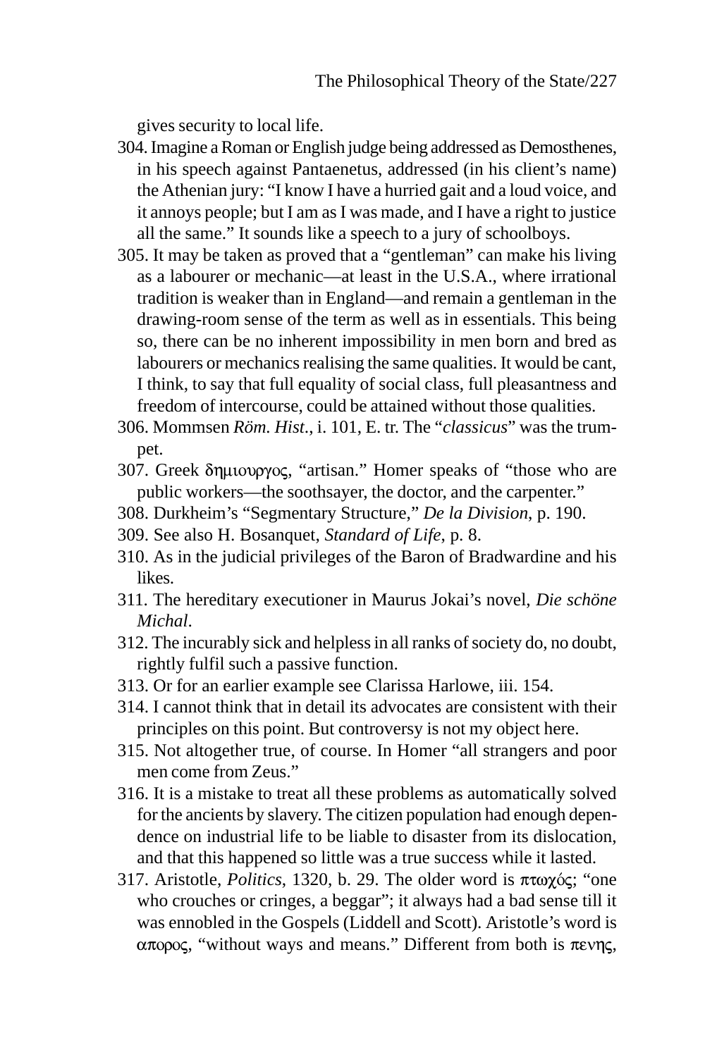gives security to local life.

304. Imagine a Roman or English judge being addressed as Demosthenes, in his speech against Pantaenetus, addressed (in his client's name) the Athenian jury: "I know I have a hurried gait and a loud voice, and it annoys people; but I am as I was made, and I have a right to justice all the same." It sounds like a speech to a jury of schoolboys.

305. It may be taken as proved that a "gentleman" can make his living as a labourer or mechanic—at least in the U.S.A., where irrational tradition is weaker than in England—and remain a gentleman in the drawing-room sense of the term as well as in essentials. This being so, there can be no inherent impossibility in men born and bred as labourers or mechanics realising the same qualities. It would be cant, I think, to say that full equality of social class, full pleasantness and freedom of intercourse, could be attained without those qualities.

306. Mommsen *Röm. Hist.*, i. 101, E. tr. The "*classicus*" was the trumpet.

307. Greek δημιουργος, "artisan." Homer speaks of "those who are public workers—the soothsayer, the doctor, and the carpenter."

308. Durkheim's "Segmentary Structure," *De la Division*, p. 190.

309. See also H. Bosanquet, *Standard of Life*, p. 8.

310. As in the judicial privileges of the Baron of Bradwardine and his likes.

311. The hereditary executioner in Maurus Jokai's novel, *Die schöne Michal*.

312. The incurably sick and helpless in all ranks of society do, no doubt, rightly fulfil such a passive function.

313. Or for an earlier example see Clarissa Harlowe, iii. 154.

314. I cannot think that in detail its advocates are consistent with their principles on this point. But controversy is not my object here.

315. Not altogether true, of course. In Homer "all strangers and poor men come from Zeus."

316. It is a mistake to treat all these problems as automatically solved for the ancients by slavery. The citizen population had enough dependence on industrial life to be liable to disaster from its dislocation, and that this happened so little was a true success while it lasted.

317. Aristotle, *Politics*, 1320, b. 29. The older word is πτωχός; "one who crouches or cringes, a beggar"; it always had a bad sense till it was ennobled in the Gospels (Liddell and Scott). Aristotle's word is απορος, "without ways and means." Different from both is πενης,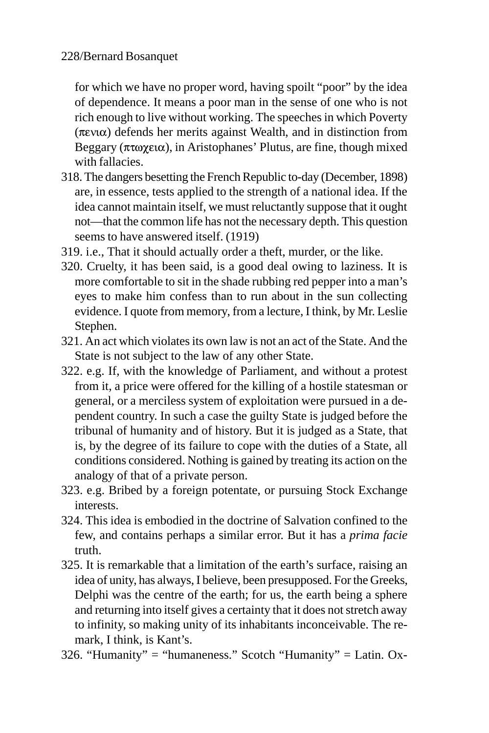for which we have no proper word, having spoilt "poor" by the idea of dependence. It means a poor man in the sense of one who is not rich enough to live without working. The speeches in which Poverty (πενια) defends her merits against Wealth, and in distinction from Beggary (πτωχεια), in Aristophanes' Plutus, are fine, though mixed with fallacies.

318. The dangers besetting the French Republic to-day (December, 1898) are, in essence, tests applied to the strength of a national idea. If the idea cannot maintain itself, we must reluctantly suppose that it ought not—that the common life has not the necessary depth. This question seems to have answered itself. (1919)

319. i.e., That it should actually order a theft, murder, or the like.

320. Cruelty, it has been said, is a good deal owing to laziness. It is more comfortable to sit in the shade rubbing red pepper into a man's eyes to make him confess than to run about in the sun collecting evidence. I quote from memory, from a lecture, I think, by Mr. Leslie Stephen.

321. An act which violates its own law is not an act of the State. And the State is not subject to the law of any other State.

322. e.g. If, with the knowledge of Parliament, and without a protest from it, a price were offered for the killing of a hostile statesman or general, or a merciless system of exploitation were pursued in a dependent country. In such a case the guilty State is judged before the tribunal of humanity and of history. But it is judged as a State, that is, by the degree of its failure to cope with the duties of a State, all conditions considered. Nothing is gained by treating its action on the analogy of that of a private person.

323. e.g. Bribed by a foreign potentate, or pursuing Stock Exchange interests.

324. This idea is embodied in the doctrine of Salvation confined to the few, and contains perhaps a similar error. But it has a *prima facie* truth.

325. It is remarkable that a limitation of the earth's surface, raising an idea of unity, has always, I believe, been presupposed. For the Greeks, Delphi was the centre of the earth; for us, the earth being a sphere and returning into itself gives a certainty that it does not stretch away to infinity, so making unity of its inhabitants inconceivable. The remark, I think, is Kant's.

326. "Humanity" = "humaneness." Scotch "Humanity" = Latin. Ox-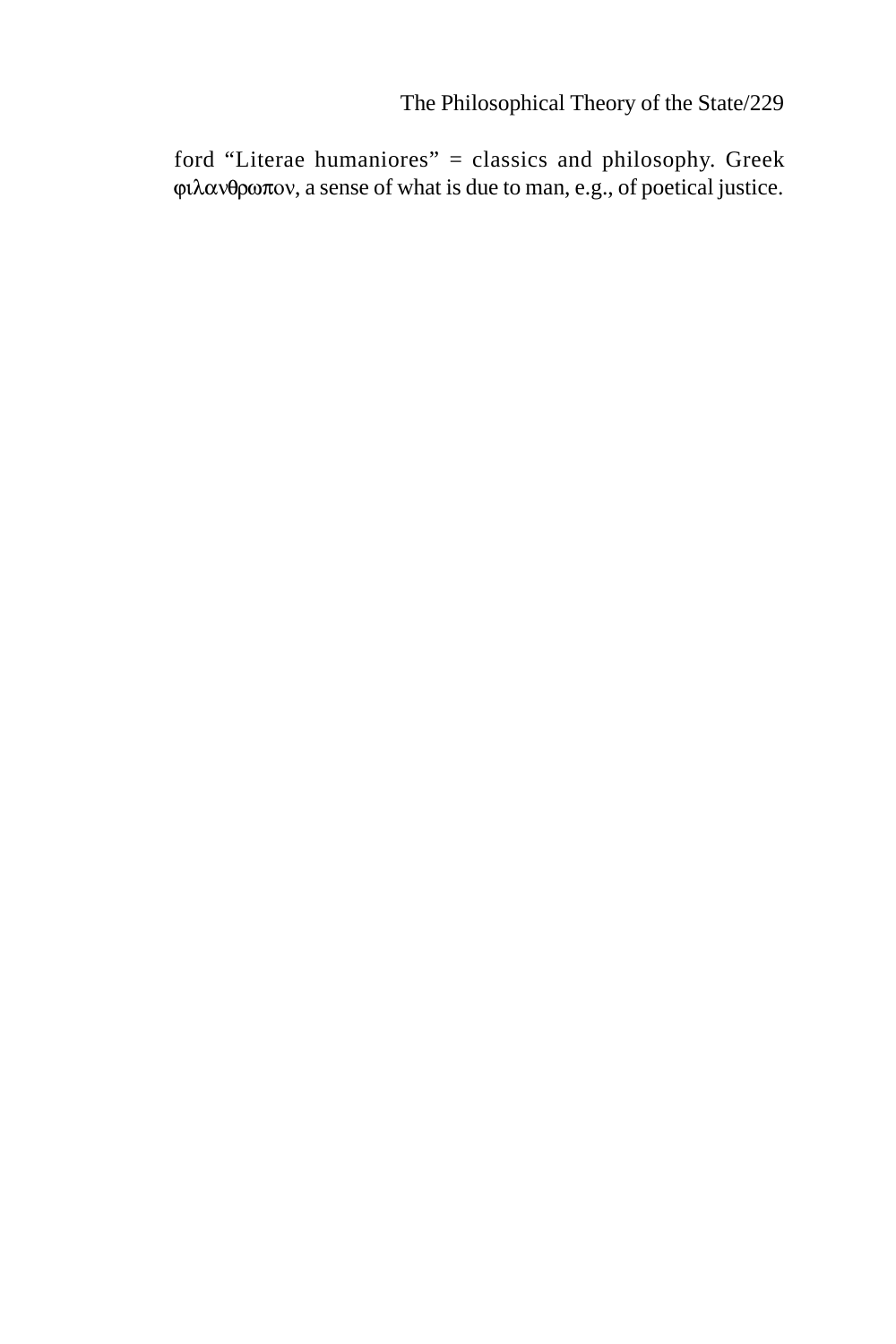ford "Literae humaniores" = classics and philosophy. Greek φιλανθρωπον, a sense of what is due to man, e.g., of poetical justice.